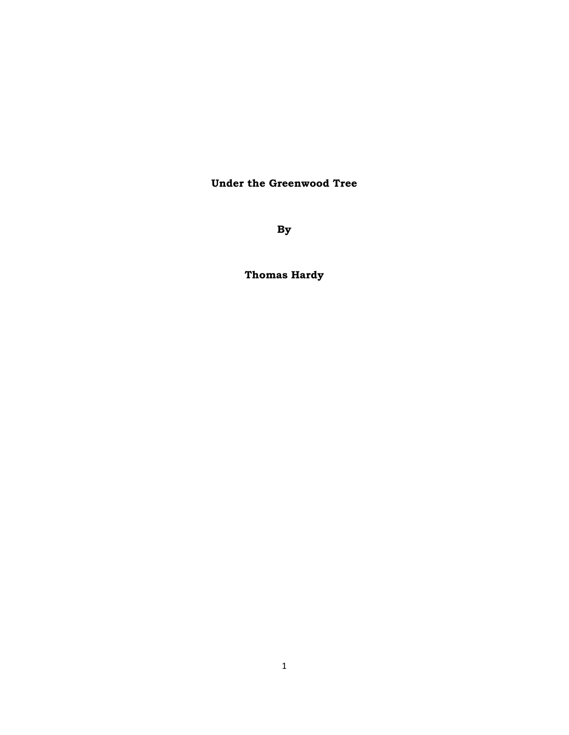# Under the Greenwood Tree

**By**

**Thomas Hardy**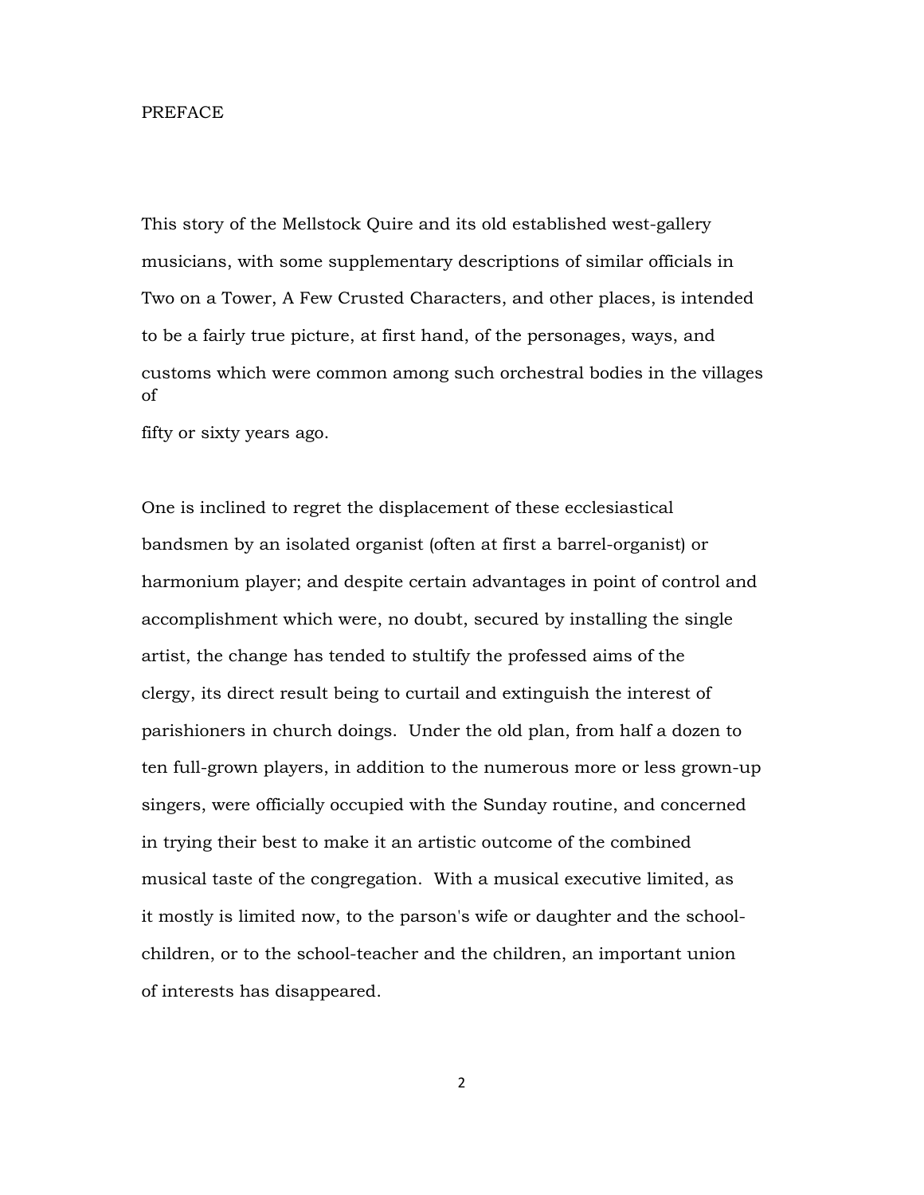# PREFACE

This story of the Mellstock Quire and its old established west-gallery musicians, with some supplementary descriptions of similar officials in Two on a Tower, A Few Crusted Characters, and other places, is intended to be a fairly true picture, at first hand, of the personages, ways, and customs which were common among such orchestral bodies in the villages of fifty or sixty years ago.

One is inclined to regret the displacement of these ecclesiastical bandsmen by an isolated organist (often at first a barrel-organist) or harmonium player; and despite certain advantages in point of control and accomplishment which were, no doubt, secured by installing the single artist, the change has tended to stultify the professed aims of the clergy, its direct result being to curtail and extinguish the interest of parishioners in church doings. Under the old plan, from half a dozen to ten full-grown players, in addition to the numerous more or less grown-up singers, were officially occupied with the Sunday routine, and concerned in trying their best to make it an artistic outcome of the combined musical taste of the congregation. With a musical executive limited, as it mostly is limited now, to the parson's wife or daughter and the school-children, or to the school-teacher and the children, an important union of interests has disappeared.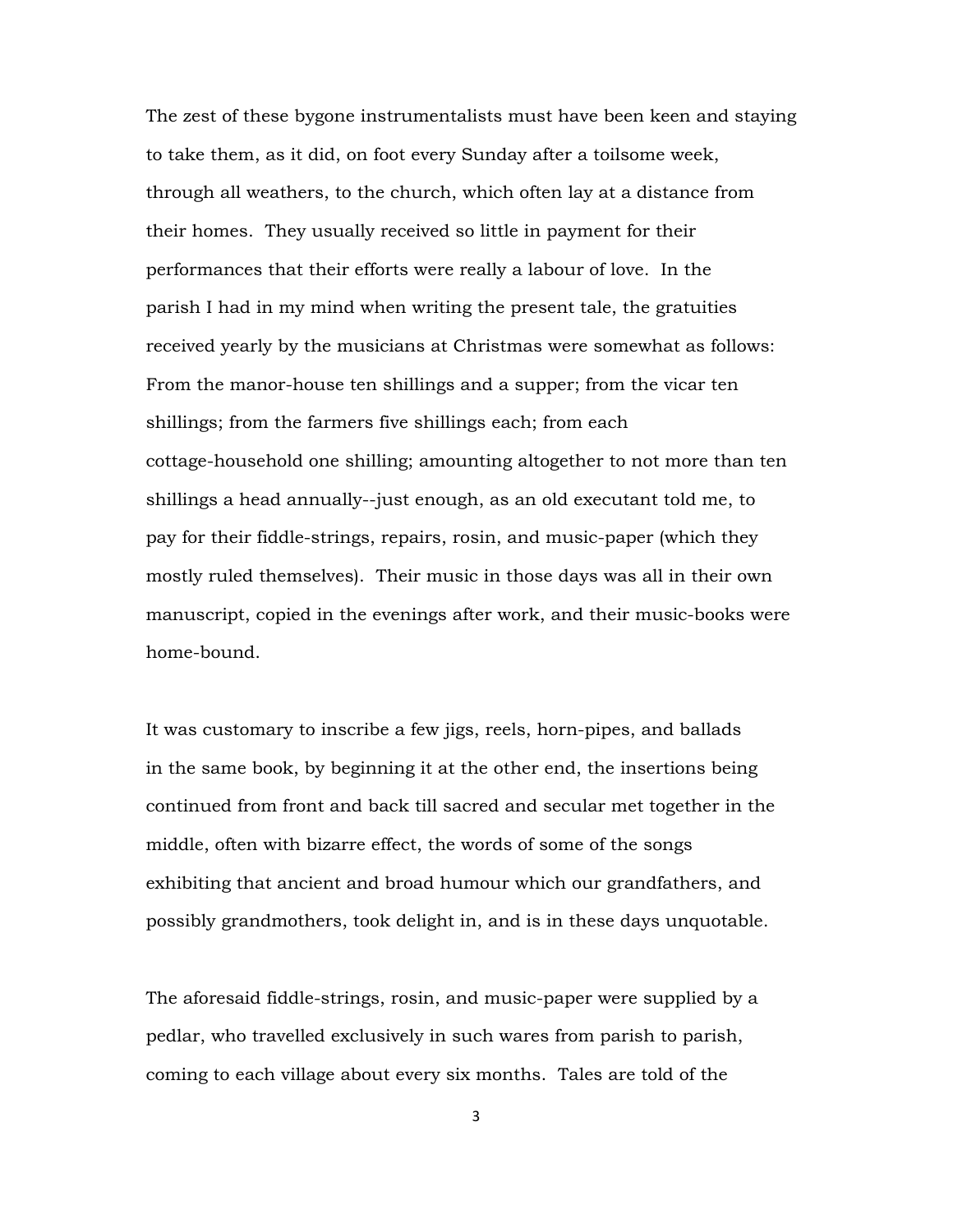The zest of these bygone instrumentalists must have been keen and staying to take them, as it did, on foot every Sunday after a toilsome week, through all weathers, to the church, which often lay at a distance from their homes. They usually received so little in payment for their performances that their efforts were really a labour of love. In the parish I had in my mind when writing the present tale, the gratuities received yearly by the musicians at Christmas were somewhat as follows: From the manor-house ten shillings and a supper; from the vicar ten shillings; from the farmers five shillings each; from each cottage-household one shilling; amounting altogether to not more than ten shillings a head annually--just enough, as an old executant told me, to pay for their fiddle-strings, repairs, rosin, and music-paper (which they mostly ruled themselves). Their music in those days was all in their own manuscript, copied in the evenings after work, and their music-books were home-bound.

It was customary to inscribe a few jigs, reels, horn-pipes, and ballads in the same book, by beginning it at the other end, the insertions being continued from front and back till sacred and secular met together in the middle, often with bizarre effect, the words of some of the songs exhibiting that ancient and broad humour which our grandfathers, and possibly grandmothers, took delight in, and is in these days unquotable.

The aforesaid fiddle-strings, rosin, and music-paper were supplied by a pedlar, who travelled exclusively in such wares from parish to parish, coming to each village about every six months. Tales are told of the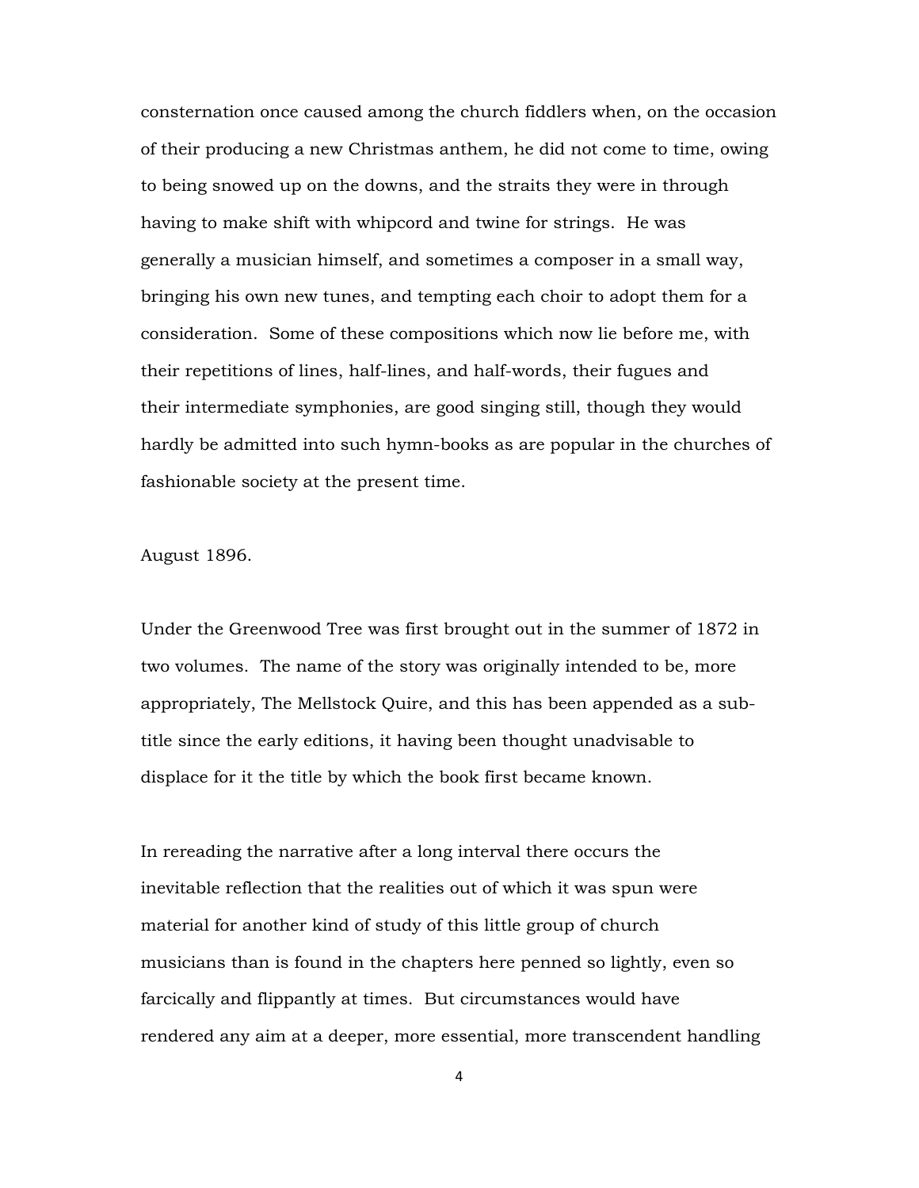consternation once caused among the church fiddlers when, on the occasion of their producing a new Christmas anthem, he did not come to time, owing to being snowed up on the downs, and the straits they were in through having to make shift with whipcord and twine for strings. He was generally a musician himself, and sometimes a composer in a small way, bringing his own new tunes, and tempting each choir to adopt them for a consideration. Some of these compositions which now lie before me, with their repetitions of lines, half-lines, and half-words, their fugues and their intermediate symphonies, are good singing still, though they would hardly be admitted into such hymn-books as are popular in the churches of fashionable society at the present time.

August 1896.

Under the Greenwood Tree was first brought out in the summer of 1872 in two volumes. The name of the story was originally intended to be, more appropriately, The Mellstock Quire, and this has been appended as a sub-title since the early editions, it having been thought unadvisable to displace for it the title by which the book first became known.

In rereading the narrative after a long interval there occurs the inevitable reflection that the realities out of which it was spun were material for another kind of study of this little group of church musicians than is found in the chapters here penned so lightly, even so farcically and flippantly at times. But circumstances would have rendered any aim at a deeper, more essential, more transcendent handling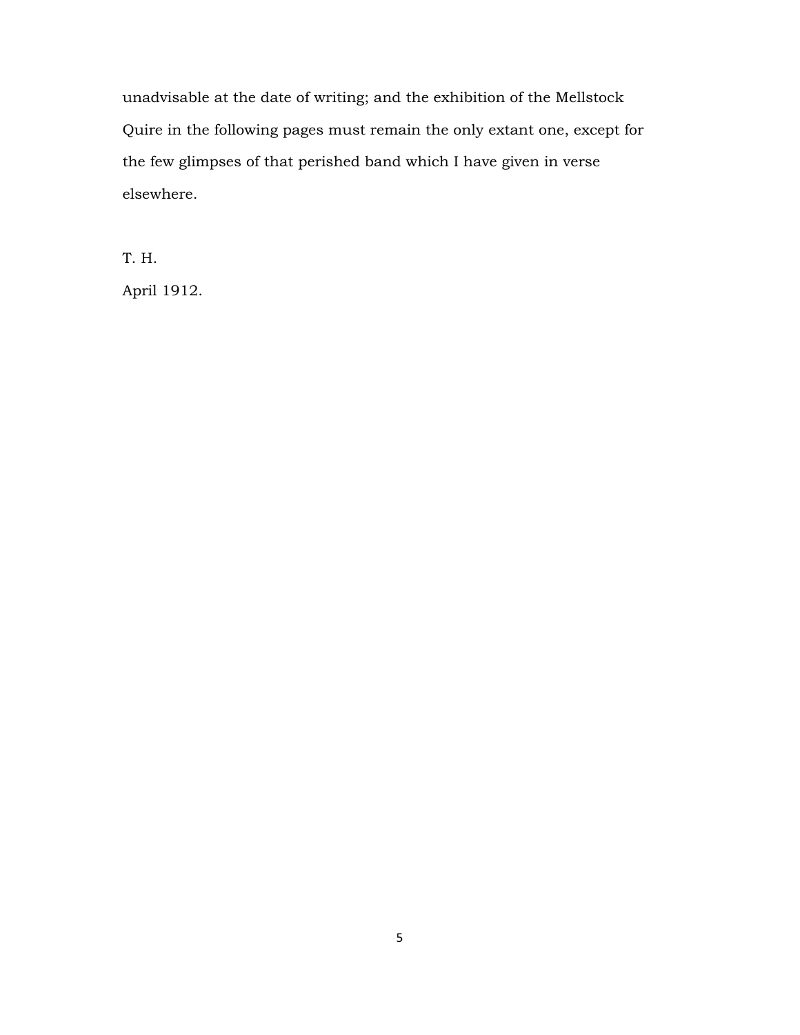unadvisable at the date of writing; and the exhibition of the Mellstock Quire in the following pages must remain the only extant one, except for the few glimpses of that perished band which I have given in verse elsewhere.

T. H.

April 1912.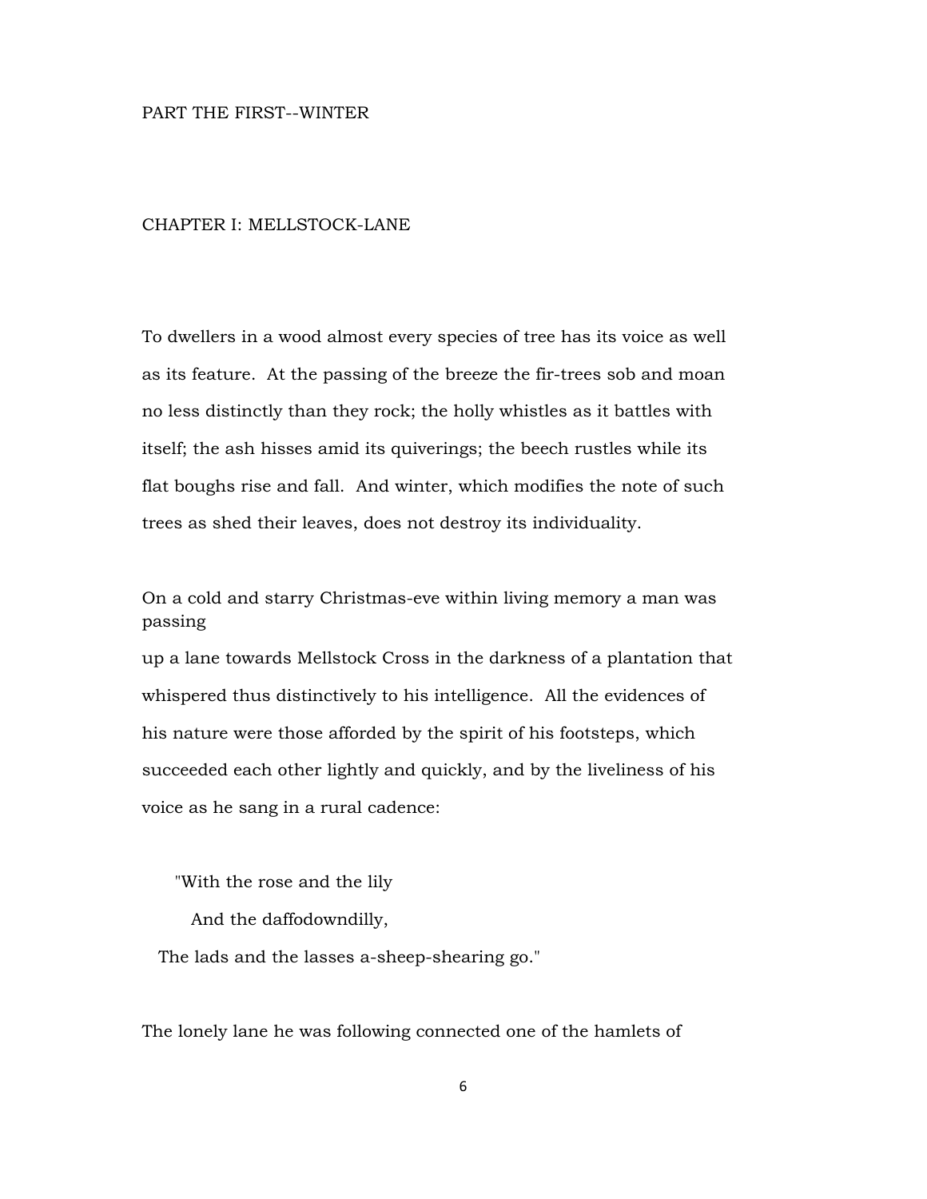# PART THE FIRST--WINTER

## CHAPTER I: MELLSTOCK-LANE

To dwellers in a wood almost every species of tree has its voice as well as its feature. At the passing of the breeze the fir-trees sob and moan no less distinctly than they rock; the holly whistles as it battles with itself; the ash hisses amid its quiverings; the beech rustles while its flat boughs rise and fall. And winter, which modifies the note of such trees as shed their leaves, does not destroy its individuality.

On a cold and starry Christmas-eve within living memory a man was passing up a lane towards Mellstock Cross in the darkness of a plantation that whispered thus distinctively to his intelligence. All the evidences of his nature were those afforded by the spirit of his footsteps, which succeeded each other lightly and quickly, and by the liveliness of his voice as he sang in a rural cadence:

> "With the rose and the lily
> And the daffodowndilly,
> The lads and the lasses a-sheep-shearing go."

The lonely lane he was following connected one of the hamlets of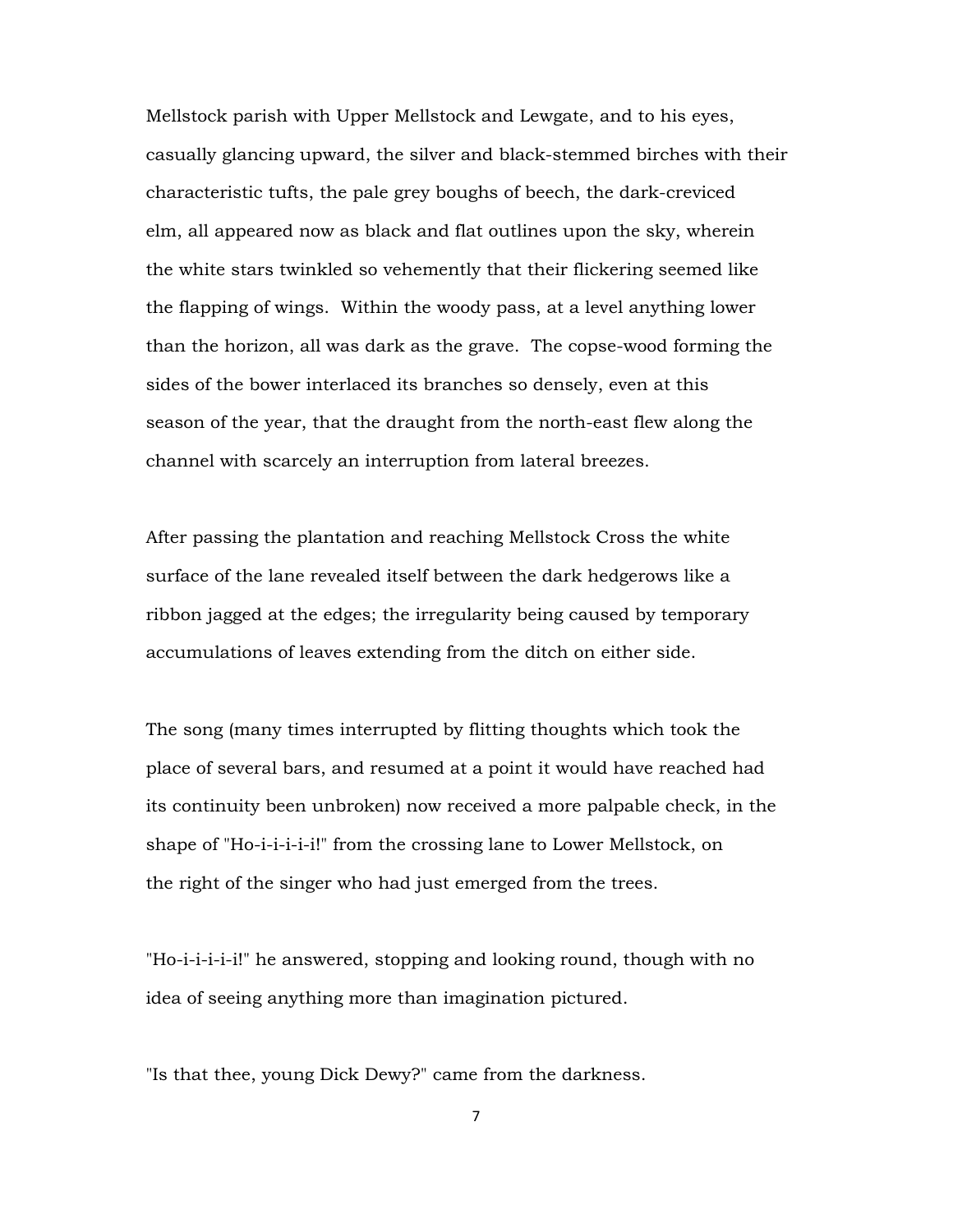Mellstock parish with Upper Mellstock and Lewgate, and to his eyes, casually glancing upward, the silver and black-stemmed birches with their characteristic tufts, the pale grey boughs of beech, the dark-creviced elm, all appeared now as black and flat outlines upon the sky, wherein the white stars twinkled so vehemently that their flickering seemed like the flapping of wings. Within the woody pass, at a level anything lower than the horizon, all was dark as the grave. The copse-wood forming the sides of the bower interlaced its branches so densely, even at this season of the year, that the draught from the north-east flew along the channel with scarcely an interruption from lateral breezes.

After passing the plantation and reaching Mellstock Cross the white surface of the lane revealed itself between the dark hedgerows like a ribbon jagged at the edges; the irregularity being caused by temporary accumulations of leaves extending from the ditch on either side.

The song (many times interrupted by flitting thoughts which took the place of several bars, and resumed at a point it would have reached had its continuity been unbroken) now received a more palpable check, in the shape of "Ho-i-i-i-i-i!" from the crossing lane to Lower Mellstock, on the right of the singer who had just emerged from the trees.

"Ho-i-i-i-i-i!" he answered, stopping and looking round, though with no idea of seeing anything more than imagination pictured.

"Is that thee, young Dick Dewy?" came from the darkness.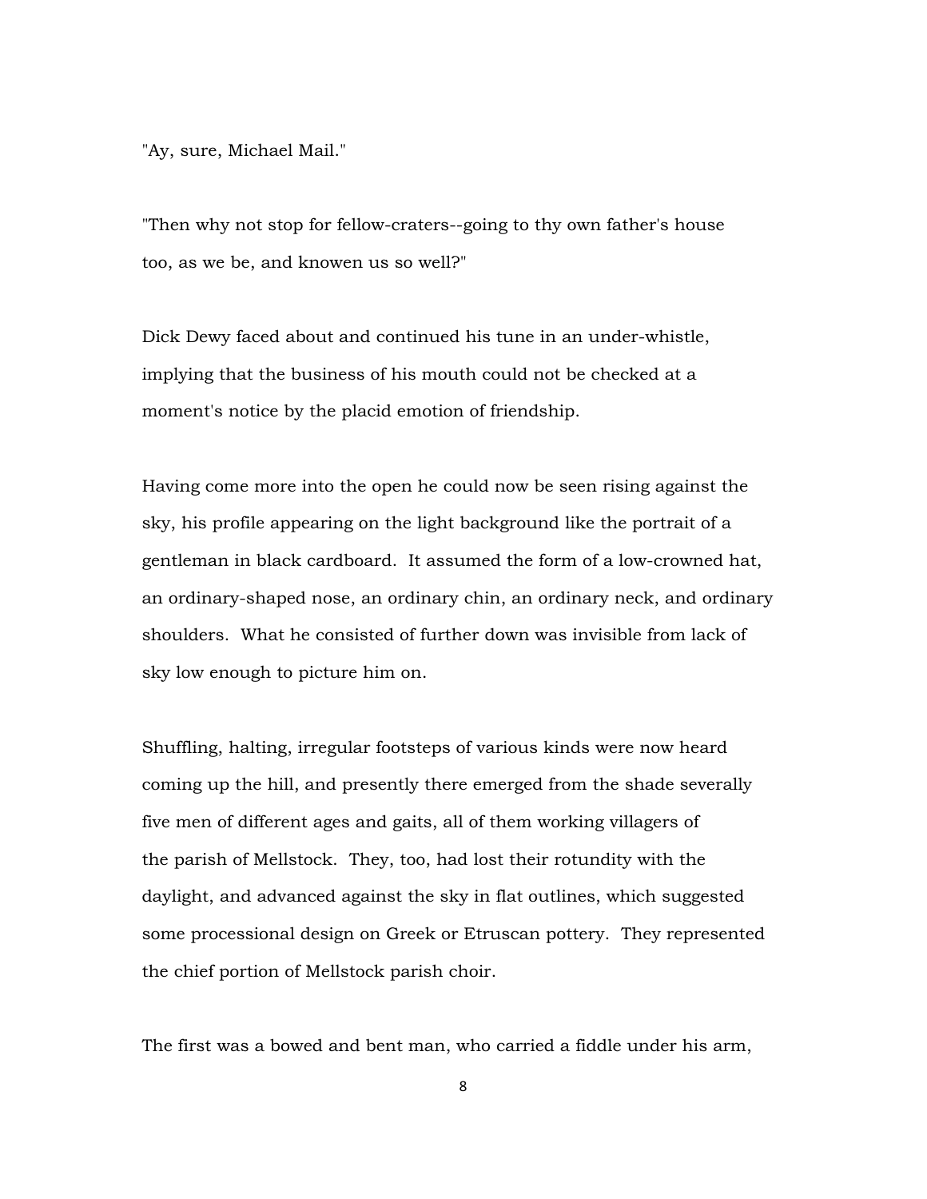"Ay, sure, Michael Mail."

"Then why not stop for fellow-craters--going to thy own father's house too, as we be, and knowen us so well?"

Dick Dewy faced about and continued his tune in an under-whistle, implying that the business of his mouth could not be checked at a moment's notice by the placid emotion of friendship.

Having come more into the open he could now be seen rising against the sky, his profile appearing on the light background like the portrait of a gentleman in black cardboard. It assumed the form of a low-crowned hat, an ordinary-shaped nose, an ordinary chin, an ordinary neck, and ordinary shoulders. What he consisted of further down was invisible from lack of sky low enough to picture him on.

Shuffling, halting, irregular footsteps of various kinds were now heard coming up the hill, and presently there emerged from the shade severally five men of different ages and gaits, all of them working villagers of the parish of Mellstock. They, too, had lost their rotundity with the daylight, and advanced against the sky in flat outlines, which suggested some processional design on Greek or Etruscan pottery. They represented the chief portion of Mellstock parish choir.

The first was a bowed and bent man, who carried a fiddle under his arm,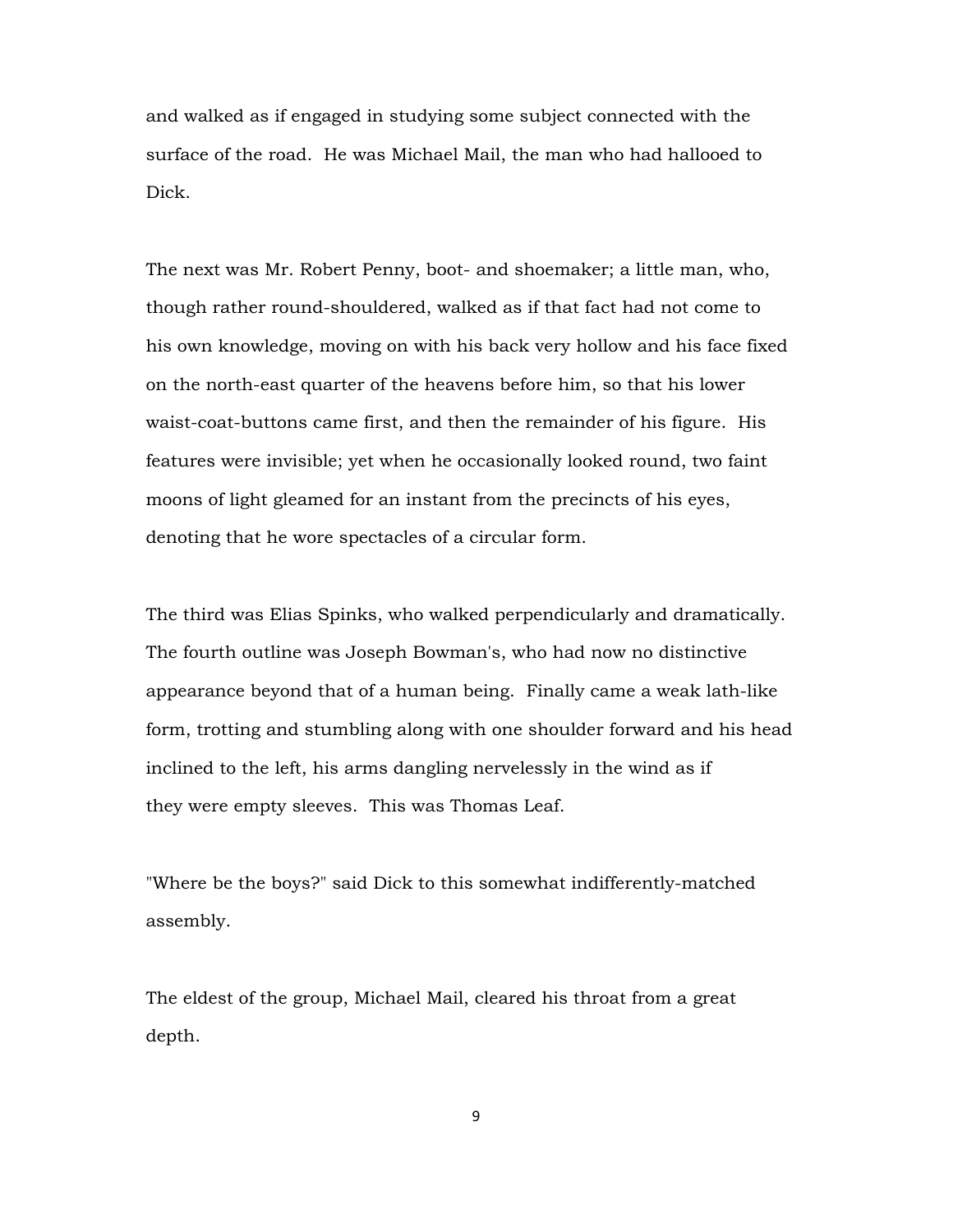and walked as if engaged in studying some subject connected with the surface of the road. He was Michael Mail, the man who had hallooed to Dick.

The next was Mr. Robert Penny, boot- and shoemaker; a little man, who, though rather round-shouldered, walked as if that fact had not come to his own knowledge, moving on with his back very hollow and his face fixed on the north-east quarter of the heavens before him, so that his lower waist-coat-buttons came first, and then the remainder of his figure. His features were invisible; yet when he occasionally looked round, two faint moons of light gleamed for an instant from the precincts of his eyes, denoting that he wore spectacles of a circular form.

The third was Elias Spinks, who walked perpendicularly and dramatically. The fourth outline was Joseph Bowman's, who had now no distinctive appearance beyond that of a human being. Finally came a weak lath-like form, trotting and stumbling along with one shoulder forward and his head inclined to the left, his arms dangling nervelessly in the wind as if they were empty sleeves. This was Thomas Leaf.

"Where be the boys?" said Dick to this somewhat indifferently-matched assembly.

The eldest of the group, Michael Mail, cleared his throat from a great depth.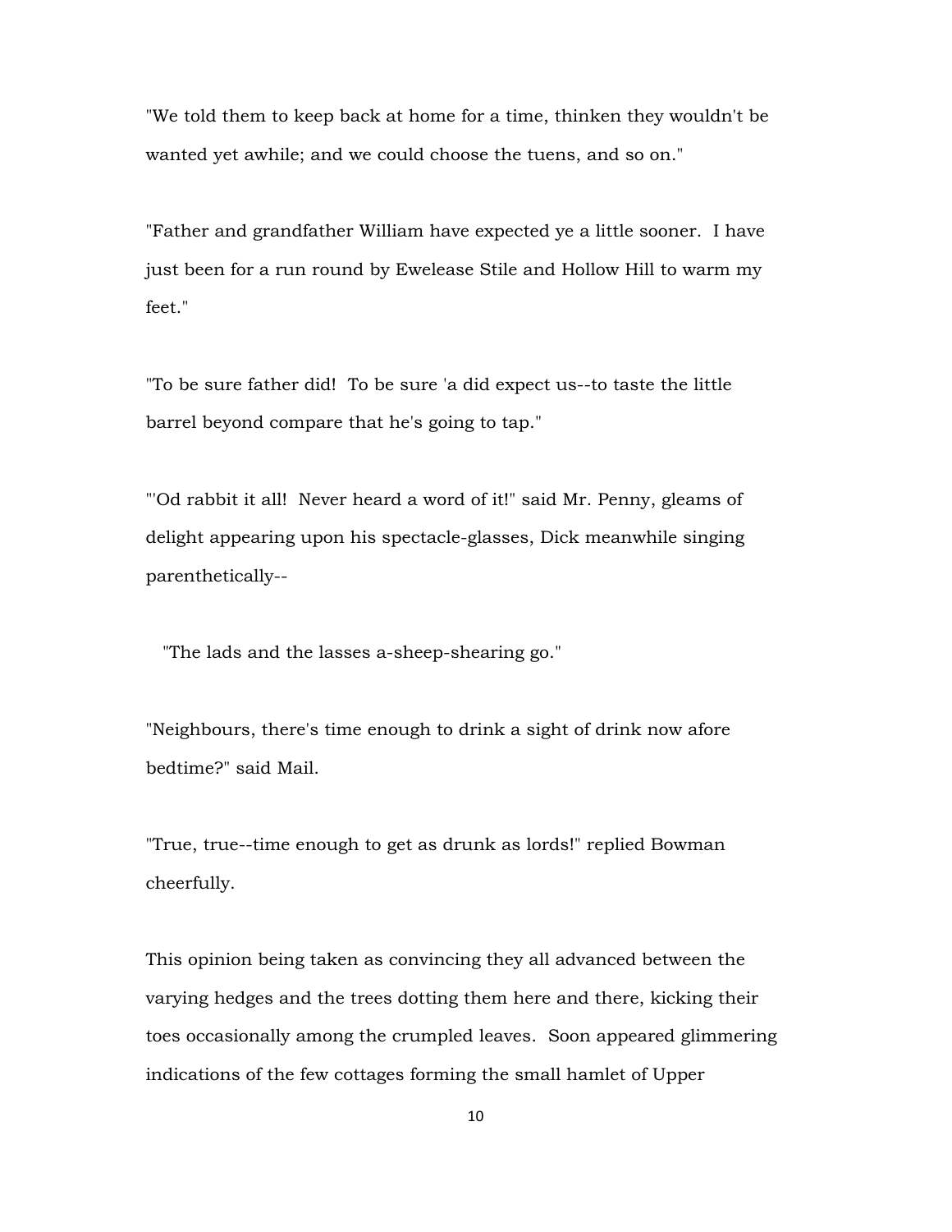"We told them to keep back at home for a time, thinken they wouldn't be wanted yet awhile; and we could choose the tuens, and so on."

"Father and grandfather William have expected ye a little sooner. I have just been for a run round by Ewelease Stile and Hollow Hill to warm my feet."

"To be sure father did! To be sure 'a did expect us--to taste the little barrel beyond compare that he's going to tap."

"'Od rabbit it all! Never heard a word of it!" said Mr. Penny, gleams of delight appearing upon his spectacle-glasses, Dick meanwhile singing parenthetically--

"The lads and the lasses a-sheep-shearing go."

"Neighbours, there's time enough to drink a sight of drink now afore bedtime?" said Mail.

"True, true--time enough to get as drunk as lords!" replied Bowman cheerfully.

This opinion being taken as convincing they all advanced between the varying hedges and the trees dotting them here and there, kicking their toes occasionally among the crumpled leaves. Soon appeared glimmering indications of the few cottages forming the small hamlet of Upper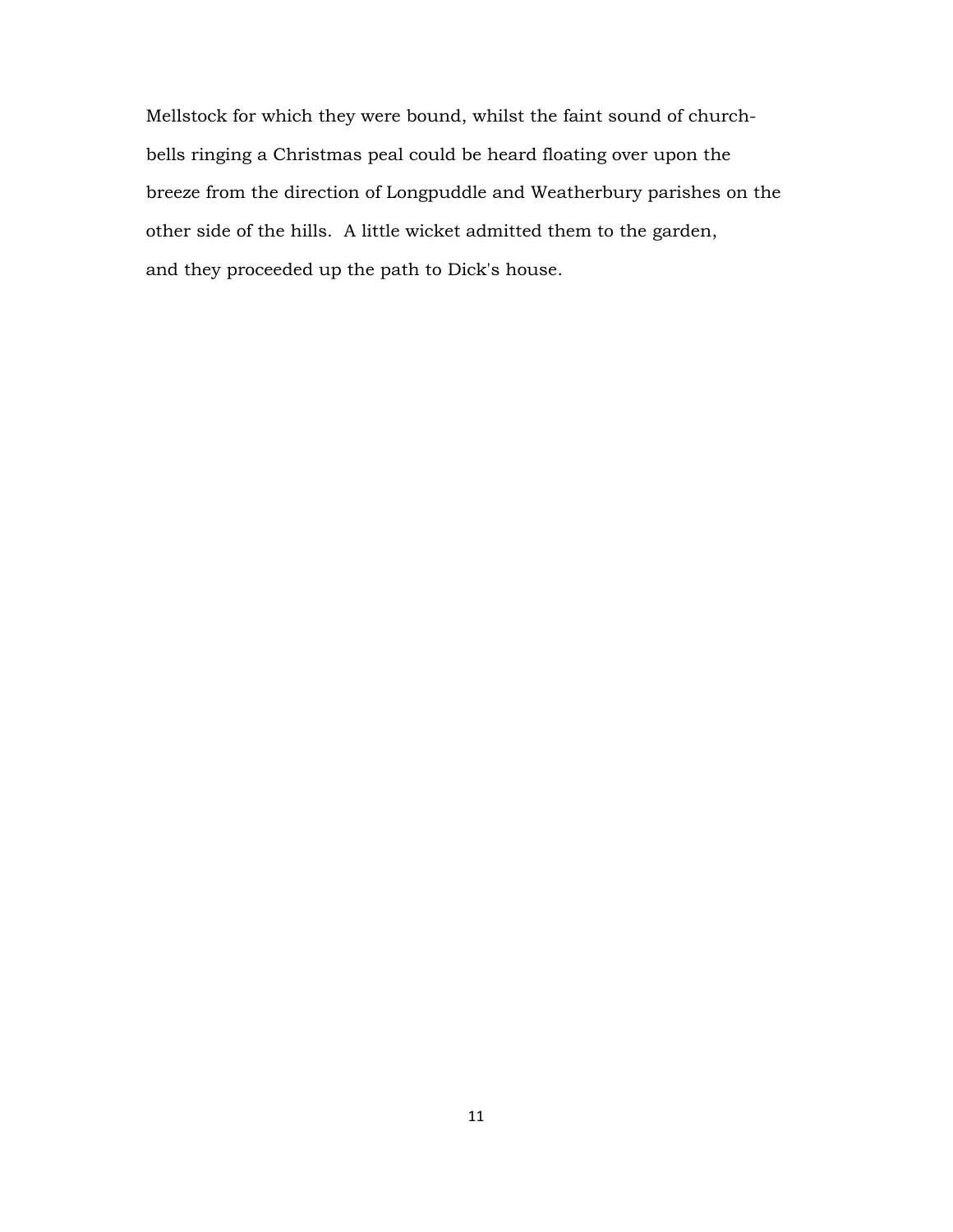Mellstock for which they were bound, whilst the faint sound of church-bells ringing a Christmas peal could be heard floating over upon the breeze from the direction of Longpuddle and Weatherbury parishes on the other side of the hills. A little wicket admitted them to the garden, and they proceeded up the path to Dick's house.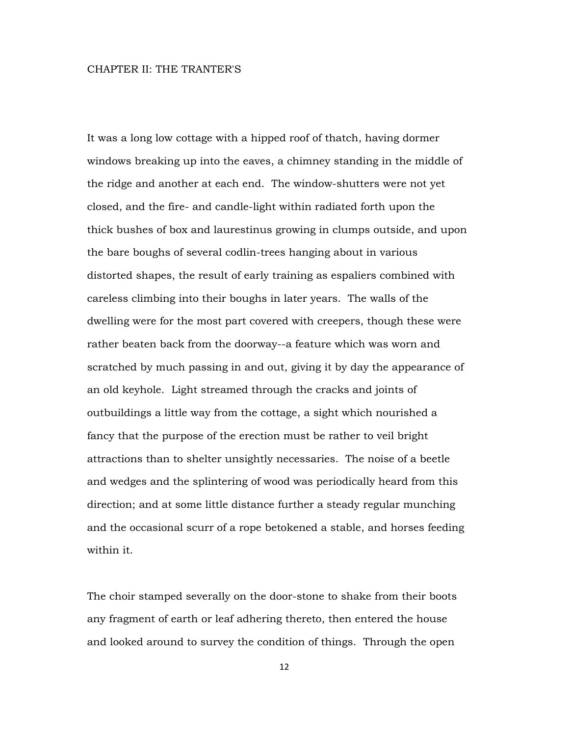## CHAPTER II: THE TRANTER'S

It was a long low cottage with a hipped roof of thatch, having dormer windows breaking up into the eaves, a chimney standing in the middle of the ridge and another at each end. The window-shutters were not yet closed, and the fire- and candle-light within radiated forth upon the thick bushes of box and laurestinus growing in clumps outside, and upon the bare boughs of several codlin-trees hanging about in various distorted shapes, the result of early training as espaliers combined with careless climbing into their boughs in later years. The walls of the dwelling were for the most part covered with creepers, though these were rather beaten back from the doorway--a feature which was worn and scratched by much passing in and out, giving it by day the appearance of an old keyhole. Light streamed through the cracks and joints of outbuildings a little way from the cottage, a sight which nourished a fancy that the purpose of the erection must be rather to veil bright attractions than to shelter unsightly necessaries. The noise of a beetle and wedges and the splintering of wood was periodically heard from this direction; and at some little distance further a steady regular munching and the occasional scurr of a rope betokened a stable, and horses feeding within it.

The choir stamped severally on the door-stone to shake from their boots any fragment of earth or leaf adhering thereto, then entered the house and looked around to survey the condition of things. Through the open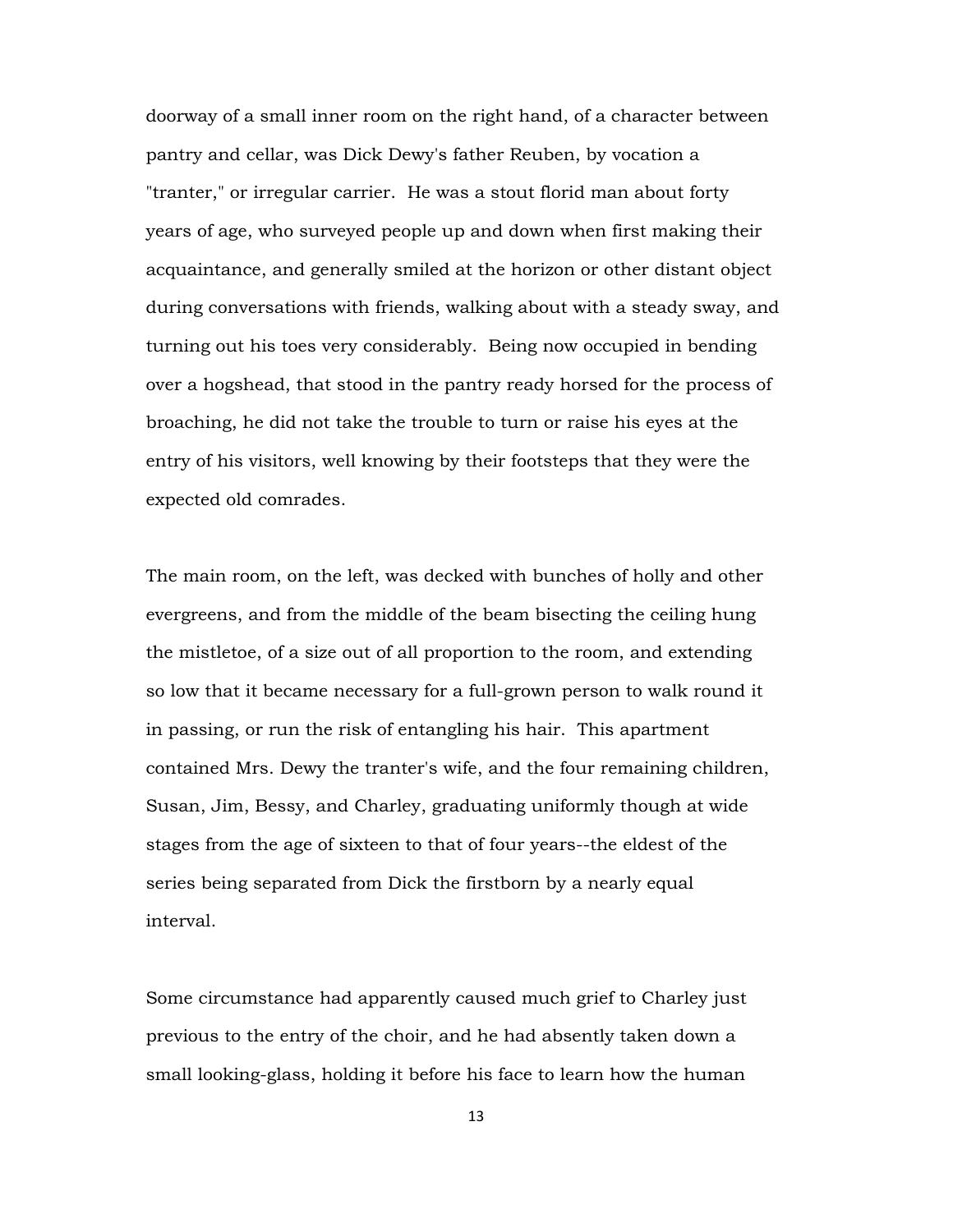doorway of a small inner room on the right hand, of a character between pantry and cellar, was Dick Dewy's father Reuben, by vocation a "tranter," or irregular carrier. He was a stout florid man about forty years of age, who surveyed people up and down when first making their acquaintance, and generally smiled at the horizon or other distant object during conversations with friends, walking about with a steady sway, and turning out his toes very considerably. Being now occupied in bending over a hogshead, that stood in the pantry ready horsed for the process of broaching, he did not take the trouble to turn or raise his eyes at the entry of his visitors, well knowing by their footsteps that they were the expected old comrades.

The main room, on the left, was decked with bunches of holly and other evergreens, and from the middle of the beam bisecting the ceiling hung the mistletoe, of a size out of all proportion to the room, and extending so low that it became necessary for a full-grown person to walk round it in passing, or run the risk of entangling his hair. This apartment contained Mrs. Dewy the tranter's wife, and the four remaining children, Susan, Jim, Bessy, and Charley, graduating uniformly though at wide stages from the age of sixteen to that of four years--the eldest of the series being separated from Dick the firstborn by a nearly equal interval.

Some circumstance had apparently caused much grief to Charley just previous to the entry of the choir, and he had absently taken down a small looking-glass, holding it before his face to learn how the human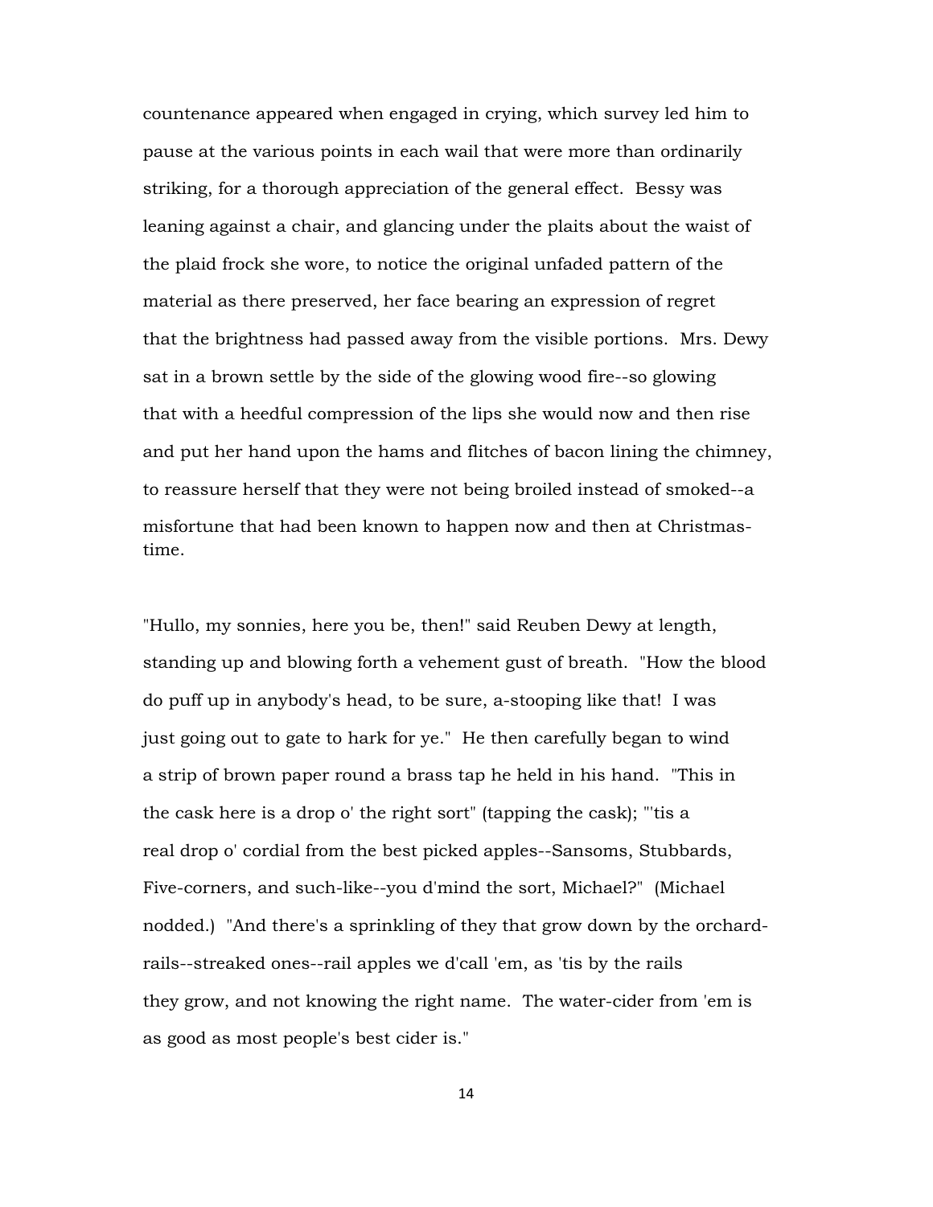countenance appeared when engaged in crying, which survey led him to pause at the various points in each wail that were more than ordinarily striking, for a thorough appreciation of the general effect. Bessy was leaning against a chair, and glancing under the plaits about the waist of the plaid frock she wore, to notice the original unfaded pattern of the material as there preserved, her face bearing an expression of regret that the brightness had passed away from the visible portions. Mrs. Dewy sat in a brown settle by the side of the glowing wood fire--so glowing that with a heedful compression of the lips she would now and then rise and put her hand upon the hams and flitches of bacon lining the chimney, to reassure herself that they were not being broiled instead of smoked--a misfortune that had been known to happen now and then at Christmas-time.

"Hullo, my sonnies, here you be, then!" said Reuben Dewy at length, standing up and blowing forth a vehement gust of breath. "How the blood do puff up in anybody's head, to be sure, a-stooping like that! I was just going out to gate to hark for ye." He then carefully began to wind a strip of brown paper round a brass tap he held in his hand. "This in the cask here is a drop o' the right sort" (tapping the cask); "'tis a real drop o' cordial from the best picked apples--Sansoms, Stubbards, Five-corners, and such-like--you d'mind the sort, Michael?" (Michael nodded.) "And there's a sprinkling of they that grow down by the orchard-rails--streaked ones--rail apples we d'call 'em, as 'tis by the rails they grow, and not knowing the right name. The water-cider from 'em is as good as most people's best cider is."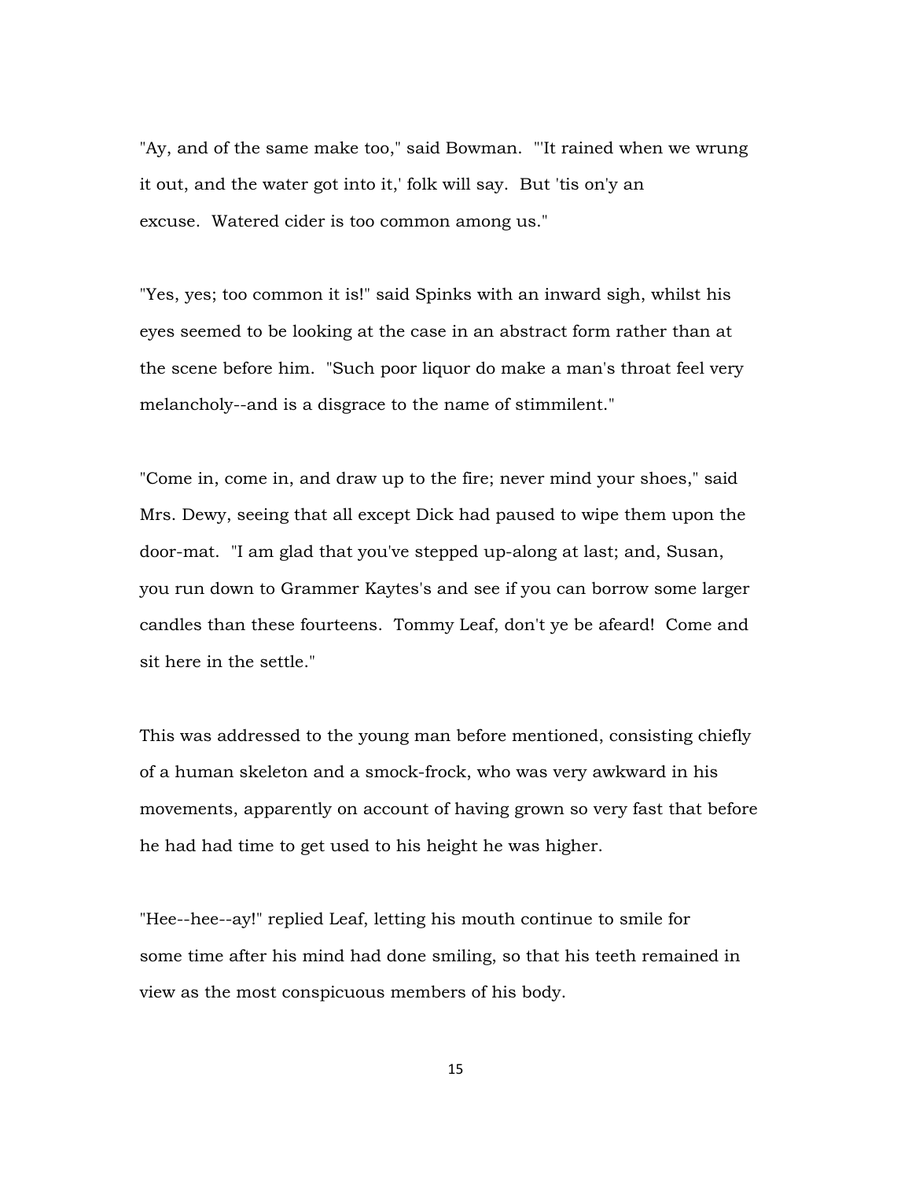"Ay, and of the same make too," said Bowman. "'It rained when we wrung it out, and the water got into it,' folk will say. But 'tis on'y an excuse. Watered cider is too common among us."

"Yes, yes; too common it is!" said Spinks with an inward sigh, whilst his eyes seemed to be looking at the case in an abstract form rather than at the scene before him. "Such poor liquor do make a man's throat feel very melancholy--and is a disgrace to the name of stimmilent."

"Come in, come in, and draw up to the fire; never mind your shoes," said Mrs. Dewy, seeing that all except Dick had paused to wipe them upon the door-mat. "I am glad that you've stepped up-along at last; and, Susan, you run down to Grammer Kaytes's and see if you can borrow some larger candles than these fourteens. Tommy Leaf, don't ye be afeard! Come and sit here in the settle."

This was addressed to the young man before mentioned, consisting chiefly of a human skeleton and a smock-frock, who was very awkward in his movements, apparently on account of having grown so very fast that before he had had time to get used to his height he was higher.

"Hee--hee--ay!" replied Leaf, letting his mouth continue to smile for some time after his mind had done smiling, so that his teeth remained in view as the most conspicuous members of his body.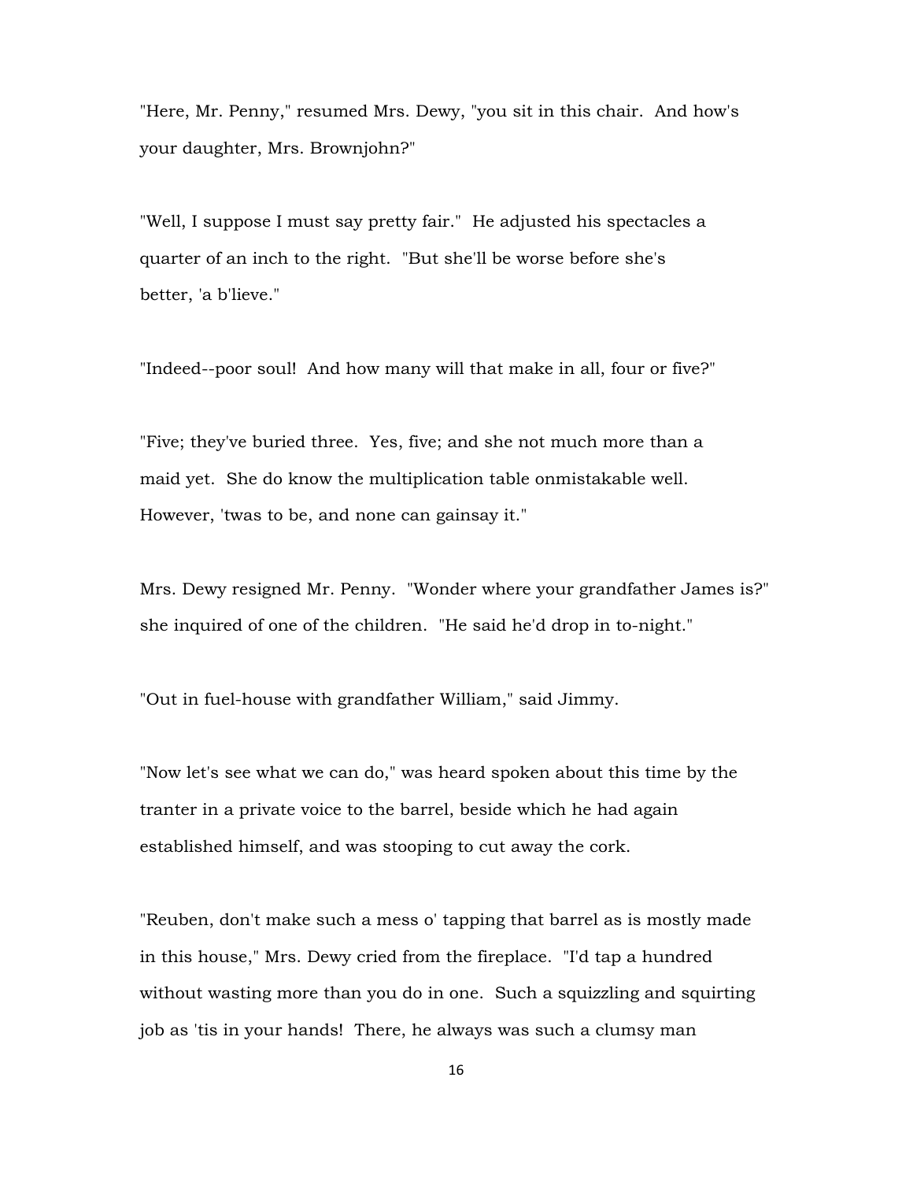"Here, Mr. Penny," resumed Mrs. Dewy, "you sit in this chair. And how's your daughter, Mrs. Brownjohn?"

"Well, I suppose I must say pretty fair." He adjusted his spectacles a quarter of an inch to the right. "But she'll be worse before she's better, 'a b'lieve."

"Indeed--poor soul! And how many will that make in all, four or five?"

"Five; they've buried three. Yes, five; and she not much more than a maid yet. She do know the multiplication table onmistakable well. However, 'twas to be, and none can gainsay it."

Mrs. Dewy resigned Mr. Penny. "Wonder where your grandfather James is?" she inquired of one of the children. "He said he'd drop in to-night."

"Out in fuel-house with grandfather William," said Jimmy.

"Now let's see what we can do," was heard spoken about this time by the tranter in a private voice to the barrel, beside which he had again established himself, and was stooping to cut away the cork.

"Reuben, don't make such a mess o' tapping that barrel as is mostly made in this house," Mrs. Dewy cried from the fireplace. "I'd tap a hundred without wasting more than you do in one. Such a squizzling and squirting job as 'tis in your hands! There, he always was such a clumsy man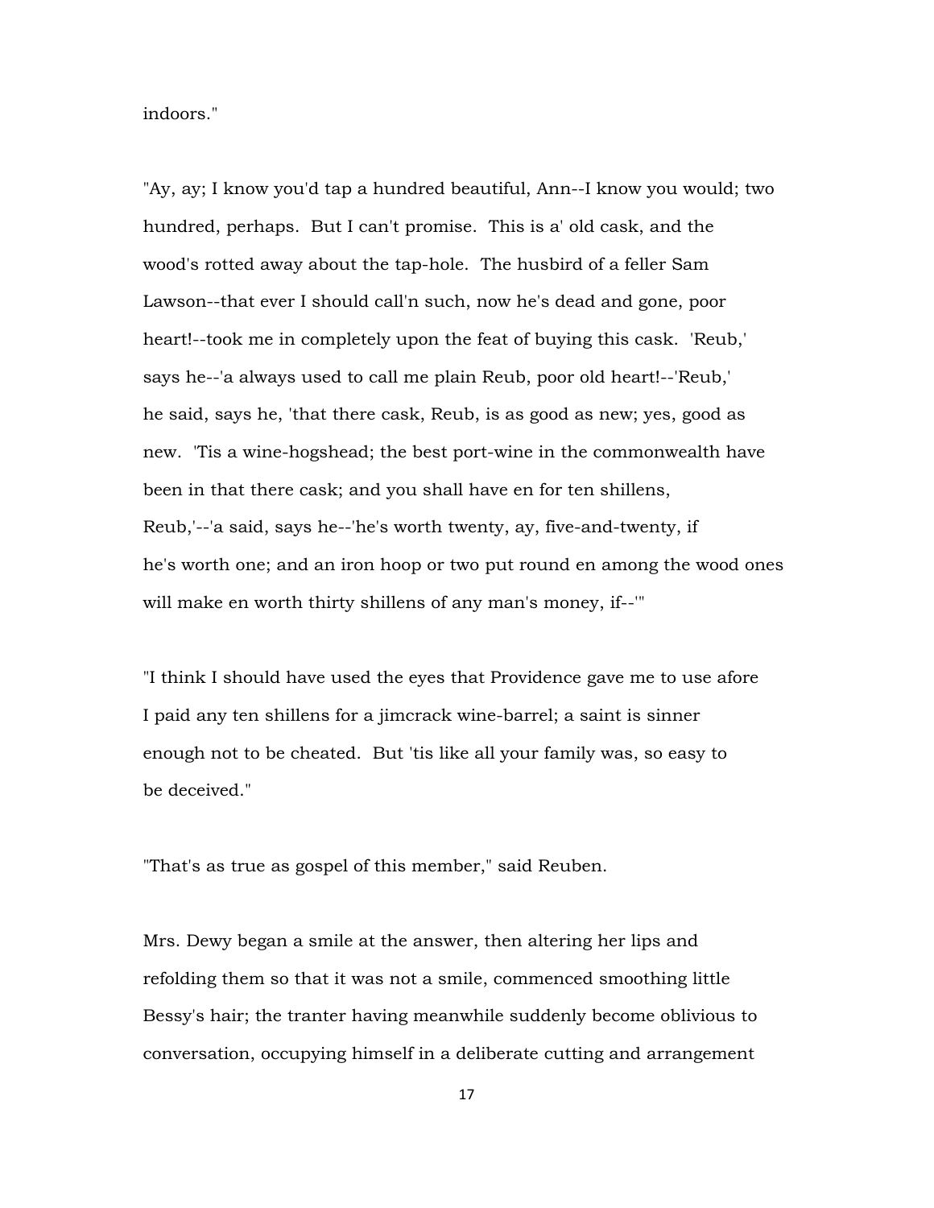indoors."

"Ay, ay; I know you'd tap a hundred beautiful, Ann--I know you would; two hundred, perhaps. But I can't promise. This is a' old cask, and the wood's rotted away about the tap-hole. The husbird of a feller Sam Lawson--that ever I should call'n such, now he's dead and gone, poor heart!--took me in completely upon the feat of buying this cask. 'Reub,' says he--'a always used to call me plain Reub, poor old heart!--'Reub,' he said, says he, 'that there cask, Reub, is as good as new; yes, good as new. 'Tis a wine-hogshead; the best port-wine in the commonwealth have been in that there cask; and you shall have en for ten shillens, Reub,'--'a said, says he--'he's worth twenty, ay, five-and-twenty, if he's worth one; and an iron hoop or two put round en among the wood ones will make en worth thirty shillens of any man's money, if--'"

"I think I should have used the eyes that Providence gave me to use afore I paid any ten shillens for a jimcrack wine-barrel; a saint is sinner enough not to be cheated. But 'tis like all your family was, so easy to be deceived."

"That's as true as gospel of this member," said Reuben.

Mrs. Dewy began a smile at the answer, then altering her lips and refolding them so that it was not a smile, commenced smoothing little Bessy's hair; the tranter having meanwhile suddenly become oblivious to conversation, occupying himself in a deliberate cutting and arrangement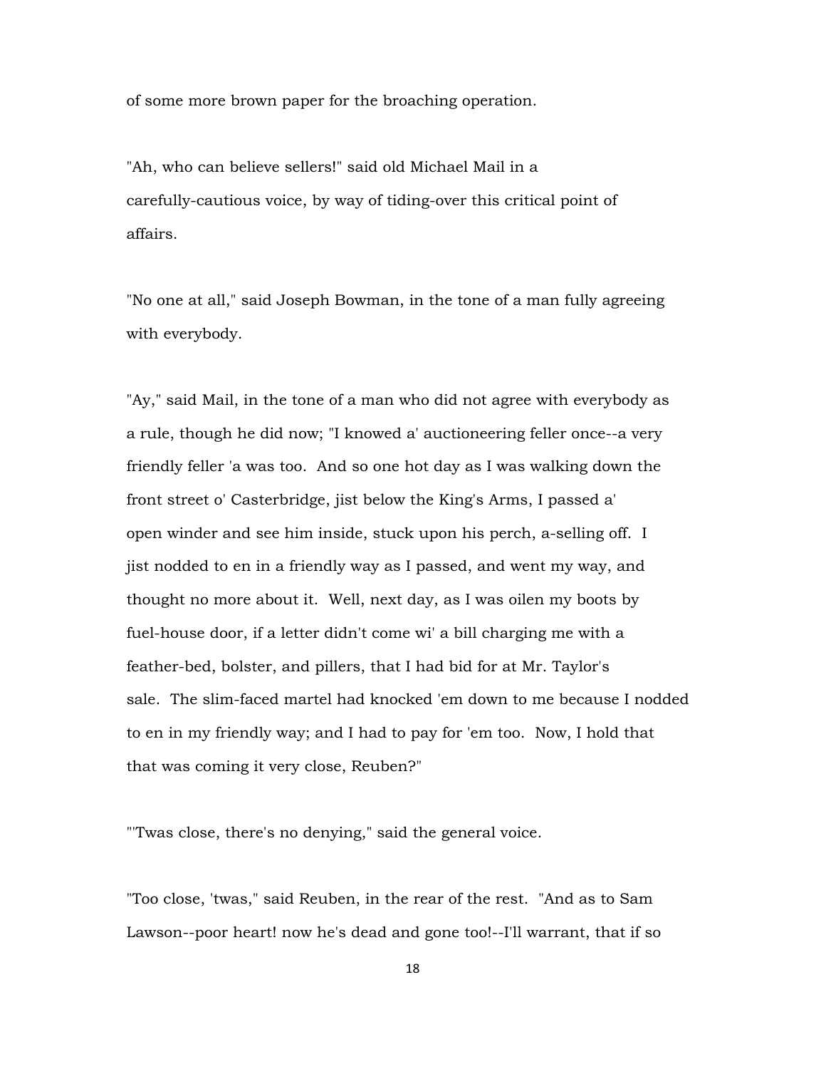of some more brown paper for the broaching operation.

"Ah, who can believe sellers!" said old Michael Mail in a carefully-cautious voice, by way of tiding-over this critical point of affairs.

"No one at all," said Joseph Bowman, in the tone of a man fully agreeing with everybody.

"Ay," said Mail, in the tone of a man who did not agree with everybody as a rule, though he did now; "I knowed a' auctioneering feller once--a very friendly feller 'a was too. And so one hot day as I was walking down the front street o' Casterbridge, jist below the King's Arms, I passed a' open winder and see him inside, stuck upon his perch, a-selling off. I jist nodded to en in a friendly way as I passed, and went my way, and thought no more about it. Well, next day, as I was oilen my boots by fuel-house door, if a letter didn't come wi' a bill charging me with a feather-bed, bolster, and pillers, that I had bid for at Mr. Taylor's sale. The slim-faced martel had knocked 'em down to me because I nodded to en in my friendly way; and I had to pay for 'em too. Now, I hold that that was coming it very close, Reuben?"

"'Twas close, there's no denying," said the general voice.

"Too close, 'twas," said Reuben, in the rear of the rest. "And as to Sam Lawson--poor heart! now he's dead and gone too!--I'll warrant, that if so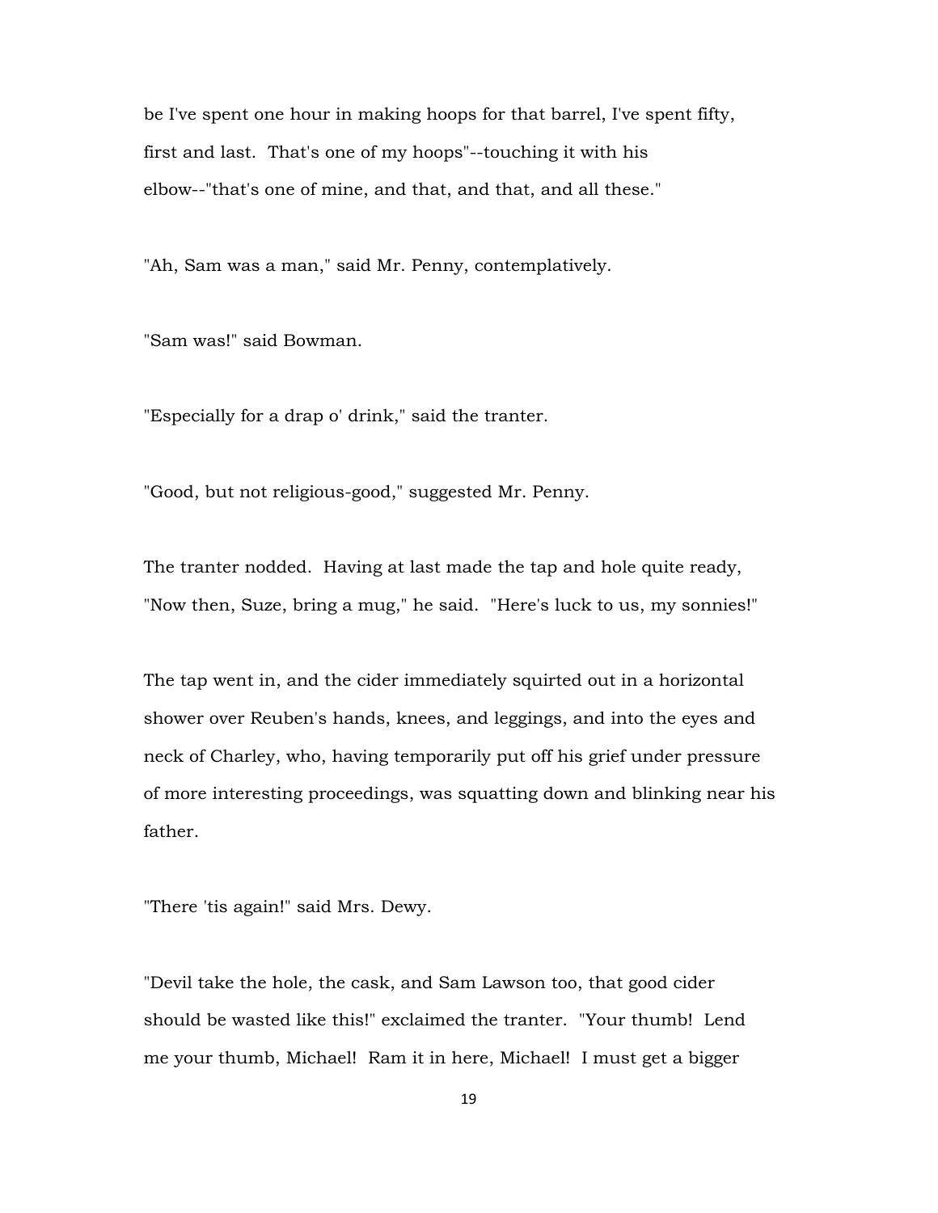be I've spent one hour in making hoops for that barrel, I've spent fifty, first and last. That's one of my hoops"--touching it with his elbow--"that's one of mine, and that, and that, and all these."

"Ah, Sam was a man," said Mr. Penny, contemplatively.

"Sam was!" said Bowman.

"Especially for a drap o' drink," said the tranter.

"Good, but not religious-good," suggested Mr. Penny.

The tranter nodded. Having at last made the tap and hole quite ready, "Now then, Suze, bring a mug," he said. "Here's luck to us, my sonnies!"

The tap went in, and the cider immediately squirted out in a horizontal shower over Reuben's hands, knees, and leggings, and into the eyes and neck of Charley, who, having temporarily put off his grief under pressure of more interesting proceedings, was squatting down and blinking near his father.

"There 'tis again!" said Mrs. Dewy.

"Devil take the hole, the cask, and Sam Lawson too, that good cider should be wasted like this!" exclaimed the tranter. "Your thumb! Lend me your thumb, Michael! Ram it in here, Michael! I must get a bigger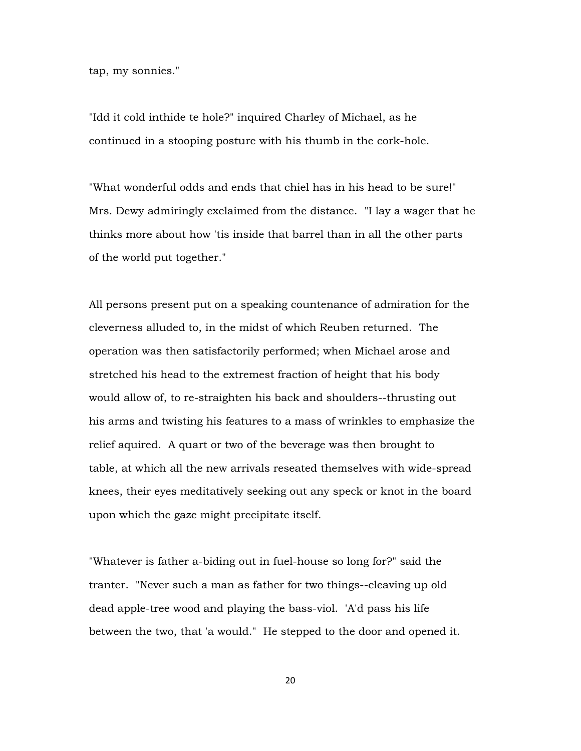tap, my sonnies."

"Idd it cold inthide te hole?" inquired Charley of Michael, as he continued in a stooping posture with his thumb in the cork-hole.

"What wonderful odds and ends that chiel has in his head to be sure!" Mrs. Dewy admiringly exclaimed from the distance. "I lay a wager that he thinks more about how 'tis inside that barrel than in all the other parts of the world put together."

All persons present put on a speaking countenance of admiration for the cleverness alluded to, in the midst of which Reuben returned. The operation was then satisfactorily performed; when Michael arose and stretched his head to the extremest fraction of height that his body would allow of, to re-straighten his back and shoulders--thrusting out his arms and twisting his features to a mass of wrinkles to emphasize the relief aquired. A quart or two of the beverage was then brought to table, at which all the new arrivals reseated themselves with wide-spread knees, their eyes meditatively seeking out any speck or knot in the board upon which the gaze might precipitate itself.

"Whatever is father a-biding out in fuel-house so long for?" said the tranter. "Never such a man as father for two things--cleaving up old dead apple-tree wood and playing the bass-viol. 'A'd pass his life between the two, that 'a would." He stepped to the door and opened it.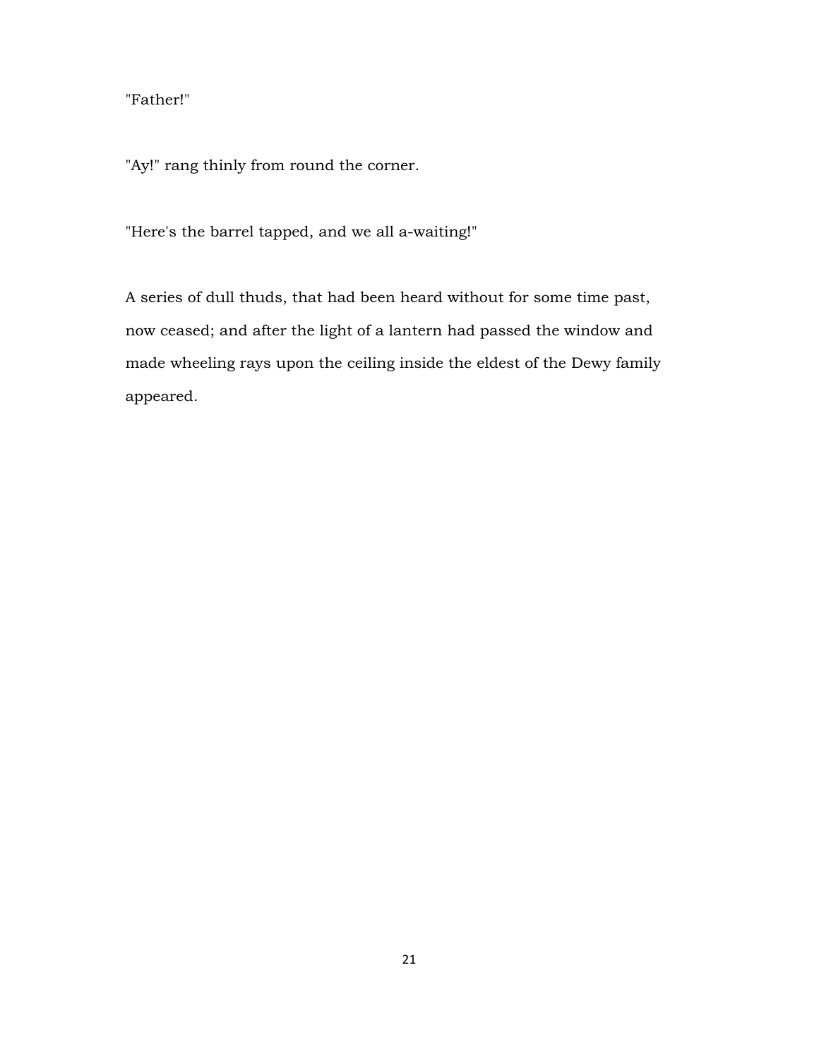"Father!"

"Ay!" rang thinly from round the corner.

"Here's the barrel tapped, and we all a-waiting!"

A series of dull thuds, that had been heard without for some time past, now ceased; and after the light of a lantern had passed the window and made wheeling rays upon the ceiling inside the eldest of the Dewy family appeared.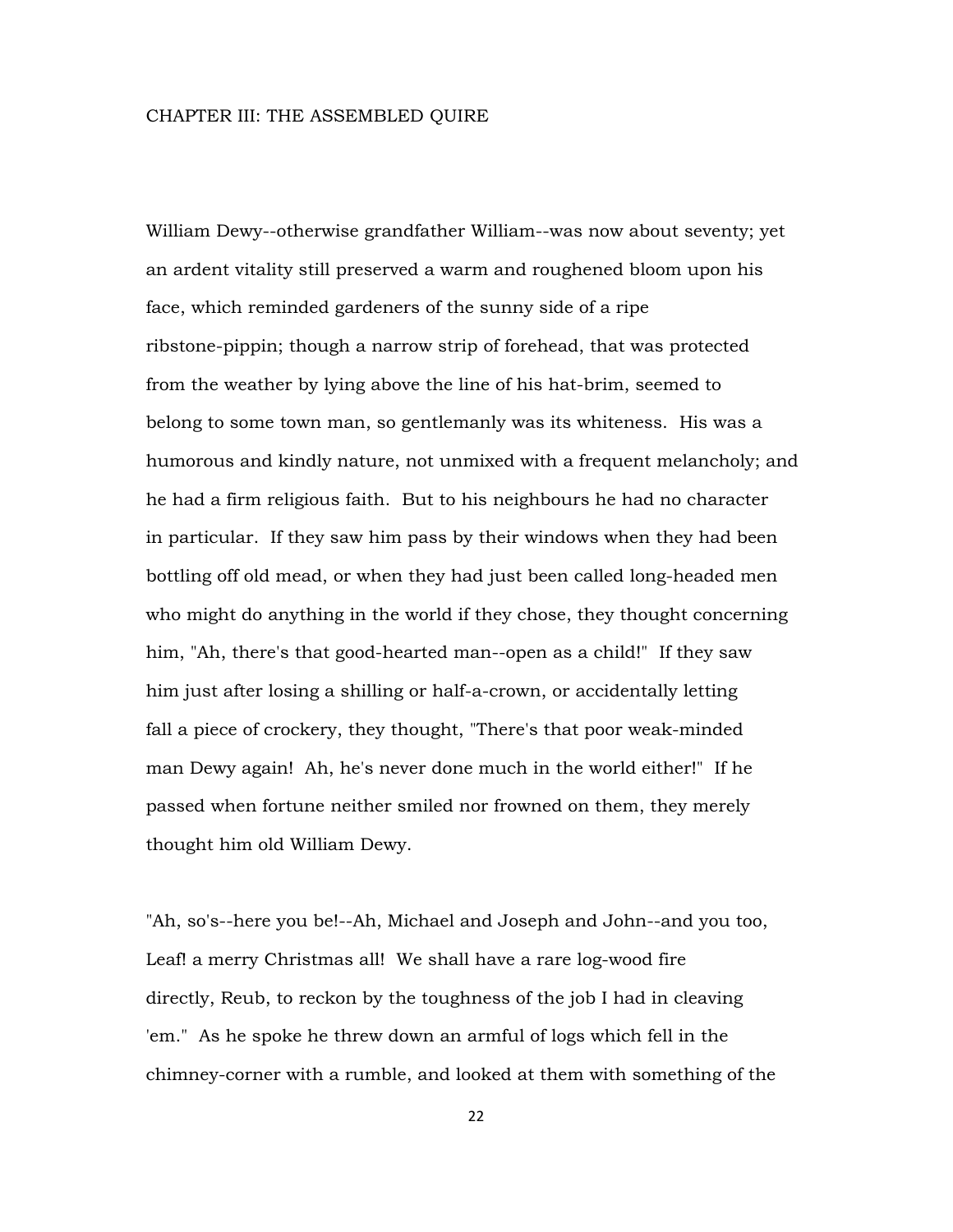## CHAPTER III: THE ASSEMBLED QUIRE

William Dewy--otherwise grandfather William--was now about seventy; yet an ardent vitality still preserved a warm and roughened bloom upon his face, which reminded gardeners of the sunny side of a ripe ribstone-pippin; though a narrow strip of forehead, that was protected from the weather by lying above the line of his hat-brim, seemed to belong to some town man, so gentlemanly was its whiteness. His was a humorous and kindly nature, not unmixed with a frequent melancholy; and he had a firm religious faith. But to his neighbours he had no character in particular. If they saw him pass by their windows when they had been bottling off old mead, or when they had just been called long-headed men who might do anything in the world if they chose, they thought concerning him, "Ah, there's that good-hearted man--open as a child!" If they saw him just after losing a shilling or half-a-crown, or accidentally letting fall a piece of crockery, they thought, "There's that poor weak-minded man Dewy again! Ah, he's never done much in the world either!" If he passed when fortune neither smiled nor frowned on them, they merely thought him old William Dewy.

"Ah, so's--here you be!--Ah, Michael and Joseph and John--and you too, Leaf! a merry Christmas all! We shall have a rare log-wood fire directly, Reub, to reckon by the toughness of the job I had in cleaving 'em." As he spoke he threw down an armful of logs which fell in the chimney-corner with a rumble, and looked at them with something of the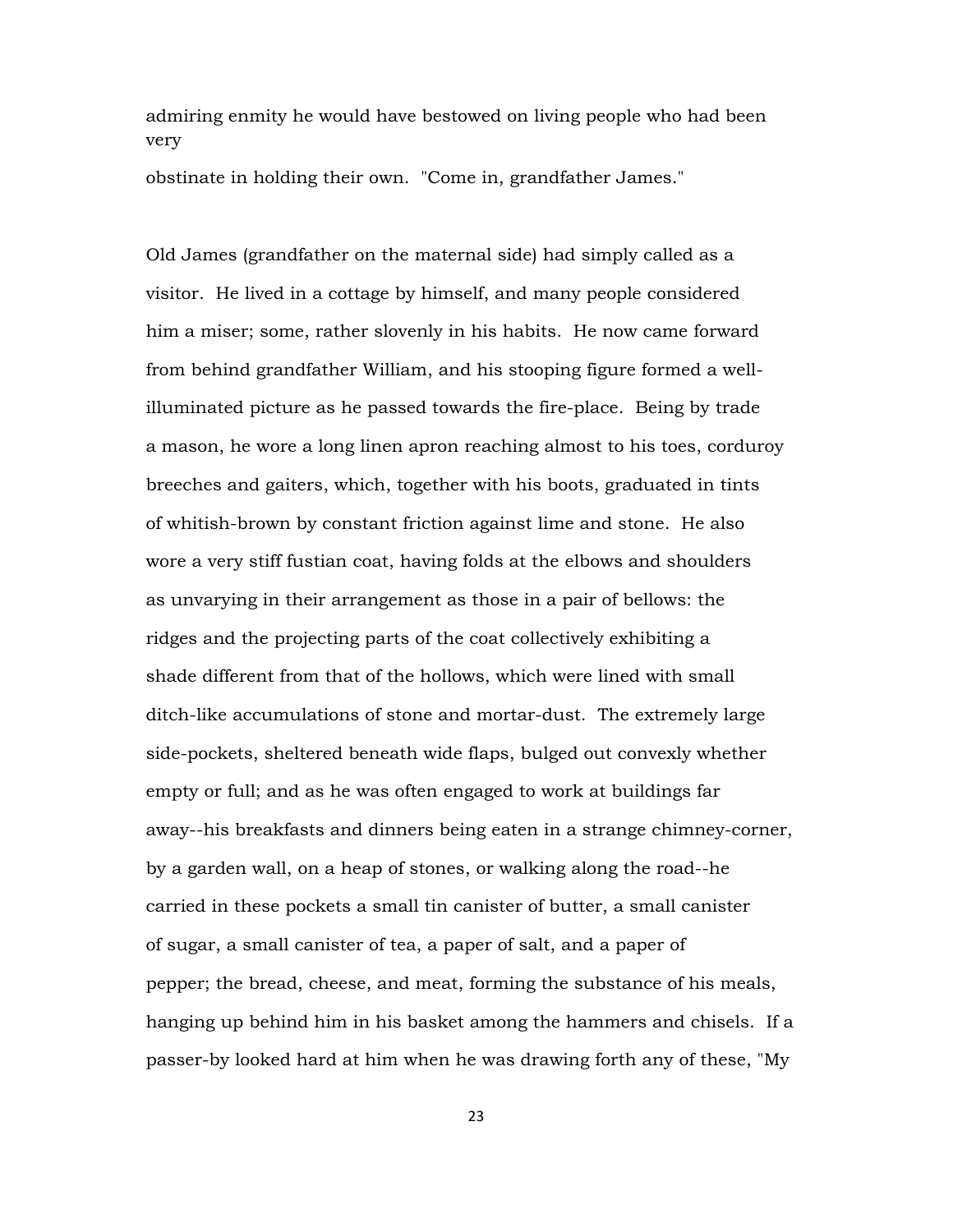admiring enmity he would have bestowed on living people who had been very obstinate in holding their own. "Come in, grandfather James."

Old James (grandfather on the maternal side) had simply called as a visitor. He lived in a cottage by himself, and many people considered him a miser; some, rather slovenly in his habits. He now came forward from behind grandfather William, and his stooping figure formed a well-illuminated picture as he passed towards the fire-place. Being by trade a mason, he wore a long linen apron reaching almost to his toes, corduroy breeches and gaiters, which, together with his boots, graduated in tints of whitish-brown by constant friction against lime and stone. He also wore a very stiff fustian coat, having folds at the elbows and shoulders as unvarying in their arrangement as those in a pair of bellows: the ridges and the projecting parts of the coat collectively exhibiting a shade different from that of the hollows, which were lined with small ditch-like accumulations of stone and mortar-dust. The extremely large side-pockets, sheltered beneath wide flaps, bulged out convexly whether empty or full; and as he was often engaged to work at buildings far away--his breakfasts and dinners being eaten in a strange chimney-corner, by a garden wall, on a heap of stones, or walking along the road--he carried in these pockets a small tin canister of butter, a small canister of sugar, a small canister of tea, a paper of salt, and a paper of pepper; the bread, cheese, and meat, forming the substance of his meals, hanging up behind him in his basket among the hammers and chisels. If a passer-by looked hard at him when he was drawing forth any of these, "My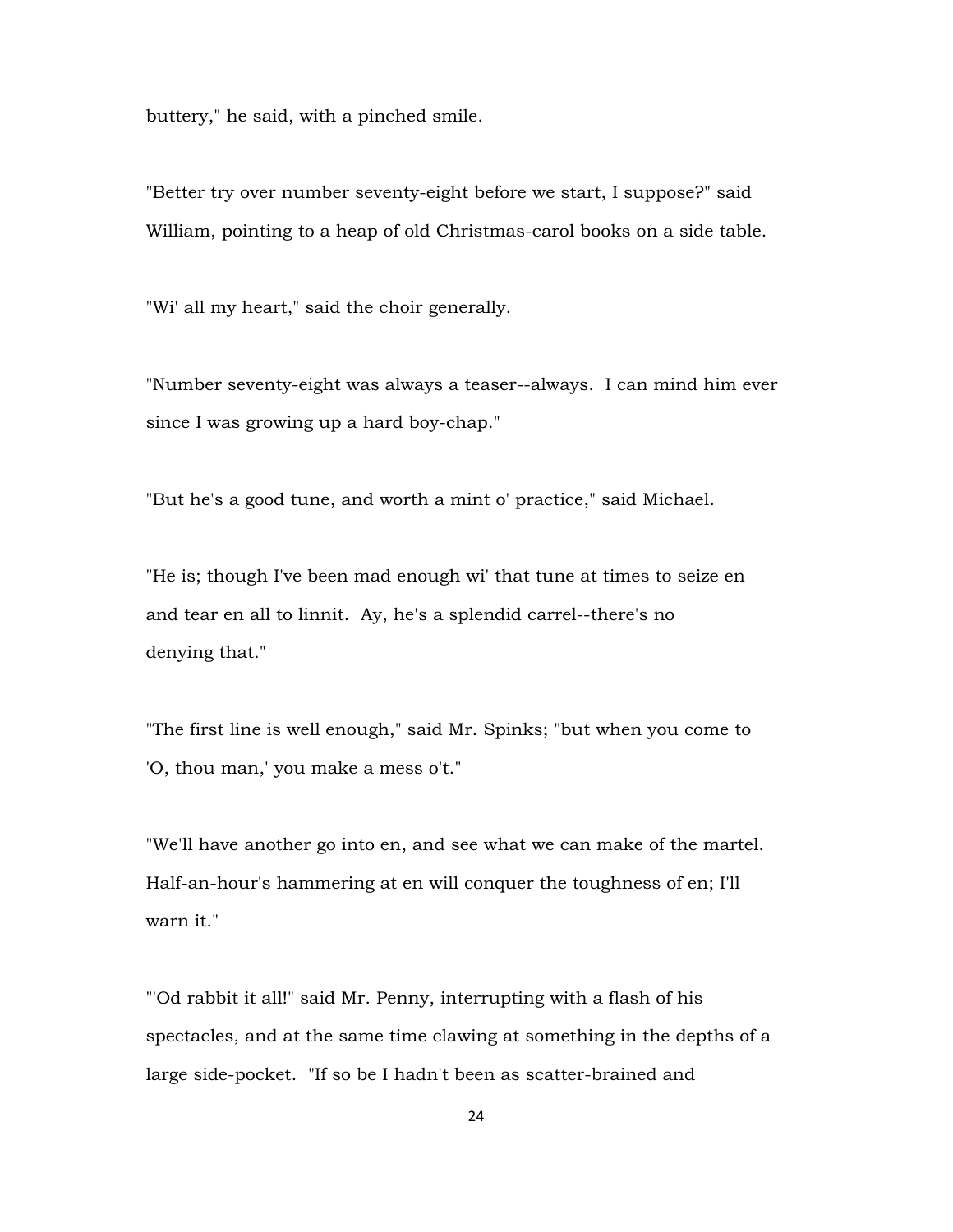buttery," he said, with a pinched smile.

"Better try over number seventy-eight before we start, I suppose?" said William, pointing to a heap of old Christmas-carol books on a side table.

"Wi' all my heart," said the choir generally.

"Number seventy-eight was always a teaser--always. I can mind him ever since I was growing up a hard boy-chap."

"But he's a good tune, and worth a mint o' practice," said Michael.

"He is; though I've been mad enough wi' that tune at times to seize en and tear en all to linnit. Ay, he's a splendid carrel--there's no denying that."

"The first line is well enough," said Mr. Spinks; "but when you come to 'O, thou man,' you make a mess o't."

"We'll have another go into en, and see what we can make of the martel. Half-an-hour's hammering at en will conquer the toughness of en; I'll warn it."

"'Od rabbit it all!" said Mr. Penny, interrupting with a flash of his spectacles, and at the same time clawing at something in the depths of a large side-pocket. "If so be I hadn't been as scatter-brained and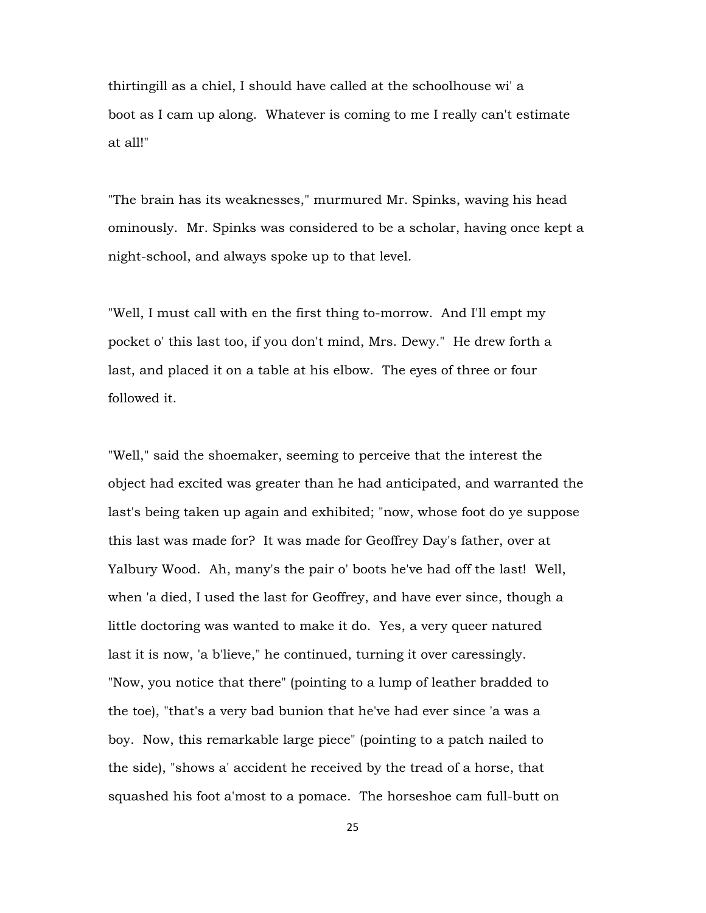thirtingill as a chiel, I should have called at the schoolhouse wi' a boot as I cam up along. Whatever is coming to me I really can't estimate at all!"

"The brain has its weaknesses," murmured Mr. Spinks, waving his head ominously. Mr. Spinks was considered to be a scholar, having once kept a night-school, and always spoke up to that level.

"Well, I must call with en the first thing to-morrow. And I'll empt my pocket o' this last too, if you don't mind, Mrs. Dewy." He drew forth a last, and placed it on a table at his elbow. The eyes of three or four followed it.

"Well," said the shoemaker, seeming to perceive that the interest the object had excited was greater than he had anticipated, and warranted the last's being taken up again and exhibited; "now, whose foot do ye suppose this last was made for? It was made for Geoffrey Day's father, over at Yalbury Wood. Ah, many's the pair o' boots he've had off the last! Well, when 'a died, I used the last for Geoffrey, and have ever since, though a little doctoring was wanted to make it do. Yes, a very queer natured last it is now, 'a b'lieve," he continued, turning it over caressingly. "Now, you notice that there" (pointing to a lump of leather bradded to the toe), "that's a very bad bunion that he've had ever since 'a was a boy. Now, this remarkable large piece" (pointing to a patch nailed to the side), "shows a' accident he received by the tread of a horse, that squashed his foot a'most to a pomace. The horseshoe cam full-butt on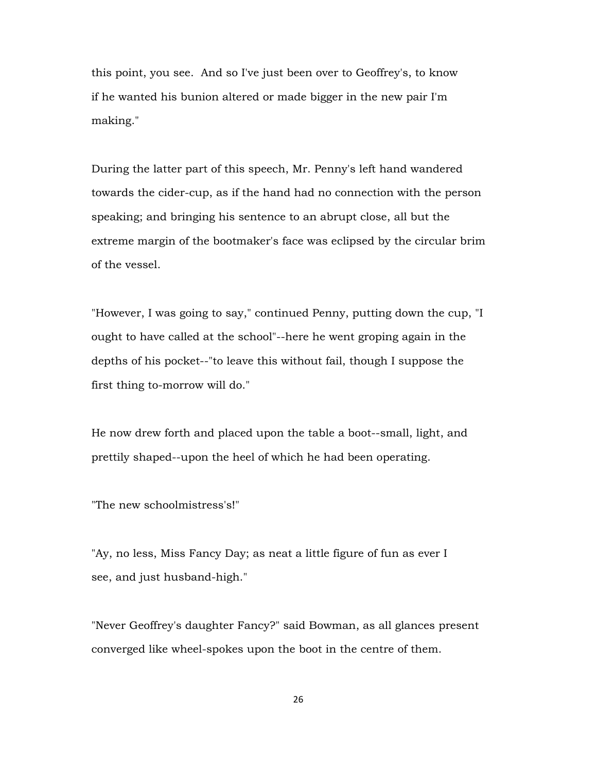this point, you see. And so I've just been over to Geoffrey's, to know if he wanted his bunion altered or made bigger in the new pair I'm making."

During the latter part of this speech, Mr. Penny's left hand wandered towards the cider-cup, as if the hand had no connection with the person speaking; and bringing his sentence to an abrupt close, all but the extreme margin of the bootmaker's face was eclipsed by the circular brim of the vessel.

"However, I was going to say," continued Penny, putting down the cup, "I ought to have called at the school"--here he went groping again in the depths of his pocket--"to leave this without fail, though I suppose the first thing to-morrow will do."

He now drew forth and placed upon the table a boot--small, light, and prettily shaped--upon the heel of which he had been operating.

"The new schoolmistress's!"

"Ay, no less, Miss Fancy Day; as neat a little figure of fun as ever I see, and just husband-high."

"Never Geoffrey's daughter Fancy?" said Bowman, as all glances present converged like wheel-spokes upon the boot in the centre of them.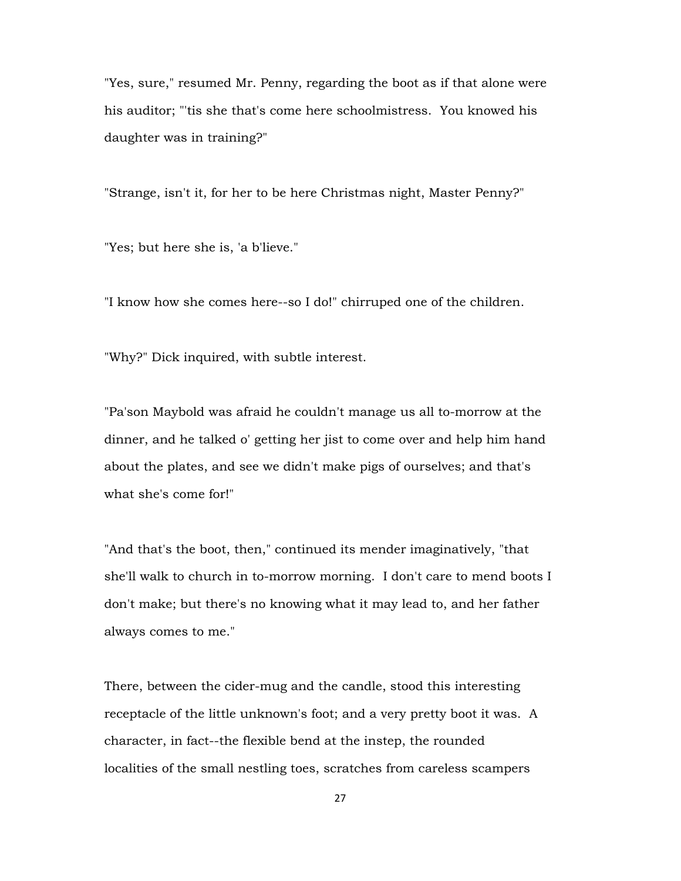"Yes, sure," resumed Mr. Penny, regarding the boot as if that alone were his auditor; "'tis she that's come here schoolmistress. You knowed his daughter was in training?"

"Strange, isn't it, for her to be here Christmas night, Master Penny?"

"Yes; but here she is, 'a b'lieve."

"I know how she comes here--so I do!" chirruped one of the children.

"Why?" Dick inquired, with subtle interest.

"Pa'son Maybold was afraid he couldn't manage us all to-morrow at the dinner, and he talked o' getting her jist to come over and help him hand about the plates, and see we didn't make pigs of ourselves; and that's what she's come for!"

"And that's the boot, then," continued its mender imaginatively, "that she'll walk to church in to-morrow morning. I don't care to mend boots I don't make; but there's no knowing what it may lead to, and her father always comes to me."

There, between the cider-mug and the candle, stood this interesting receptacle of the little unknown's foot; and a very pretty boot it was. A character, in fact--the flexible bend at the instep, the rounded localities of the small nestling toes, scratches from careless scampers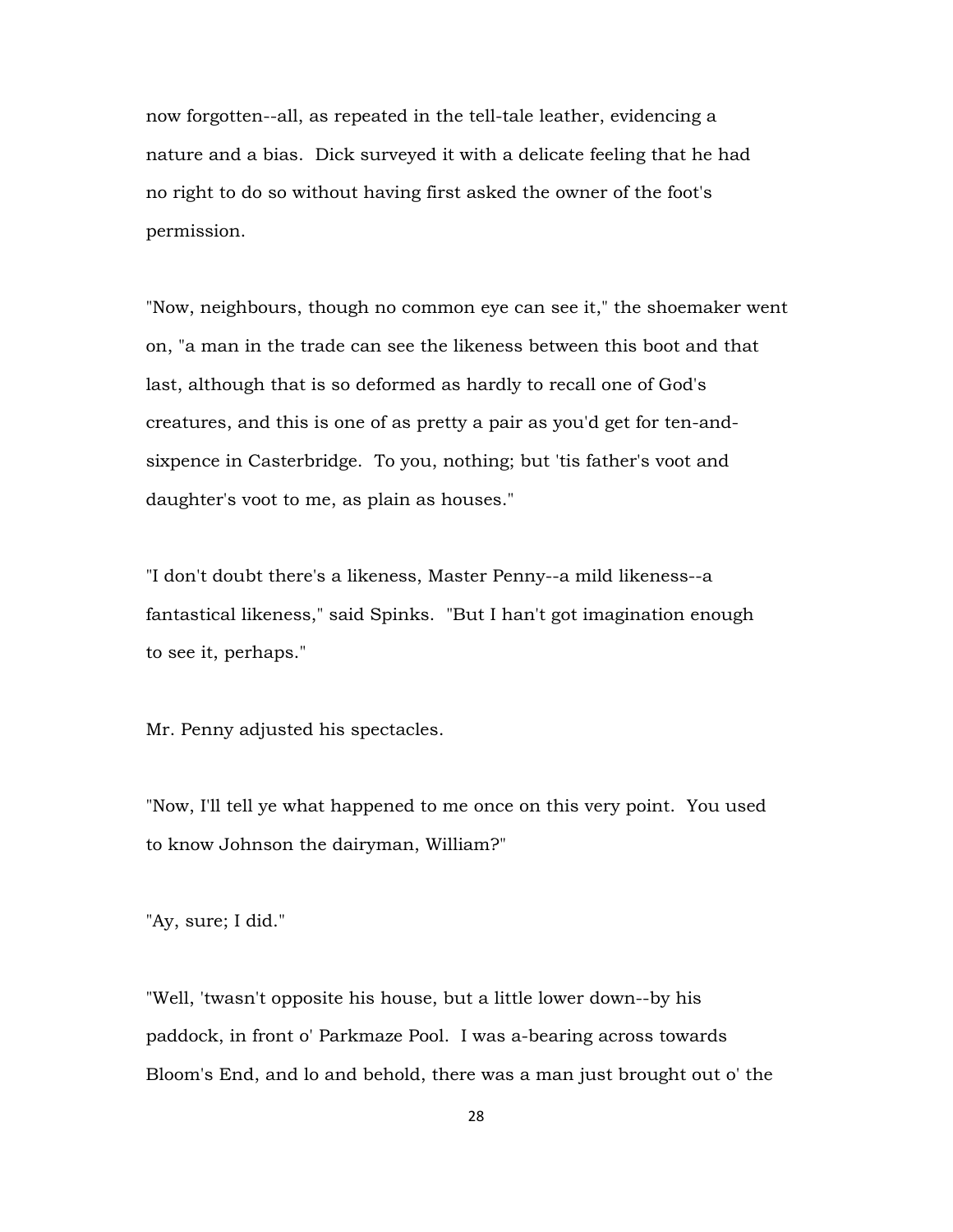now forgotten--all, as repeated in the tell-tale leather, evidencing a nature and a bias. Dick surveyed it with a delicate feeling that he had no right to do so without having first asked the owner of the foot's permission.

"Now, neighbours, though no common eye can see it," the shoemaker went on, "a man in the trade can see the likeness between this boot and that last, although that is so deformed as hardly to recall one of God's creatures, and this is one of as pretty a pair as you'd get for ten-and-sixpence in Casterbridge. To you, nothing; but 'tis father's voot and daughter's voot to me, as plain as houses."

"I don't doubt there's a likeness, Master Penny--a mild likeness--a fantastical likeness," said Spinks. "But I han't got imagination enough to see it, perhaps."

Mr. Penny adjusted his spectacles.

"Now, I'll tell ye what happened to me once on this very point. You used to know Johnson the dairyman, William?"

"Ay, sure; I did."

"Well, 'twasn't opposite his house, but a little lower down--by his paddock, in front o' Parkmaze Pool. I was a-bearing across towards Bloom's End, and lo and behold, there was a man just brought out o' the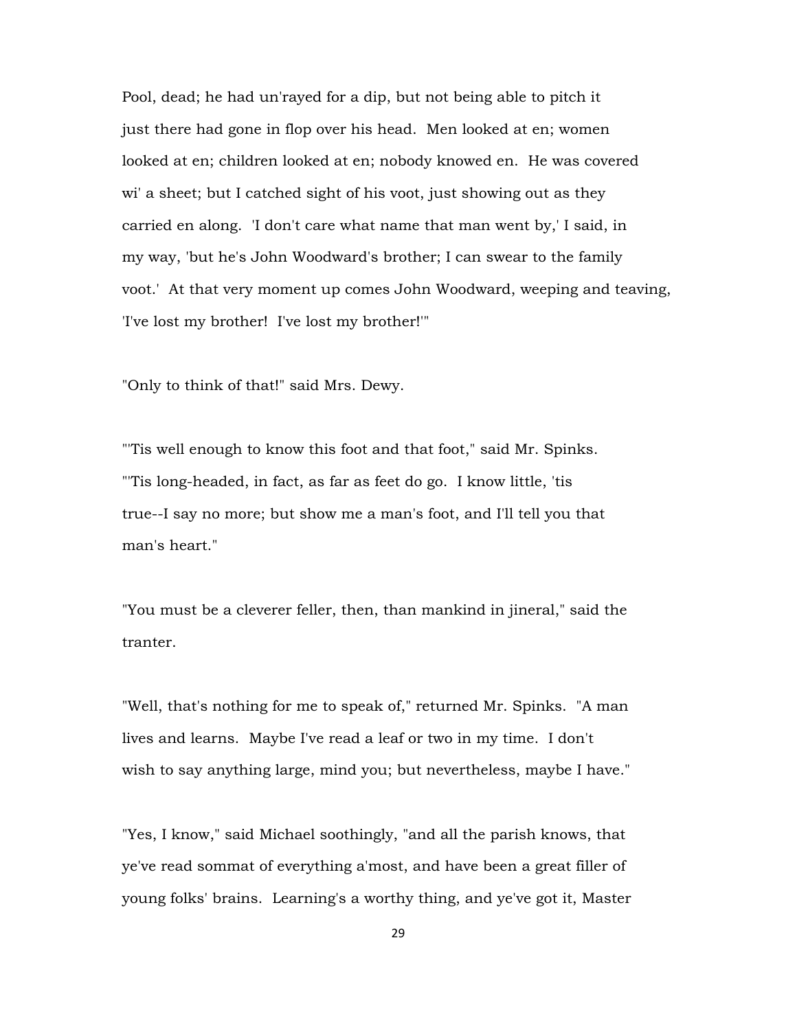Pool, dead; he had un'rayed for a dip, but not being able to pitch it just there had gone in flop over his head. Men looked at en; women looked at en; children looked at en; nobody knowed en. He was covered wi' a sheet; but I catched sight of his voot, just showing out as they carried en along. 'I don't care what name that man went by,' I said, in my way, 'but he's John Woodward's brother; I can swear to the family voot.' At that very moment up comes John Woodward, weeping and teaving, 'I've lost my brother! I've lost my brother!'"

"Only to think of that!" said Mrs. Dewy.

"'Tis well enough to know this foot and that foot," said Mr. Spinks. "'Tis long-headed, in fact, as far as feet do go. I know little, 'tis true--I say no more; but show me a man's foot, and I'll tell you that man's heart."

"You must be a cleverer feller, then, than mankind in jineral," said the tranter.

"Well, that's nothing for me to speak of," returned Mr. Spinks. "A man lives and learns. Maybe I've read a leaf or two in my time. I don't wish to say anything large, mind you; but nevertheless, maybe I have."

"Yes, I know," said Michael soothingly, "and all the parish knows, that ye've read sommat of everything a'most, and have been a great filler of young folks' brains. Learning's a worthy thing, and ye've got it, Master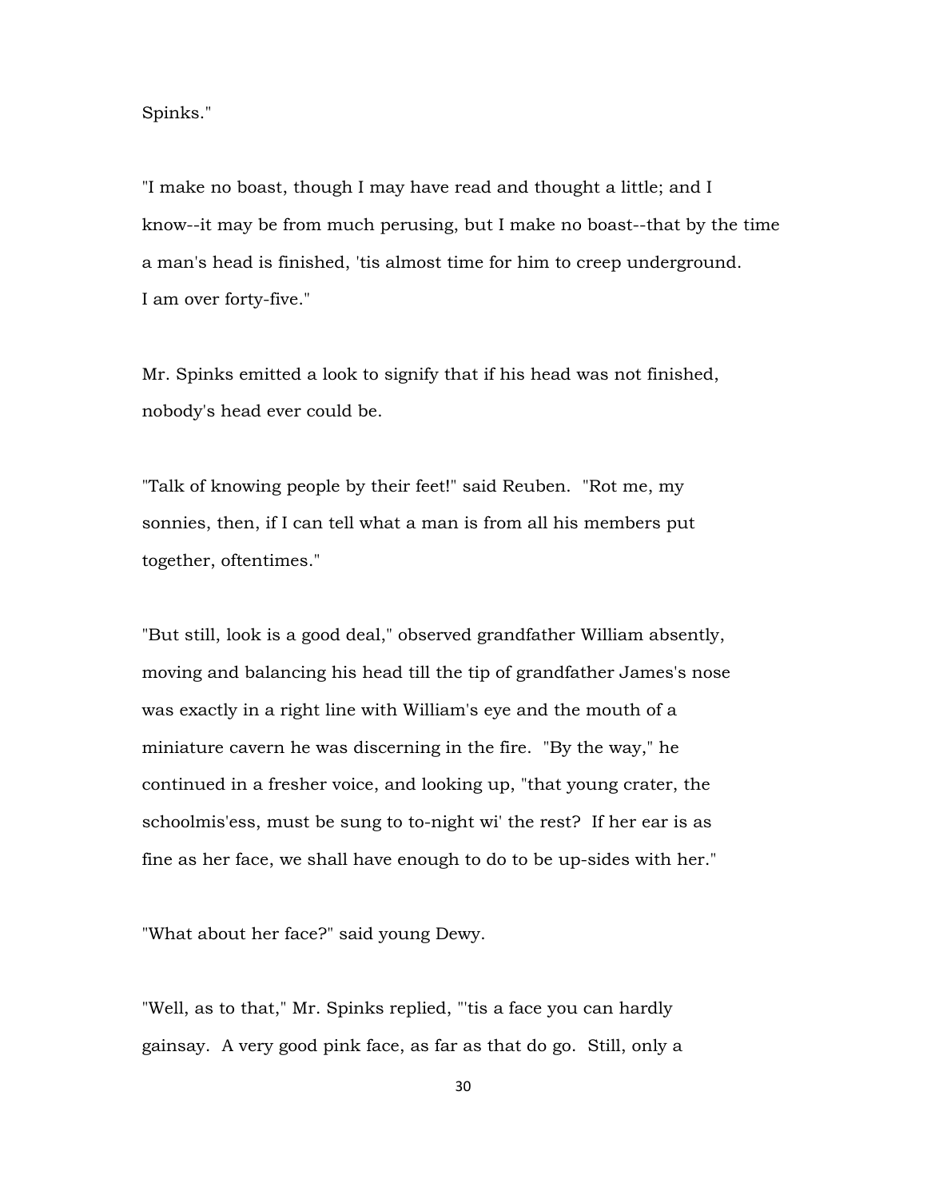Spinks."

"I make no boast, though I may have read and thought a little; and I know--it may be from much perusing, but I make no boast--that by the time a man's head is finished, 'tis almost time for him to creep underground. I am over forty-five."

Mr. Spinks emitted a look to signify that if his head was not finished, nobody's head ever could be.

"Talk of knowing people by their feet!" said Reuben. "Rot me, my sonnies, then, if I can tell what a man is from all his members put together, oftentimes."

"But still, look is a good deal," observed grandfather William absently, moving and balancing his head till the tip of grandfather James's nose was exactly in a right line with William's eye and the mouth of a miniature cavern he was discerning in the fire. "By the way," he continued in a fresher voice, and looking up, "that young crater, the schoolmis'ess, must be sung to to-night wi' the rest? If her ear is as fine as her face, we shall have enough to do to be up-sides with her."

"What about her face?" said young Dewy.

"Well, as to that," Mr. Spinks replied, "'tis a face you can hardly gainsay. A very good pink face, as far as that do go. Still, only a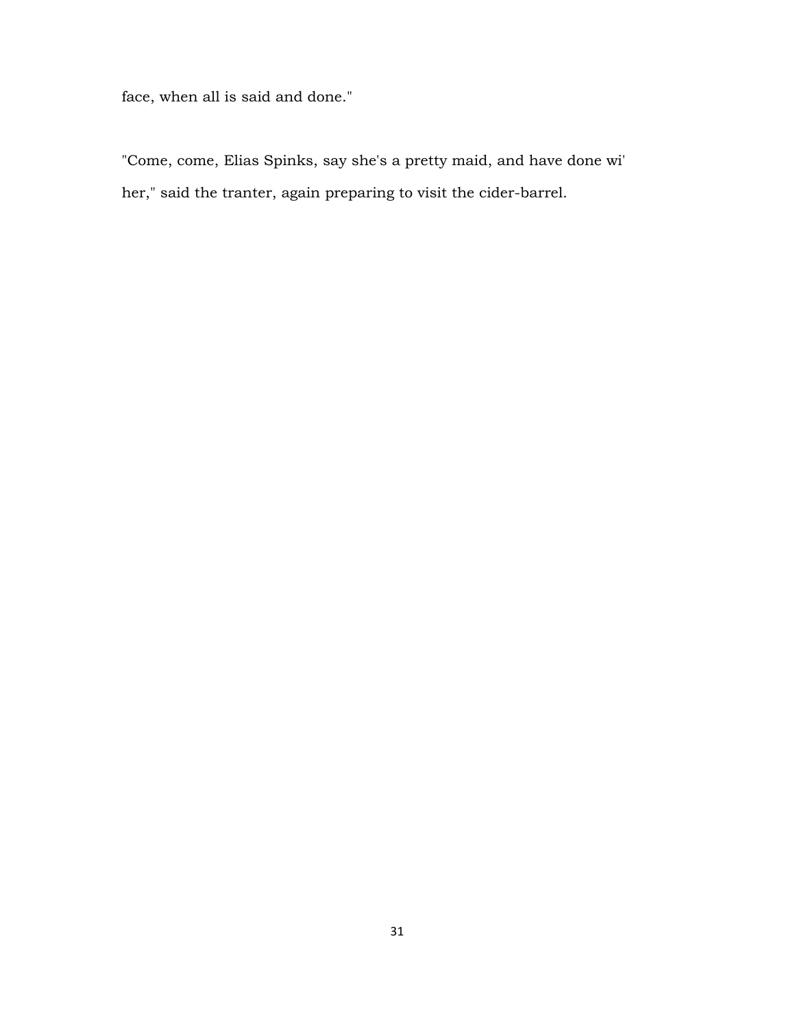face, when all is said and done."

"Come, come, Elias Spinks, say she's a pretty maid, and have done wi' her," said the tranter, again preparing to visit the cider-barrel.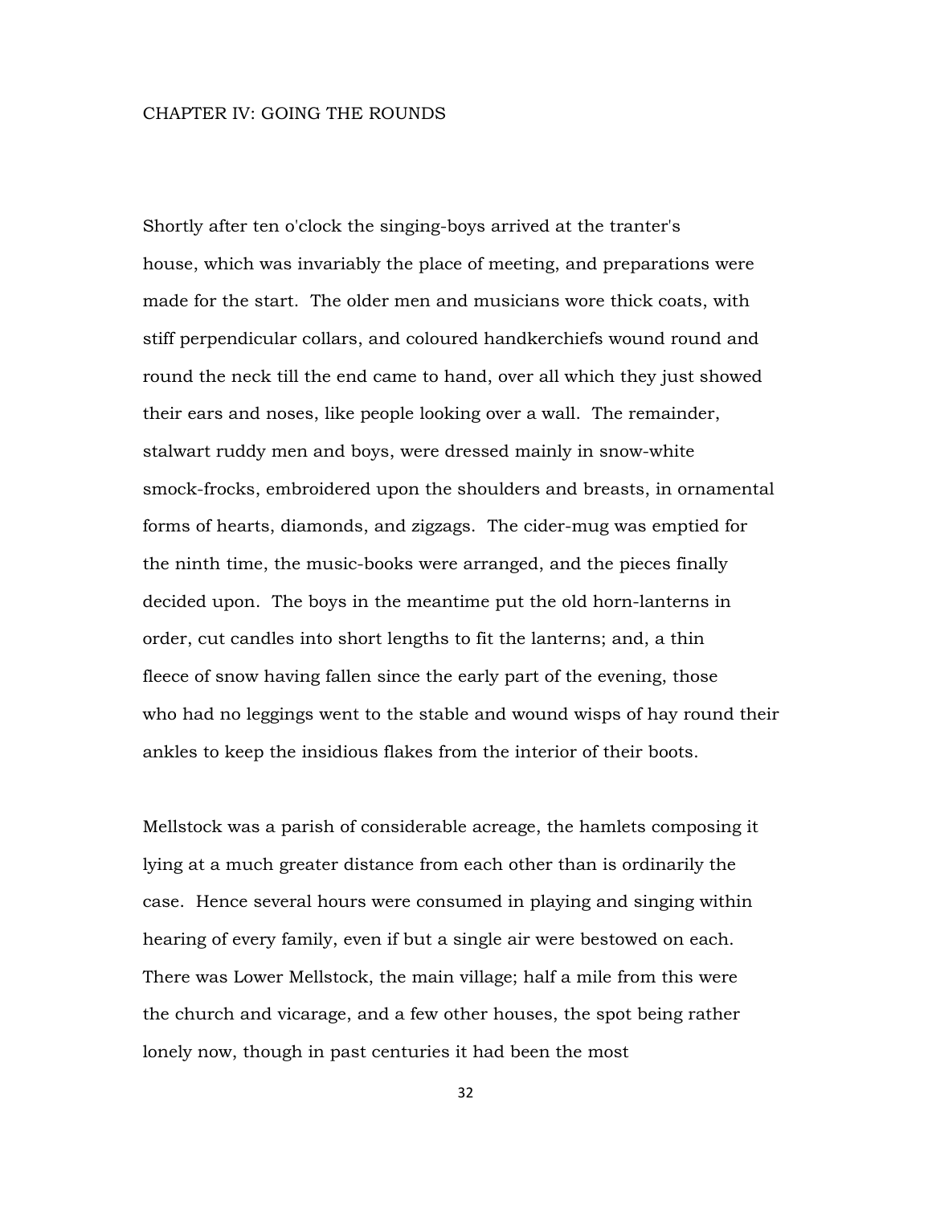## CHAPTER IV: GOING THE ROUNDS

Shortly after ten o'clock the singing-boys arrived at the tranter's house, which was invariably the place of meeting, and preparations were made for the start. The older men and musicians wore thick coats, with stiff perpendicular collars, and coloured handkerchiefs wound round and round the neck till the end came to hand, over all which they just showed their ears and noses, like people looking over a wall. The remainder, stalwart ruddy men and boys, were dressed mainly in snow-white smock-frocks, embroidered upon the shoulders and breasts, in ornamental forms of hearts, diamonds, and zigzags. The cider-mug was emptied for the ninth time, the music-books were arranged, and the pieces finally decided upon. The boys in the meantime put the old horn-lanterns in order, cut candles into short lengths to fit the lanterns; and, a thin fleece of snow having fallen since the early part of the evening, those who had no leggings went to the stable and wound wisps of hay round their ankles to keep the insidious flakes from the interior of their boots.

Mellstock was a parish of considerable acreage, the hamlets composing it lying at a much greater distance from each other than is ordinarily the case. Hence several hours were consumed in playing and singing within hearing of every family, even if but a single air were bestowed on each. There was Lower Mellstock, the main village; half a mile from this were the church and vicarage, and a few other houses, the spot being rather lonely now, though in past centuries it had been the most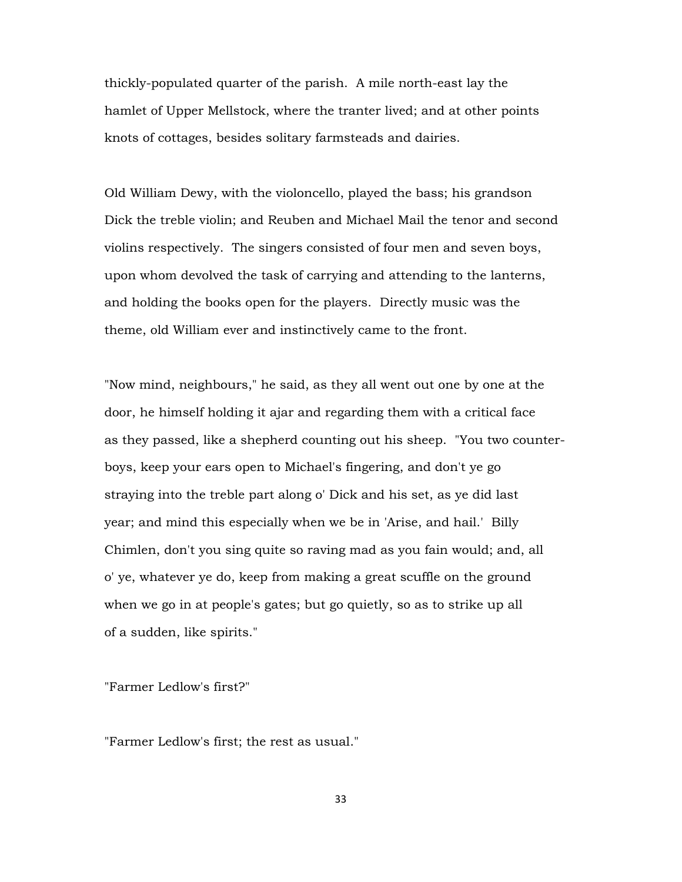thickly-populated quarter of the parish. A mile north-east lay the hamlet of Upper Mellstock, where the tranter lived; and at other points knots of cottages, besides solitary farmsteads and dairies.

Old William Dewy, with the violoncello, played the bass; his grandson Dick the treble violin; and Reuben and Michael Mail the tenor and second violins respectively. The singers consisted of four men and seven boys, upon whom devolved the task of carrying and attending to the lanterns, and holding the books open for the players. Directly music was the theme, old William ever and instinctively came to the front.

"Now mind, neighbours," he said, as they all went out one by one at the door, he himself holding it ajar and regarding them with a critical face as they passed, like a shepherd counting out his sheep. "You two counter-boys, keep your ears open to Michael's fingering, and don't ye go straying into the treble part along o' Dick and his set, as ye did last year; and mind this especially when we be in 'Arise, and hail.' Billy Chimlen, don't you sing quite so raving mad as you fain would; and, all o' ye, whatever ye do, keep from making a great scuffle on the ground when we go in at people's gates; but go quietly, so as to strike up all of a sudden, like spirits."

"Farmer Ledlow's first?"

"Farmer Ledlow's first; the rest as usual."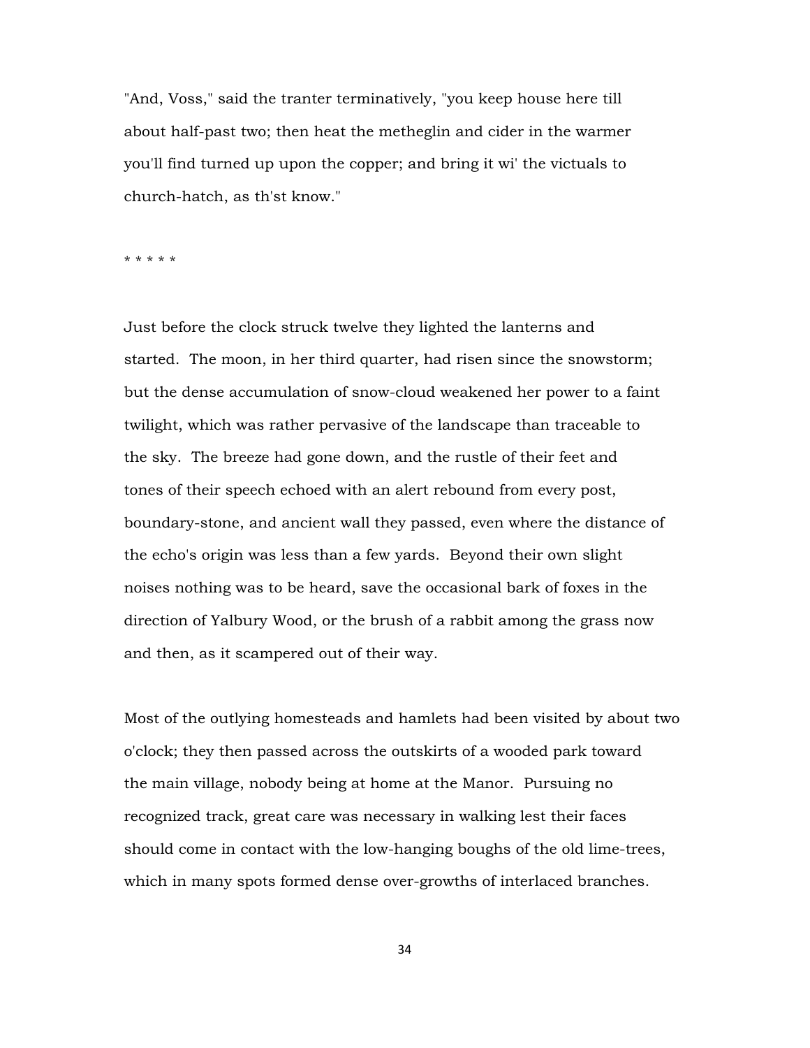"And, Voss," said the tranter terminatively, "you keep house here till about half-past two; then heat the metheglin and cider in the warmer you'll find turned up upon the copper; and bring it wi' the victuals to church-hatch, as th'st know."

* * * * *

Just before the clock struck twelve they lighted the lanterns and started. The moon, in her third quarter, had risen since the snowstorm; but the dense accumulation of snow-cloud weakened her power to a faint twilight, which was rather pervasive of the landscape than traceable to the sky. The breeze had gone down, and the rustle of their feet and tones of their speech echoed with an alert rebound from every post, boundary-stone, and ancient wall they passed, even where the distance of the echo's origin was less than a few yards. Beyond their own slight noises nothing was to be heard, save the occasional bark of foxes in the direction of Yalbury Wood, or the brush of a rabbit among the grass now and then, as it scampered out of their way.

Most of the outlying homesteads and hamlets had been visited by about two o'clock; they then passed across the outskirts of a wooded park toward the main village, nobody being at home at the Manor. Pursuing no recognized track, great care was necessary in walking lest their faces should come in contact with the low-hanging boughs of the old lime-trees, which in many spots formed dense over-growths of interlaced branches.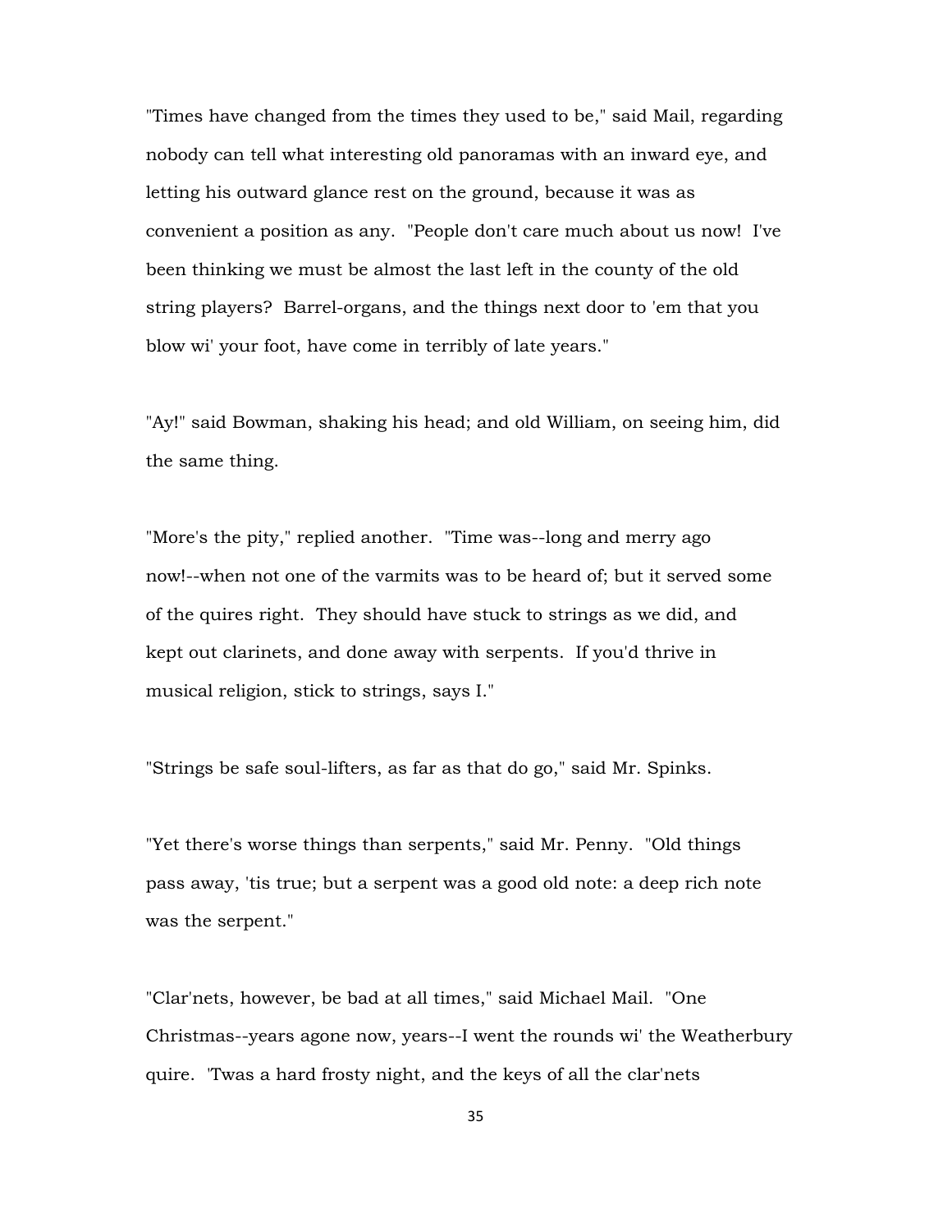"Times have changed from the times they used to be," said Mail, regarding nobody can tell what interesting old panoramas with an inward eye, and letting his outward glance rest on the ground, because it was as convenient a position as any. "People don't care much about us now! I've been thinking we must be almost the last left in the county of the old string players? Barrel-organs, and the things next door to 'em that you blow wi' your foot, have come in terribly of late years."

"Ay!" said Bowman, shaking his head; and old William, on seeing him, did the same thing.

"More's the pity," replied another. "Time was--long and merry ago now!--when not one of the varmits was to be heard of; but it served some of the quires right. They should have stuck to strings as we did, and kept out clarinets, and done away with serpents. If you'd thrive in musical religion, stick to strings, says I."

"Strings be safe soul-lifters, as far as that do go," said Mr. Spinks.

"Yet there's worse things than serpents," said Mr. Penny. "Old things pass away, 'tis true; but a serpent was a good old note: a deep rich note was the serpent."

"Clar'nets, however, be bad at all times," said Michael Mail. "One Christmas--years agone now, years--I went the rounds wi' the Weatherbury quire. 'Twas a hard frosty night, and the keys of all the clar'nets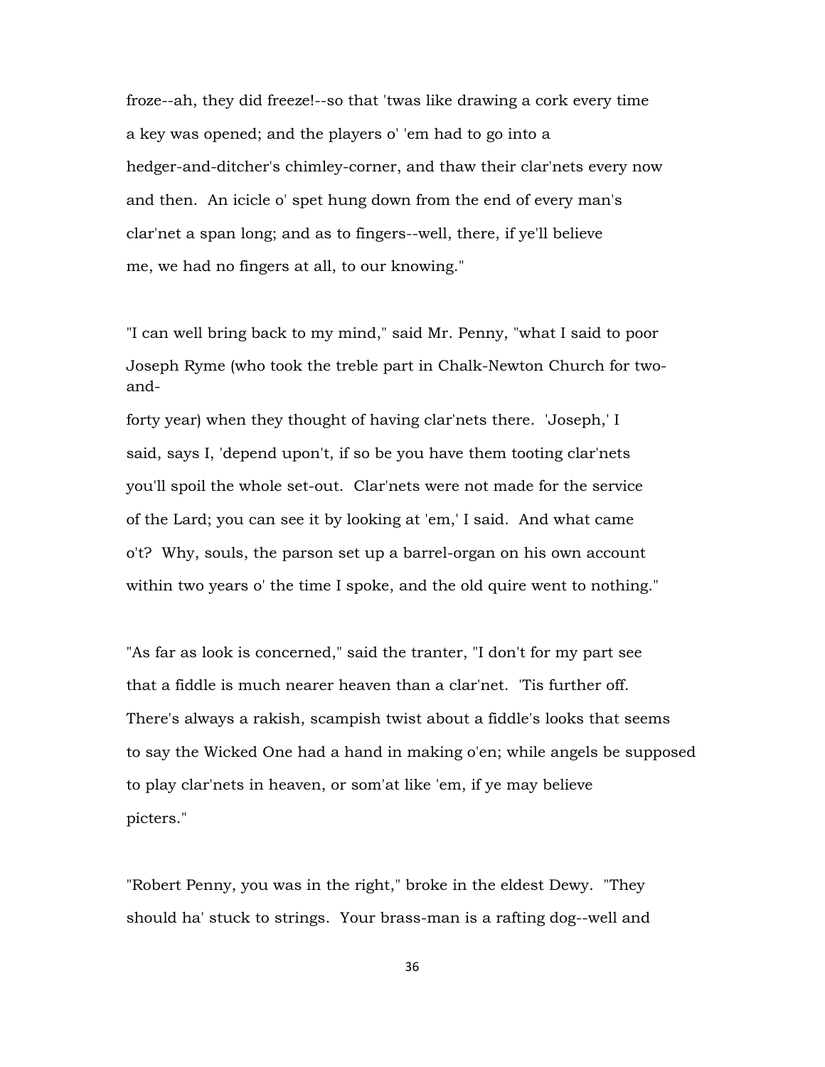froze--ah, they did freeze!--so that 'twas like drawing a cork every time a key was opened; and the players o' 'em had to go into a hedger-and-ditcher's chimley-corner, and thaw their clar'nets every now and then. An icicle o' spet hung down from the end of every man's clar'net a span long; and as to fingers--well, there, if ye'll believe me, we had no fingers at all, to our knowing."

"I can well bring back to my mind," said Mr. Penny, "what I said to poor Joseph Ryme (who took the treble part in Chalk-Newton Church for two-and-forty year) when they thought of having clar'nets there. 'Joseph,' I said, says I, 'depend upon't, if so be you have them tooting clar'nets you'll spoil the whole set-out. Clar'nets were not made for the service of the Lard; you can see it by looking at 'em,' I said. And what came o't? Why, souls, the parson set up a barrel-organ on his own account within two years o' the time I spoke, and the old quire went to nothing."

"As far as look is concerned," said the tranter, "I don't for my part see that a fiddle is much nearer heaven than a clar'net. 'Tis further off. There's always a rakish, scampish twist about a fiddle's looks that seems to say the Wicked One had a hand in making o'en; while angels be supposed to play clar'nets in heaven, or som'at like 'em, if ye may believe picters."

"Robert Penny, you was in the right," broke in the eldest Dewy. "They should ha' stuck to strings. Your brass-man is a rafting dog--well and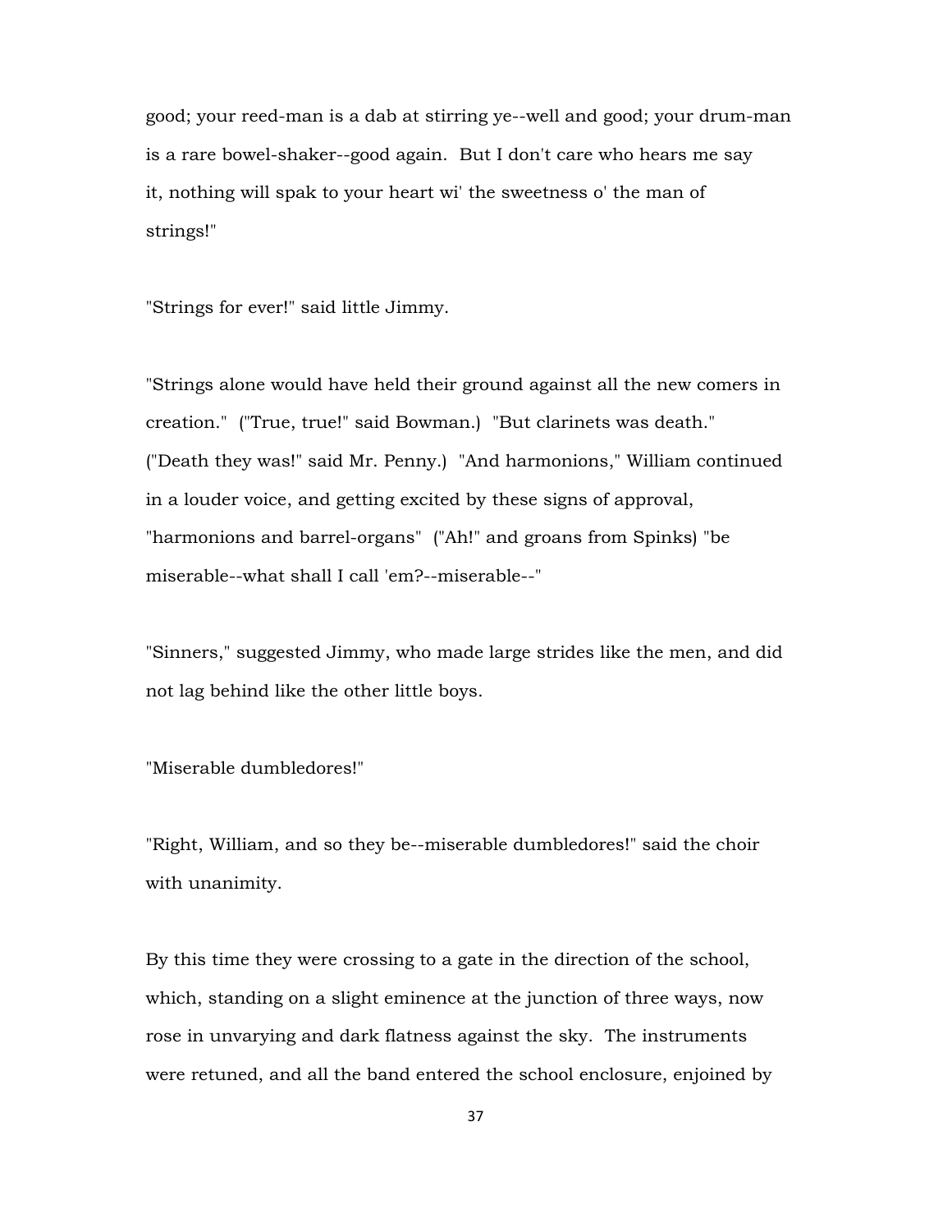good; your reed-man is a dab at stirring ye--well and good; your drum-man is a rare bowel-shaker--good again. But I don't care who hears me say it, nothing will spak to your heart wi' the sweetness o' the man of strings!"

"Strings for ever!" said little Jimmy.

"Strings alone would have held their ground against all the new comers in creation." ("True, true!" said Bowman.) "But clarinets was death." ("Death they was!" said Mr. Penny.) "And harmonions," William continued in a louder voice, and getting excited by these signs of approval, "harmonions and barrel-organs" ("Ah!" and groans from Spinks) "be miserable--what shall I call 'em?--miserable--"

"Sinners," suggested Jimmy, who made large strides like the men, and did not lag behind like the other little boys.

"Miserable dumbledores!"

"Right, William, and so they be--miserable dumbledores!" said the choir with unanimity.

By this time they were crossing to a gate in the direction of the school, which, standing on a slight eminence at the junction of three ways, now rose in unvarying and dark flatness against the sky. The instruments were retuned, and all the band entered the school enclosure, enjoined by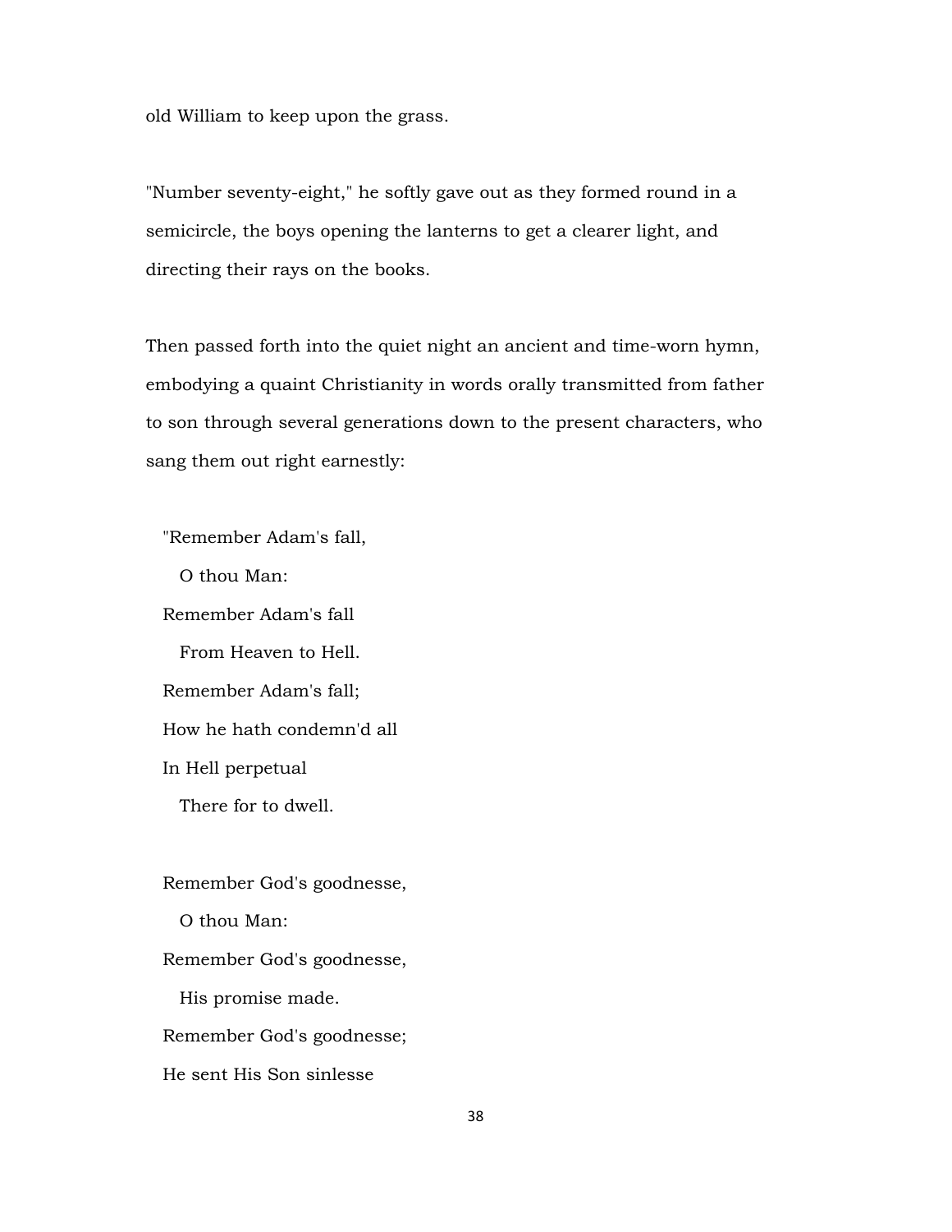old William to keep upon the grass.

"Number seventy-eight," he softly gave out as they formed round in a semicircle, the boys opening the lanterns to get a clearer light, and directing their rays on the books.

Then passed forth into the quiet night an ancient and time-worn hymn, embodying a quaint Christianity in words orally transmitted from father to son through several generations down to the present characters, who sang them out right earnestly:

"Remember Adam's fall,  
  O thou Man:  
Remember Adam's fall  
  From Heaven to Hell.  
Remember Adam's fall;  
How he hath condemn'd all  
In Hell perpetual  
  There for to dwell.

Remember God's goodnesse,  
  O thou Man:  
Remember God's goodnesse,  
  His promise made.  
Remember God's goodnesse;  
He sent His Son sinlesse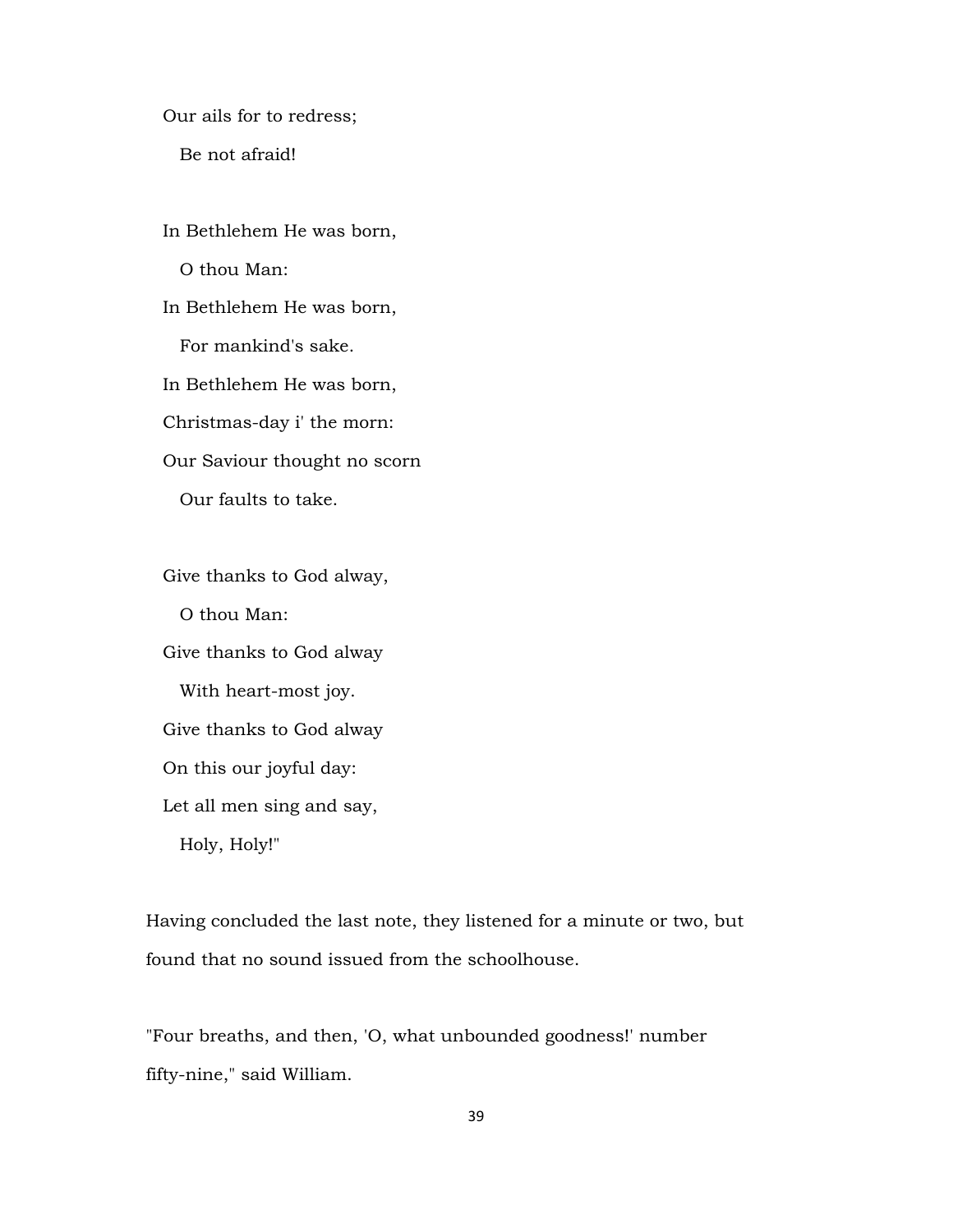Our ails for to redress;

  Be not afraid!

In Bethlehem He was born,

  O thou Man:

In Bethlehem He was born,

  For mankind's sake.

In Bethlehem He was born,

Christmas-day i' the morn:

Our Saviour thought no scorn

  Our faults to take.

Give thanks to God alway,

  O thou Man:

Give thanks to God alway

  With heart-most joy.

Give thanks to God alway

On this our joyful day:

Let all men sing and say,

  Holy, Holy!"

Having concluded the last note, they listened for a minute or two, but found that no sound issued from the schoolhouse.

"Four breaths, and then, 'O, what unbounded goodness!' number fifty-nine," said William.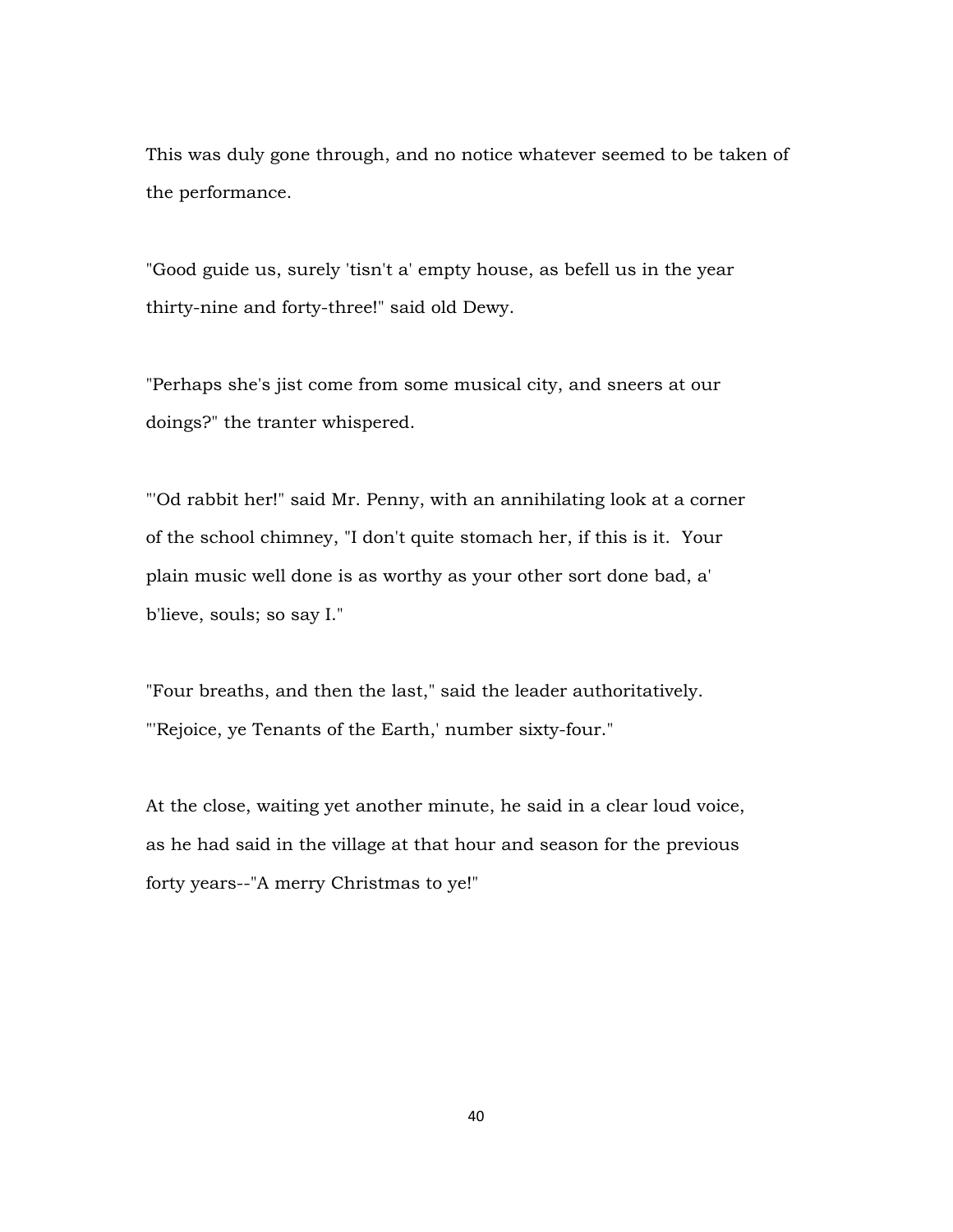This was duly gone through, and no notice whatever seemed to be taken of the performance.

"Good guide us, surely 'tisn't a' empty house, as befell us in the year thirty-nine and forty-three!" said old Dewy.

"Perhaps she's jist come from some musical city, and sneers at our doings?" the tranter whispered.

"'Od rabbit her!" said Mr. Penny, with an annihilating look at a corner of the school chimney, "I don't quite stomach her, if this is it. Your plain music well done is as worthy as your other sort done bad, a' b'lieve, souls; so say I."

"Four breaths, and then the last," said the leader authoritatively. "'Rejoice, ye Tenants of the Earth,' number sixty-four."

At the close, waiting yet another minute, he said in a clear loud voice, as he had said in the village at that hour and season for the previous forty years--"A merry Christmas to ye!"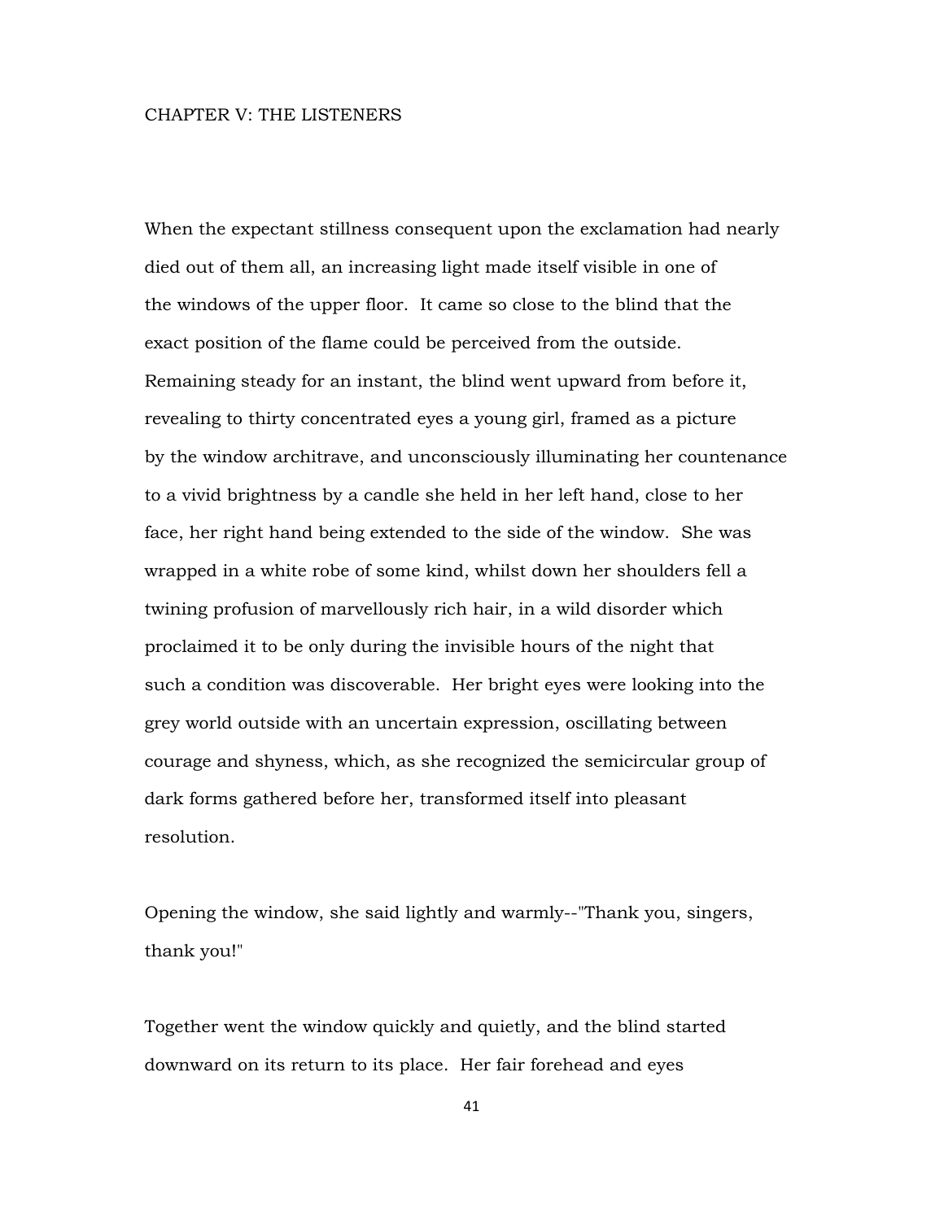## CHAPTER V: THE LISTENERS

When the expectant stillness consequent upon the exclamation had nearly died out of them all, an increasing light made itself visible in one of the windows of the upper floor. It came so close to the blind that the exact position of the flame could be perceived from the outside. Remaining steady for an instant, the blind went upward from before it, revealing to thirty concentrated eyes a young girl, framed as a picture by the window architrave, and unconsciously illuminating her countenance to a vivid brightness by a candle she held in her left hand, close to her face, her right hand being extended to the side of the window. She was wrapped in a white robe of some kind, whilst down her shoulders fell a twining profusion of marvellously rich hair, in a wild disorder which proclaimed it to be only during the invisible hours of the night that such a condition was discoverable. Her bright eyes were looking into the grey world outside with an uncertain expression, oscillating between courage and shyness, which, as she recognized the semicircular group of dark forms gathered before her, transformed itself into pleasant resolution.

Opening the window, she said lightly and warmly--"Thank you, singers, thank you!"

Together went the window quickly and quietly, and the blind started downward on its return to its place. Her fair forehead and eyes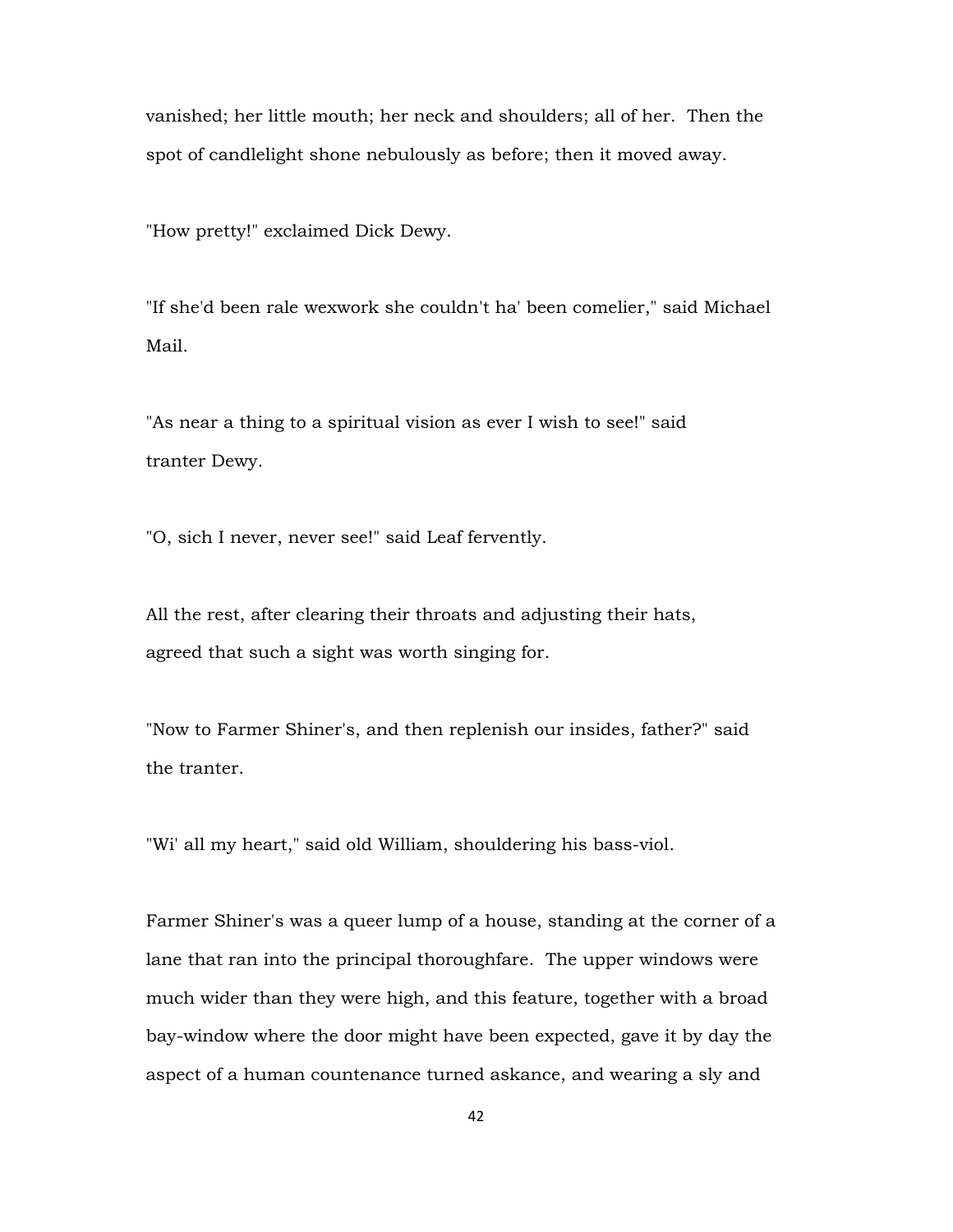vanished; her little mouth; her neck and shoulders; all of her. Then the spot of candlelight shone nebulously as before; then it moved away.

"How pretty!" exclaimed Dick Dewy.

"If she'd been rale wexwork she couldn't ha' been comelier," said Michael Mail.

"As near a thing to a spiritual vision as ever I wish to see!" said tranter Dewy.

"O, sich I never, never see!" said Leaf fervently.

All the rest, after clearing their throats and adjusting their hats, agreed that such a sight was worth singing for.

"Now to Farmer Shiner's, and then replenish our insides, father?" said the tranter.

"Wi' all my heart," said old William, shouldering his bass-viol.

Farmer Shiner's was a queer lump of a house, standing at the corner of a lane that ran into the principal thoroughfare. The upper windows were much wider than they were high, and this feature, together with a broad bay-window where the door might have been expected, gave it by day the aspect of a human countenance turned askance, and wearing a sly and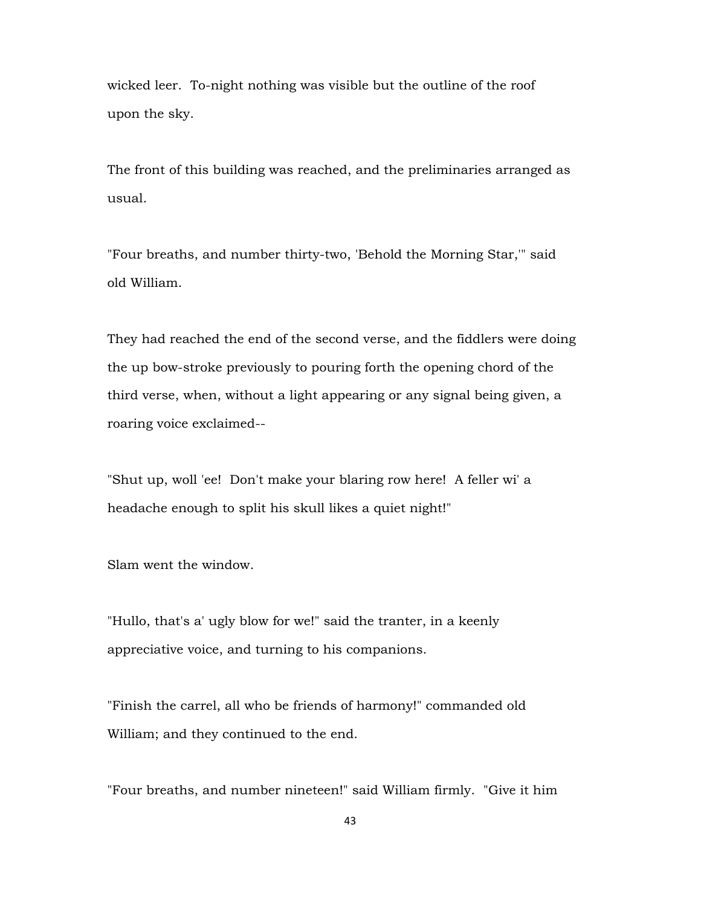wicked leer. To-night nothing was visible but the outline of the roof upon the sky.

The front of this building was reached, and the preliminaries arranged as usual.

"Four breaths, and number thirty-two, 'Behold the Morning Star,'" said old William.

They had reached the end of the second verse, and the fiddlers were doing the up bow-stroke previously to pouring forth the opening chord of the third verse, when, without a light appearing or any signal being given, a roaring voice exclaimed--

"Shut up, woll 'ee! Don't make your blaring row here! A feller wi' a headache enough to split his skull likes a quiet night!"

Slam went the window.

"Hullo, that's a' ugly blow for we!" said the tranter, in a keenly appreciative voice, and turning to his companions.

"Finish the carrel, all who be friends of harmony!" commanded old William; and they continued to the end.

"Four breaths, and number nineteen!" said William firmly. "Give it him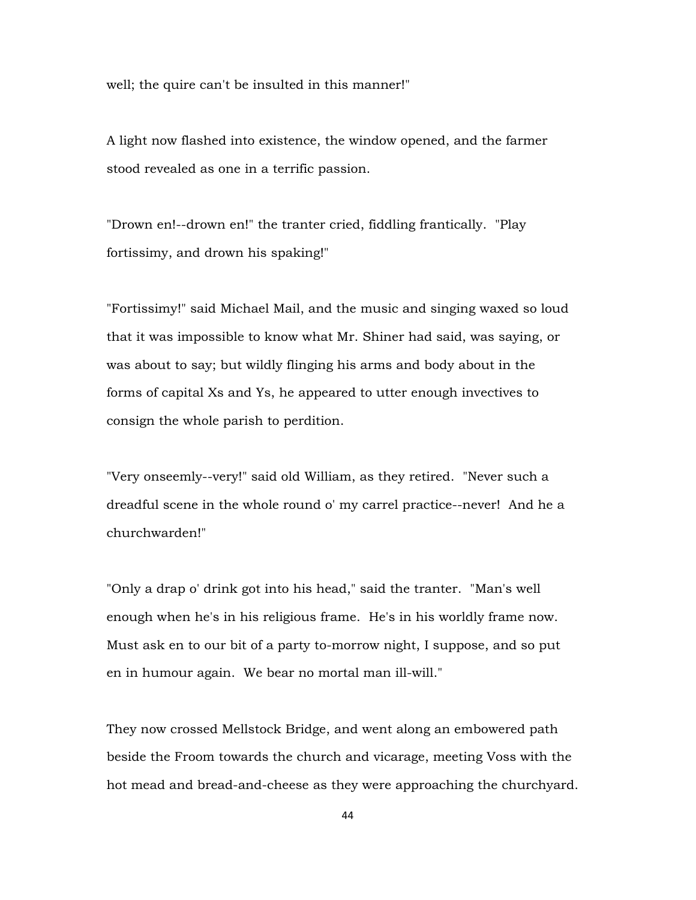well; the quire can't be insulted in this manner!"

A light now flashed into existence, the window opened, and the farmer stood revealed as one in a terrific passion.

"Drown en!--drown en!" the tranter cried, fiddling frantically. "Play fortissimy, and drown his spaking!"

"Fortissimy!" said Michael Mail, and the music and singing waxed so loud that it was impossible to know what Mr. Shiner had said, was saying, or was about to say; but wildly flinging his arms and body about in the forms of capital Xs and Ys, he appeared to utter enough invectives to consign the whole parish to perdition.

"Very onseemly--very!" said old William, as they retired. "Never such a dreadful scene in the whole round o' my carrel practice--never! And he a churchwarden!"

"Only a drap o' drink got into his head," said the tranter. "Man's well enough when he's in his religious frame. He's in his worldly frame now. Must ask en to our bit of a party to-morrow night, I suppose, and so put en in humour again. We bear no mortal man ill-will."

They now crossed Mellstock Bridge, and went along an embowered path beside the Froom towards the church and vicarage, meeting Voss with the hot mead and bread-and-cheese as they were approaching the churchyard.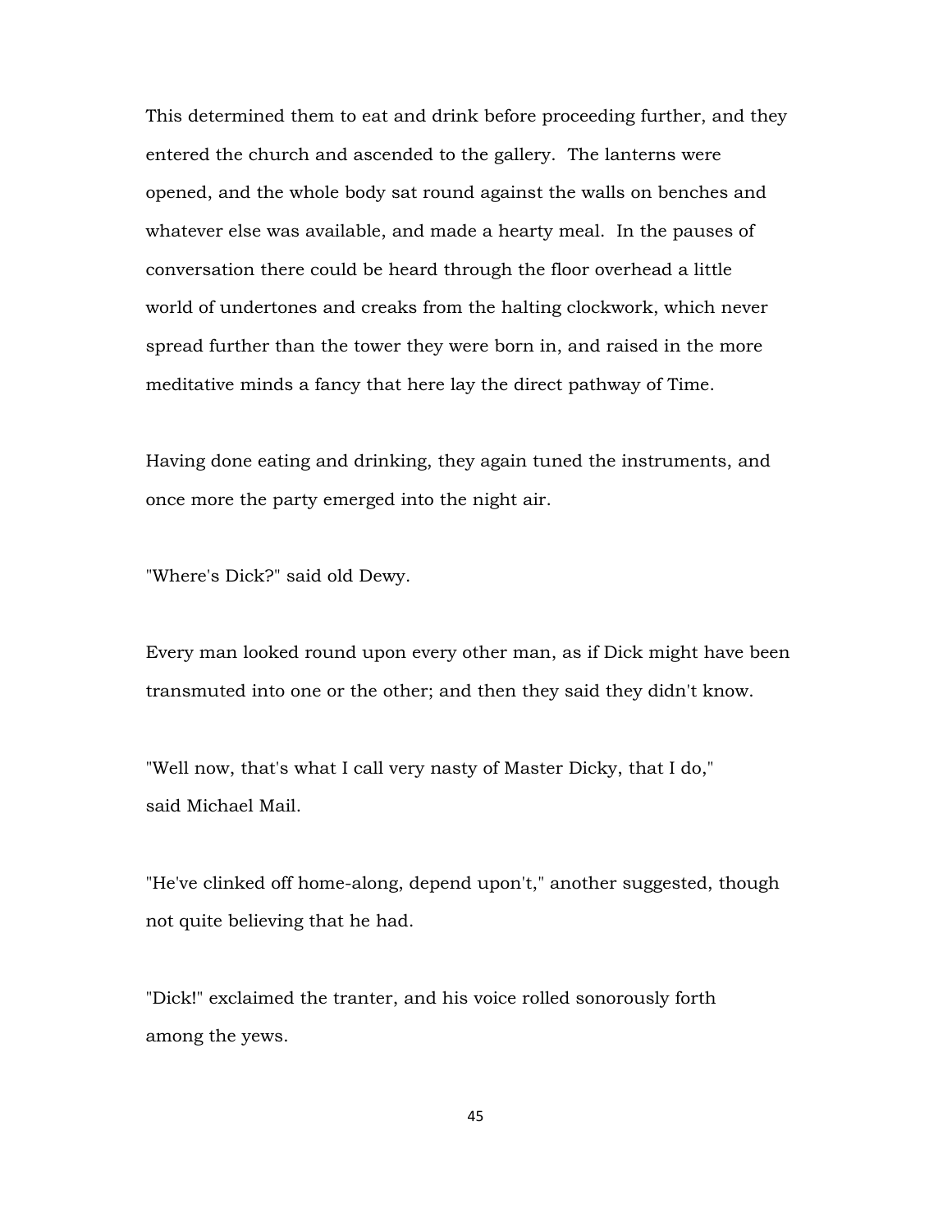This determined them to eat and drink before proceeding further, and they entered the church and ascended to the gallery. The lanterns were opened, and the whole body sat round against the walls on benches and whatever else was available, and made a hearty meal. In the pauses of conversation there could be heard through the floor overhead a little world of undertones and creaks from the halting clockwork, which never spread further than the tower they were born in, and raised in the more meditative minds a fancy that here lay the direct pathway of Time.

Having done eating and drinking, they again tuned the instruments, and once more the party emerged into the night air.

"Where's Dick?" said old Dewy.

Every man looked round upon every other man, as if Dick might have been transmuted into one or the other; and then they said they didn't know.

"Well now, that's what I call very nasty of Master Dicky, that I do," said Michael Mail.

"He've clinked off home-along, depend upon't," another suggested, though not quite believing that he had.

"Dick!" exclaimed the tranter, and his voice rolled sonorously forth among the yews.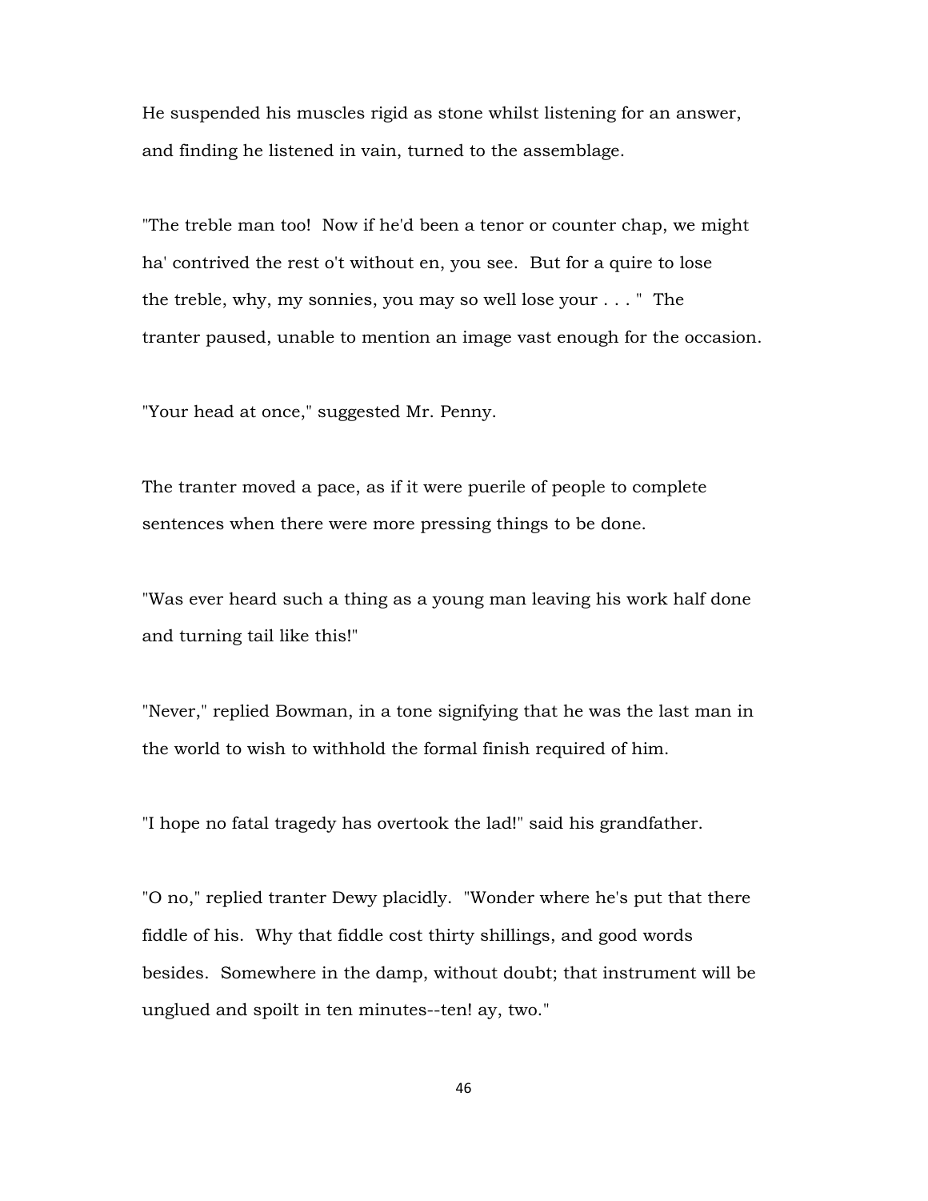He suspended his muscles rigid as stone whilst listening for an answer, and finding he listened in vain, turned to the assemblage.

"The treble man too! Now if he'd been a tenor or counter chap, we might ha' contrived the rest o't without en, you see. But for a quire to lose the treble, why, my sonnies, you may so well lose your . . . " The tranter paused, unable to mention an image vast enough for the occasion.

"Your head at once," suggested Mr. Penny.

The tranter moved a pace, as if it were puerile of people to complete sentences when there were more pressing things to be done.

"Was ever heard such a thing as a young man leaving his work half done and turning tail like this!"

"Never," replied Bowman, in a tone signifying that he was the last man in the world to wish to withhold the formal finish required of him.

"I hope no fatal tragedy has overtook the lad!" said his grandfather.

"O no," replied tranter Dewy placidly. "Wonder where he's put that there fiddle of his. Why that fiddle cost thirty shillings, and good words besides. Somewhere in the damp, without doubt; that instrument will be unglued and spoilt in ten minutes--ten! ay, two."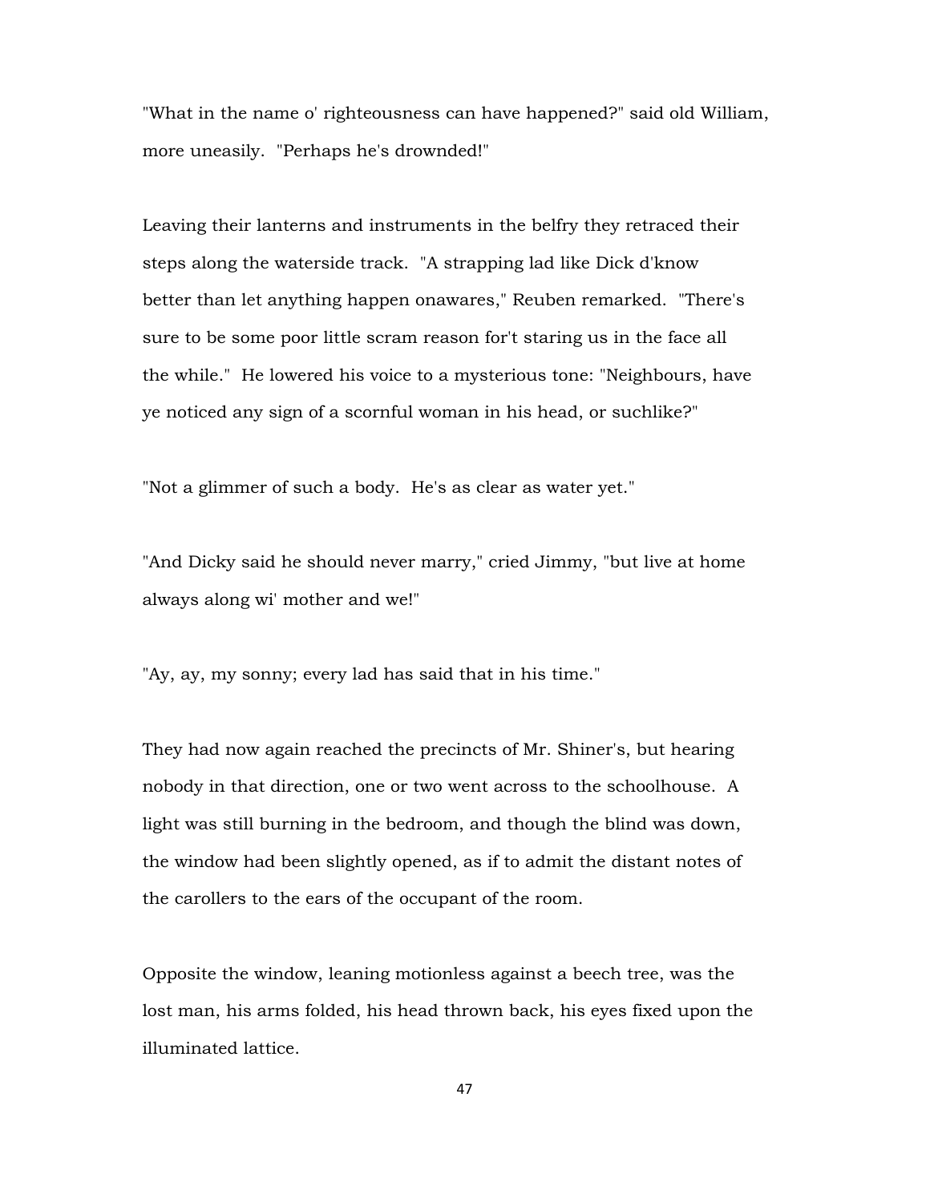"What in the name o' righteousness can have happened?" said old William, more uneasily. "Perhaps he's drownded!"

Leaving their lanterns and instruments in the belfry they retraced their steps along the waterside track. "A strapping lad like Dick d'know better than let anything happen onawares," Reuben remarked. "There's sure to be some poor little scram reason for't staring us in the face all the while." He lowered his voice to a mysterious tone: "Neighbours, have ye noticed any sign of a scornful woman in his head, or suchlike?"

"Not a glimmer of such a body. He's as clear as water yet."

"And Dicky said he should never marry," cried Jimmy, "but live at home always along wi' mother and we!"

"Ay, ay, my sonny; every lad has said that in his time."

They had now again reached the precincts of Mr. Shiner's, but hearing nobody in that direction, one or two went across to the schoolhouse. A light was still burning in the bedroom, and though the blind was down, the window had been slightly opened, as if to admit the distant notes of the carollers to the ears of the occupant of the room.

Opposite the window, leaning motionless against a beech tree, was the lost man, his arms folded, his head thrown back, his eyes fixed upon the illuminated lattice.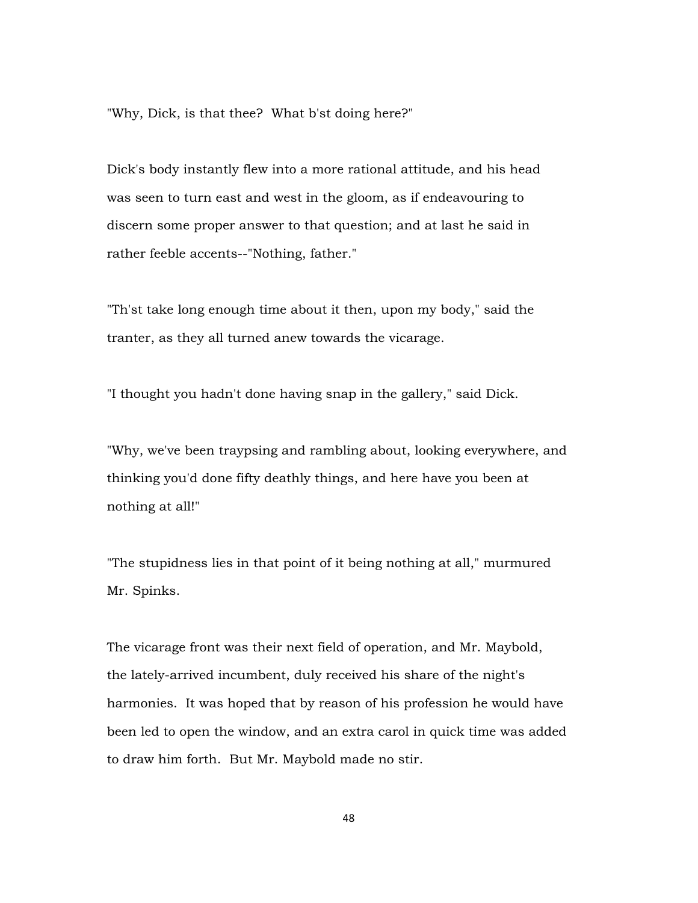"Why, Dick, is that thee? What b'st doing here?"

Dick's body instantly flew into a more rational attitude, and his head was seen to turn east and west in the gloom, as if endeavouring to discern some proper answer to that question; and at last he said in rather feeble accents--"Nothing, father."

"Th'st take long enough time about it then, upon my body," said the tranter, as they all turned anew towards the vicarage.

"I thought you hadn't done having snap in the gallery," said Dick.

"Why, we've been traypsing and rambling about, looking everywhere, and thinking you'd done fifty deathly things, and here have you been at nothing at all!"

"The stupidness lies in that point of it being nothing at all," murmured Mr. Spinks.

The vicarage front was their next field of operation, and Mr. Maybold, the lately-arrived incumbent, duly received his share of the night's harmonies. It was hoped that by reason of his profession he would have been led to open the window, and an extra carol in quick time was added to draw him forth. But Mr. Maybold made no stir.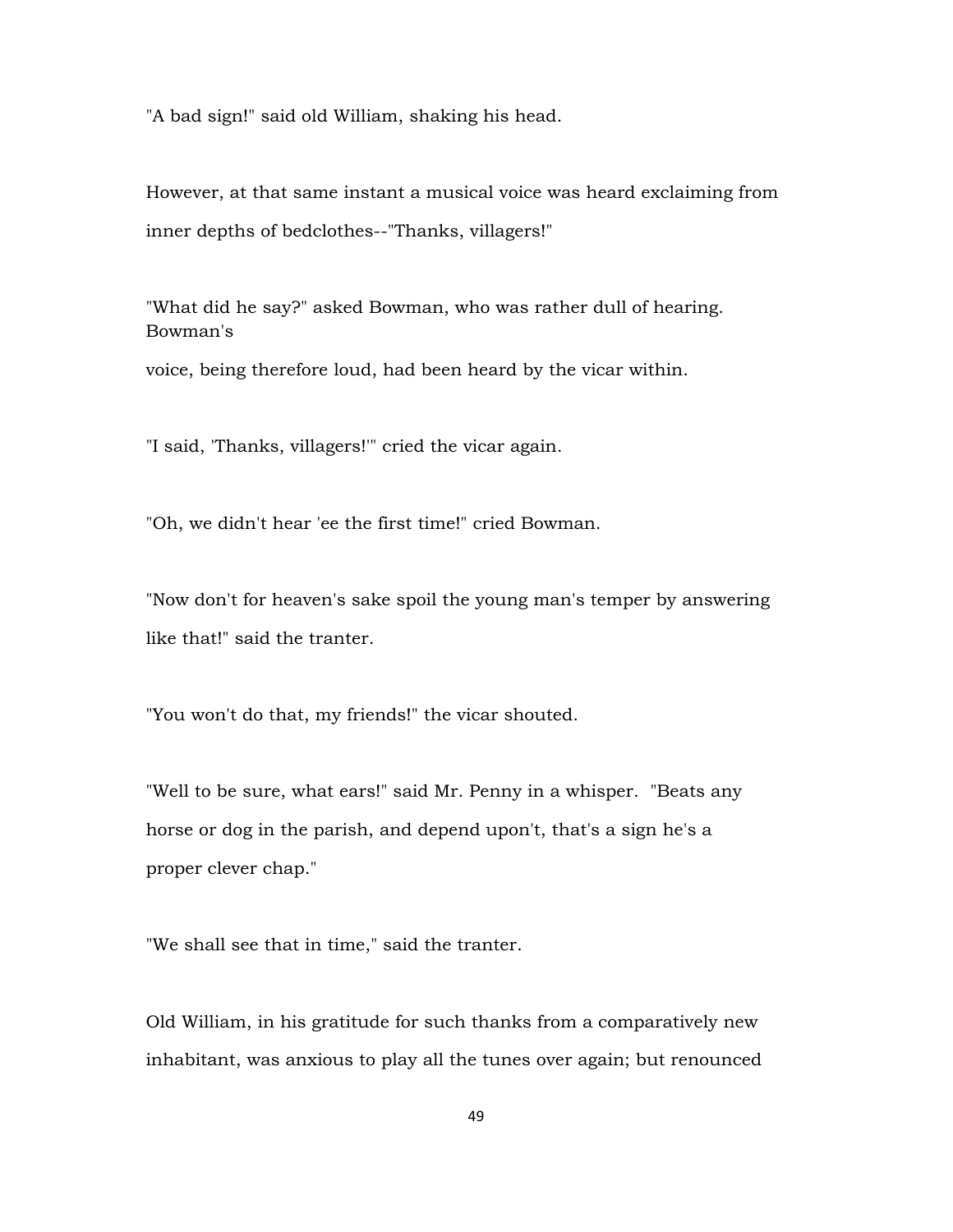"A bad sign!" said old William, shaking his head.

However, at that same instant a musical voice was heard exclaiming from inner depths of bedclothes--"Thanks, villagers!"

"What did he say?" asked Bowman, who was rather dull of hearing. Bowman's voice, being therefore loud, had been heard by the vicar within.

"I said, 'Thanks, villagers!'" cried the vicar again.

"Oh, we didn't hear 'ee the first time!" cried Bowman.

"Now don't for heaven's sake spoil the young man's temper by answering like that!" said the tranter.

"You won't do that, my friends!" the vicar shouted.

"Well to be sure, what ears!" said Mr. Penny in a whisper. "Beats any horse or dog in the parish, and depend upon't, that's a sign he's a proper clever chap."

"We shall see that in time," said the tranter.

Old William, in his gratitude for such thanks from a comparatively new inhabitant, was anxious to play all the tunes over again; but renounced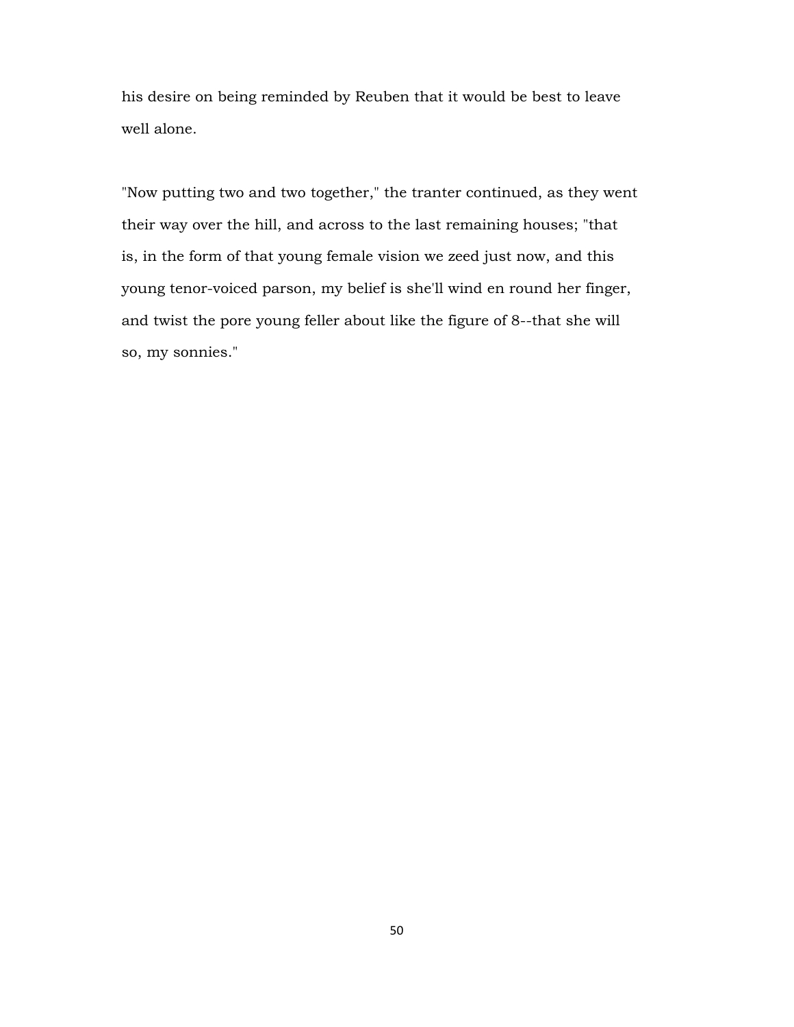his desire on being reminded by Reuben that it would be best to leave well alone.

"Now putting two and two together," the tranter continued, as they went their way over the hill, and across to the last remaining houses; "that is, in the form of that young female vision we zeed just now, and this young tenor-voiced parson, my belief is she'll wind en round her finger, and twist the pore young feller about like the figure of 8--that she will so, my sonnies."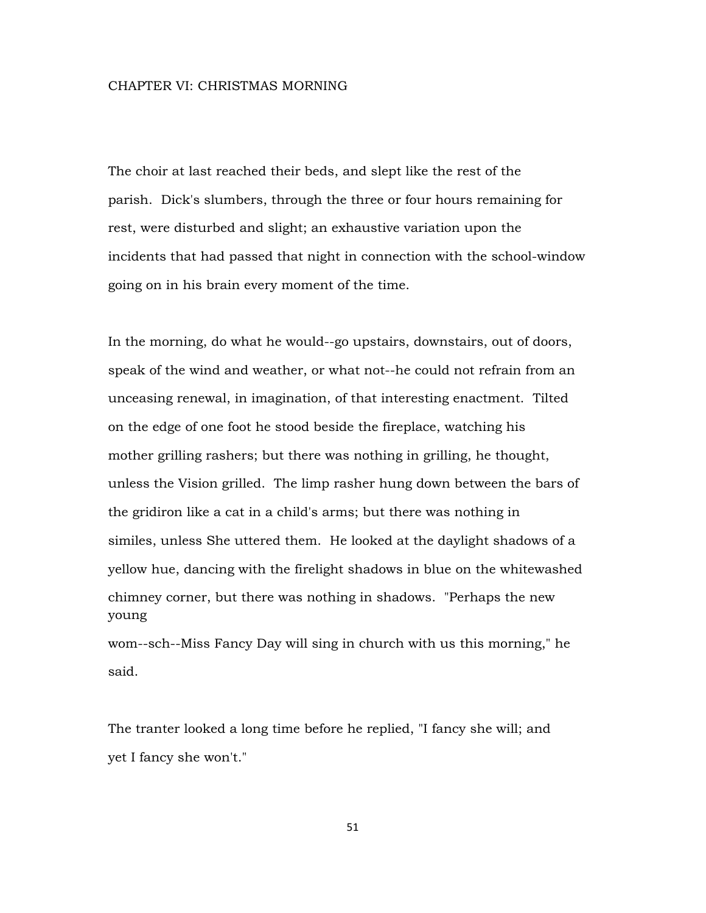## CHAPTER VI: CHRISTMAS MORNING

The choir at last reached their beds, and slept like the rest of the parish. Dick's slumbers, through the three or four hours remaining for rest, were disturbed and slight; an exhaustive variation upon the incidents that had passed that night in connection with the school-window going on in his brain every moment of the time.

In the morning, do what he would--go upstairs, downstairs, out of doors, speak of the wind and weather, or what not--he could not refrain from an unceasing renewal, in imagination, of that interesting enactment. Tilted on the edge of one foot he stood beside the fireplace, watching his mother grilling rashers; but there was nothing in grilling, he thought, unless the Vision grilled. The limp rasher hung down between the bars of the gridiron like a cat in a child's arms; but there was nothing in similes, unless She uttered them. He looked at the daylight shadows of a yellow hue, dancing with the firelight shadows in blue on the whitewashed chimney corner, but there was nothing in shadows. "Perhaps the new young wom--sch--Miss Fancy Day will sing in church with us this morning," he said.

The tranter looked a long time before he replied, "I fancy she will; and yet I fancy she won't."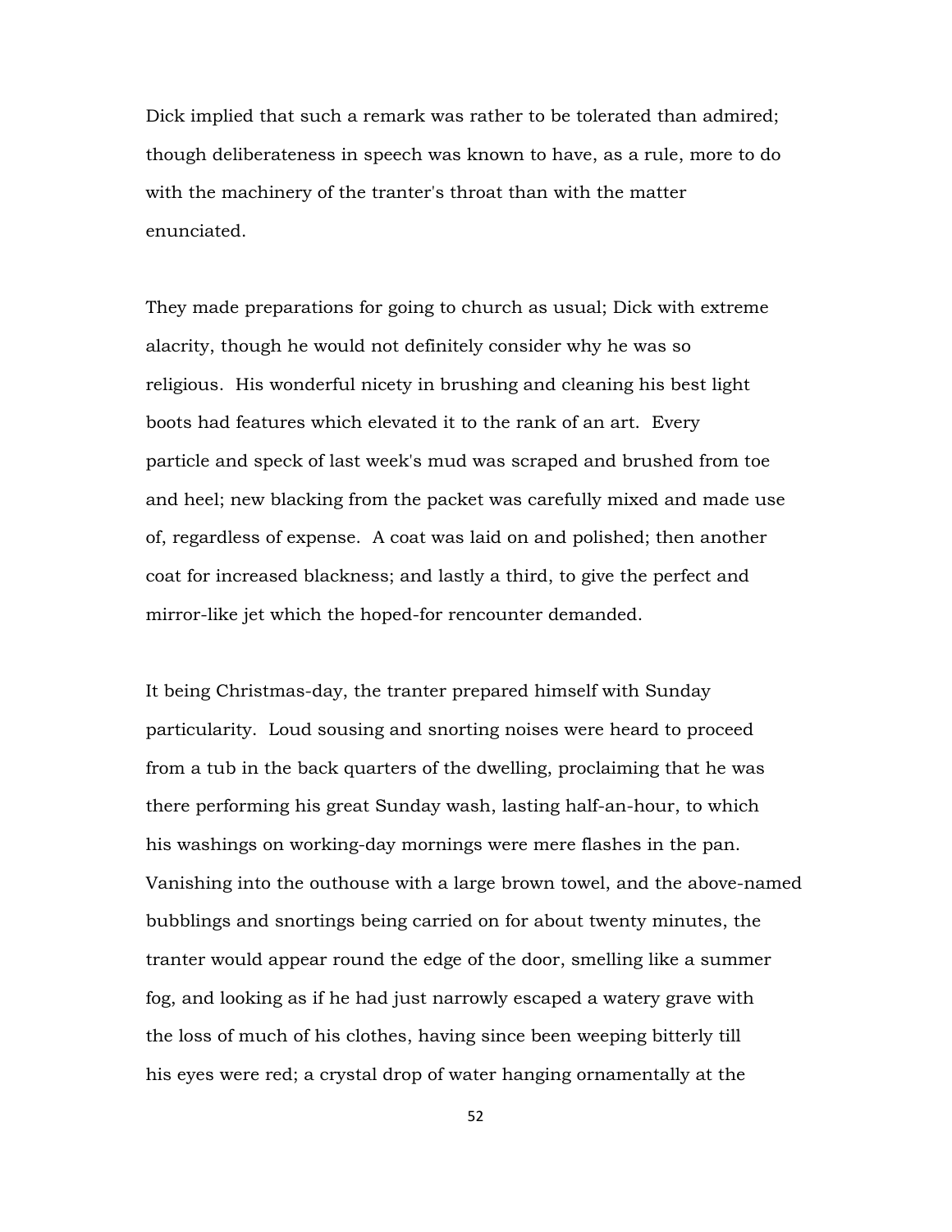Dick implied that such a remark was rather to be tolerated than admired; though deliberateness in speech was known to have, as a rule, more to do with the machinery of the tranter's throat than with the matter enunciated.

They made preparations for going to church as usual; Dick with extreme alacrity, though he would not definitely consider why he was so religious. His wonderful nicety in brushing and cleaning his best light boots had features which elevated it to the rank of an art. Every particle and speck of last week's mud was scraped and brushed from toe and heel; new blacking from the packet was carefully mixed and made use of, regardless of expense. A coat was laid on and polished; then another coat for increased blackness; and lastly a third, to give the perfect and mirror-like jet which the hoped-for rencounter demanded.

It being Christmas-day, the tranter prepared himself with Sunday particularity. Loud sousing and snorting noises were heard to proceed from a tub in the back quarters of the dwelling, proclaiming that he was there performing his great Sunday wash, lasting half-an-hour, to which his washings on working-day mornings were mere flashes in the pan. Vanishing into the outhouse with a large brown towel, and the above-named bubblings and snortings being carried on for about twenty minutes, the tranter would appear round the edge of the door, smelling like a summer fog, and looking as if he had just narrowly escaped a watery grave with the loss of much of his clothes, having since been weeping bitterly till his eyes were red; a crystal drop of water hanging ornamentally at the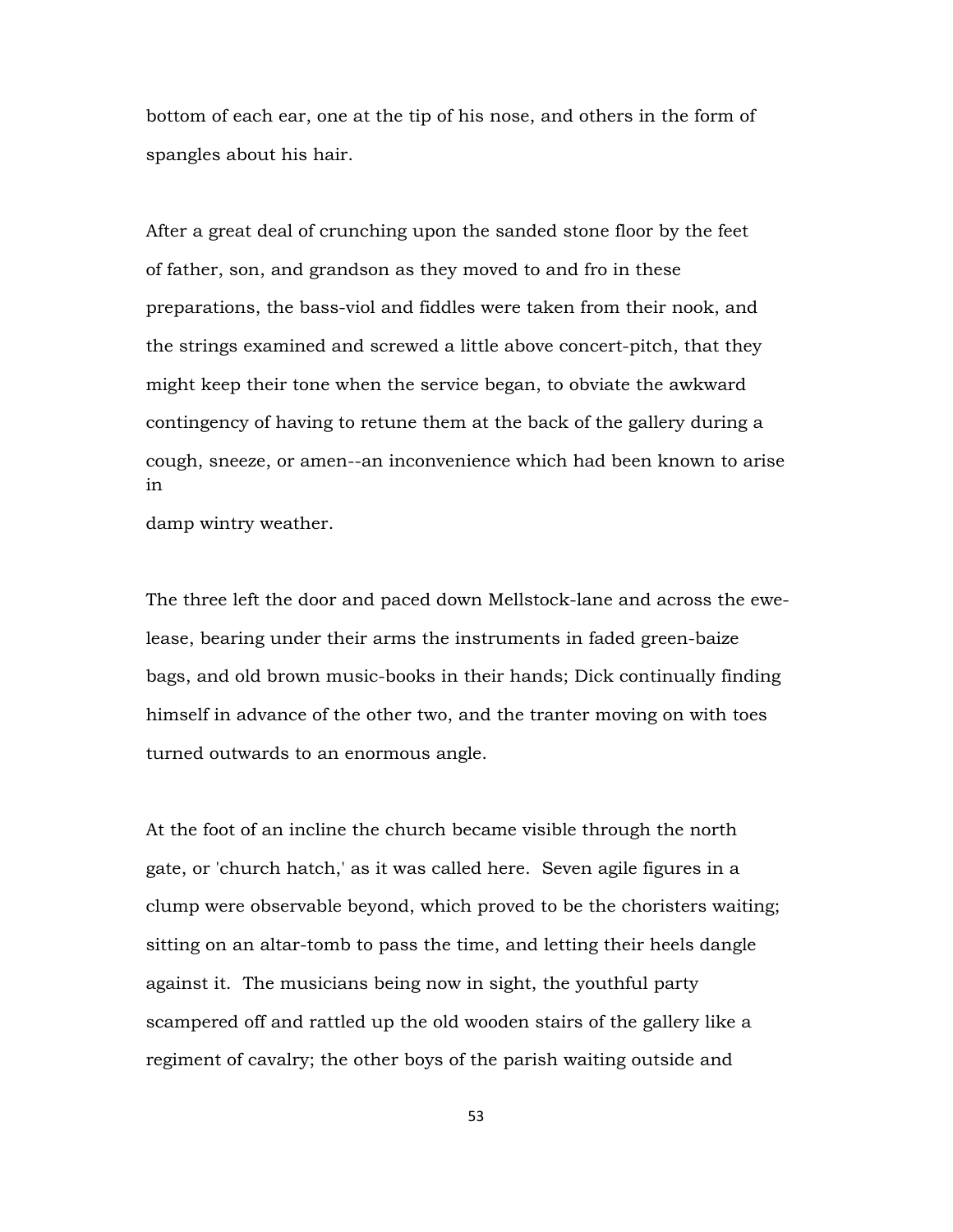bottom of each ear, one at the tip of his nose, and others in the form of spangles about his hair.

After a great deal of crunching upon the sanded stone floor by the feet of father, son, and grandson as they moved to and fro in these preparations, the bass-viol and fiddles were taken from their nook, and the strings examined and screwed a little above concert-pitch, that they might keep their tone when the service began, to obviate the awkward contingency of having to retune them at the back of the gallery during a cough, sneeze, or amen--an inconvenience which had been known to arise in damp wintry weather.

The three left the door and paced down Mellstock-lane and across the ewe-lease, bearing under their arms the instruments in faded green-baize bags, and old brown music-books in their hands; Dick continually finding himself in advance of the other two, and the tranter moving on with toes turned outwards to an enormous angle.

At the foot of an incline the church became visible through the north gate, or 'church hatch,' as it was called here. Seven agile figures in a clump were observable beyond, which proved to be the choristers waiting; sitting on an altar-tomb to pass the time, and letting their heels dangle against it. The musicians being now in sight, the youthful party scampered off and rattled up the old wooden stairs of the gallery like a regiment of cavalry; the other boys of the parish waiting outside and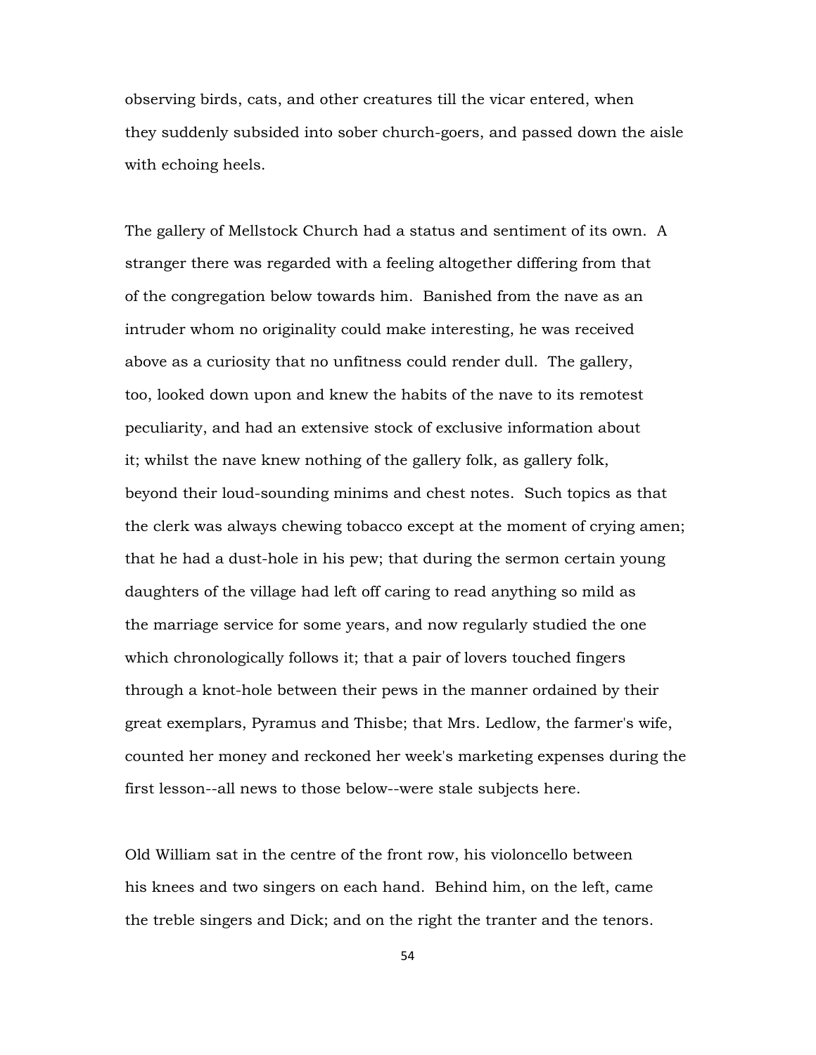observing birds, cats, and other creatures till the vicar entered, when they suddenly subsided into sober church-goers, and passed down the aisle with echoing heels.

The gallery of Mellstock Church had a status and sentiment of its own. A stranger there was regarded with a feeling altogether differing from that of the congregation below towards him. Banished from the nave as an intruder whom no originality could make interesting, he was received above as a curiosity that no unfitness could render dull. The gallery, too, looked down upon and knew the habits of the nave to its remotest peculiarity, and had an extensive stock of exclusive information about it; whilst the nave knew nothing of the gallery folk, as gallery folk, beyond their loud-sounding minims and chest notes. Such topics as that the clerk was always chewing tobacco except at the moment of crying amen; that he had a dust-hole in his pew; that during the sermon certain young daughters of the village had left off caring to read anything so mild as the marriage service for some years, and now regularly studied the one which chronologically follows it; that a pair of lovers touched fingers through a knot-hole between their pews in the manner ordained by their great exemplars, Pyramus and Thisbe; that Mrs. Ledlow, the farmer's wife, counted her money and reckoned her week's marketing expenses during the first lesson--all news to those below--were stale subjects here.

Old William sat in the centre of the front row, his violoncello between his knees and two singers on each hand. Behind him, on the left, came the treble singers and Dick; and on the right the tranter and the tenors.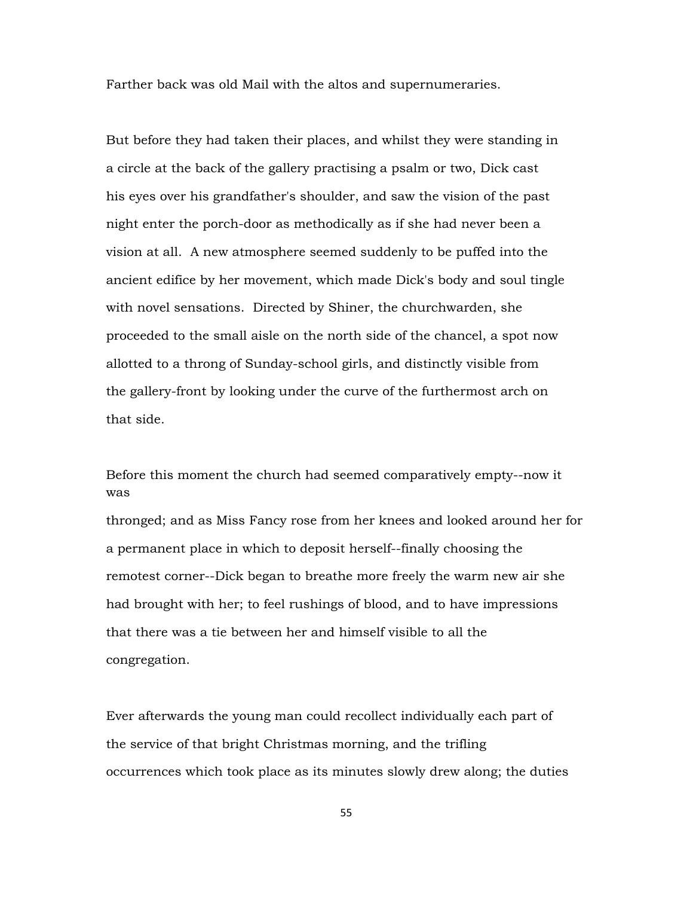Farther back was old Mail with the altos and supernumeraries.

But before they had taken their places, and whilst they were standing in a circle at the back of the gallery practising a psalm or two, Dick cast his eyes over his grandfather's shoulder, and saw the vision of the past night enter the porch-door as methodically as if she had never been a vision at all. A new atmosphere seemed suddenly to be puffed into the ancient edifice by her movement, which made Dick's body and soul tingle with novel sensations. Directed by Shiner, the churchwarden, she proceeded to the small aisle on the north side of the chancel, a spot now allotted to a throng of Sunday-school girls, and distinctly visible from the gallery-front by looking under the curve of the furthermost arch on that side.

Before this moment the church had seemed comparatively empty--now it was thronged; and as Miss Fancy rose from her knees and looked around her for a permanent place in which to deposit herself--finally choosing the remotest corner--Dick began to breathe more freely the warm new air she had brought with her; to feel rushings of blood, and to have impressions that there was a tie between her and himself visible to all the congregation.

Ever afterwards the young man could recollect individually each part of the service of that bright Christmas morning, and the trifling occurrences which took place as its minutes slowly drew along; the duties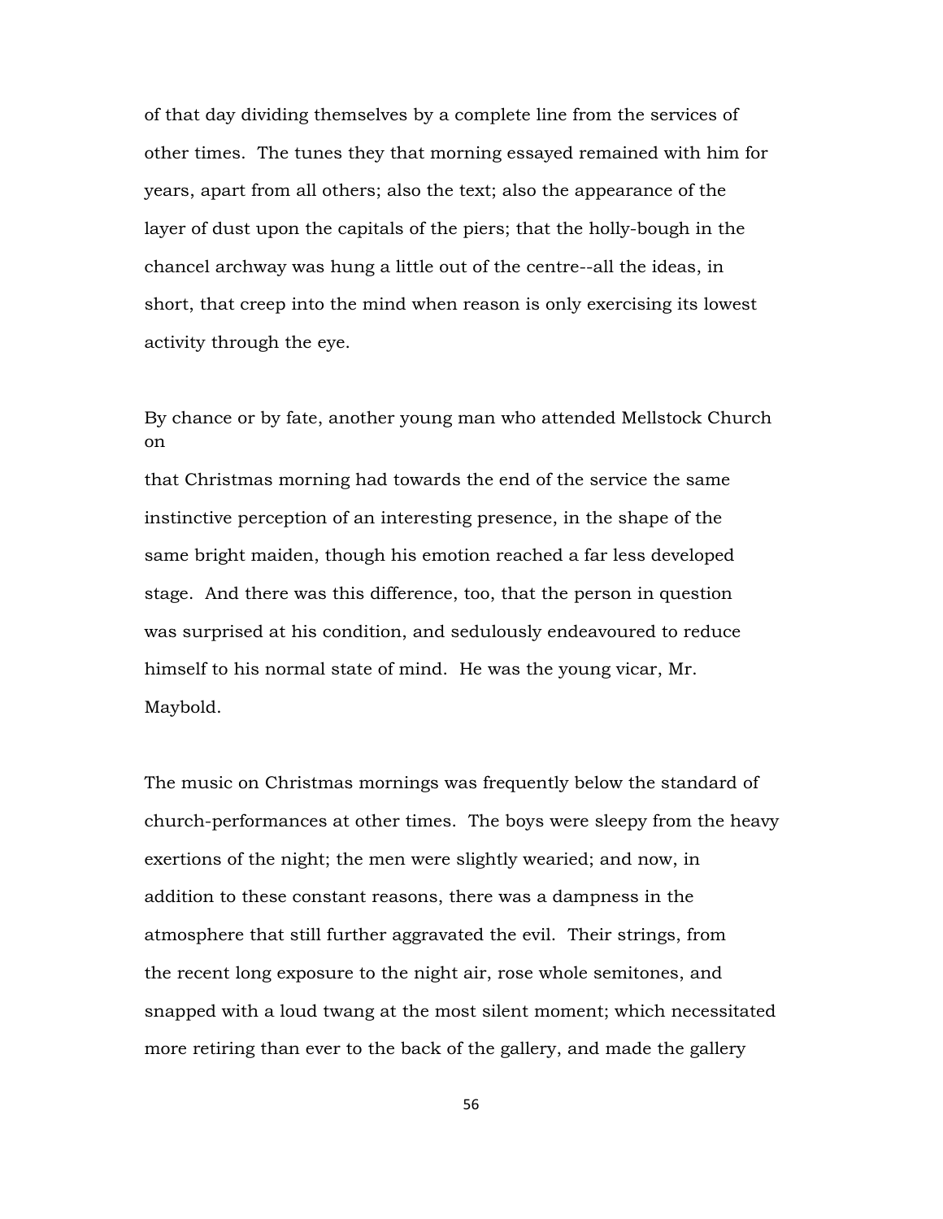of that day dividing themselves by a complete line from the services of other times. The tunes they that morning essayed remained with him for years, apart from all others; also the text; also the appearance of the layer of dust upon the capitals of the piers; that the holly-bough in the chancel archway was hung a little out of the centre--all the ideas, in short, that creep into the mind when reason is only exercising its lowest activity through the eye.

By chance or by fate, another young man who attended Mellstock Church on that Christmas morning had towards the end of the service the same instinctive perception of an interesting presence, in the shape of the same bright maiden, though his emotion reached a far less developed stage. And there was this difference, too, that the person in question was surprised at his condition, and sedulously endeavoured to reduce himself to his normal state of mind. He was the young vicar, Mr. Maybold.

The music on Christmas mornings was frequently below the standard of church-performances at other times. The boys were sleepy from the heavy exertions of the night; the men were slightly wearied; and now, in addition to these constant reasons, there was a dampness in the atmosphere that still further aggravated the evil. Their strings, from the recent long exposure to the night air, rose whole semitones, and snapped with a loud twang at the most silent moment; which necessitated more retiring than ever to the back of the gallery, and made the gallery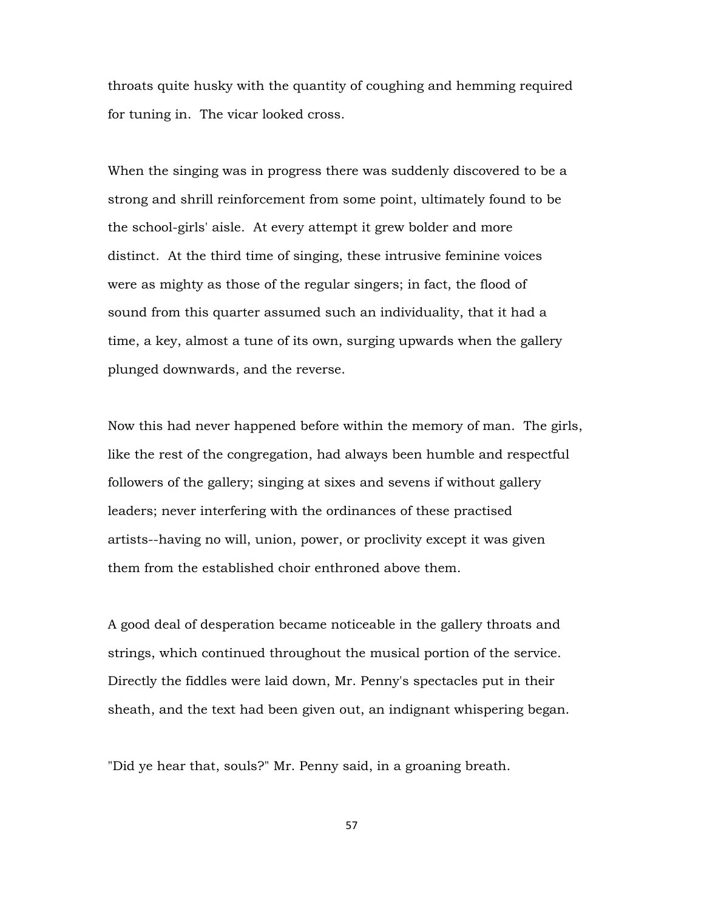throats quite husky with the quantity of coughing and hemming required for tuning in. The vicar looked cross.

When the singing was in progress there was suddenly discovered to be a strong and shrill reinforcement from some point, ultimately found to be the school-girls' aisle. At every attempt it grew bolder and more distinct. At the third time of singing, these intrusive feminine voices were as mighty as those of the regular singers; in fact, the flood of sound from this quarter assumed such an individuality, that it had a time, a key, almost a tune of its own, surging upwards when the gallery plunged downwards, and the reverse.

Now this had never happened before within the memory of man. The girls, like the rest of the congregation, had always been humble and respectful followers of the gallery; singing at sixes and sevens if without gallery leaders; never interfering with the ordinances of these practised artists--having no will, union, power, or proclivity except it was given them from the established choir enthroned above them.

A good deal of desperation became noticeable in the gallery throats and strings, which continued throughout the musical portion of the service. Directly the fiddles were laid down, Mr. Penny's spectacles put in their sheath, and the text had been given out, an indignant whispering began.

"Did ye hear that, souls?" Mr. Penny said, in a groaning breath.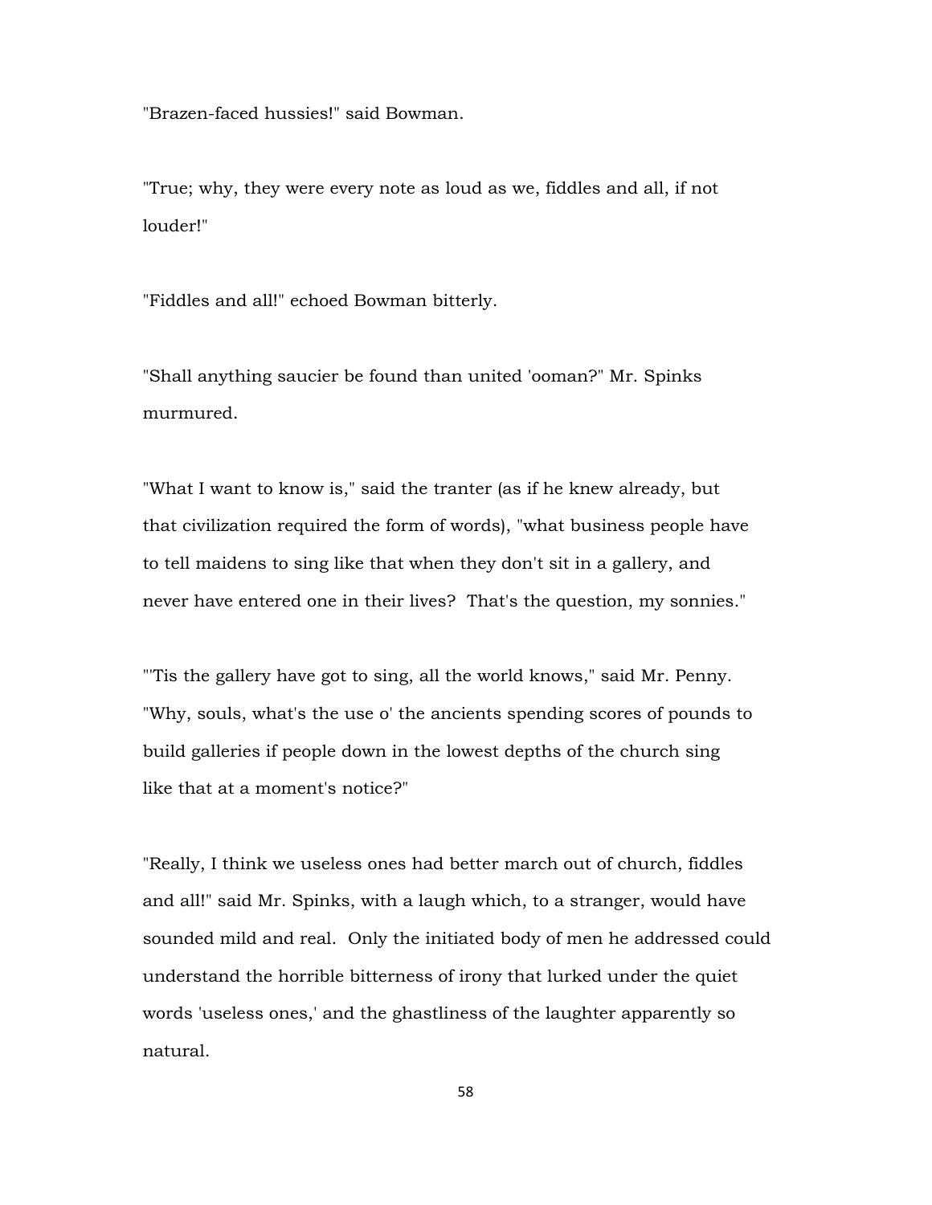"Brazen-faced hussies!" said Bowman.

"True; why, they were every note as loud as we, fiddles and all, if not louder!"

"Fiddles and all!" echoed Bowman bitterly.

"Shall anything saucier be found than united 'ooman?" Mr. Spinks murmured.

"What I want to know is," said the tranter (as if he knew already, but that civilization required the form of words), "what business people have to tell maidens to sing like that when they don't sit in a gallery, and never have entered one in their lives? That's the question, my sonnies."

"'Tis the gallery have got to sing, all the world knows," said Mr. Penny. "Why, souls, what's the use o' the ancients spending scores of pounds to build galleries if people down in the lowest depths of the church sing like that at a moment's notice?"

"Really, I think we useless ones had better march out of church, fiddles and all!" said Mr. Spinks, with a laugh which, to a stranger, would have sounded mild and real. Only the initiated body of men he addressed could understand the horrible bitterness of irony that lurked under the quiet words 'useless ones,' and the ghastliness of the laughter apparently so natural.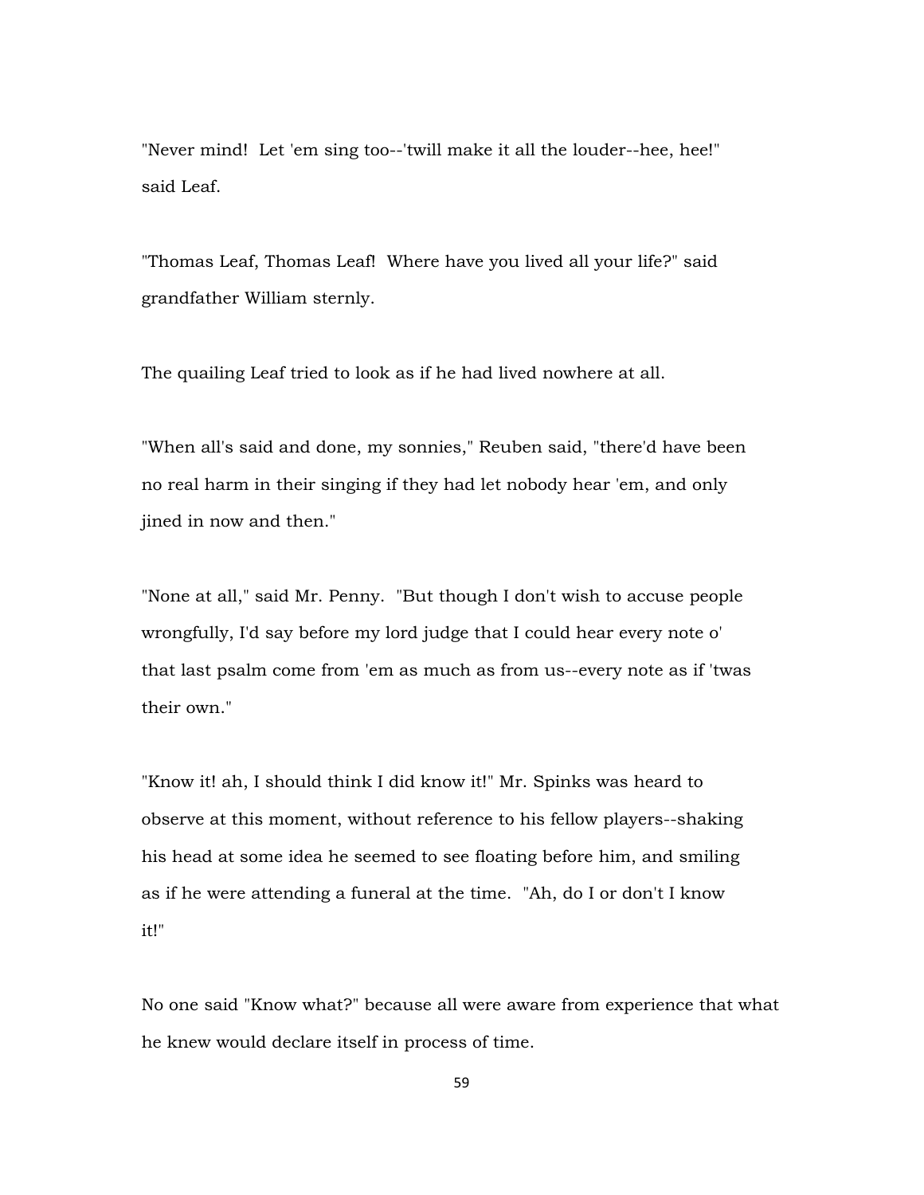"Never mind!  Let 'em sing too--'twill make it all the louder--hee, hee!" said Leaf.

"Thomas Leaf, Thomas Leaf!  Where have you lived all your life?" said grandfather William sternly.

The quailing Leaf tried to look as if he had lived nowhere at all.

"When all's said and done, my sonnies," Reuben said, "there'd have been no real harm in their singing if they had let nobody hear 'em, and only jined in now and then."

"None at all," said Mr. Penny.  "But though I don't wish to accuse people wrongfully, I'd say before my lord judge that I could hear every note o' that last psalm come from 'em as much as from us--every note as if 'twas their own."

"Know it! ah, I should think I did know it!" Mr. Spinks was heard to observe at this moment, without reference to his fellow players--shaking his head at some idea he seemed to see floating before him, and smiling as if he were attending a funeral at the time.  "Ah, do I or don't I know it!"

No one said "Know what?" because all were aware from experience that what he knew would declare itself in process of time.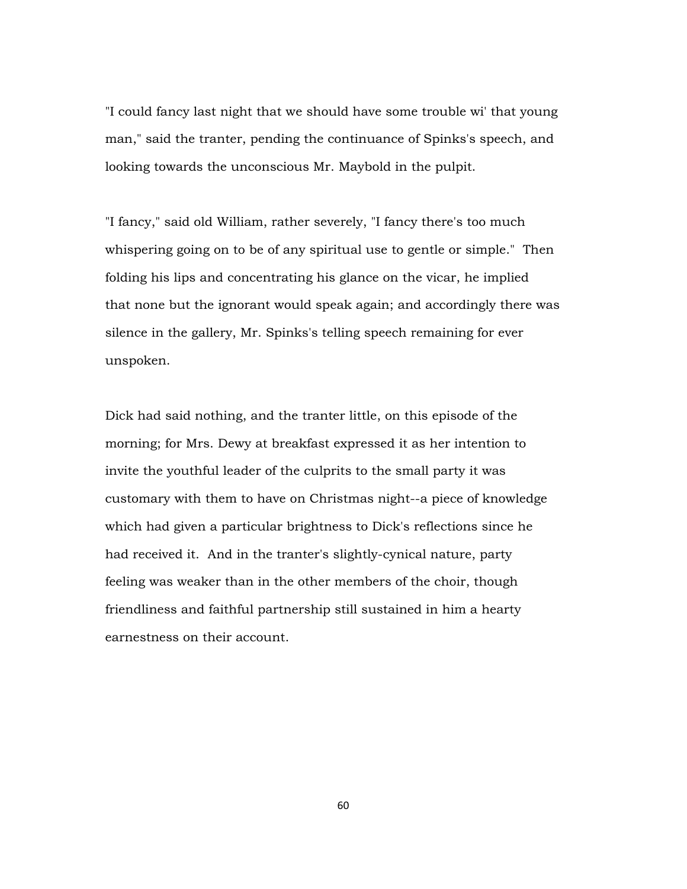"I could fancy last night that we should have some trouble wi' that young man," said the tranter, pending the continuance of Spinks's speech, and looking towards the unconscious Mr. Maybold in the pulpit.

"I fancy," said old William, rather severely, "I fancy there's too much whispering going on to be of any spiritual use to gentle or simple." Then folding his lips and concentrating his glance on the vicar, he implied that none but the ignorant would speak again; and accordingly there was silence in the gallery, Mr. Spinks's telling speech remaining for ever unspoken.

Dick had said nothing, and the tranter little, on this episode of the morning; for Mrs. Dewy at breakfast expressed it as her intention to invite the youthful leader of the culprits to the small party it was customary with them to have on Christmas night--a piece of knowledge which had given a particular brightness to Dick's reflections since he had received it. And in the tranter's slightly-cynical nature, party feeling was weaker than in the other members of the choir, though friendliness and faithful partnership still sustained in him a hearty earnestness on their account.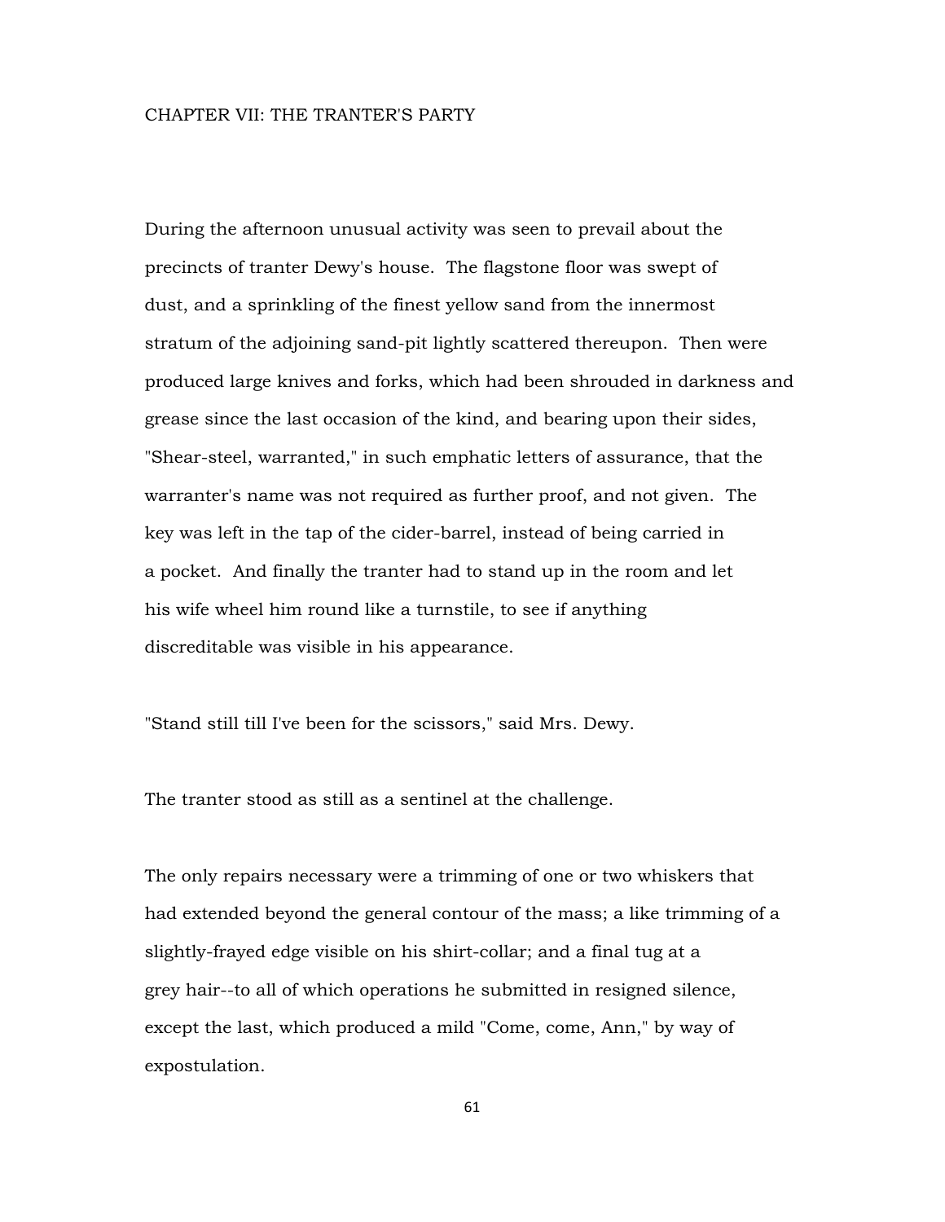## CHAPTER VII: THE TRANTER'S PARTY

During the afternoon unusual activity was seen to prevail about the precincts of tranter Dewy's house. The flagstone floor was swept of dust, and a sprinkling of the finest yellow sand from the innermost stratum of the adjoining sand-pit lightly scattered thereupon. Then were produced large knives and forks, which had been shrouded in darkness and grease since the last occasion of the kind, and bearing upon their sides, "Shear-steel, warranted," in such emphatic letters of assurance, that the warranter's name was not required as further proof, and not given. The key was left in the tap of the cider-barrel, instead of being carried in a pocket. And finally the tranter had to stand up in the room and let his wife wheel him round like a turnstile, to see if anything discreditable was visible in his appearance.

"Stand still till I've been for the scissors," said Mrs. Dewy.

The tranter stood as still as a sentinel at the challenge.

The only repairs necessary were a trimming of one or two whiskers that had extended beyond the general contour of the mass; a like trimming of a slightly-frayed edge visible on his shirt-collar; and a final tug at a grey hair--to all of which operations he submitted in resigned silence, except the last, which produced a mild "Come, come, Ann," by way of expostulation.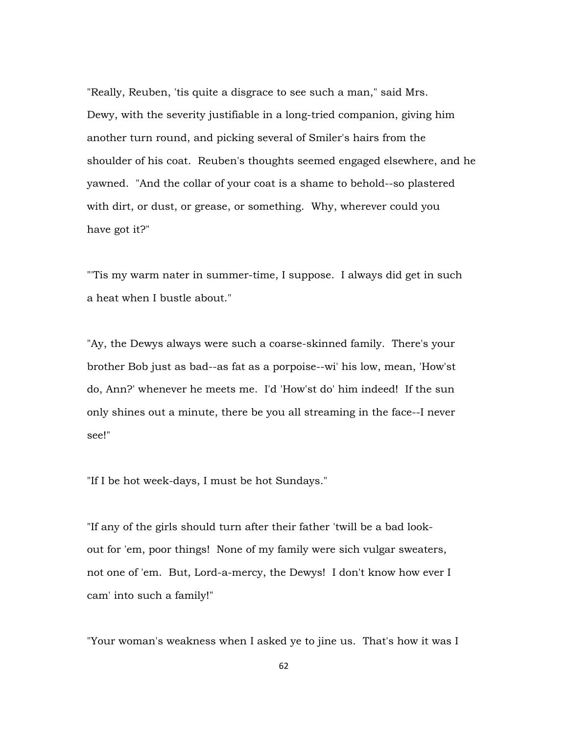"Really, Reuben, 'tis quite a disgrace to see such a man," said Mrs. Dewy, with the severity justifiable in a long-tried companion, giving him another turn round, and picking several of Smiler's hairs from the shoulder of his coat. Reuben's thoughts seemed engaged elsewhere, and he yawned. "And the collar of your coat is a shame to behold--so plastered with dirt, or dust, or grease, or something. Why, wherever could you have got it?"

"'Tis my warm nater in summer-time, I suppose. I always did get in such a heat when I bustle about."

"Ay, the Dewys always were such a coarse-skinned family. There's your brother Bob just as bad--as fat as a porpoise--wi' his low, mean, 'How'st do, Ann?' whenever he meets me. I'd 'How'st do' him indeed! If the sun only shines out a minute, there be you all streaming in the face--I never see!"

"If I be hot week-days, I must be hot Sundays."

"If any of the girls should turn after their father 'twill be a bad look-out for 'em, poor things! None of my family were sich vulgar sweaters, not one of 'em. But, Lord-a-mercy, the Dewys! I don't know how ever I cam' into such a family!"

"Your woman's weakness when I asked ye to jine us. That's how it was I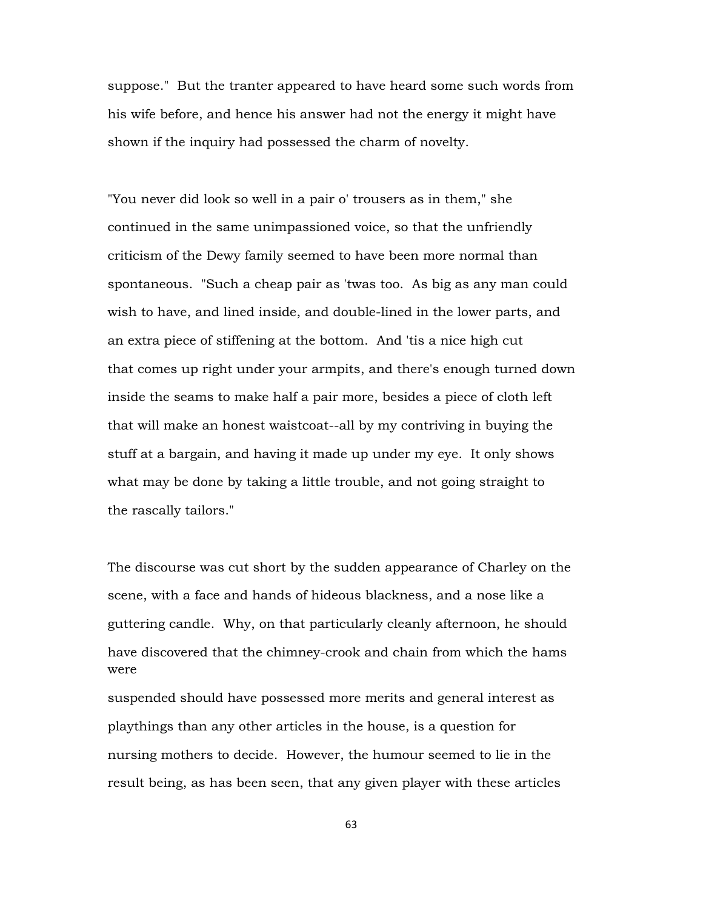suppose." But the tranter appeared to have heard some such words from his wife before, and hence his answer had not the energy it might have shown if the inquiry had possessed the charm of novelty.

"You never did look so well in a pair o' trousers as in them," she continued in the same unimpassioned voice, so that the unfriendly criticism of the Dewy family seemed to have been more normal than spontaneous. "Such a cheap pair as 'twas too. As big as any man could wish to have, and lined inside, and double-lined in the lower parts, and an extra piece of stiffening at the bottom. And 'tis a nice high cut that comes up right under your armpits, and there's enough turned down inside the seams to make half a pair more, besides a piece of cloth left that will make an honest waistcoat--all by my contriving in buying the stuff at a bargain, and having it made up under my eye. It only shows what may be done by taking a little trouble, and not going straight to the rascally tailors."

The discourse was cut short by the sudden appearance of Charley on the scene, with a face and hands of hideous blackness, and a nose like a guttering candle. Why, on that particularly cleanly afternoon, he should have discovered that the chimney-crook and chain from which the hams were suspended should have possessed more merits and general interest as playthings than any other articles in the house, is a question for nursing mothers to decide. However, the humour seemed to lie in the result being, as has been seen, that any given player with these articles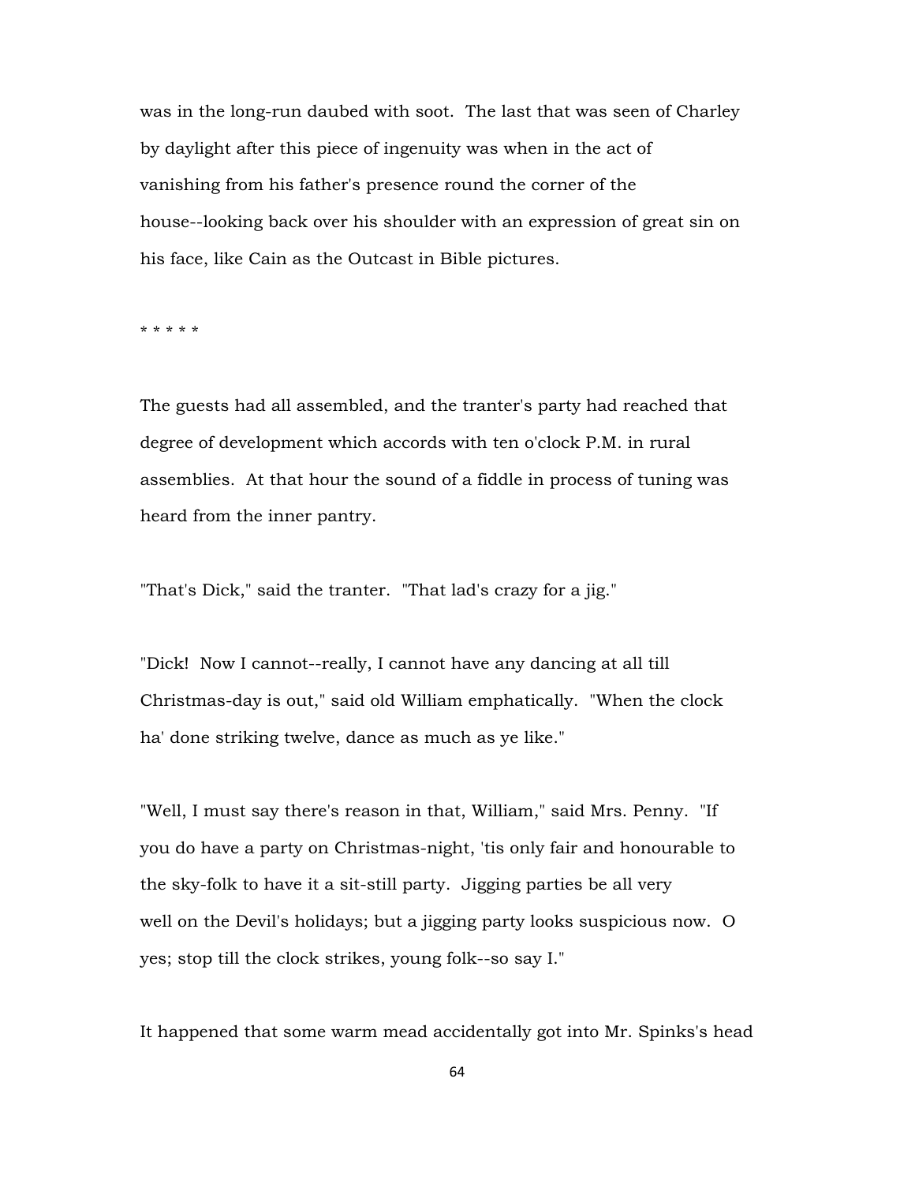was in the long-run daubed with soot. The last that was seen of Charley by daylight after this piece of ingenuity was when in the act of vanishing from his father's presence round the corner of the house--looking back over his shoulder with an expression of great sin on his face, like Cain as the Outcast in Bible pictures.

* * * * *

The guests had all assembled, and the tranter's party had reached that degree of development which accords with ten o'clock P.M. in rural assemblies. At that hour the sound of a fiddle in process of tuning was heard from the inner pantry.

"That's Dick," said the tranter. "That lad's crazy for a jig."

"Dick! Now I cannot--really, I cannot have any dancing at all till Christmas-day is out," said old William emphatically. "When the clock ha' done striking twelve, dance as much as ye like."

"Well, I must say there's reason in that, William," said Mrs. Penny. "If you do have a party on Christmas-night, 'tis only fair and honourable to the sky-folk to have it a sit-still party. Jigging parties be all very well on the Devil's holidays; but a jigging party looks suspicious now. O yes; stop till the clock strikes, young folk--so say I."

It happened that some warm mead accidentally got into Mr. Spinks's head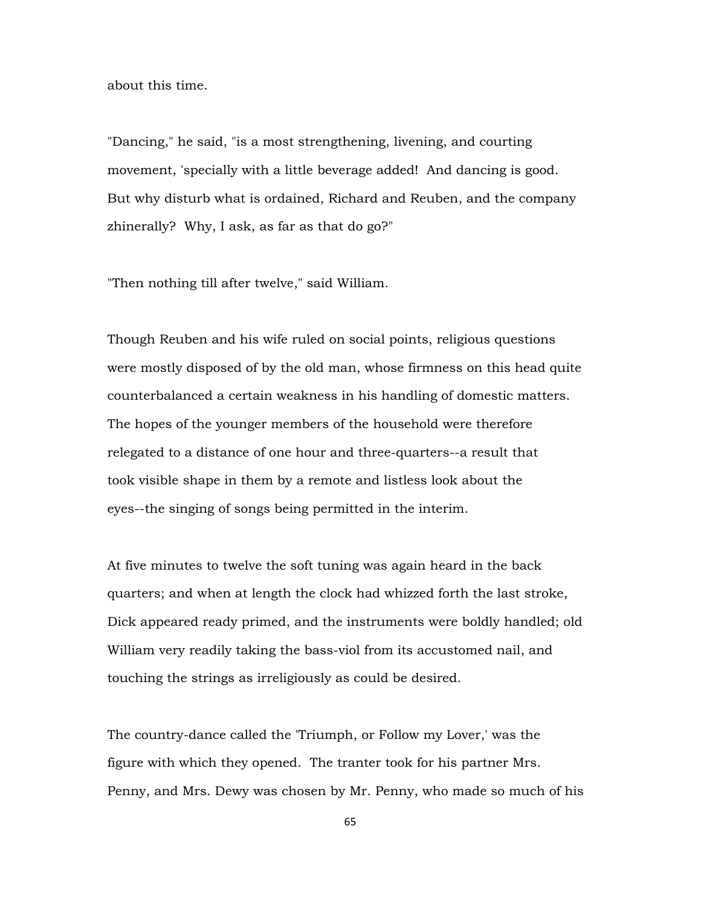about this time.

"Dancing," he said, "is a most strengthening, livening, and courting movement, 'specially with a little beverage added! And dancing is good. But why disturb what is ordained, Richard and Reuben, and the company zhinerally? Why, I ask, as far as that do go?"

"Then nothing till after twelve," said William.

Though Reuben and his wife ruled on social points, religious questions were mostly disposed of by the old man, whose firmness on this head quite counterbalanced a certain weakness in his handling of domestic matters. The hopes of the younger members of the household were therefore relegated to a distance of one hour and three-quarters--a result that took visible shape in them by a remote and listless look about the eyes--the singing of songs being permitted in the interim.

At five minutes to twelve the soft tuning was again heard in the back quarters; and when at length the clock had whizzed forth the last stroke, Dick appeared ready primed, and the instruments were boldly handled; old William very readily taking the bass-viol from its accustomed nail, and touching the strings as irreligiously as could be desired.

The country-dance called the 'Triumph, or Follow my Lover,' was the figure with which they opened. The tranter took for his partner Mrs. Penny, and Mrs. Dewy was chosen by Mr. Penny, who made so much of his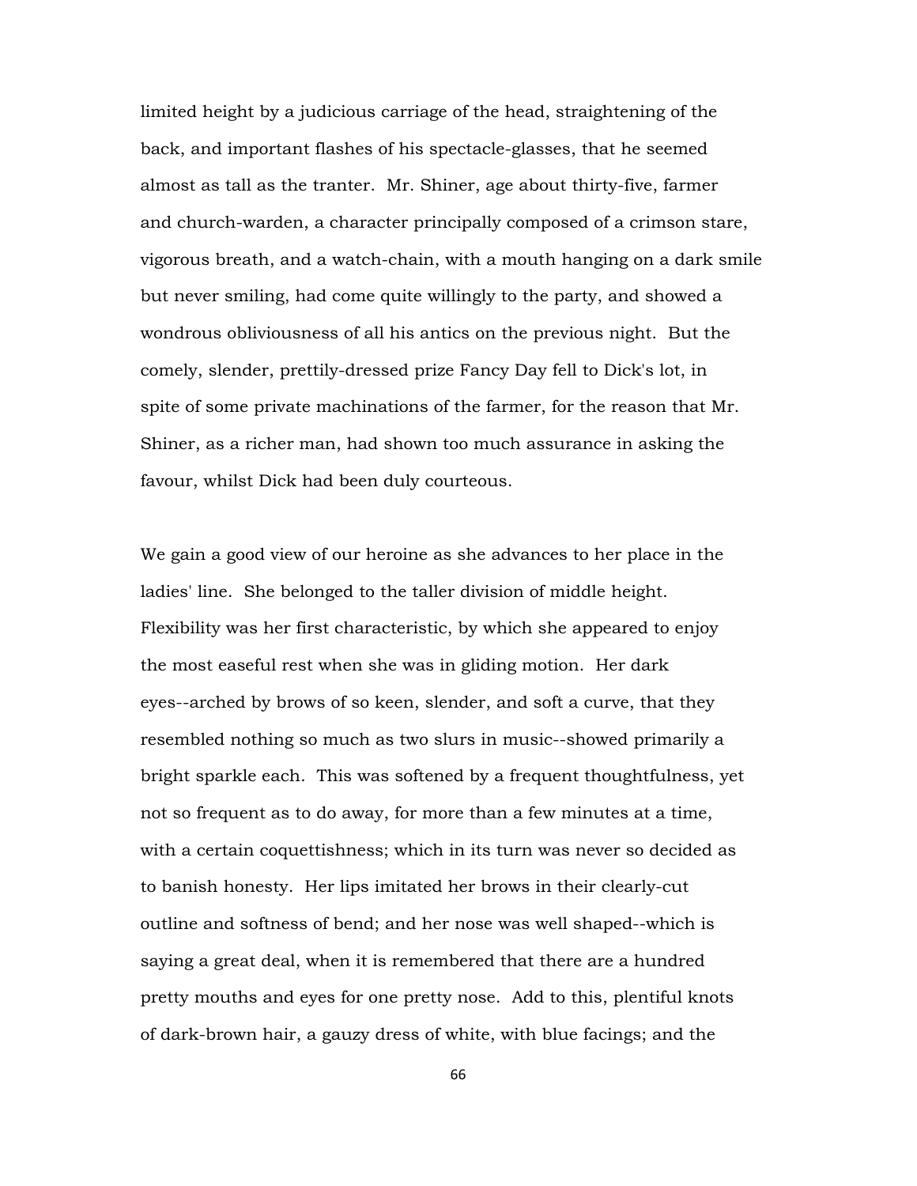limited height by a judicious carriage of the head, straightening of the back, and important flashes of his spectacle-glasses, that he seemed almost as tall as the tranter. Mr. Shiner, age about thirty-five, farmer and church-warden, a character principally composed of a crimson stare, vigorous breath, and a watch-chain, with a mouth hanging on a dark smile but never smiling, had come quite willingly to the party, and showed a wondrous obliviousness of all his antics on the previous night. But the comely, slender, prettily-dressed prize Fancy Day fell to Dick's lot, in spite of some private machinations of the farmer, for the reason that Mr. Shiner, as a richer man, had shown too much assurance in asking the favour, whilst Dick had been duly courteous.

We gain a good view of our heroine as she advances to her place in the ladies' line. She belonged to the taller division of middle height. Flexibility was her first characteristic, by which she appeared to enjoy the most easeful rest when she was in gliding motion. Her dark eyes--arched by brows of so keen, slender, and soft a curve, that they resembled nothing so much as two slurs in music--showed primarily a bright sparkle each. This was softened by a frequent thoughtfulness, yet not so frequent as to do away, for more than a few minutes at a time, with a certain coquettishness; which in its turn was never so decided as to banish honesty. Her lips imitated her brows in their clearly-cut outline and softness of bend; and her nose was well shaped--which is saying a great deal, when it is remembered that there are a hundred pretty mouths and eyes for one pretty nose. Add to this, plentiful knots of dark-brown hair, a gauzy dress of white, with blue facings; and the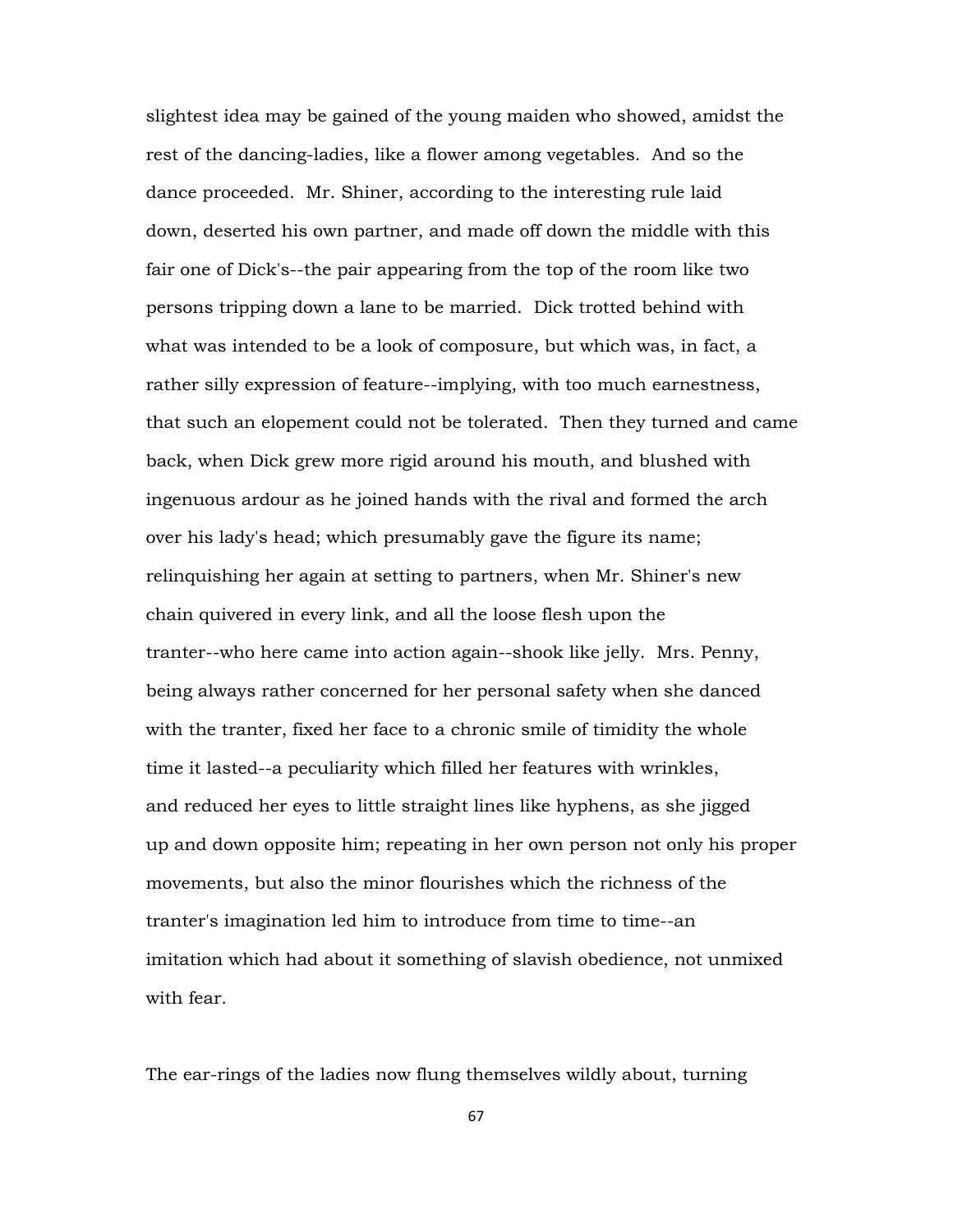slightest idea may be gained of the young maiden who showed, amidst the rest of the dancing-ladies, like a flower among vegetables. And so the dance proceeded. Mr. Shiner, according to the interesting rule laid down, deserted his own partner, and made off down the middle with this fair one of Dick's--the pair appearing from the top of the room like two persons tripping down a lane to be married. Dick trotted behind with what was intended to be a look of composure, but which was, in fact, a rather silly expression of feature--implying, with too much earnestness, that such an elopement could not be tolerated. Then they turned and came back, when Dick grew more rigid around his mouth, and blushed with ingenuous ardour as he joined hands with the rival and formed the arch over his lady's head; which presumably gave the figure its name; relinquishing her again at setting to partners, when Mr. Shiner's new chain quivered in every link, and all the loose flesh upon the tranter--who here came into action again--shook like jelly. Mrs. Penny, being always rather concerned for her personal safety when she danced with the tranter, fixed her face to a chronic smile of timidity the whole time it lasted--a peculiarity which filled her features with wrinkles, and reduced her eyes to little straight lines like hyphens, as she jigged up and down opposite him; repeating in her own person not only his proper movements, but also the minor flourishes which the richness of the tranter's imagination led him to introduce from time to time--an imitation which had about it something of slavish obedience, not unmixed with fear.

The ear-rings of the ladies now flung themselves wildly about, turning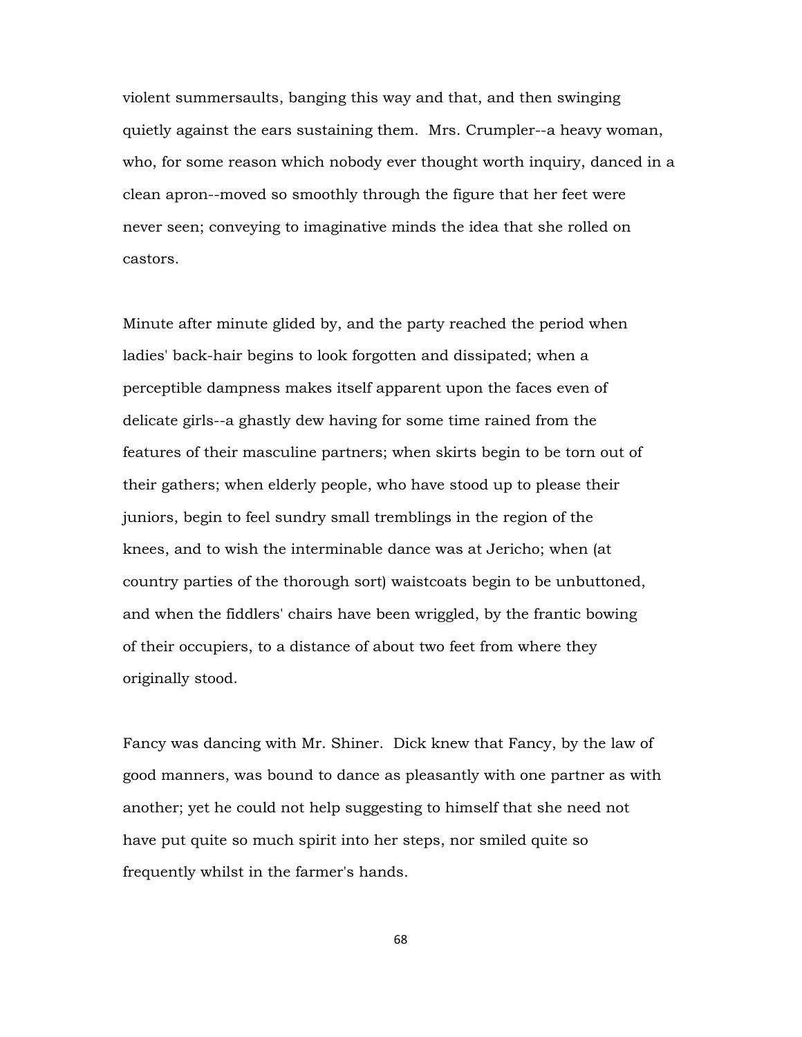violent summersaults, banging this way and that, and then swinging quietly against the ears sustaining them. Mrs. Crumpler--a heavy woman, who, for some reason which nobody ever thought worth inquiry, danced in a clean apron--moved so smoothly through the figure that her feet were never seen; conveying to imaginative minds the idea that she rolled on castors.

Minute after minute glided by, and the party reached the period when ladies' back-hair begins to look forgotten and dissipated; when a perceptible dampness makes itself apparent upon the faces even of delicate girls--a ghastly dew having for some time rained from the features of their masculine partners; when skirts begin to be torn out of their gathers; when elderly people, who have stood up to please their juniors, begin to feel sundry small tremblings in the region of the knees, and to wish the interminable dance was at Jericho; when (at country parties of the thorough sort) waistcoats begin to be unbuttoned, and when the fiddlers' chairs have been wriggled, by the frantic bowing of their occupiers, to a distance of about two feet from where they originally stood.

Fancy was dancing with Mr. Shiner. Dick knew that Fancy, by the law of good manners, was bound to dance as pleasantly with one partner as with another; yet he could not help suggesting to himself that she need not have put quite so much spirit into her steps, nor smiled quite so frequently whilst in the farmer's hands.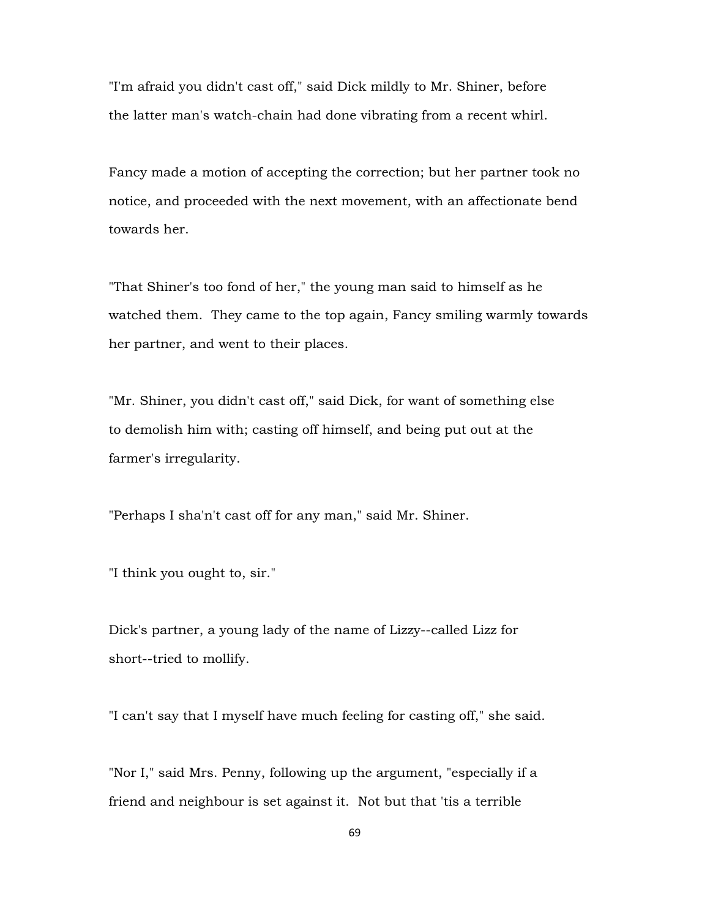"I'm afraid you didn't cast off," said Dick mildly to Mr. Shiner, before the latter man's watch-chain had done vibrating from a recent whirl.

Fancy made a motion of accepting the correction; but her partner took no notice, and proceeded with the next movement, with an affectionate bend towards her.

"That Shiner's too fond of her," the young man said to himself as he watched them. They came to the top again, Fancy smiling warmly towards her partner, and went to their places.

"Mr. Shiner, you didn't cast off," said Dick, for want of something else to demolish him with; casting off himself, and being put out at the farmer's irregularity.

"Perhaps I sha'n't cast off for any man," said Mr. Shiner.

"I think you ought to, sir."

Dick's partner, a young lady of the name of Lizzy--called Lizz for short--tried to mollify.

"I can't say that I myself have much feeling for casting off," she said.

"Nor I," said Mrs. Penny, following up the argument, "especially if a friend and neighbour is set against it. Not but that 'tis a terrible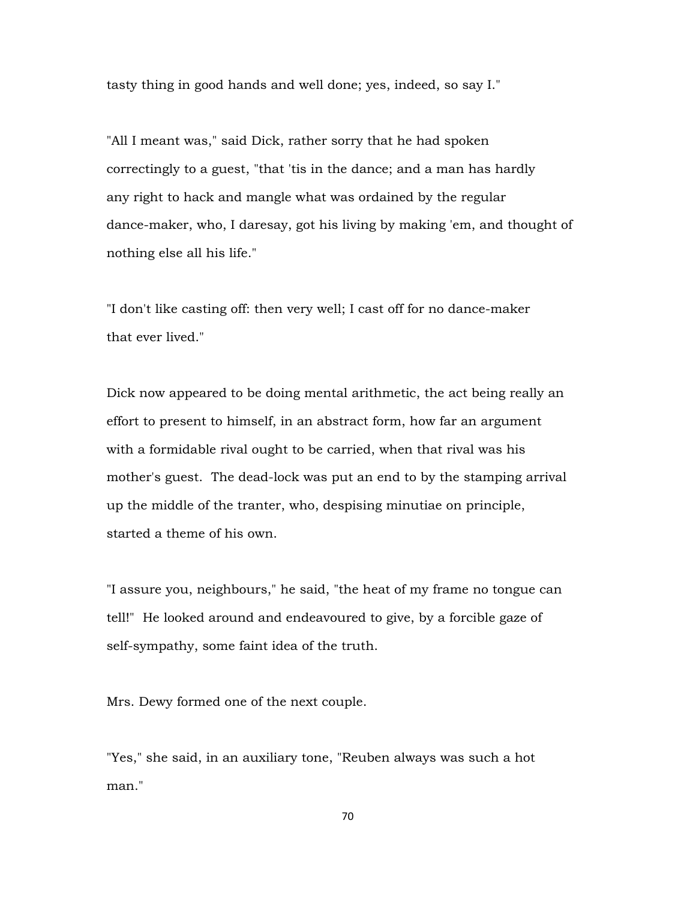tasty thing in good hands and well done; yes, indeed, so say I."

"All I meant was," said Dick, rather sorry that he had spoken correctingly to a guest, "that 'tis in the dance; and a man has hardly any right to hack and mangle what was ordained by the regular dance-maker, who, I daresay, got his living by making 'em, and thought of nothing else all his life."

"I don't like casting off: then very well; I cast off for no dance-maker that ever lived."

Dick now appeared to be doing mental arithmetic, the act being really an effort to present to himself, in an abstract form, how far an argument with a formidable rival ought to be carried, when that rival was his mother's guest. The dead-lock was put an end to by the stamping arrival up the middle of the tranter, who, despising minutiae on principle, started a theme of his own.

"I assure you, neighbours," he said, "the heat of my frame no tongue can tell!" He looked around and endeavoured to give, by a forcible gaze of self-sympathy, some faint idea of the truth.

Mrs. Dewy formed one of the next couple.

"Yes," she said, in an auxiliary tone, "Reuben always was such a hot man."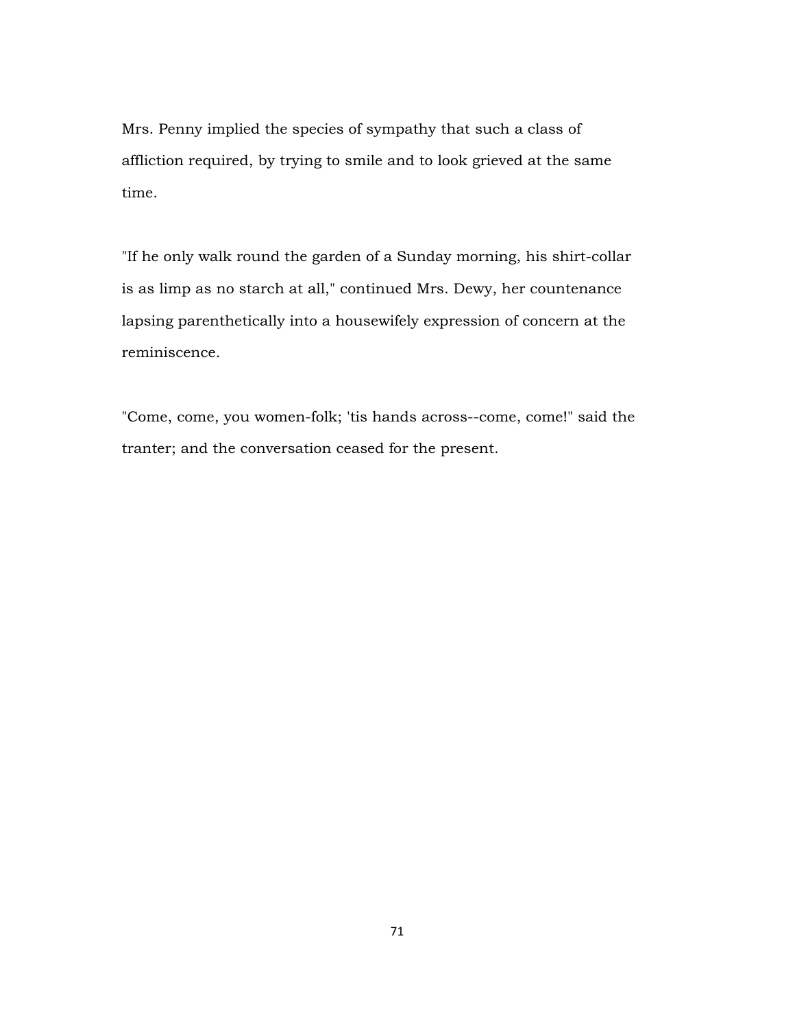Mrs. Penny implied the species of sympathy that such a class of affliction required, by trying to smile and to look grieved at the same time.

"If he only walk round the garden of a Sunday morning, his shirt-collar is as limp as no starch at all," continued Mrs. Dewy, her countenance lapsing parenthetically into a housewifely expression of concern at the reminiscence.

"Come, come, you women-folk; 'tis hands across--come, come!" said the tranter; and the conversation ceased for the present.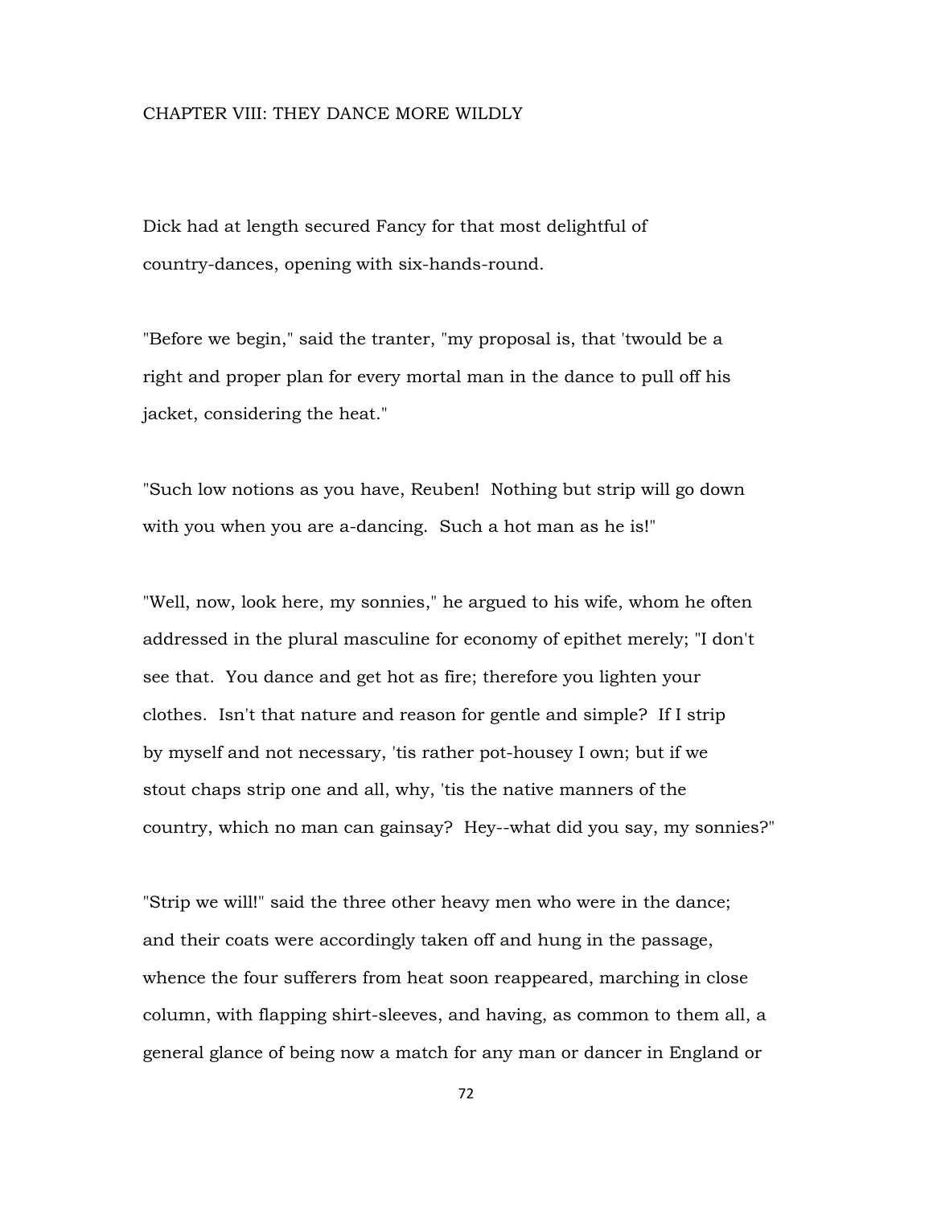## CHAPTER VIII: THEY DANCE MORE WILDLY

Dick had at length secured Fancy for that most delightful of country-dances, opening with six-hands-round.

"Before we begin," said the tranter, "my proposal is, that 'twould be a right and proper plan for every mortal man in the dance to pull off his jacket, considering the heat."

"Such low notions as you have, Reuben! Nothing but strip will go down with you when you are a-dancing. Such a hot man as he is!"

"Well, now, look here, my sonnies," he argued to his wife, whom he often addressed in the plural masculine for economy of epithet merely; "I don't see that. You dance and get hot as fire; therefore you lighten your clothes. Isn't that nature and reason for gentle and simple? If I strip by myself and not necessary, 'tis rather pot-housey I own; but if we stout chaps strip one and all, why, 'tis the native manners of the country, which no man can gainsay? Hey--what did you say, my sonnies?"

"Strip we will!" said the three other heavy men who were in the dance; and their coats were accordingly taken off and hung in the passage, whence the four sufferers from heat soon reappeared, marching in close column, with flapping shirt-sleeves, and having, as common to them all, a general glance of being now a match for any man or dancer in England or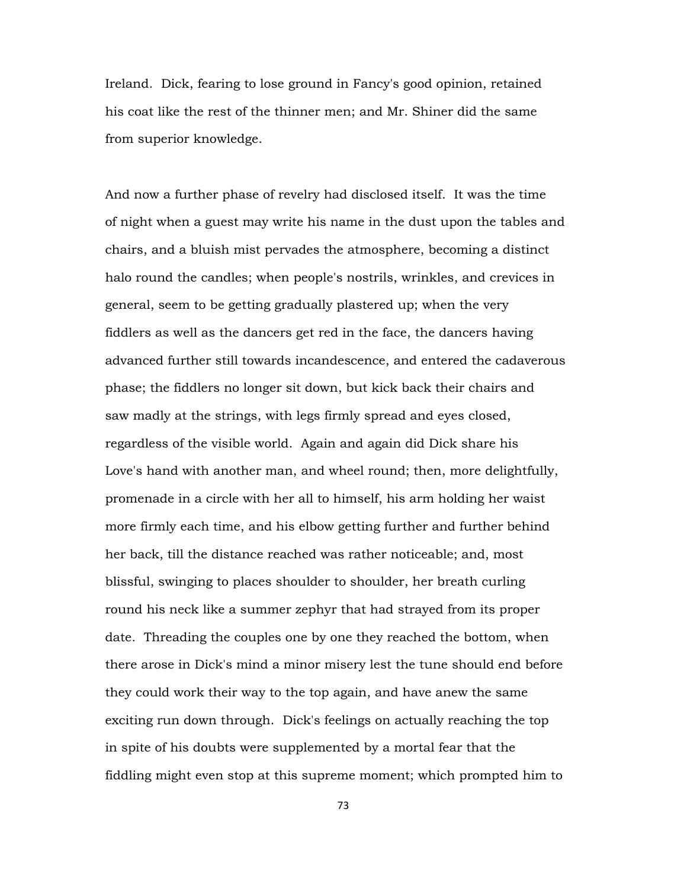Ireland. Dick, fearing to lose ground in Fancy's good opinion, retained his coat like the rest of the thinner men; and Mr. Shiner did the same from superior knowledge.

And now a further phase of revelry had disclosed itself. It was the time of night when a guest may write his name in the dust upon the tables and chairs, and a bluish mist pervades the atmosphere, becoming a distinct halo round the candles; when people's nostrils, wrinkles, and crevices in general, seem to be getting gradually plastered up; when the very fiddlers as well as the dancers get red in the face, the dancers having advanced further still towards incandescence, and entered the cadaverous phase; the fiddlers no longer sit down, but kick back their chairs and saw madly at the strings, with legs firmly spread and eyes closed, regardless of the visible world. Again and again did Dick share his Love's hand with another man, and wheel round; then, more delightfully, promenade in a circle with her all to himself, his arm holding her waist more firmly each time, and his elbow getting further and further behind her back, till the distance reached was rather noticeable; and, most blissful, swinging to places shoulder to shoulder, her breath curling round his neck like a summer zephyr that had strayed from its proper date. Threading the couples one by one they reached the bottom, when there arose in Dick's mind a minor misery lest the tune should end before they could work their way to the top again, and have anew the same exciting run down through. Dick's feelings on actually reaching the top in spite of his doubts were supplemented by a mortal fear that the fiddling might even stop at this supreme moment; which prompted him to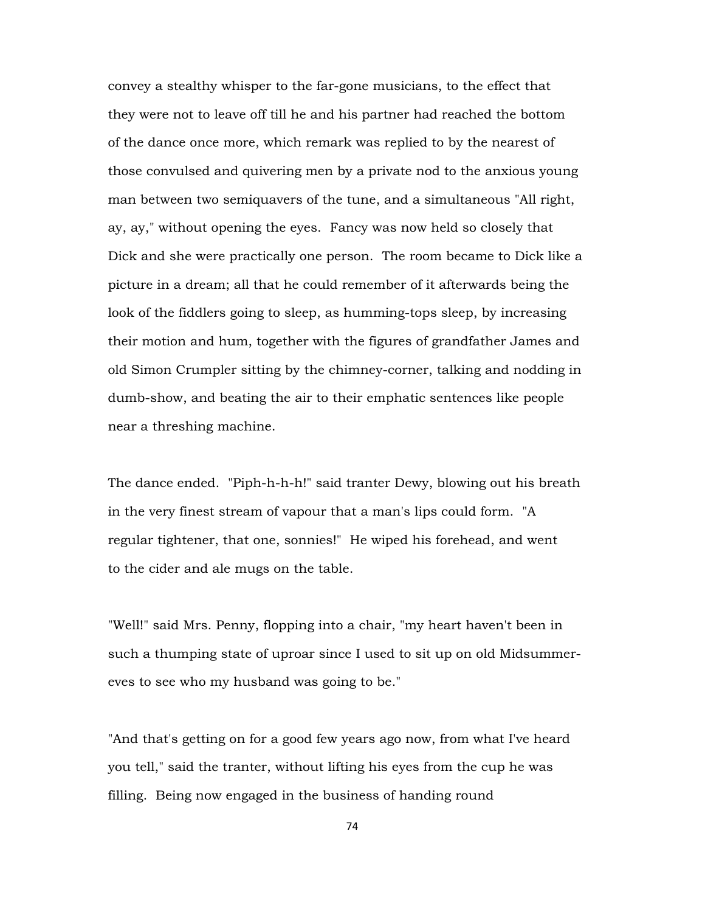convey a stealthy whisper to the far-gone musicians, to the effect that they were not to leave off till he and his partner had reached the bottom of the dance once more, which remark was replied to by the nearest of those convulsed and quivering men by a private nod to the anxious young man between two semiquavers of the tune, and a simultaneous "All right, ay, ay," without opening the eyes. Fancy was now held so closely that Dick and she were practically one person. The room became to Dick like a picture in a dream; all that he could remember of it afterwards being the look of the fiddlers going to sleep, as humming-tops sleep, by increasing their motion and hum, together with the figures of grandfather James and old Simon Crumpler sitting by the chimney-corner, talking and nodding in dumb-show, and beating the air to their emphatic sentences like people near a threshing machine.

The dance ended. "Piph-h-h-h!" said tranter Dewy, blowing out his breath in the very finest stream of vapour that a man's lips could form. "A regular tightener, that one, sonnies!" He wiped his forehead, and went to the cider and ale mugs on the table.

"Well!" said Mrs. Penny, flopping into a chair, "my heart haven't been in such a thumping state of uproar since I used to sit up on old Midsummer-eves to see who my husband was going to be."

"And that's getting on for a good few years ago now, from what I've heard you tell," said the tranter, without lifting his eyes from the cup he was filling. Being now engaged in the business of handing round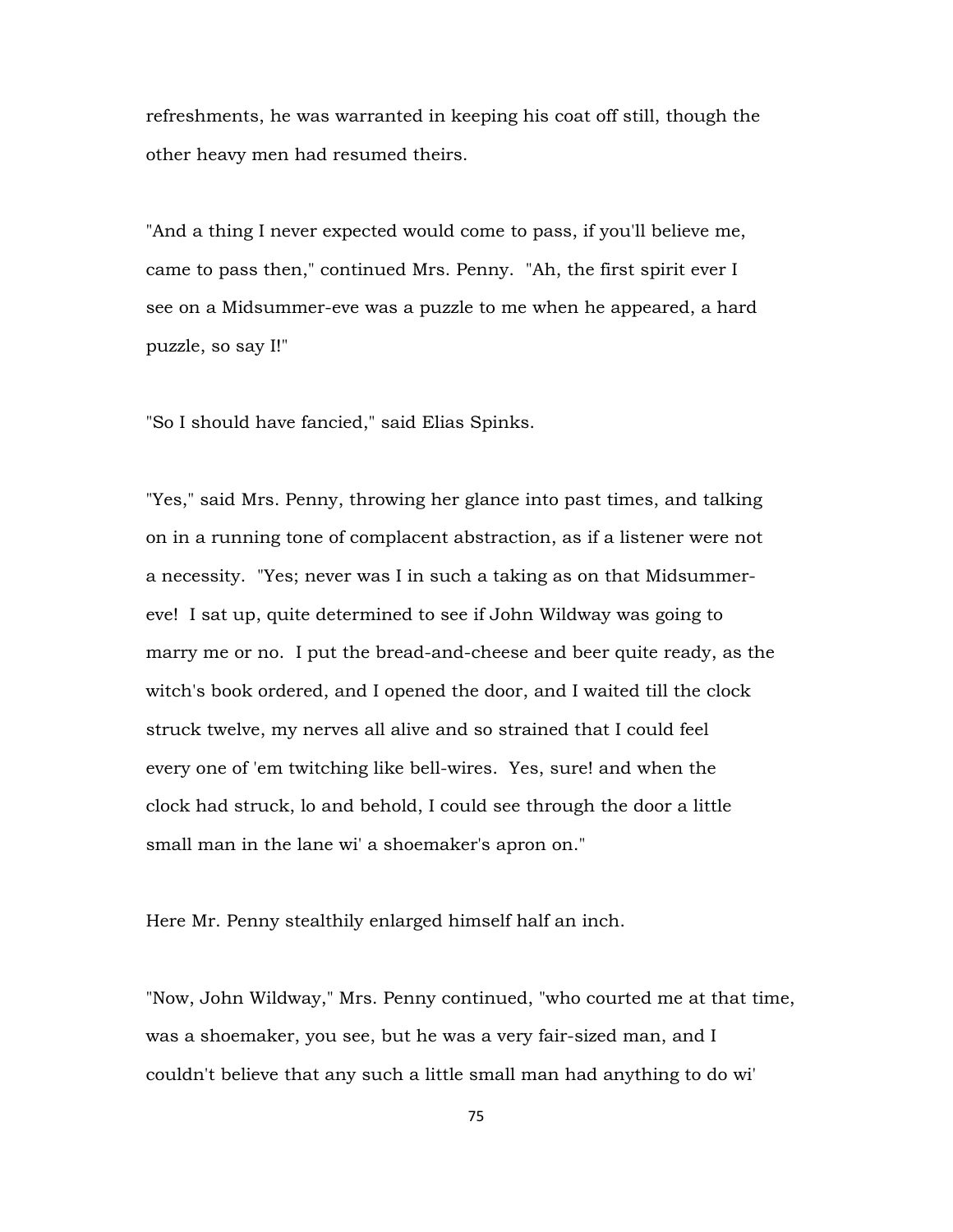refreshments, he was warranted in keeping his coat off still, though the other heavy men had resumed theirs.

"And a thing I never expected would come to pass, if you'll believe me, came to pass then," continued Mrs. Penny. "Ah, the first spirit ever I see on a Midsummer-eve was a puzzle to me when he appeared, a hard puzzle, so say I!"

"So I should have fancied," said Elias Spinks.

"Yes," said Mrs. Penny, throwing her glance into past times, and talking on in a running tone of complacent abstraction, as if a listener were not a necessity. "Yes; never was I in such a taking as on that Midsummer-eve! I sat up, quite determined to see if John Wildway was going to marry me or no. I put the bread-and-cheese and beer quite ready, as the witch's book ordered, and I opened the door, and I waited till the clock struck twelve, my nerves all alive and so strained that I could feel every one of 'em twitching like bell-wires. Yes, sure! and when the clock had struck, lo and behold, I could see through the door a little small man in the lane wi' a shoemaker's apron on."

Here Mr. Penny stealthily enlarged himself half an inch.

"Now, John Wildway," Mrs. Penny continued, "who courted me at that time, was a shoemaker, you see, but he was a very fair-sized man, and I couldn't believe that any such a little small man had anything to do wi'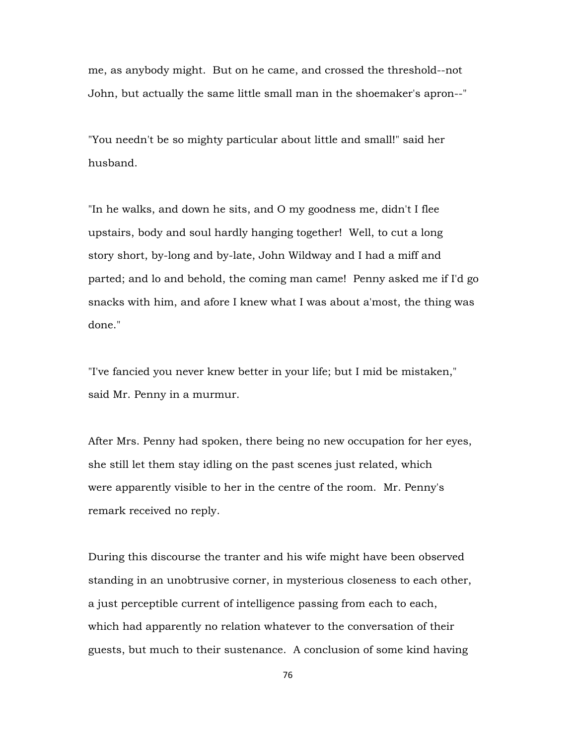me, as anybody might. But on he came, and crossed the threshold--not John, but actually the same little small man in the shoemaker's apron--"

"You needn't be so mighty particular about little and small!" said her husband.

"In he walks, and down he sits, and O my goodness me, didn't I flee upstairs, body and soul hardly hanging together! Well, to cut a long story short, by-long and by-late, John Wildway and I had a miff and parted; and lo and behold, the coming man came! Penny asked me if I'd go snacks with him, and afore I knew what I was about a'most, the thing was done."

"I've fancied you never knew better in your life; but I mid be mistaken," said Mr. Penny in a murmur.

After Mrs. Penny had spoken, there being no new occupation for her eyes, she still let them stay idling on the past scenes just related, which were apparently visible to her in the centre of the room. Mr. Penny's remark received no reply.

During this discourse the tranter and his wife might have been observed standing in an unobtrusive corner, in mysterious closeness to each other, a just perceptible current of intelligence passing from each to each, which had apparently no relation whatever to the conversation of their guests, but much to their sustenance. A conclusion of some kind having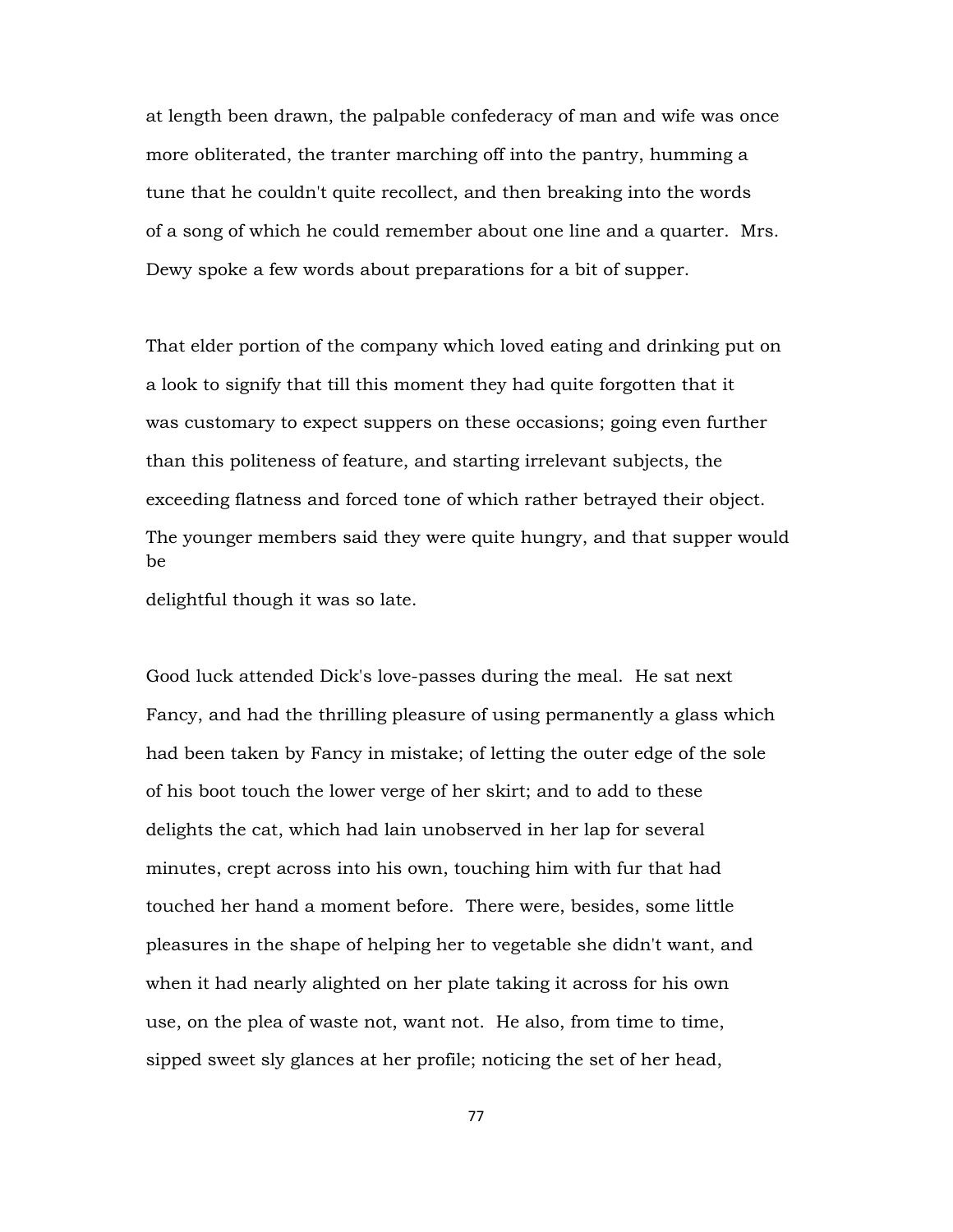at length been drawn, the palpable confederacy of man and wife was once more obliterated, the tranter marching off into the pantry, humming a tune that he couldn't quite recollect, and then breaking into the words of a song of which he could remember about one line and a quarter. Mrs. Dewy spoke a few words about preparations for a bit of supper.

That elder portion of the company which loved eating and drinking put on a look to signify that till this moment they had quite forgotten that it was customary to expect suppers on these occasions; going even further than this politeness of feature, and starting irrelevant subjects, the exceeding flatness and forced tone of which rather betrayed their object. The younger members said they were quite hungry, and that supper would be delightful though it was so late.

Good luck attended Dick's love-passes during the meal. He sat next Fancy, and had the thrilling pleasure of using permanently a glass which had been taken by Fancy in mistake; of letting the outer edge of the sole of his boot touch the lower verge of her skirt; and to add to these delights the cat, which had lain unobserved in her lap for several minutes, crept across into his own, touching him with fur that had touched her hand a moment before. There were, besides, some little pleasures in the shape of helping her to vegetable she didn't want, and when it had nearly alighted on her plate taking it across for his own use, on the plea of waste not, want not. He also, from time to time, sipped sweet sly glances at her profile; noticing the set of her head,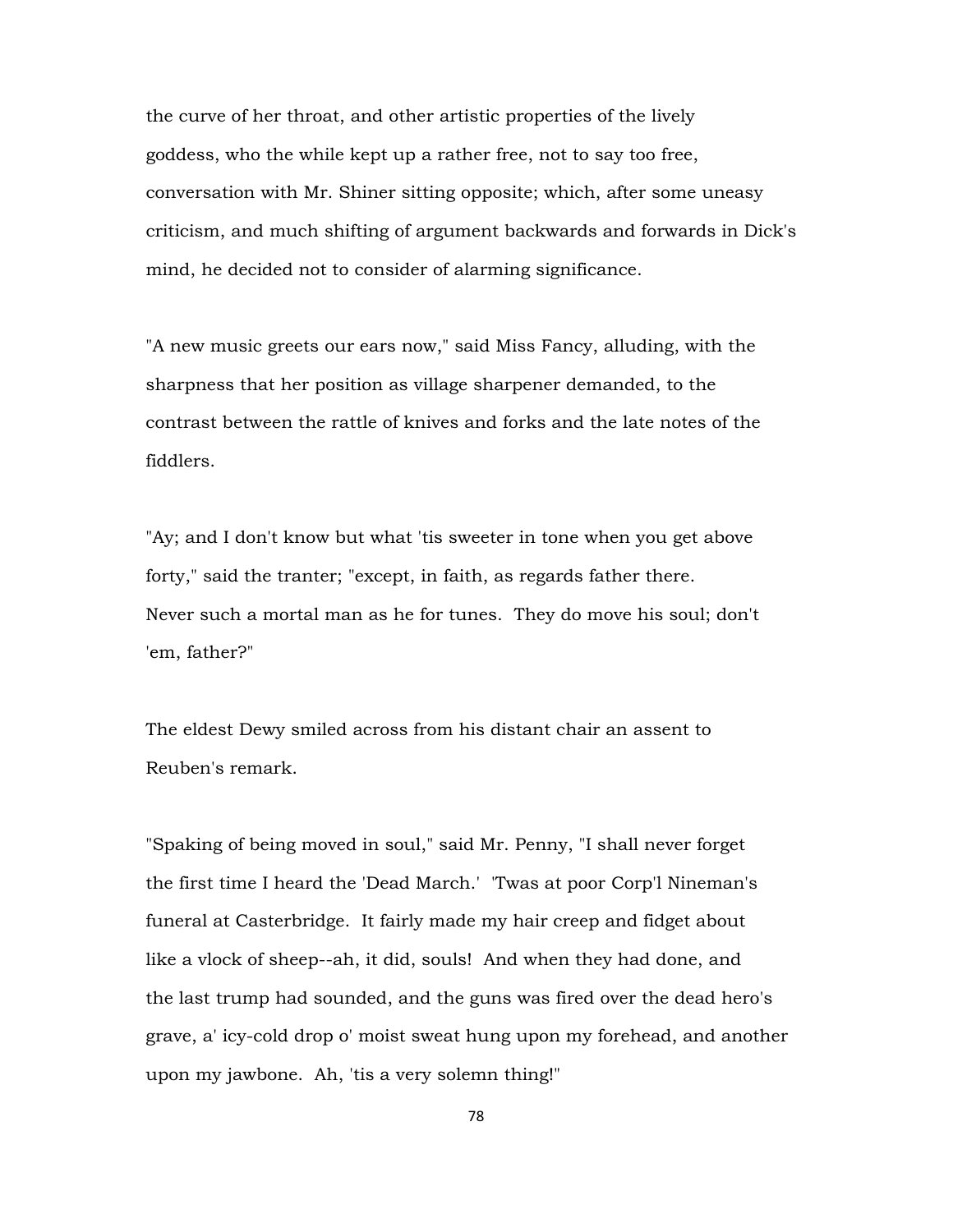the curve of her throat, and other artistic properties of the lively goddess, who the while kept up a rather free, not to say too free, conversation with Mr. Shiner sitting opposite; which, after some uneasy criticism, and much shifting of argument backwards and forwards in Dick's mind, he decided not to consider of alarming significance.

"A new music greets our ears now," said Miss Fancy, alluding, with the sharpness that her position as village sharpener demanded, to the contrast between the rattle of knives and forks and the late notes of the fiddlers.

"Ay; and I don't know but what 'tis sweeter in tone when you get above forty," said the tranter; "except, in faith, as regards father there. Never such a mortal man as he for tunes. They do move his soul; don't 'em, father?"

The eldest Dewy smiled across from his distant chair an assent to Reuben's remark.

"Spaking of being moved in soul," said Mr. Penny, "I shall never forget the first time I heard the 'Dead March.' 'Twas at poor Corp'l Nineman's funeral at Casterbridge. It fairly made my hair creep and fidget about like a vlock of sheep--ah, it did, souls! And when they had done, and the last trump had sounded, and the guns was fired over the dead hero's grave, a' icy-cold drop o' moist sweat hung upon my forehead, and another upon my jawbone. Ah, 'tis a very solemn thing!"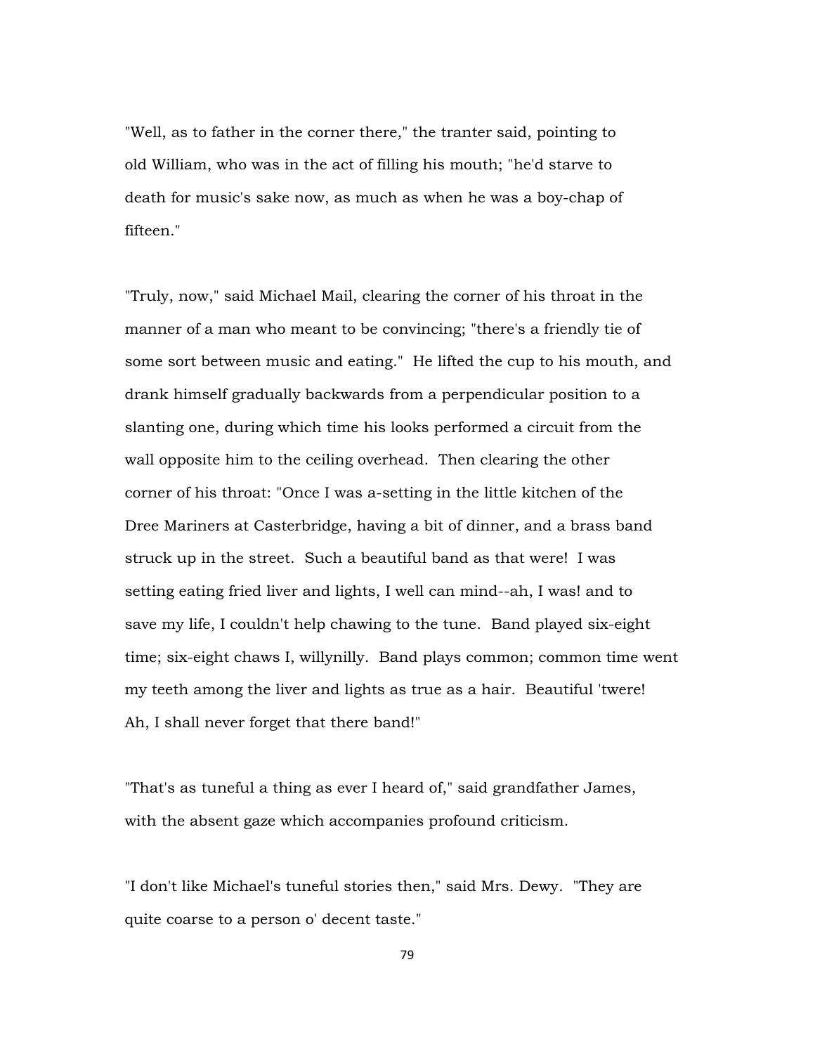"Well, as to father in the corner there," the tranter said, pointing to old William, who was in the act of filling his mouth; "he'd starve to death for music's sake now, as much as when he was a boy-chap of fifteen."

"Truly, now," said Michael Mail, clearing the corner of his throat in the manner of a man who meant to be convincing; "there's a friendly tie of some sort between music and eating." He lifted the cup to his mouth, and drank himself gradually backwards from a perpendicular position to a slanting one, during which time his looks performed a circuit from the wall opposite him to the ceiling overhead. Then clearing the other corner of his throat: "Once I was a-setting in the little kitchen of the Dree Mariners at Casterbridge, having a bit of dinner, and a brass band struck up in the street. Such a beautiful band as that were! I was setting eating fried liver and lights, I well can mind--ah, I was! and to save my life, I couldn't help chawing to the tune. Band played six-eight time; six-eight chaws I, willynilly. Band plays common; common time went my teeth among the liver and lights as true as a hair. Beautiful 'twere! Ah, I shall never forget that there band!"

"That's as tuneful a thing as ever I heard of," said grandfather James, with the absent gaze which accompanies profound criticism.

"I don't like Michael's tuneful stories then," said Mrs. Dewy. "They are quite coarse to a person o' decent taste."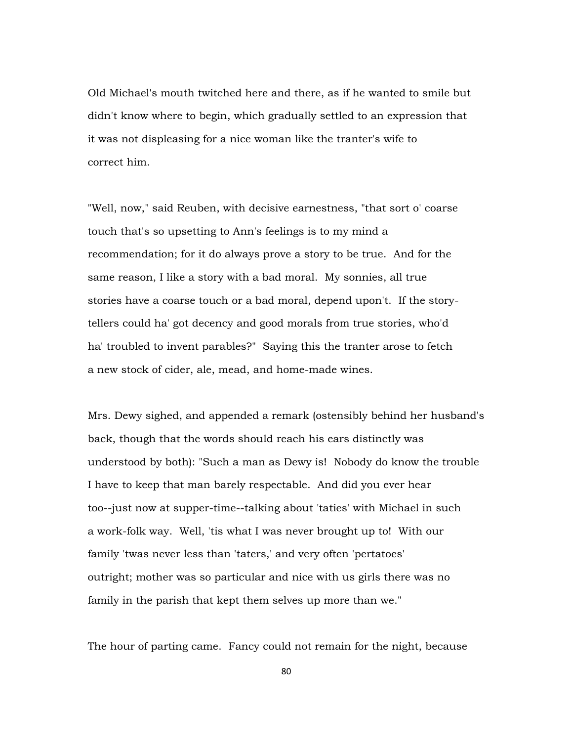Old Michael's mouth twitched here and there, as if he wanted to smile but didn't know where to begin, which gradually settled to an expression that it was not displeasing for a nice woman like the tranter's wife to correct him.

"Well, now," said Reuben, with decisive earnestness, "that sort o' coarse touch that's so upsetting to Ann's feelings is to my mind a recommendation; for it do always prove a story to be true. And for the same reason, I like a story with a bad moral. My sonnies, all true stories have a coarse touch or a bad moral, depend upon't. If the story-tellers could ha' got decency and good morals from true stories, who'd ha' troubled to invent parables?" Saying this the tranter arose to fetch a new stock of cider, ale, mead, and home-made wines.

Mrs. Dewy sighed, and appended a remark (ostensibly behind her husband's back, though that the words should reach his ears distinctly was understood by both): "Such a man as Dewy is! Nobody do know the trouble I have to keep that man barely respectable. And did you ever hear too--just now at supper-time--talking about 'taties' with Michael in such a work-folk way. Well, 'tis what I was never brought up to! With our family 'twas never less than 'taters,' and very often 'pertatoes' outright; mother was so particular and nice with us girls there was no family in the parish that kept them selves up more than we."

The hour of parting came. Fancy could not remain for the night, because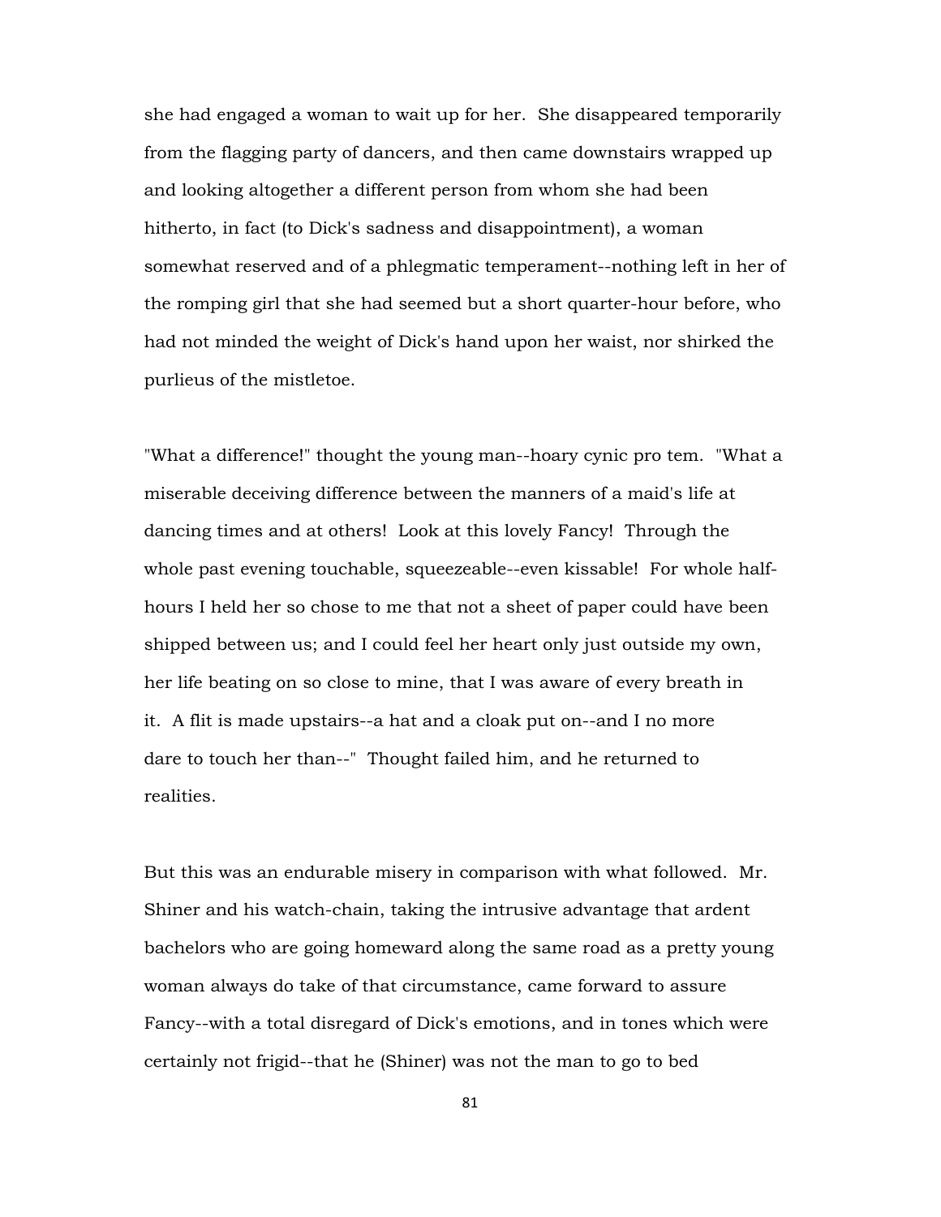she had engaged a woman to wait up for her. She disappeared temporarily from the flagging party of dancers, and then came downstairs wrapped up and looking altogether a different person from whom she had been hitherto, in fact (to Dick's sadness and disappointment), a woman somewhat reserved and of a phlegmatic temperament--nothing left in her of the romping girl that she had seemed but a short quarter-hour before, who had not minded the weight of Dick's hand upon her waist, nor shirked the purlieus of the mistletoe.

"What a difference!" thought the young man--hoary cynic pro tem. "What a miserable deceiving difference between the manners of a maid's life at dancing times and at others! Look at this lovely Fancy! Through the whole past evening touchable, squeezeable--even kissable! For whole half-hours I held her so chose to me that not a sheet of paper could have been shipped between us; and I could feel her heart only just outside my own, her life beating on so close to mine, that I was aware of every breath in it. A flit is made upstairs--a hat and a cloak put on--and I no more dare to touch her than--" Thought failed him, and he returned to realities.

But this was an endurable misery in comparison with what followed. Mr. Shiner and his watch-chain, taking the intrusive advantage that ardent bachelors who are going homeward along the same road as a pretty young woman always do take of that circumstance, came forward to assure Fancy--with a total disregard of Dick's emotions, and in tones which were certainly not frigid--that he (Shiner) was not the man to go to bed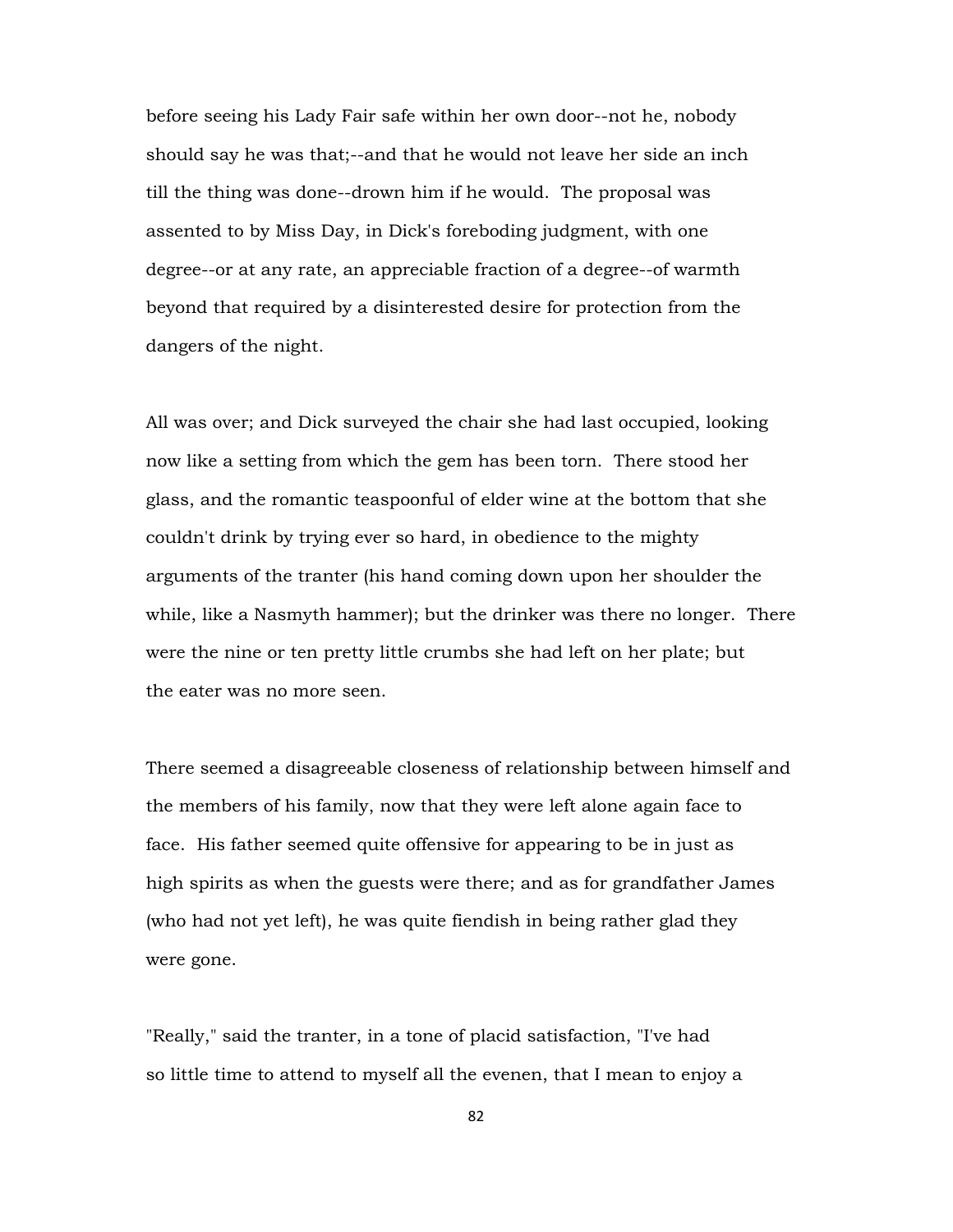before seeing his Lady Fair safe within her own door--not he, nobody should say he was that;--and that he would not leave her side an inch till the thing was done--drown him if he would. The proposal was assented to by Miss Day, in Dick's foreboding judgment, with one degree--or at any rate, an appreciable fraction of a degree--of warmth beyond that required by a disinterested desire for protection from the dangers of the night.

All was over; and Dick surveyed the chair she had last occupied, looking now like a setting from which the gem has been torn. There stood her glass, and the romantic teaspoonful of elder wine at the bottom that she couldn't drink by trying ever so hard, in obedience to the mighty arguments of the tranter (his hand coming down upon her shoulder the while, like a Nasmyth hammer); but the drinker was there no longer. There were the nine or ten pretty little crumbs she had left on her plate; but the eater was no more seen.

There seemed a disagreeable closeness of relationship between himself and the members of his family, now that they were left alone again face to face. His father seemed quite offensive for appearing to be in just as high spirits as when the guests were there; and as for grandfather James (who had not yet left), he was quite fiendish in being rather glad they were gone.

"Really," said the tranter, in a tone of placid satisfaction, "I've had so little time to attend to myself all the evenen, that I mean to enjoy a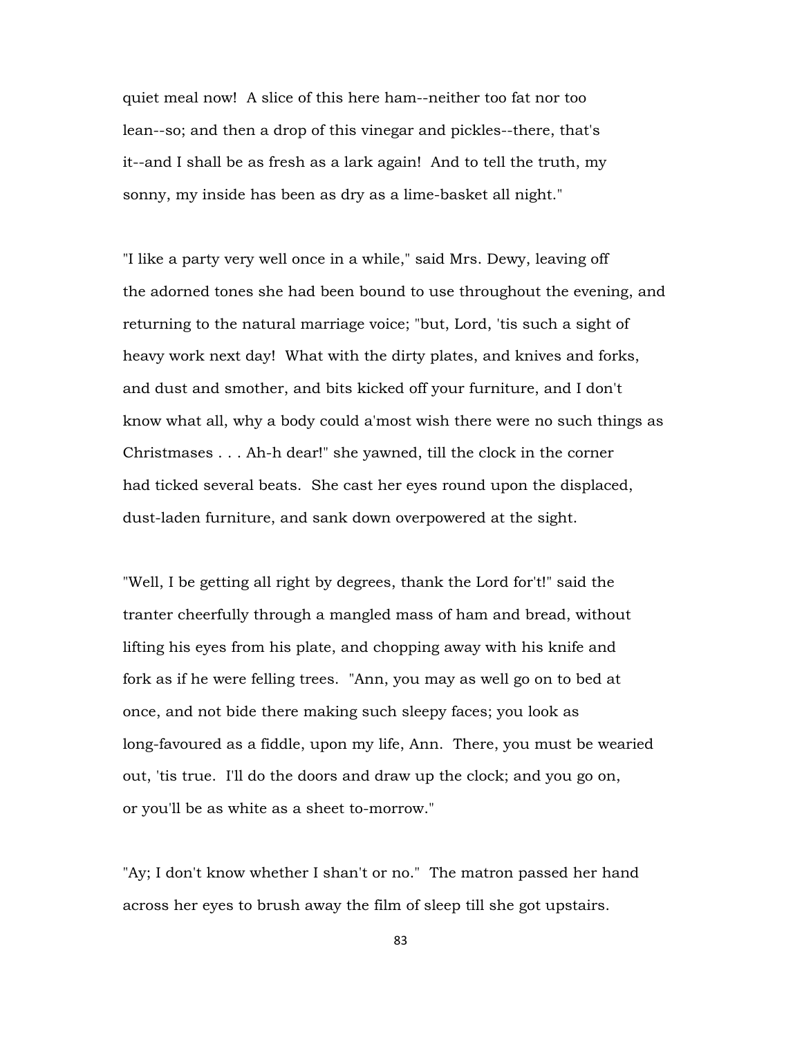quiet meal now! A slice of this here ham--neither too fat nor too lean--so; and then a drop of this vinegar and pickles--there, that's it--and I shall be as fresh as a lark again! And to tell the truth, my sonny, my inside has been as dry as a lime-basket all night."

"I like a party very well once in a while," said Mrs. Dewy, leaving off the adorned tones she had been bound to use throughout the evening, and returning to the natural marriage voice; "but, Lord, 'tis such a sight of heavy work next day! What with the dirty plates, and knives and forks, and dust and smother, and bits kicked off your furniture, and I don't know what all, why a body could a'most wish there were no such things as Christmases . . . Ah-h dear!" she yawned, till the clock in the corner had ticked several beats. She cast her eyes round upon the displaced, dust-laden furniture, and sank down overpowered at the sight.

"Well, I be getting all right by degrees, thank the Lord for't!" said the tranter cheerfully through a mangled mass of ham and bread, without lifting his eyes from his plate, and chopping away with his knife and fork as if he were felling trees. "Ann, you may as well go on to bed at once, and not bide there making such sleepy faces; you look as long-favoured as a fiddle, upon my life, Ann. There, you must be wearied out, 'tis true. I'll do the doors and draw up the clock; and you go on, or you'll be as white as a sheet to-morrow."

"Ay; I don't know whether I shan't or no." The matron passed her hand across her eyes to brush away the film of sleep till she got upstairs.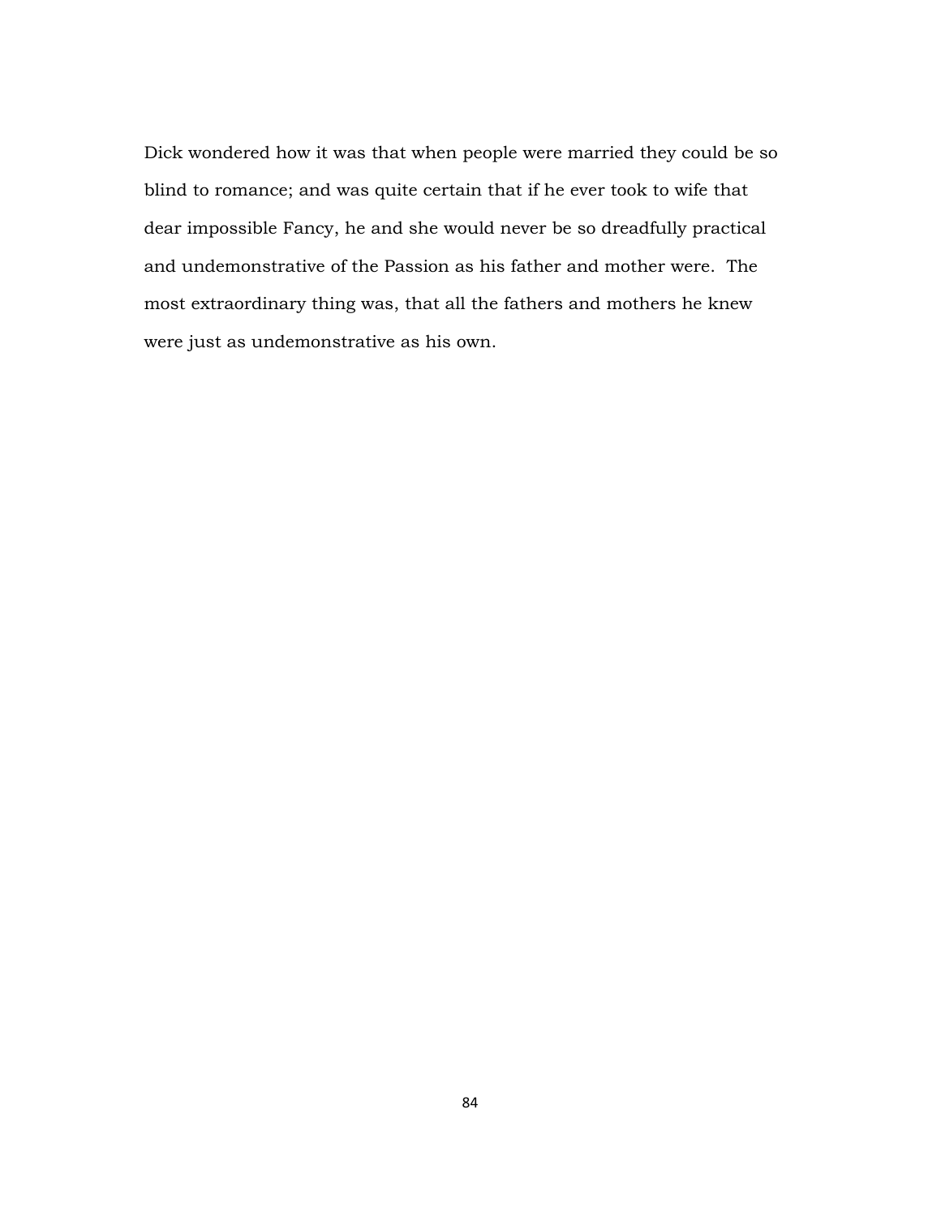Dick wondered how it was that when people were married they could be so blind to romance; and was quite certain that if he ever took to wife that dear impossible Fancy, he and she would never be so dreadfully practical and undemonstrative of the Passion as his father and mother were. The most extraordinary thing was, that all the fathers and mothers he knew were just as undemonstrative as his own.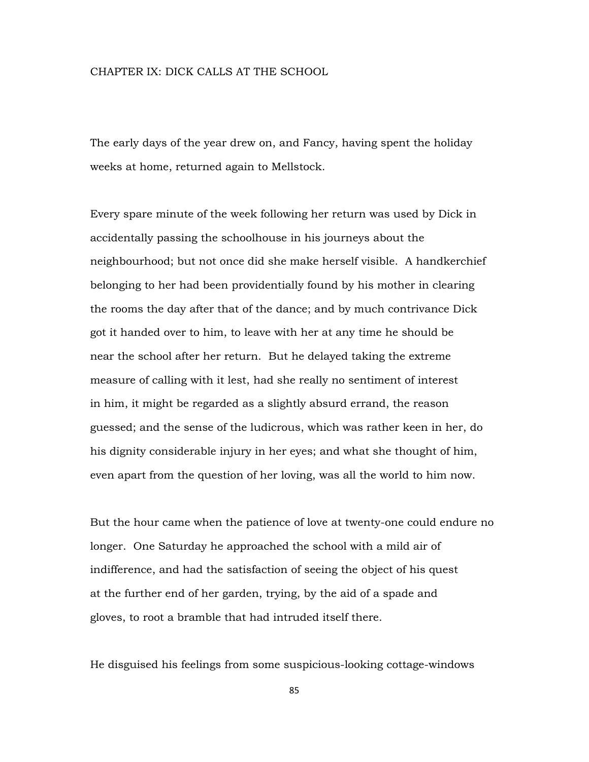## CHAPTER IX: DICK CALLS AT THE SCHOOL

The early days of the year drew on, and Fancy, having spent the holiday weeks at home, returned again to Mellstock.

Every spare minute of the week following her return was used by Dick in accidentally passing the schoolhouse in his journeys about the neighbourhood; but not once did she make herself visible. A handkerchief belonging to her had been providentially found by his mother in clearing the rooms the day after that of the dance; and by much contrivance Dick got it handed over to him, to leave with her at any time he should be near the school after her return. But he delayed taking the extreme measure of calling with it lest, had she really no sentiment of interest in him, it might be regarded as a slightly absurd errand, the reason guessed; and the sense of the ludicrous, which was rather keen in her, do his dignity considerable injury in her eyes; and what she thought of him, even apart from the question of her loving, was all the world to him now.

But the hour came when the patience of love at twenty-one could endure no longer. One Saturday he approached the school with a mild air of indifference, and had the satisfaction of seeing the object of his quest at the further end of her garden, trying, by the aid of a spade and gloves, to root a bramble that had intruded itself there.

He disguised his feelings from some suspicious-looking cottage-windows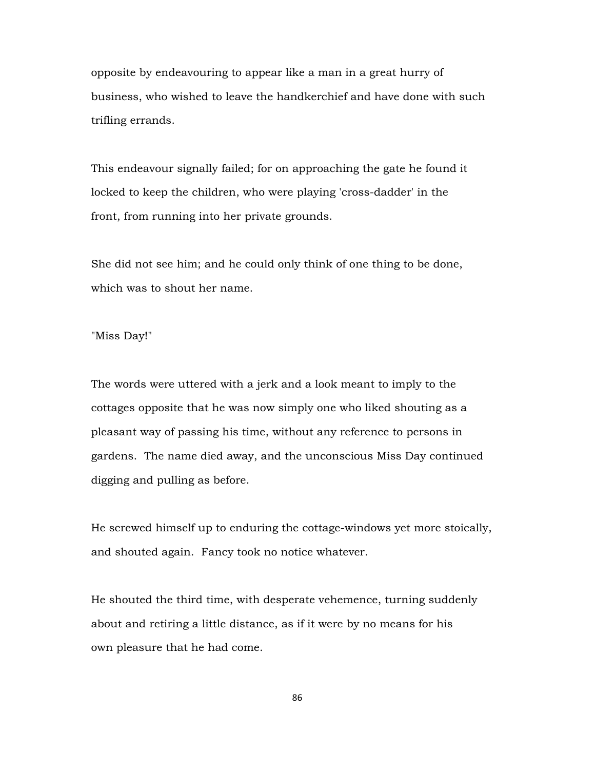opposite by endeavouring to appear like a man in a great hurry of business, who wished to leave the handkerchief and have done with such trifling errands.

This endeavour signally failed; for on approaching the gate he found it locked to keep the children, who were playing 'cross-dadder' in the front, from running into her private grounds.

She did not see him; and he could only think of one thing to be done, which was to shout her name.

"Miss Day!"

The words were uttered with a jerk and a look meant to imply to the cottages opposite that he was now simply one who liked shouting as a pleasant way of passing his time, without any reference to persons in gardens. The name died away, and the unconscious Miss Day continued digging and pulling as before.

He screwed himself up to enduring the cottage-windows yet more stoically, and shouted again. Fancy took no notice whatever.

He shouted the third time, with desperate vehemence, turning suddenly about and retiring a little distance, as if it were by no means for his own pleasure that he had come.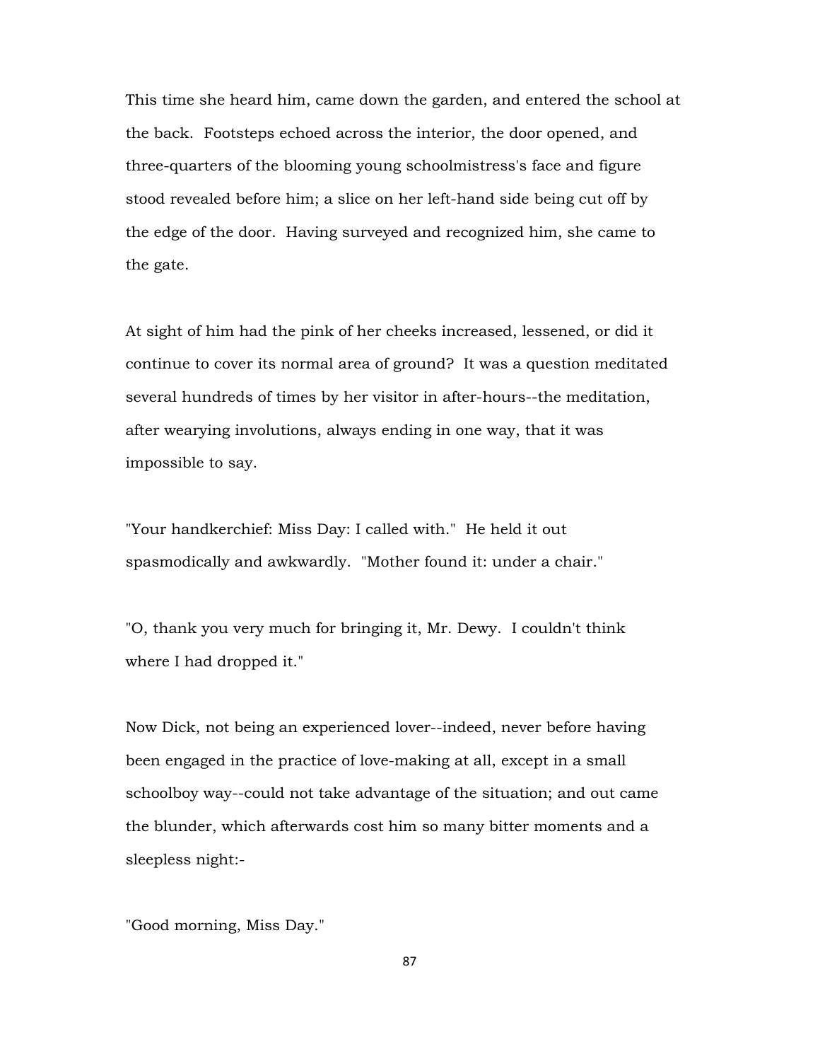This time she heard him, came down the garden, and entered the school at the back. Footsteps echoed across the interior, the door opened, and three-quarters of the blooming young schoolmistress's face and figure stood revealed before him; a slice on her left-hand side being cut off by the edge of the door. Having surveyed and recognized him, she came to the gate.

At sight of him had the pink of her cheeks increased, lessened, or did it continue to cover its normal area of ground? It was a question meditated several hundreds of times by her visitor in after-hours--the meditation, after wearying involutions, always ending in one way, that it was impossible to say.

"Your handkerchief: Miss Day: I called with." He held it out spasmodically and awkwardly. "Mother found it: under a chair."

"O, thank you very much for bringing it, Mr. Dewy. I couldn't think where I had dropped it."

Now Dick, not being an experienced lover--indeed, never before having been engaged in the practice of love-making at all, except in a small schoolboy way--could not take advantage of the situation; and out came the blunder, which afterwards cost him so many bitter moments and a sleepless night:-

"Good morning, Miss Day."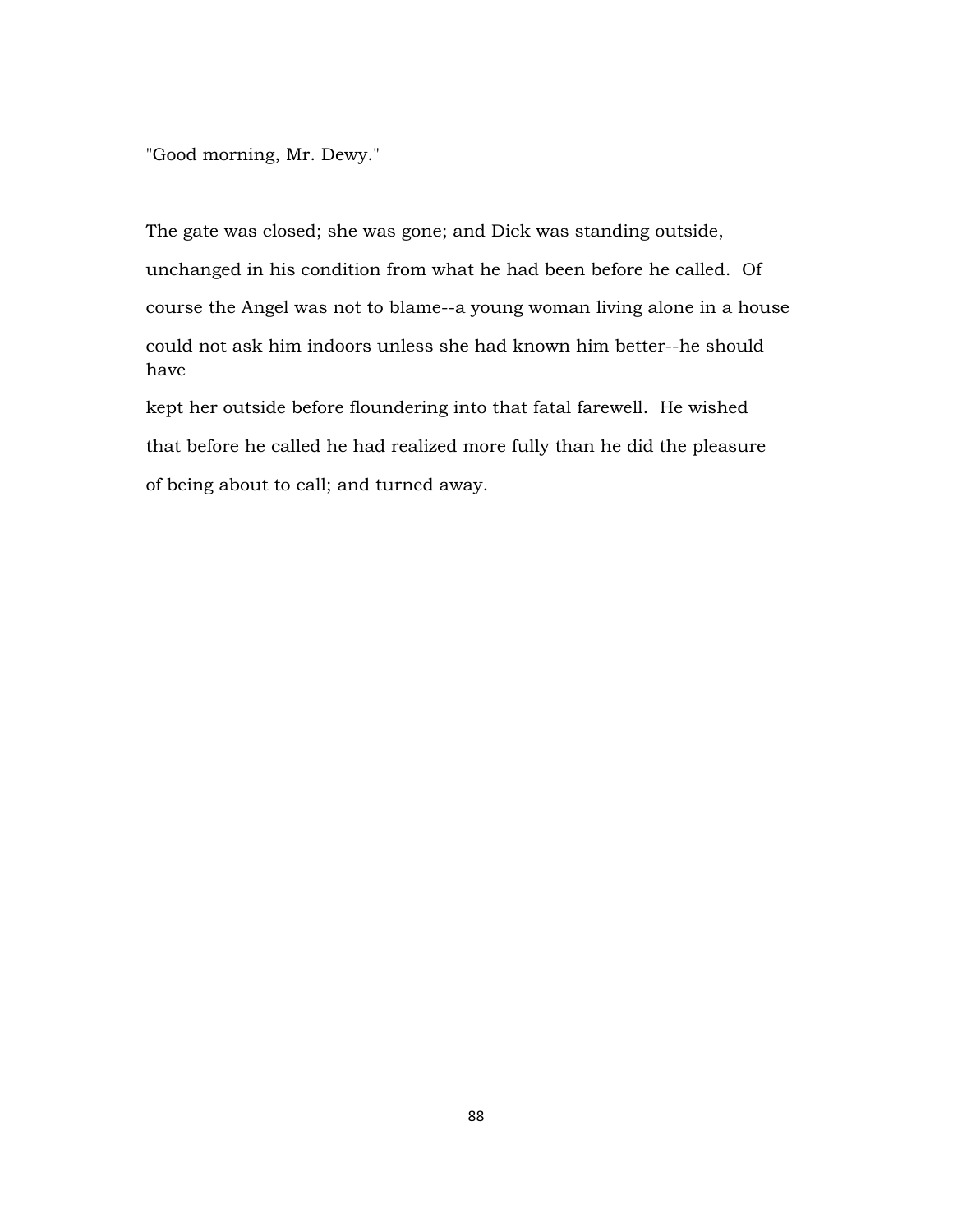"Good morning, Mr. Dewy."

The gate was closed; she was gone; and Dick was standing outside, unchanged in his condition from what he had been before he called. Of course the Angel was not to blame--a young woman living alone in a house could not ask him indoors unless she had known him better--he should have kept her outside before floundering into that fatal farewell. He wished that before he called he had realized more fully than he did the pleasure of being about to call; and turned away.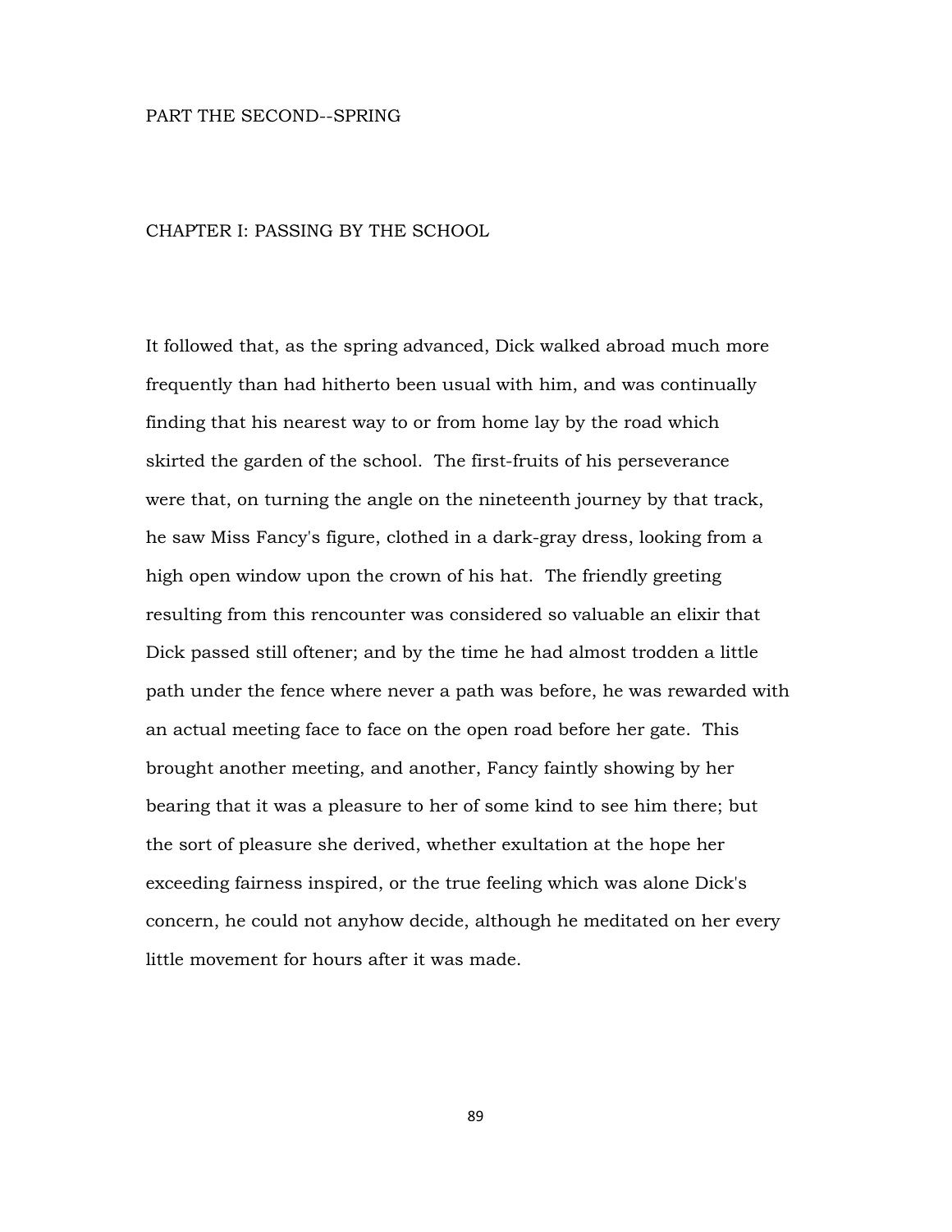# PART THE SECOND--SPRING

## CHAPTER I: PASSING BY THE SCHOOL

It followed that, as the spring advanced, Dick walked abroad much more frequently than had hitherto been usual with him, and was continually finding that his nearest way to or from home lay by the road which skirted the garden of the school. The first-fruits of his perseverance were that, on turning the angle on the nineteenth journey by that track, he saw Miss Fancy's figure, clothed in a dark-gray dress, looking from a high open window upon the crown of his hat. The friendly greeting resulting from this rencounter was considered so valuable an elixir that Dick passed still oftener; and by the time he had almost trodden a little path under the fence where never a path was before, he was rewarded with an actual meeting face to face on the open road before her gate. This brought another meeting, and another, Fancy faintly showing by her bearing that it was a pleasure to her of some kind to see him there; but the sort of pleasure she derived, whether exultation at the hope her exceeding fairness inspired, or the true feeling which was alone Dick's concern, he could not anyhow decide, although he meditated on her every little movement for hours after it was made.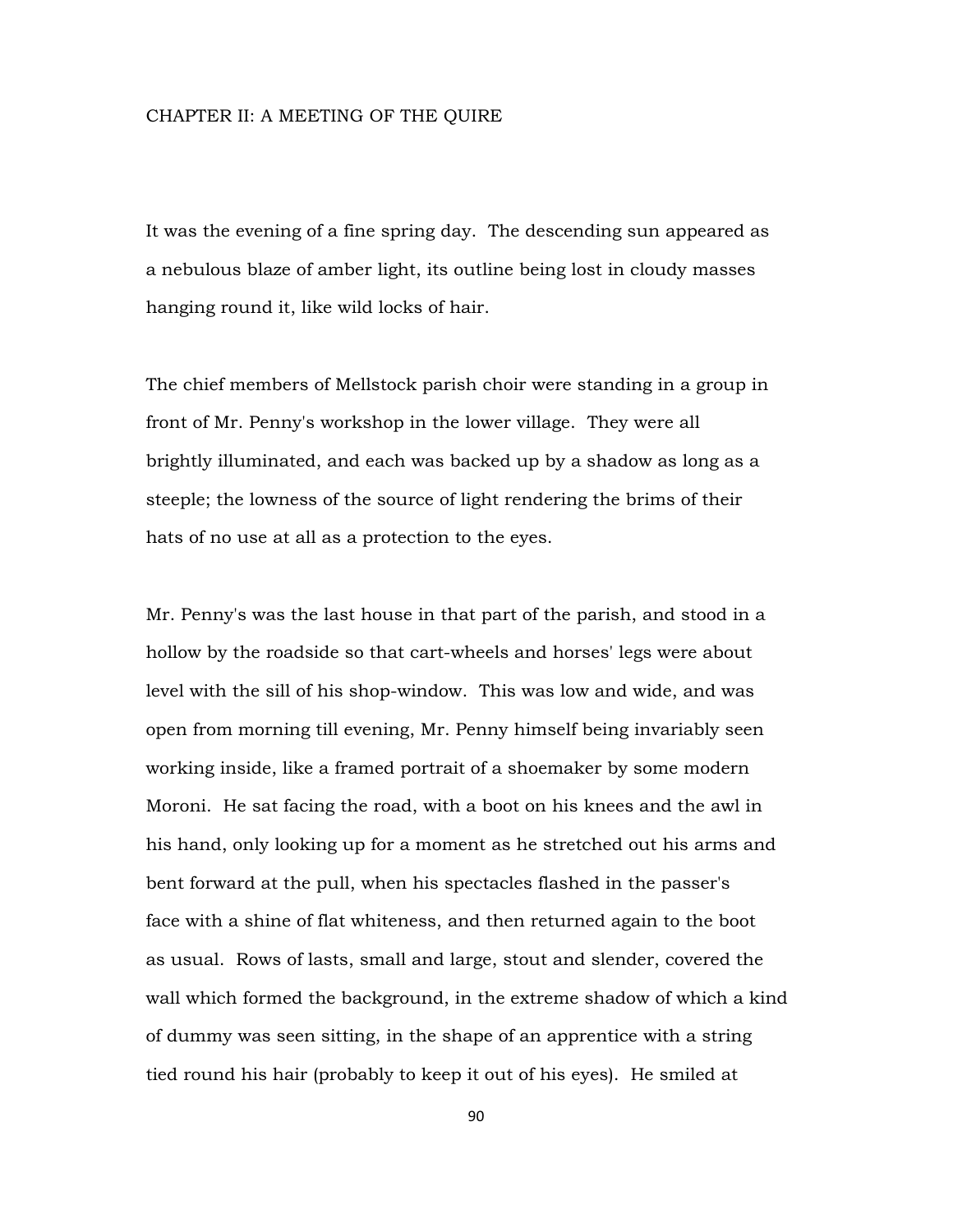## CHAPTER II: A MEETING OF THE QUIRE

It was the evening of a fine spring day. The descending sun appeared as a nebulous blaze of amber light, its outline being lost in cloudy masses hanging round it, like wild locks of hair.

The chief members of Mellstock parish choir were standing in a group in front of Mr. Penny's workshop in the lower village. They were all brightly illuminated, and each was backed up by a shadow as long as a steeple; the lowness of the source of light rendering the brims of their hats of no use at all as a protection to the eyes.

Mr. Penny's was the last house in that part of the parish, and stood in a hollow by the roadside so that cart-wheels and horses' legs were about level with the sill of his shop-window. This was low and wide, and was open from morning till evening, Mr. Penny himself being invariably seen working inside, like a framed portrait of a shoemaker by some modern Moroni. He sat facing the road, with a boot on his knees and the awl in his hand, only looking up for a moment as he stretched out his arms and bent forward at the pull, when his spectacles flashed in the passer's face with a shine of flat whiteness, and then returned again to the boot as usual. Rows of lasts, small and large, stout and slender, covered the wall which formed the background, in the extreme shadow of which a kind of dummy was seen sitting, in the shape of an apprentice with a string tied round his hair (probably to keep it out of his eyes). He smiled at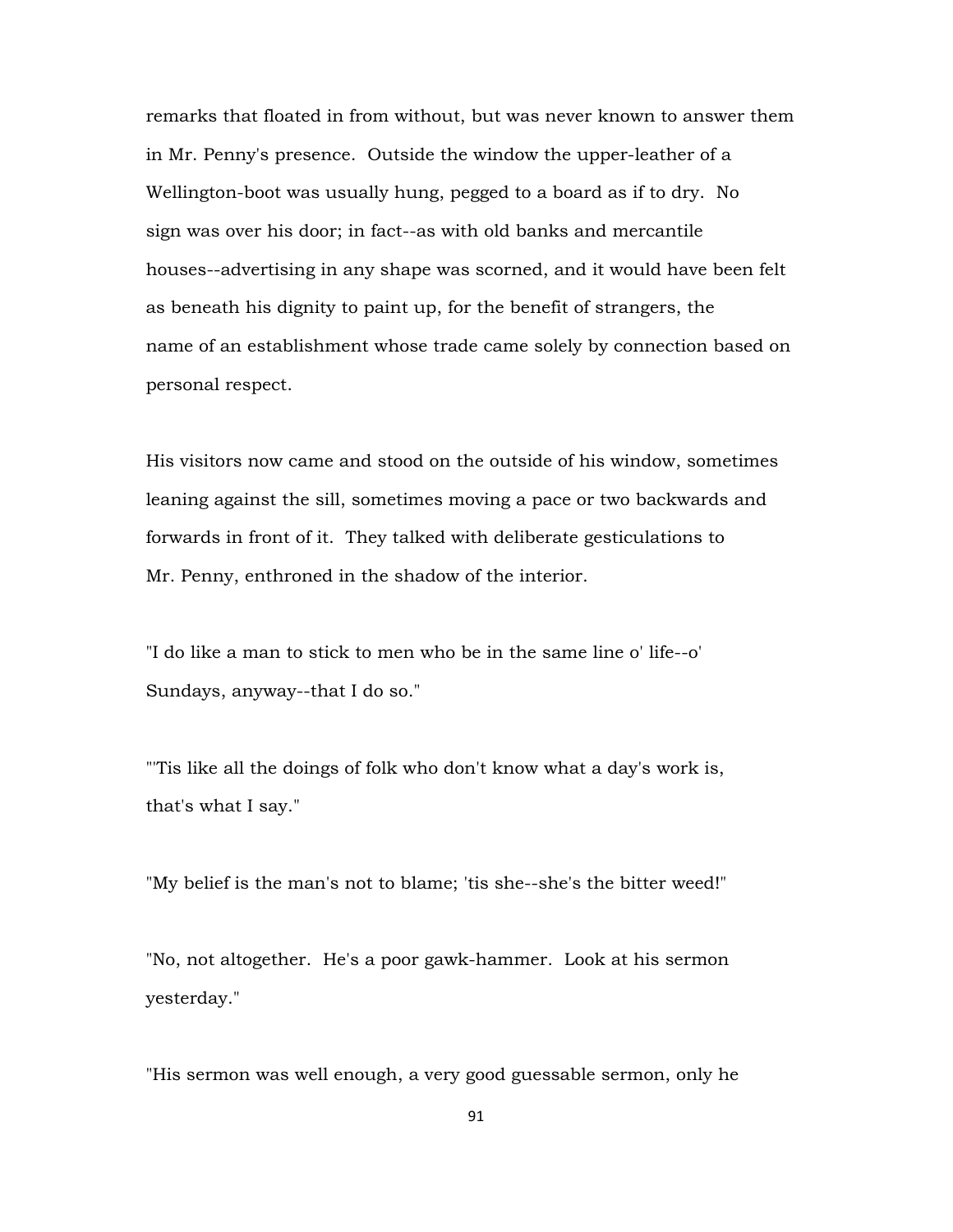remarks that floated in from without, but was never known to answer them in Mr. Penny's presence. Outside the window the upper-leather of a Wellington-boot was usually hung, pegged to a board as if to dry. No sign was over his door; in fact--as with old banks and mercantile houses--advertising in any shape was scorned, and it would have been felt as beneath his dignity to paint up, for the benefit of strangers, the name of an establishment whose trade came solely by connection based on personal respect.

His visitors now came and stood on the outside of his window, sometimes leaning against the sill, sometimes moving a pace or two backwards and forwards in front of it. They talked with deliberate gesticulations to Mr. Penny, enthroned in the shadow of the interior.

"I do like a man to stick to men who be in the same line o' life--o' Sundays, anyway--that I do so."

"'Tis like all the doings of folk who don't know what a day's work is, that's what I say."

"My belief is the man's not to blame; 'tis she--she's the bitter weed!"

"No, not altogether. He's a poor gawk-hammer. Look at his sermon yesterday."

"His sermon was well enough, a very good guessable sermon, only he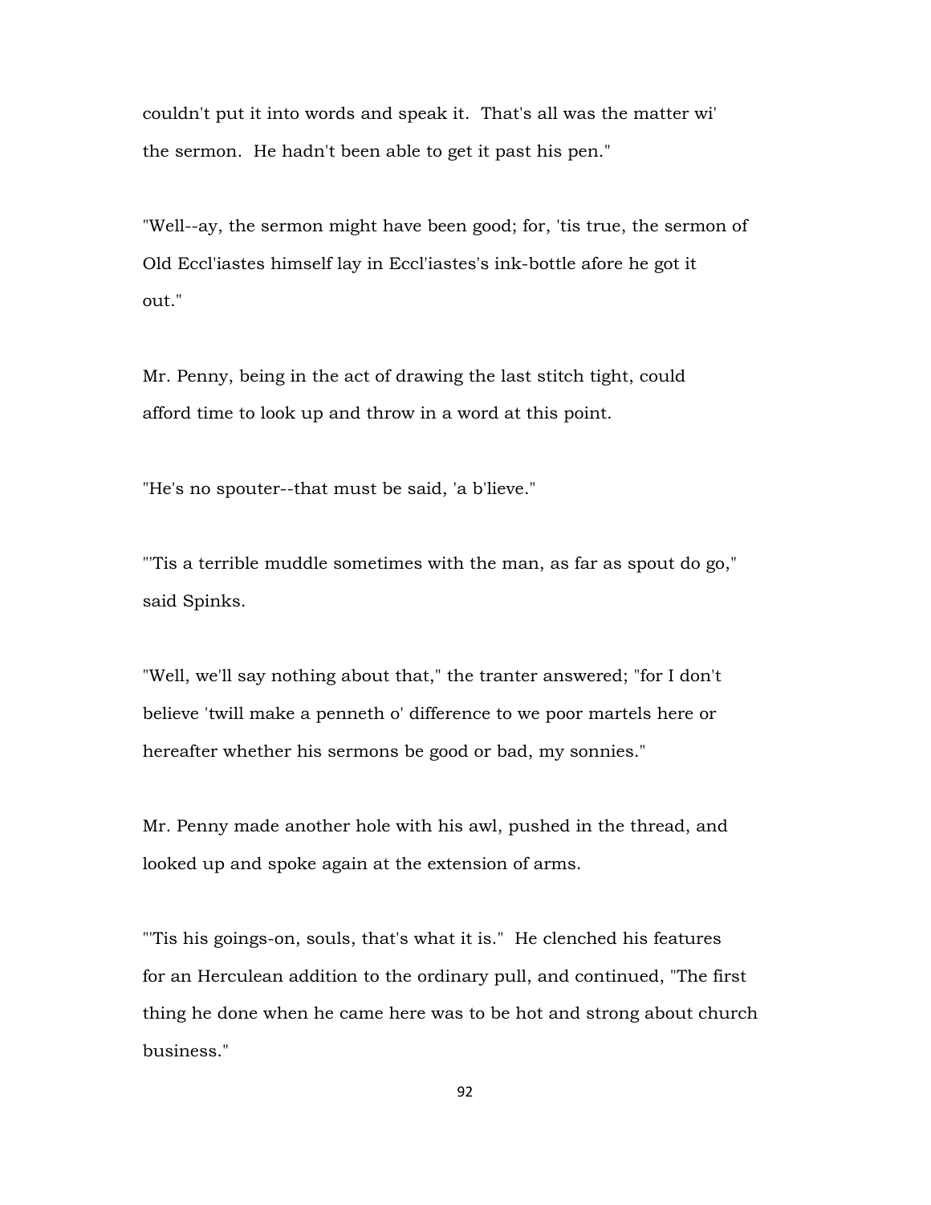couldn't put it into words and speak it. That's all was the matter wi' the sermon. He hadn't been able to get it past his pen."

"Well--ay, the sermon might have been good; for, 'tis true, the sermon of Old Eccl'iastes himself lay in Eccl'iastes's ink-bottle afore he got it out."

Mr. Penny, being in the act of drawing the last stitch tight, could afford time to look up and throw in a word at this point.

"He's no spouter--that must be said, 'a b'lieve."

"'Tis a terrible muddle sometimes with the man, as far as spout do go," said Spinks.

"Well, we'll say nothing about that," the tranter answered; "for I don't believe 'twill make a penneth o' difference to we poor martels here or hereafter whether his sermons be good or bad, my sonnies."

Mr. Penny made another hole with his awl, pushed in the thread, and looked up and spoke again at the extension of arms.

"'Tis his goings-on, souls, that's what it is." He clenched his features for an Herculean addition to the ordinary pull, and continued, "The first thing he done when he came here was to be hot and strong about church business."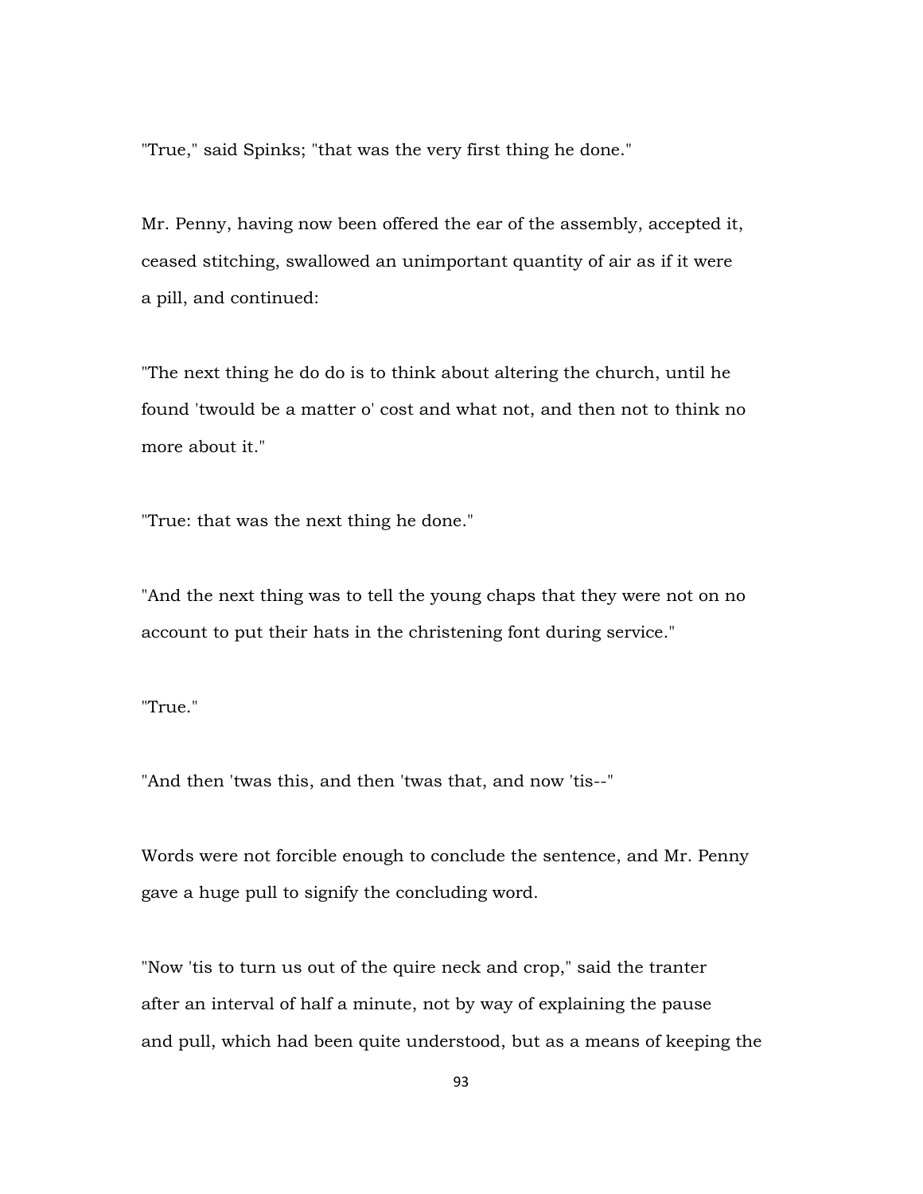"True," said Spinks; "that was the very first thing he done."

Mr. Penny, having now been offered the ear of the assembly, accepted it, ceased stitching, swallowed an unimportant quantity of air as if it were a pill, and continued:

"The next thing he do do is to think about altering the church, until he found 'twould be a matter o' cost and what not, and then not to think no more about it."

"True: that was the next thing he done."

"And the next thing was to tell the young chaps that they were not on no account to put their hats in the christening font during service."

"True."

"And then 'twas this, and then 'twas that, and now 'tis--"

Words were not forcible enough to conclude the sentence, and Mr. Penny gave a huge pull to signify the concluding word.

"Now 'tis to turn us out of the quire neck and crop," said the tranter after an interval of half a minute, not by way of explaining the pause and pull, which had been quite understood, but as a means of keeping the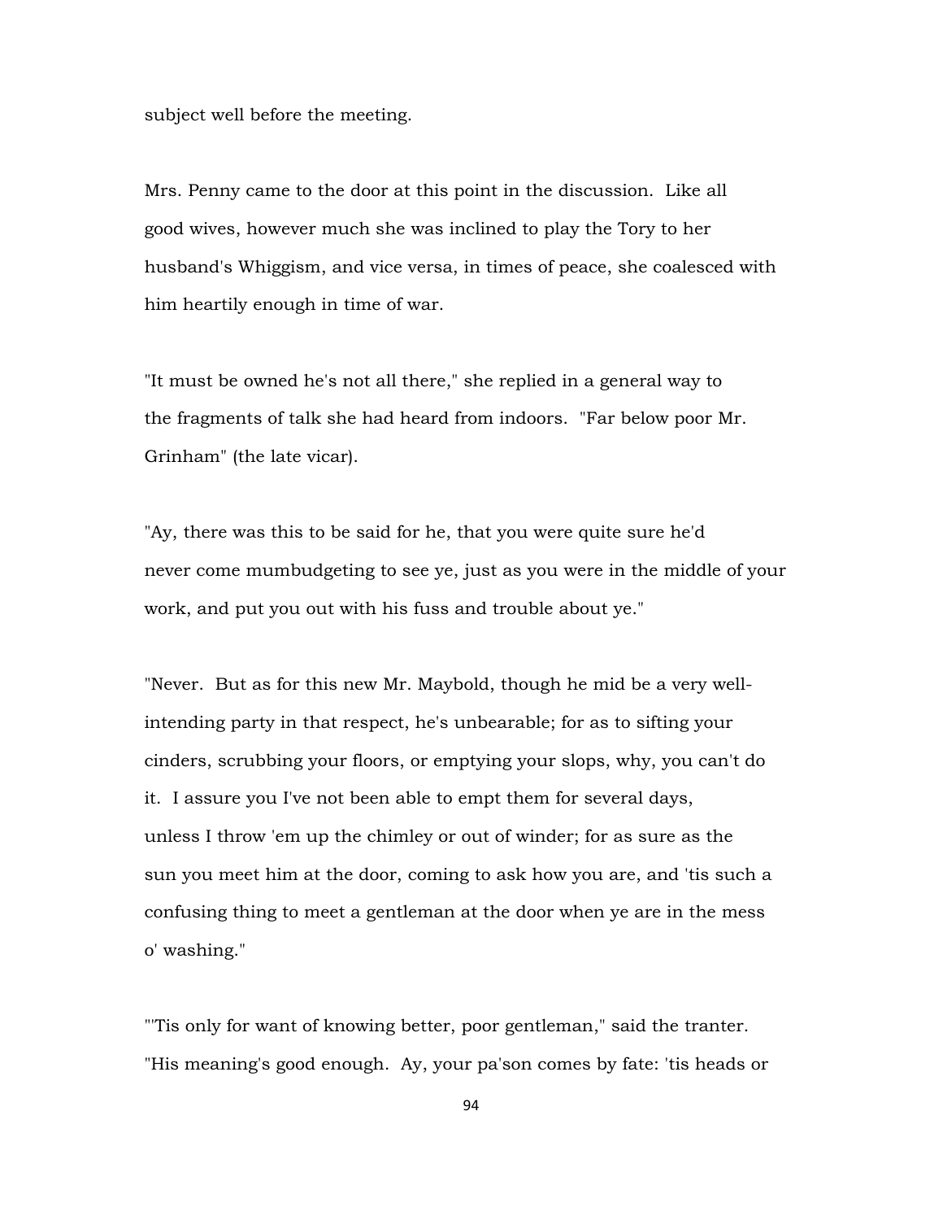subject well before the meeting.

Mrs. Penny came to the door at this point in the discussion. Like all good wives, however much she was inclined to play the Tory to her husband's Whiggism, and vice versa, in times of peace, she coalesced with him heartily enough in time of war.

"It must be owned he's not all there," she replied in a general way to the fragments of talk she had heard from indoors. "Far below poor Mr. Grinham" (the late vicar).

"Ay, there was this to be said for he, that you were quite sure he'd never come mumbudgeting to see ye, just as you were in the middle of your work, and put you out with his fuss and trouble about ye."

"Never. But as for this new Mr. Maybold, though he mid be a very well-intending party in that respect, he's unbearable; for as to sifting your cinders, scrubbing your floors, or emptying your slops, why, you can't do it. I assure you I've not been able to empt them for several days, unless I throw 'em up the chimley or out of winder; for as sure as the sun you meet him at the door, coming to ask how you are, and 'tis such a confusing thing to meet a gentleman at the door when ye are in the mess o' washing."

"'Tis only for want of knowing better, poor gentleman," said the tranter. "His meaning's good enough. Ay, your pa'son comes by fate: 'tis heads or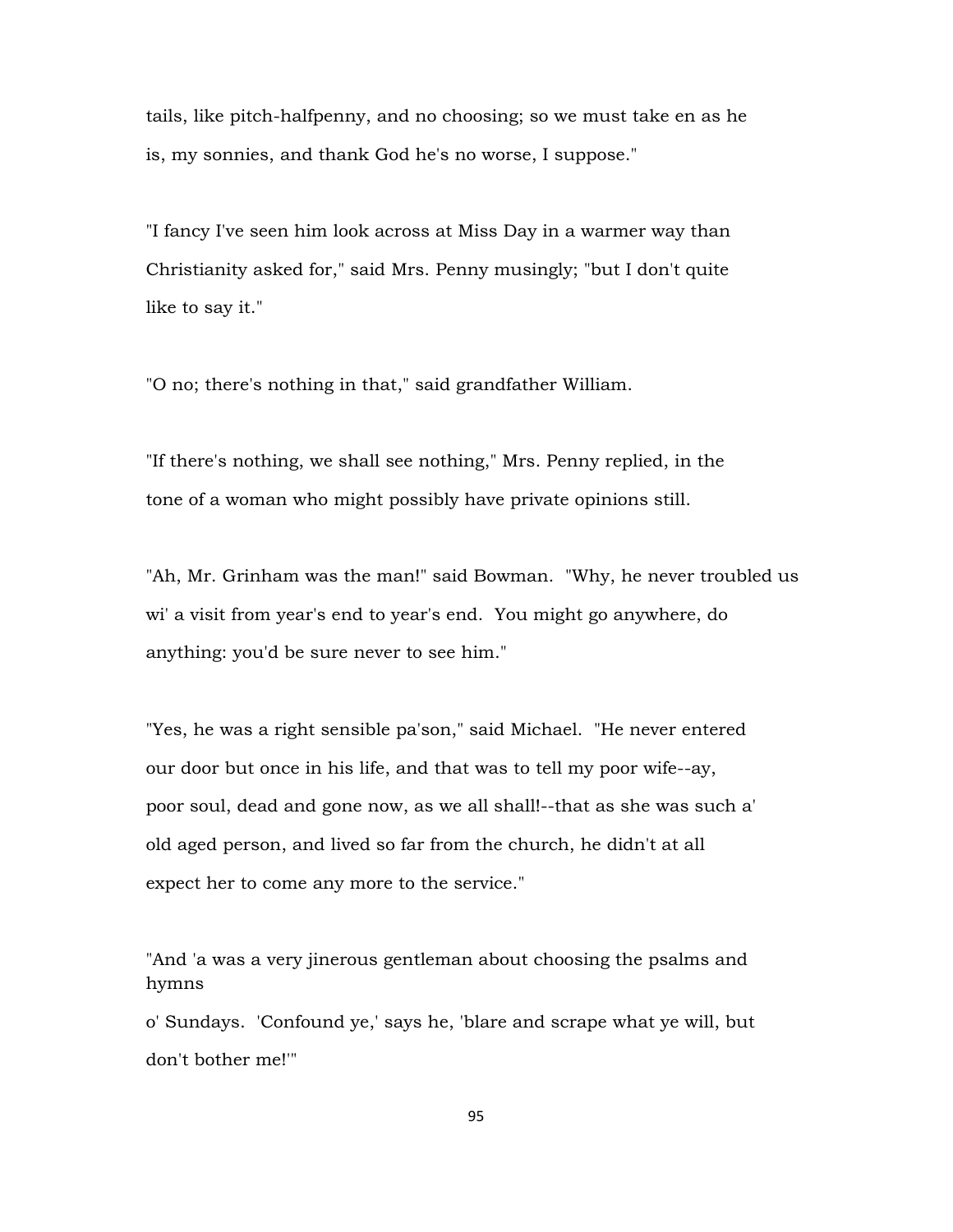tails, like pitch-halfpenny, and no choosing; so we must take en as he is, my sonnies, and thank God he's no worse, I suppose."

"I fancy I've seen him look across at Miss Day in a warmer way than Christianity asked for," said Mrs. Penny musingly; "but I don't quite like to say it."

"O no; there's nothing in that," said grandfather William.

"If there's nothing, we shall see nothing," Mrs. Penny replied, in the tone of a woman who might possibly have private opinions still.

"Ah, Mr. Grinham was the man!" said Bowman. "Why, he never troubled us wi' a visit from year's end to year's end. You might go anywhere, do anything: you'd be sure never to see him."

"Yes, he was a right sensible pa'son," said Michael. "He never entered our door but once in his life, and that was to tell my poor wife--ay, poor soul, dead and gone now, as we all shall!--that as she was such a' old aged person, and lived so far from the church, he didn't at all expect her to come any more to the service."

"And 'a was a very jinerous gentleman about choosing the psalms and hymns o' Sundays. 'Confound ye,' says he, 'blare and scrape what ye will, but don't bother me!'"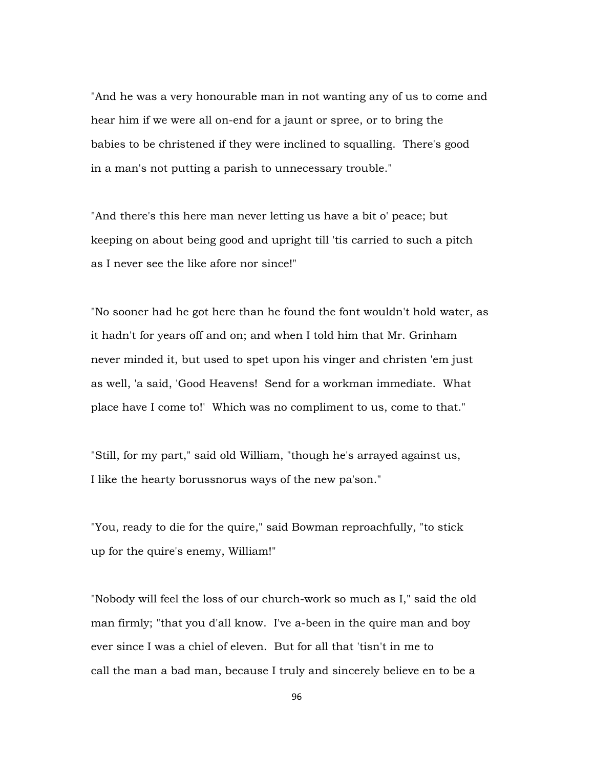"And he was a very honourable man in not wanting any of us to come and hear him if we were all on-end for a jaunt or spree, or to bring the babies to be christened if they were inclined to squalling. There's good in a man's not putting a parish to unnecessary trouble."

"And there's this here man never letting us have a bit o' peace; but keeping on about being good and upright till 'tis carried to such a pitch as I never see the like afore nor since!"

"No sooner had he got here than he found the font wouldn't hold water, as it hadn't for years off and on; and when I told him that Mr. Grinham never minded it, but used to spet upon his vinger and christen 'em just as well, 'a said, 'Good Heavens! Send for a workman immediate. What place have I come to!' Which was no compliment to us, come to that."

"Still, for my part," said old William, "though he's arrayed against us, I like the hearty borussnorus ways of the new pa'son."

"You, ready to die for the quire," said Bowman reproachfully, "to stick up for the quire's enemy, William!"

"Nobody will feel the loss of our church-work so much as I," said the old man firmly; "that you d'all know. I've a-been in the quire man and boy ever since I was a chiel of eleven. But for all that 'tisn't in me to call the man a bad man, because I truly and sincerely believe en to be a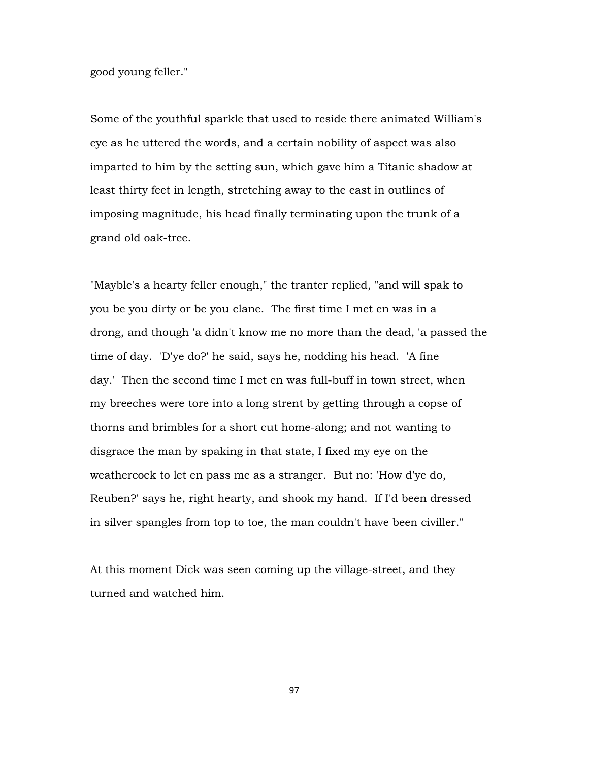good young feller."

Some of the youthful sparkle that used to reside there animated William's eye as he uttered the words, and a certain nobility of aspect was also imparted to him by the setting sun, which gave him a Titanic shadow at least thirty feet in length, stretching away to the east in outlines of imposing magnitude, his head finally terminating upon the trunk of a grand old oak-tree.

"Mayble's a hearty feller enough," the tranter replied, "and will spak to you be you dirty or be you clane. The first time I met en was in a drong, and though 'a didn't know me no more than the dead, 'a passed the time of day. 'D'ye do?' he said, says he, nodding his head. 'A fine day.' Then the second time I met en was full-buff in town street, when my breeches were tore into a long strent by getting through a copse of thorns and brimbles for a short cut home-along; and not wanting to disgrace the man by spaking in that state, I fixed my eye on the weathercock to let en pass me as a stranger. But no: 'How d'ye do, Reuben?' says he, right hearty, and shook my hand. If I'd been dressed in silver spangles from top to toe, the man couldn't have been civiller."

At this moment Dick was seen coming up the village-street, and they turned and watched him.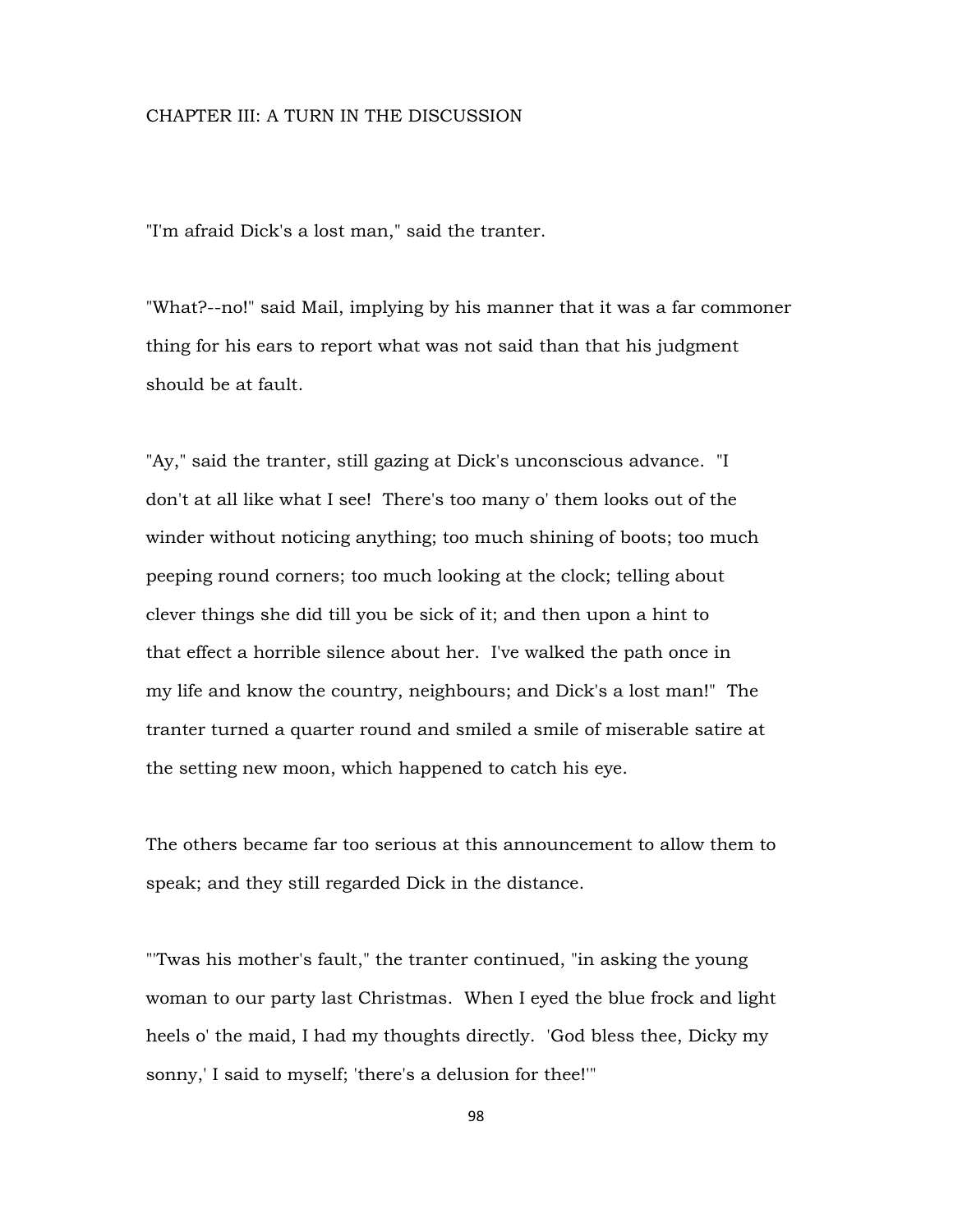## CHAPTER III: A TURN IN THE DISCUSSION

"I'm afraid Dick's a lost man," said the tranter.

"What?--no!" said Mail, implying by his manner that it was a far commoner thing for his ears to report what was not said than that his judgment should be at fault.

"Ay," said the tranter, still gazing at Dick's unconscious advance. "I don't at all like what I see! There's too many o' them looks out of the winder without noticing anything; too much shining of boots; too much peeping round corners; too much looking at the clock; telling about clever things she did till you be sick of it; and then upon a hint to that effect a horrible silence about her. I've walked the path once in my life and know the country, neighbours; and Dick's a lost man!" The tranter turned a quarter round and smiled a smile of miserable satire at the setting new moon, which happened to catch his eye.

The others became far too serious at this announcement to allow them to speak; and they still regarded Dick in the distance.

"'Twas his mother's fault," the tranter continued, "in asking the young woman to our party last Christmas. When I eyed the blue frock and light heels o' the maid, I had my thoughts directly. 'God bless thee, Dicky my sonny,' I said to myself; 'there's a delusion for thee!'"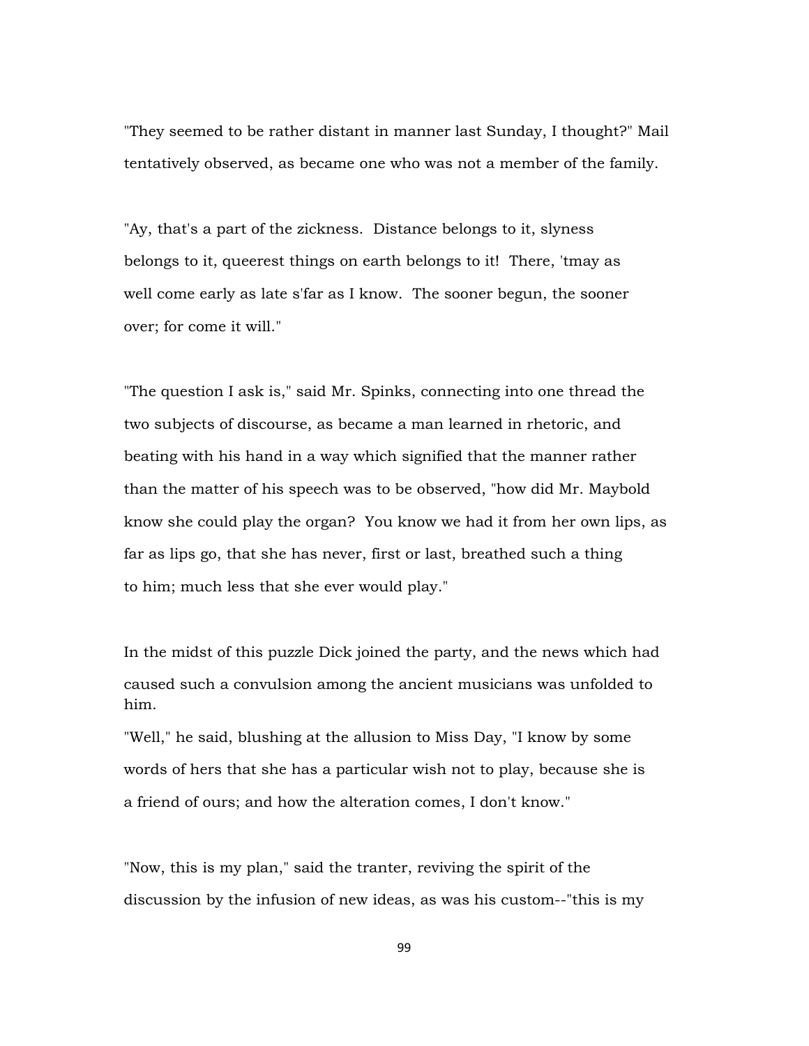"They seemed to be rather distant in manner last Sunday, I thought?" Mail tentatively observed, as became one who was not a member of the family.

"Ay, that's a part of the zickness. Distance belongs to it, slyness belongs to it, queerest things on earth belongs to it! There, 'tmay as well come early as late s'far as I know. The sooner begun, the sooner over; for come it will."

"The question I ask is," said Mr. Spinks, connecting into one thread the two subjects of discourse, as became a man learned in rhetoric, and beating with his hand in a way which signified that the manner rather than the matter of his speech was to be observed, "how did Mr. Maybold know she could play the organ? You know we had it from her own lips, as far as lips go, that she has never, first or last, breathed such a thing to him; much less that she ever would play."

In the midst of this puzzle Dick joined the party, and the news which had caused such a convulsion among the ancient musicians was unfolded to him.

"Well," he said, blushing at the allusion to Miss Day, "I know by some words of hers that she has a particular wish not to play, because she is a friend of ours; and how the alteration comes, I don't know."

"Now, this is my plan," said the tranter, reviving the spirit of the discussion by the infusion of new ideas, as was his custom--"this is my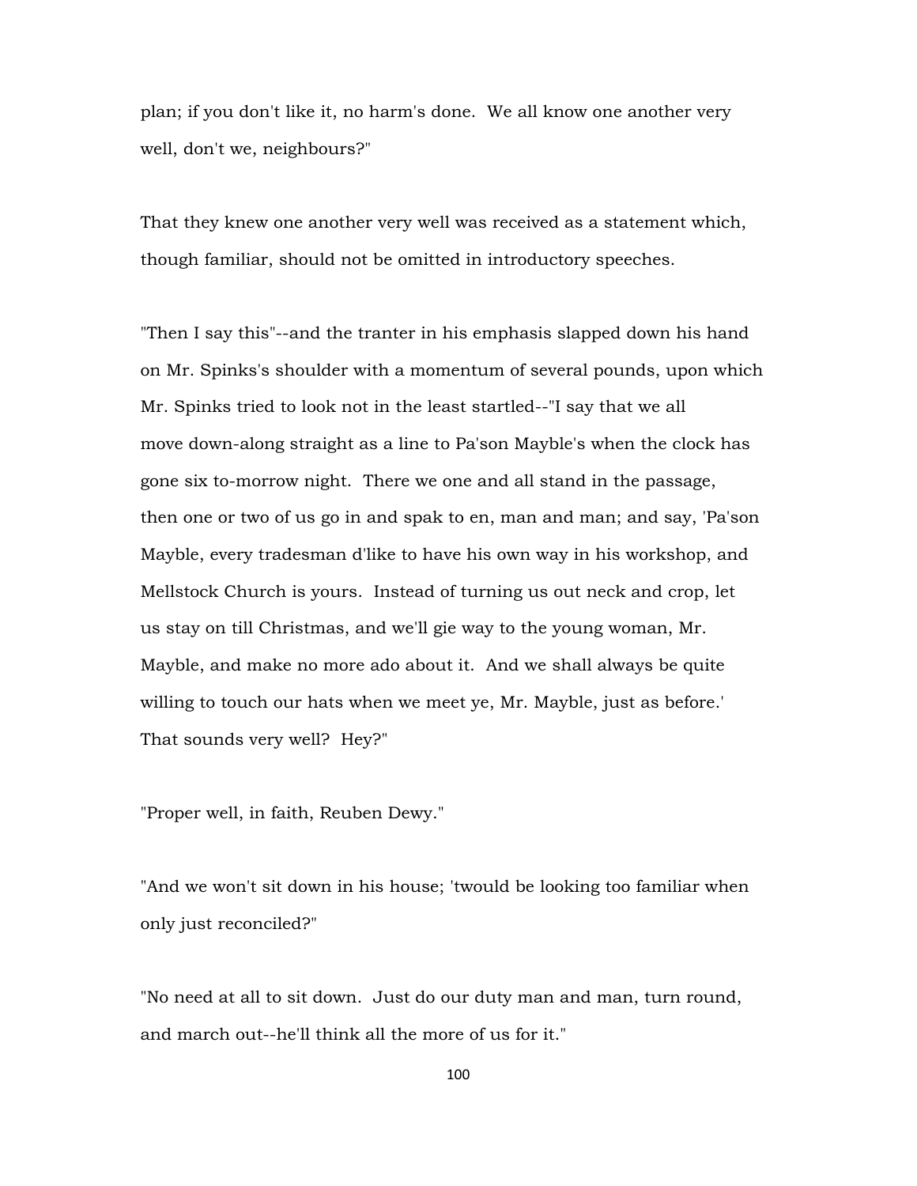plan; if you don't like it, no harm's done.  We all know one another very well, don't we, neighbours?"

That they knew one another very well was received as a statement which, though familiar, should not be omitted in introductory speeches.

"Then I say this"--and the tranter in his emphasis slapped down his hand on Mr. Spinks's shoulder with a momentum of several pounds, upon which Mr. Spinks tried to look not in the least startled--"I say that we all move down-along straight as a line to Pa'son Mayble's when the clock has gone six to-morrow night.  There we one and all stand in the passage, then one or two of us go in and spak to en, man and man; and say, 'Pa'son Mayble, every tradesman d'like to have his own way in his workshop, and Mellstock Church is yours.  Instead of turning us out neck and crop, let us stay on till Christmas, and we'll gie way to the young woman, Mr. Mayble, and make no more ado about it.  And we shall always be quite willing to touch our hats when we meet ye, Mr. Mayble, just as before.'  That sounds very well?  Hey?"

"Proper well, in faith, Reuben Dewy."

"And we won't sit down in his house; 'twould be looking too familiar when only just reconciled?"

"No need at all to sit down.  Just do our duty man and man, turn round, and march out--he'll think all the more of us for it."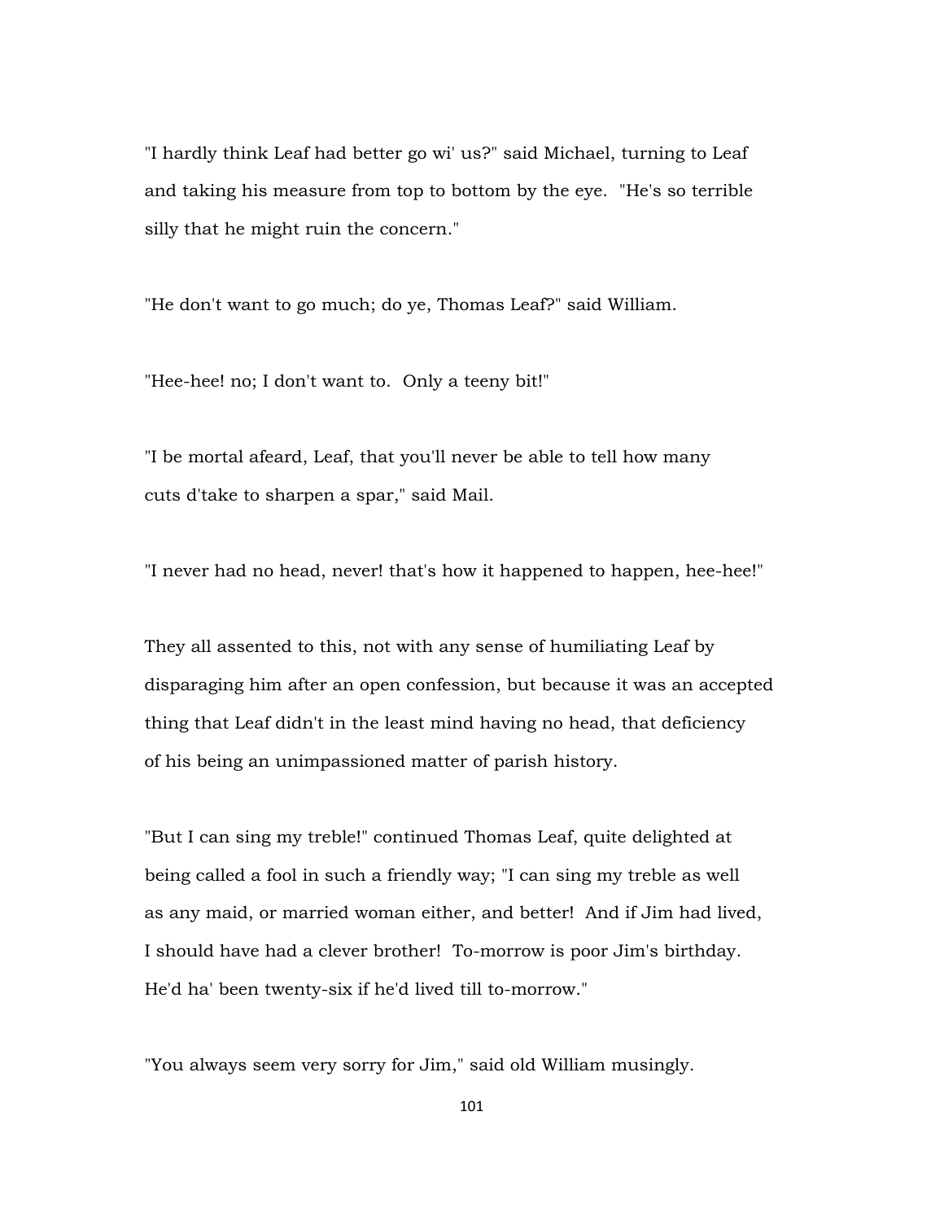"I hardly think Leaf had better go wi' us?" said Michael, turning to Leaf and taking his measure from top to bottom by the eye. "He's so terrible silly that he might ruin the concern."

"He don't want to go much; do ye, Thomas Leaf?" said William.

"Hee-hee! no; I don't want to. Only a teeny bit!"

"I be mortal afeard, Leaf, that you'll never be able to tell how many cuts d'take to sharpen a spar," said Mail.

"I never had no head, never! that's how it happened to happen, hee-hee!"

They all assented to this, not with any sense of humiliating Leaf by disparaging him after an open confession, but because it was an accepted thing that Leaf didn't in the least mind having no head, that deficiency of his being an unimpassioned matter of parish history.

"But I can sing my treble!" continued Thomas Leaf, quite delighted at being called a fool in such a friendly way; "I can sing my treble as well as any maid, or married woman either, and better! And if Jim had lived, I should have had a clever brother! To-morrow is poor Jim's birthday. He'd ha' been twenty-six if he'd lived till to-morrow."

"You always seem very sorry for Jim," said old William musingly.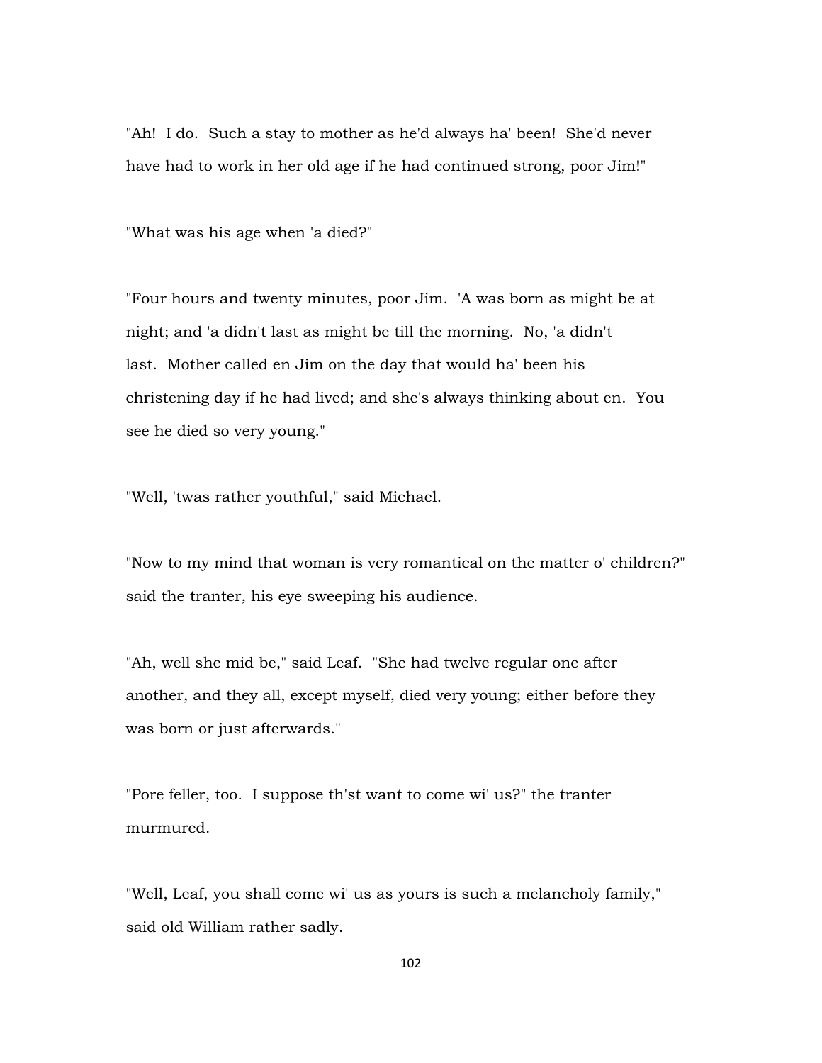"Ah! I do. Such a stay to mother as he'd always ha' been! She'd never have had to work in her old age if he had continued strong, poor Jim!"

"What was his age when 'a died?"

"Four hours and twenty minutes, poor Jim. 'A was born as might be at night; and 'a didn't last as might be till the morning. No, 'a didn't last. Mother called en Jim on the day that would ha' been his christening day if he had lived; and she's always thinking about en. You see he died so very young."

"Well, 'twas rather youthful," said Michael.

"Now to my mind that woman is very romantical on the matter o' children?" said the tranter, his eye sweeping his audience.

"Ah, well she mid be," said Leaf. "She had twelve regular one after another, and they all, except myself, died very young; either before they was born or just afterwards."

"Pore feller, too. I suppose th'st want to come wi' us?" the tranter murmured.

"Well, Leaf, you shall come wi' us as yours is such a melancholy family," said old William rather sadly.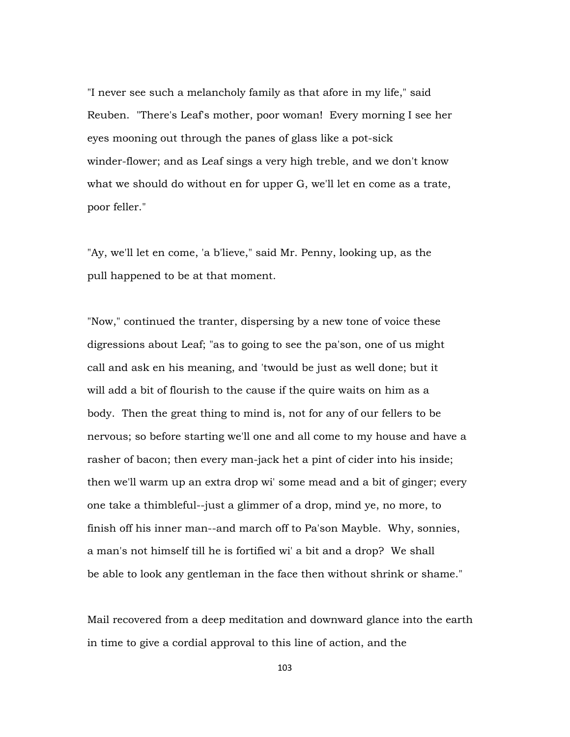"I never see such a melancholy family as that afore in my life," said Reuben. "There's Leaf's mother, poor woman! Every morning I see her eyes mooning out through the panes of glass like a pot-sick winder-flower; and as Leaf sings a very high treble, and we don't know what we should do without en for upper G, we'll let en come as a trate, poor feller."

"Ay, we'll let en come, 'a b'lieve," said Mr. Penny, looking up, as the pull happened to be at that moment.

"Now," continued the tranter, dispersing by a new tone of voice these digressions about Leaf; "as to going to see the pa'son, one of us might call and ask en his meaning, and 'twould be just as well done; but it will add a bit of flourish to the cause if the quire waits on him as a body. Then the great thing to mind is, not for any of our fellers to be nervous; so before starting we'll one and all come to my house and have a rasher of bacon; then every man-jack het a pint of cider into his inside; then we'll warm up an extra drop wi' some mead and a bit of ginger; every one take a thimbleful--just a glimmer of a drop, mind ye, no more, to finish off his inner man--and march off to Pa'son Mayble. Why, sonnies, a man's not himself till he is fortified wi' a bit and a drop? We shall be able to look any gentleman in the face then without shrink or shame."

Mail recovered from a deep meditation and downward glance into the earth in time to give a cordial approval to this line of action, and the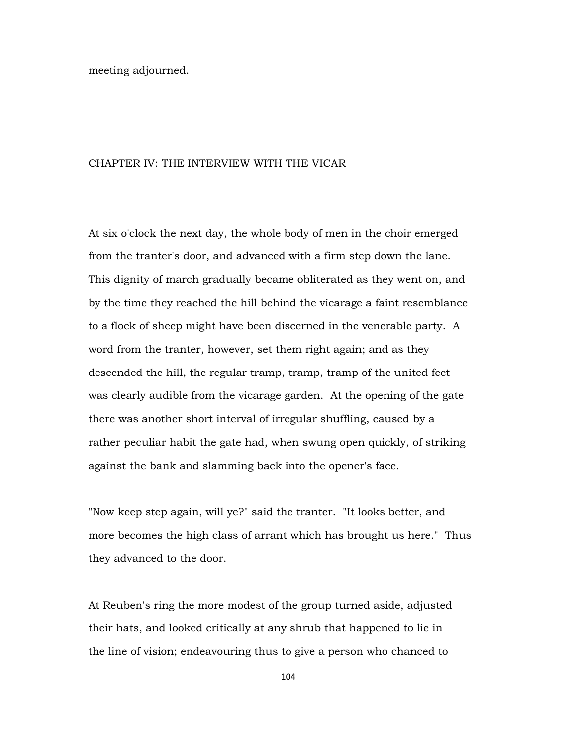meeting adjourned.

## CHAPTER IV: THE INTERVIEW WITH THE VICAR

At six o'clock the next day, the whole body of men in the choir emerged from the tranter's door, and advanced with a firm step down the lane. This dignity of march gradually became obliterated as they went on, and by the time they reached the hill behind the vicarage a faint resemblance to a flock of sheep might have been discerned in the venerable party. A word from the tranter, however, set them right again; and as they descended the hill, the regular tramp, tramp, tramp of the united feet was clearly audible from the vicarage garden. At the opening of the gate there was another short interval of irregular shuffling, caused by a rather peculiar habit the gate had, when swung open quickly, of striking against the bank and slamming back into the opener's face.

"Now keep step again, will ye?" said the tranter. "It looks better, and more becomes the high class of arrant which has brought us here." Thus they advanced to the door.

At Reuben's ring the more modest of the group turned aside, adjusted their hats, and looked critically at any shrub that happened to lie in the line of vision; endeavouring thus to give a person who chanced to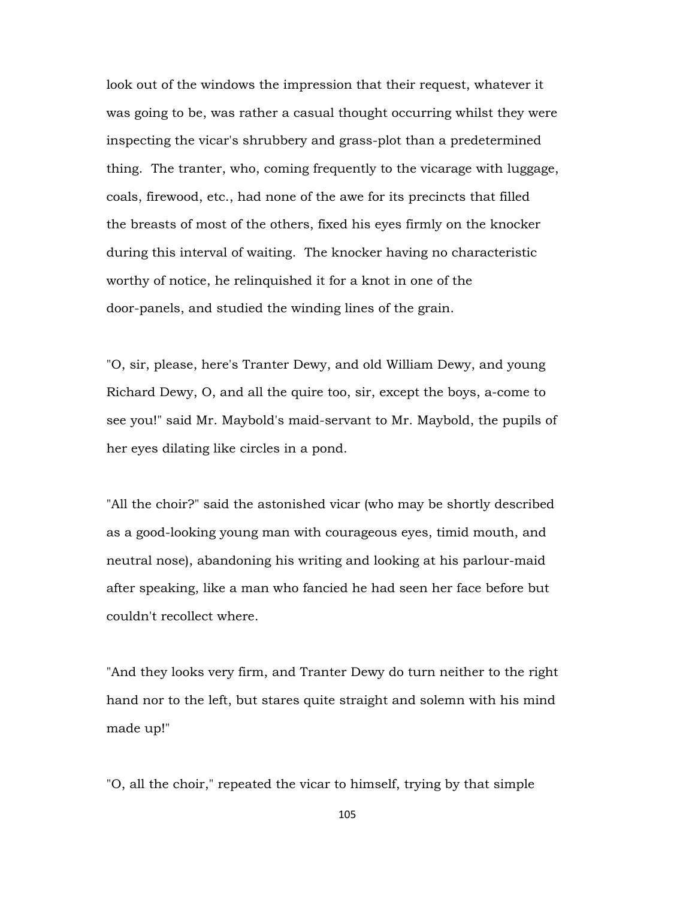look out of the windows the impression that their request, whatever it was going to be, was rather a casual thought occurring whilst they were inspecting the vicar's shrubbery and grass-plot than a predetermined thing. The tranter, who, coming frequently to the vicarage with luggage, coals, firewood, etc., had none of the awe for its precincts that filled the breasts of most of the others, fixed his eyes firmly on the knocker during this interval of waiting. The knocker having no characteristic worthy of notice, he relinquished it for a knot in one of the door-panels, and studied the winding lines of the grain.

"O, sir, please, here's Tranter Dewy, and old William Dewy, and young Richard Dewy, O, and all the quire too, sir, except the boys, a-come to see you!" said Mr. Maybold's maid-servant to Mr. Maybold, the pupils of her eyes dilating like circles in a pond.

"All the choir?" said the astonished vicar (who may be shortly described as a good-looking young man with courageous eyes, timid mouth, and neutral nose), abandoning his writing and looking at his parlour-maid after speaking, like a man who fancied he had seen her face before but couldn't recollect where.

"And they looks very firm, and Tranter Dewy do turn neither to the right hand nor to the left, but stares quite straight and solemn with his mind made up!"

"O, all the choir," repeated the vicar to himself, trying by that simple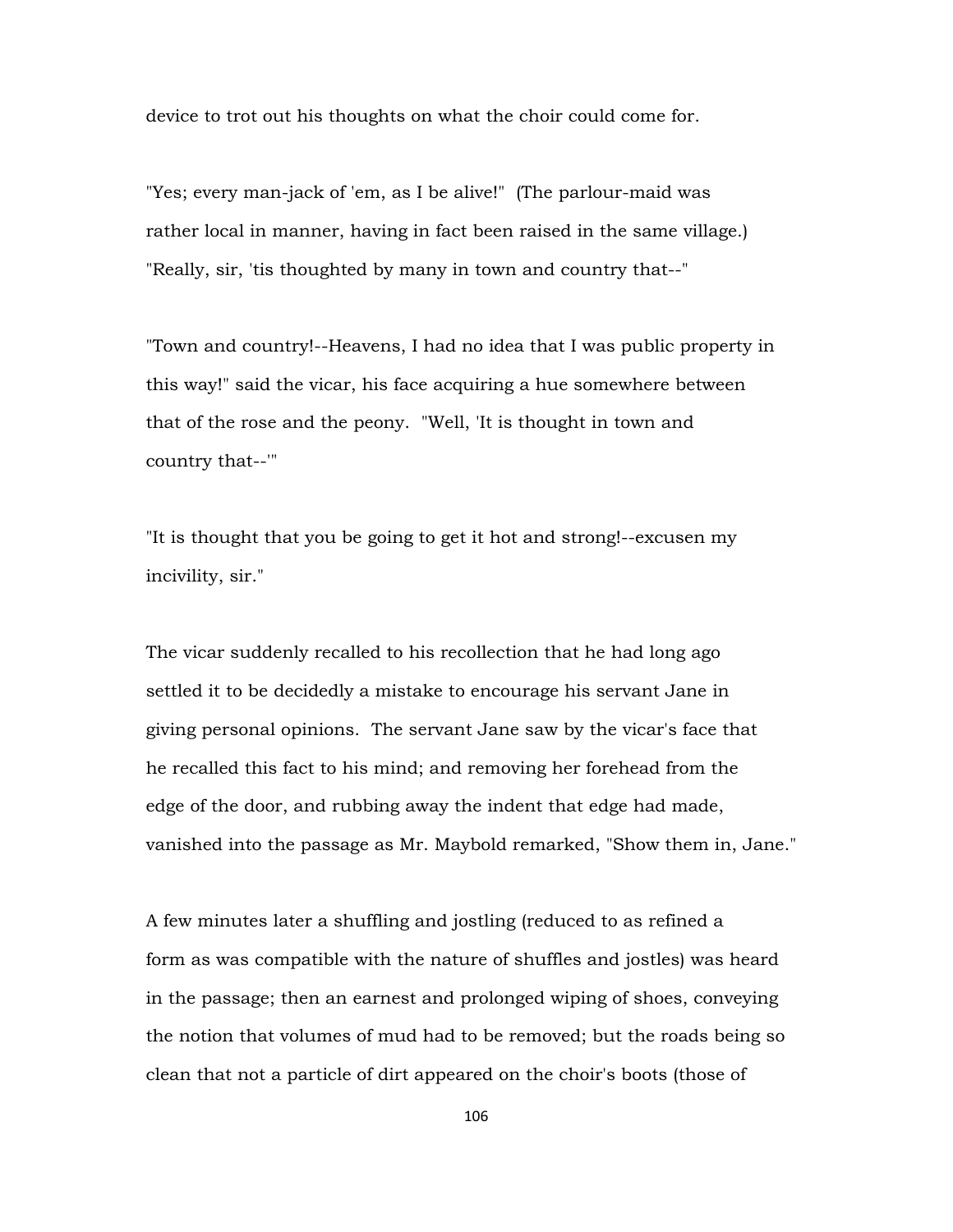device to trot out his thoughts on what the choir could come for.

"Yes; every man-jack of 'em, as I be alive!" (The parlour-maid was rather local in manner, having in fact been raised in the same village.) "Really, sir, 'tis thoughted by many in town and country that--"

"Town and country!--Heavens, I had no idea that I was public property in this way!" said the vicar, his face acquiring a hue somewhere between that of the rose and the peony. "Well, 'It is thought in town and country that--'"

"It is thought that you be going to get it hot and strong!--excusen my incivility, sir."

The vicar suddenly recalled to his recollection that he had long ago settled it to be decidedly a mistake to encourage his servant Jane in giving personal opinions. The servant Jane saw by the vicar's face that he recalled this fact to his mind; and removing her forehead from the edge of the door, and rubbing away the indent that edge had made, vanished into the passage as Mr. Maybold remarked, "Show them in, Jane."

A few minutes later a shuffling and jostling (reduced to as refined a form as was compatible with the nature of shuffles and jostles) was heard in the passage; then an earnest and prolonged wiping of shoes, conveying the notion that volumes of mud had to be removed; but the roads being so clean that not a particle of dirt appeared on the choir's boots (those of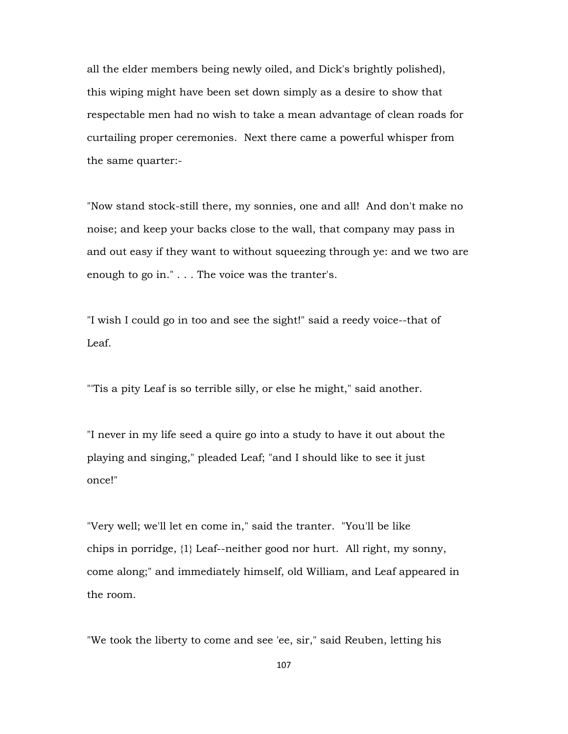all the elder members being newly oiled, and Dick's brightly polished), this wiping might have been set down simply as a desire to show that respectable men had no wish to take a mean advantage of clean roads for curtailing proper ceremonies. Next there came a powerful whisper from the same quarter:-

"Now stand stock-still there, my sonnies, one and all! And don't make no noise; and keep your backs close to the wall, that company may pass in and out easy if they want to without squeezing through ye: and we two are enough to go in." . . . The voice was the tranter's.

"I wish I could go in too and see the sight!" said a reedy voice--that of Leaf.

"'Tis a pity Leaf is so terrible silly, or else he might," said another.

"I never in my life seed a quire go into a study to have it out about the playing and singing," pleaded Leaf; "and I should like to see it just once!"

"Very well; we'll let en come in," said the tranter. "You'll be like chips in porridge, {1} Leaf--neither good nor hurt. All right, my sonny, come along;" and immediately himself, old William, and Leaf appeared in the room.

"We took the liberty to come and see 'ee, sir," said Reuben, letting his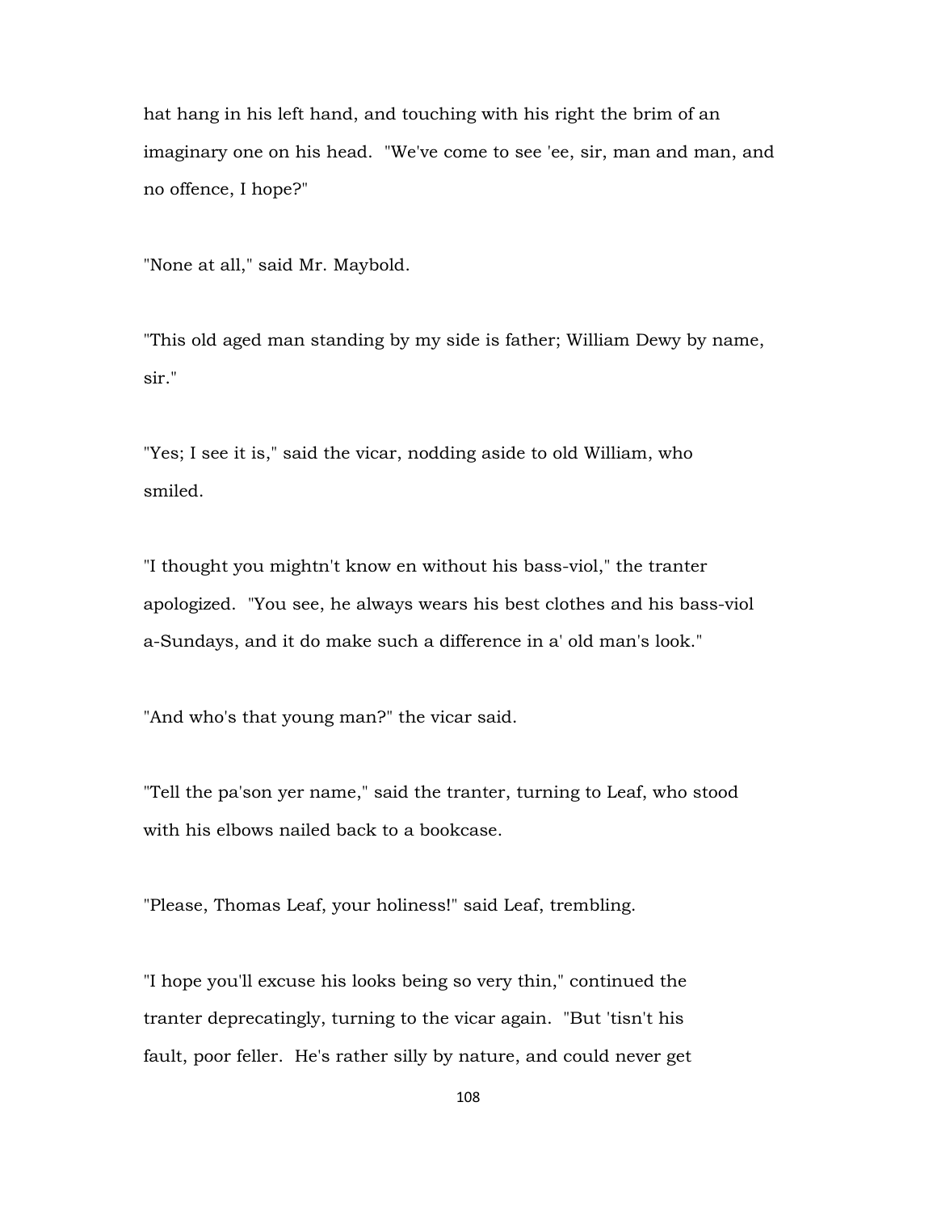hat hang in his left hand, and touching with his right the brim of an imaginary one on his head. "We've come to see 'ee, sir, man and man, and no offence, I hope?"

"None at all," said Mr. Maybold.

"This old aged man standing by my side is father; William Dewy by name, sir."

"Yes; I see it is," said the vicar, nodding aside to old William, who smiled.

"I thought you mightn't know en without his bass-viol," the tranter apologized. "You see, he always wears his best clothes and his bass-viol a-Sundays, and it do make such a difference in a' old man's look."

"And who's that young man?" the vicar said.

"Tell the pa'son yer name," said the tranter, turning to Leaf, who stood with his elbows nailed back to a bookcase.

"Please, Thomas Leaf, your holiness!" said Leaf, trembling.

"I hope you'll excuse his looks being so very thin," continued the tranter deprecatingly, turning to the vicar again. "But 'tisn't his fault, poor feller. He's rather silly by nature, and could never get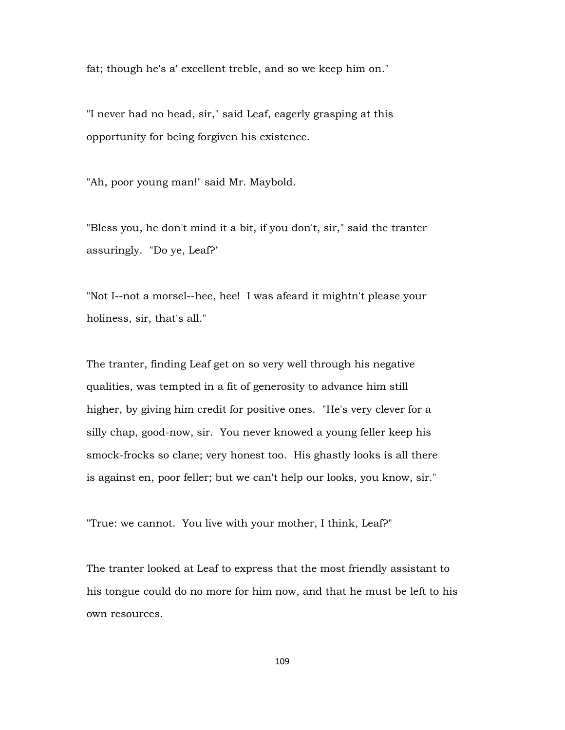fat; though he's a' excellent treble, and so we keep him on."

"I never had no head, sir," said Leaf, eagerly grasping at this opportunity for being forgiven his existence.

"Ah, poor young man!" said Mr. Maybold.

"Bless you, he don't mind it a bit, if you don't, sir," said the tranter assuringly. "Do ye, Leaf?"

"Not I--not a morsel--hee, hee! I was afeard it mightn't please your holiness, sir, that's all."

The tranter, finding Leaf get on so very well through his negative qualities, was tempted in a fit of generosity to advance him still higher, by giving him credit for positive ones. "He's very clever for a silly chap, good-now, sir. You never knowed a young feller keep his smock-frocks so clane; very honest too. His ghastly looks is all there is against en, poor feller; but we can't help our looks, you know, sir."

"True: we cannot. You live with your mother, I think, Leaf?"

The tranter looked at Leaf to express that the most friendly assistant to his tongue could do no more for him now, and that he must be left to his own resources.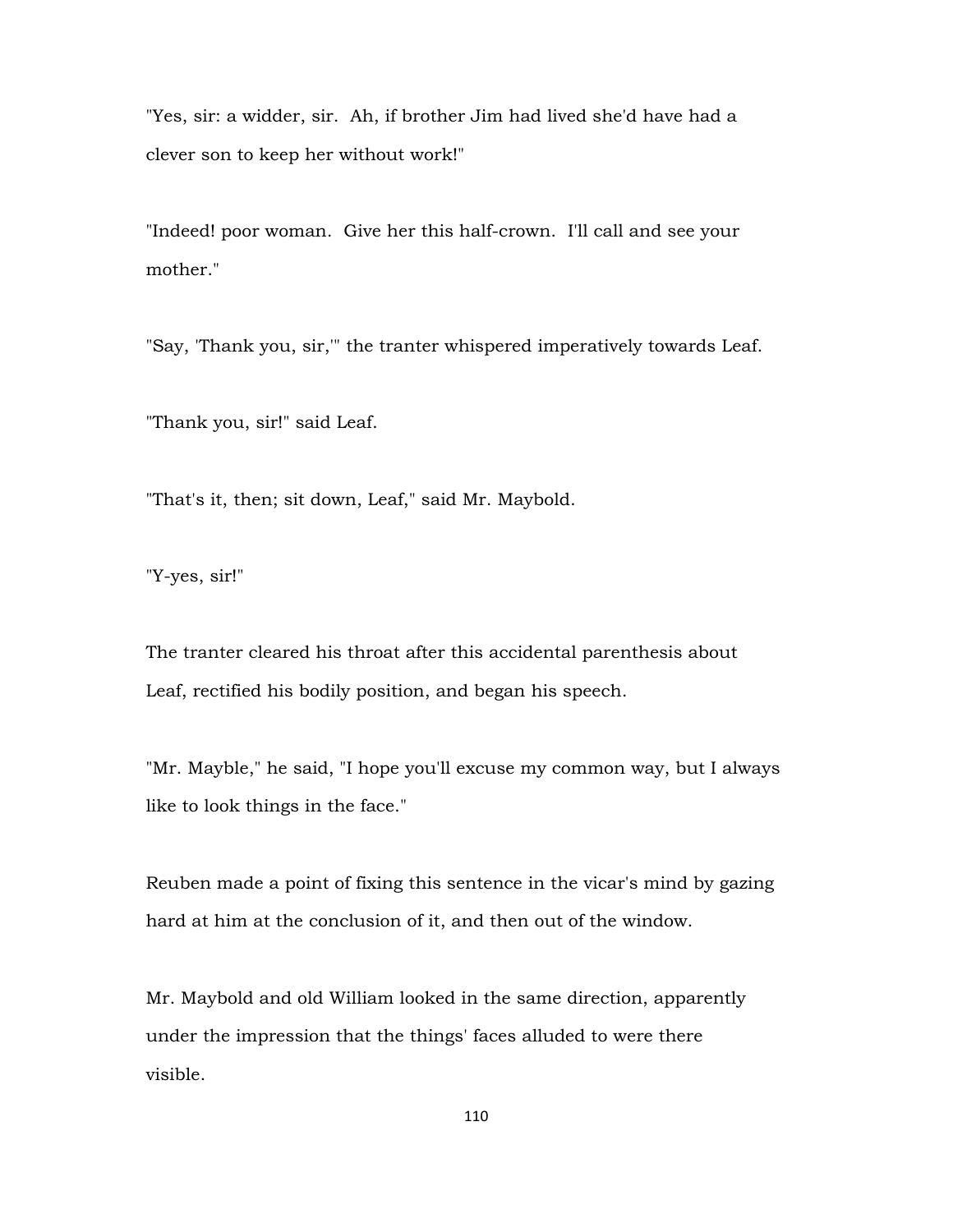"Yes, sir: a widder, sir. Ah, if brother Jim had lived she'd have had a clever son to keep her without work!"

"Indeed! poor woman. Give her this half-crown. I'll call and see your mother."

"Say, 'Thank you, sir,'" the tranter whispered imperatively towards Leaf.

"Thank you, sir!" said Leaf.

"That's it, then; sit down, Leaf," said Mr. Maybold.

"Y-yes, sir!"

The tranter cleared his throat after this accidental parenthesis about Leaf, rectified his bodily position, and began his speech.

"Mr. Mayble," he said, "I hope you'll excuse my common way, but I always like to look things in the face."

Reuben made a point of fixing this sentence in the vicar's mind by gazing hard at him at the conclusion of it, and then out of the window.

Mr. Maybold and old William looked in the same direction, apparently under the impression that the things' faces alluded to were there visible.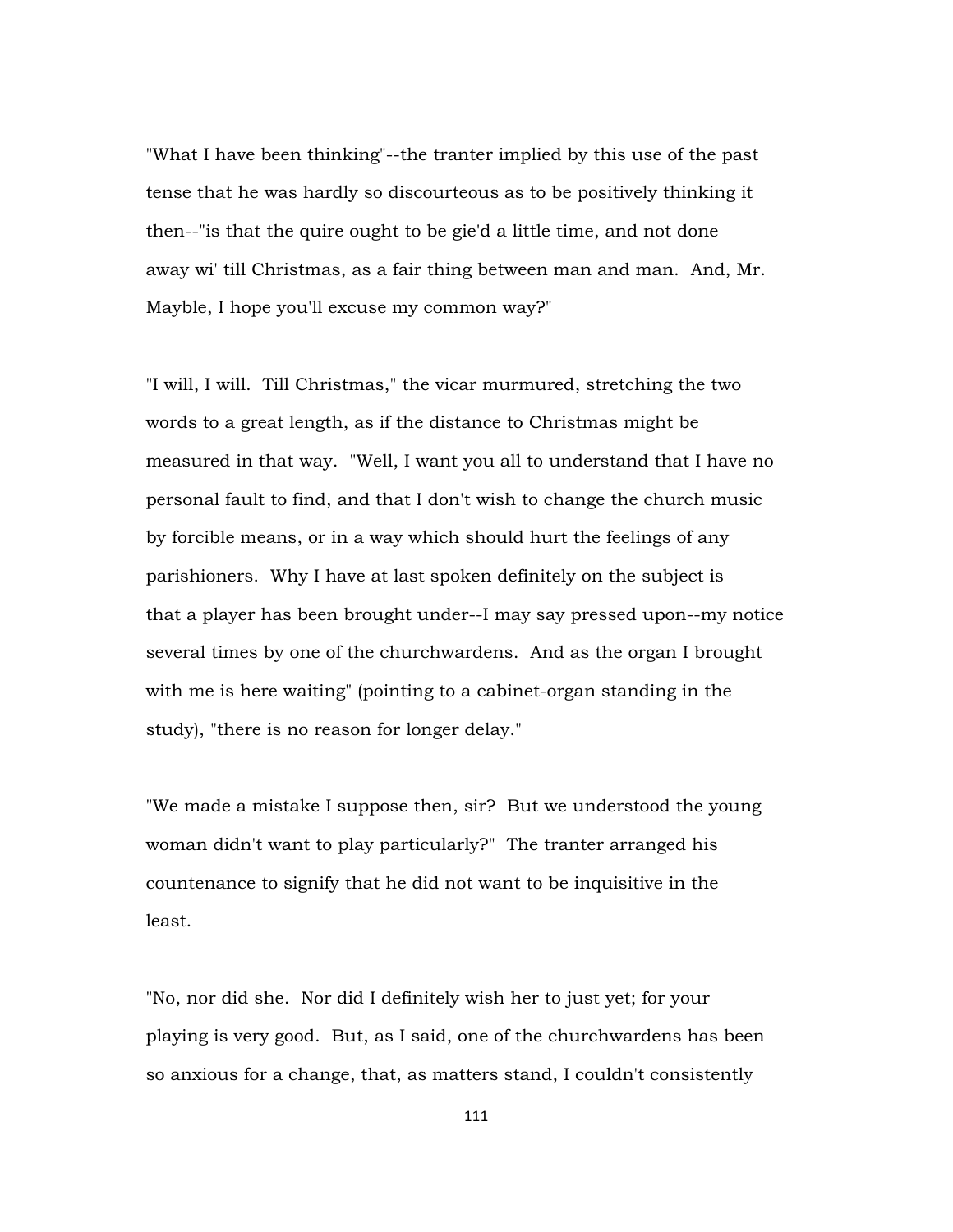"What I have been thinking"--the tranter implied by this use of the past tense that he was hardly so discourteous as to be positively thinking it then--"is that the quire ought to be gie'd a little time, and not done away wi' till Christmas, as a fair thing between man and man. And, Mr. Mayble, I hope you'll excuse my common way?"

"I will, I will. Till Christmas," the vicar murmured, stretching the two words to a great length, as if the distance to Christmas might be measured in that way. "Well, I want you all to understand that I have no personal fault to find, and that I don't wish to change the church music by forcible means, or in a way which should hurt the feelings of any parishioners. Why I have at last spoken definitely on the subject is that a player has been brought under--I may say pressed upon--my notice several times by one of the churchwardens. And as the organ I brought with me is here waiting" (pointing to a cabinet-organ standing in the study), "there is no reason for longer delay."

"We made a mistake I suppose then, sir? But we understood the young woman didn't want to play particularly?" The tranter arranged his countenance to signify that he did not want to be inquisitive in the least.

"No, nor did she. Nor did I definitely wish her to just yet; for your playing is very good. But, as I said, one of the churchwardens has been so anxious for a change, that, as matters stand, I couldn't consistently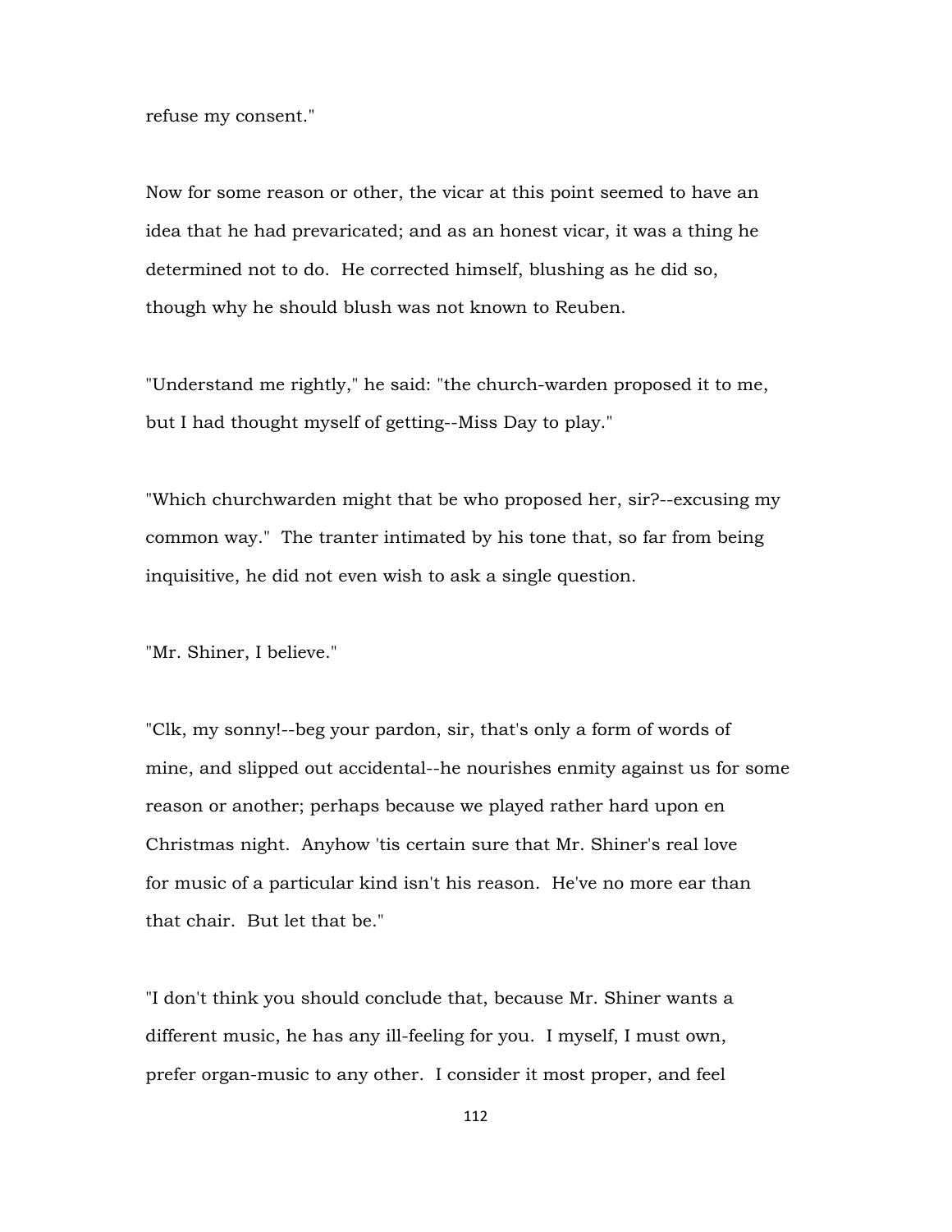refuse my consent."

Now for some reason or other, the vicar at this point seemed to have an idea that he had prevaricated; and as an honest vicar, it was a thing he determined not to do. He corrected himself, blushing as he did so, though why he should blush was not known to Reuben.

"Understand me rightly," he said: "the church-warden proposed it to me, but I had thought myself of getting--Miss Day to play."

"Which churchwarden might that be who proposed her, sir?--excusing my common way." The tranter intimated by his tone that, so far from being inquisitive, he did not even wish to ask a single question.

"Mr. Shiner, I believe."

"Clk, my sonny!--beg your pardon, sir, that's only a form of words of mine, and slipped out accidental--he nourishes enmity against us for some reason or another; perhaps because we played rather hard upon en Christmas night. Anyhow 'tis certain sure that Mr. Shiner's real love for music of a particular kind isn't his reason. He've no more ear than that chair. But let that be."

"I don't think you should conclude that, because Mr. Shiner wants a different music, he has any ill-feeling for you. I myself, I must own, prefer organ-music to any other. I consider it most proper, and feel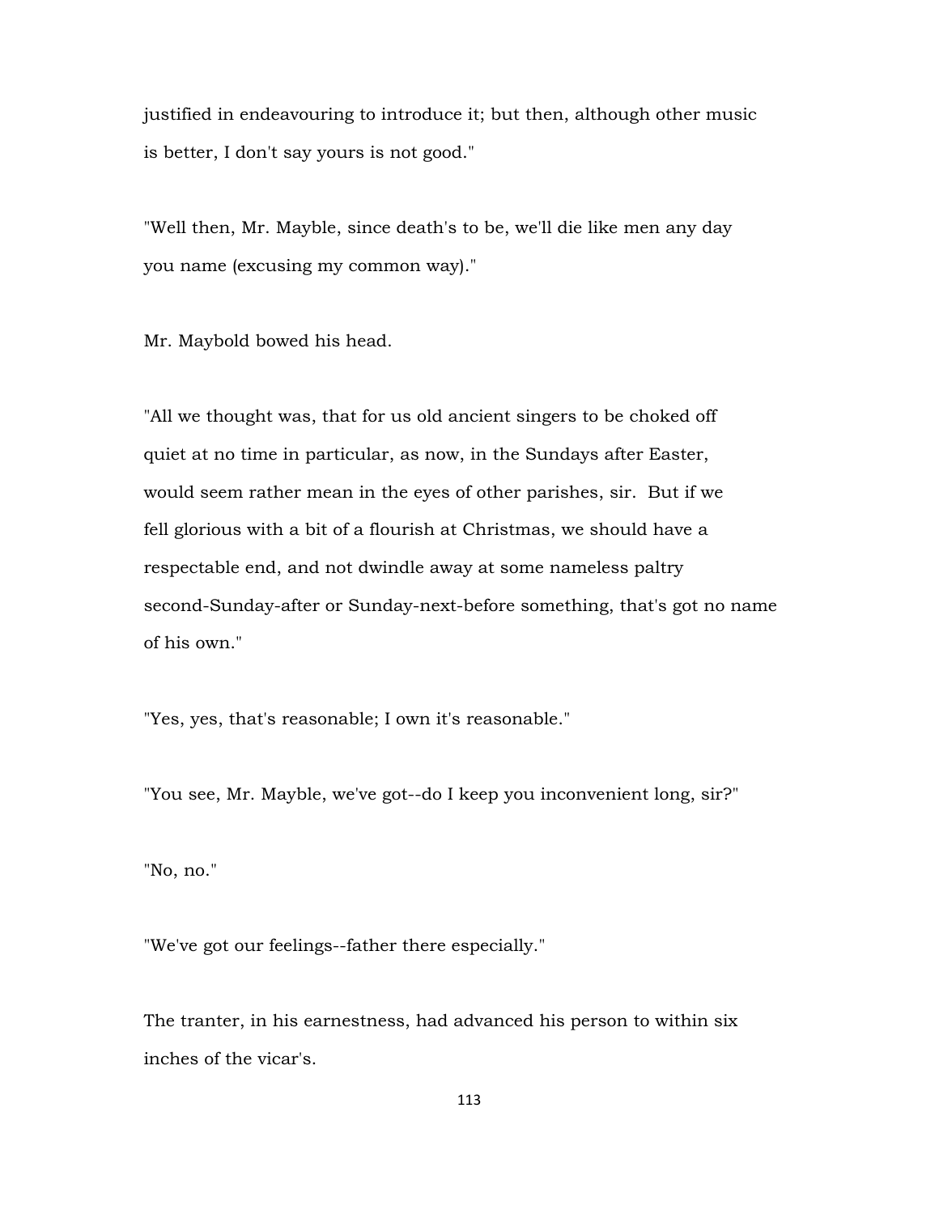justified in endeavouring to introduce it; but then, although other music is better, I don't say yours is not good."

"Well then, Mr. Mayble, since death's to be, we'll die like men any day you name (excusing my common way)."

Mr. Maybold bowed his head.

"All we thought was, that for us old ancient singers to be choked off quiet at no time in particular, as now, in the Sundays after Easter, would seem rather mean in the eyes of other parishes, sir. But if we fell glorious with a bit of a flourish at Christmas, we should have a respectable end, and not dwindle away at some nameless paltry second-Sunday-after or Sunday-next-before something, that's got no name of his own."

"Yes, yes, that's reasonable; I own it's reasonable."

"You see, Mr. Mayble, we've got--do I keep you inconvenient long, sir?"

"No, no."

"We've got our feelings--father there especially."

The tranter, in his earnestness, had advanced his person to within six inches of the vicar's.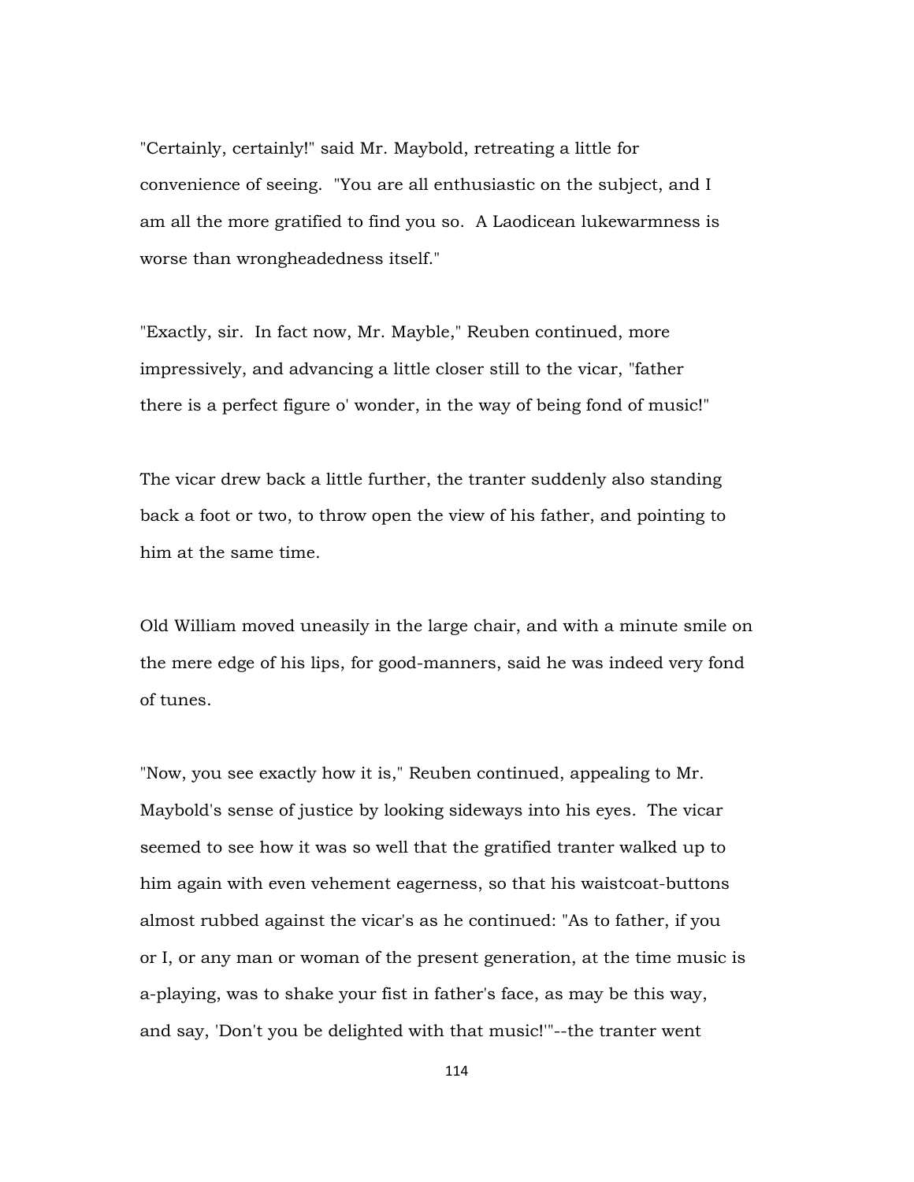"Certainly, certainly!" said Mr. Maybold, retreating a little for convenience of seeing. "You are all enthusiastic on the subject, and I am all the more gratified to find you so. A Laodicean lukewarmness is worse than wrongheadedness itself."

"Exactly, sir. In fact now, Mr. Mayble," Reuben continued, more impressively, and advancing a little closer still to the vicar, "father there is a perfect figure o' wonder, in the way of being fond of music!"

The vicar drew back a little further, the tranter suddenly also standing back a foot or two, to throw open the view of his father, and pointing to him at the same time.

Old William moved uneasily in the large chair, and with a minute smile on the mere edge of his lips, for good-manners, said he was indeed very fond of tunes.

"Now, you see exactly how it is," Reuben continued, appealing to Mr. Maybold's sense of justice by looking sideways into his eyes. The vicar seemed to see how it was so well that the gratified tranter walked up to him again with even vehement eagerness, so that his waistcoat-buttons almost rubbed against the vicar's as he continued: "As to father, if you or I, or any man or woman of the present generation, at the time music is a-playing, was to shake your fist in father's face, as may be this way, and say, 'Don't you be delighted with that music!'"--the tranter went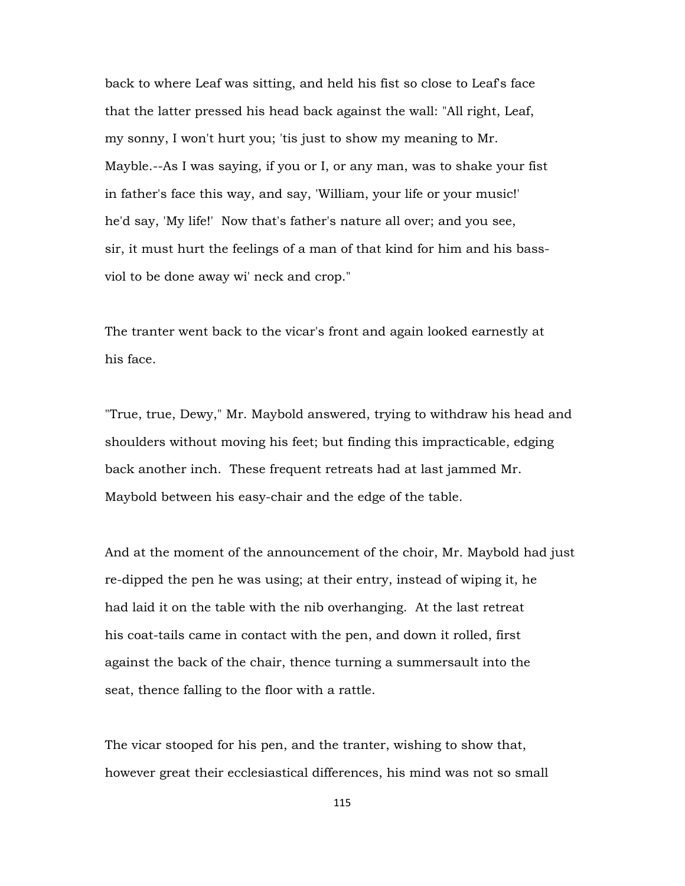back to where Leaf was sitting, and held his fist so close to Leaf's face that the latter pressed his head back against the wall: "All right, Leaf, my sonny, I won't hurt you; 'tis just to show my meaning to Mr. Mayble.--As I was saying, if you or I, or any man, was to shake your fist in father's face this way, and say, 'William, your life or your music!' he'd say, 'My life!' Now that's father's nature all over; and you see, sir, it must hurt the feelings of a man of that kind for him and his bass-viol to be done away wi' neck and crop."

The tranter went back to the vicar's front and again looked earnestly at his face.

"True, true, Dewy," Mr. Maybold answered, trying to withdraw his head and shoulders without moving his feet; but finding this impracticable, edging back another inch. These frequent retreats had at last jammed Mr. Maybold between his easy-chair and the edge of the table.

And at the moment of the announcement of the choir, Mr. Maybold had just re-dipped the pen he was using; at their entry, instead of wiping it, he had laid it on the table with the nib overhanging. At the last retreat his coat-tails came in contact with the pen, and down it rolled, first against the back of the chair, thence turning a summersault into the seat, thence falling to the floor with a rattle.

The vicar stooped for his pen, and the tranter, wishing to show that, however great their ecclesiastical differences, his mind was not so small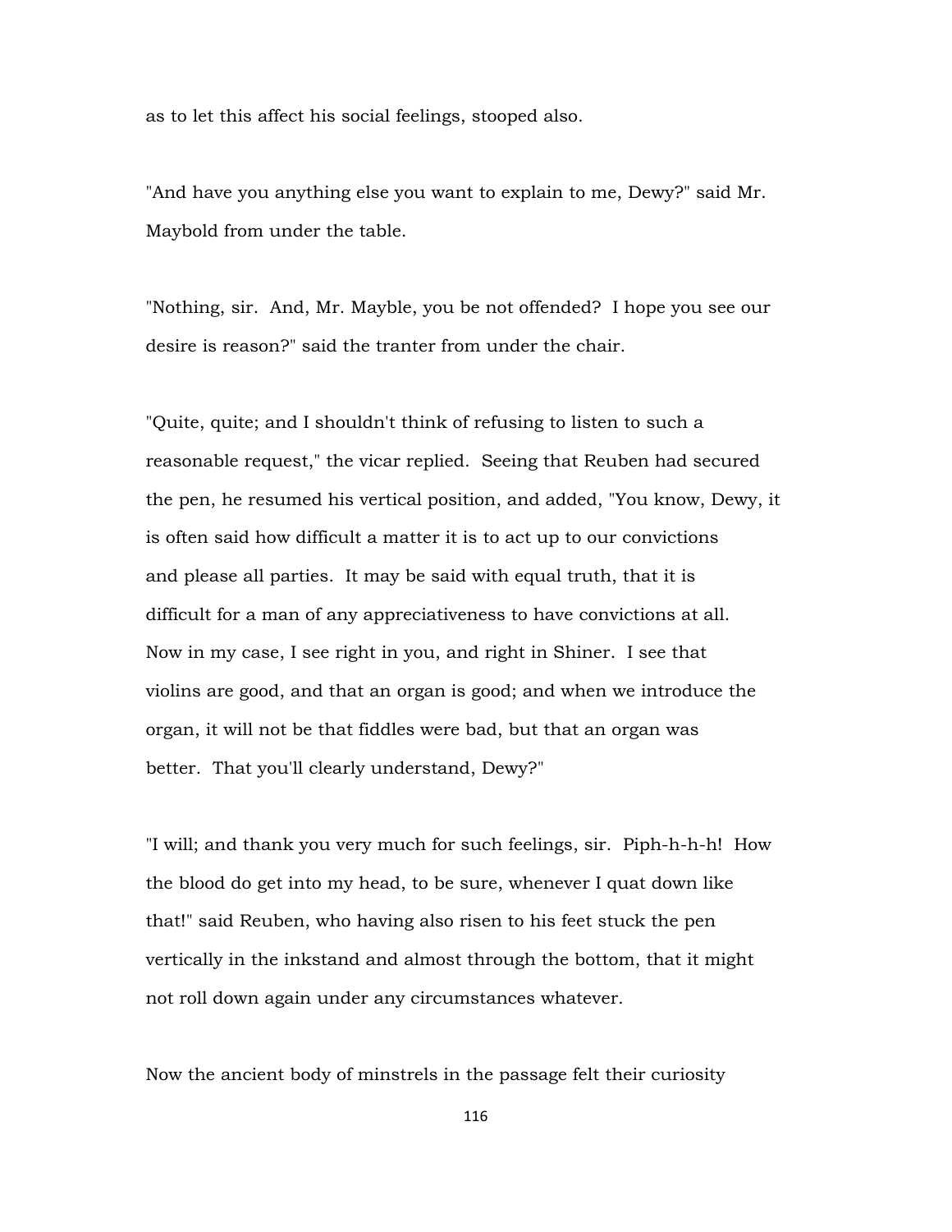as to let this affect his social feelings, stooped also.

"And have you anything else you want to explain to me, Dewy?" said Mr. Maybold from under the table.

"Nothing, sir. And, Mr. Mayble, you be not offended? I hope you see our desire is reason?" said the tranter from under the chair.

"Quite, quite; and I shouldn't think of refusing to listen to such a reasonable request," the vicar replied. Seeing that Reuben had secured the pen, he resumed his vertical position, and added, "You know, Dewy, it is often said how difficult a matter it is to act up to our convictions and please all parties. It may be said with equal truth, that it is difficult for a man of any appreciativeness to have convictions at all. Now in my case, I see right in you, and right in Shiner. I see that violins are good, and that an organ is good; and when we introduce the organ, it will not be that fiddles were bad, but that an organ was better. That you'll clearly understand, Dewy?"

"I will; and thank you very much for such feelings, sir. Piph-h-h-h! How the blood do get into my head, to be sure, whenever I quat down like that!" said Reuben, who having also risen to his feet stuck the pen vertically in the inkstand and almost through the bottom, that it might not roll down again under any circumstances whatever.

Now the ancient body of minstrels in the passage felt their curiosity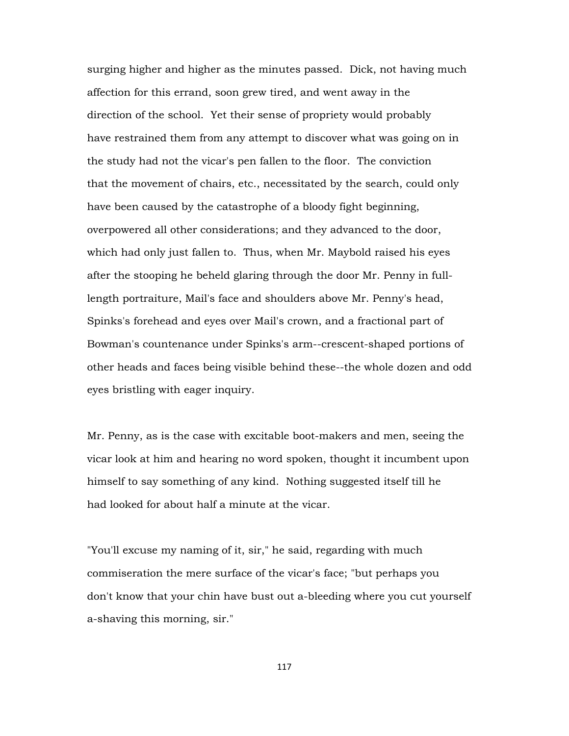surging higher and higher as the minutes passed. Dick, not having much affection for this errand, soon grew tired, and went away in the direction of the school. Yet their sense of propriety would probably have restrained them from any attempt to discover what was going on in the study had not the vicar's pen fallen to the floor. The conviction that the movement of chairs, etc., necessitated by the search, could only have been caused by the catastrophe of a bloody fight beginning, overpowered all other considerations; and they advanced to the door, which had only just fallen to. Thus, when Mr. Maybold raised his eyes after the stooping he beheld glaring through the door Mr. Penny in full-length portraiture, Mail's face and shoulders above Mr. Penny's head, Spinks's forehead and eyes over Mail's crown, and a fractional part of Bowman's countenance under Spinks's arm--crescent-shaped portions of other heads and faces being visible behind these--the whole dozen and odd eyes bristling with eager inquiry.

Mr. Penny, as is the case with excitable boot-makers and men, seeing the vicar look at him and hearing no word spoken, thought it incumbent upon himself to say something of any kind. Nothing suggested itself till he had looked for about half a minute at the vicar.

"You'll excuse my naming of it, sir," he said, regarding with much commiseration the mere surface of the vicar's face; "but perhaps you don't know that your chin have bust out a-bleeding where you cut yourself a-shaving this morning, sir."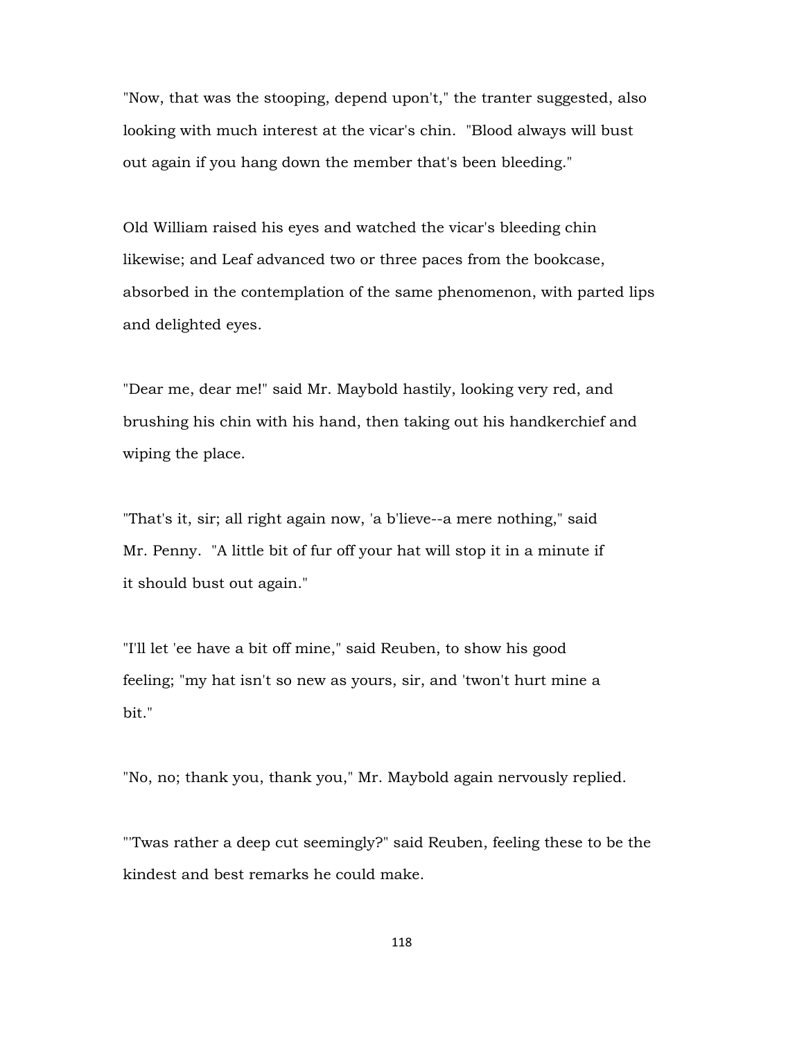"Now, that was the stooping, depend upon't," the tranter suggested, also looking with much interest at the vicar's chin. "Blood always will bust out again if you hang down the member that's been bleeding."

Old William raised his eyes and watched the vicar's bleeding chin likewise; and Leaf advanced two or three paces from the bookcase, absorbed in the contemplation of the same phenomenon, with parted lips and delighted eyes.

"Dear me, dear me!" said Mr. Maybold hastily, looking very red, and brushing his chin with his hand, then taking out his handkerchief and wiping the place.

"That's it, sir; all right again now, 'a b'lieve--a mere nothing," said Mr. Penny. "A little bit of fur off your hat will stop it in a minute if it should bust out again."

"I'll let 'ee have a bit off mine," said Reuben, to show his good feeling; "my hat isn't so new as yours, sir, and 'twon't hurt mine a bit."

"No, no; thank you, thank you," Mr. Maybold again nervously replied.

"'Twas rather a deep cut seemingly?" said Reuben, feeling these to be the kindest and best remarks he could make.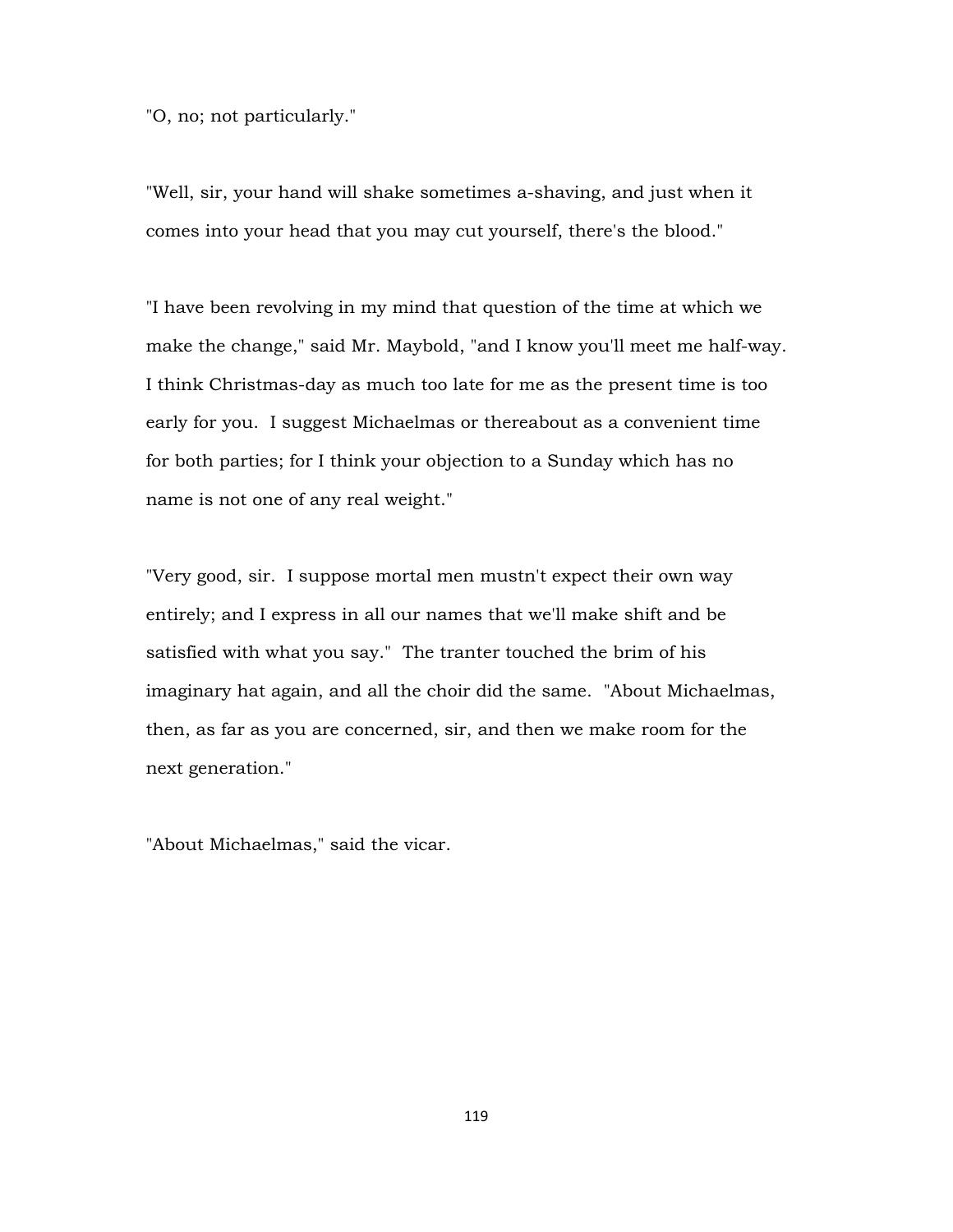"O, no; not particularly."

"Well, sir, your hand will shake sometimes a-shaving, and just when it comes into your head that you may cut yourself, there's the blood."

"I have been revolving in my mind that question of the time at which we make the change," said Mr. Maybold, "and I know you'll meet me half-way. I think Christmas-day as much too late for me as the present time is too early for you. I suggest Michaelmas or thereabout as a convenient time for both parties; for I think your objection to a Sunday which has no name is not one of any real weight."

"Very good, sir. I suppose mortal men mustn't expect their own way entirely; and I express in all our names that we'll make shift and be satisfied with what you say." The tranter touched the brim of his imaginary hat again, and all the choir did the same. "About Michaelmas, then, as far as you are concerned, sir, and then we make room for the next generation."

"About Michaelmas," said the vicar.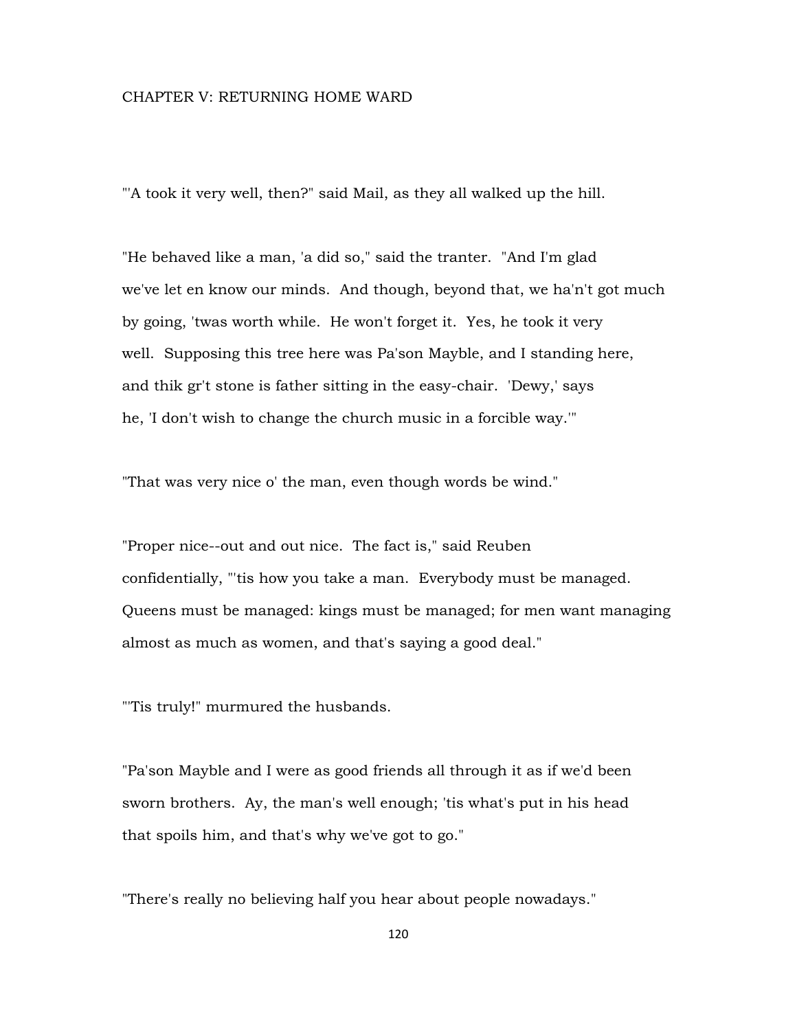## CHAPTER V: RETURNING HOME WARD

"'A took it very well, then?" said Mail, as they all walked up the hill.

"He behaved like a man, 'a did so," said the tranter. "And I'm glad we've let en know our minds. And though, beyond that, we ha'n't got much by going, 'twas worth while. He won't forget it. Yes, he took it very well. Supposing this tree here was Pa'son Mayble, and I standing here, and thik gr't stone is father sitting in the easy-chair. 'Dewy,' says he, 'I don't wish to change the church music in a forcible way.'"

"That was very nice o' the man, even though words be wind."

"Proper nice--out and out nice. The fact is," said Reuben confidentially, "'tis how you take a man. Everybody must be managed. Queens must be managed: kings must be managed; for men want managing almost as much as women, and that's saying a good deal."

"'Tis truly!" murmured the husbands.

"Pa'son Mayble and I were as good friends all through it as if we'd been sworn brothers. Ay, the man's well enough; 'tis what's put in his head that spoils him, and that's why we've got to go."

"There's really no believing half you hear about people nowadays."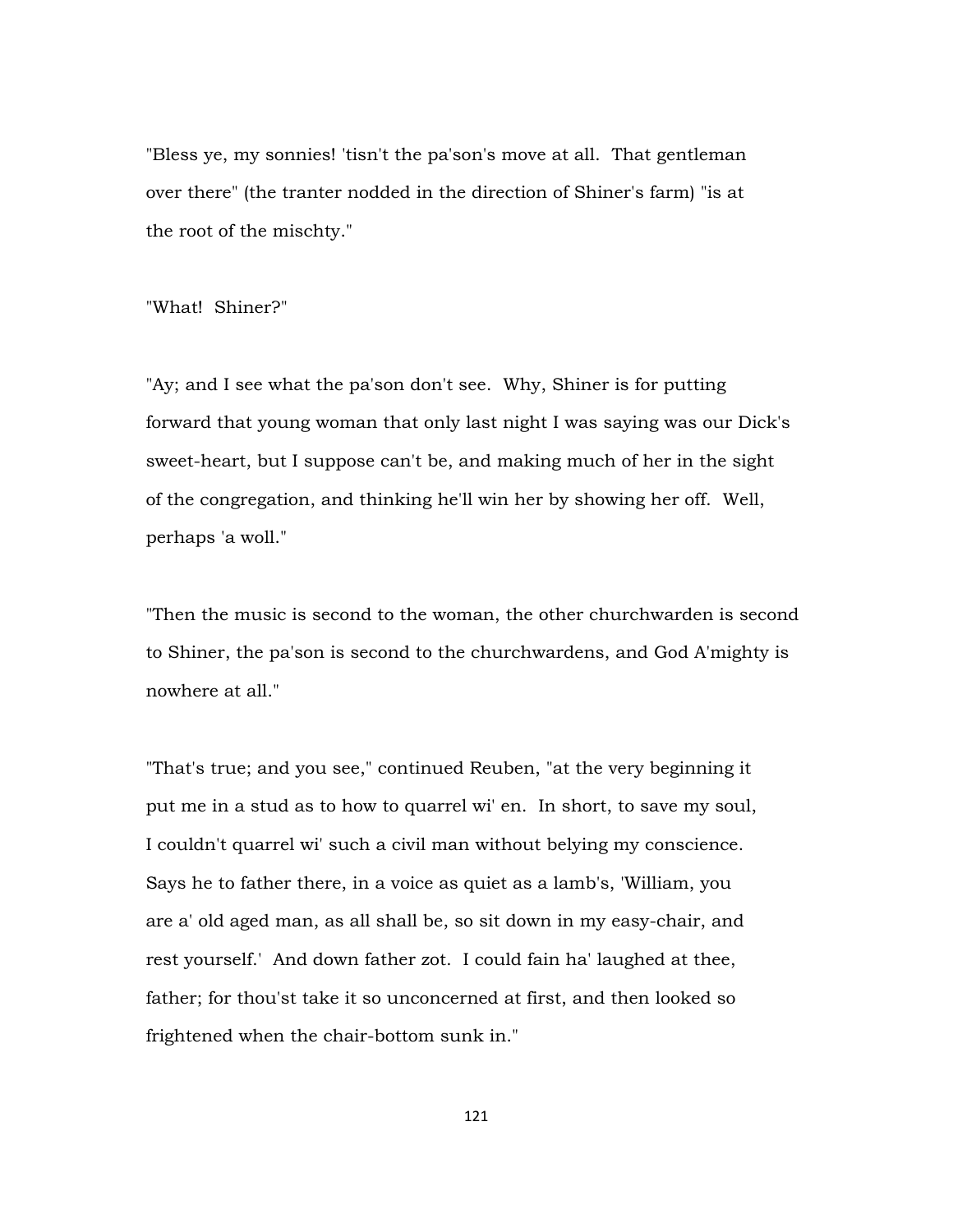"Bless ye, my sonnies! 'tisn't the pa'son's move at all. That gentleman over there" (the tranter nodded in the direction of Shiner's farm) "is at the root of the mischty."

"What! Shiner?"

"Ay; and I see what the pa'son don't see. Why, Shiner is for putting forward that young woman that only last night I was saying was our Dick's sweet-heart, but I suppose can't be, and making much of her in the sight of the congregation, and thinking he'll win her by showing her off. Well, perhaps 'a woll."

"Then the music is second to the woman, the other churchwarden is second to Shiner, the pa'son is second to the churchwardens, and God A'mighty is nowhere at all."

"That's true; and you see," continued Reuben, "at the very beginning it put me in a stud as to how to quarrel wi' en. In short, to save my soul, I couldn't quarrel wi' such a civil man without belying my conscience. Says he to father there, in a voice as quiet as a lamb's, 'William, you are a' old aged man, as all shall be, so sit down in my easy-chair, and rest yourself.' And down father zot. I could fain ha' laughed at thee, father; for thou'st take it so unconcerned at first, and then looked so frightened when the chair-bottom sunk in."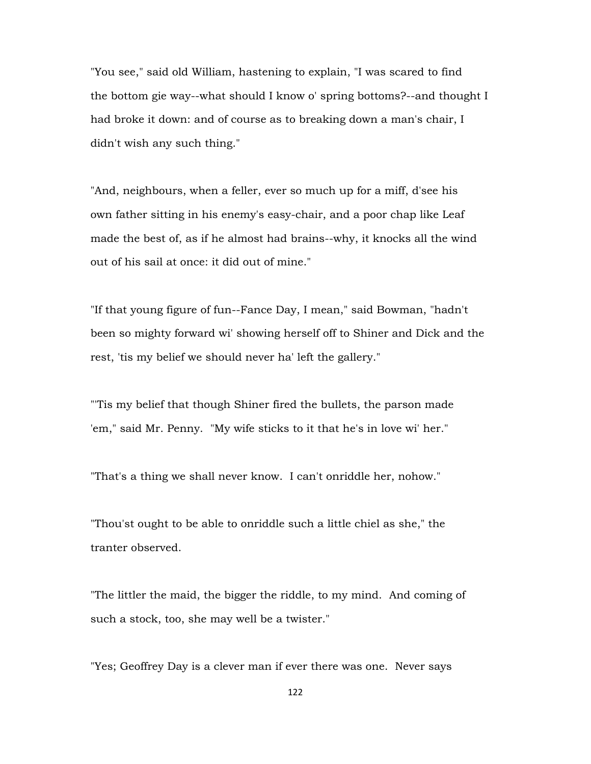"You see," said old William, hastening to explain, "I was scared to find the bottom gie way--what should I know o' spring bottoms?--and thought I had broke it down: and of course as to breaking down a man's chair, I didn't wish any such thing."

"And, neighbours, when a feller, ever so much up for a miff, d'see his own father sitting in his enemy's easy-chair, and a poor chap like Leaf made the best of, as if he almost had brains--why, it knocks all the wind out of his sail at once: it did out of mine."

"If that young figure of fun--Fance Day, I mean," said Bowman, "hadn't been so mighty forward wi' showing herself off to Shiner and Dick and the rest, 'tis my belief we should never ha' left the gallery."

"'Tis my belief that though Shiner fired the bullets, the parson made 'em," said Mr. Penny. "My wife sticks to it that he's in love wi' her."

"That's a thing we shall never know. I can't onriddle her, nohow."

"Thou'st ought to be able to onriddle such a little chiel as she," the tranter observed.

"The littler the maid, the bigger the riddle, to my mind. And coming of such a stock, too, she may well be a twister."

"Yes; Geoffrey Day is a clever man if ever there was one. Never says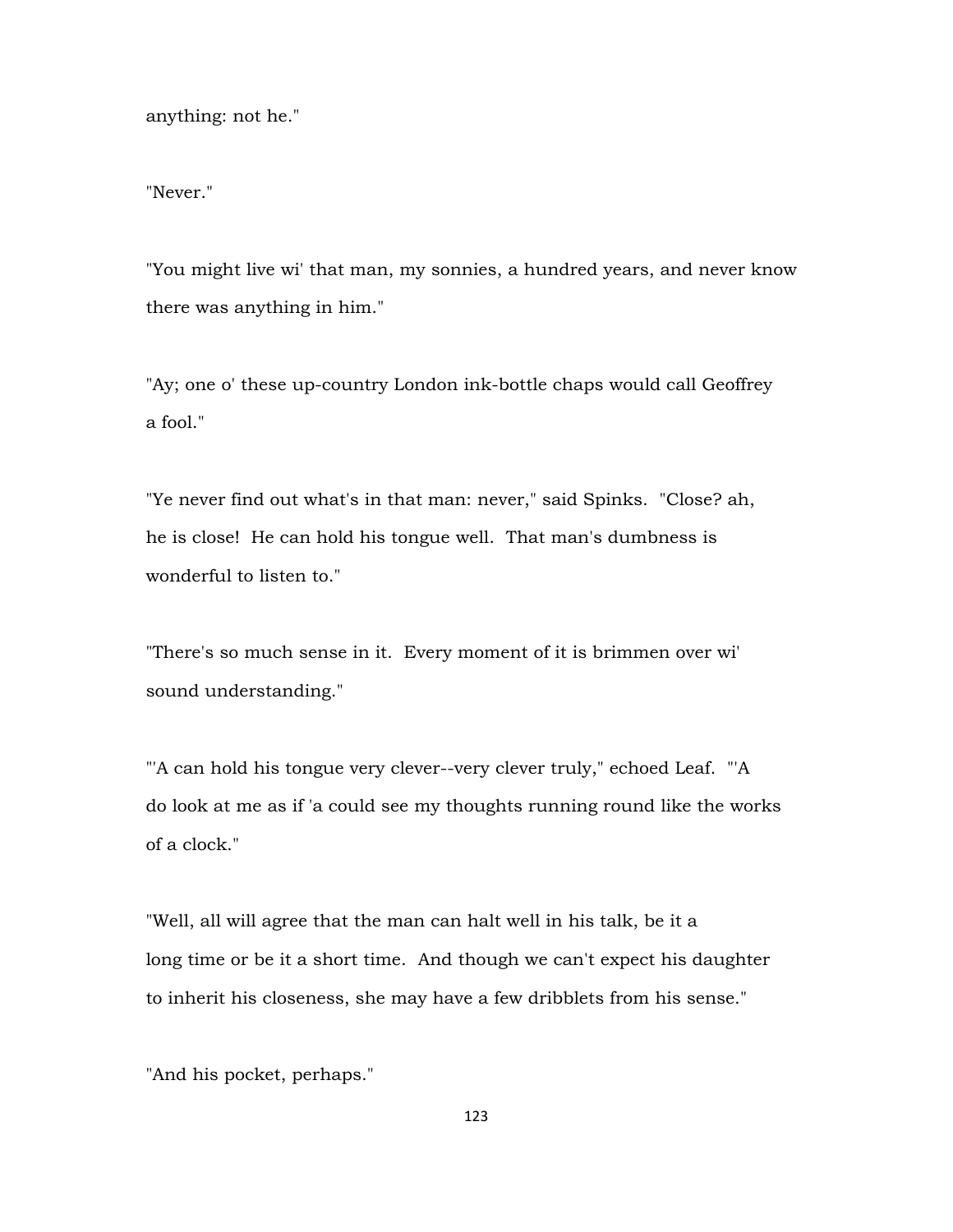anything: not he."

"Never."

"You might live wi' that man, my sonnies, a hundred years, and never know there was anything in him."

"Ay; one o' these up-country London ink-bottle chaps would call Geoffrey a fool."

"Ye never find out what's in that man: never," said Spinks. "Close? ah, he is close! He can hold his tongue well. That man's dumbness is wonderful to listen to."

"There's so much sense in it. Every moment of it is brimmen over wi' sound understanding."

"'A can hold his tongue very clever--very clever truly," echoed Leaf. "'A do look at me as if 'a could see my thoughts running round like the works of a clock."

"Well, all will agree that the man can halt well in his talk, be it a long time or be it a short time. And though we can't expect his daughter to inherit his closeness, she may have a few dribblets from his sense."

"And his pocket, perhaps."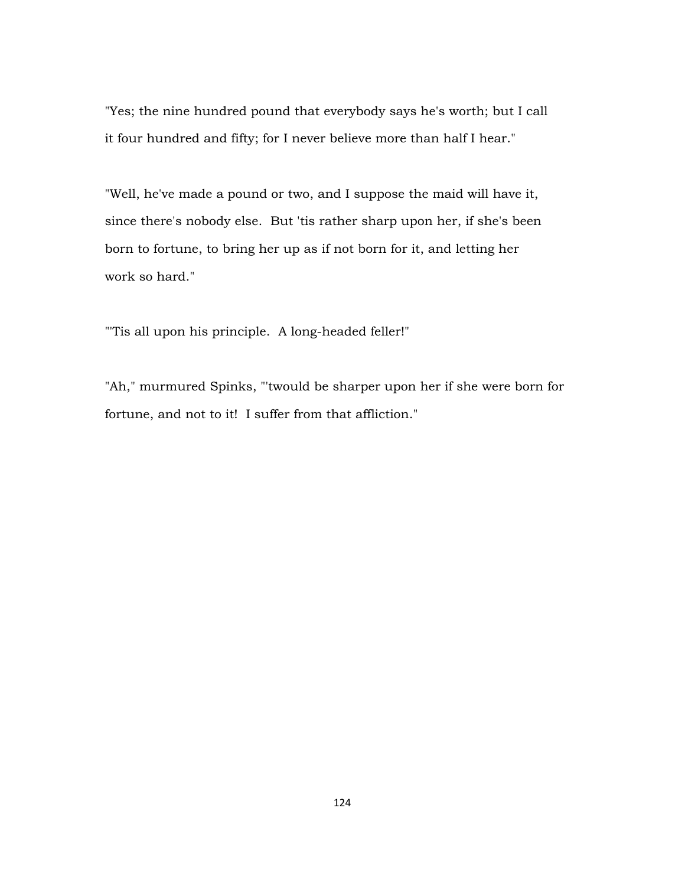"Yes; the nine hundred pound that everybody says he's worth; but I call it four hundred and fifty; for I never believe more than half I hear."

"Well, he've made a pound or two, and I suppose the maid will have it, since there's nobody else. But 'tis rather sharp upon her, if she's been born to fortune, to bring her up as if not born for it, and letting her work so hard."

"'Tis all upon his principle. A long-headed feller!"

"Ah," murmured Spinks, "'twould be sharper upon her if she were born for fortune, and not to it! I suffer from that affliction."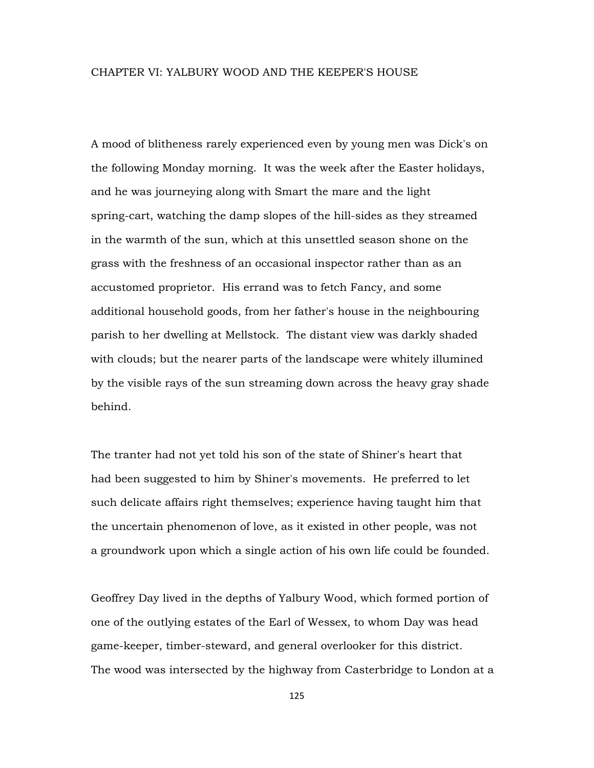## CHAPTER VI: YALBURY WOOD AND THE KEEPER'S HOUSE

A mood of blitheness rarely experienced even by young men was Dick's on the following Monday morning. It was the week after the Easter holidays, and he was journeying along with Smart the mare and the light spring-cart, watching the damp slopes of the hill-sides as they streamed in the warmth of the sun, which at this unsettled season shone on the grass with the freshness of an occasional inspector rather than as an accustomed proprietor. His errand was to fetch Fancy, and some additional household goods, from her father's house in the neighbouring parish to her dwelling at Mellstock. The distant view was darkly shaded with clouds; but the nearer parts of the landscape were whitely illumined by the visible rays of the sun streaming down across the heavy gray shade behind.

The tranter had not yet told his son of the state of Shiner's heart that had been suggested to him by Shiner's movements. He preferred to let such delicate affairs right themselves; experience having taught him that the uncertain phenomenon of love, as it existed in other people, was not a groundwork upon which a single action of his own life could be founded.

Geoffrey Day lived in the depths of Yalbury Wood, which formed portion of one of the outlying estates of the Earl of Wessex, to whom Day was head game-keeper, timber-steward, and general overlooker for this district. The wood was intersected by the highway from Casterbridge to London at a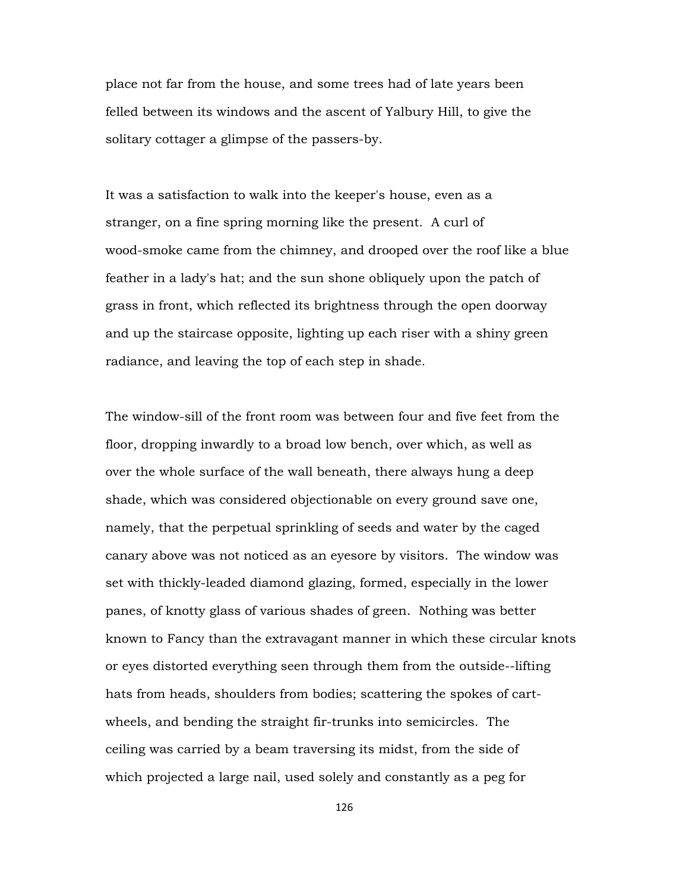place not far from the house, and some trees had of late years been felled between its windows and the ascent of Yalbury Hill, to give the solitary cottager a glimpse of the passers-by.

It was a satisfaction to walk into the keeper's house, even as a stranger, on a fine spring morning like the present. A curl of wood-smoke came from the chimney, and drooped over the roof like a blue feather in a lady's hat; and the sun shone obliquely upon the patch of grass in front, which reflected its brightness through the open doorway and up the staircase opposite, lighting up each riser with a shiny green radiance, and leaving the top of each step in shade.

The window-sill of the front room was between four and five feet from the floor, dropping inwardly to a broad low bench, over which, as well as over the whole surface of the wall beneath, there always hung a deep shade, which was considered objectionable on every ground save one, namely, that the perpetual sprinkling of seeds and water by the caged canary above was not noticed as an eyesore by visitors. The window was set with thickly-leaded diamond glazing, formed, especially in the lower panes, of knotty glass of various shades of green. Nothing was better known to Fancy than the extravagant manner in which these circular knots or eyes distorted everything seen through them from the outside--lifting hats from heads, shoulders from bodies; scattering the spokes of cart-wheels, and bending the straight fir-trunks into semicircles. The ceiling was carried by a beam traversing its midst, from the side of which projected a large nail, used solely and constantly as a peg for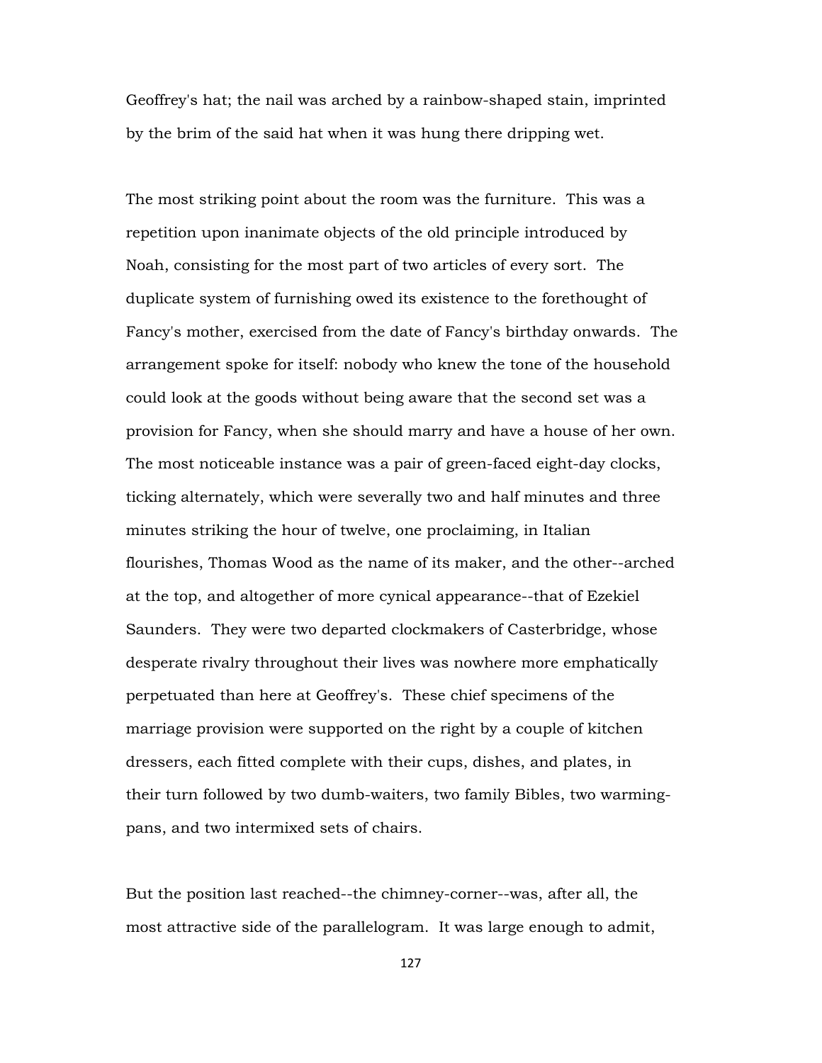Geoffrey's hat; the nail was arched by a rainbow-shaped stain, imprinted by the brim of the said hat when it was hung there dripping wet.

The most striking point about the room was the furniture. This was a repetition upon inanimate objects of the old principle introduced by Noah, consisting for the most part of two articles of every sort. The duplicate system of furnishing owed its existence to the forethought of Fancy's mother, exercised from the date of Fancy's birthday onwards. The arrangement spoke for itself: nobody who knew the tone of the household could look at the goods without being aware that the second set was a provision for Fancy, when she should marry and have a house of her own. The most noticeable instance was a pair of green-faced eight-day clocks, ticking alternately, which were severally two and half minutes and three minutes striking the hour of twelve, one proclaiming, in Italian flourishes, Thomas Wood as the name of its maker, and the other--arched at the top, and altogether of more cynical appearance--that of Ezekiel Saunders. They were two departed clockmakers of Casterbridge, whose desperate rivalry throughout their lives was nowhere more emphatically perpetuated than here at Geoffrey's. These chief specimens of the marriage provision were supported on the right by a couple of kitchen dressers, each fitted complete with their cups, dishes, and plates, in their turn followed by two dumb-waiters, two family Bibles, two warming-pans, and two intermixed sets of chairs.

But the position last reached--the chimney-corner--was, after all, the most attractive side of the parallelogram. It was large enough to admit,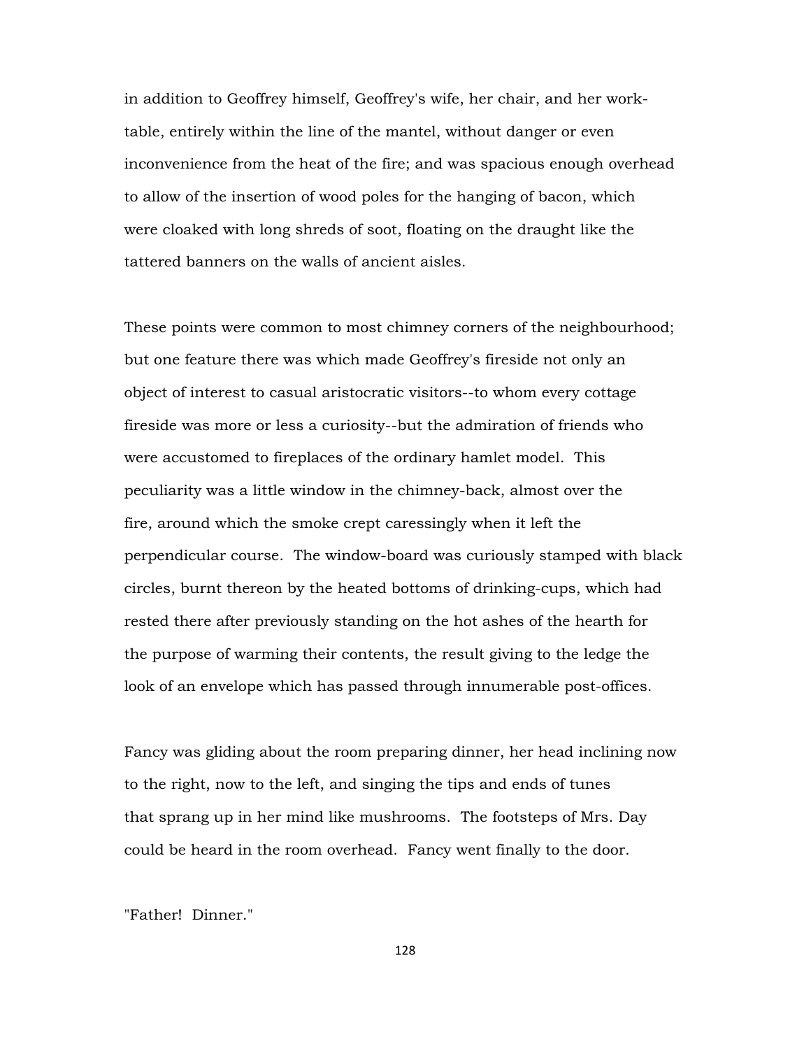in addition to Geoffrey himself, Geoffrey's wife, her chair, and her work-table, entirely within the line of the mantel, without danger or even inconvenience from the heat of the fire; and was spacious enough overhead to allow of the insertion of wood poles for the hanging of bacon, which were cloaked with long shreds of soot, floating on the draught like the tattered banners on the walls of ancient aisles.

These points were common to most chimney corners of the neighbourhood; but one feature there was which made Geoffrey's fireside not only an object of interest to casual aristocratic visitors--to whom every cottage fireside was more or less a curiosity--but the admiration of friends who were accustomed to fireplaces of the ordinary hamlet model. This peculiarity was a little window in the chimney-back, almost over the fire, around which the smoke crept caressingly when it left the perpendicular course. The window-board was curiously stamped with black circles, burnt thereon by the heated bottoms of drinking-cups, which had rested there after previously standing on the hot ashes of the hearth for the purpose of warming their contents, the result giving to the ledge the look of an envelope which has passed through innumerable post-offices.

Fancy was gliding about the room preparing dinner, her head inclining now to the right, now to the left, and singing the tips and ends of tunes that sprang up in her mind like mushrooms. The footsteps of Mrs. Day could be heard in the room overhead. Fancy went finally to the door.

"Father! Dinner."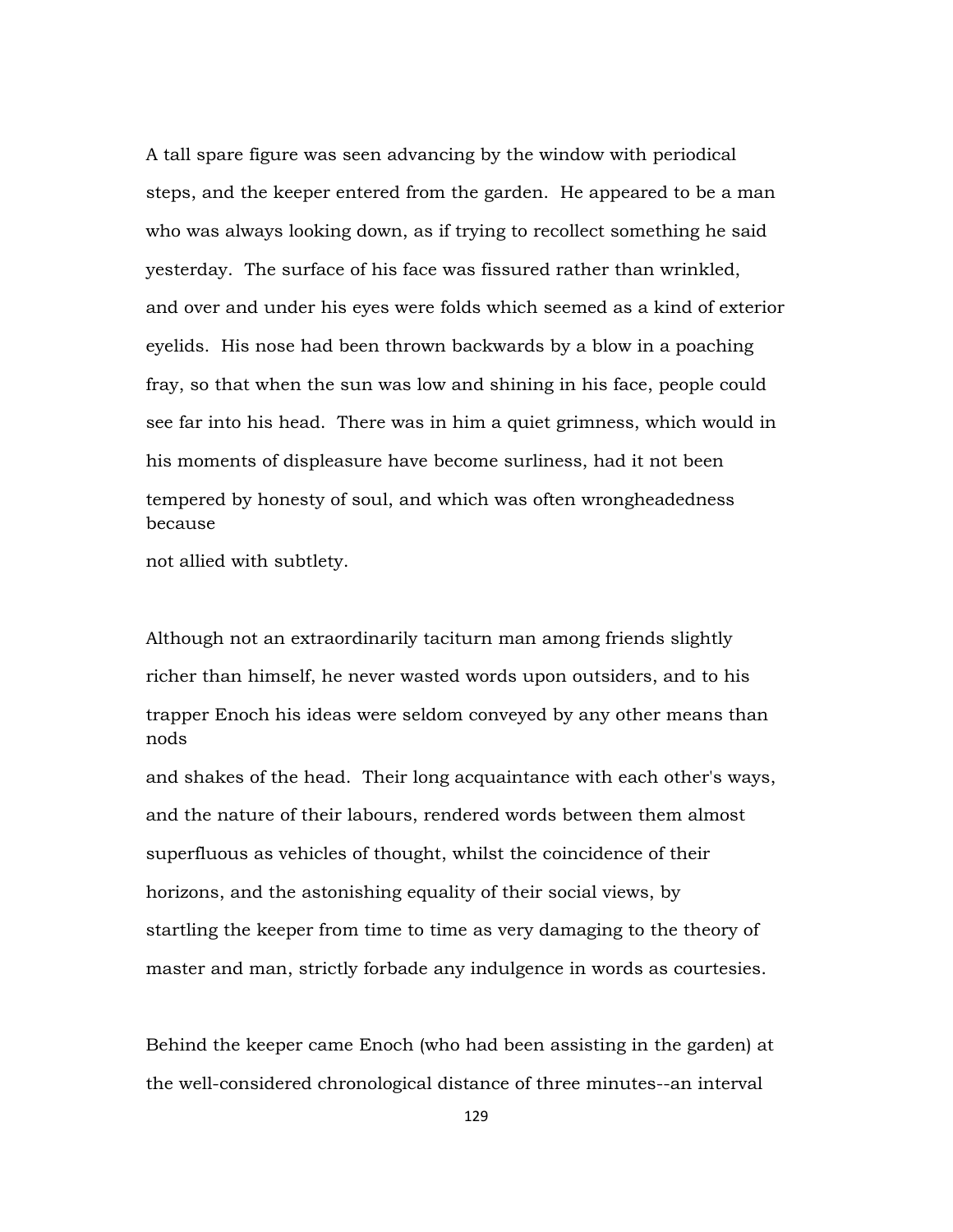A tall spare figure was seen advancing by the window with periodical steps, and the keeper entered from the garden. He appeared to be a man who was always looking down, as if trying to recollect something he said yesterday. The surface of his face was fissured rather than wrinkled, and over and under his eyes were folds which seemed as a kind of exterior eyelids. His nose had been thrown backwards by a blow in a poaching fray, so that when the sun was low and shining in his face, people could see far into his head. There was in him a quiet grimness, which would in his moments of displeasure have become surliness, had it not been tempered by honesty of soul, and which was often wrongheadedness because not allied with subtlety.

Although not an extraordinarily taciturn man among friends slightly richer than himself, he never wasted words upon outsiders, and to his trapper Enoch his ideas were seldom conveyed by any other means than nods and shakes of the head. Their long acquaintance with each other's ways, and the nature of their labours, rendered words between them almost superfluous as vehicles of thought, whilst the coincidence of their horizons, and the astonishing equality of their social views, by startling the keeper from time to time as very damaging to the theory of master and man, strictly forbade any indulgence in words as courtesies.

Behind the keeper came Enoch (who had been assisting in the garden) at the well-considered chronological distance of three minutes--an interval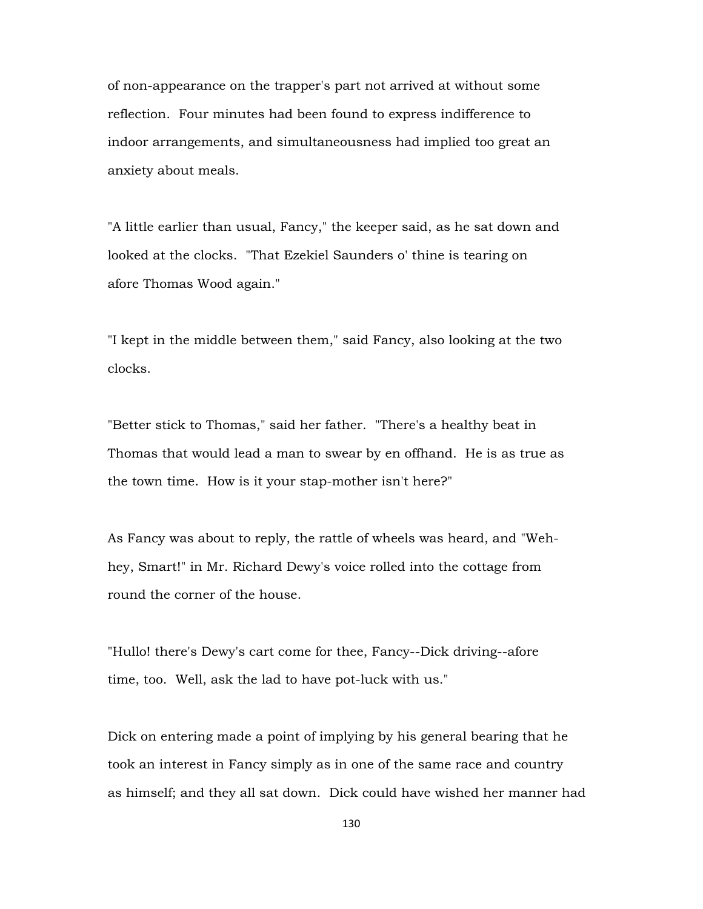of non-appearance on the trapper's part not arrived at without some reflection. Four minutes had been found to express indifference to indoor arrangements, and simultaneousness had implied too great an anxiety about meals.

"A little earlier than usual, Fancy," the keeper said, as he sat down and looked at the clocks. "That Ezekiel Saunders o' thine is tearing on afore Thomas Wood again."

"I kept in the middle between them," said Fancy, also looking at the two clocks.

"Better stick to Thomas," said her father. "There's a healthy beat in Thomas that would lead a man to swear by en offhand. He is as true as the town time. How is it your stap-mother isn't here?"

As Fancy was about to reply, the rattle of wheels was heard, and "Weh-hey, Smart!" in Mr. Richard Dewy's voice rolled into the cottage from round the corner of the house.

"Hullo! there's Dewy's cart come for thee, Fancy--Dick driving--afore time, too. Well, ask the lad to have pot-luck with us."

Dick on entering made a point of implying by his general bearing that he took an interest in Fancy simply as in one of the same race and country as himself; and they all sat down. Dick could have wished her manner had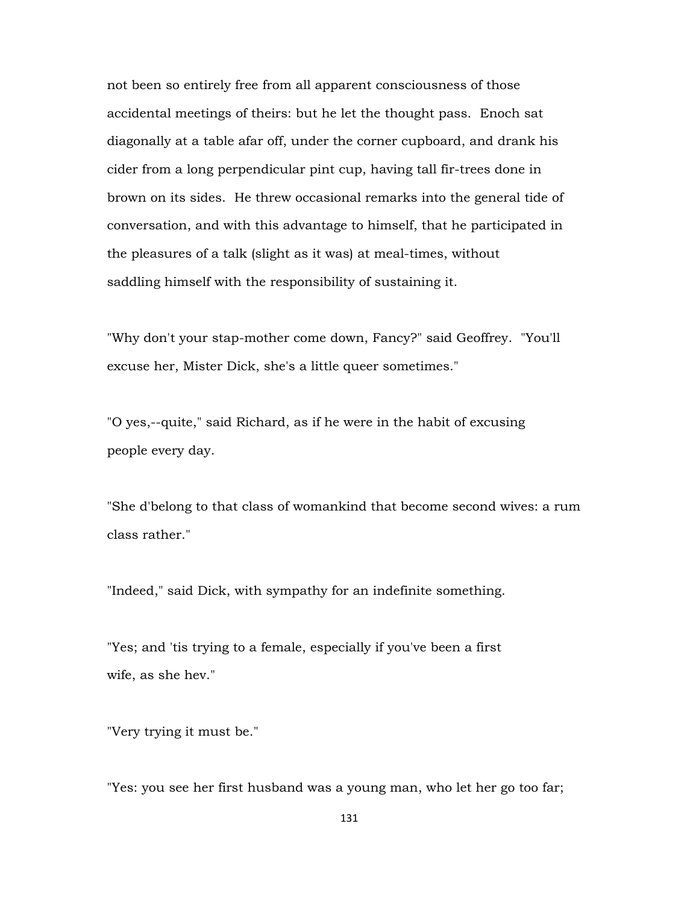not been so entirely free from all apparent consciousness of those accidental meetings of theirs: but he let the thought pass. Enoch sat diagonally at a table afar off, under the corner cupboard, and drank his cider from a long perpendicular pint cup, having tall fir-trees done in brown on its sides. He threw occasional remarks into the general tide of conversation, and with this advantage to himself, that he participated in the pleasures of a talk (slight as it was) at meal-times, without saddling himself with the responsibility of sustaining it.

"Why don't your stap-mother come down, Fancy?" said Geoffrey. "You'll excuse her, Mister Dick, she's a little queer sometimes."

"O yes,--quite," said Richard, as if he were in the habit of excusing people every day.

"She d'belong to that class of womankind that become second wives: a rum class rather."

"Indeed," said Dick, with sympathy for an indefinite something.

"Yes; and 'tis trying to a female, especially if you've been a first wife, as she hev."

"Very trying it must be."

"Yes: you see her first husband was a young man, who let her go too far;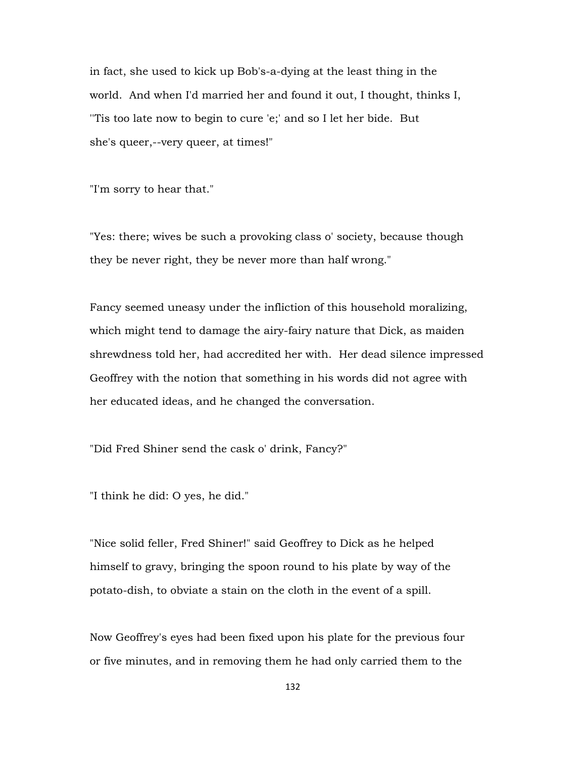in fact, she used to kick up Bob's-a-dying at the least thing in the world. And when I'd married her and found it out, I thought, thinks I, ''Tis too late now to begin to cure 'e;' and so I let her bide. But she's queer,--very queer, at times!"

"I'm sorry to hear that."

"Yes: there; wives be such a provoking class o' society, because though they be never right, they be never more than half wrong."

Fancy seemed uneasy under the infliction of this household moralizing, which might tend to damage the airy-fairy nature that Dick, as maiden shrewdness told her, had accredited her with. Her dead silence impressed Geoffrey with the notion that something in his words did not agree with her educated ideas, and he changed the conversation.

"Did Fred Shiner send the cask o' drink, Fancy?"

"I think he did: O yes, he did."

"Nice solid feller, Fred Shiner!" said Geoffrey to Dick as he helped himself to gravy, bringing the spoon round to his plate by way of the potato-dish, to obviate a stain on the cloth in the event of a spill.

Now Geoffrey's eyes had been fixed upon his plate for the previous four or five minutes, and in removing them he had only carried them to the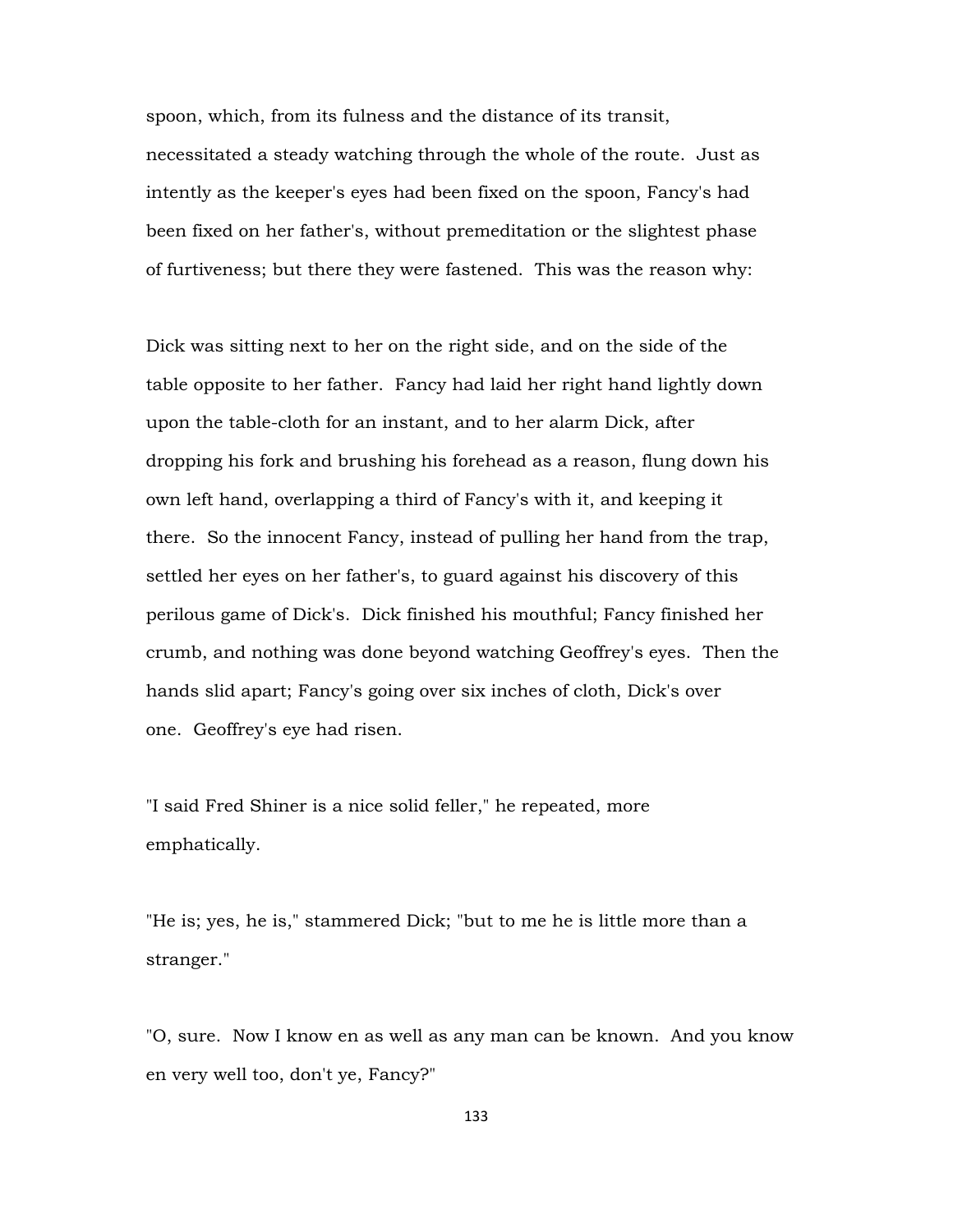spoon, which, from its fulness and the distance of its transit, necessitated a steady watching through the whole of the route. Just as intently as the keeper's eyes had been fixed on the spoon, Fancy's had been fixed on her father's, without premeditation or the slightest phase of furtiveness; but there they were fastened. This was the reason why:

Dick was sitting next to her on the right side, and on the side of the table opposite to her father. Fancy had laid her right hand lightly down upon the table-cloth for an instant, and to her alarm Dick, after dropping his fork and brushing his forehead as a reason, flung down his own left hand, overlapping a third of Fancy's with it, and keeping it there. So the innocent Fancy, instead of pulling her hand from the trap, settled her eyes on her father's, to guard against his discovery of this perilous game of Dick's. Dick finished his mouthful; Fancy finished her crumb, and nothing was done beyond watching Geoffrey's eyes. Then the hands slid apart; Fancy's going over six inches of cloth, Dick's over one. Geoffrey's eye had risen.

"I said Fred Shiner is a nice solid feller," he repeated, more emphatically.

"He is; yes, he is," stammered Dick; "but to me he is little more than a stranger."

"O, sure. Now I know en as well as any man can be known. And you know en very well too, don't ye, Fancy?"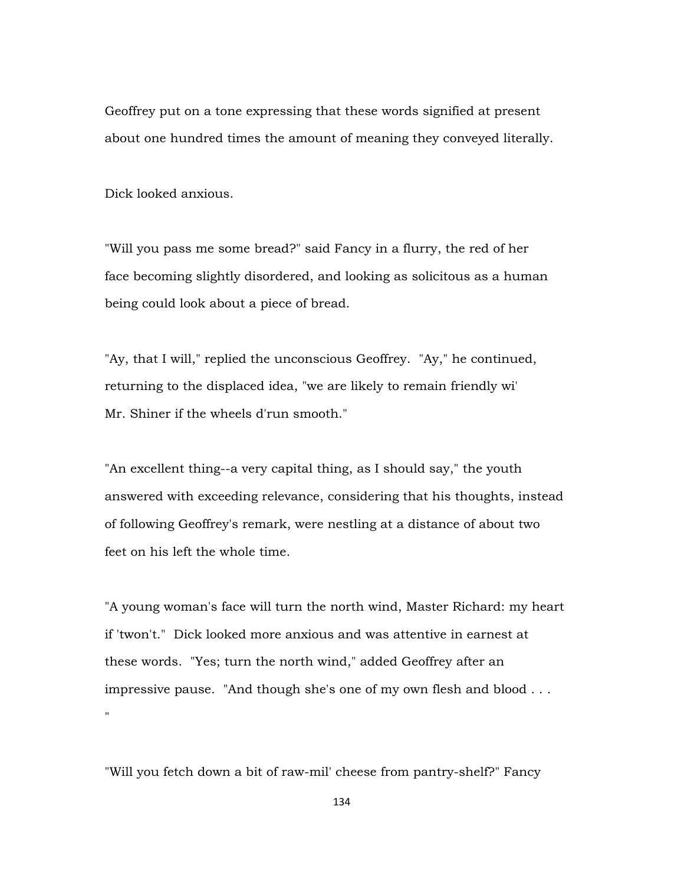Geoffrey put on a tone expressing that these words signified at present about one hundred times the amount of meaning they conveyed literally.

Dick looked anxious.

"Will you pass me some bread?" said Fancy in a flurry, the red of her face becoming slightly disordered, and looking as solicitous as a human being could look about a piece of bread.

"Ay, that I will," replied the unconscious Geoffrey. "Ay," he continued, returning to the displaced idea, "we are likely to remain friendly wi' Mr. Shiner if the wheels d'run smooth."

"An excellent thing--a very capital thing, as I should say," the youth answered with exceeding relevance, considering that his thoughts, instead of following Geoffrey's remark, were nestling at a distance of about two feet on his left the whole time.

"A young woman's face will turn the north wind, Master Richard: my heart if 'twon't." Dick looked more anxious and was attentive in earnest at these words. "Yes; turn the north wind," added Geoffrey after an impressive pause. "And though she's one of my own flesh and blood . . . "

"Will you fetch down a bit of raw-mil' cheese from pantry-shelf?" Fancy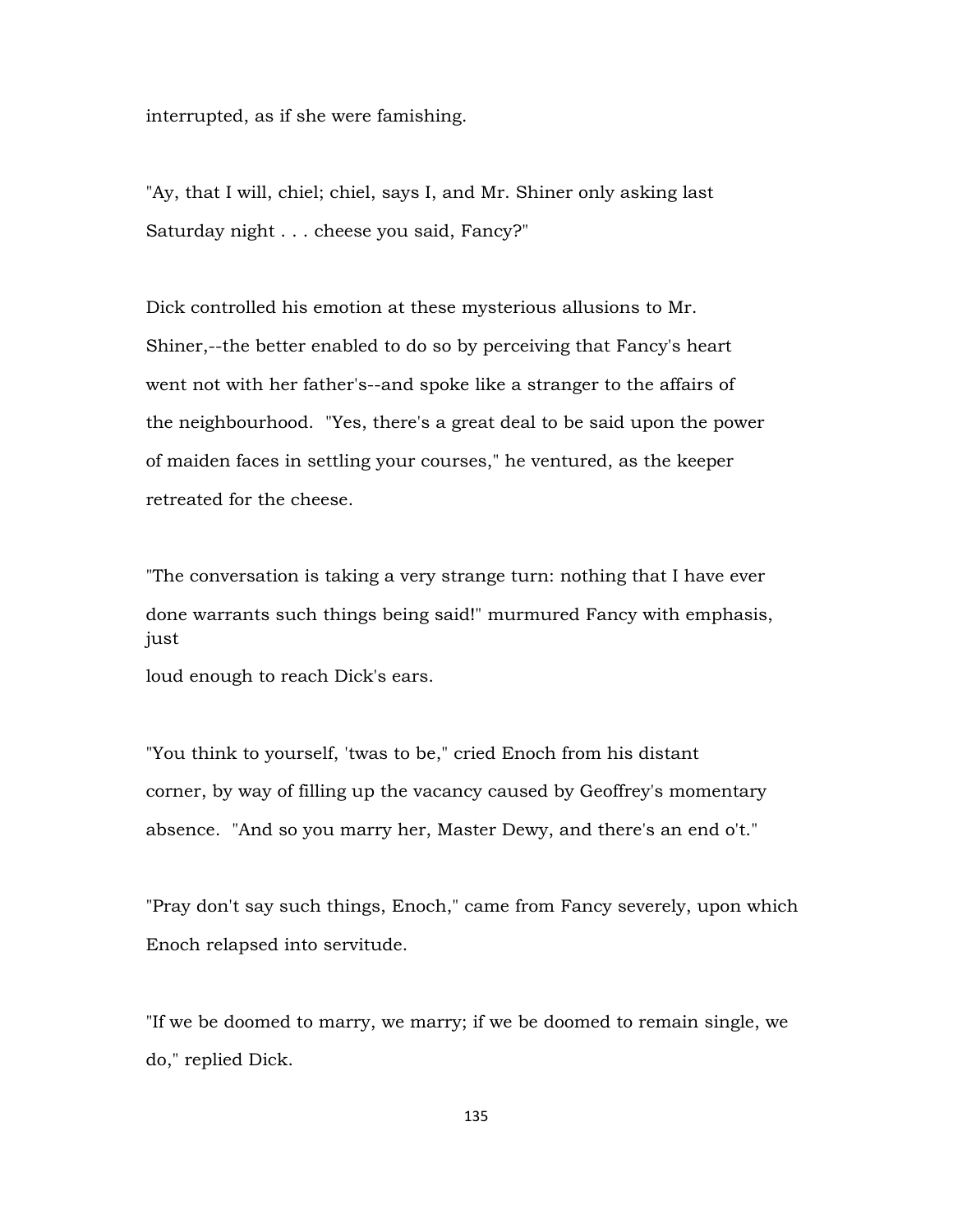interrupted, as if she were famishing.

"Ay, that I will, chiel; chiel, says I, and Mr. Shiner only asking last Saturday night . . . cheese you said, Fancy?"

Dick controlled his emotion at these mysterious allusions to Mr. Shiner,--the better enabled to do so by perceiving that Fancy's heart went not with her father's--and spoke like a stranger to the affairs of the neighbourhood. "Yes, there's a great deal to be said upon the power of maiden faces in settling your courses," he ventured, as the keeper retreated for the cheese.

"The conversation is taking a very strange turn: nothing that I have ever done warrants such things being said!" murmured Fancy with emphasis, just loud enough to reach Dick's ears.

"You think to yourself, 'twas to be," cried Enoch from his distant corner, by way of filling up the vacancy caused by Geoffrey's momentary absence. "And so you marry her, Master Dewy, and there's an end o't."

"Pray don't say such things, Enoch," came from Fancy severely, upon which Enoch relapsed into servitude.

"If we be doomed to marry, we marry; if we be doomed to remain single, we do," replied Dick.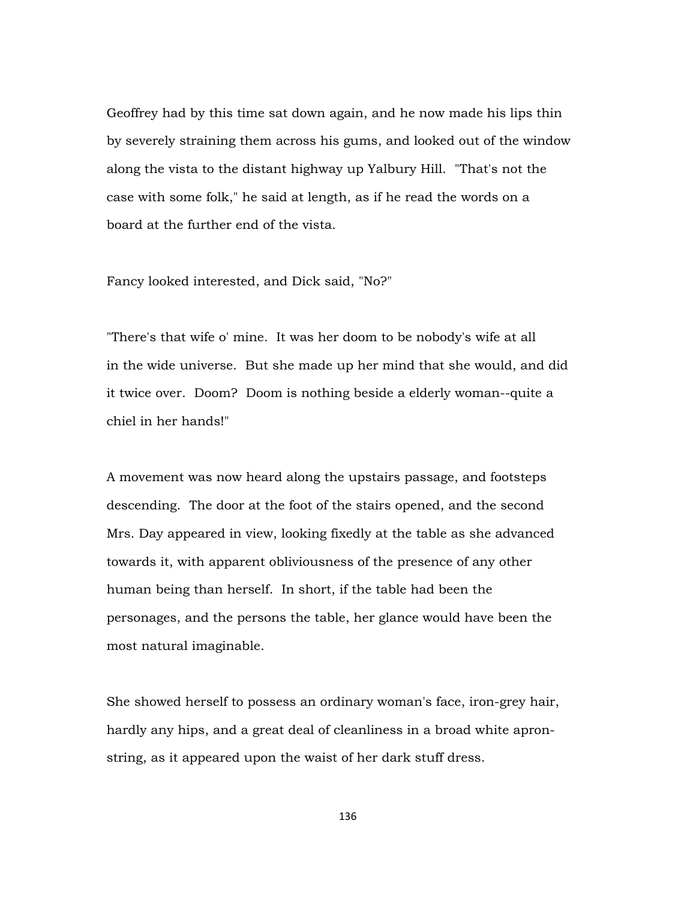Geoffrey had by this time sat down again, and he now made his lips thin by severely straining them across his gums, and looked out of the window along the vista to the distant highway up Yalbury Hill. "That's not the case with some folk," he said at length, as if he read the words on a board at the further end of the vista.

Fancy looked interested, and Dick said, "No?"

"There's that wife o' mine. It was her doom to be nobody's wife at all in the wide universe. But she made up her mind that she would, and did it twice over. Doom? Doom is nothing beside a elderly woman--quite a chiel in her hands!"

A movement was now heard along the upstairs passage, and footsteps descending. The door at the foot of the stairs opened, and the second Mrs. Day appeared in view, looking fixedly at the table as she advanced towards it, with apparent obliviousness of the presence of any other human being than herself. In short, if the table had been the personages, and the persons the table, her glance would have been the most natural imaginable.

She showed herself to possess an ordinary woman's face, iron-grey hair, hardly any hips, and a great deal of cleanliness in a broad white apron-string, as it appeared upon the waist of her dark stuff dress.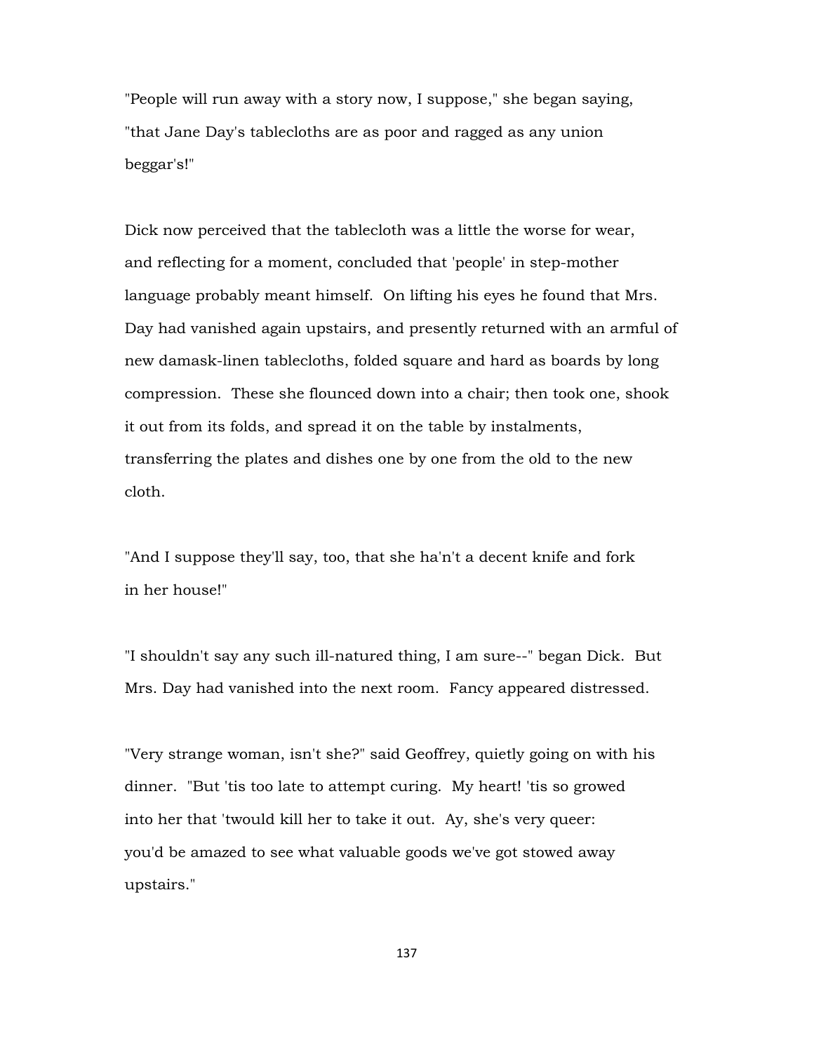"People will run away with a story now, I suppose," she began saying, "that Jane Day's tablecloths are as poor and ragged as any union beggar's!"

Dick now perceived that the tablecloth was a little the worse for wear, and reflecting for a moment, concluded that 'people' in step-mother language probably meant himself. On lifting his eyes he found that Mrs. Day had vanished again upstairs, and presently returned with an armful of new damask-linen tablecloths, folded square and hard as boards by long compression. These she flounced down into a chair; then took one, shook it out from its folds, and spread it on the table by instalments, transferring the plates and dishes one by one from the old to the new cloth.

"And I suppose they'll say, too, that she ha'n't a decent knife and fork in her house!"

"I shouldn't say any such ill-natured thing, I am sure--" began Dick. But Mrs. Day had vanished into the next room. Fancy appeared distressed.

"Very strange woman, isn't she?" said Geoffrey, quietly going on with his dinner. "But 'tis too late to attempt curing. My heart! 'tis so growed into her that 'twould kill her to take it out. Ay, she's very queer: you'd be amazed to see what valuable goods we've got stowed away upstairs."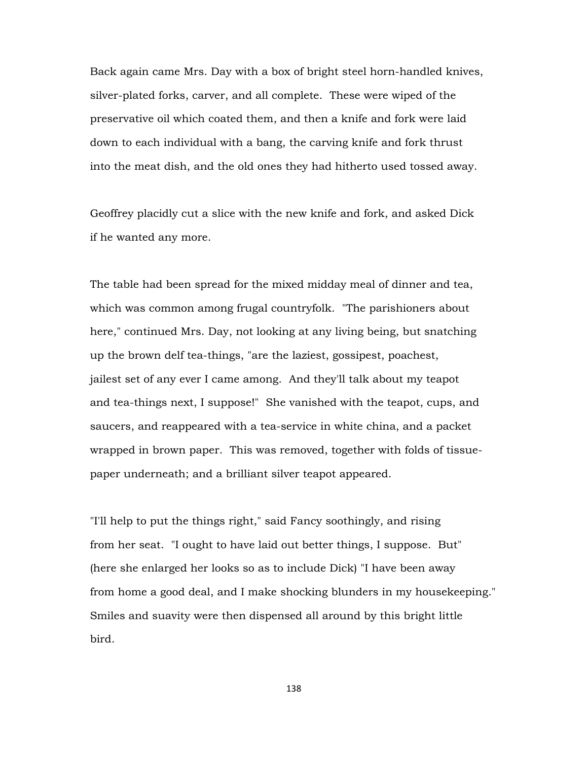Back again came Mrs. Day with a box of bright steel horn-handled knives, silver-plated forks, carver, and all complete. These were wiped of the preservative oil which coated them, and then a knife and fork were laid down to each individual with a bang, the carving knife and fork thrust into the meat dish, and the old ones they had hitherto used tossed away.

Geoffrey placidly cut a slice with the new knife and fork, and asked Dick if he wanted any more.

The table had been spread for the mixed midday meal of dinner and tea, which was common among frugal countryfolk. "The parishioners about here," continued Mrs. Day, not looking at any living being, but snatching up the brown delf tea-things, "are the laziest, gossipest, poachest, jailest set of any ever I came among. And they'll talk about my teapot and tea-things next, I suppose!" She vanished with the teapot, cups, and saucers, and reappeared with a tea-service in white china, and a packet wrapped in brown paper. This was removed, together with folds of tissue-paper underneath; and a brilliant silver teapot appeared.

"I'll help to put the things right," said Fancy soothingly, and rising from her seat. "I ought to have laid out better things, I suppose. But" (here she enlarged her looks so as to include Dick) "I have been away from home a good deal, and I make shocking blunders in my housekeeping." Smiles and suavity were then dispensed all around by this bright little bird.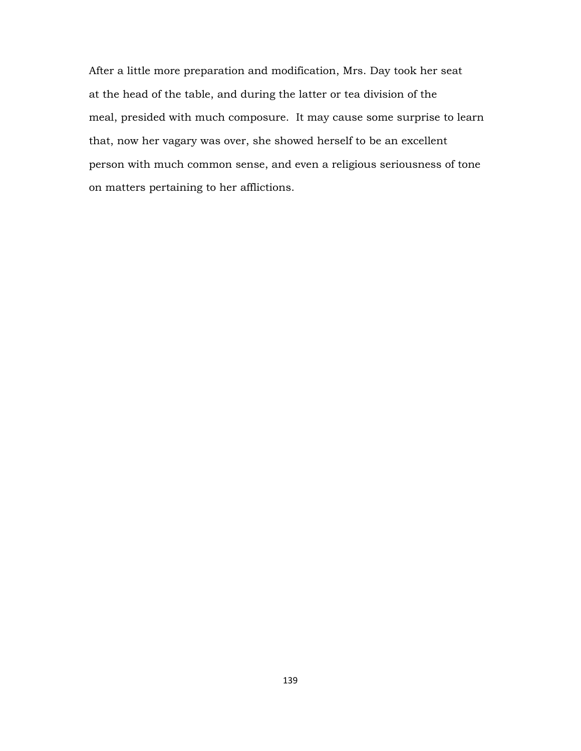After a little more preparation and modification, Mrs. Day took her seat at the head of the table, and during the latter or tea division of the meal, presided with much composure. It may cause some surprise to learn that, now her vagary was over, she showed herself to be an excellent person with much common sense, and even a religious seriousness of tone on matters pertaining to her afflictions.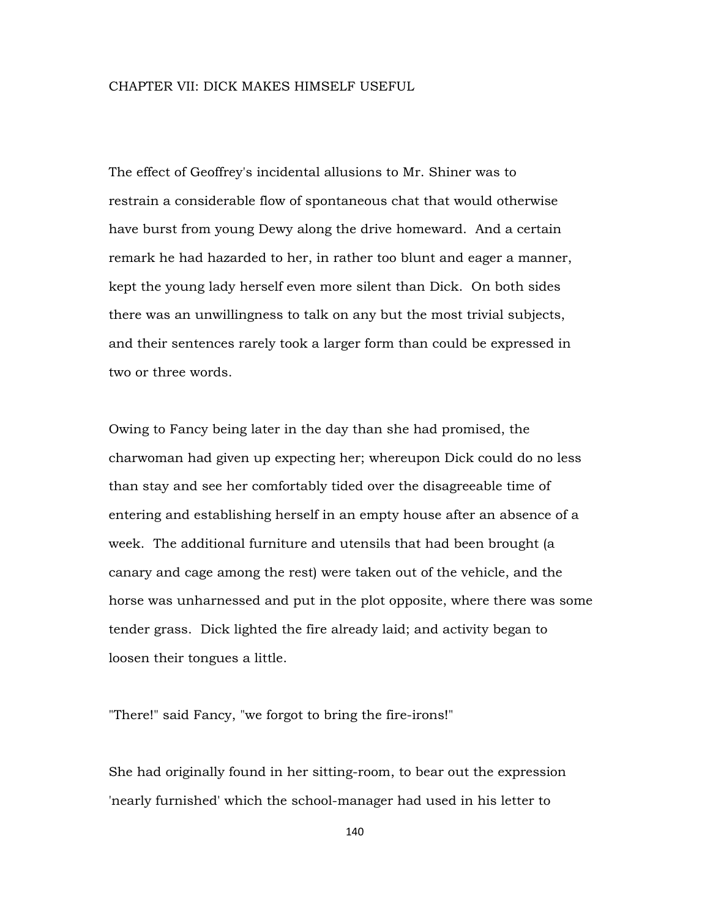## CHAPTER VII: DICK MAKES HIMSELF USEFUL

The effect of Geoffrey's incidental allusions to Mr. Shiner was to restrain a considerable flow of spontaneous chat that would otherwise have burst from young Dewy along the drive homeward. And a certain remark he had hazarded to her, in rather too blunt and eager a manner, kept the young lady herself even more silent than Dick. On both sides there was an unwillingness to talk on any but the most trivial subjects, and their sentences rarely took a larger form than could be expressed in two or three words.

Owing to Fancy being later in the day than she had promised, the charwoman had given up expecting her; whereupon Dick could do no less than stay and see her comfortably tided over the disagreeable time of entering and establishing herself in an empty house after an absence of a week. The additional furniture and utensils that had been brought (a canary and cage among the rest) were taken out of the vehicle, and the horse was unharnessed and put in the plot opposite, where there was some tender grass. Dick lighted the fire already laid; and activity began to loosen their tongues a little.

"There!" said Fancy, "we forgot to bring the fire-irons!"

She had originally found in her sitting-room, to bear out the expression 'nearly furnished' which the school-manager had used in his letter to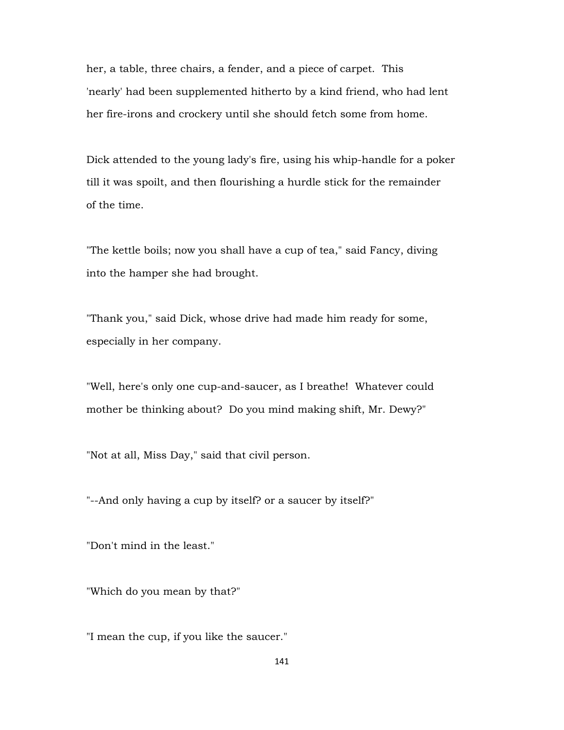her, a table, three chairs, a fender, and a piece of carpet. This 'nearly' had been supplemented hitherto by a kind friend, who had lent her fire-irons and crockery until she should fetch some from home.

Dick attended to the young lady's fire, using his whip-handle for a poker till it was spoilt, and then flourishing a hurdle stick for the remainder of the time.

"The kettle boils; now you shall have a cup of tea," said Fancy, diving into the hamper she had brought.

"Thank you," said Dick, whose drive had made him ready for some, especially in her company.

"Well, here's only one cup-and-saucer, as I breathe! Whatever could mother be thinking about? Do you mind making shift, Mr. Dewy?"

"Not at all, Miss Day," said that civil person.

"--And only having a cup by itself? or a saucer by itself?"

"Don't mind in the least."

"Which do you mean by that?"

"I mean the cup, if you like the saucer."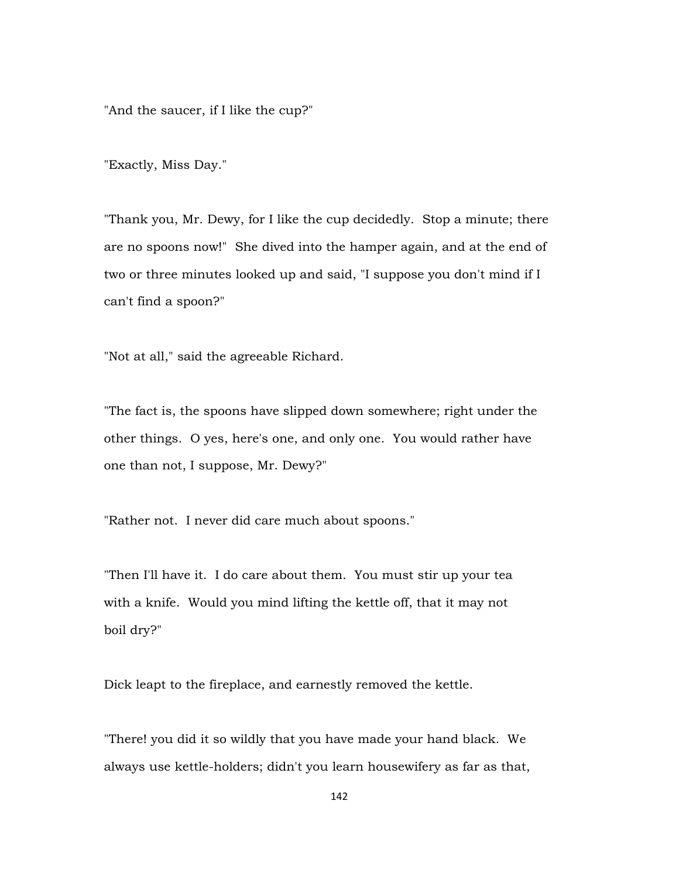"And the saucer, if I like the cup?"

"Exactly, Miss Day."

"Thank you, Mr. Dewy, for I like the cup decidedly. Stop a minute; there are no spoons now!" She dived into the hamper again, and at the end of two or three minutes looked up and said, "I suppose you don't mind if I can't find a spoon?"

"Not at all," said the agreeable Richard.

"The fact is, the spoons have slipped down somewhere; right under the other things. O yes, here's one, and only one. You would rather have one than not, I suppose, Mr. Dewy?"

"Rather not. I never did care much about spoons."

"Then I'll have it. I do care about them. You must stir up your tea with a knife. Would you mind lifting the kettle off, that it may not boil dry?"

Dick leapt to the fireplace, and earnestly removed the kettle.

"There! you did it so wildly that you have made your hand black. We always use kettle-holders; didn't you learn housewifery as far as that,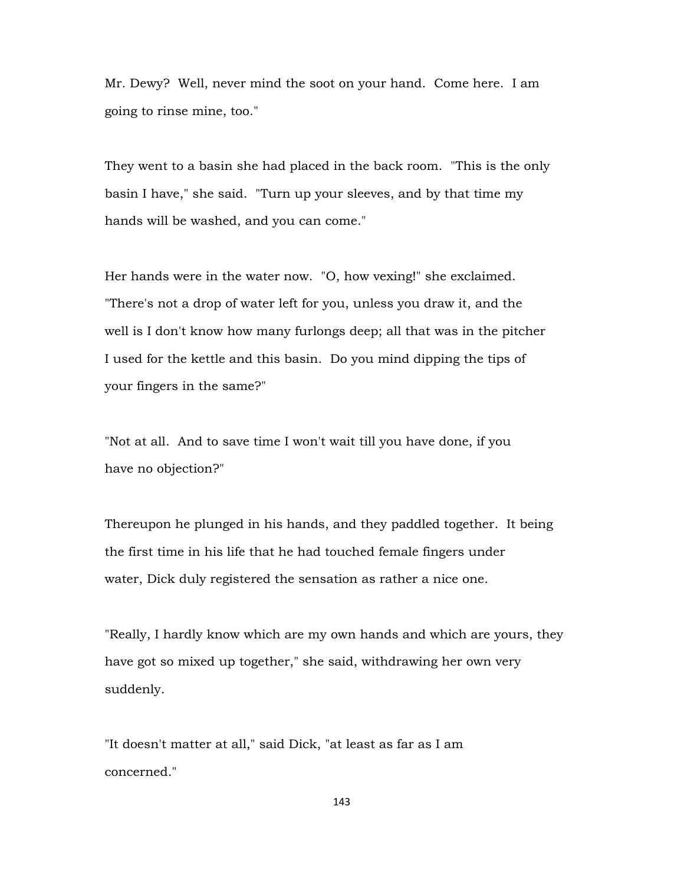Mr. Dewy? Well, never mind the soot on your hand. Come here. I am going to rinse mine, too."

They went to a basin she had placed in the back room. "This is the only basin I have," she said. "Turn up your sleeves, and by that time my hands will be washed, and you can come."

Her hands were in the water now. "O, how vexing!" she exclaimed. "There's not a drop of water left for you, unless you draw it, and the well is I don't know how many furlongs deep; all that was in the pitcher I used for the kettle and this basin. Do you mind dipping the tips of your fingers in the same?"

"Not at all. And to save time I won't wait till you have done, if you have no objection?"

Thereupon he plunged in his hands, and they paddled together. It being the first time in his life that he had touched female fingers under water, Dick duly registered the sensation as rather a nice one.

"Really, I hardly know which are my own hands and which are yours, they have got so mixed up together," she said, withdrawing her own very suddenly.

"It doesn't matter at all," said Dick, "at least as far as I am concerned."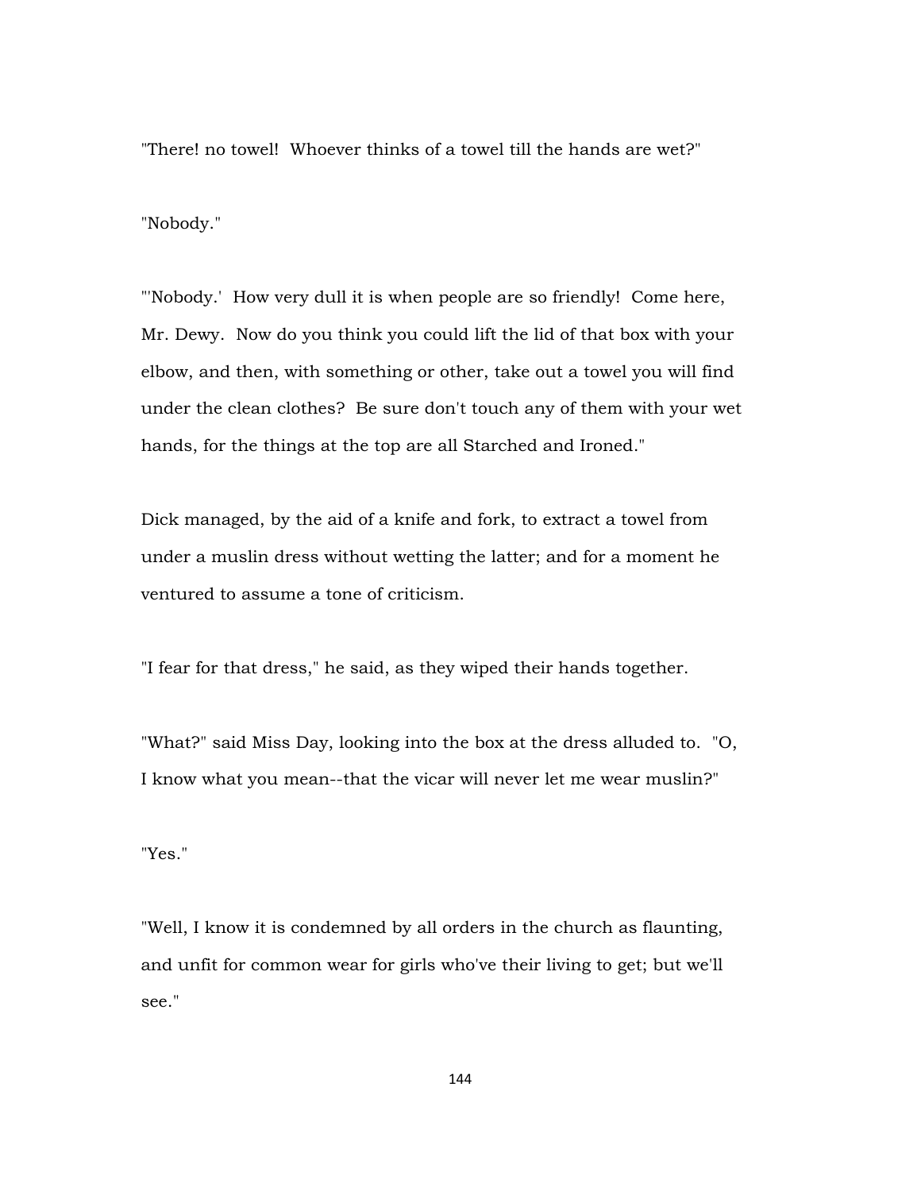"There! no towel! Whoever thinks of a towel till the hands are wet?"

"Nobody."

"'Nobody.' How very dull it is when people are so friendly! Come here, Mr. Dewy. Now do you think you could lift the lid of that box with your elbow, and then, with something or other, take out a towel you will find under the clean clothes? Be sure don't touch any of them with your wet hands, for the things at the top are all Starched and Ironed."

Dick managed, by the aid of a knife and fork, to extract a towel from under a muslin dress without wetting the latter; and for a moment he ventured to assume a tone of criticism.

"I fear for that dress," he said, as they wiped their hands together.

"What?" said Miss Day, looking into the box at the dress alluded to. "O, I know what you mean--that the vicar will never let me wear muslin?"

"Yes."

"Well, I know it is condemned by all orders in the church as flaunting, and unfit for common wear for girls who've their living to get; but we'll see."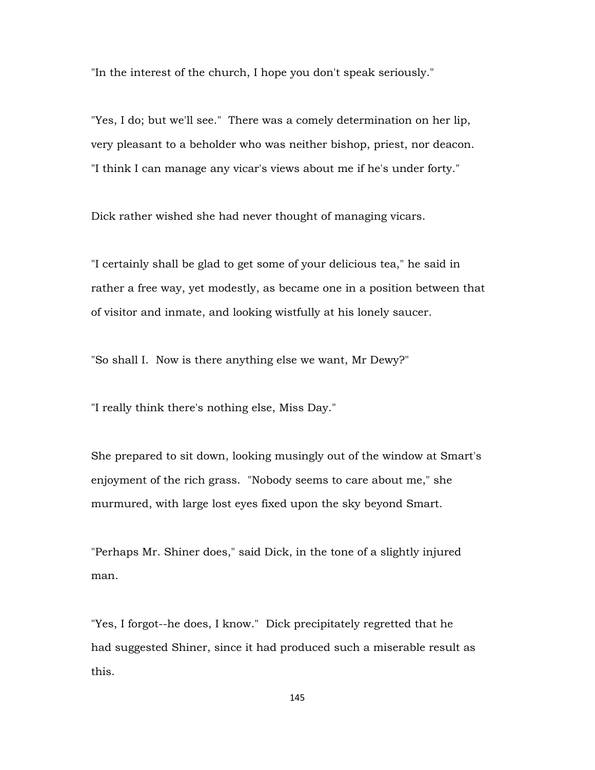"In the interest of the church, I hope you don't speak seriously."

"Yes, I do; but we'll see." There was a comely determination on her lip, very pleasant to a beholder who was neither bishop, priest, nor deacon. "I think I can manage any vicar's views about me if he's under forty."

Dick rather wished she had never thought of managing vicars.

"I certainly shall be glad to get some of your delicious tea," he said in rather a free way, yet modestly, as became one in a position between that of visitor and inmate, and looking wistfully at his lonely saucer.

"So shall I. Now is there anything else we want, Mr Dewy?"

"I really think there's nothing else, Miss Day."

She prepared to sit down, looking musingly out of the window at Smart's enjoyment of the rich grass. "Nobody seems to care about me," she murmured, with large lost eyes fixed upon the sky beyond Smart.

"Perhaps Mr. Shiner does," said Dick, in the tone of a slightly injured man.

"Yes, I forgot--he does, I know." Dick precipitately regretted that he had suggested Shiner, since it had produced such a miserable result as this.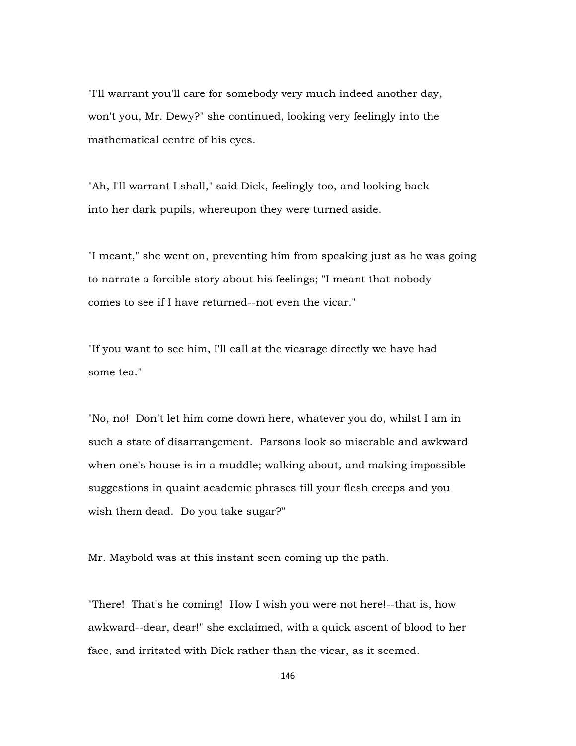"I'll warrant you'll care for somebody very much indeed another day, won't you, Mr. Dewy?" she continued, looking very feelingly into the mathematical centre of his eyes.

"Ah, I'll warrant I shall," said Dick, feelingly too, and looking back into her dark pupils, whereupon they were turned aside.

"I meant," she went on, preventing him from speaking just as he was going to narrate a forcible story about his feelings; "I meant that nobody comes to see if I have returned--not even the vicar."

"If you want to see him, I'll call at the vicarage directly we have had some tea."

"No, no! Don't let him come down here, whatever you do, whilst I am in such a state of disarrangement. Parsons look so miserable and awkward when one's house is in a muddle; walking about, and making impossible suggestions in quaint academic phrases till your flesh creeps and you wish them dead. Do you take sugar?"

Mr. Maybold was at this instant seen coming up the path.

"There! That's he coming! How I wish you were not here!--that is, how awkward--dear, dear!" she exclaimed, with a quick ascent of blood to her face, and irritated with Dick rather than the vicar, as it seemed.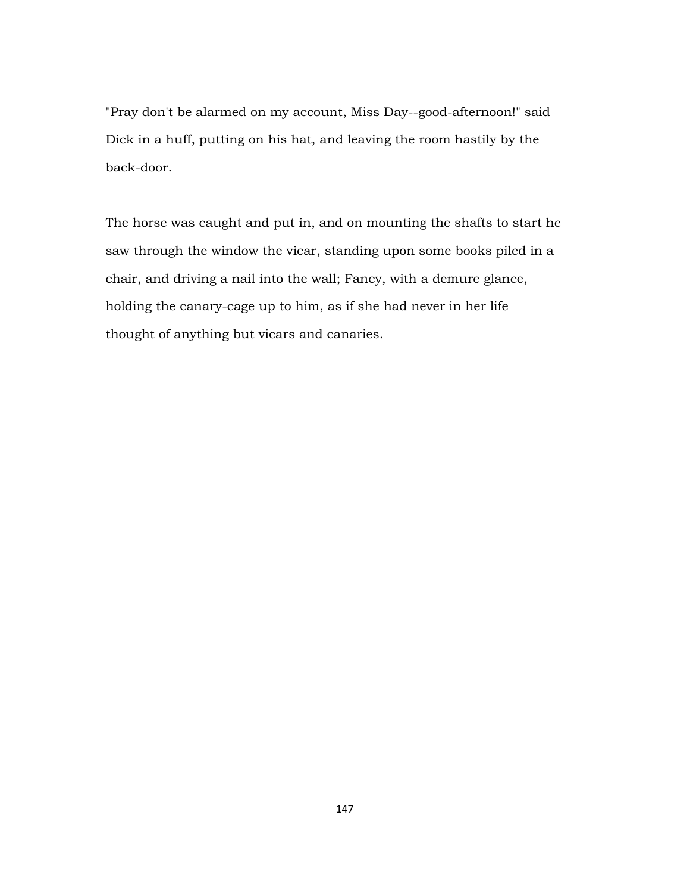"Pray don't be alarmed on my account, Miss Day--good-afternoon!" said Dick in a huff, putting on his hat, and leaving the room hastily by the back-door.

The horse was caught and put in, and on mounting the shafts to start he saw through the window the vicar, standing upon some books piled in a chair, and driving a nail into the wall; Fancy, with a demure glance, holding the canary-cage up to him, as if she had never in her life thought of anything but vicars and canaries.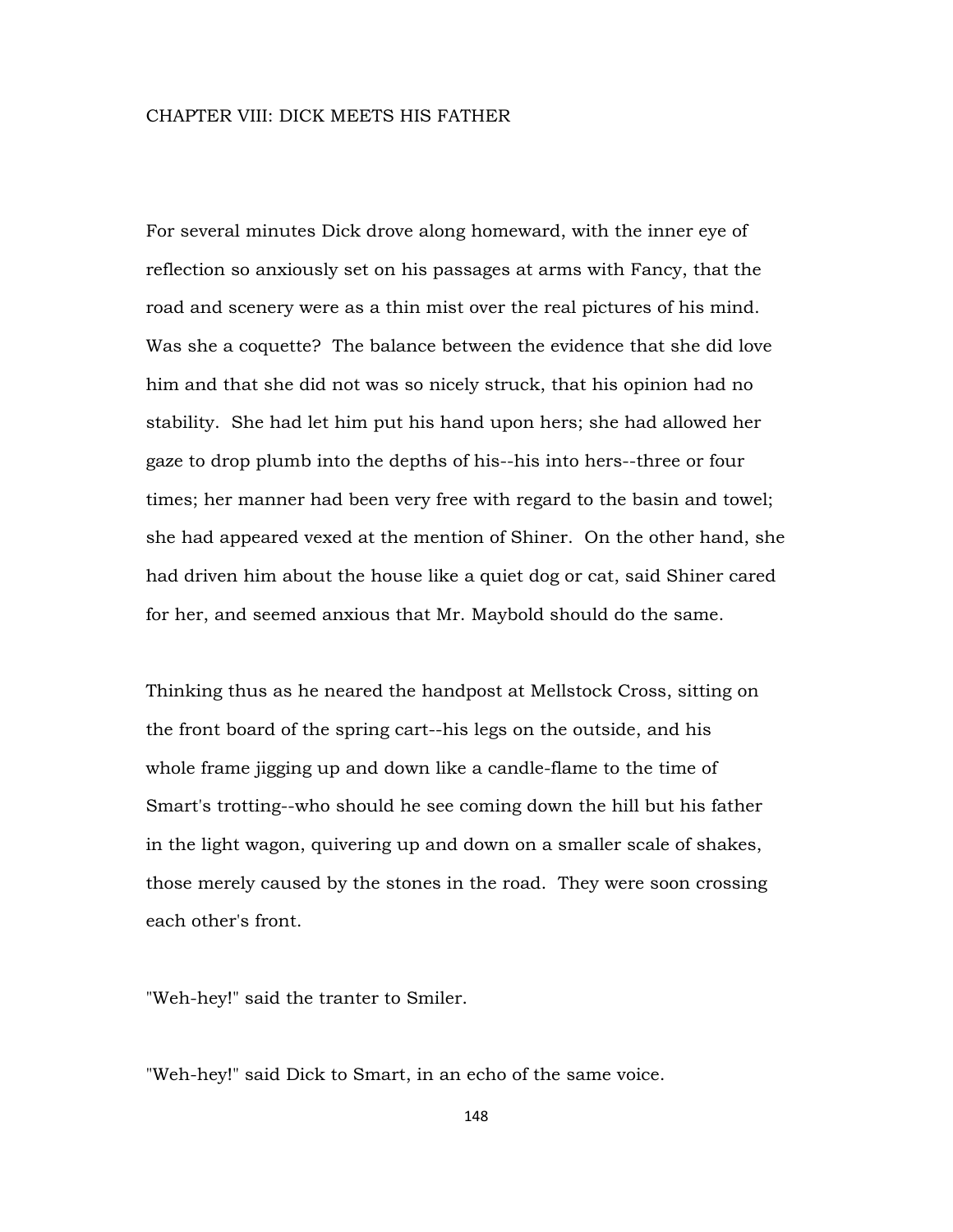## CHAPTER VIII: DICK MEETS HIS FATHER

For several minutes Dick drove along homeward, with the inner eye of reflection so anxiously set on his passages at arms with Fancy, that the road and scenery were as a thin mist over the real pictures of his mind. Was she a coquette? The balance between the evidence that she did love him and that she did not was so nicely struck, that his opinion had no stability. She had let him put his hand upon hers; she had allowed her gaze to drop plumb into the depths of his--his into hers--three or four times; her manner had been very free with regard to the basin and towel; she had appeared vexed at the mention of Shiner. On the other hand, she had driven him about the house like a quiet dog or cat, said Shiner cared for her, and seemed anxious that Mr. Maybold should do the same.

Thinking thus as he neared the handpost at Mellstock Cross, sitting on the front board of the spring cart--his legs on the outside, and his whole frame jigging up and down like a candle-flame to the time of Smart's trotting--who should he see coming down the hill but his father in the light wagon, quivering up and down on a smaller scale of shakes, those merely caused by the stones in the road. They were soon crossing each other's front.

"Weh-hey!" said the tranter to Smiler.

"Weh-hey!" said Dick to Smart, in an echo of the same voice.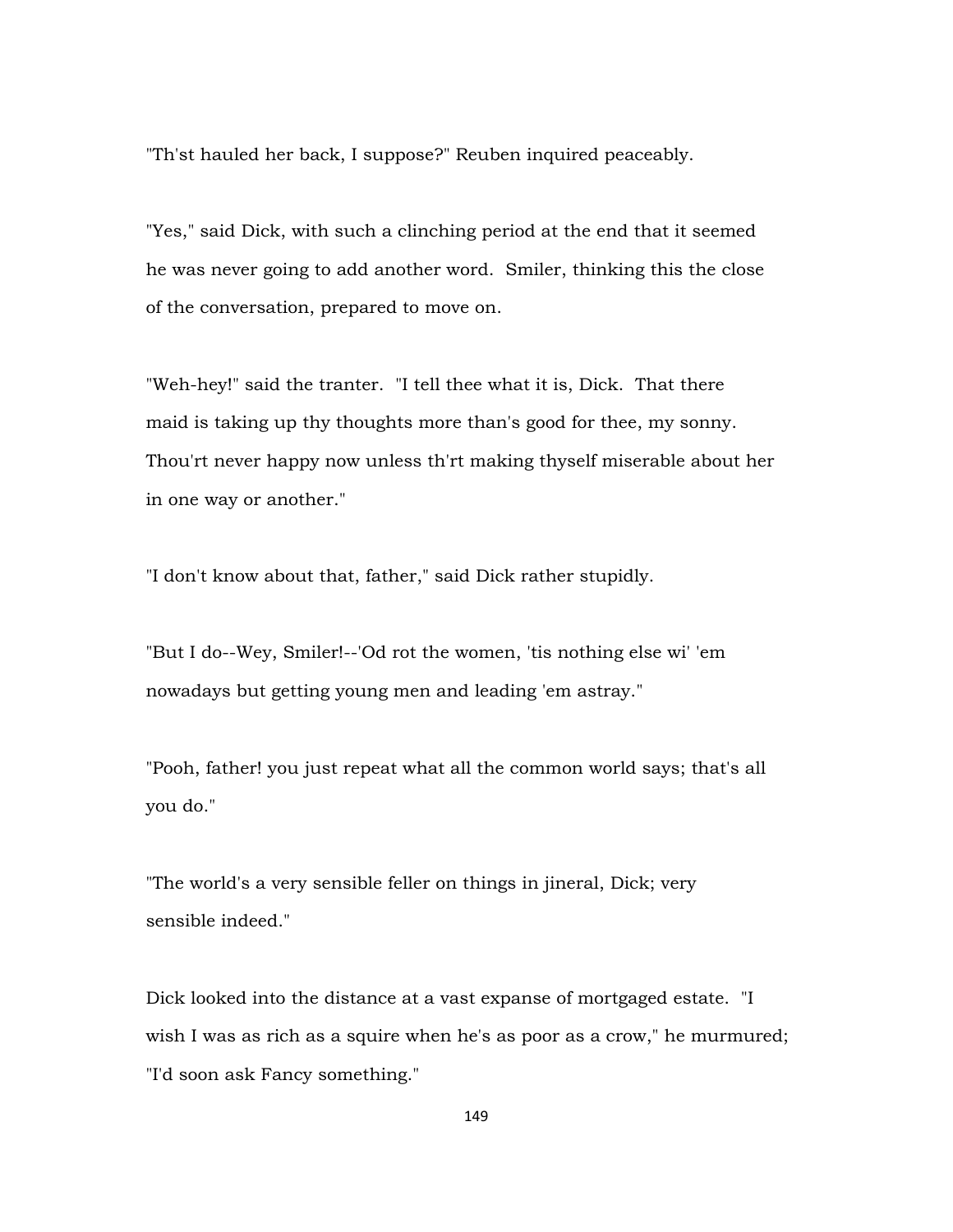"Th'st hauled her back, I suppose?" Reuben inquired peaceably.

"Yes," said Dick, with such a clinching period at the end that it seemed he was never going to add another word. Smiler, thinking this the close of the conversation, prepared to move on.

"Weh-hey!" said the tranter. "I tell thee what it is, Dick. That there maid is taking up thy thoughts more than's good for thee, my sonny. Thou'rt never happy now unless th'rt making thyself miserable about her in one way or another."

"I don't know about that, father," said Dick rather stupidly.

"But I do--Wey, Smiler!--'Od rot the women, 'tis nothing else wi' 'em nowadays but getting young men and leading 'em astray."

"Pooh, father! you just repeat what all the common world says; that's all you do."

"The world's a very sensible feller on things in jineral, Dick; very sensible indeed."

Dick looked into the distance at a vast expanse of mortgaged estate. "I wish I was as rich as a squire when he's as poor as a crow," he murmured; "I'd soon ask Fancy something."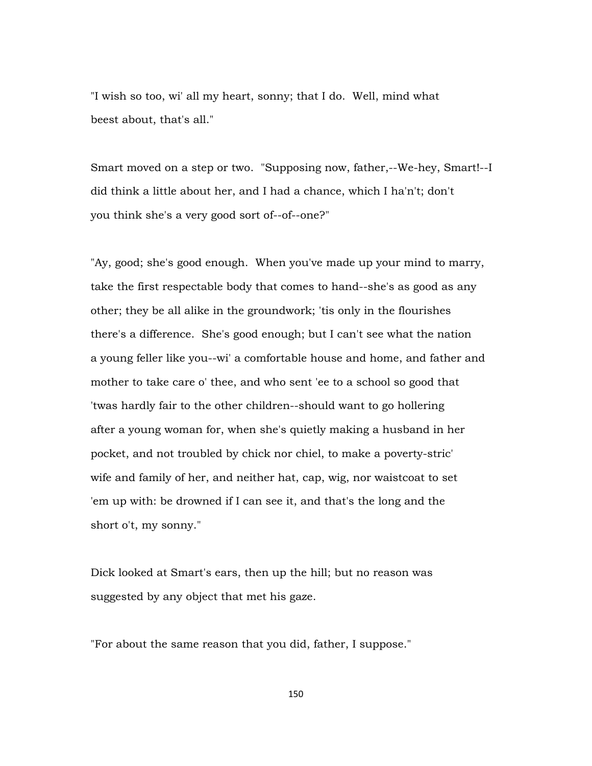"I wish so too, wi' all my heart, sonny; that I do. Well, mind what beest about, that's all."

Smart moved on a step or two. "Supposing now, father,--We-hey, Smart!--I did think a little about her, and I had a chance, which I ha'n't; don't you think she's a very good sort of--of--one?"

"Ay, good; she's good enough. When you've made up your mind to marry, take the first respectable body that comes to hand--she's as good as any other; they be all alike in the groundwork; 'tis only in the flourishes there's a difference. She's good enough; but I can't see what the nation a young feller like you--wi' a comfortable house and home, and father and mother to take care o' thee, and who sent 'ee to a school so good that 'twas hardly fair to the other children--should want to go hollering after a young woman for, when she's quietly making a husband in her pocket, and not troubled by chick nor chiel, to make a poverty-stric' wife and family of her, and neither hat, cap, wig, nor waistcoat to set 'em up with: be drowned if I can see it, and that's the long and the short o't, my sonny."

Dick looked at Smart's ears, then up the hill; but no reason was suggested by any object that met his gaze.

"For about the same reason that you did, father, I suppose."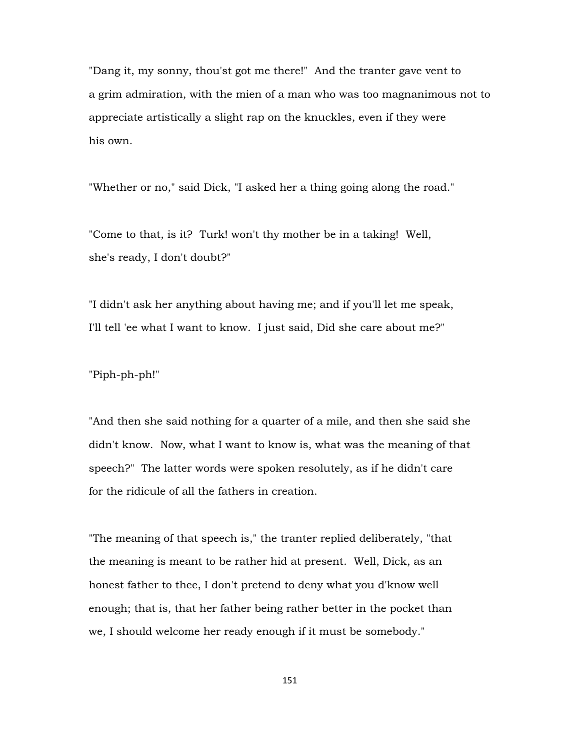"Dang it, my sonny, thou'st got me there!" And the tranter gave vent to a grim admiration, with the mien of a man who was too magnanimous not to appreciate artistically a slight rap on the knuckles, even if they were his own.

"Whether or no," said Dick, "I asked her a thing going along the road."

"Come to that, is it? Turk! won't thy mother be in a taking! Well, she's ready, I don't doubt?"

"I didn't ask her anything about having me; and if you'll let me speak, I'll tell 'ee what I want to know. I just said, Did she care about me?"

"Piph-ph-ph!"

"And then she said nothing for a quarter of a mile, and then she said she didn't know. Now, what I want to know is, what was the meaning of that speech?" The latter words were spoken resolutely, as if he didn't care for the ridicule of all the fathers in creation.

"The meaning of that speech is," the tranter replied deliberately, "that the meaning is meant to be rather hid at present. Well, Dick, as an honest father to thee, I don't pretend to deny what you d'know well enough; that is, that her father being rather better in the pocket than we, I should welcome her ready enough if it must be somebody."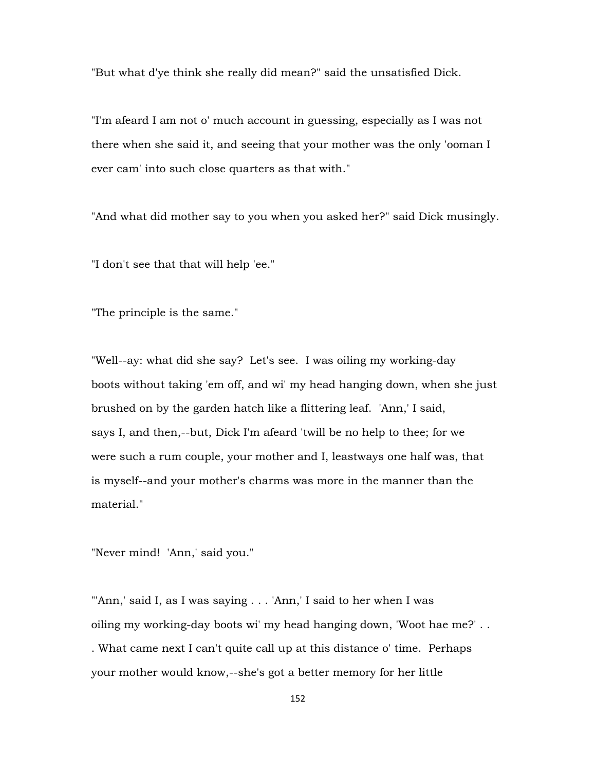"But what d'ye think she really did mean?" said the unsatisfied Dick.

"I'm afeard I am not o' much account in guessing, especially as I was not there when she said it, and seeing that your mother was the only 'ooman I ever cam' into such close quarters as that with."

"And what did mother say to you when you asked her?" said Dick musingly.

"I don't see that that will help 'ee."

"The principle is the same."

"Well--ay: what did she say? Let's see. I was oiling my working-day boots without taking 'em off, and wi' my head hanging down, when she just brushed on by the garden hatch like a flittering leaf. 'Ann,' I said, says I, and then,--but, Dick I'm afeard 'twill be no help to thee; for we were such a rum couple, your mother and I, leastways one half was, that is myself--and your mother's charms was more in the manner than the material."

"Never mind! 'Ann,' said you."

"'Ann,' said I, as I was saying . . . 'Ann,' I said to her when I was oiling my working-day boots wi' my head hanging down, 'Woot hae me?' . . . What came next I can't quite call up at this distance o' time. Perhaps your mother would know,--she's got a better memory for her little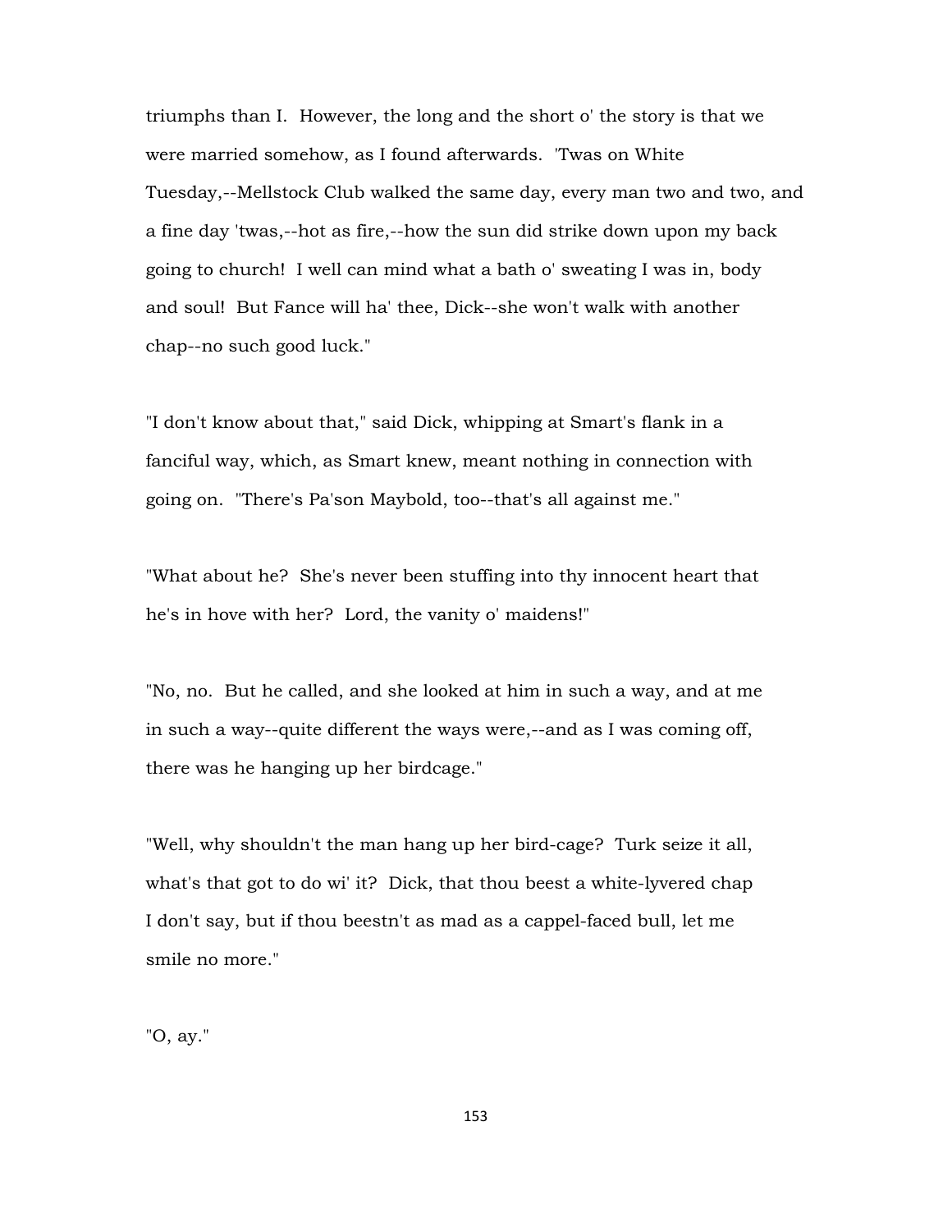triumphs than I. However, the long and the short o' the story is that we were married somehow, as I found afterwards. 'Twas on White Tuesday,--Mellstock Club walked the same day, every man two and two, and a fine day 'twas,--hot as fire,--how the sun did strike down upon my back going to church! I well can mind what a bath o' sweating I was in, body and soul! But Fance will ha' thee, Dick--she won't walk with another chap--no such good luck."

"I don't know about that," said Dick, whipping at Smart's flank in a fanciful way, which, as Smart knew, meant nothing in connection with going on. "There's Pa'son Maybold, too--that's all against me."

"What about he? She's never been stuffing into thy innocent heart that he's in hove with her? Lord, the vanity o' maidens!"

"No, no. But he called, and she looked at him in such a way, and at me in such a way--quite different the ways were,--and as I was coming off, there was he hanging up her birdcage."

"Well, why shouldn't the man hang up her bird-cage? Turk seize it all, what's that got to do wi' it? Dick, that thou beest a white-lyvered chap I don't say, but if thou beestn't as mad as a cappel-faced bull, let me smile no more."

"O, ay."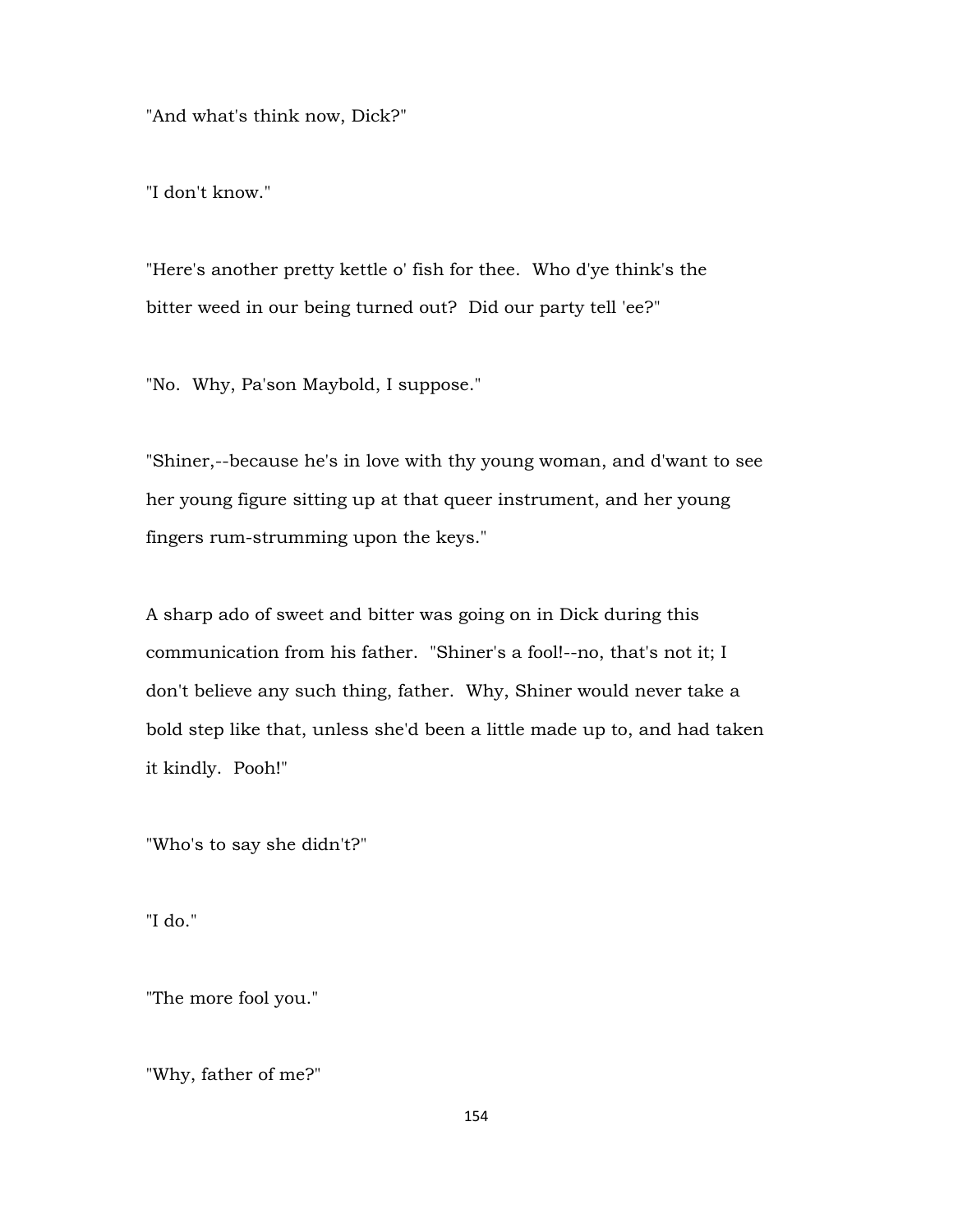"And what's think now, Dick?"

"I don't know."

"Here's another pretty kettle o' fish for thee. Who d'ye think's the bitter weed in our being turned out? Did our party tell 'ee?"

"No. Why, Pa'son Maybold, I suppose."

"Shiner,--because he's in love with thy young woman, and d'want to see her young figure sitting up at that queer instrument, and her young fingers rum-strumming upon the keys."

A sharp ado of sweet and bitter was going on in Dick during this communication from his father. "Shiner's a fool!--no, that's not it; I don't believe any such thing, father. Why, Shiner would never take a bold step like that, unless she'd been a little made up to, and had taken it kindly. Pooh!"

"Who's to say she didn't?"

"I do."

"The more fool you."

"Why, father of me?"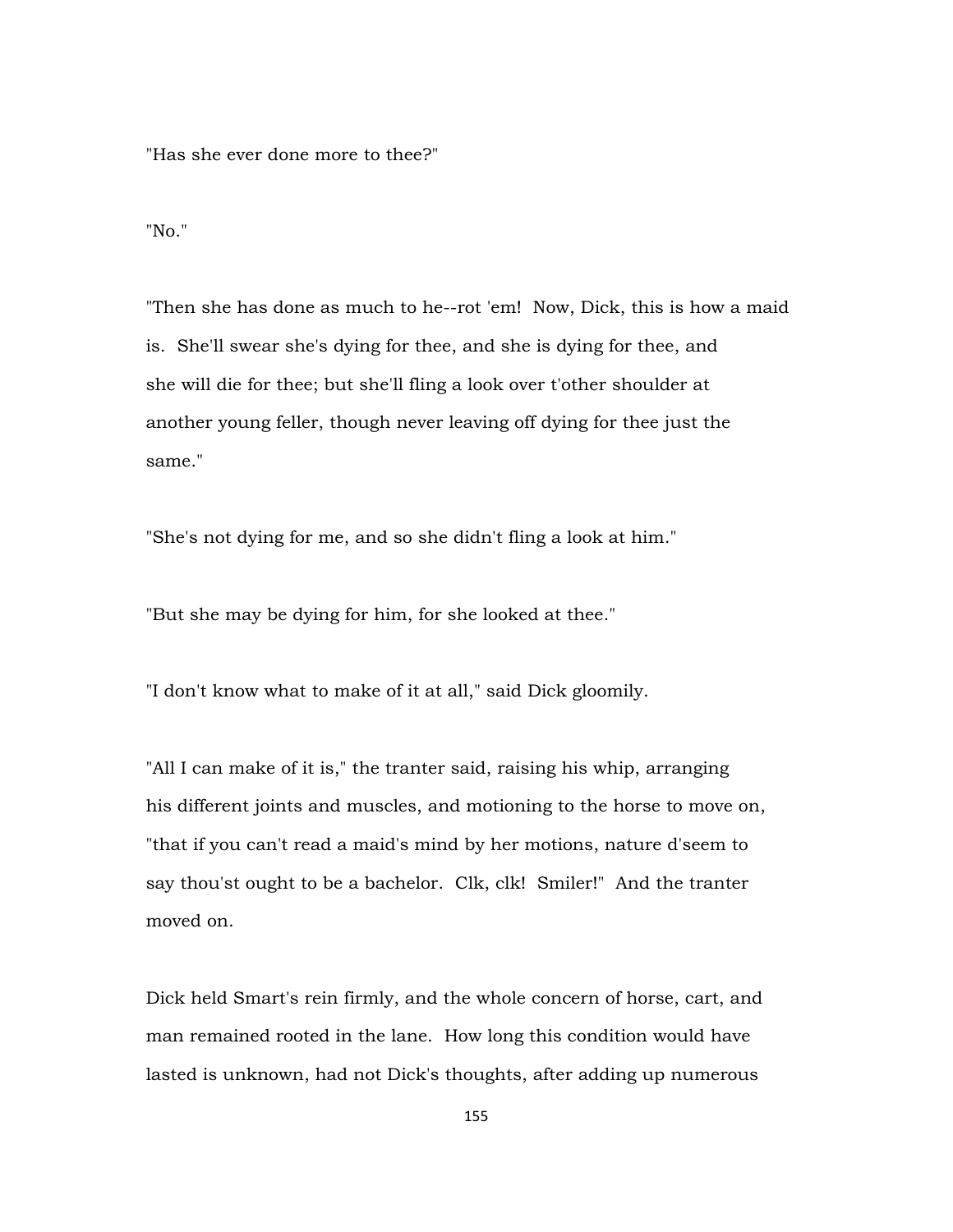"Has she ever done more to thee?"

"No."

"Then she has done as much to he--rot 'em! Now, Dick, this is how a maid is. She'll swear she's dying for thee, and she is dying for thee, and she will die for thee; but she'll fling a look over t'other shoulder at another young feller, though never leaving off dying for thee just the same."

"She's not dying for me, and so she didn't fling a look at him."

"But she may be dying for him, for she looked at thee."

"I don't know what to make of it at all," said Dick gloomily.

"All I can make of it is," the tranter said, raising his whip, arranging his different joints and muscles, and motioning to the horse to move on, "that if you can't read a maid's mind by her motions, nature d'seem to say thou'st ought to be a bachelor. Clk, clk! Smiler!" And the tranter moved on.

Dick held Smart's rein firmly, and the whole concern of horse, cart, and man remained rooted in the lane. How long this condition would have lasted is unknown, had not Dick's thoughts, after adding up numerous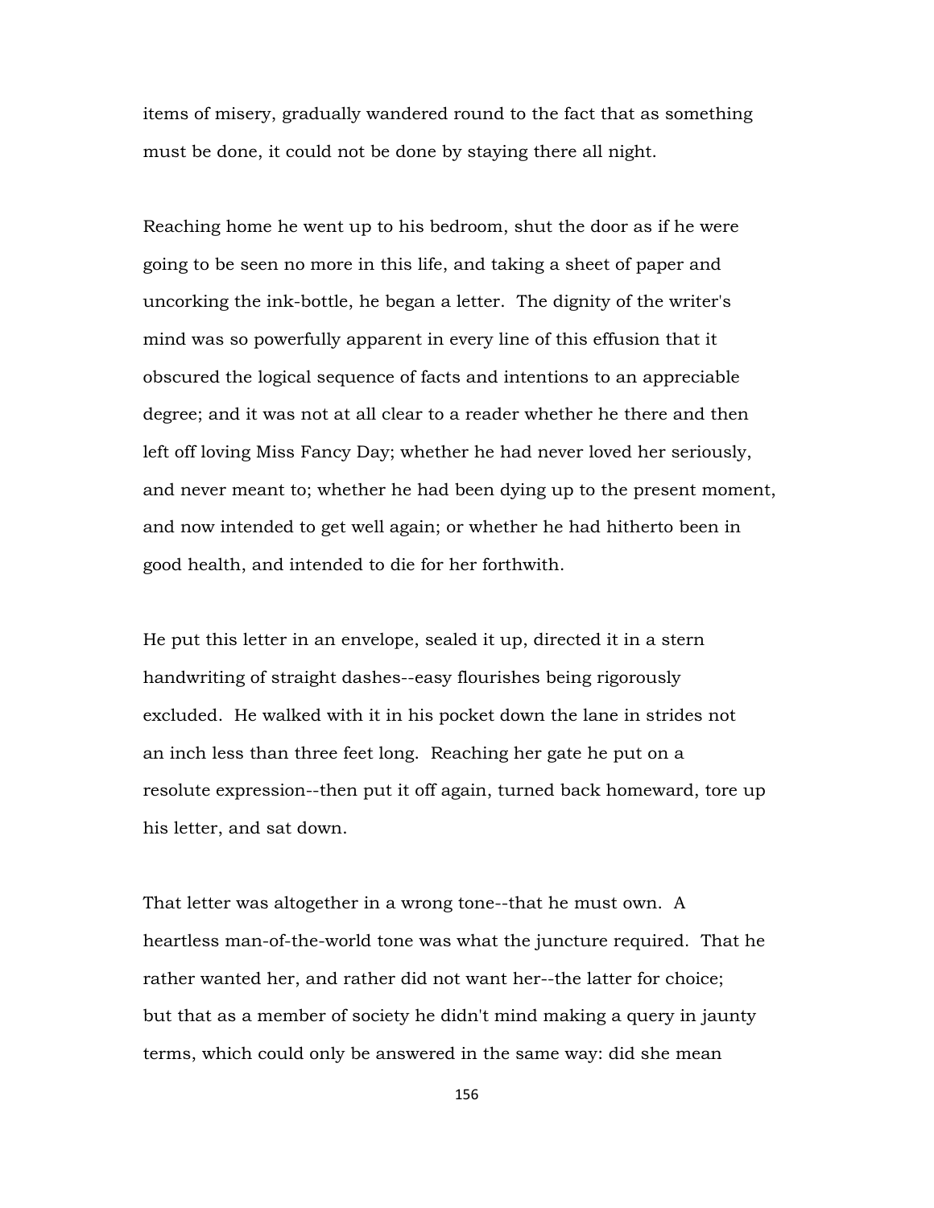items of misery, gradually wandered round to the fact that as something must be done, it could not be done by staying there all night.

Reaching home he went up to his bedroom, shut the door as if he were going to be seen no more in this life, and taking a sheet of paper and uncorking the ink-bottle, he began a letter. The dignity of the writer's mind was so powerfully apparent in every line of this effusion that it obscured the logical sequence of facts and intentions to an appreciable degree; and it was not at all clear to a reader whether he there and then left off loving Miss Fancy Day; whether he had never loved her seriously, and never meant to; whether he had been dying up to the present moment, and now intended to get well again; or whether he had hitherto been in good health, and intended to die for her forthwith.

He put this letter in an envelope, sealed it up, directed it in a stern handwriting of straight dashes--easy flourishes being rigorously excluded. He walked with it in his pocket down the lane in strides not an inch less than three feet long. Reaching her gate he put on a resolute expression--then put it off again, turned back homeward, tore up his letter, and sat down.

That letter was altogether in a wrong tone--that he must own. A heartless man-of-the-world tone was what the juncture required. That he rather wanted her, and rather did not want her--the latter for choice; but that as a member of society he didn't mind making a query in jaunty terms, which could only be answered in the same way: did she mean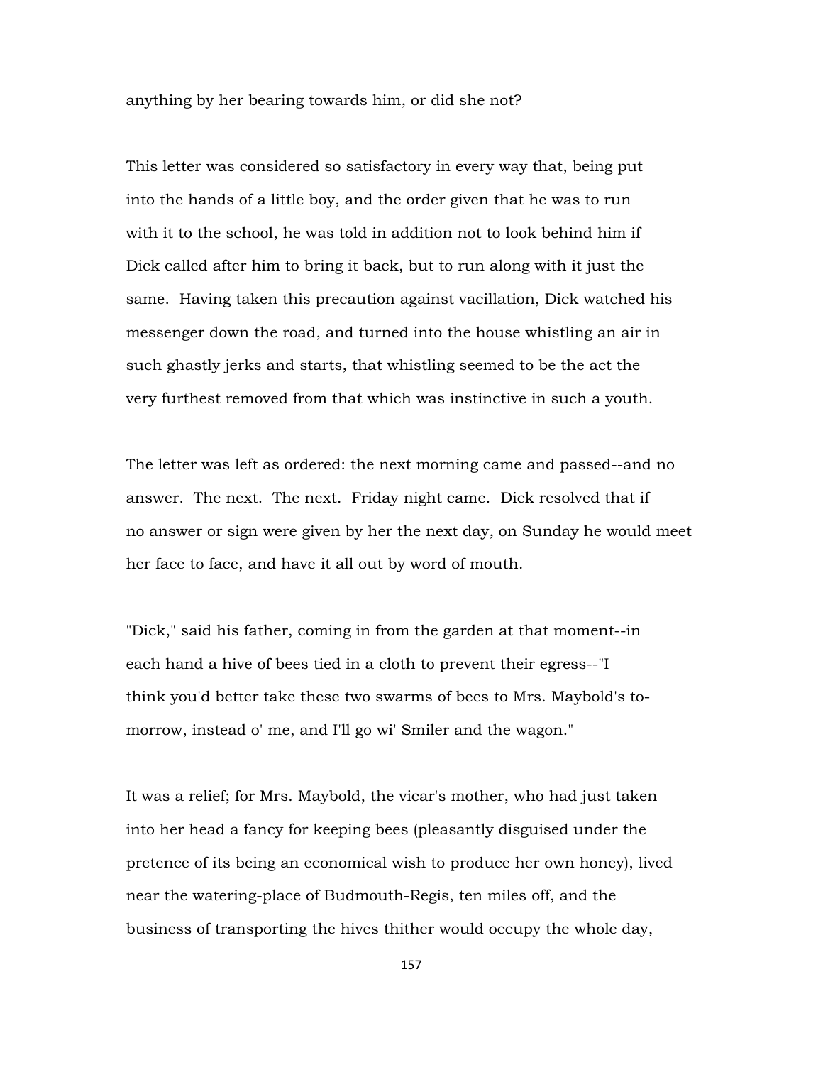anything by her bearing towards him, or did she not?

This letter was considered so satisfactory in every way that, being put into the hands of a little boy, and the order given that he was to run with it to the school, he was told in addition not to look behind him if Dick called after him to bring it back, but to run along with it just the same. Having taken this precaution against vacillation, Dick watched his messenger down the road, and turned into the house whistling an air in such ghastly jerks and starts, that whistling seemed to be the act the very furthest removed from that which was instinctive in such a youth.

The letter was left as ordered: the next morning came and passed--and no answer. The next. The next. Friday night came. Dick resolved that if no answer or sign were given by her the next day, on Sunday he would meet her face to face, and have it all out by word of mouth.

"Dick," said his father, coming in from the garden at that moment--in each hand a hive of bees tied in a cloth to prevent their egress--"I think you'd better take these two swarms of bees to Mrs. Maybold's to-morrow, instead o' me, and I'll go wi' Smiler and the wagon."

It was a relief; for Mrs. Maybold, the vicar's mother, who had just taken into her head a fancy for keeping bees (pleasantly disguised under the pretence of its being an economical wish to produce her own honey), lived near the watering-place of Budmouth-Regis, ten miles off, and the business of transporting the hives thither would occupy the whole day,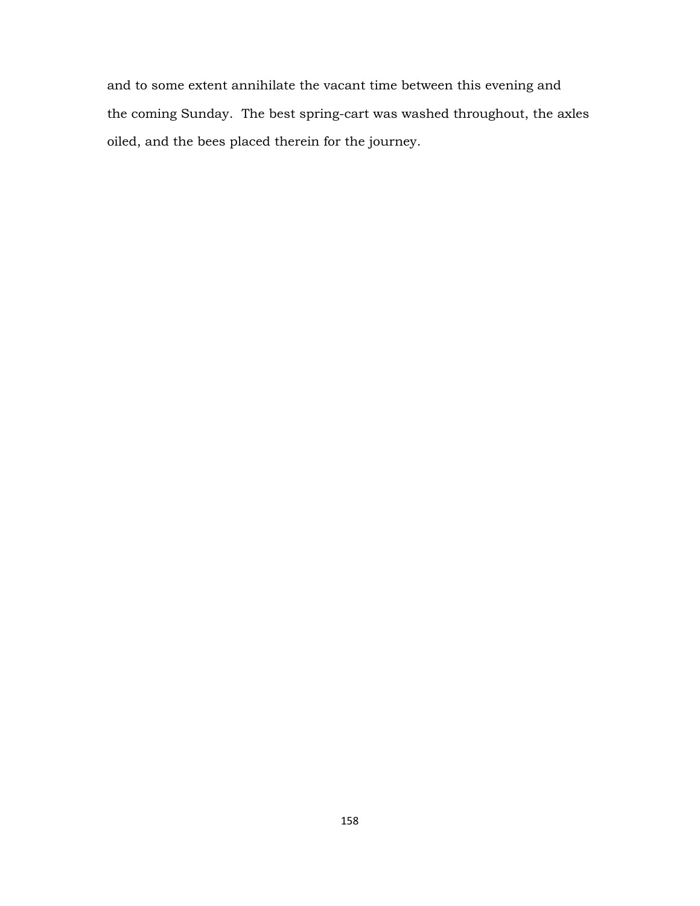and to some extent annihilate the vacant time between this evening and the coming Sunday. The best spring-cart was washed throughout, the axles oiled, and the bees placed therein for the journey.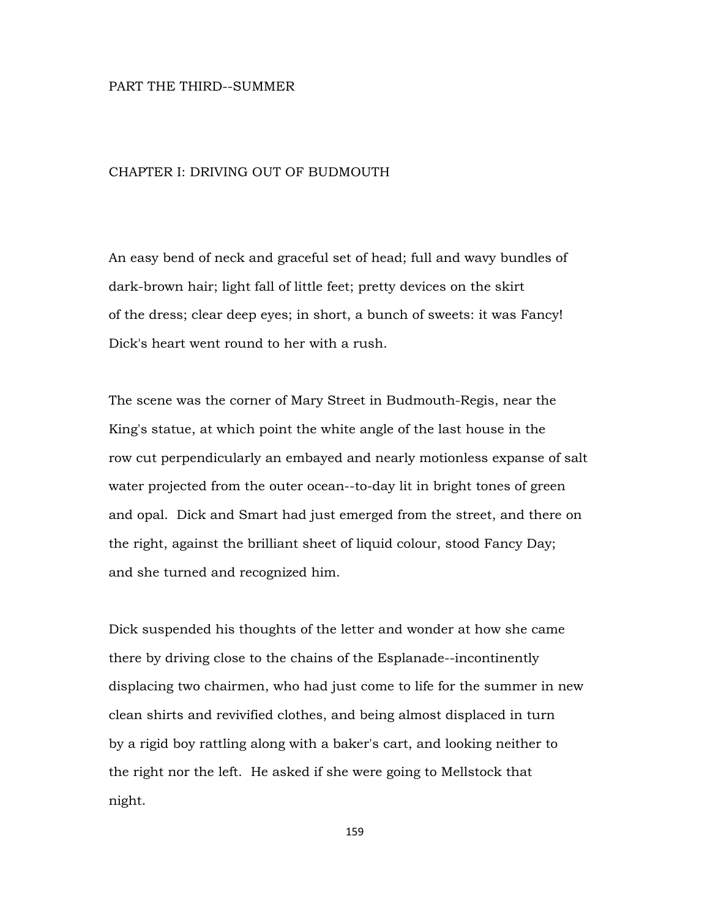# PART THE THIRD--SUMMER

## CHAPTER I: DRIVING OUT OF BUDMOUTH

An easy bend of neck and graceful set of head; full and wavy bundles of dark-brown hair; light fall of little feet; pretty devices on the skirt of the dress; clear deep eyes; in short, a bunch of sweets: it was Fancy! Dick's heart went round to her with a rush.

The scene was the corner of Mary Street in Budmouth-Regis, near the King's statue, at which point the white angle of the last house in the row cut perpendicularly an embayed and nearly motionless expanse of salt water projected from the outer ocean--to-day lit in bright tones of green and opal. Dick and Smart had just emerged from the street, and there on the right, against the brilliant sheet of liquid colour, stood Fancy Day; and she turned and recognized him.

Dick suspended his thoughts of the letter and wonder at how she came there by driving close to the chains of the Esplanade--incontinently displacing two chairmen, who had just come to life for the summer in new clean shirts and revivified clothes, and being almost displaced in turn by a rigid boy rattling along with a baker's cart, and looking neither to the right nor the left. He asked if she were going to Mellstock that night.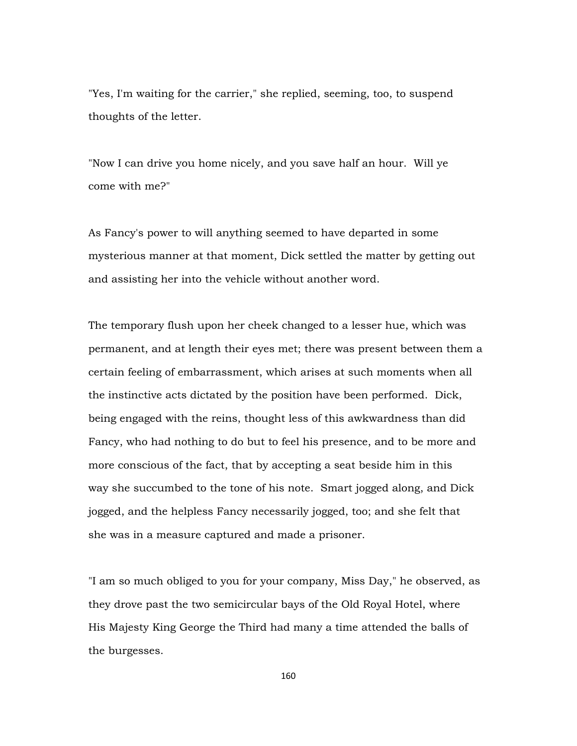"Yes, I'm waiting for the carrier," she replied, seeming, too, to suspend thoughts of the letter.

"Now I can drive you home nicely, and you save half an hour. Will ye come with me?"

As Fancy's power to will anything seemed to have departed in some mysterious manner at that moment, Dick settled the matter by getting out and assisting her into the vehicle without another word.

The temporary flush upon her cheek changed to a lesser hue, which was permanent, and at length their eyes met; there was present between them a certain feeling of embarrassment, which arises at such moments when all the instinctive acts dictated by the position have been performed. Dick, being engaged with the reins, thought less of this awkwardness than did Fancy, who had nothing to do but to feel his presence, and to be more and more conscious of the fact, that by accepting a seat beside him in this way she succumbed to the tone of his note. Smart jogged along, and Dick jogged, and the helpless Fancy necessarily jogged, too; and she felt that she was in a measure captured and made a prisoner.

"I am so much obliged to you for your company, Miss Day," he observed, as they drove past the two semicircular bays of the Old Royal Hotel, where His Majesty King George the Third had many a time attended the balls of the burgesses.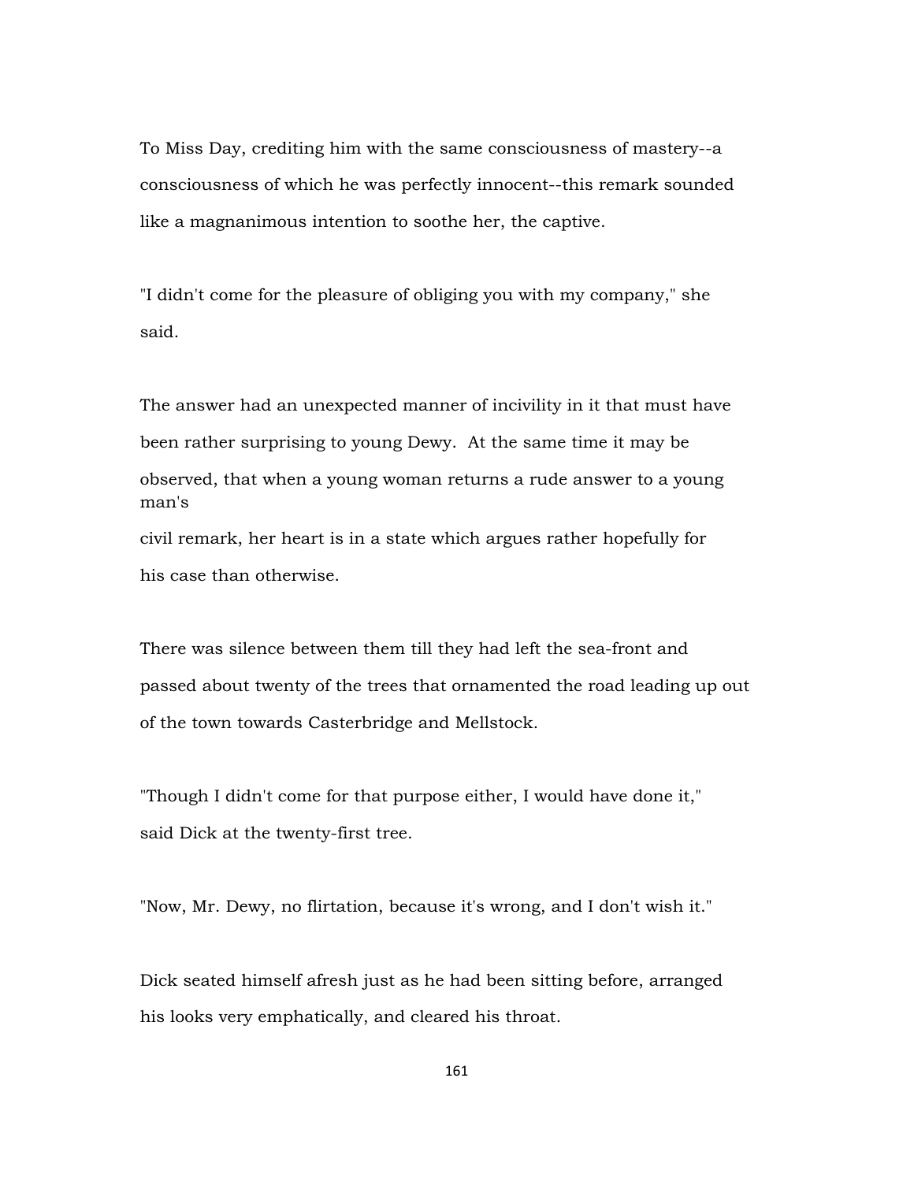To Miss Day, crediting him with the same consciousness of mastery--a consciousness of which he was perfectly innocent--this remark sounded like a magnanimous intention to soothe her, the captive.

"I didn't come for the pleasure of obliging you with my company," she said.

The answer had an unexpected manner of incivility in it that must have been rather surprising to young Dewy. At the same time it may be observed, that when a young woman returns a rude answer to a young man's civil remark, her heart is in a state which argues rather hopefully for his case than otherwise.

There was silence between them till they had left the sea-front and passed about twenty of the trees that ornamented the road leading up out of the town towards Casterbridge and Mellstock.

"Though I didn't come for that purpose either, I would have done it," said Dick at the twenty-first tree.

"Now, Mr. Dewy, no flirtation, because it's wrong, and I don't wish it."

Dick seated himself afresh just as he had been sitting before, arranged his looks very emphatically, and cleared his throat.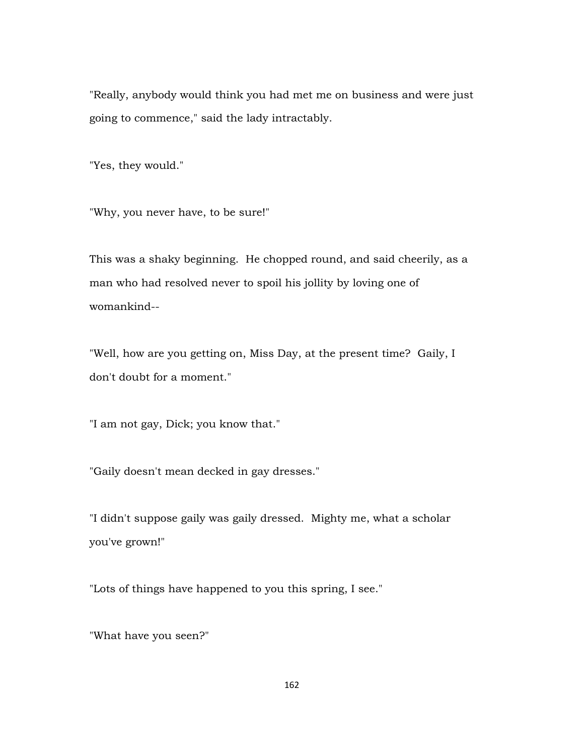"Really, anybody would think you had met me on business and were just going to commence," said the lady intractably.

"Yes, they would."

"Why, you never have, to be sure!"

This was a shaky beginning. He chopped round, and said cheerily, as a man who had resolved never to spoil his jollity by loving one of womankind--

"Well, how are you getting on, Miss Day, at the present time? Gaily, I don't doubt for a moment."

"I am not gay, Dick; you know that."

"Gaily doesn't mean decked in gay dresses."

"I didn't suppose gaily was gaily dressed. Mighty me, what a scholar you've grown!"

"Lots of things have happened to you this spring, I see."

"What have you seen?"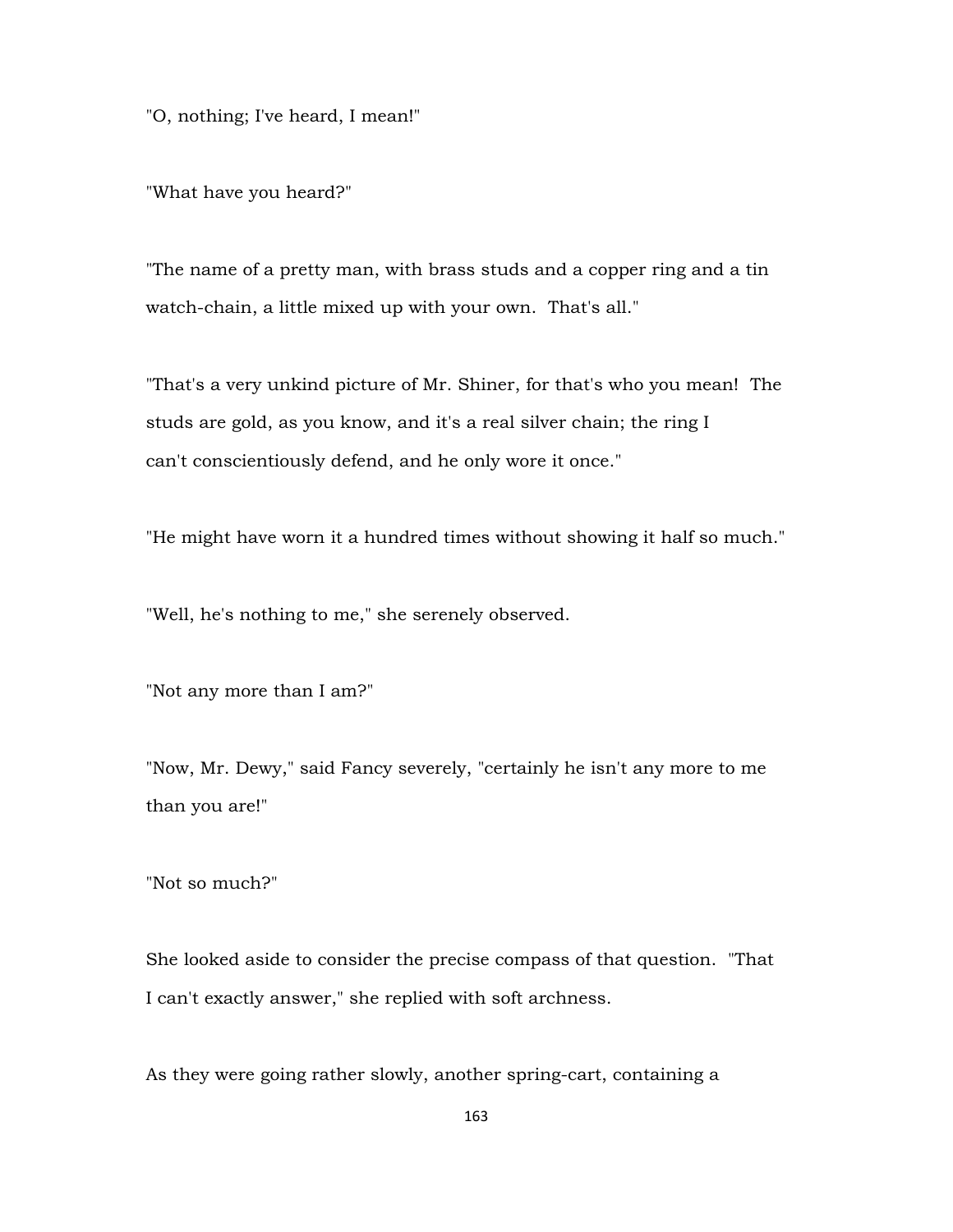"O, nothing; I've heard, I mean!"

"What have you heard?"

"The name of a pretty man, with brass studs and a copper ring and a tin watch-chain, a little mixed up with your own. That's all."

"That's a very unkind picture of Mr. Shiner, for that's who you mean! The studs are gold, as you know, and it's a real silver chain; the ring I can't conscientiously defend, and he only wore it once."

"He might have worn it a hundred times without showing it half so much."

"Well, he's nothing to me," she serenely observed.

"Not any more than I am?"

"Now, Mr. Dewy," said Fancy severely, "certainly he isn't any more to me than you are!"

"Not so much?"

She looked aside to consider the precise compass of that question. "That I can't exactly answer," she replied with soft archness.

As they were going rather slowly, another spring-cart, containing a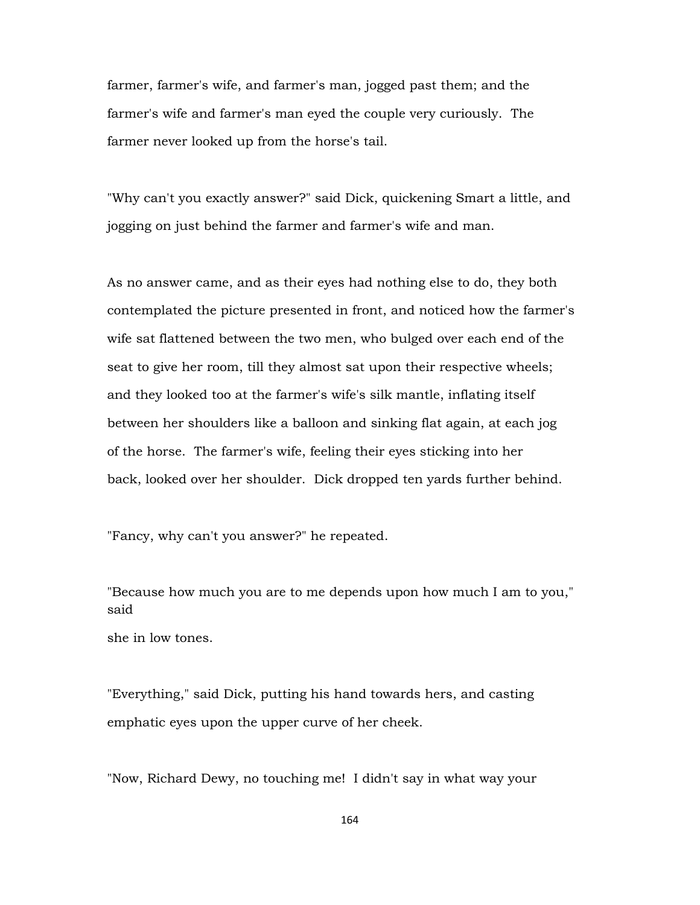farmer, farmer's wife, and farmer's man, jogged past them; and the farmer's wife and farmer's man eyed the couple very curiously. The farmer never looked up from the horse's tail.

"Why can't you exactly answer?" said Dick, quickening Smart a little, and jogging on just behind the farmer and farmer's wife and man.

As no answer came, and as their eyes had nothing else to do, they both contemplated the picture presented in front, and noticed how the farmer's wife sat flattened between the two men, who bulged over each end of the seat to give her room, till they almost sat upon their respective wheels; and they looked too at the farmer's wife's silk mantle, inflating itself between her shoulders like a balloon and sinking flat again, at each jog of the horse. The farmer's wife, feeling their eyes sticking into her back, looked over her shoulder. Dick dropped ten yards further behind.

"Fancy, why can't you answer?" he repeated.

"Because how much you are to me depends upon how much I am to you," said she in low tones.

"Everything," said Dick, putting his hand towards hers, and casting emphatic eyes upon the upper curve of her cheek.

"Now, Richard Dewy, no touching me! I didn't say in what way your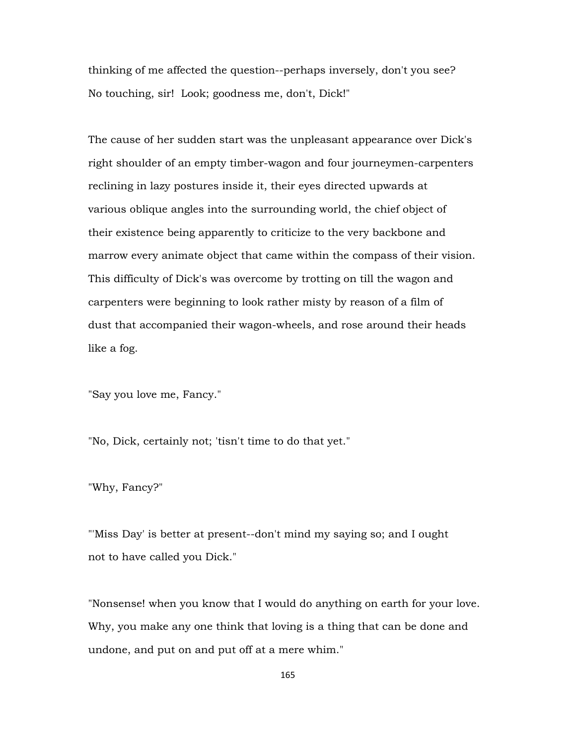thinking of me affected the question--perhaps inversely, don't you see? No touching, sir! Look; goodness me, don't, Dick!"

The cause of her sudden start was the unpleasant appearance over Dick's right shoulder of an empty timber-wagon and four journeymen-carpenters reclining in lazy postures inside it, their eyes directed upwards at various oblique angles into the surrounding world, the chief object of their existence being apparently to criticize to the very backbone and marrow every animate object that came within the compass of their vision. This difficulty of Dick's was overcome by trotting on till the wagon and carpenters were beginning to look rather misty by reason of a film of dust that accompanied their wagon-wheels, and rose around their heads like a fog.

"Say you love me, Fancy."

"No, Dick, certainly not; 'tisn't time to do that yet."

"Why, Fancy?"

"'Miss Day' is better at present--don't mind my saying so; and I ought not to have called you Dick."

"Nonsense! when you know that I would do anything on earth for your love. Why, you make any one think that loving is a thing that can be done and undone, and put on and put off at a mere whim."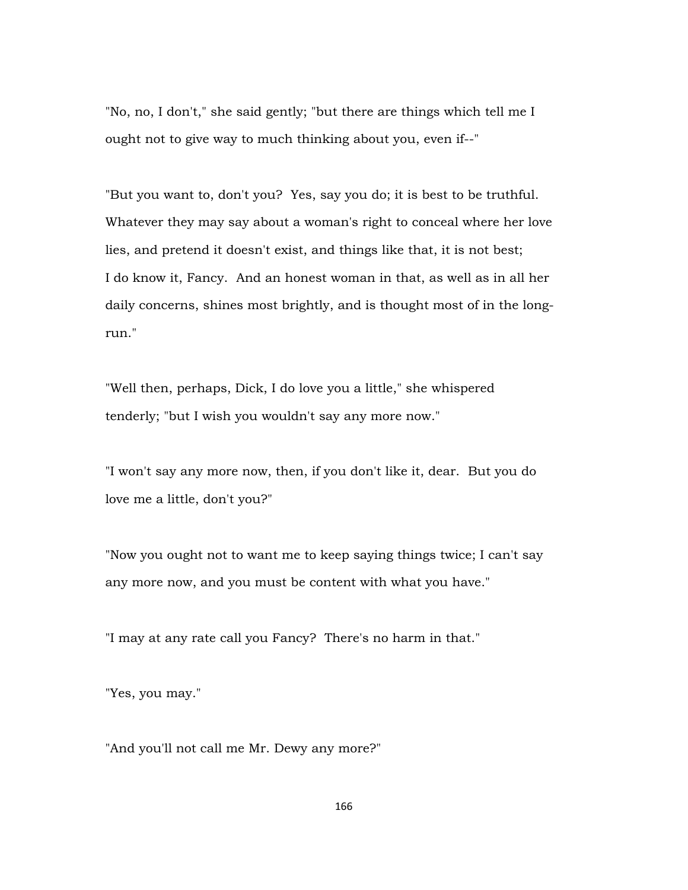"No, no, I don't," she said gently; "but there are things which tell me I ought not to give way to much thinking about you, even if--"

"But you want to, don't you? Yes, say you do; it is best to be truthful. Whatever they may say about a woman's right to conceal where her love lies, and pretend it doesn't exist, and things like that, it is not best; I do know it, Fancy. And an honest woman in that, as well as in all her daily concerns, shines most brightly, and is thought most of in the long-run."

"Well then, perhaps, Dick, I do love you a little," she whispered tenderly; "but I wish you wouldn't say any more now."

"I won't say any more now, then, if you don't like it, dear. But you do love me a little, don't you?"

"Now you ought not to want me to keep saying things twice; I can't say any more now, and you must be content with what you have."

"I may at any rate call you Fancy? There's no harm in that."

"Yes, you may."

"And you'll not call me Mr. Dewy any more?"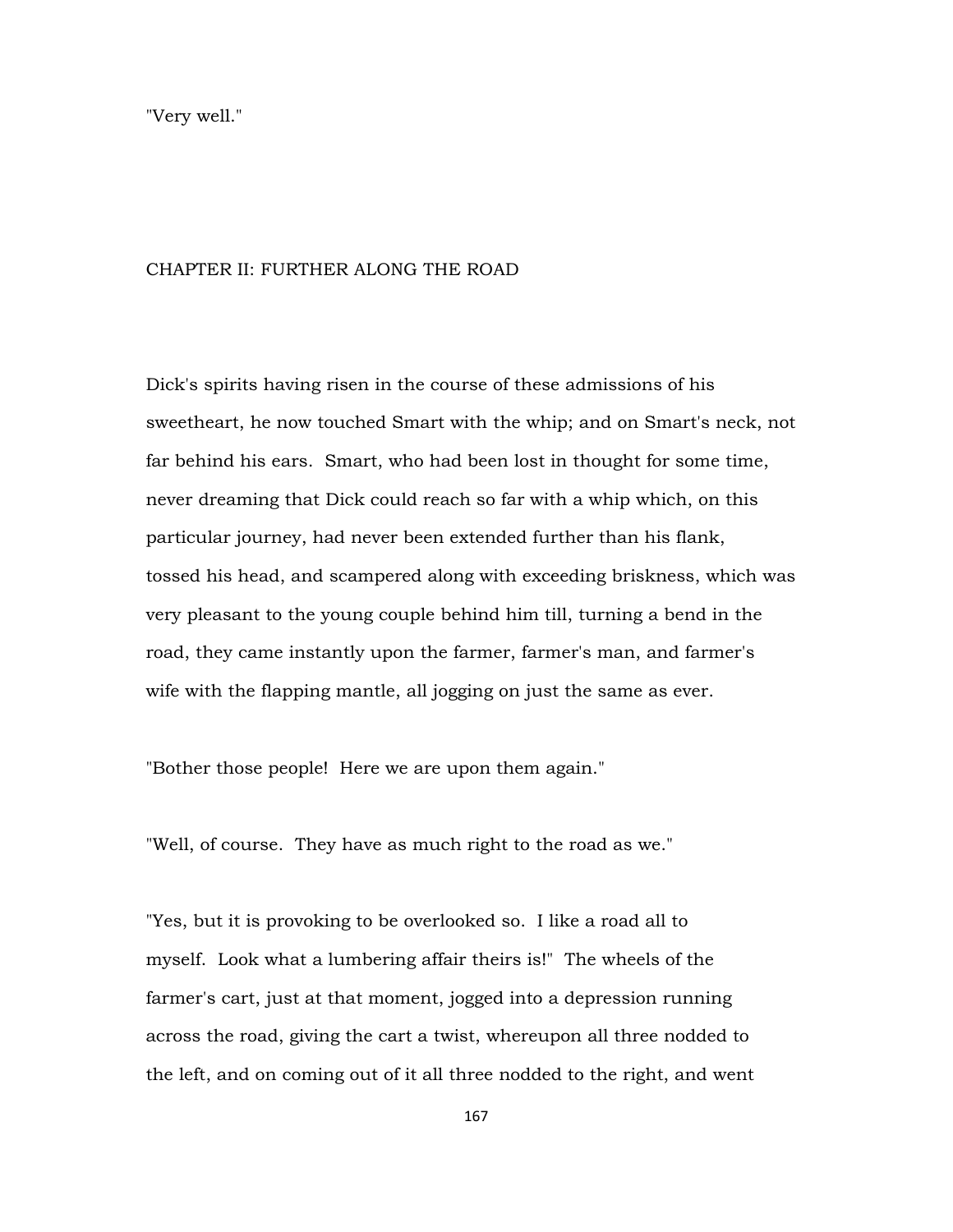"Very well."

## CHAPTER II: FURTHER ALONG THE ROAD

Dick's spirits having risen in the course of these admissions of his sweetheart, he now touched Smart with the whip; and on Smart's neck, not far behind his ears. Smart, who had been lost in thought for some time, never dreaming that Dick could reach so far with a whip which, on this particular journey, had never been extended further than his flank, tossed his head, and scampered along with exceeding briskness, which was very pleasant to the young couple behind him till, turning a bend in the road, they came instantly upon the farmer, farmer's man, and farmer's wife with the flapping mantle, all jogging on just the same as ever.

"Bother those people! Here we are upon them again."

"Well, of course. They have as much right to the road as we."

"Yes, but it is provoking to be overlooked so. I like a road all to myself. Look what a lumbering affair theirs is!" The wheels of the farmer's cart, just at that moment, jogged into a depression running across the road, giving the cart a twist, whereupon all three nodded to the left, and on coming out of it all three nodded to the right, and went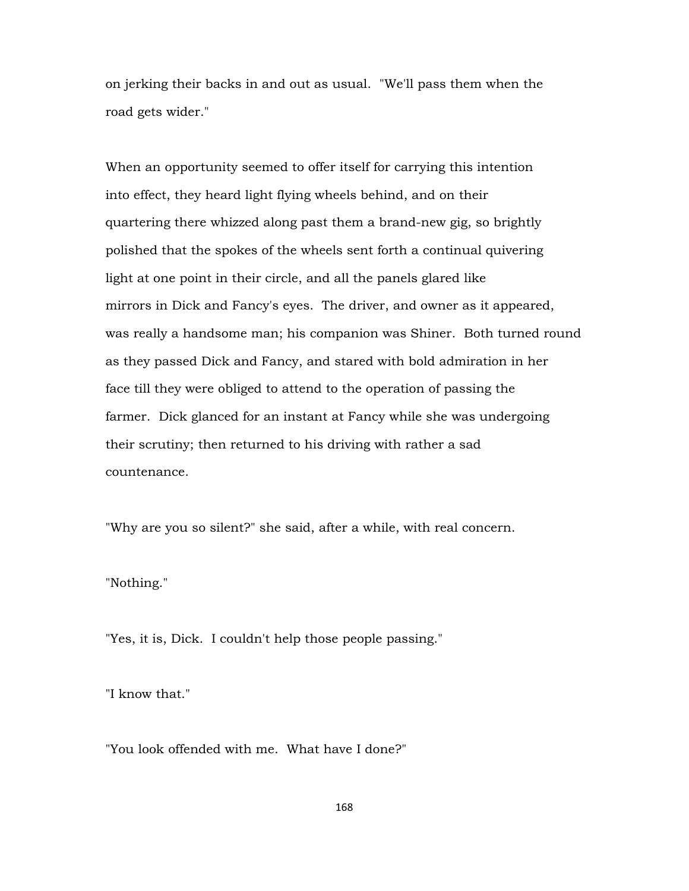on jerking their backs in and out as usual. "We'll pass them when the road gets wider."

When an opportunity seemed to offer itself for carrying this intention into effect, they heard light flying wheels behind, and on their quartering there whizzed along past them a brand-new gig, so brightly polished that the spokes of the wheels sent forth a continual quivering light at one point in their circle, and all the panels glared like mirrors in Dick and Fancy's eyes. The driver, and owner as it appeared, was really a handsome man; his companion was Shiner. Both turned round as they passed Dick and Fancy, and stared with bold admiration in her face till they were obliged to attend to the operation of passing the farmer. Dick glanced for an instant at Fancy while she was undergoing their scrutiny; then returned to his driving with rather a sad countenance.

"Why are you so silent?" she said, after a while, with real concern.

"Nothing."

"Yes, it is, Dick. I couldn't help those people passing."

"I know that."

"You look offended with me. What have I done?"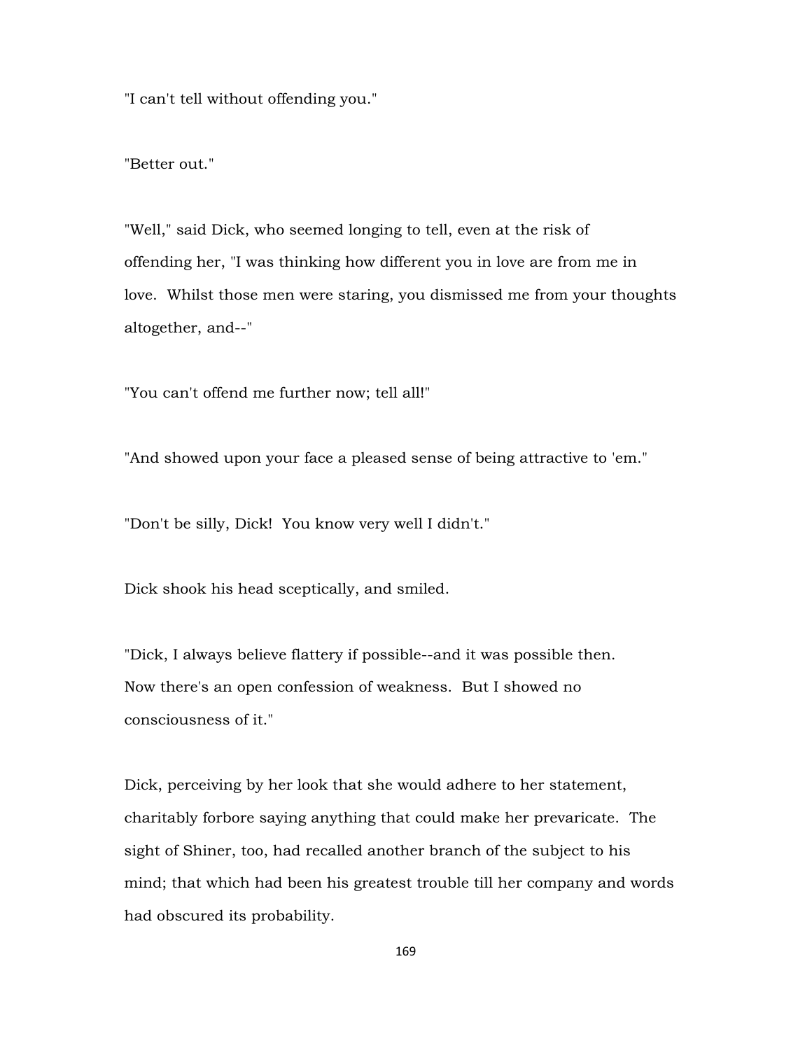"I can't tell without offending you."

"Better out."

"Well," said Dick, who seemed longing to tell, even at the risk of offending her, "I was thinking how different you in love are from me in love. Whilst those men were staring, you dismissed me from your thoughts altogether, and--"

"You can't offend me further now; tell all!"

"And showed upon your face a pleased sense of being attractive to 'em."

"Don't be silly, Dick! You know very well I didn't."

Dick shook his head sceptically, and smiled.

"Dick, I always believe flattery if possible--and it was possible then. Now there's an open confession of weakness. But I showed no consciousness of it."

Dick, perceiving by her look that she would adhere to her statement, charitably forbore saying anything that could make her prevaricate. The sight of Shiner, too, had recalled another branch of the subject to his mind; that which had been his greatest trouble till her company and words had obscured its probability.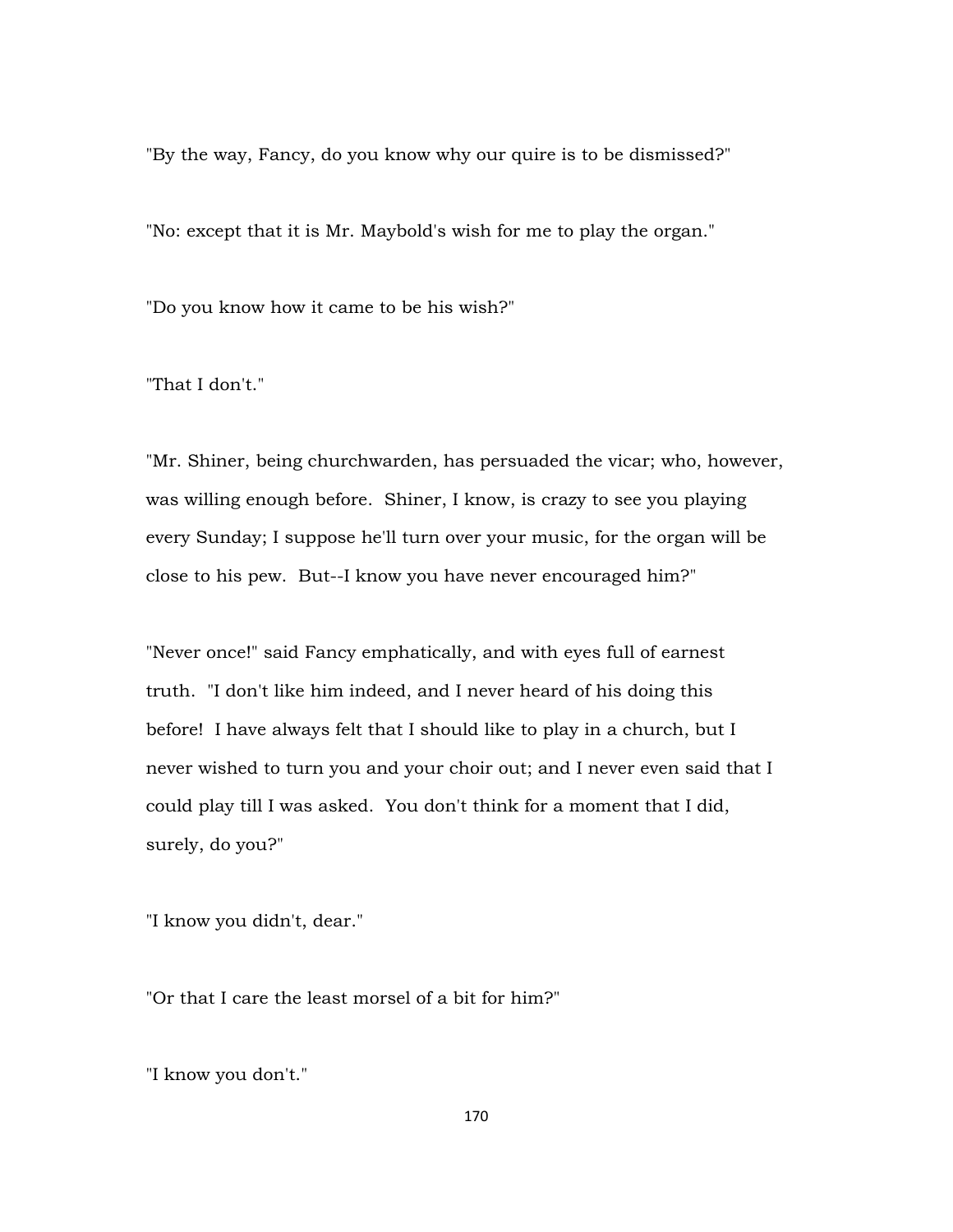"By the way, Fancy, do you know why our quire is to be dismissed?"

"No: except that it is Mr. Maybold's wish for me to play the organ."

"Do you know how it came to be his wish?"

"That I don't."

"Mr. Shiner, being churchwarden, has persuaded the vicar; who, however, was willing enough before. Shiner, I know, is crazy to see you playing every Sunday; I suppose he'll turn over your music, for the organ will be close to his pew. But--I know you have never encouraged him?"

"Never once!" said Fancy emphatically, and with eyes full of earnest truth. "I don't like him indeed, and I never heard of his doing this before! I have always felt that I should like to play in a church, but I never wished to turn you and your choir out; and I never even said that I could play till I was asked. You don't think for a moment that I did, surely, do you?"

"I know you didn't, dear."

"Or that I care the least morsel of a bit for him?"

"I know you don't."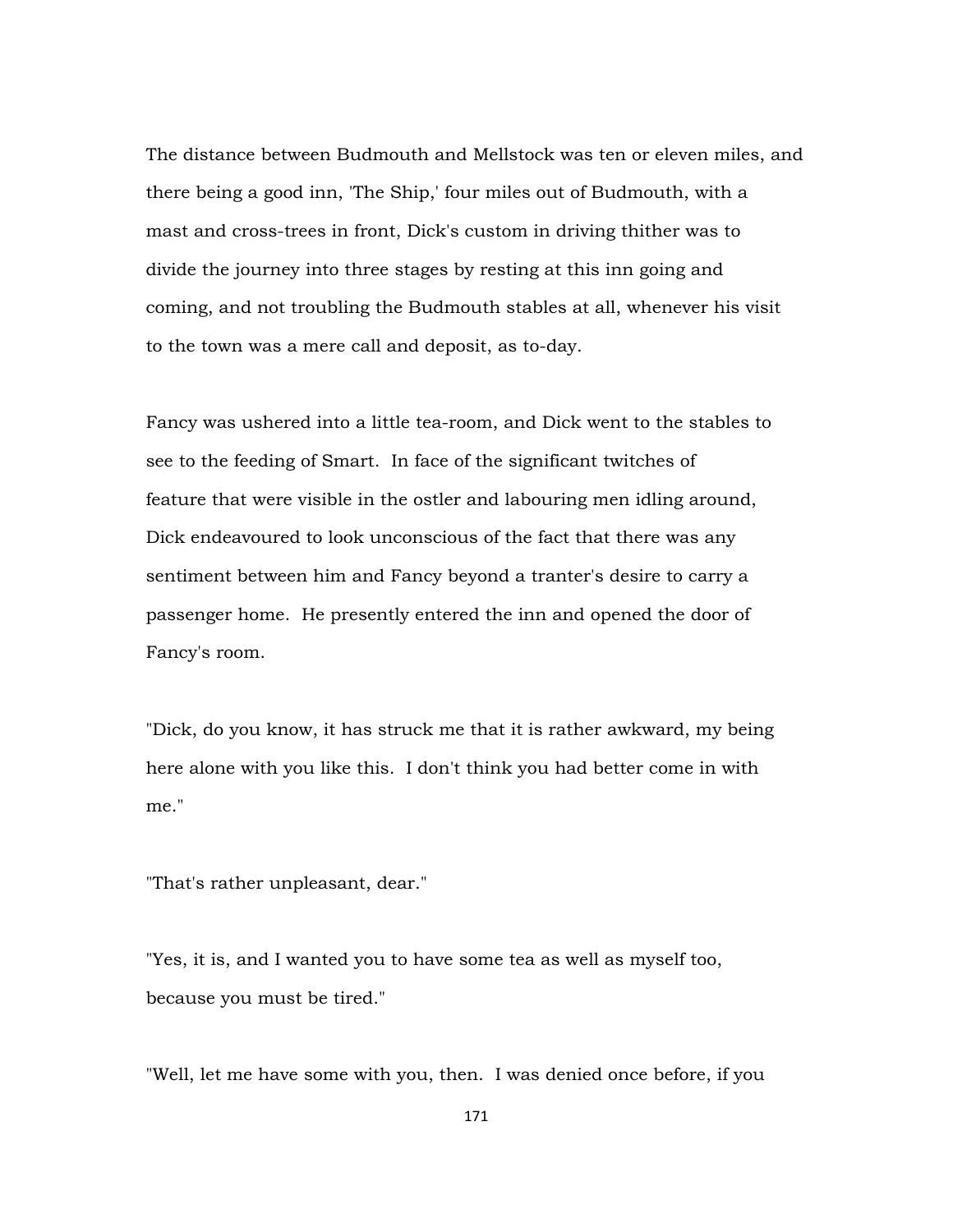The distance between Budmouth and Mellstock was ten or eleven miles, and there being a good inn, 'The Ship,' four miles out of Budmouth, with a mast and cross-trees in front, Dick's custom in driving thither was to divide the journey into three stages by resting at this inn going and coming, and not troubling the Budmouth stables at all, whenever his visit to the town was a mere call and deposit, as to-day.

Fancy was ushered into a little tea-room, and Dick went to the stables to see to the feeding of Smart. In face of the significant twitches of feature that were visible in the ostler and labouring men idling around, Dick endeavoured to look unconscious of the fact that there was any sentiment between him and Fancy beyond a tranter's desire to carry a passenger home. He presently entered the inn and opened the door of Fancy's room.

"Dick, do you know, it has struck me that it is rather awkward, my being here alone with you like this. I don't think you had better come in with me."

"That's rather unpleasant, dear."

"Yes, it is, and I wanted you to have some tea as well as myself too, because you must be tired."

"Well, let me have some with you, then. I was denied once before, if you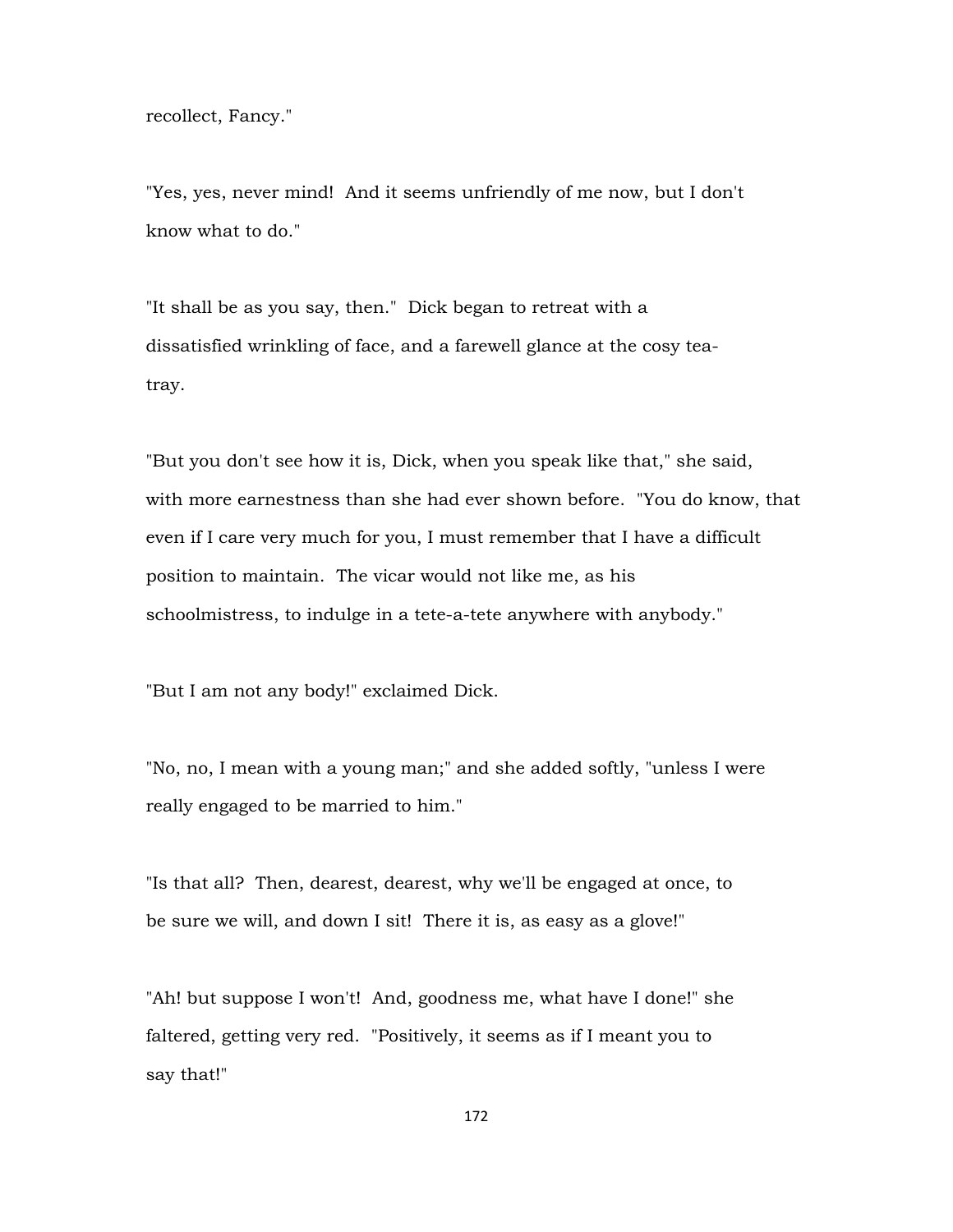recollect, Fancy."

"Yes, yes, never mind! And it seems unfriendly of me now, but I don't know what to do."

"It shall be as you say, then." Dick began to retreat with a dissatisfied wrinkling of face, and a farewell glance at the cosy tea-tray.

"But you don't see how it is, Dick, when you speak like that," she said, with more earnestness than she had ever shown before. "You do know, that even if I care very much for you, I must remember that I have a difficult position to maintain. The vicar would not like me, as his schoolmistress, to indulge in a tete-a-tete anywhere with anybody."

"But I am not any body!" exclaimed Dick.

"No, no, I mean with a young man;" and she added softly, "unless I were really engaged to be married to him."

"Is that all? Then, dearest, dearest, why we'll be engaged at once, to be sure we will, and down I sit! There it is, as easy as a glove!"

"Ah! but suppose I won't! And, goodness me, what have I done!" she faltered, getting very red. "Positively, it seems as if I meant you to say that!"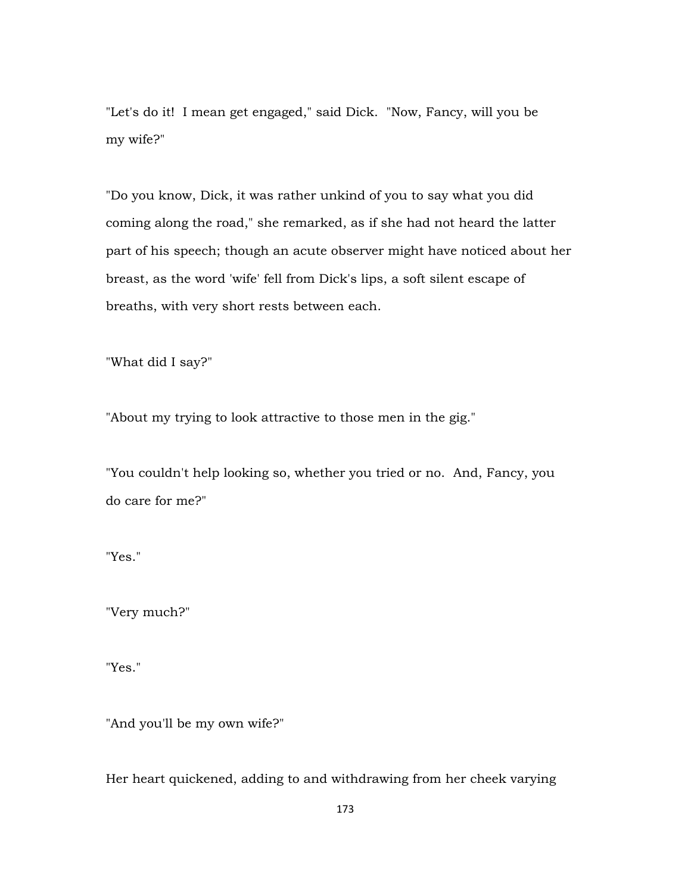"Let's do it! I mean get engaged," said Dick. "Now, Fancy, will you be my wife?"

"Do you know, Dick, it was rather unkind of you to say what you did coming along the road," she remarked, as if she had not heard the latter part of his speech; though an acute observer might have noticed about her breast, as the word 'wife' fell from Dick's lips, a soft silent escape of breaths, with very short rests between each.

"What did I say?"

"About my trying to look attractive to those men in the gig."

"You couldn't help looking so, whether you tried or no. And, Fancy, you do care for me?"

"Yes."

"Very much?"

"Yes."

"And you'll be my own wife?"

Her heart quickened, adding to and withdrawing from her cheek varying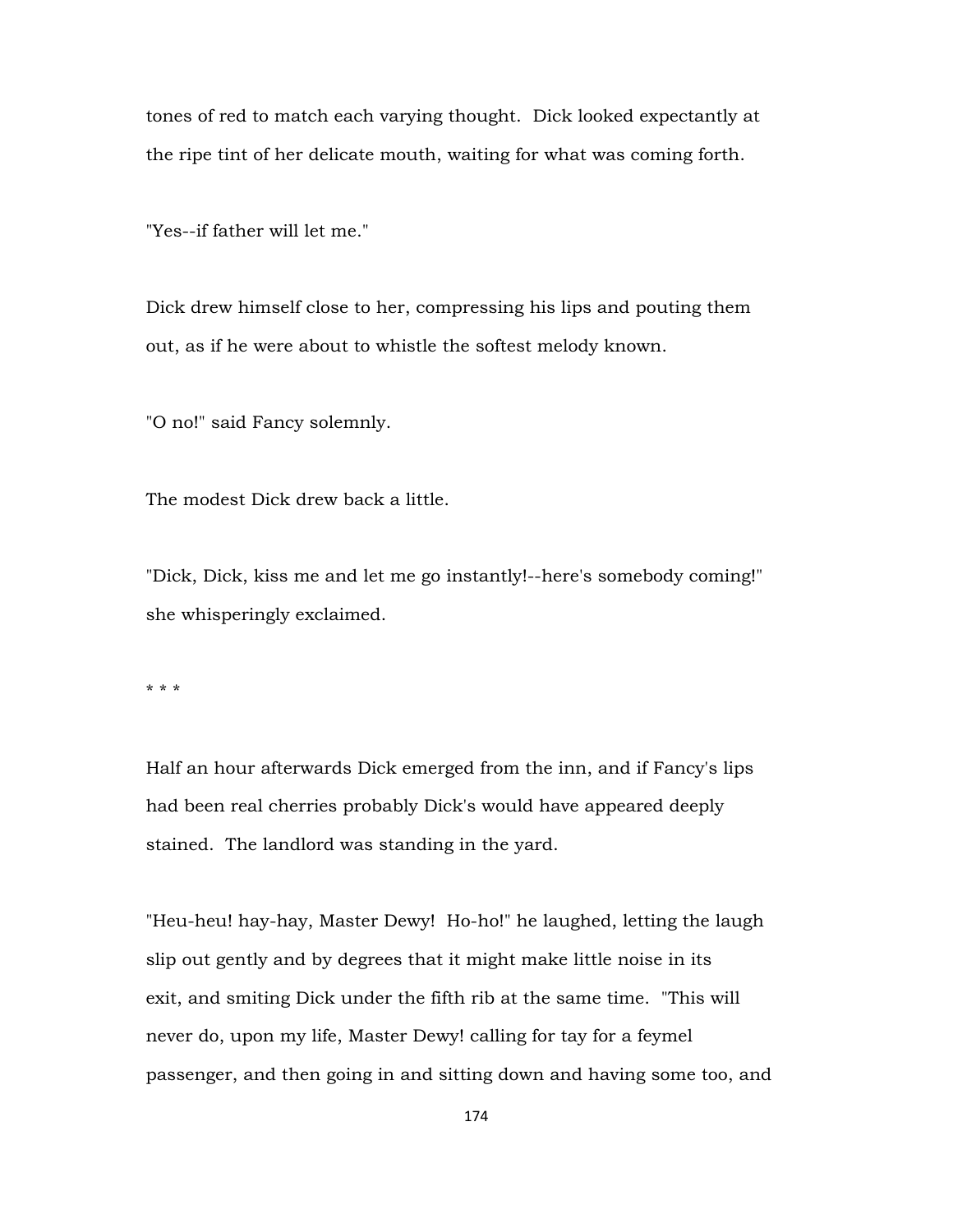tones of red to match each varying thought. Dick looked expectantly at the ripe tint of her delicate mouth, waiting for what was coming forth.

"Yes--if father will let me."

Dick drew himself close to her, compressing his lips and pouting them out, as if he were about to whistle the softest melody known.

"O no!" said Fancy solemnly.

The modest Dick drew back a little.

"Dick, Dick, kiss me and let me go instantly!--here's somebody coming!" she whisperingly exclaimed.

* * *

Half an hour afterwards Dick emerged from the inn, and if Fancy's lips had been real cherries probably Dick's would have appeared deeply stained. The landlord was standing in the yard.

"Heu-heu! hay-hay, Master Dewy! Ho-ho!" he laughed, letting the laugh slip out gently and by degrees that it might make little noise in its exit, and smiting Dick under the fifth rib at the same time. "This will never do, upon my life, Master Dewy! calling for tay for a feymel passenger, and then going in and sitting down and having some too, and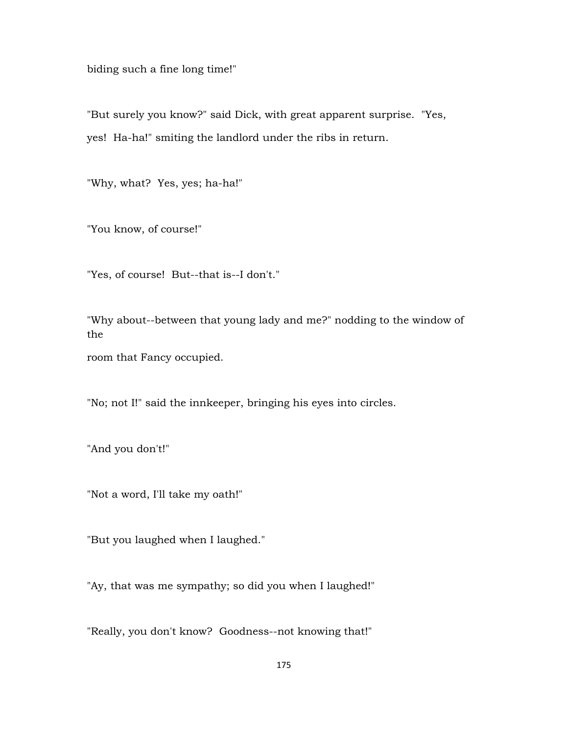biding such a fine long time!"

"But surely you know?" said Dick, with great apparent surprise. "Yes, yes! Ha-ha!" smiting the landlord under the ribs in return.

"Why, what? Yes, yes; ha-ha!"

"You know, of course!"

"Yes, of course! But--that is--I don't."

"Why about--between that young lady and me?" nodding to the window of the room that Fancy occupied.

"No; not I!" said the innkeeper, bringing his eyes into circles.

"And you don't!"

"Not a word, I'll take my oath!"

"But you laughed when I laughed."

"Ay, that was me sympathy; so did you when I laughed!"

"Really, you don't know? Goodness--not knowing that!"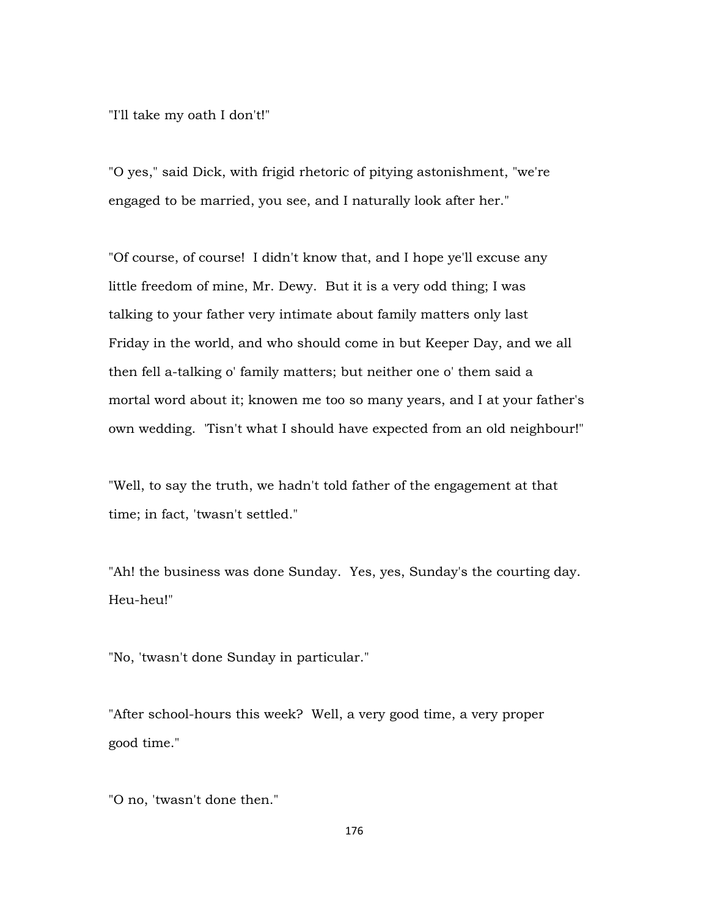"I'll take my oath I don't!"

"O yes," said Dick, with frigid rhetoric of pitying astonishment, "we're engaged to be married, you see, and I naturally look after her."

"Of course, of course! I didn't know that, and I hope ye'll excuse any little freedom of mine, Mr. Dewy. But it is a very odd thing; I was talking to your father very intimate about family matters only last Friday in the world, and who should come in but Keeper Day, and we all then fell a-talking o' family matters; but neither one o' them said a mortal word about it; knowen me too so many years, and I at your father's own wedding. 'Tisn't what I should have expected from an old neighbour!"

"Well, to say the truth, we hadn't told father of the engagement at that time; in fact, 'twasn't settled."

"Ah! the business was done Sunday. Yes, yes, Sunday's the courting day. Heu-heu!"

"No, 'twasn't done Sunday in particular."

"After school-hours this week? Well, a very good time, a very proper good time."

"O no, 'twasn't done then."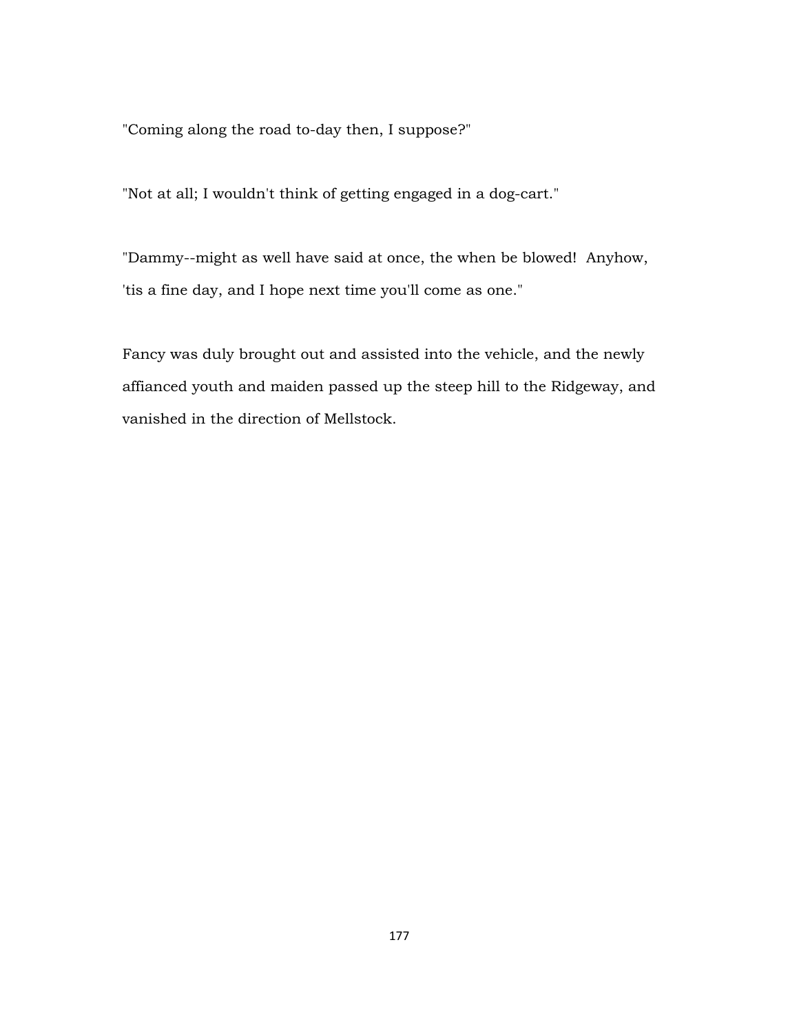"Coming along the road to-day then, I suppose?"

"Not at all; I wouldn't think of getting engaged in a dog-cart."

"Dammy--might as well have said at once, the when be blowed! Anyhow, 'tis a fine day, and I hope next time you'll come as one."

Fancy was duly brought out and assisted into the vehicle, and the newly affianced youth and maiden passed up the steep hill to the Ridgeway, and vanished in the direction of Mellstock.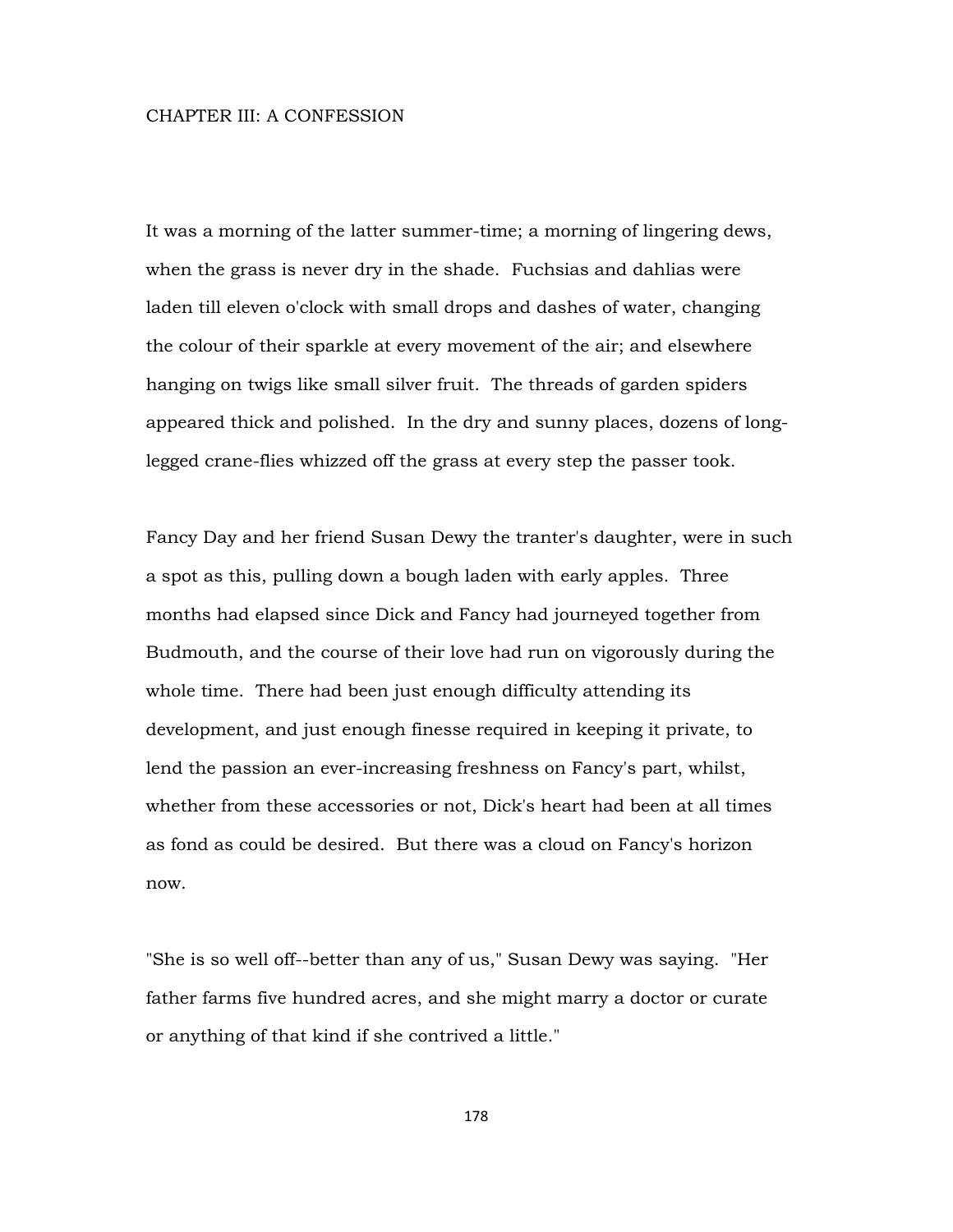## CHAPTER III: A CONFESSION

It was a morning of the latter summer-time; a morning of lingering dews, when the grass is never dry in the shade. Fuchsias and dahlias were laden till eleven o'clock with small drops and dashes of water, changing the colour of their sparkle at every movement of the air; and elsewhere hanging on twigs like small silver fruit. The threads of garden spiders appeared thick and polished. In the dry and sunny places, dozens of long-legged crane-flies whizzed off the grass at every step the passer took.

Fancy Day and her friend Susan Dewy the tranter's daughter, were in such a spot as this, pulling down a bough laden with early apples. Three months had elapsed since Dick and Fancy had journeyed together from Budmouth, and the course of their love had run on vigorously during the whole time. There had been just enough difficulty attending its development, and just enough finesse required in keeping it private, to lend the passion an ever-increasing freshness on Fancy's part, whilst, whether from these accessories or not, Dick's heart had been at all times as fond as could be desired. But there was a cloud on Fancy's horizon now.

"She is so well off--better than any of us," Susan Dewy was saying. "Her father farms five hundred acres, and she might marry a doctor or curate or anything of that kind if she contrived a little."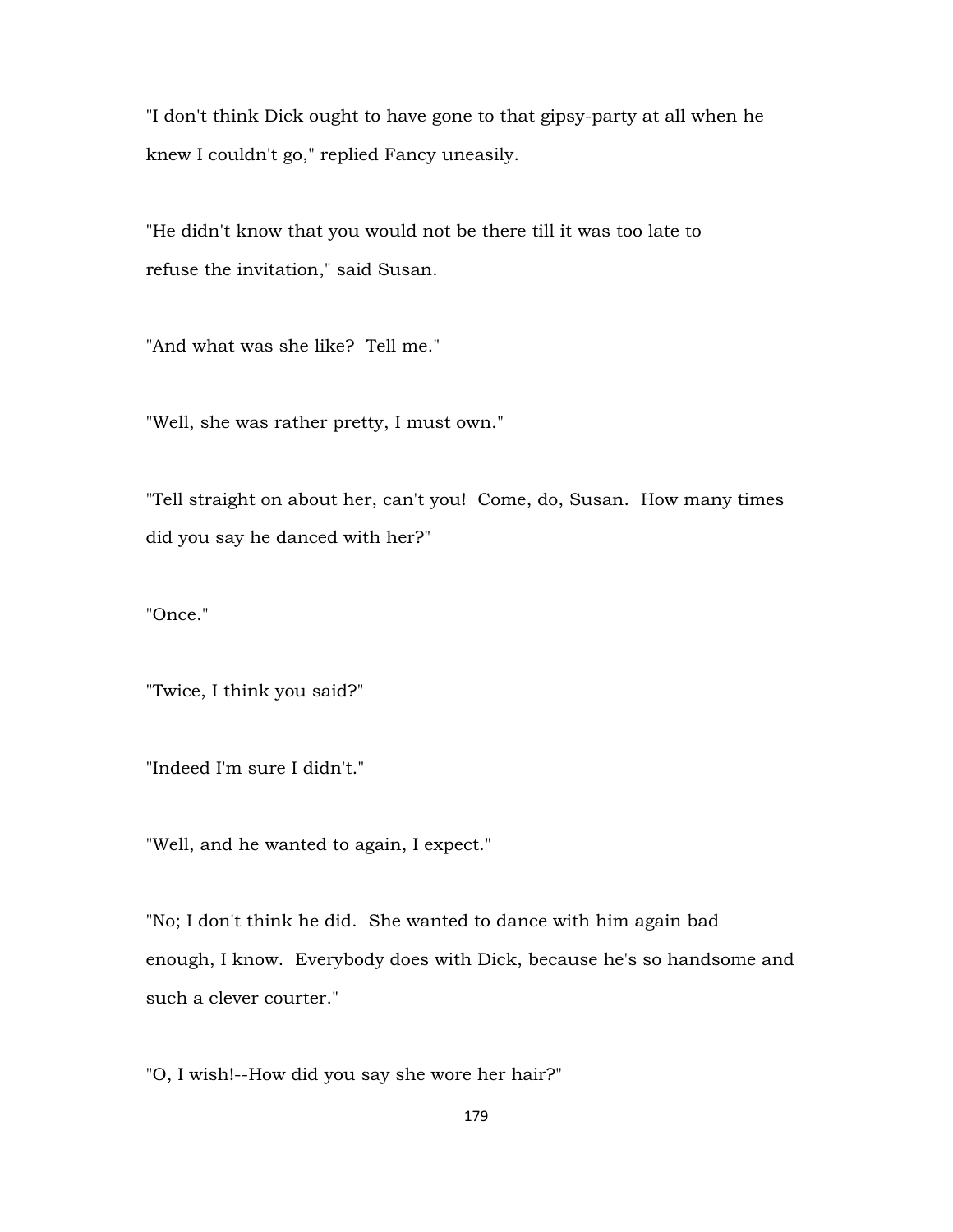"I don't think Dick ought to have gone to that gipsy-party at all when he knew I couldn't go," replied Fancy uneasily.

"He didn't know that you would not be there till it was too late to refuse the invitation," said Susan.

"And what was she like? Tell me."

"Well, she was rather pretty, I must own."

"Tell straight on about her, can't you! Come, do, Susan. How many times did you say he danced with her?"

"Once."

"Twice, I think you said?"

"Indeed I'm sure I didn't."

"Well, and he wanted to again, I expect."

"No; I don't think he did. She wanted to dance with him again bad enough, I know. Everybody does with Dick, because he's so handsome and such a clever courter."

"O, I wish!--How did you say she wore her hair?"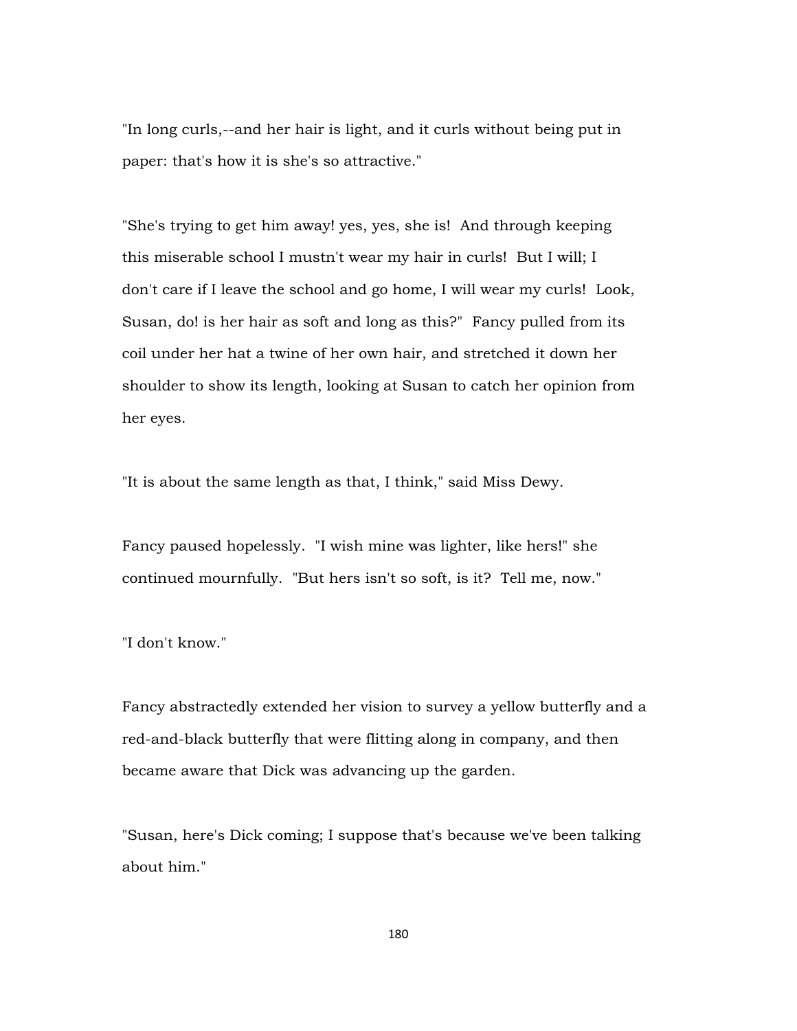"In long curls,--and her hair is light, and it curls without being put in paper: that's how it is she's so attractive."

"She's trying to get him away! yes, yes, she is! And through keeping this miserable school I mustn't wear my hair in curls! But I will; I don't care if I leave the school and go home, I will wear my curls! Look, Susan, do! is her hair as soft and long as this?" Fancy pulled from its coil under her hat a twine of her own hair, and stretched it down her shoulder to show its length, looking at Susan to catch her opinion from her eyes.

"It is about the same length as that, I think," said Miss Dewy.

Fancy paused hopelessly. "I wish mine was lighter, like hers!" she continued mournfully. "But hers isn't so soft, is it? Tell me, now."

"I don't know."

Fancy abstractedly extended her vision to survey a yellow butterfly and a red-and-black butterfly that were flitting along in company, and then became aware that Dick was advancing up the garden.

"Susan, here's Dick coming; I suppose that's because we've been talking about him."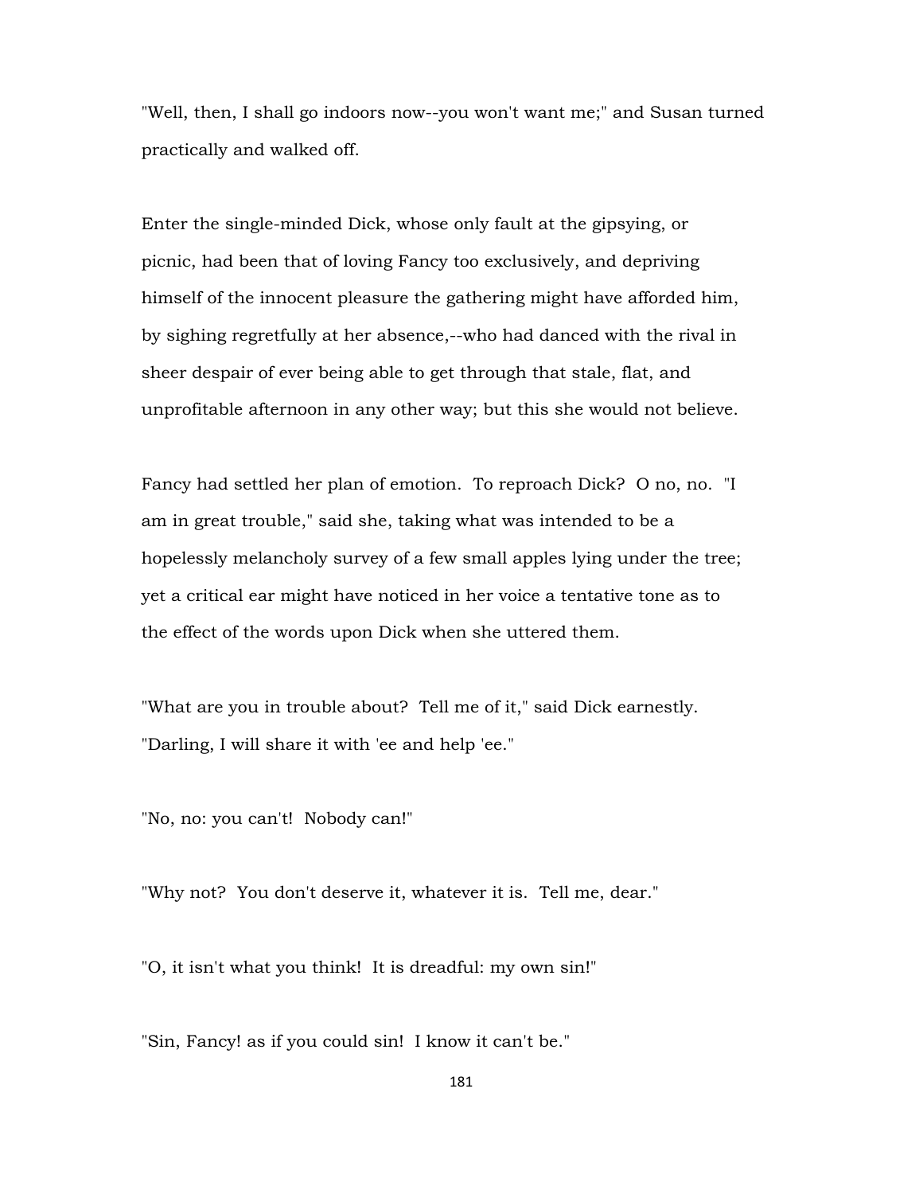"Well, then, I shall go indoors now--you won't want me;" and Susan turned practically and walked off.

Enter the single-minded Dick, whose only fault at the gipsying, or picnic, had been that of loving Fancy too exclusively, and depriving himself of the innocent pleasure the gathering might have afforded him, by sighing regretfully at her absence,--who had danced with the rival in sheer despair of ever being able to get through that stale, flat, and unprofitable afternoon in any other way; but this she would not believe.

Fancy had settled her plan of emotion. To reproach Dick? O no, no. "I am in great trouble," said she, taking what was intended to be a hopelessly melancholy survey of a few small apples lying under the tree; yet a critical ear might have noticed in her voice a tentative tone as to the effect of the words upon Dick when she uttered them.

"What are you in trouble about? Tell me of it," said Dick earnestly. "Darling, I will share it with 'ee and help 'ee."

"No, no: you can't! Nobody can!"

"Why not? You don't deserve it, whatever it is. Tell me, dear."

"O, it isn't what you think! It is dreadful: my own sin!"

"Sin, Fancy! as if you could sin! I know it can't be."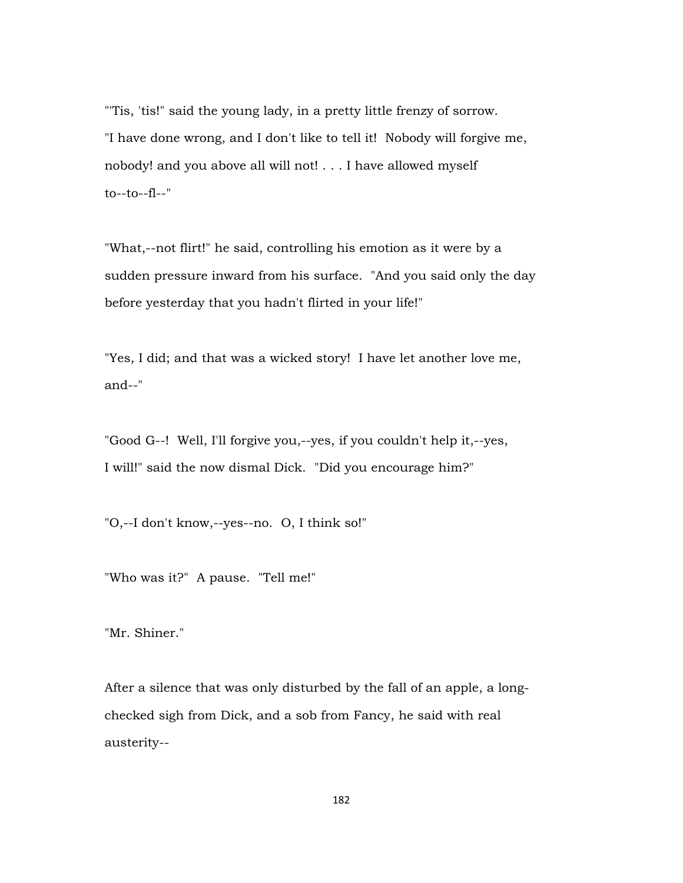"'Tis, 'tis!" said the young lady, in a pretty little frenzy of sorrow. "I have done wrong, and I don't like to tell it! Nobody will forgive me, nobody! and you above all will not! . . . I have allowed myself to--to--fl--"

"What,--not flirt!" he said, controlling his emotion as it were by a sudden pressure inward from his surface. "And you said only the day before yesterday that you hadn't flirted in your life!"

"Yes, I did; and that was a wicked story! I have let another love me, and--"

"Good G--! Well, I'll forgive you,--yes, if you couldn't help it,--yes, I will!" said the now dismal Dick. "Did you encourage him?"

"O,--I don't know,--yes--no. O, I think so!"

"Who was it?" A pause. "Tell me!"

"Mr. Shiner."

After a silence that was only disturbed by the fall of an apple, a long-checked sigh from Dick, and a sob from Fancy, he said with real austerity--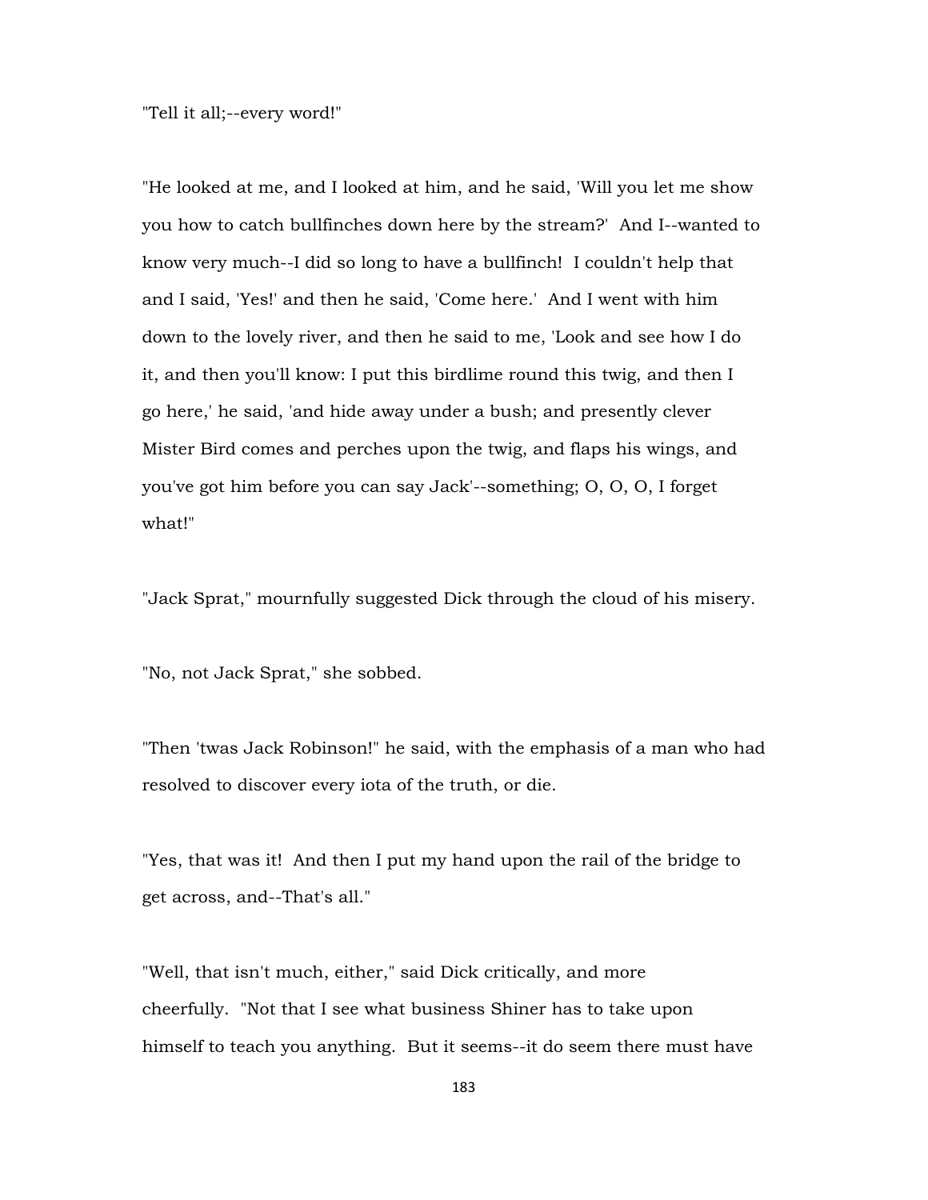"Tell it all;--every word!"

"He looked at me, and I looked at him, and he said, 'Will you let me show you how to catch bullfinches down here by the stream?' And I--wanted to know very much--I did so long to have a bullfinch! I couldn't help that and I said, 'Yes!' and then he said, 'Come here.' And I went with him down to the lovely river, and then he said to me, 'Look and see how I do it, and then you'll know: I put this birdlime round this twig, and then I go here,' he said, 'and hide away under a bush; and presently clever Mister Bird comes and perches upon the twig, and flaps his wings, and you've got him before you can say Jack'--something; O, O, O, I forget what!"

"Jack Sprat," mournfully suggested Dick through the cloud of his misery.

"No, not Jack Sprat," she sobbed.

"Then 'twas Jack Robinson!" he said, with the emphasis of a man who had resolved to discover every iota of the truth, or die.

"Yes, that was it! And then I put my hand upon the rail of the bridge to get across, and--That's all."

"Well, that isn't much, either," said Dick critically, and more cheerfully. "Not that I see what business Shiner has to take upon himself to teach you anything. But it seems--it do seem there must have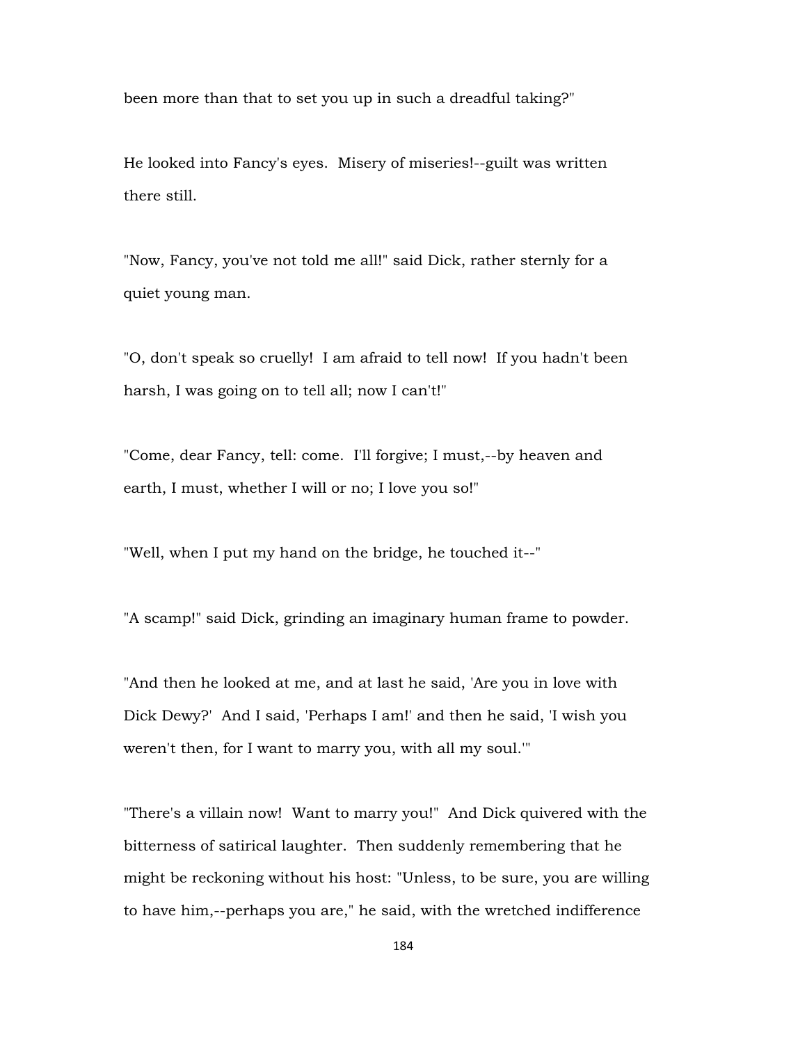been more than that to set you up in such a dreadful taking?"

He looked into Fancy's eyes. Misery of miseries!--guilt was written there still.

"Now, Fancy, you've not told me all!" said Dick, rather sternly for a quiet young man.

"O, don't speak so cruelly! I am afraid to tell now! If you hadn't been harsh, I was going on to tell all; now I can't!"

"Come, dear Fancy, tell: come. I'll forgive; I must,--by heaven and earth, I must, whether I will or no; I love you so!"

"Well, when I put my hand on the bridge, he touched it--"

"A scamp!" said Dick, grinding an imaginary human frame to powder.

"And then he looked at me, and at last he said, 'Are you in love with Dick Dewy?' And I said, 'Perhaps I am!' and then he said, 'I wish you weren't then, for I want to marry you, with all my soul.'"

"There's a villain now! Want to marry you!" And Dick quivered with the bitterness of satirical laughter. Then suddenly remembering that he might be reckoning without his host: "Unless, to be sure, you are willing to have him,--perhaps you are," he said, with the wretched indifference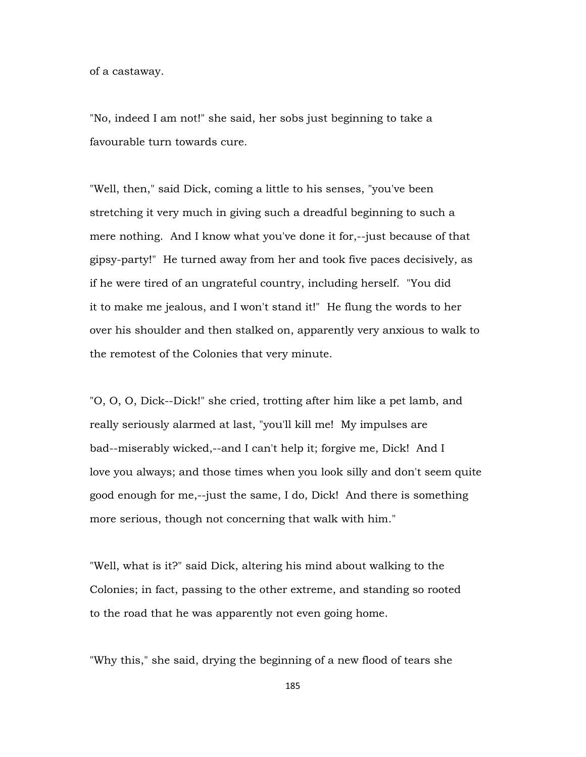of a castaway.

"No, indeed I am not!" she said, her sobs just beginning to take a favourable turn towards cure.

"Well, then," said Dick, coming a little to his senses, "you've been stretching it very much in giving such a dreadful beginning to such a mere nothing. And I know what you've done it for,--just because of that gipsy-party!" He turned away from her and took five paces decisively, as if he were tired of an ungrateful country, including herself. "You did it to make me jealous, and I won't stand it!" He flung the words to her over his shoulder and then stalked on, apparently very anxious to walk to the remotest of the Colonies that very minute.

"O, O, O, Dick--Dick!" she cried, trotting after him like a pet lamb, and really seriously alarmed at last, "you'll kill me! My impulses are bad--miserably wicked,--and I can't help it; forgive me, Dick! And I love you always; and those times when you look silly and don't seem quite good enough for me,--just the same, I do, Dick! And there is something more serious, though not concerning that walk with him."

"Well, what is it?" said Dick, altering his mind about walking to the Colonies; in fact, passing to the other extreme, and standing so rooted to the road that he was apparently not even going home.

"Why this," she said, drying the beginning of a new flood of tears she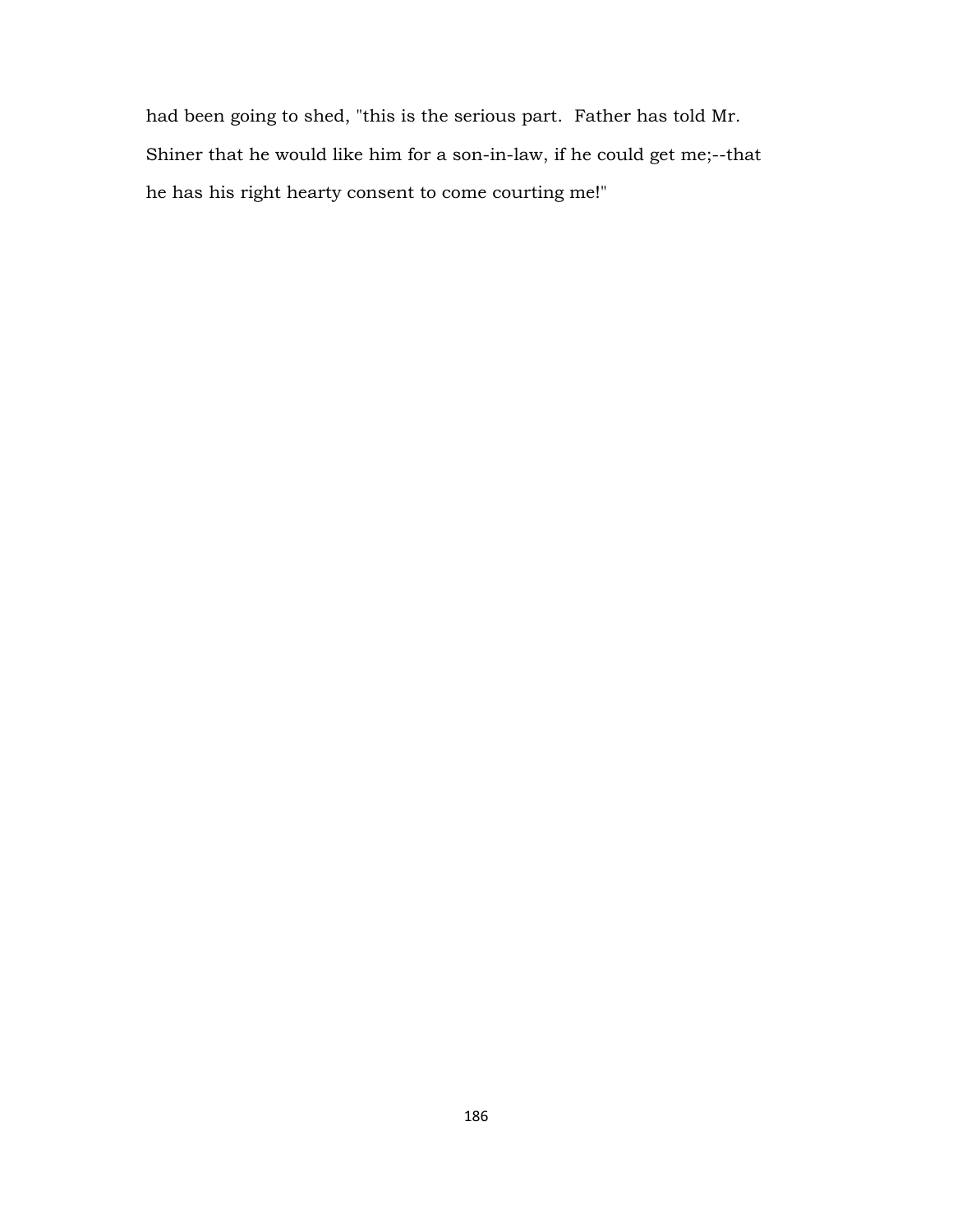had been going to shed, "this is the serious part. Father has told Mr. Shiner that he would like him for a son-in-law, if he could get me;--that he has his right hearty consent to come courting me!"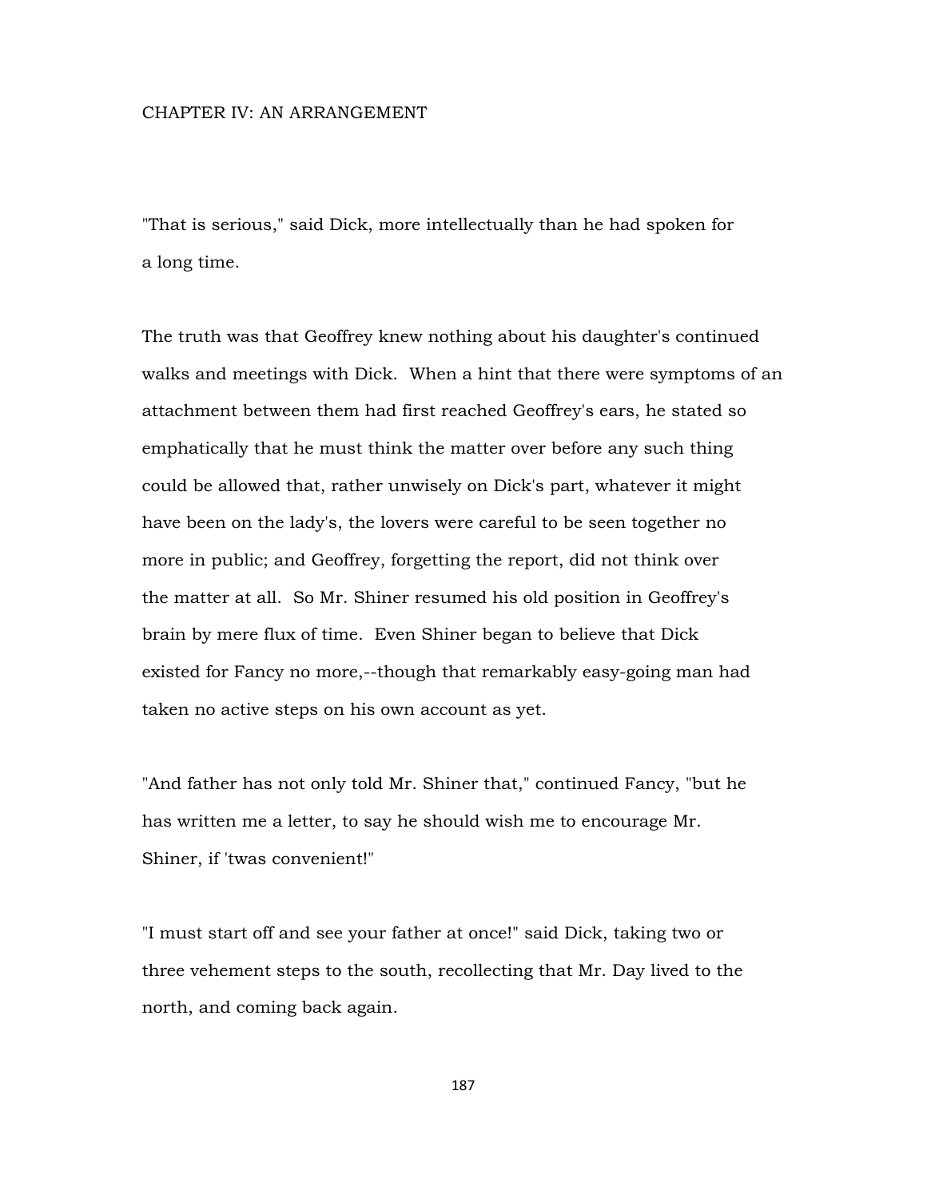## CHAPTER IV: AN ARRANGEMENT

"That is serious," said Dick, more intellectually than he had spoken for a long time.

The truth was that Geoffrey knew nothing about his daughter's continued walks and meetings with Dick. When a hint that there were symptoms of an attachment between them had first reached Geoffrey's ears, he stated so emphatically that he must think the matter over before any such thing could be allowed that, rather unwisely on Dick's part, whatever it might have been on the lady's, the lovers were careful to be seen together no more in public; and Geoffrey, forgetting the report, did not think over the matter at all. So Mr. Shiner resumed his old position in Geoffrey's brain by mere flux of time. Even Shiner began to believe that Dick existed for Fancy no more,--though that remarkably easy-going man had taken no active steps on his own account as yet.

"And father has not only told Mr. Shiner that," continued Fancy, "but he has written me a letter, to say he should wish me to encourage Mr. Shiner, if 'twas convenient!"

"I must start off and see your father at once!" said Dick, taking two or three vehement steps to the south, recollecting that Mr. Day lived to the north, and coming back again.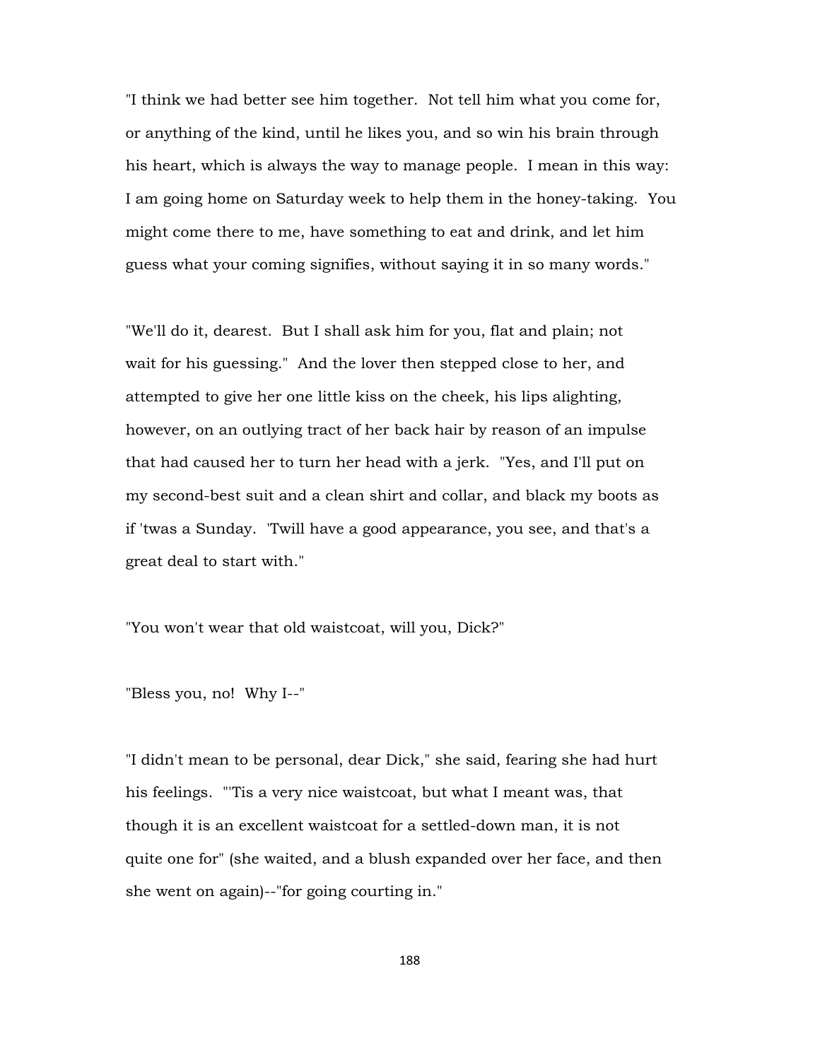"I think we had better see him together. Not tell him what you come for, or anything of the kind, until he likes you, and so win his brain through his heart, which is always the way to manage people. I mean in this way: I am going home on Saturday week to help them in the honey-taking. You might come there to me, have something to eat and drink, and let him guess what your coming signifies, without saying it in so many words."

"We'll do it, dearest. But I shall ask him for you, flat and plain; not wait for his guessing." And the lover then stepped close to her, and attempted to give her one little kiss on the cheek, his lips alighting, however, on an outlying tract of her back hair by reason of an impulse that had caused her to turn her head with a jerk. "Yes, and I'll put on my second-best suit and a clean shirt and collar, and black my boots as if 'twas a Sunday. 'Twill have a good appearance, you see, and that's a great deal to start with."

"You won't wear that old waistcoat, will you, Dick?"

"Bless you, no! Why I--"

"I didn't mean to be personal, dear Dick," she said, fearing she had hurt his feelings. "'Tis a very nice waistcoat, but what I meant was, that though it is an excellent waistcoat for a settled-down man, it is not quite one for" (she waited, and a blush expanded over her face, and then she went on again)--"for going courting in."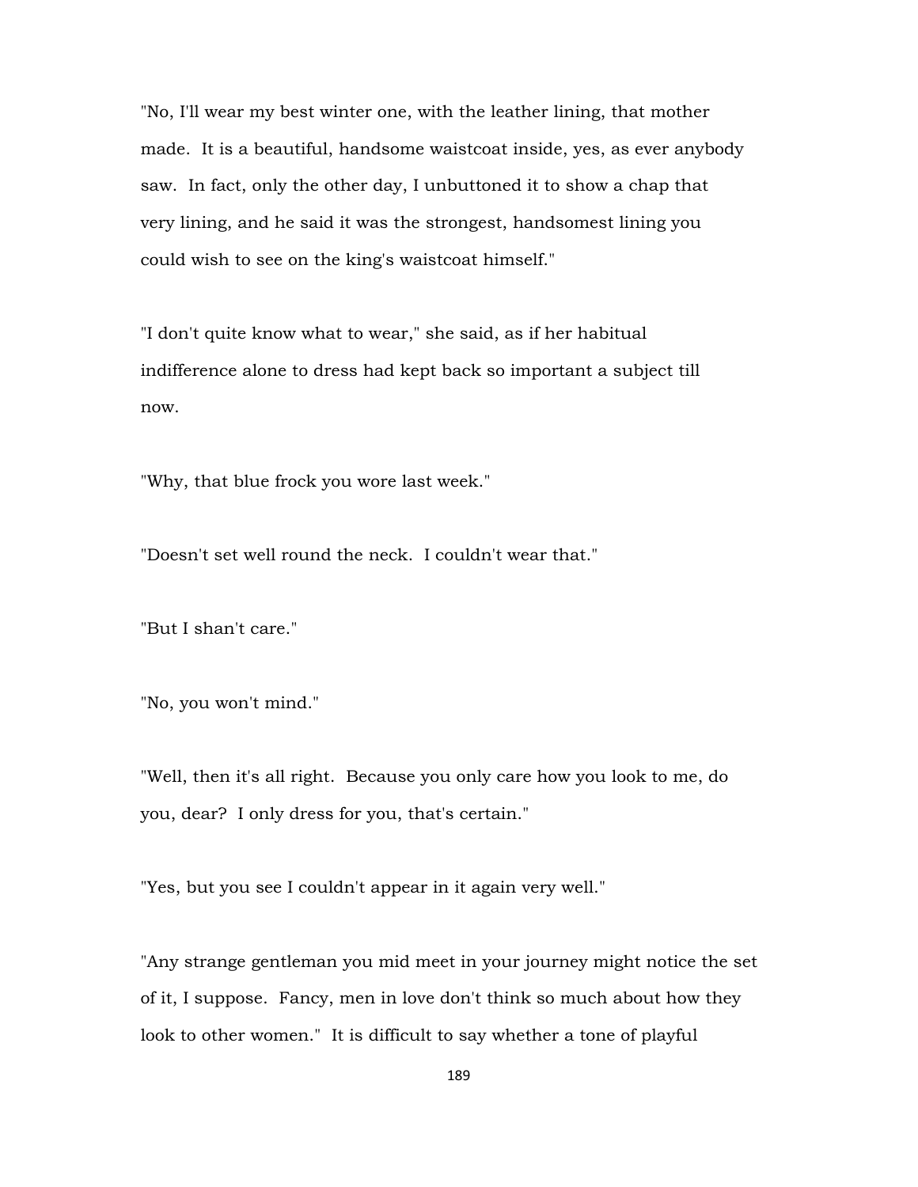"No, I'll wear my best winter one, with the leather lining, that mother made. It is a beautiful, handsome waistcoat inside, yes, as ever anybody saw. In fact, only the other day, I unbuttoned it to show a chap that very lining, and he said it was the strongest, handsomest lining you could wish to see on the king's waistcoat himself."

"I don't quite know what to wear," she said, as if her habitual indifference alone to dress had kept back so important a subject till now.

"Why, that blue frock you wore last week."

"Doesn't set well round the neck. I couldn't wear that."

"But I shan't care."

"No, you won't mind."

"Well, then it's all right. Because you only care how you look to me, do you, dear? I only dress for you, that's certain."

"Yes, but you see I couldn't appear in it again very well."

"Any strange gentleman you mid meet in your journey might notice the set of it, I suppose. Fancy, men in love don't think so much about how they look to other women." It is difficult to say whether a tone of playful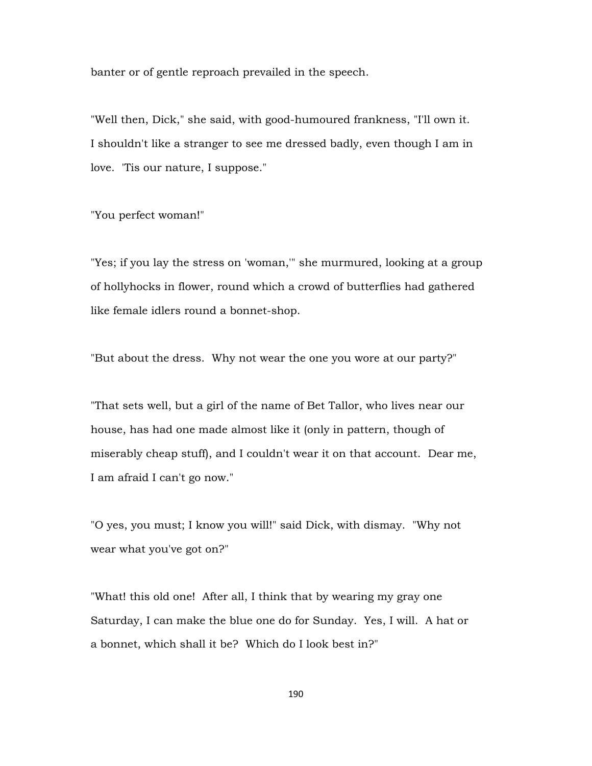banter or of gentle reproach prevailed in the speech.

"Well then, Dick," she said, with good-humoured frankness, "I'll own it. I shouldn't like a stranger to see me dressed badly, even though I am in love. 'Tis our nature, I suppose."

"You perfect woman!"

"Yes; if you lay the stress on 'woman,'" she murmured, looking at a group of hollyhocks in flower, round which a crowd of butterflies had gathered like female idlers round a bonnet-shop.

"But about the dress. Why not wear the one you wore at our party?"

"That sets well, but a girl of the name of Bet Tallor, who lives near our house, has had one made almost like it (only in pattern, though of miserably cheap stuff), and I couldn't wear it on that account. Dear me, I am afraid I can't go now."

"O yes, you must; I know you will!" said Dick, with dismay. "Why not wear what you've got on?"

"What! this old one! After all, I think that by wearing my gray one Saturday, I can make the blue one do for Sunday. Yes, I will. A hat or a bonnet, which shall it be? Which do I look best in?"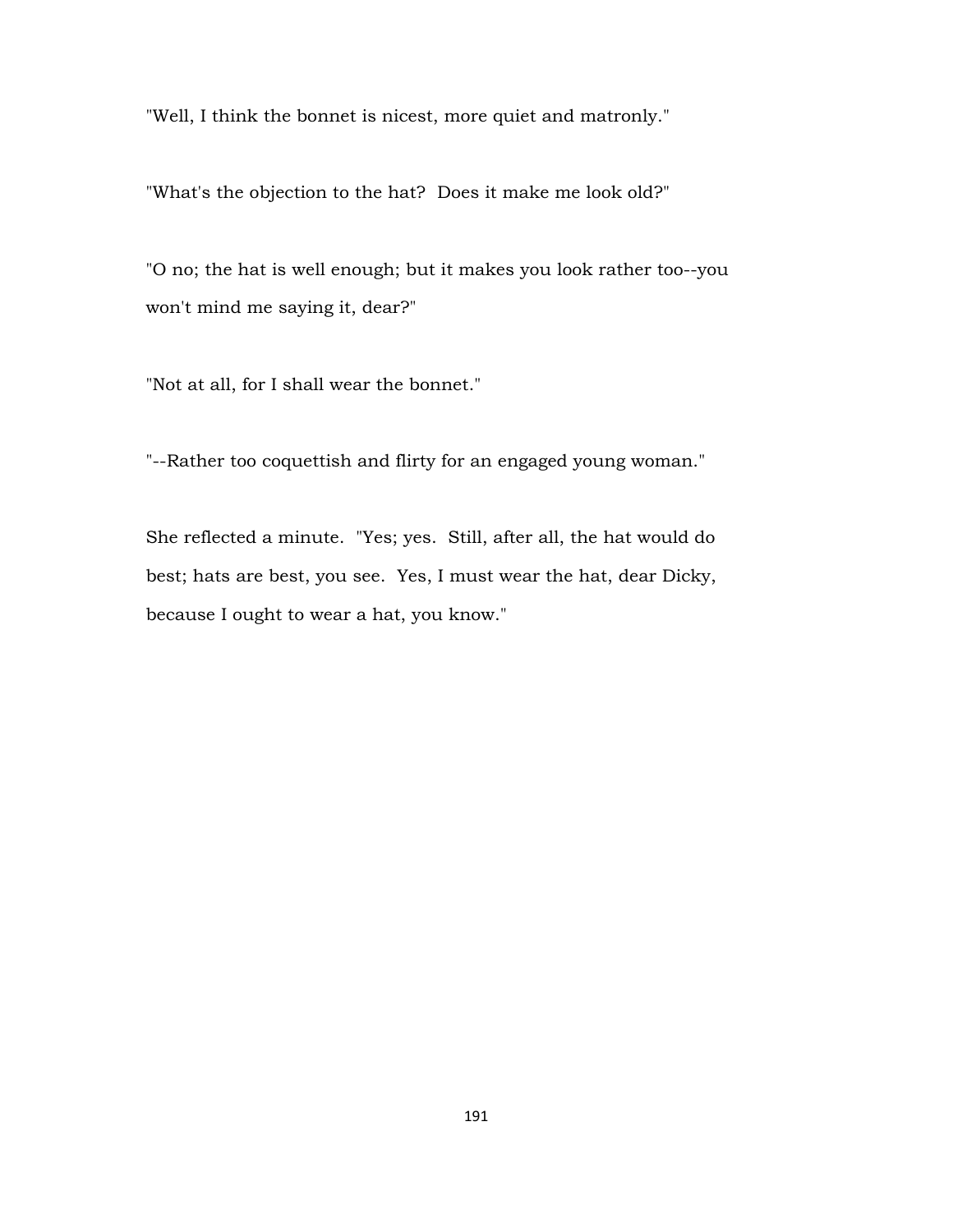"Well, I think the bonnet is nicest, more quiet and matronly."

"What's the objection to the hat? Does it make me look old?"

"O no; the hat is well enough; but it makes you look rather too--you won't mind me saying it, dear?"

"Not at all, for I shall wear the bonnet."

"--Rather too coquettish and flirty for an engaged young woman."

She reflected a minute. "Yes; yes. Still, after all, the hat would do best; hats are best, you see. Yes, I must wear the hat, dear Dicky, because I ought to wear a hat, you know."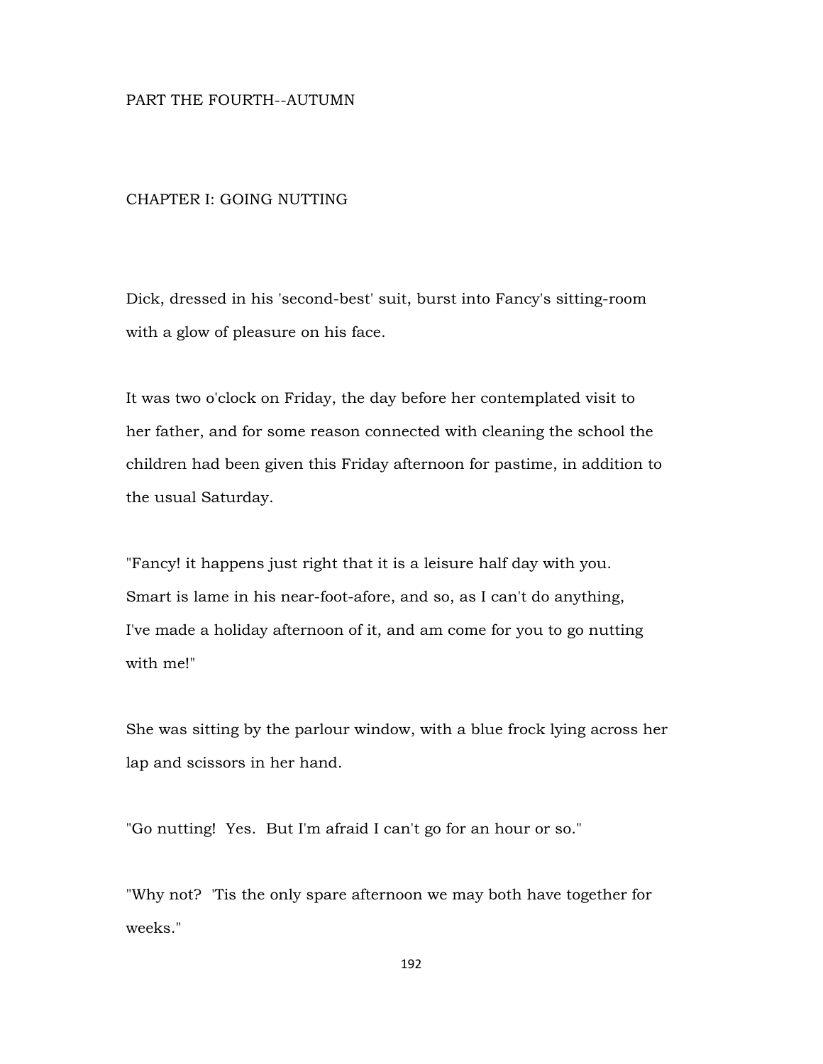# PART THE FOURTH--AUTUMN

## CHAPTER I: GOING NUTTING

Dick, dressed in his 'second-best' suit, burst into Fancy's sitting-room with a glow of pleasure on his face.

It was two o'clock on Friday, the day before her contemplated visit to her father, and for some reason connected with cleaning the school the children had been given this Friday afternoon for pastime, in addition to the usual Saturday.

"Fancy! it happens just right that it is a leisure half day with you. Smart is lame in his near-foot-afore, and so, as I can't do anything, I've made a holiday afternoon of it, and am come for you to go nutting with me!"

She was sitting by the parlour window, with a blue frock lying across her lap and scissors in her hand.

"Go nutting! Yes. But I'm afraid I can't go for an hour or so."

"Why not? 'Tis the only spare afternoon we may both have together for weeks."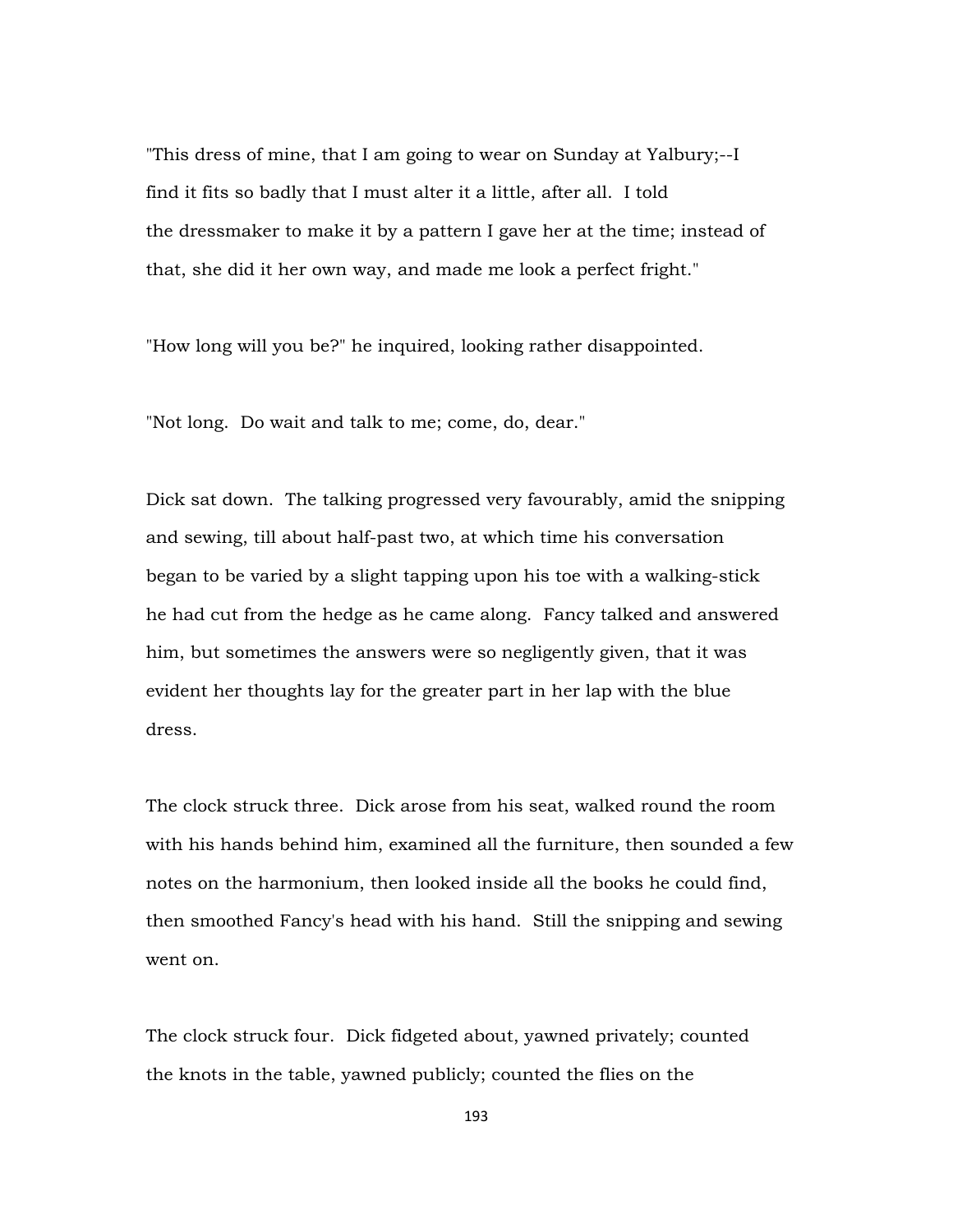"This dress of mine, that I am going to wear on Sunday at Yalbury;--I find it fits so badly that I must alter it a little, after all. I told the dressmaker to make it by a pattern I gave her at the time; instead of that, she did it her own way, and made me look a perfect fright."

"How long will you be?" he inquired, looking rather disappointed.

"Not long. Do wait and talk to me; come, do, dear."

Dick sat down. The talking progressed very favourably, amid the snipping and sewing, till about half-past two, at which time his conversation began to be varied by a slight tapping upon his toe with a walking-stick he had cut from the hedge as he came along. Fancy talked and answered him, but sometimes the answers were so negligently given, that it was evident her thoughts lay for the greater part in her lap with the blue dress.

The clock struck three. Dick arose from his seat, walked round the room with his hands behind him, examined all the furniture, then sounded a few notes on the harmonium, then looked inside all the books he could find, then smoothed Fancy's head with his hand. Still the snipping and sewing went on.

The clock struck four. Dick fidgeted about, yawned privately; counted the knots in the table, yawned publicly; counted the flies on the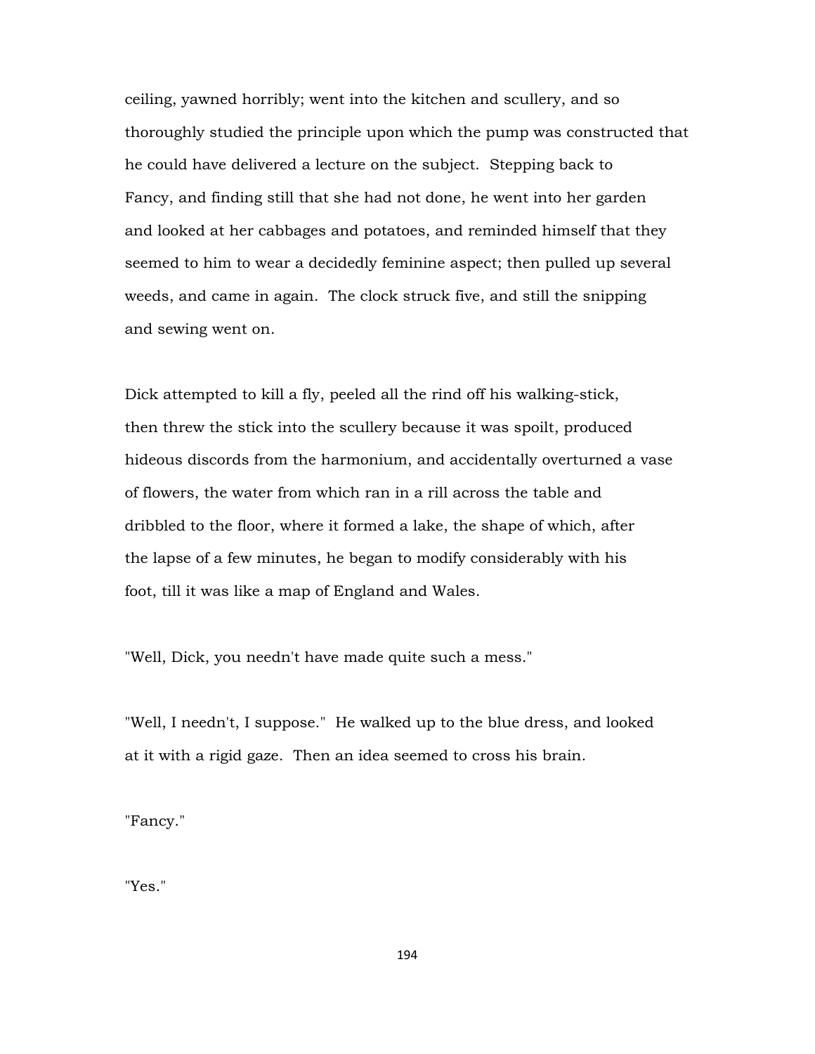ceiling, yawned horribly; went into the kitchen and scullery, and so thoroughly studied the principle upon which the pump was constructed that he could have delivered a lecture on the subject. Stepping back to Fancy, and finding still that she had not done, he went into her garden and looked at her cabbages and potatoes, and reminded himself that they seemed to him to wear a decidedly feminine aspect; then pulled up several weeds, and came in again. The clock struck five, and still the snipping and sewing went on.

Dick attempted to kill a fly, peeled all the rind off his walking-stick, then threw the stick into the scullery because it was spoilt, produced hideous discords from the harmonium, and accidentally overturned a vase of flowers, the water from which ran in a rill across the table and dribbled to the floor, where it formed a lake, the shape of which, after the lapse of a few minutes, he began to modify considerably with his foot, till it was like a map of England and Wales.

"Well, Dick, you needn't have made quite such a mess."

"Well, I needn't, I suppose." He walked up to the blue dress, and looked at it with a rigid gaze. Then an idea seemed to cross his brain.

"Fancy."

"Yes."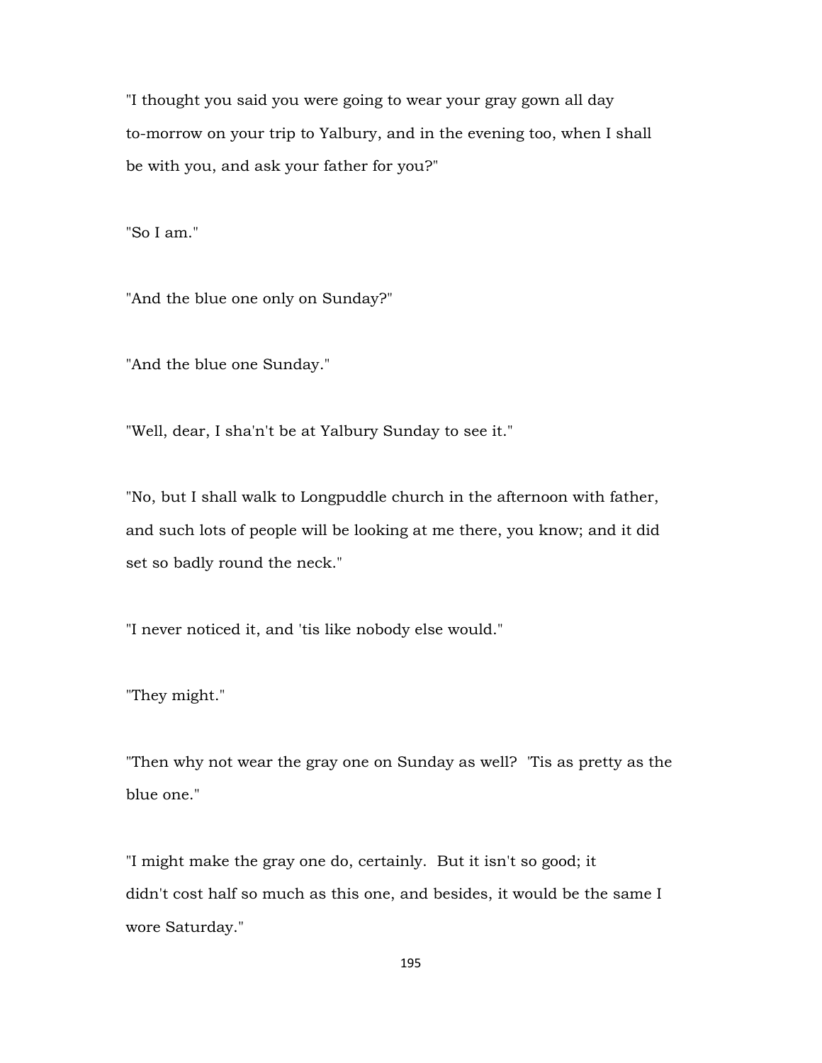"I thought you said you were going to wear your gray gown all day to-morrow on your trip to Yalbury, and in the evening too, when I shall be with you, and ask your father for you?"

"So I am."

"And the blue one only on Sunday?"

"And the blue one Sunday."

"Well, dear, I sha'n't be at Yalbury Sunday to see it."

"No, but I shall walk to Longpuddle church in the afternoon with father, and such lots of people will be looking at me there, you know; and it did set so badly round the neck."

"I never noticed it, and 'tis like nobody else would."

"They might."

"Then why not wear the gray one on Sunday as well? 'Tis as pretty as the blue one."

"I might make the gray one do, certainly. But it isn't so good; it didn't cost half so much as this one, and besides, it would be the same I wore Saturday."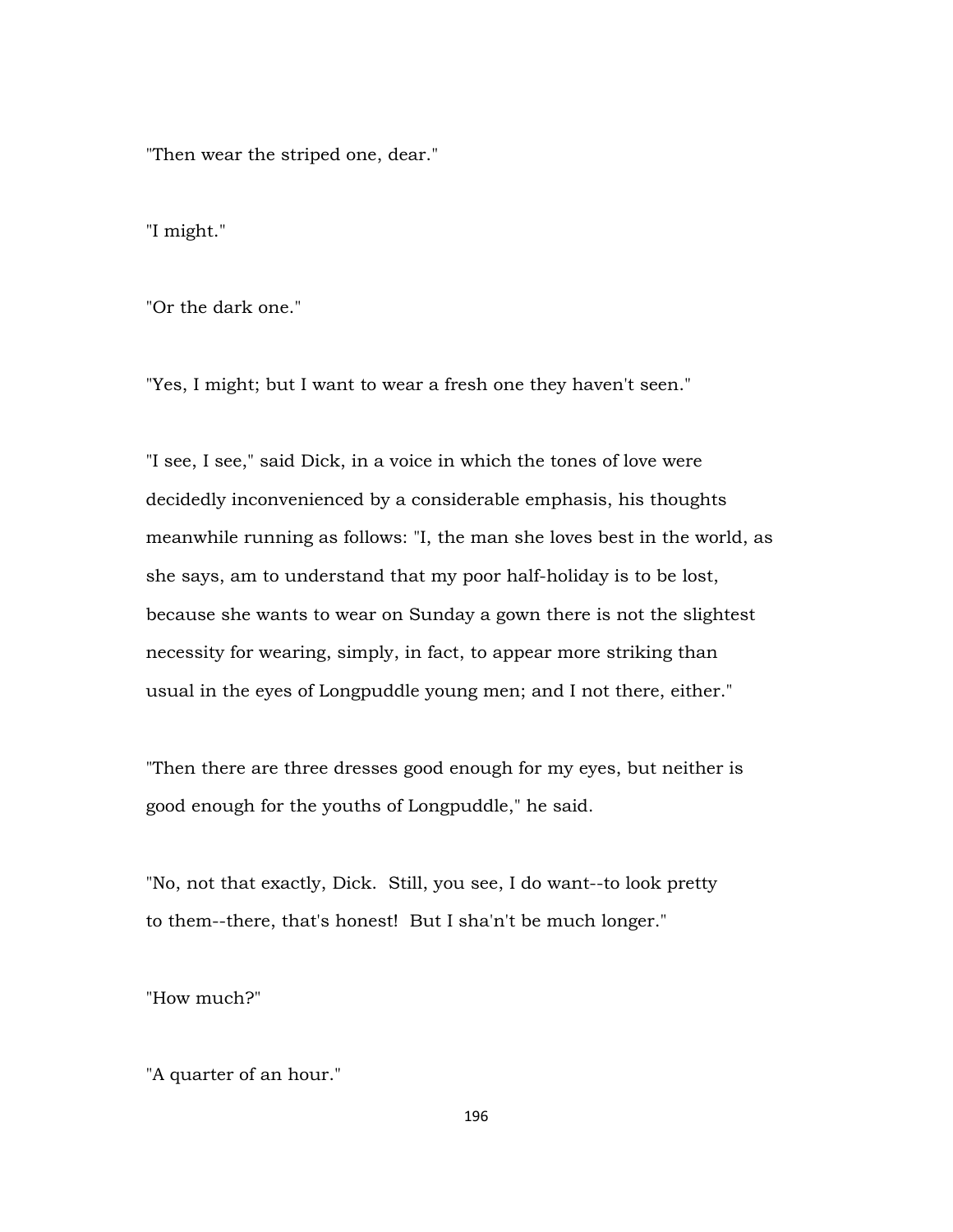"Then wear the striped one, dear."

"I might."

"Or the dark one."

"Yes, I might; but I want to wear a fresh one they haven't seen."

"I see, I see," said Dick, in a voice in which the tones of love were decidedly inconvenienced by a considerable emphasis, his thoughts meanwhile running as follows: "I, the man she loves best in the world, as she says, am to understand that my poor half-holiday is to be lost, because she wants to wear on Sunday a gown there is not the slightest necessity for wearing, simply, in fact, to appear more striking than usual in the eyes of Longpuddle young men; and I not there, either."

"Then there are three dresses good enough for my eyes, but neither is good enough for the youths of Longpuddle," he said.

"No, not that exactly, Dick. Still, you see, I do want--to look pretty to them--there, that's honest! But I sha'n't be much longer."

"How much?"

"A quarter of an hour."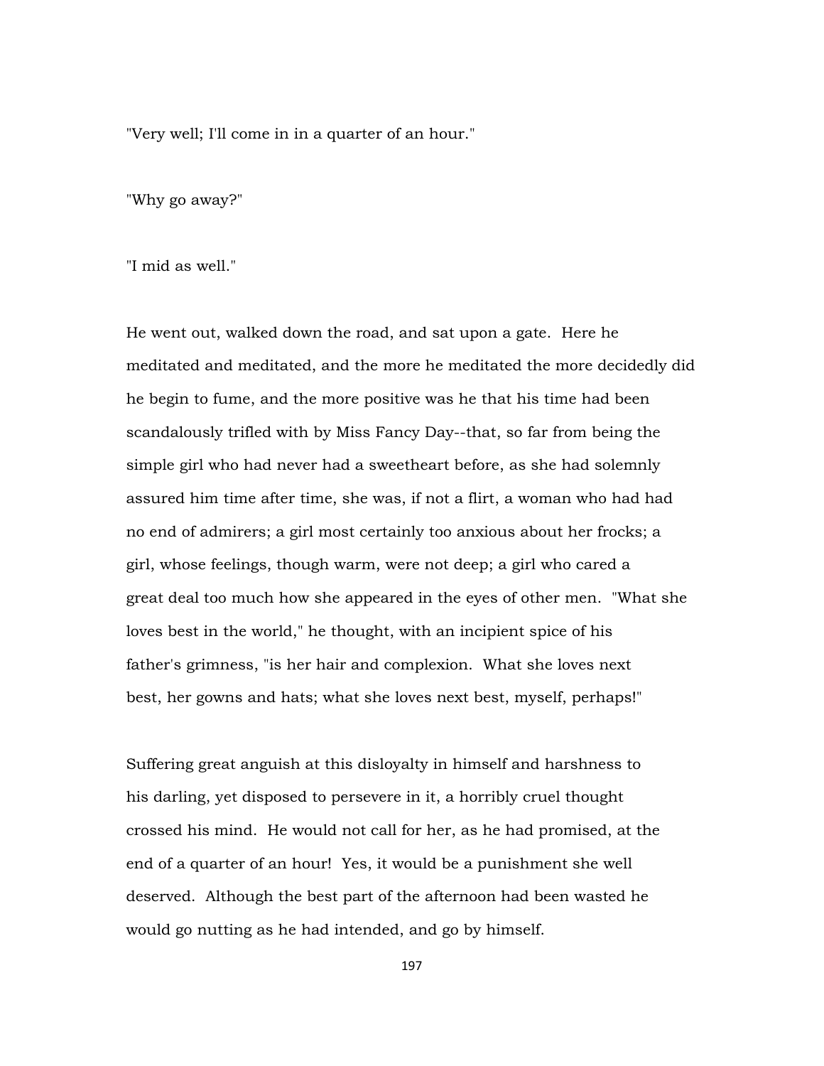"Very well; I'll come in in a quarter of an hour."

"Why go away?"

"I mid as well."

He went out, walked down the road, and sat upon a gate. Here he meditated and meditated, and the more he meditated the more decidedly did he begin to fume, and the more positive was he that his time had been scandalously trifled with by Miss Fancy Day--that, so far from being the simple girl who had never had a sweetheart before, as she had solemnly assured him time after time, she was, if not a flirt, a woman who had had no end of admirers; a girl most certainly too anxious about her frocks; a girl, whose feelings, though warm, were not deep; a girl who cared a great deal too much how she appeared in the eyes of other men. "What she loves best in the world," he thought, with an incipient spice of his father's grimness, "is her hair and complexion. What she loves next best, her gowns and hats; what she loves next best, myself, perhaps!"

Suffering great anguish at this disloyalty in himself and harshness to his darling, yet disposed to persevere in it, a horribly cruel thought crossed his mind. He would not call for her, as he had promised, at the end of a quarter of an hour! Yes, it would be a punishment she well deserved. Although the best part of the afternoon had been wasted he would go nutting as he had intended, and go by himself.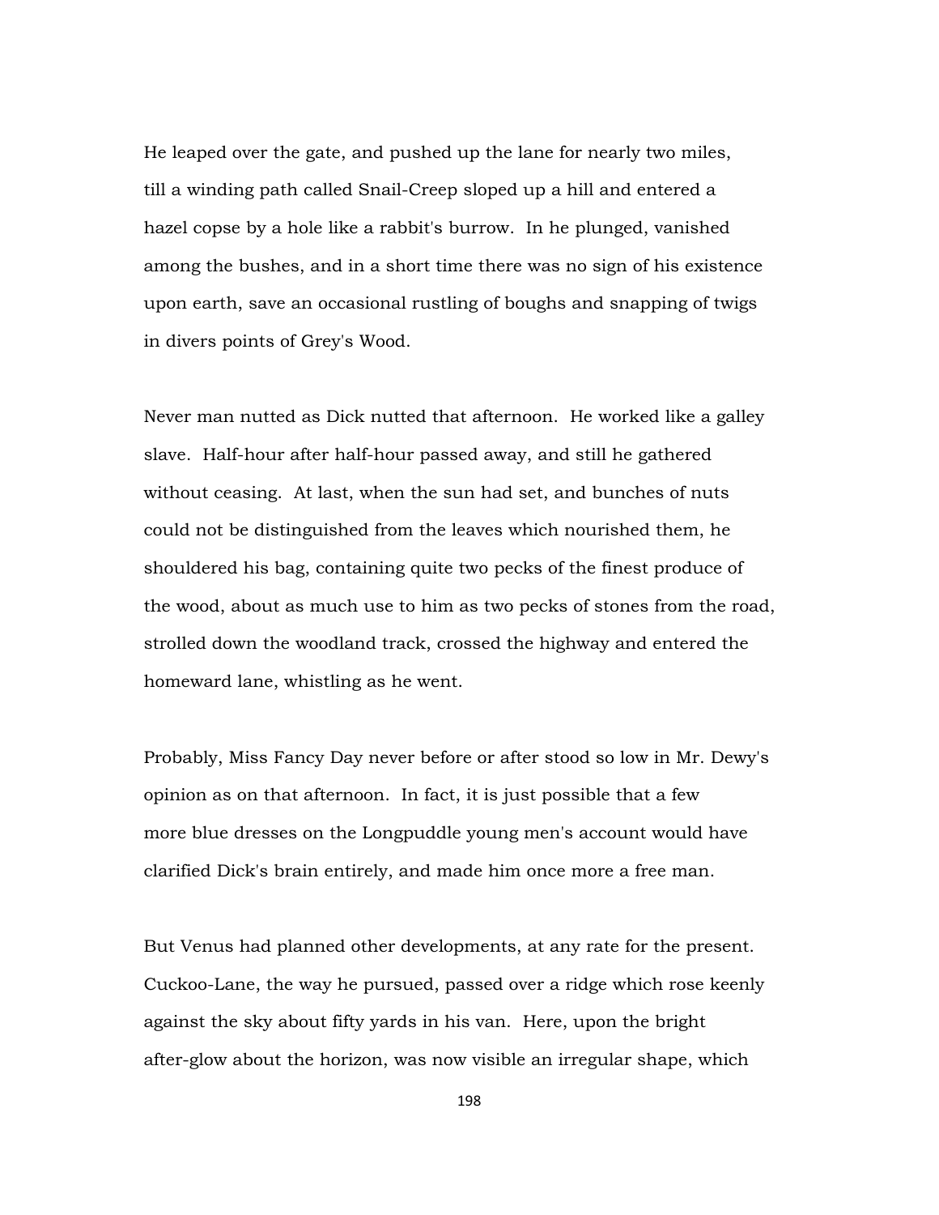He leaped over the gate, and pushed up the lane for nearly two miles, till a winding path called Snail-Creep sloped up a hill and entered a hazel copse by a hole like a rabbit's burrow. In he plunged, vanished among the bushes, and in a short time there was no sign of his existence upon earth, save an occasional rustling of boughs and snapping of twigs in divers points of Grey's Wood.

Never man nutted as Dick nutted that afternoon. He worked like a galley slave. Half-hour after half-hour passed away, and still he gathered without ceasing. At last, when the sun had set, and bunches of nuts could not be distinguished from the leaves which nourished them, he shouldered his bag, containing quite two pecks of the finest produce of the wood, about as much use to him as two pecks of stones from the road, strolled down the woodland track, crossed the highway and entered the homeward lane, whistling as he went.

Probably, Miss Fancy Day never before or after stood so low in Mr. Dewy's opinion as on that afternoon. In fact, it is just possible that a few more blue dresses on the Longpuddle young men's account would have clarified Dick's brain entirely, and made him once more a free man.

But Venus had planned other developments, at any rate for the present. Cuckoo-Lane, the way he pursued, passed over a ridge which rose keenly against the sky about fifty yards in his van. Here, upon the bright after-glow about the horizon, was now visible an irregular shape, which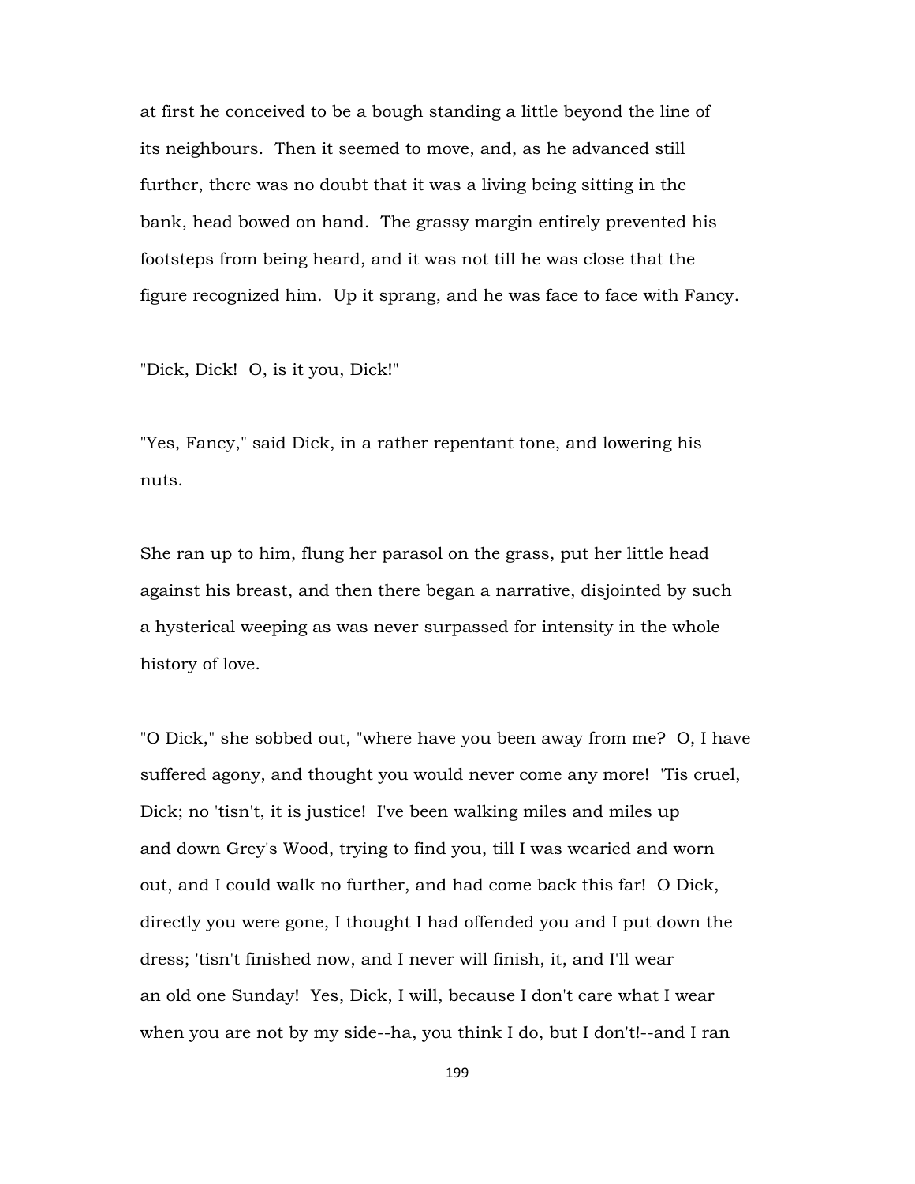at first he conceived to be a bough standing a little beyond the line of its neighbours. Then it seemed to move, and, as he advanced still further, there was no doubt that it was a living being sitting in the bank, head bowed on hand. The grassy margin entirely prevented his footsteps from being heard, and it was not till he was close that the figure recognized him. Up it sprang, and he was face to face with Fancy.

"Dick, Dick! O, is it you, Dick!"

"Yes, Fancy," said Dick, in a rather repentant tone, and lowering his nuts.

She ran up to him, flung her parasol on the grass, put her little head against his breast, and then there began a narrative, disjointed by such a hysterical weeping as was never surpassed for intensity in the whole history of love.

"O Dick," she sobbed out, "where have you been away from me? O, I have suffered agony, and thought you would never come any more! 'Tis cruel, Dick; no 'tisn't, it is justice! I've been walking miles and miles up and down Grey's Wood, trying to find you, till I was wearied and worn out, and I could walk no further, and had come back this far! O Dick, directly you were gone, I thought I had offended you and I put down the dress; 'tisn't finished now, and I never will finish, it, and I'll wear an old one Sunday! Yes, Dick, I will, because I don't care what I wear when you are not by my side--ha, you think I do, but I don't!--and I ran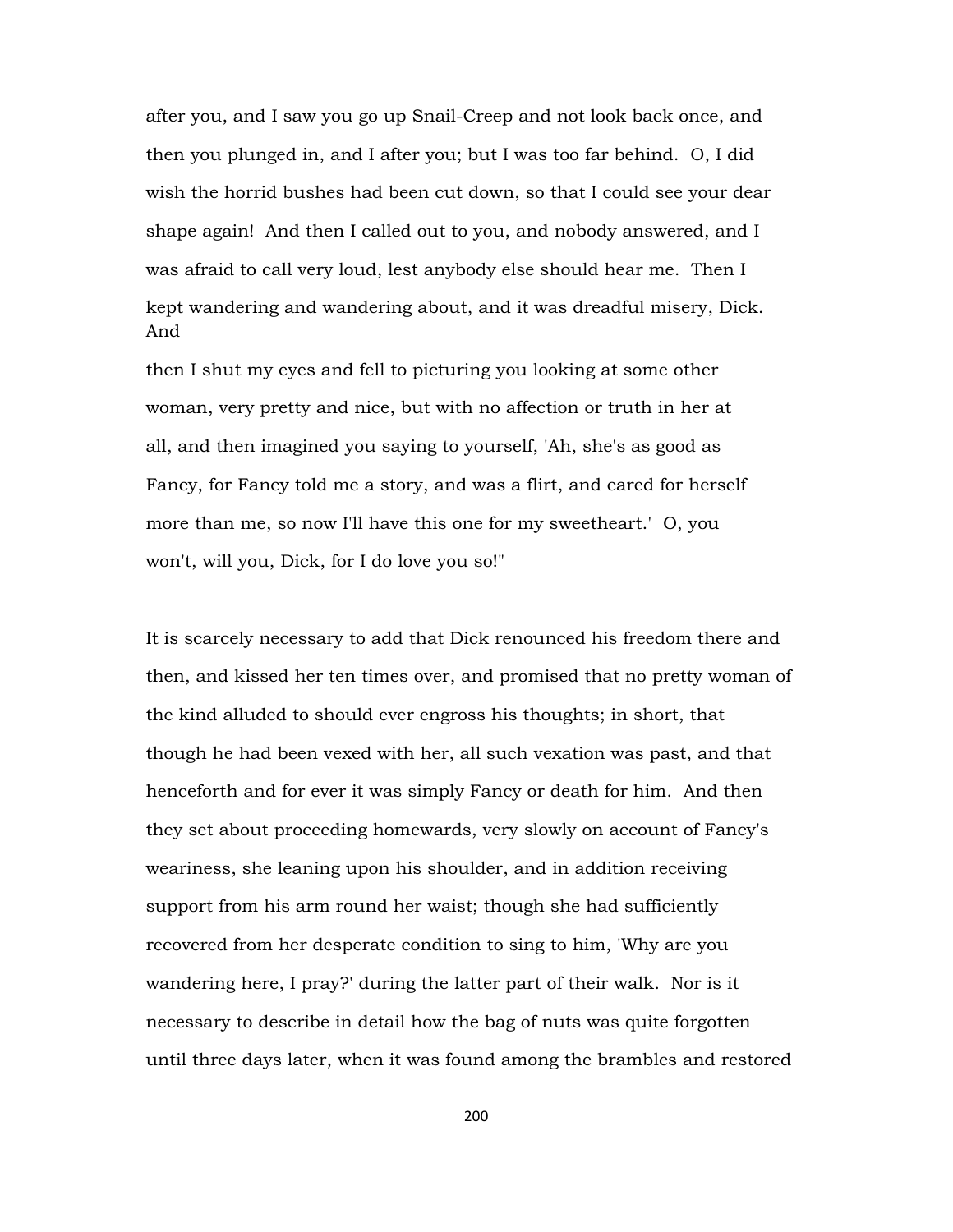after you, and I saw you go up Snail-Creep and not look back once, and then you plunged in, and I after you; but I was too far behind. O, I did wish the horrid bushes had been cut down, so that I could see your dear shape again! And then I called out to you, and nobody answered, and I was afraid to call very loud, lest anybody else should hear me. Then I kept wandering and wandering about, and it was dreadful misery, Dick. And then I shut my eyes and fell to picturing you looking at some other woman, very pretty and nice, but with no affection or truth in her at all, and then imagined you saying to yourself, 'Ah, she's as good as Fancy, for Fancy told me a story, and was a flirt, and cared for herself more than me, so now I'll have this one for my sweetheart.' O, you won't, will you, Dick, for I do love you so!"

It is scarcely necessary to add that Dick renounced his freedom there and then, and kissed her ten times over, and promised that no pretty woman of the kind alluded to should ever engross his thoughts; in short, that though he had been vexed with her, all such vexation was past, and that henceforth and for ever it was simply Fancy or death for him. And then they set about proceeding homewards, very slowly on account of Fancy's weariness, she leaning upon his shoulder, and in addition receiving support from his arm round her waist; though she had sufficiently recovered from her desperate condition to sing to him, 'Why are you wandering here, I pray?' during the latter part of their walk. Nor is it necessary to describe in detail how the bag of nuts was quite forgotten until three days later, when it was found among the brambles and restored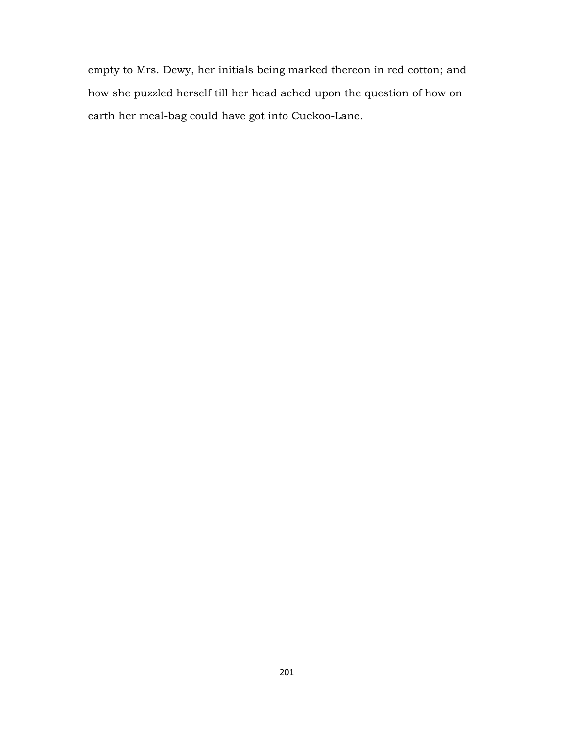empty to Mrs. Dewy, her initials being marked thereon in red cotton; and how she puzzled herself till her head ached upon the question of how on earth her meal-bag could have got into Cuckoo-Lane.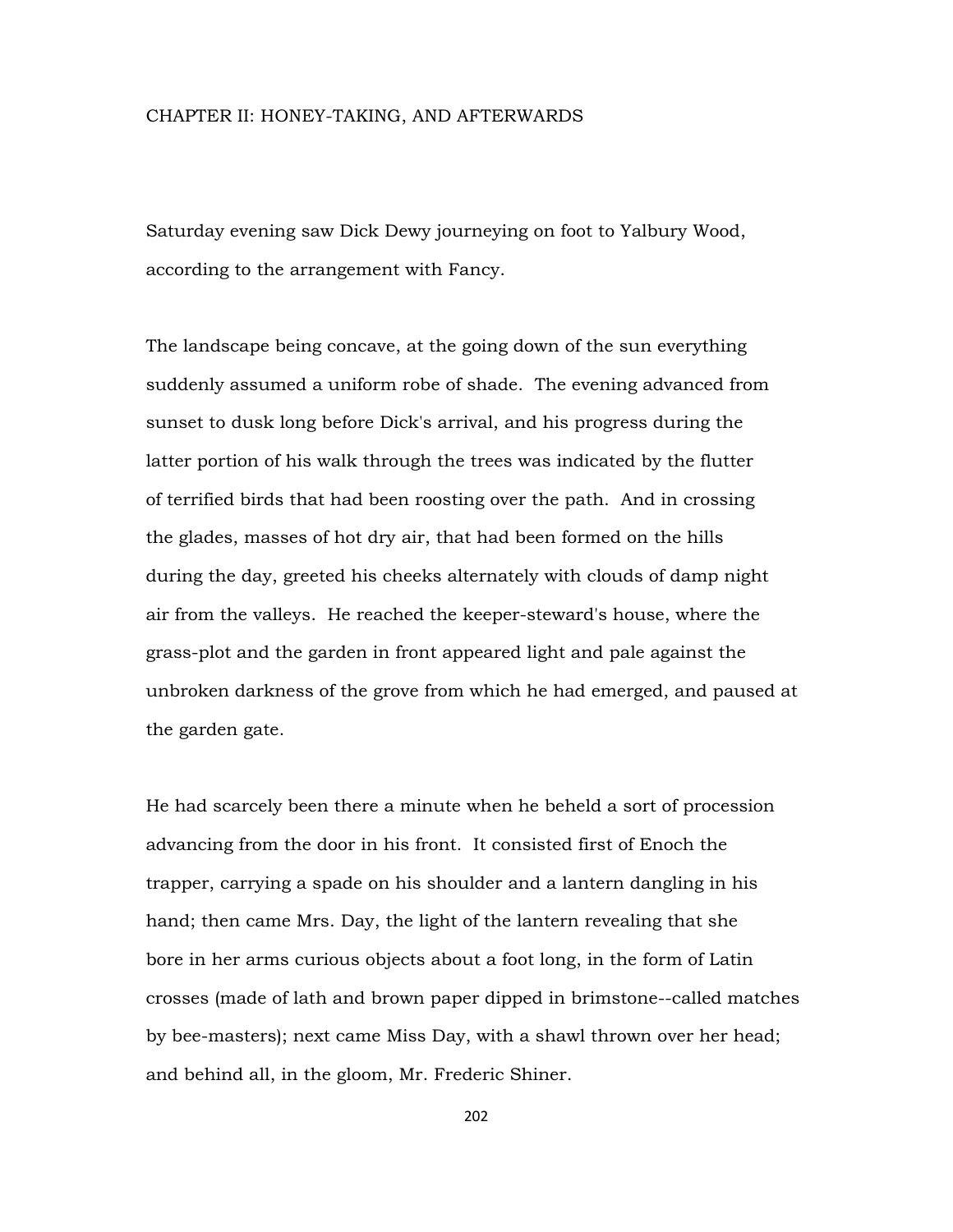## CHAPTER II: HONEY-TAKING, AND AFTERWARDS

Saturday evening saw Dick Dewy journeying on foot to Yalbury Wood, according to the arrangement with Fancy.

The landscape being concave, at the going down of the sun everything suddenly assumed a uniform robe of shade. The evening advanced from sunset to dusk long before Dick's arrival, and his progress during the latter portion of his walk through the trees was indicated by the flutter of terrified birds that had been roosting over the path. And in crossing the glades, masses of hot dry air, that had been formed on the hills during the day, greeted his cheeks alternately with clouds of damp night air from the valleys. He reached the keeper-steward's house, where the grass-plot and the garden in front appeared light and pale against the unbroken darkness of the grove from which he had emerged, and paused at the garden gate.

He had scarcely been there a minute when he beheld a sort of procession advancing from the door in his front. It consisted first of Enoch the trapper, carrying a spade on his shoulder and a lantern dangling in his hand; then came Mrs. Day, the light of the lantern revealing that she bore in her arms curious objects about a foot long, in the form of Latin crosses (made of lath and brown paper dipped in brimstone--called matches by bee-masters); next came Miss Day, with a shawl thrown over her head; and behind all, in the gloom, Mr. Frederic Shiner.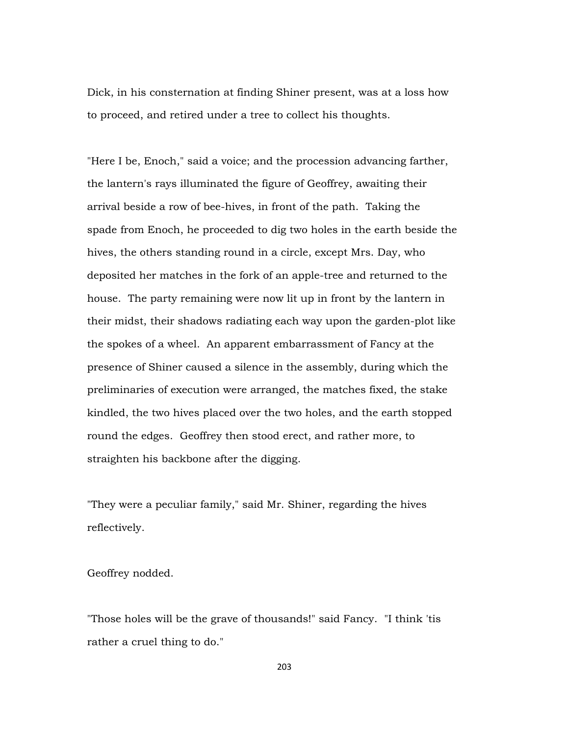Dick, in his consternation at finding Shiner present, was at a loss how to proceed, and retired under a tree to collect his thoughts.

"Here I be, Enoch," said a voice; and the procession advancing farther, the lantern's rays illuminated the figure of Geoffrey, awaiting their arrival beside a row of bee-hives, in front of the path. Taking the spade from Enoch, he proceeded to dig two holes in the earth beside the hives, the others standing round in a circle, except Mrs. Day, who deposited her matches in the fork of an apple-tree and returned to the house. The party remaining were now lit up in front by the lantern in their midst, their shadows radiating each way upon the garden-plot like the spokes of a wheel. An apparent embarrassment of Fancy at the presence of Shiner caused a silence in the assembly, during which the preliminaries of execution were arranged, the matches fixed, the stake kindled, the two hives placed over the two holes, and the earth stopped round the edges. Geoffrey then stood erect, and rather more, to straighten his backbone after the digging.

"They were a peculiar family," said Mr. Shiner, regarding the hives reflectively.

Geoffrey nodded.

"Those holes will be the grave of thousands!" said Fancy. "I think 'tis rather a cruel thing to do."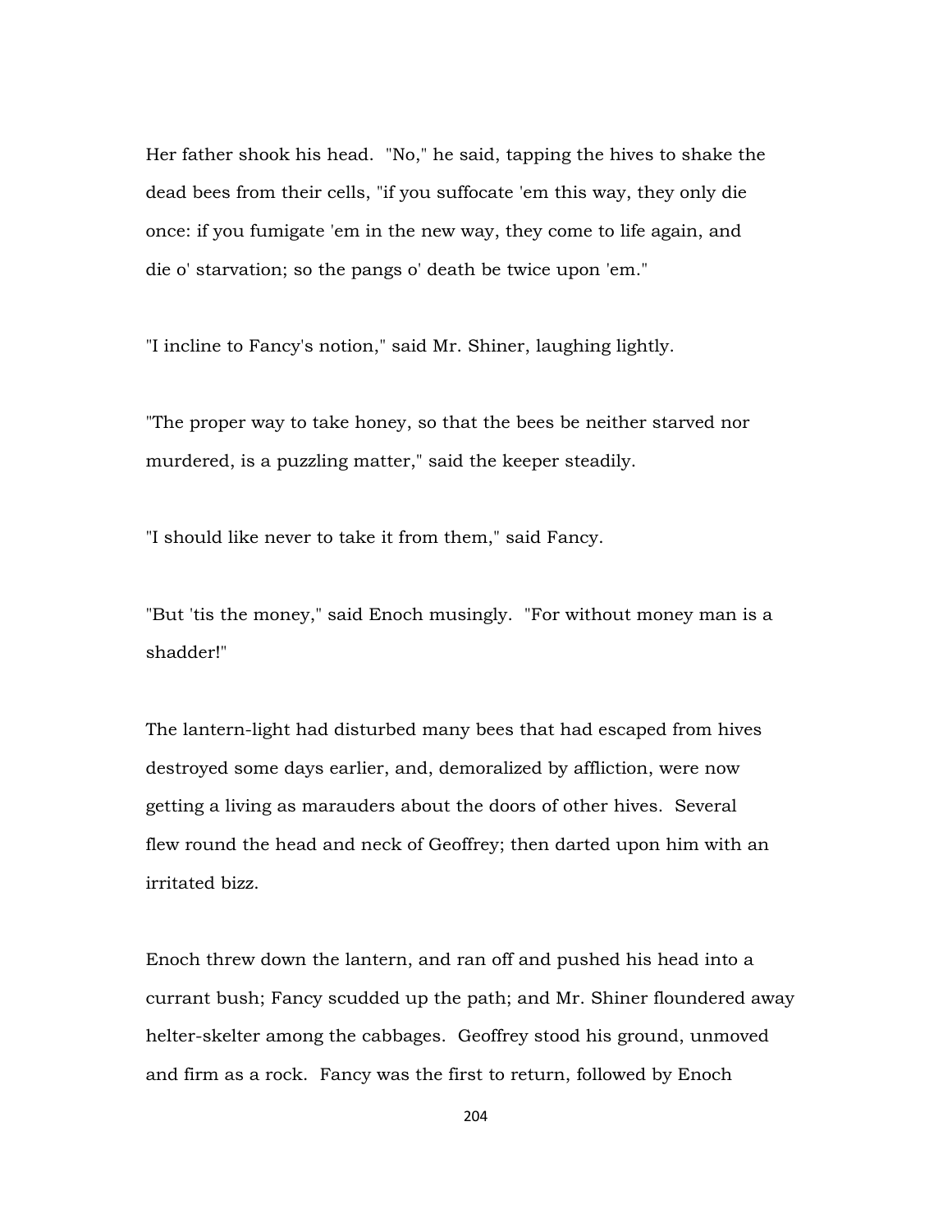Her father shook his head. "No," he said, tapping the hives to shake the dead bees from their cells, "if you suffocate 'em this way, they only die once: if you fumigate 'em in the new way, they come to life again, and die o' starvation; so the pangs o' death be twice upon 'em."

"I incline to Fancy's notion," said Mr. Shiner, laughing lightly.

"The proper way to take honey, so that the bees be neither starved nor murdered, is a puzzling matter," said the keeper steadily.

"I should like never to take it from them," said Fancy.

"But 'tis the money," said Enoch musingly. "For without money man is a shadder!"

The lantern-light had disturbed many bees that had escaped from hives destroyed some days earlier, and, demoralized by affliction, were now getting a living as marauders about the doors of other hives. Several flew round the head and neck of Geoffrey; then darted upon him with an irritated bizz.

Enoch threw down the lantern, and ran off and pushed his head into a currant bush; Fancy scudded up the path; and Mr. Shiner floundered away helter-skelter among the cabbages. Geoffrey stood his ground, unmoved and firm as a rock. Fancy was the first to return, followed by Enoch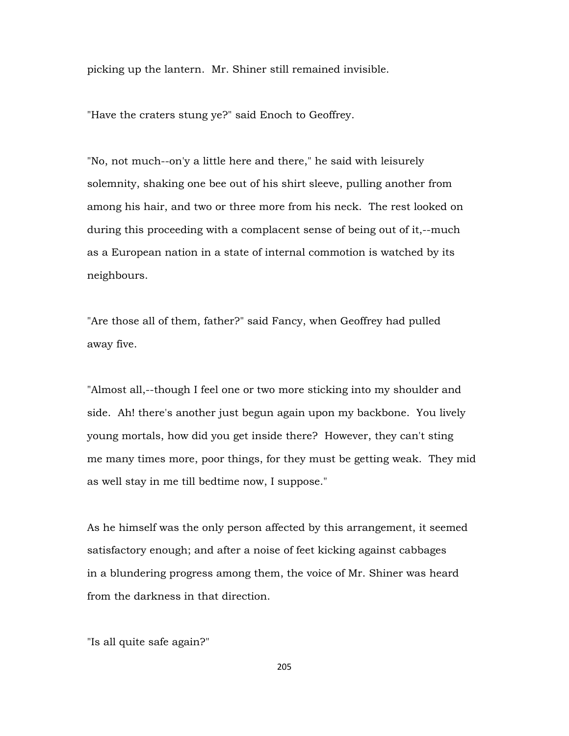picking up the lantern. Mr. Shiner still remained invisible.

"Have the craters stung ye?" said Enoch to Geoffrey.

"No, not much--on'y a little here and there," he said with leisurely solemnity, shaking one bee out of his shirt sleeve, pulling another from among his hair, and two or three more from his neck. The rest looked on during this proceeding with a complacent sense of being out of it,--much as a European nation in a state of internal commotion is watched by its neighbours.

"Are those all of them, father?" said Fancy, when Geoffrey had pulled away five.

"Almost all,--though I feel one or two more sticking into my shoulder and side. Ah! there's another just begun again upon my backbone. You lively young mortals, how did you get inside there? However, they can't sting me many times more, poor things, for they must be getting weak. They mid as well stay in me till bedtime now, I suppose."

As he himself was the only person affected by this arrangement, it seemed satisfactory enough; and after a noise of feet kicking against cabbages in a blundering progress among them, the voice of Mr. Shiner was heard from the darkness in that direction.

"Is all quite safe again?"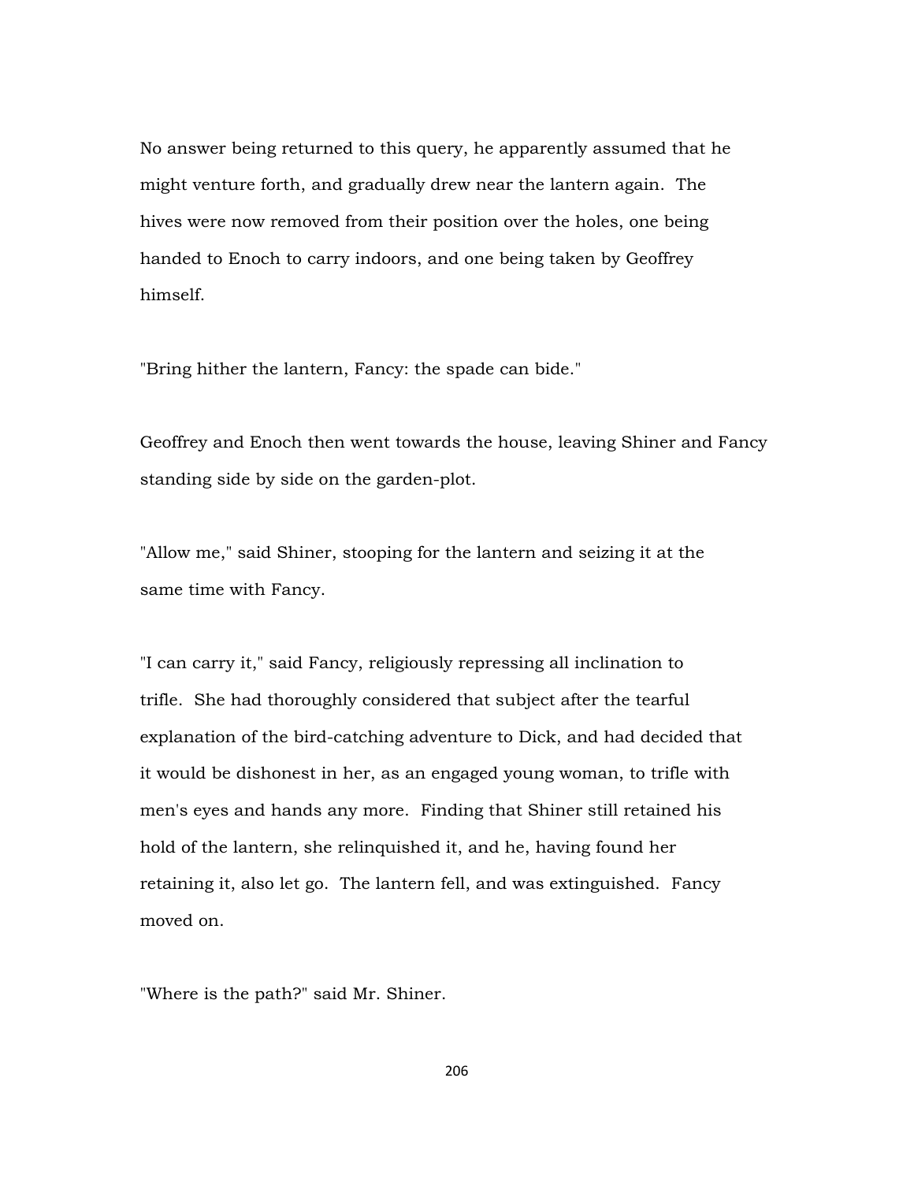No answer being returned to this query, he apparently assumed that he might venture forth, and gradually drew near the lantern again. The hives were now removed from their position over the holes, one being handed to Enoch to carry indoors, and one being taken by Geoffrey himself.

"Bring hither the lantern, Fancy: the spade can bide."

Geoffrey and Enoch then went towards the house, leaving Shiner and Fancy standing side by side on the garden-plot.

"Allow me," said Shiner, stooping for the lantern and seizing it at the same time with Fancy.

"I can carry it," said Fancy, religiously repressing all inclination to trifle. She had thoroughly considered that subject after the tearful explanation of the bird-catching adventure to Dick, and had decided that it would be dishonest in her, as an engaged young woman, to trifle with men's eyes and hands any more. Finding that Shiner still retained his hold of the lantern, she relinquished it, and he, having found her retaining it, also let go. The lantern fell, and was extinguished. Fancy moved on.

"Where is the path?" said Mr. Shiner.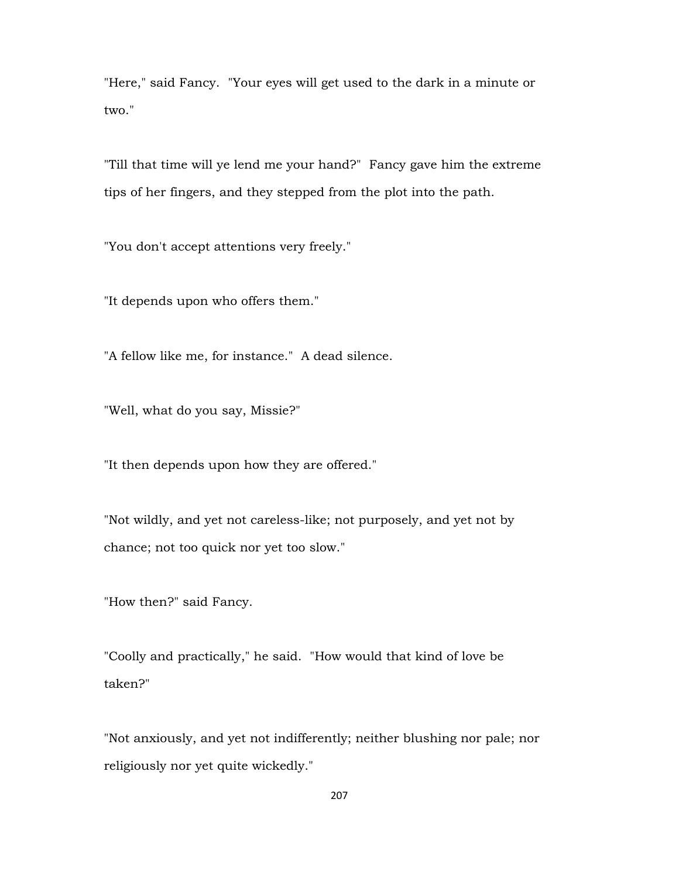"Here," said Fancy. "Your eyes will get used to the dark in a minute or two."

"Till that time will ye lend me your hand?" Fancy gave him the extreme tips of her fingers, and they stepped from the plot into the path.

"You don't accept attentions very freely."

"It depends upon who offers them."

"A fellow like me, for instance." A dead silence.

"Well, what do you say, Missie?"

"It then depends upon how they are offered."

"Not wildly, and yet not careless-like; not purposely, and yet not by chance; not too quick nor yet too slow."

"How then?" said Fancy.

"Coolly and practically," he said. "How would that kind of love be taken?"

"Not anxiously, and yet not indifferently; neither blushing nor pale; nor religiously nor yet quite wickedly."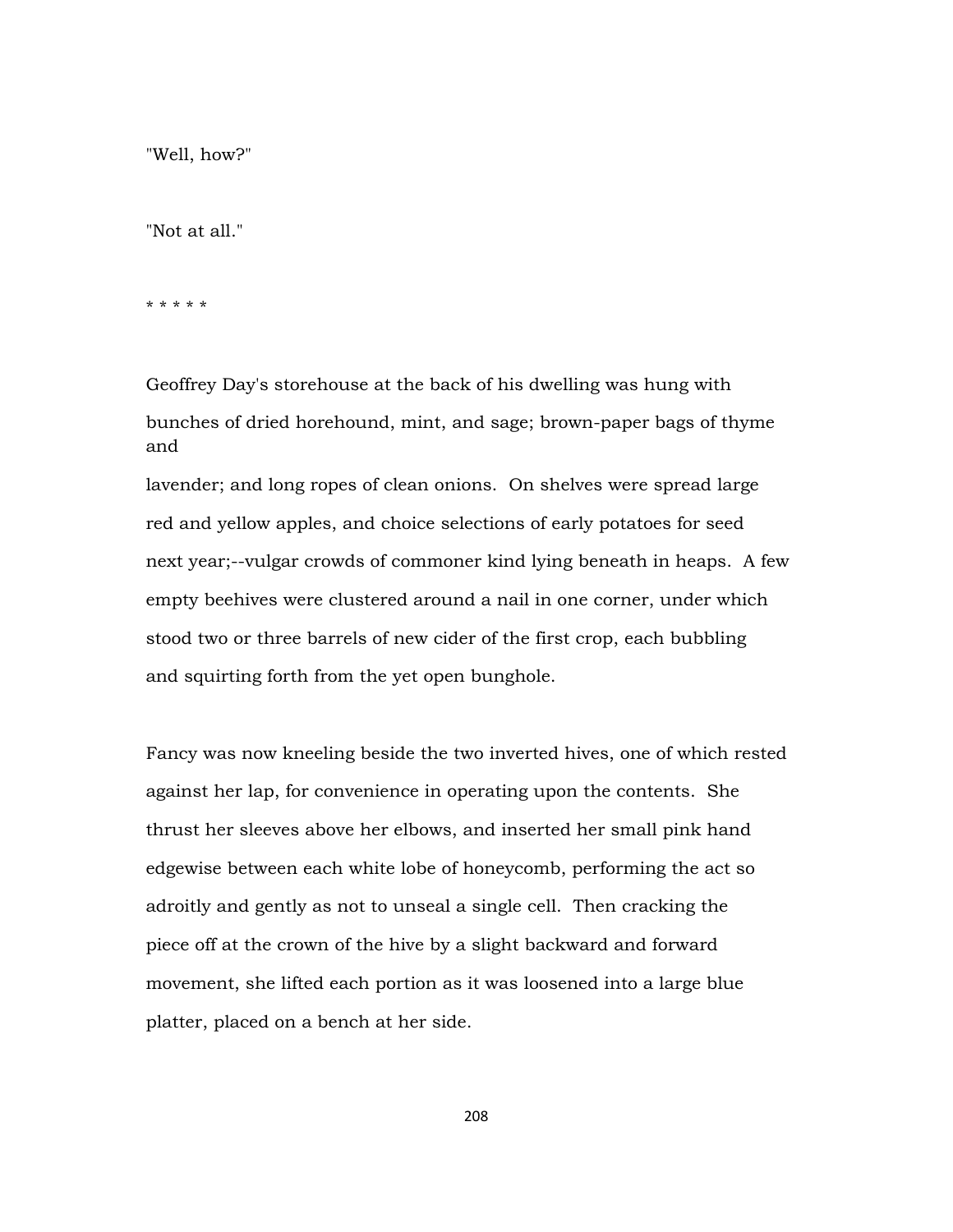"Well, how?"

"Not at all."

* * * * *

Geoffrey Day's storehouse at the back of his dwelling was hung with bunches of dried horehound, mint, and sage; brown-paper bags of thyme and lavender; and long ropes of clean onions. On shelves were spread large red and yellow apples, and choice selections of early potatoes for seed next year;--vulgar crowds of commoner kind lying beneath in heaps. A few empty beehives were clustered around a nail in one corner, under which stood two or three barrels of new cider of the first crop, each bubbling and squirting forth from the yet open bunghole.

Fancy was now kneeling beside the two inverted hives, one of which rested against her lap, for convenience in operating upon the contents. She thrust her sleeves above her elbows, and inserted her small pink hand edgewise between each white lobe of honeycomb, performing the act so adroitly and gently as not to unseal a single cell. Then cracking the piece off at the crown of the hive by a slight backward and forward movement, she lifted each portion as it was loosened into a large blue platter, placed on a bench at her side.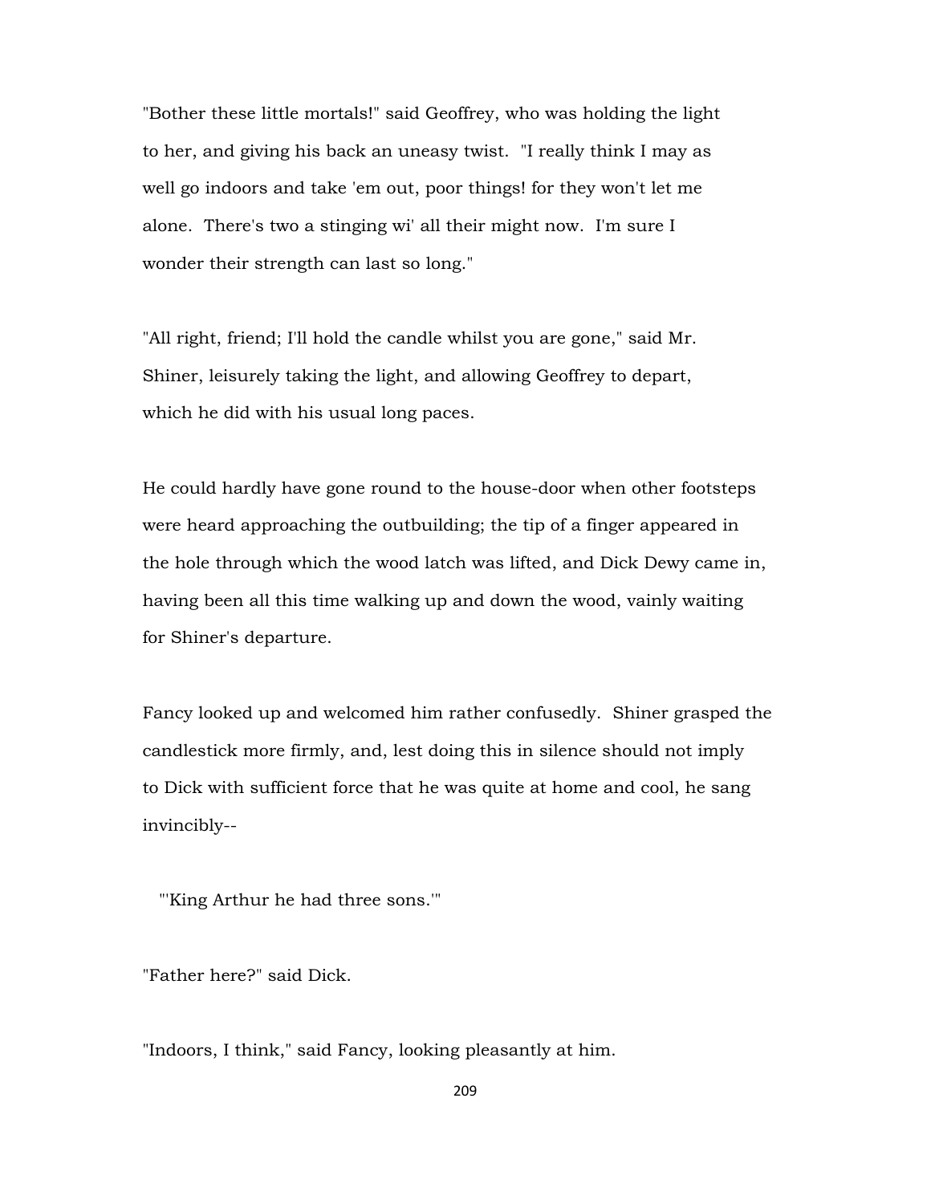"Bother these little mortals!" said Geoffrey, who was holding the light to her, and giving his back an uneasy twist. "I really think I may as well go indoors and take 'em out, poor things! for they won't let me alone. There's two a stinging wi' all their might now. I'm sure I wonder their strength can last so long."

"All right, friend; I'll hold the candle whilst you are gone," said Mr. Shiner, leisurely taking the light, and allowing Geoffrey to depart, which he did with his usual long paces.

He could hardly have gone round to the house-door when other footsteps were heard approaching the outbuilding; the tip of a finger appeared in the hole through which the wood latch was lifted, and Dick Dewy came in, having been all this time walking up and down the wood, vainly waiting for Shiner's departure.

Fancy looked up and welcomed him rather confusedly. Shiner grasped the candlestick more firmly, and, lest doing this in silence should not imply to Dick with sufficient force that he was quite at home and cool, he sang invincibly--

"'King Arthur he had three sons.'"

"Father here?" said Dick.

"Indoors, I think," said Fancy, looking pleasantly at him.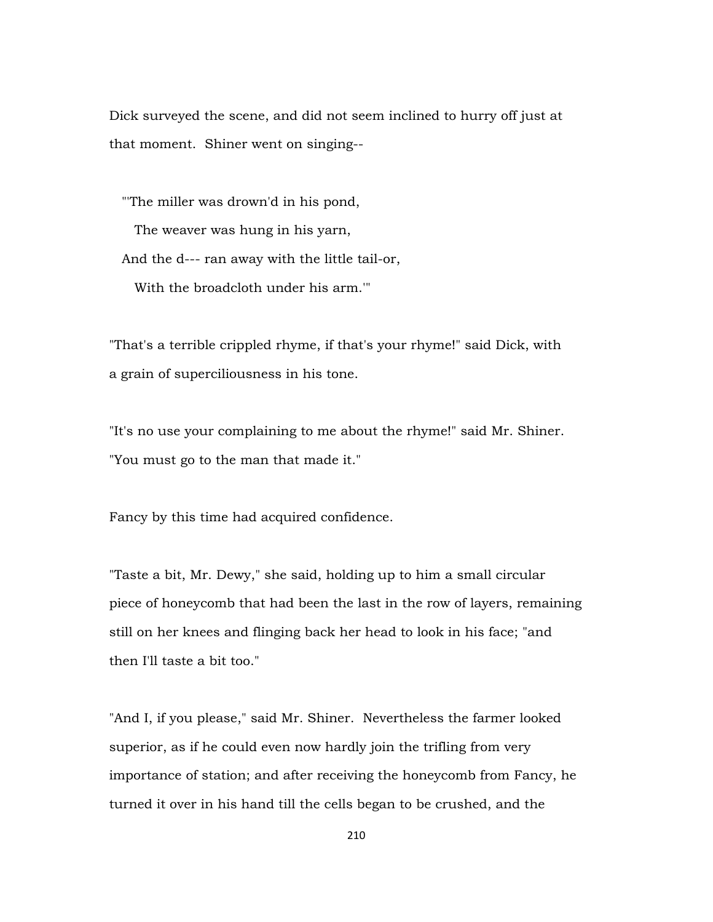Dick surveyed the scene, and did not seem inclined to hurry off just at that moment. Shiner went on singing--

> "'The miller was drown'd in his pond,
>   The weaver was hung in his yarn,
> And the d--- ran away with the little tail-or,
>   With the broadcloth under his arm.'"

"That's a terrible crippled rhyme, if that's your rhyme!" said Dick, with a grain of superciliousness in his tone.

"It's no use your complaining to me about the rhyme!" said Mr. Shiner. "You must go to the man that made it."

Fancy by this time had acquired confidence.

"Taste a bit, Mr. Dewy," she said, holding up to him a small circular piece of honeycomb that had been the last in the row of layers, remaining still on her knees and flinging back her head to look in his face; "and then I'll taste a bit too."

"And I, if you please," said Mr. Shiner. Nevertheless the farmer looked superior, as if he could even now hardly join the trifling from very importance of station; and after receiving the honeycomb from Fancy, he turned it over in his hand till the cells began to be crushed, and the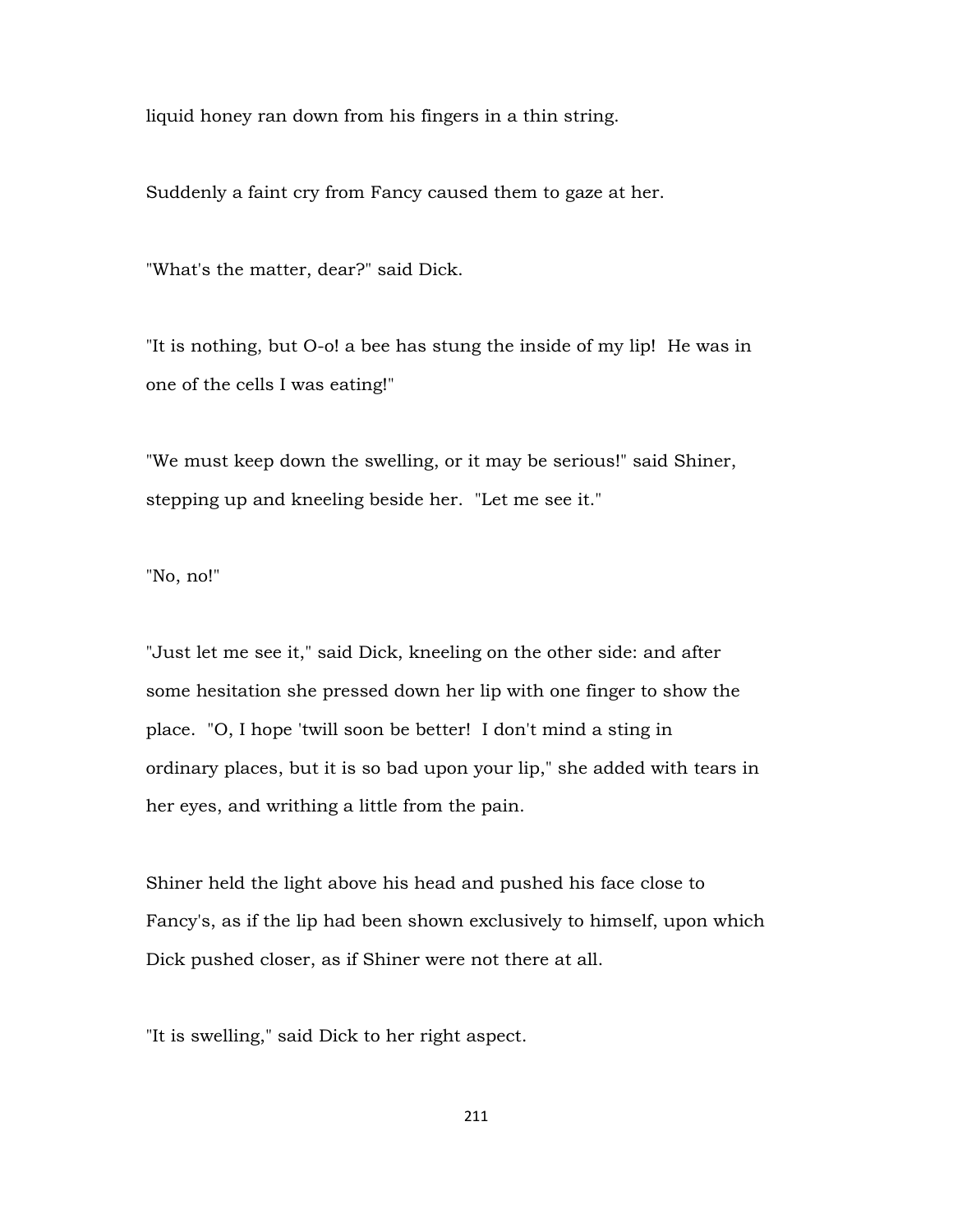liquid honey ran down from his fingers in a thin string.

Suddenly a faint cry from Fancy caused them to gaze at her.

"What's the matter, dear?" said Dick.

"It is nothing, but O-o! a bee has stung the inside of my lip! He was in one of the cells I was eating!"

"We must keep down the swelling, or it may be serious!" said Shiner, stepping up and kneeling beside her. "Let me see it."

"No, no!"

"Just let me see it," said Dick, kneeling on the other side: and after some hesitation she pressed down her lip with one finger to show the place. "O, I hope 'twill soon be better! I don't mind a sting in ordinary places, but it is so bad upon your lip," she added with tears in her eyes, and writhing a little from the pain.

Shiner held the light above his head and pushed his face close to Fancy's, as if the lip had been shown exclusively to himself, upon which Dick pushed closer, as if Shiner were not there at all.

"It is swelling," said Dick to her right aspect.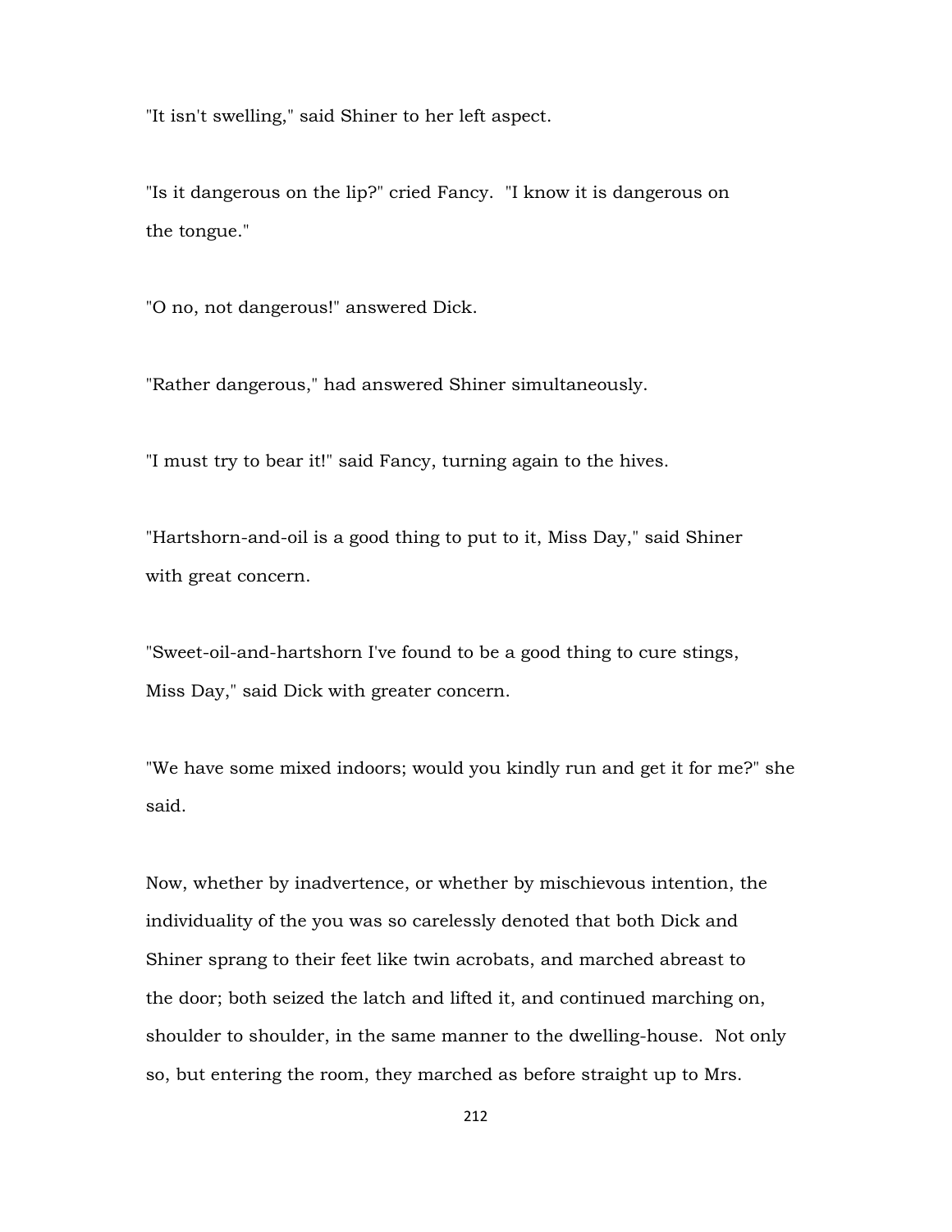"It isn't swelling," said Shiner to her left aspect.

"Is it dangerous on the lip?" cried Fancy. "I know it is dangerous on the tongue."

"O no, not dangerous!" answered Dick.

"Rather dangerous," had answered Shiner simultaneously.

"I must try to bear it!" said Fancy, turning again to the hives.

"Hartshorn-and-oil is a good thing to put to it, Miss Day," said Shiner with great concern.

"Sweet-oil-and-hartshorn I've found to be a good thing to cure stings, Miss Day," said Dick with greater concern.

"We have some mixed indoors; would you kindly run and get it for me?" she said.

Now, whether by inadvertence, or whether by mischievous intention, the individuality of the you was so carelessly denoted that both Dick and Shiner sprang to their feet like twin acrobats, and marched abreast to the door; both seized the latch and lifted it, and continued marching on, shoulder to shoulder, in the same manner to the dwelling-house. Not only so, but entering the room, they marched as before straight up to Mrs.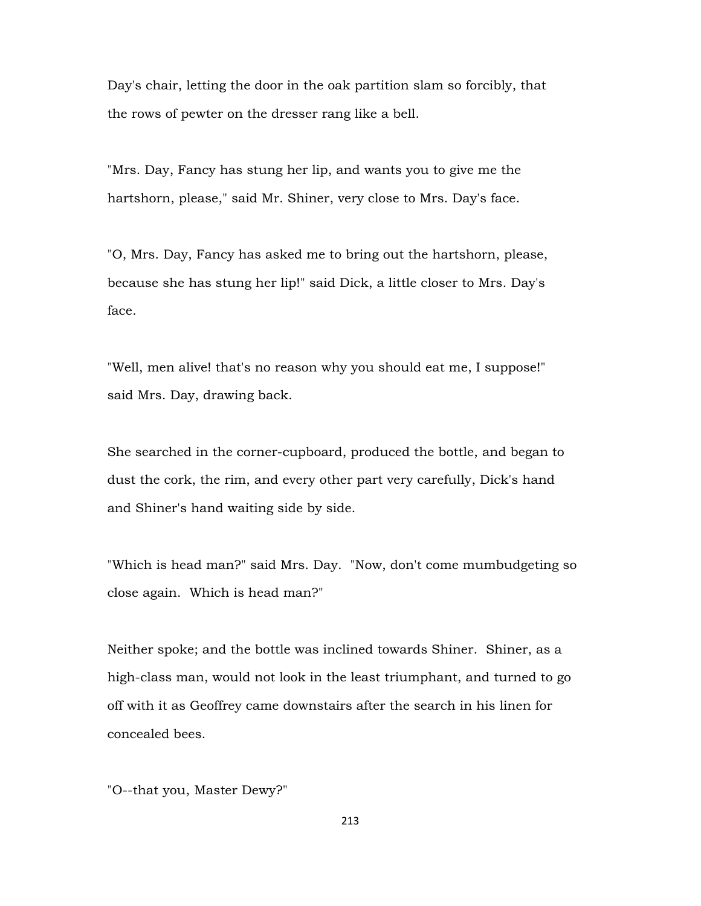Day's chair, letting the door in the oak partition slam so forcibly, that the rows of pewter on the dresser rang like a bell.

"Mrs. Day, Fancy has stung her lip, and wants you to give me the hartshorn, please," said Mr. Shiner, very close to Mrs. Day's face.

"O, Mrs. Day, Fancy has asked me to bring out the hartshorn, please, because she has stung her lip!" said Dick, a little closer to Mrs. Day's face.

"Well, men alive! that's no reason why you should eat me, I suppose!" said Mrs. Day, drawing back.

She searched in the corner-cupboard, produced the bottle, and began to dust the cork, the rim, and every other part very carefully, Dick's hand and Shiner's hand waiting side by side.

"Which is head man?" said Mrs. Day. "Now, don't come mumbudgeting so close again. Which is head man?"

Neither spoke; and the bottle was inclined towards Shiner. Shiner, as a high-class man, would not look in the least triumphant, and turned to go off with it as Geoffrey came downstairs after the search in his linen for concealed bees.

"O--that you, Master Dewy?"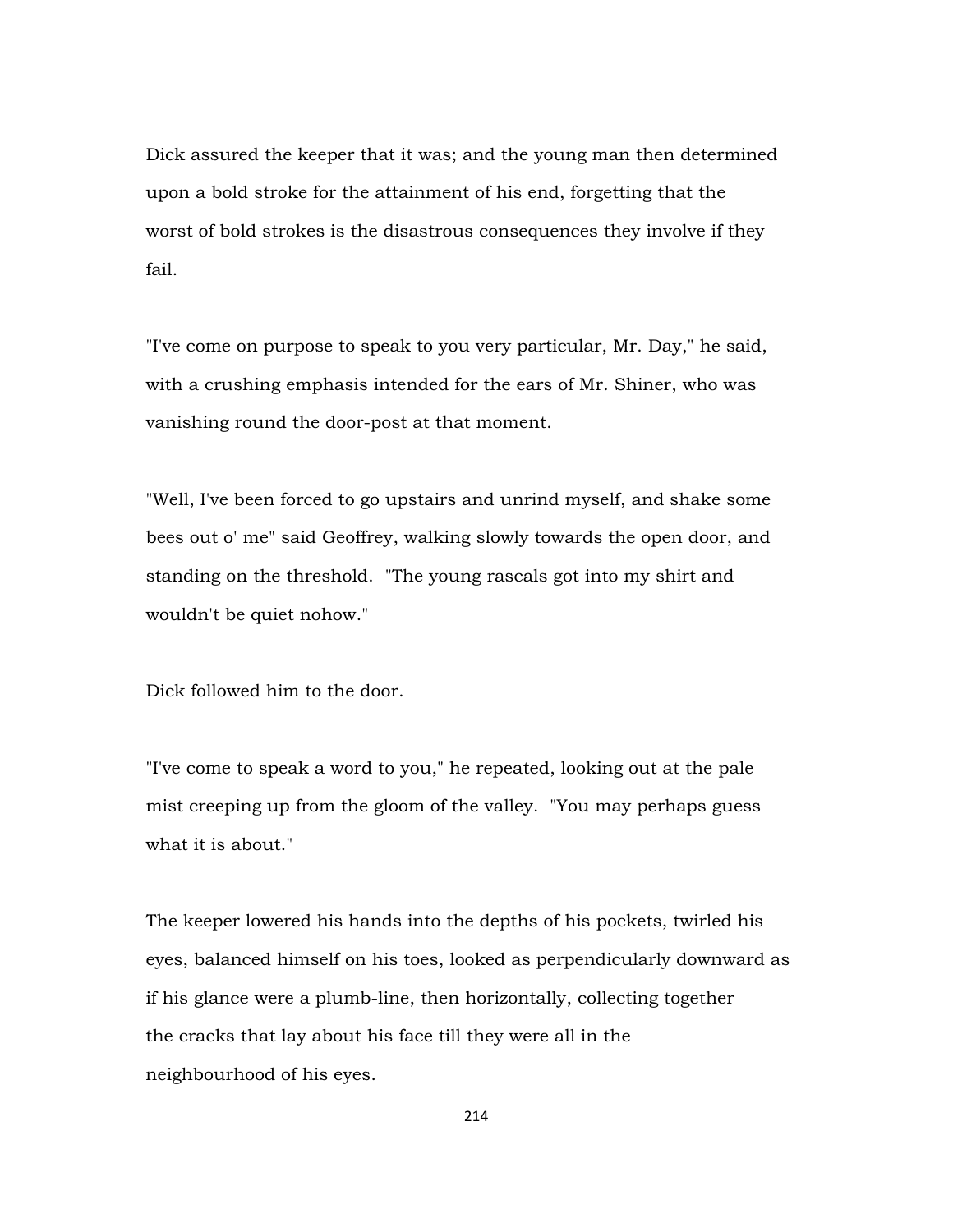Dick assured the keeper that it was; and the young man then determined upon a bold stroke for the attainment of his end, forgetting that the worst of bold strokes is the disastrous consequences they involve if they fail.

"I've come on purpose to speak to you very particular, Mr. Day," he said, with a crushing emphasis intended for the ears of Mr. Shiner, who was vanishing round the door-post at that moment.

"Well, I've been forced to go upstairs and unrind myself, and shake some bees out o' me" said Geoffrey, walking slowly towards the open door, and standing on the threshold. "The young rascals got into my shirt and wouldn't be quiet nohow."

Dick followed him to the door.

"I've come to speak a word to you," he repeated, looking out at the pale mist creeping up from the gloom of the valley. "You may perhaps guess what it is about."

The keeper lowered his hands into the depths of his pockets, twirled his eyes, balanced himself on his toes, looked as perpendicularly downward as if his glance were a plumb-line, then horizontally, collecting together the cracks that lay about his face till they were all in the neighbourhood of his eyes.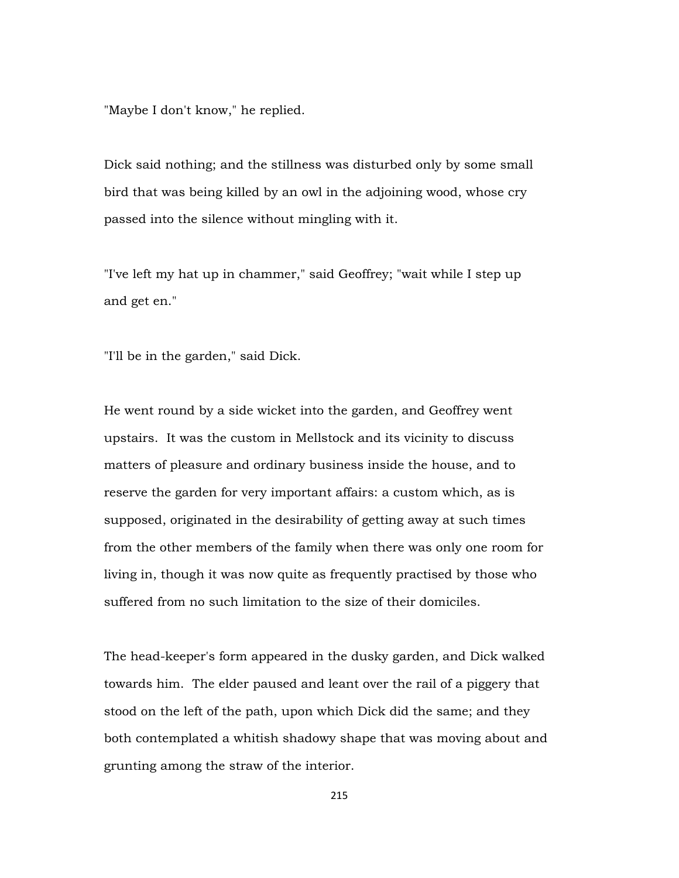"Maybe I don't know," he replied.

Dick said nothing; and the stillness was disturbed only by some small bird that was being killed by an owl in the adjoining wood, whose cry passed into the silence without mingling with it.

"I've left my hat up in chammer," said Geoffrey; "wait while I step up and get en."

"I'll be in the garden," said Dick.

He went round by a side wicket into the garden, and Geoffrey went upstairs. It was the custom in Mellstock and its vicinity to discuss matters of pleasure and ordinary business inside the house, and to reserve the garden for very important affairs: a custom which, as is supposed, originated in the desirability of getting away at such times from the other members of the family when there was only one room for living in, though it was now quite as frequently practised by those who suffered from no such limitation to the size of their domiciles.

The head-keeper's form appeared in the dusky garden, and Dick walked towards him. The elder paused and leant over the rail of a piggery that stood on the left of the path, upon which Dick did the same; and they both contemplated a whitish shadowy shape that was moving about and grunting among the straw of the interior.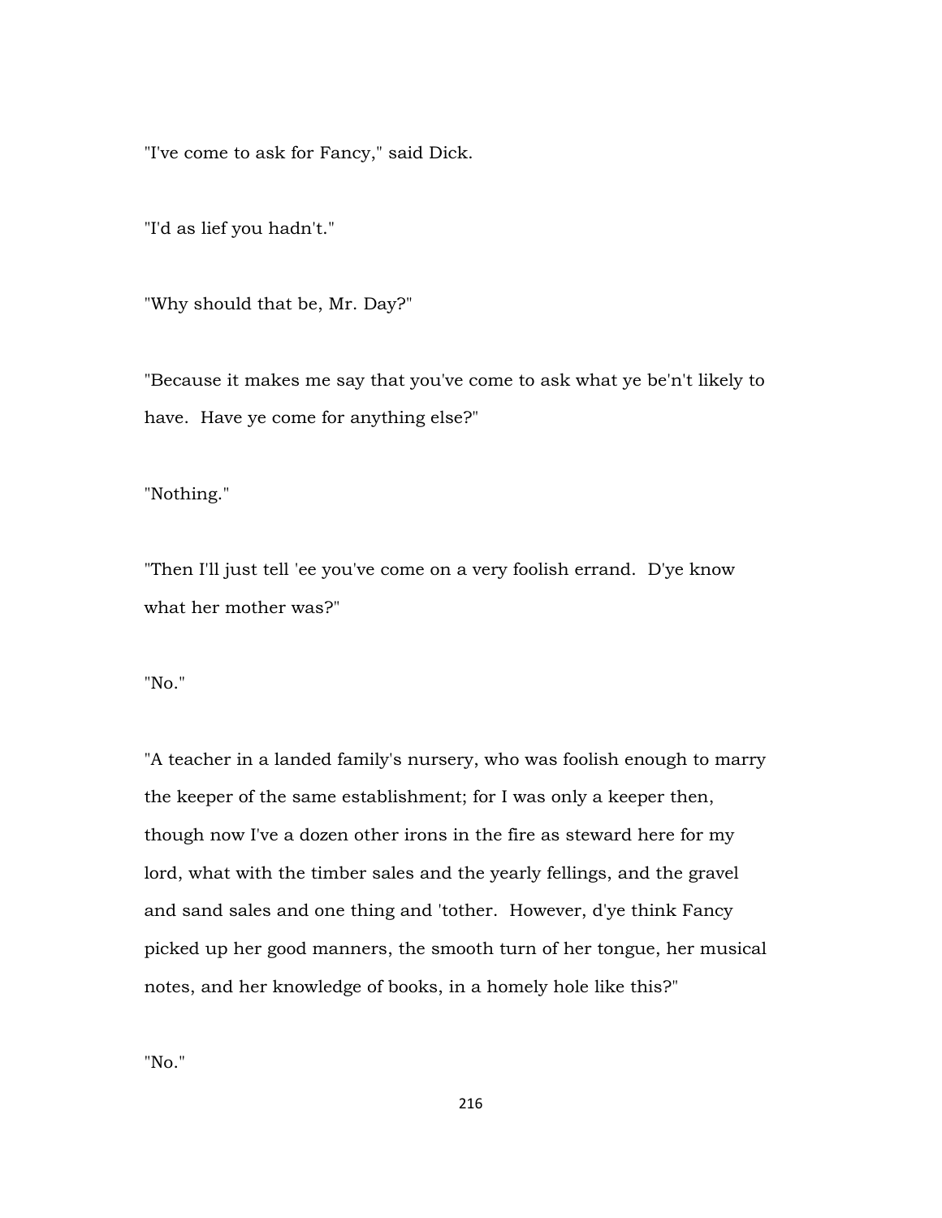"I've come to ask for Fancy," said Dick.

"I'd as lief you hadn't."

"Why should that be, Mr. Day?"

"Because it makes me say that you've come to ask what ye be'n't likely to have. Have ye come for anything else?"

"Nothing."

"Then I'll just tell 'ee you've come on a very foolish errand. D'ye know what her mother was?"

"No."

"A teacher in a landed family's nursery, who was foolish enough to marry the keeper of the same establishment; for I was only a keeper then, though now I've a dozen other irons in the fire as steward here for my lord, what with the timber sales and the yearly fellings, and the gravel and sand sales and one thing and 'tother. However, d'ye think Fancy picked up her good manners, the smooth turn of her tongue, her musical notes, and her knowledge of books, in a homely hole like this?"

"No."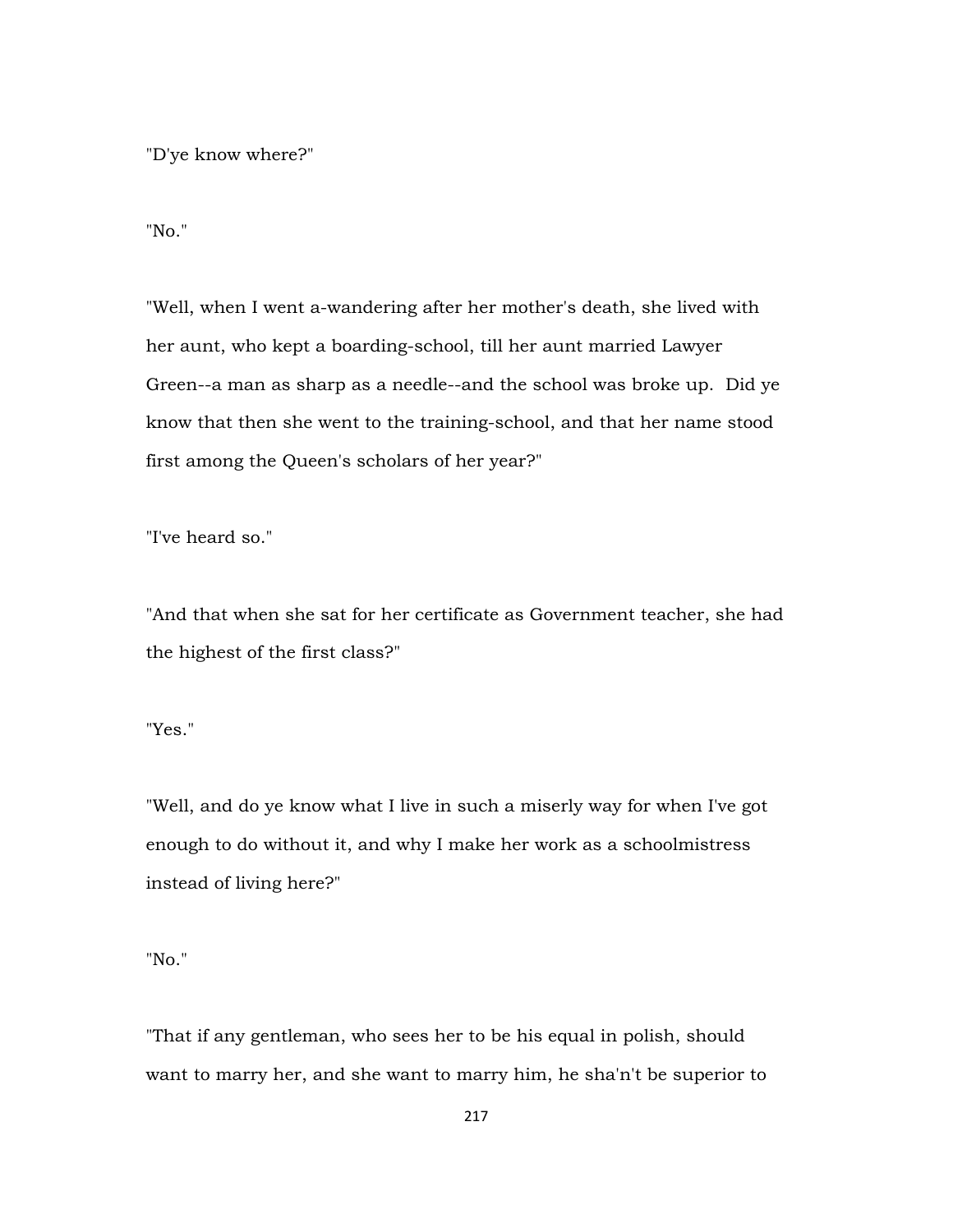"D'ye know where?"

"No."

"Well, when I went a-wandering after her mother's death, she lived with her aunt, who kept a boarding-school, till her aunt married Lawyer Green--a man as sharp as a needle--and the school was broke up. Did ye know that then she went to the training-school, and that her name stood first among the Queen's scholars of her year?"

"I've heard so."

"And that when she sat for her certificate as Government teacher, she had the highest of the first class?"

"Yes."

"Well, and do ye know what I live in such a miserly way for when I've got enough to do without it, and why I make her work as a schoolmistress instead of living here?"

"No."

"That if any gentleman, who sees her to be his equal in polish, should want to marry her, and she want to marry him, he sha'n't be superior to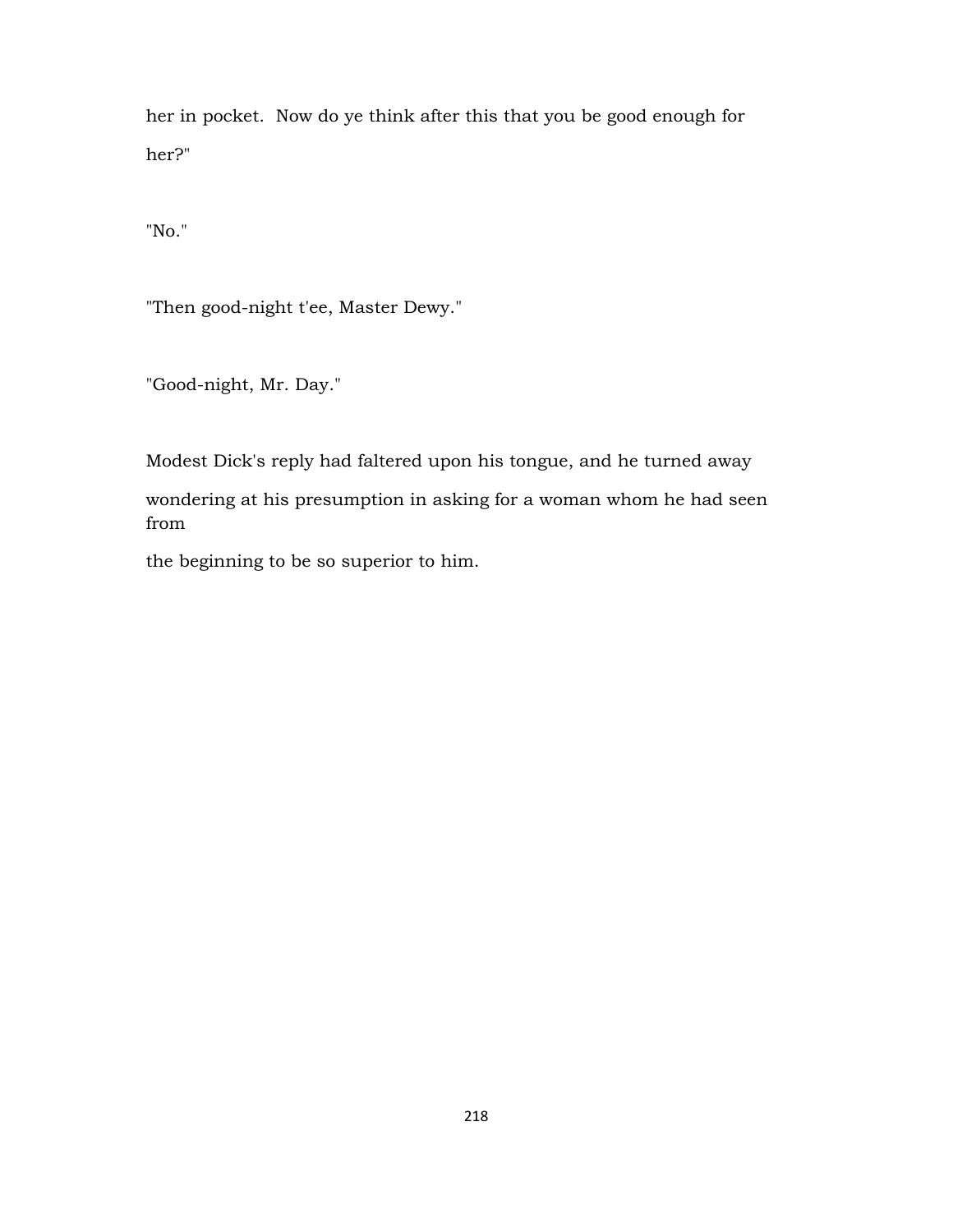her in pocket. Now do ye think after this that you be good enough for her?"

"No."

"Then good-night t'ee, Master Dewy."

"Good-night, Mr. Day."

Modest Dick's reply had faltered upon his tongue, and he turned away wondering at his presumption in asking for a woman whom he had seen from the beginning to be so superior to him.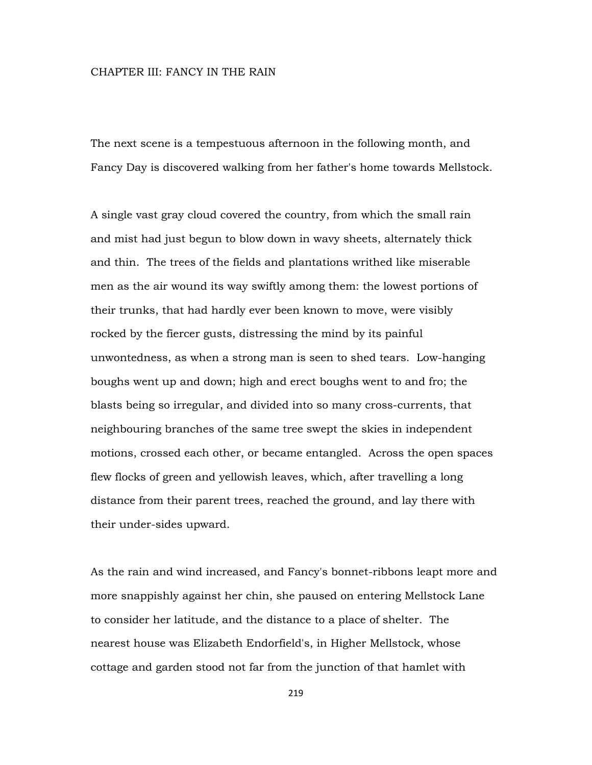## CHAPTER III: FANCY IN THE RAIN

The next scene is a tempestuous afternoon in the following month, and Fancy Day is discovered walking from her father's home towards Mellstock.

A single vast gray cloud covered the country, from which the small rain and mist had just begun to blow down in wavy sheets, alternately thick and thin. The trees of the fields and plantations writhed like miserable men as the air wound its way swiftly among them: the lowest portions of their trunks, that had hardly ever been known to move, were visibly rocked by the fiercer gusts, distressing the mind by its painful unwontedness, as when a strong man is seen to shed tears. Low-hanging boughs went up and down; high and erect boughs went to and fro; the blasts being so irregular, and divided into so many cross-currents, that neighbouring branches of the same tree swept the skies in independent motions, crossed each other, or became entangled. Across the open spaces flew flocks of green and yellowish leaves, which, after travelling a long distance from their parent trees, reached the ground, and lay there with their under-sides upward.

As the rain and wind increased, and Fancy's bonnet-ribbons leapt more and more snappishly against her chin, she paused on entering Mellstock Lane to consider her latitude, and the distance to a place of shelter. The nearest house was Elizabeth Endorfield's, in Higher Mellstock, whose cottage and garden stood not far from the junction of that hamlet with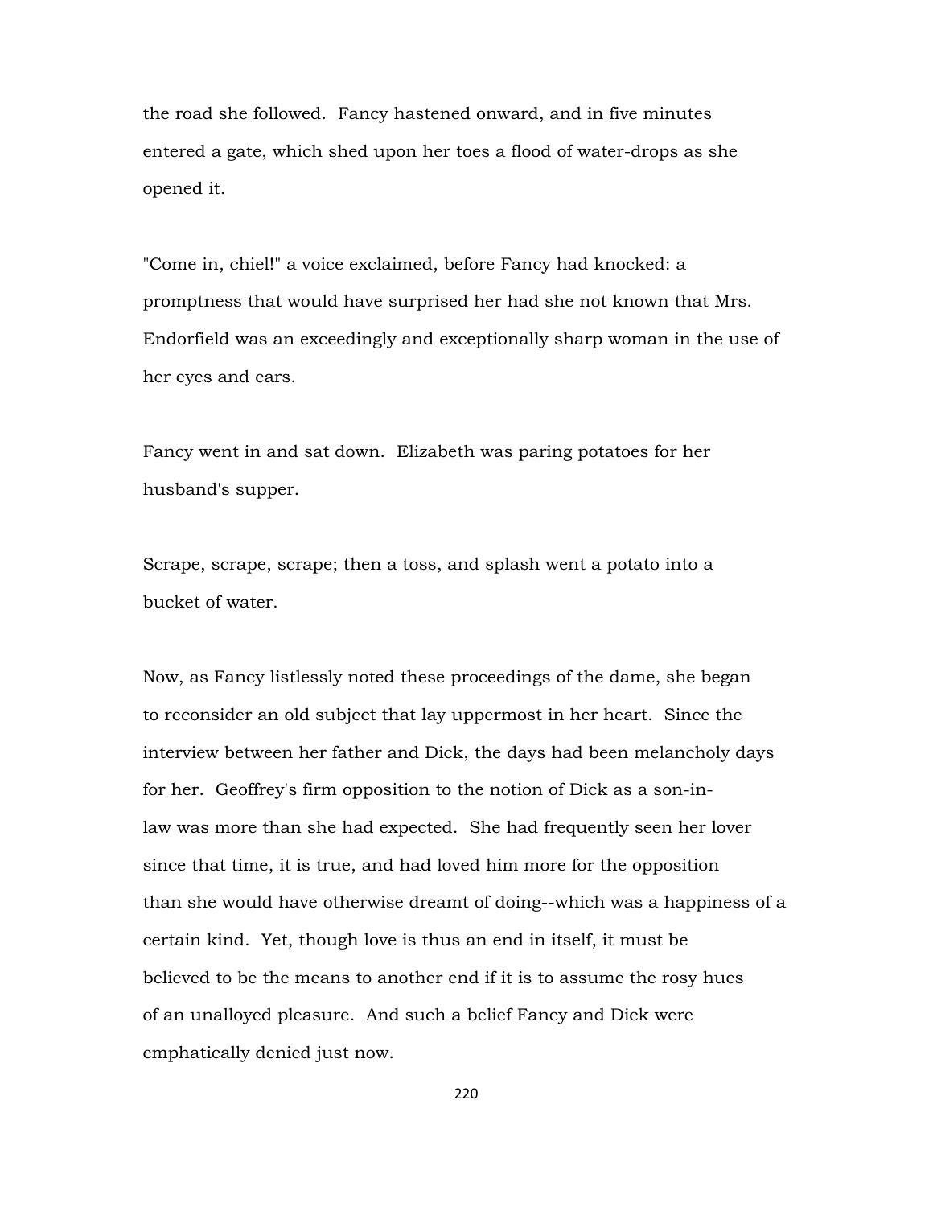the road she followed. Fancy hastened onward, and in five minutes entered a gate, which shed upon her toes a flood of water-drops as she opened it.

"Come in, chiel!" a voice exclaimed, before Fancy had knocked: a promptness that would have surprised her had she not known that Mrs. Endorfield was an exceedingly and exceptionally sharp woman in the use of her eyes and ears.

Fancy went in and sat down. Elizabeth was paring potatoes for her husband's supper.

Scrape, scrape, scrape; then a toss, and splash went a potato into a bucket of water.

Now, as Fancy listlessly noted these proceedings of the dame, she began to reconsider an old subject that lay uppermost in her heart. Since the interview between her father and Dick, the days had been melancholy days for her. Geoffrey's firm opposition to the notion of Dick as a son-in-law was more than she had expected. She had frequently seen her lover since that time, it is true, and had loved him more for the opposition than she would have otherwise dreamt of doing--which was a happiness of a certain kind. Yet, though love is thus an end in itself, it must be believed to be the means to another end if it is to assume the rosy hues of an unalloyed pleasure. And such a belief Fancy and Dick were emphatically denied just now.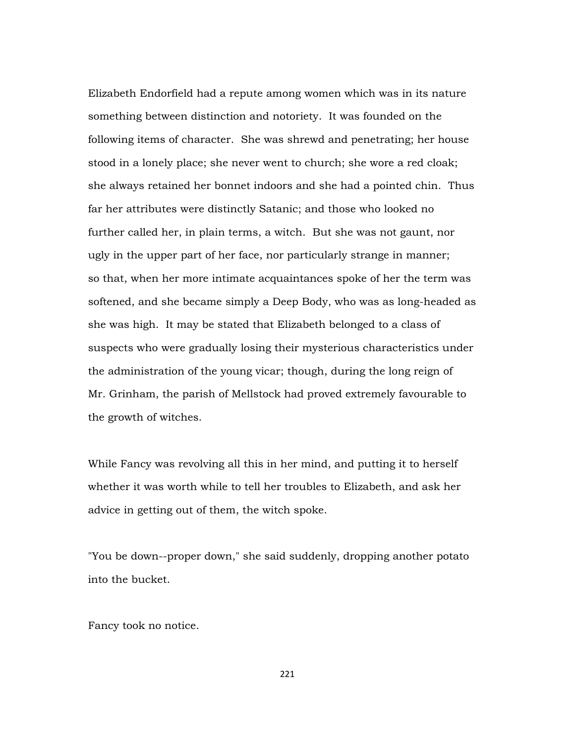Elizabeth Endorfield had a repute among women which was in its nature something between distinction and notoriety. It was founded on the following items of character. She was shrewd and penetrating; her house stood in a lonely place; she never went to church; she wore a red cloak; she always retained her bonnet indoors and she had a pointed chin. Thus far her attributes were distinctly Satanic; and those who looked no further called her, in plain terms, a witch. But she was not gaunt, nor ugly in the upper part of her face, nor particularly strange in manner; so that, when her more intimate acquaintances spoke of her the term was softened, and she became simply a Deep Body, who was as long-headed as she was high. It may be stated that Elizabeth belonged to a class of suspects who were gradually losing their mysterious characteristics under the administration of the young vicar; though, during the long reign of Mr. Grinham, the parish of Mellstock had proved extremely favourable to the growth of witches.

While Fancy was revolving all this in her mind, and putting it to herself whether it was worth while to tell her troubles to Elizabeth, and ask her advice in getting out of them, the witch spoke.

"You be down--proper down," she said suddenly, dropping another potato into the bucket.

Fancy took no notice.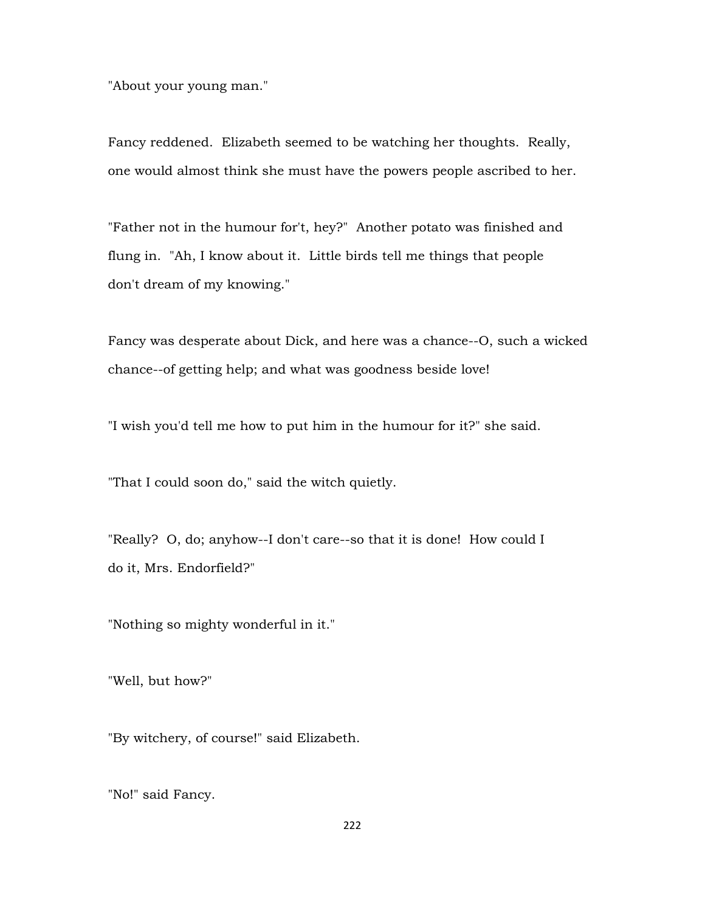"About your young man."

Fancy reddened. Elizabeth seemed to be watching her thoughts. Really, one would almost think she must have the powers people ascribed to her.

"Father not in the humour for't, hey?" Another potato was finished and flung in. "Ah, I know about it. Little birds tell me things that people don't dream of my knowing."

Fancy was desperate about Dick, and here was a chance--O, such a wicked chance--of getting help; and what was goodness beside love!

"I wish you'd tell me how to put him in the humour for it?" she said.

"That I could soon do," said the witch quietly.

"Really? O, do; anyhow--I don't care--so that it is done! How could I do it, Mrs. Endorfield?"

"Nothing so mighty wonderful in it."

"Well, but how?"

"By witchery, of course!" said Elizabeth.

"No!" said Fancy.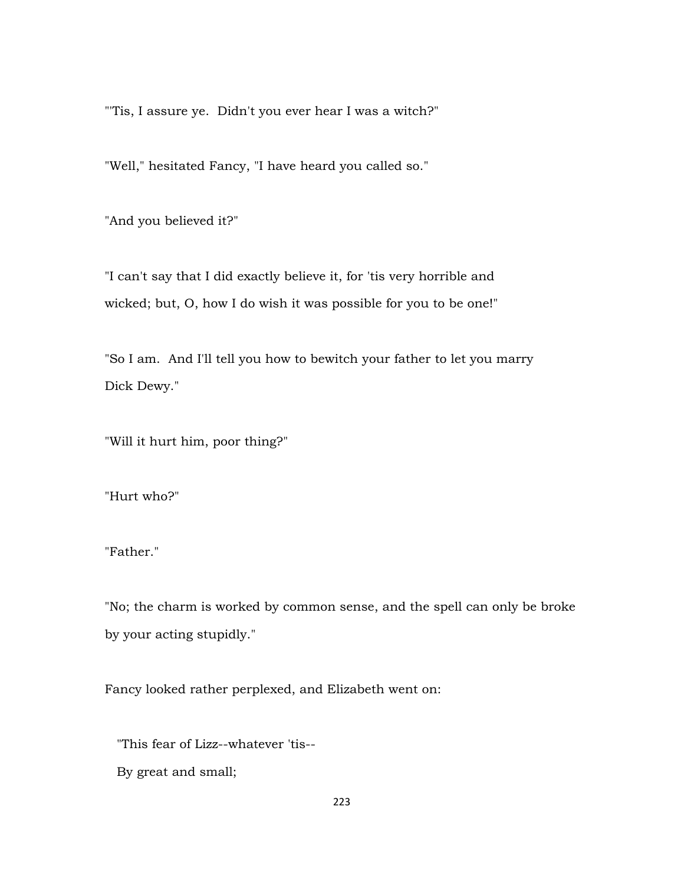"'Tis, I assure ye. Didn't you ever hear I was a witch?"

"Well," hesitated Fancy, "I have heard you called so."

"And you believed it?"

"I can't say that I did exactly believe it, for 'tis very horrible and wicked; but, O, how I do wish it was possible for you to be one!"

"So I am. And I'll tell you how to bewitch your father to let you marry Dick Dewy."

"Will it hurt him, poor thing?"

"Hurt who?"

"Father."

"No; the charm is worked by common sense, and the spell can only be broke by your acting stupidly."

Fancy looked rather perplexed, and Elizabeth went on:

"This fear of Lizz--whatever 'tis--  
By great and small;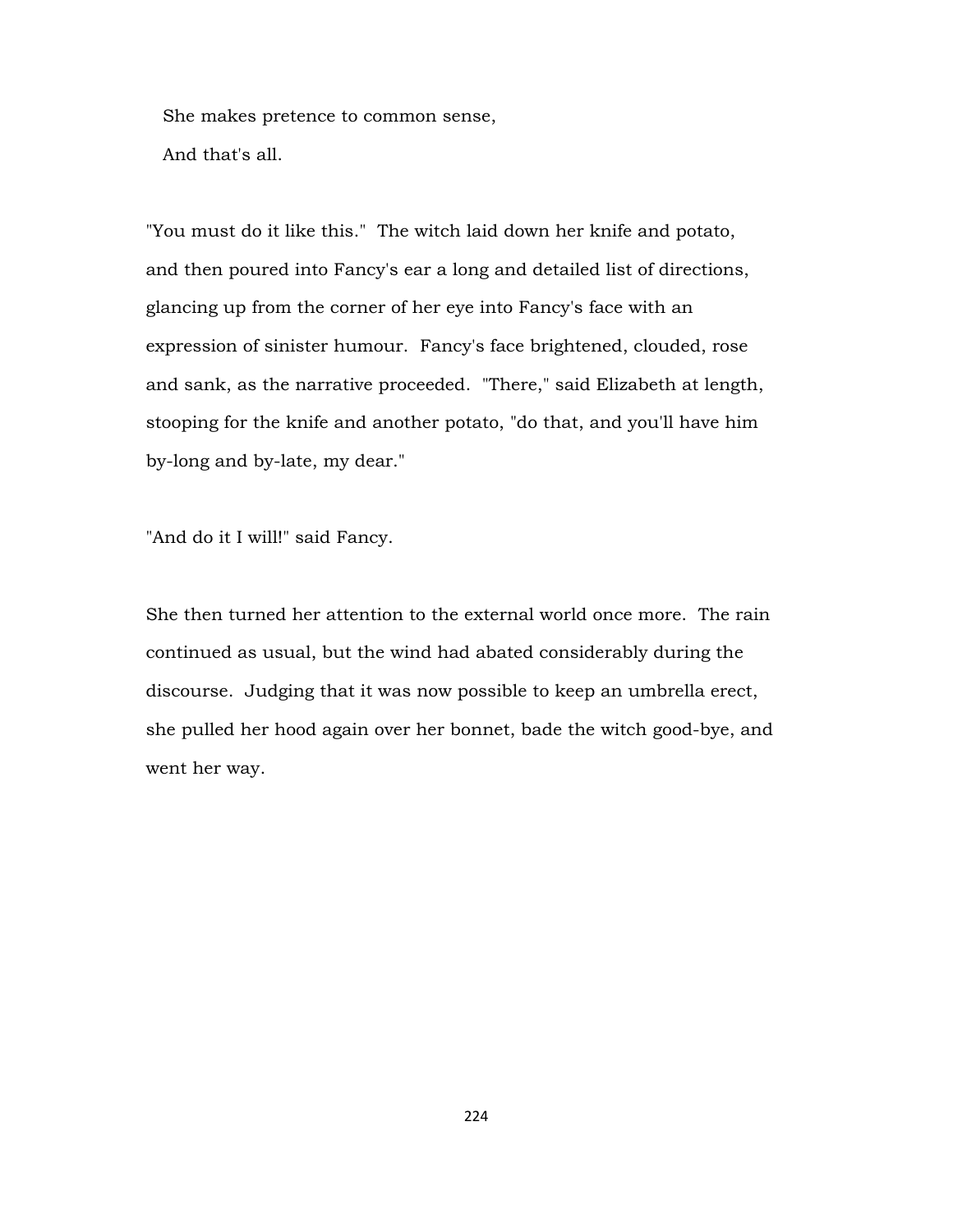She makes pretence to common sense,  
And that's all.

"You must do it like this." The witch laid down her knife and potato, and then poured into Fancy's ear a long and detailed list of directions, glancing up from the corner of her eye into Fancy's face with an expression of sinister humour. Fancy's face brightened, clouded, rose and sank, as the narrative proceeded. "There," said Elizabeth at length, stooping for the knife and another potato, "do that, and you'll have him by-long and by-late, my dear."

"And do it I will!" said Fancy.

She then turned her attention to the external world once more. The rain continued as usual, but the wind had abated considerably during the discourse. Judging that it was now possible to keep an umbrella erect, she pulled her hood again over her bonnet, bade the witch good-bye, and went her way.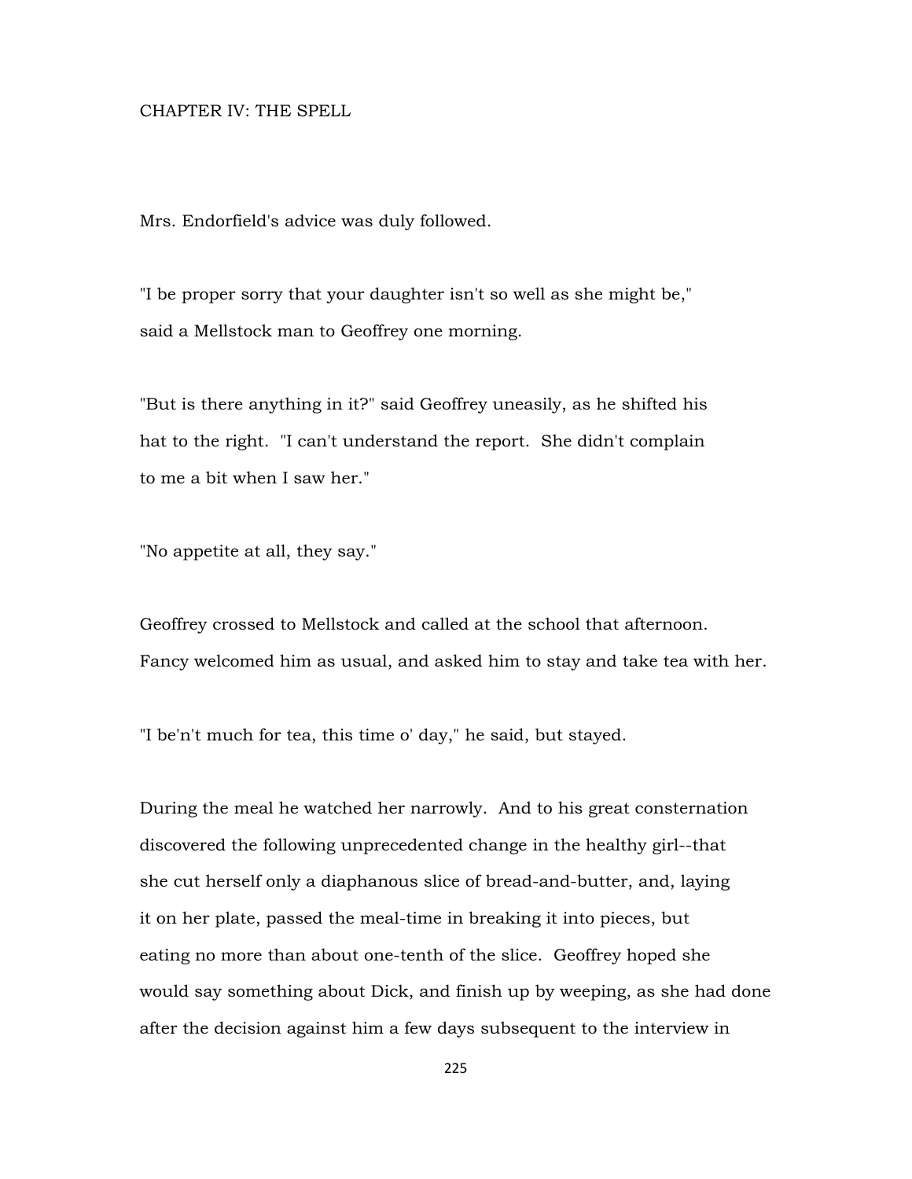## CHAPTER IV: THE SPELL

Mrs. Endorfield's advice was duly followed.

"I be proper sorry that your daughter isn't so well as she might be," said a Mellstock man to Geoffrey one morning.

"But is there anything in it?" said Geoffrey uneasily, as he shifted his hat to the right. "I can't understand the report. She didn't complain to me a bit when I saw her."

"No appetite at all, they say."

Geoffrey crossed to Mellstock and called at the school that afternoon. Fancy welcomed him as usual, and asked him to stay and take tea with her.

"I be'n't much for tea, this time o' day," he said, but stayed.

During the meal he watched her narrowly. And to his great consternation discovered the following unprecedented change in the healthy girl--that she cut herself only a diaphanous slice of bread-and-butter, and, laying it on her plate, passed the meal-time in breaking it into pieces, but eating no more than about one-tenth of the slice. Geoffrey hoped she would say something about Dick, and finish up by weeping, as she had done after the decision against him a few days subsequent to the interview in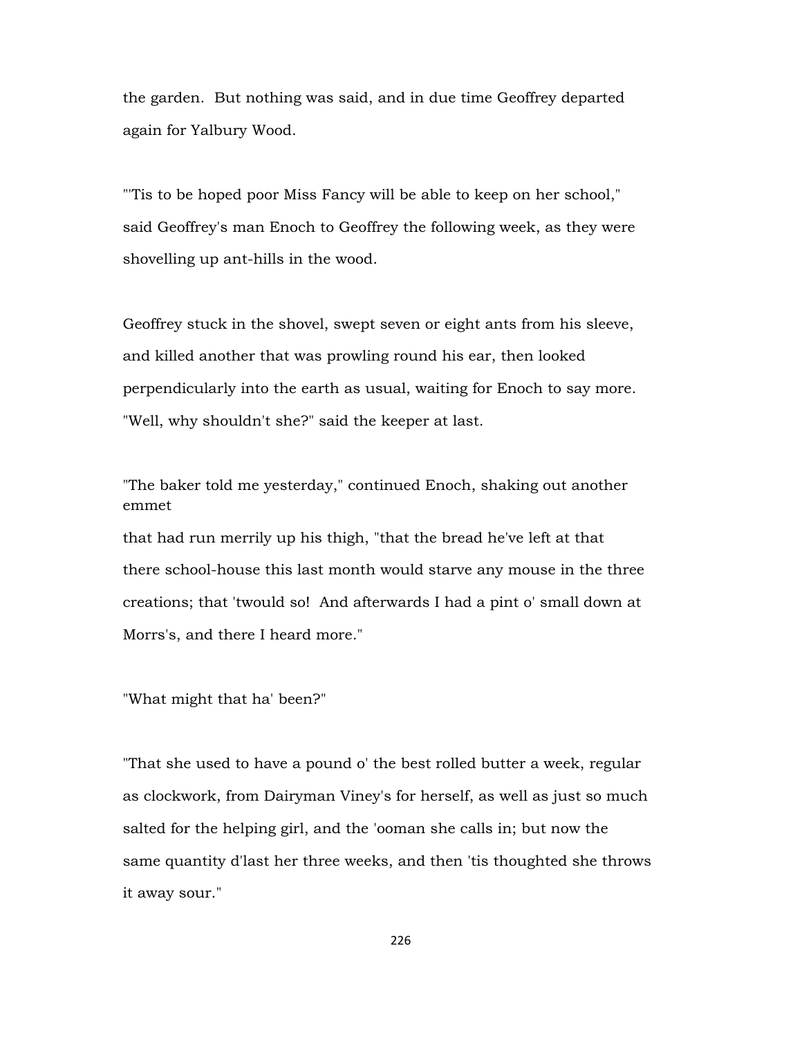the garden. But nothing was said, and in due time Geoffrey departed again for Yalbury Wood.

"'Tis to be hoped poor Miss Fancy will be able to keep on her school," said Geoffrey's man Enoch to Geoffrey the following week, as they were shovelling up ant-hills in the wood.

Geoffrey stuck in the shovel, swept seven or eight ants from his sleeve, and killed another that was prowling round his ear, then looked perpendicularly into the earth as usual, waiting for Enoch to say more. "Well, why shouldn't she?" said the keeper at last.

"The baker told me yesterday," continued Enoch, shaking out another emmet that had run merrily up his thigh, "that the bread he've left at that there school-house this last month would starve any mouse in the three creations; that 'twould so! And afterwards I had a pint o' small down at Morrs's, and there I heard more."

"What might that ha' been?"

"That she used to have a pound o' the best rolled butter a week, regular as clockwork, from Dairyman Viney's for herself, as well as just so much salted for the helping girl, and the 'ooman she calls in; but now the same quantity d'last her three weeks, and then 'tis thoughted she throws it away sour."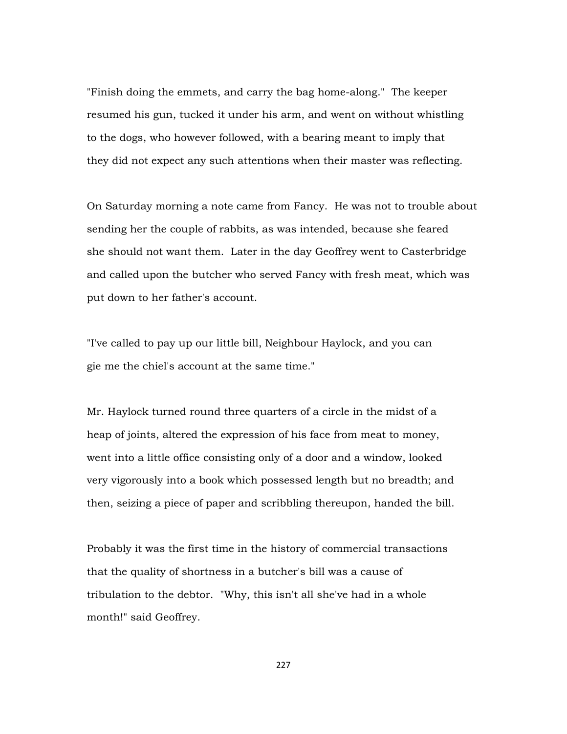"Finish doing the emmets, and carry the bag home-along." The keeper resumed his gun, tucked it under his arm, and went on without whistling to the dogs, who however followed, with a bearing meant to imply that they did not expect any such attentions when their master was reflecting.

On Saturday morning a note came from Fancy. He was not to trouble about sending her the couple of rabbits, as was intended, because she feared she should not want them. Later in the day Geoffrey went to Casterbridge and called upon the butcher who served Fancy with fresh meat, which was put down to her father's account.

"I've called to pay up our little bill, Neighbour Haylock, and you can gie me the chiel's account at the same time."

Mr. Haylock turned round three quarters of a circle in the midst of a heap of joints, altered the expression of his face from meat to money, went into a little office consisting only of a door and a window, looked very vigorously into a book which possessed length but no breadth; and then, seizing a piece of paper and scribbling thereupon, handed the bill.

Probably it was the first time in the history of commercial transactions that the quality of shortness in a butcher's bill was a cause of tribulation to the debtor. "Why, this isn't all she've had in a whole month!" said Geoffrey.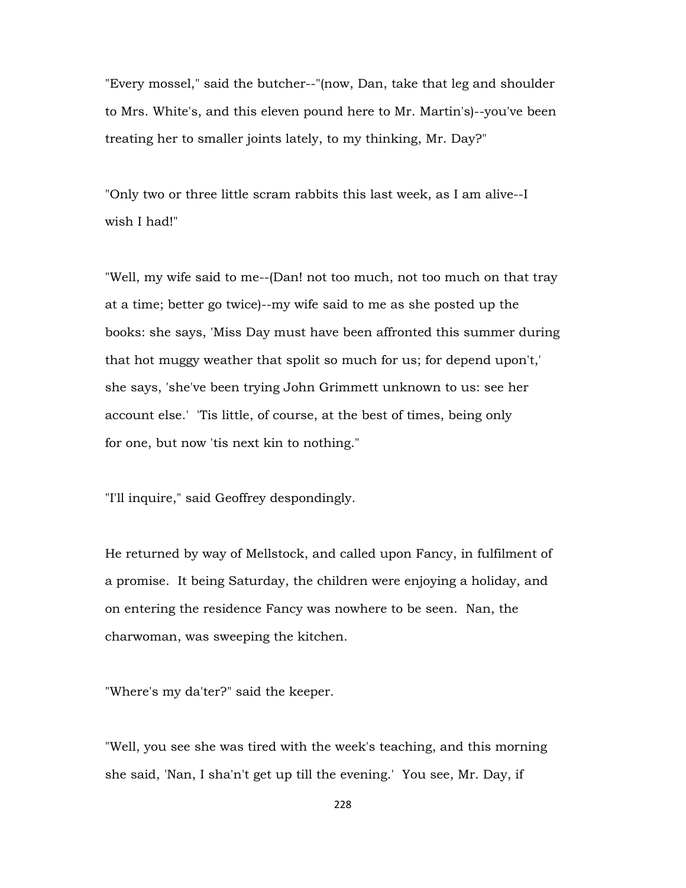"Every mossel," said the butcher--"(now, Dan, take that leg and shoulder to Mrs. White's, and this eleven pound here to Mr. Martin's)--you've been treating her to smaller joints lately, to my thinking, Mr. Day?"

"Only two or three little scram rabbits this last week, as I am alive--I wish I had!"

"Well, my wife said to me--(Dan! not too much, not too much on that tray at a time; better go twice)--my wife said to me as she posted up the books: she says, 'Miss Day must have been affronted this summer during that hot muggy weather that spolit so much for us; for depend upon't,' she says, 'she've been trying John Grimmett unknown to us: see her account else.' 'Tis little, of course, at the best of times, being only for one, but now 'tis next kin to nothing."

"I'll inquire," said Geoffrey despondingly.

He returned by way of Mellstock, and called upon Fancy, in fulfilment of a promise. It being Saturday, the children were enjoying a holiday, and on entering the residence Fancy was nowhere to be seen. Nan, the charwoman, was sweeping the kitchen.

"Where's my da'ter?" said the keeper.

"Well, you see she was tired with the week's teaching, and this morning she said, 'Nan, I sha'n't get up till the evening.' You see, Mr. Day, if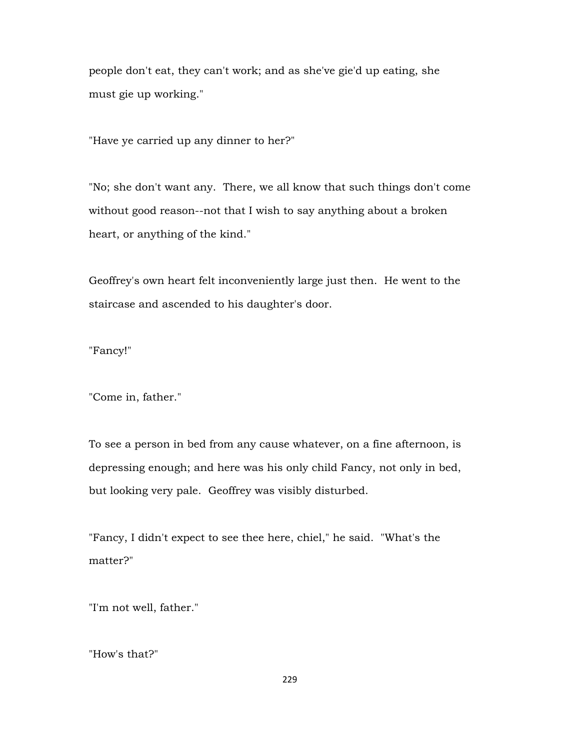people don't eat, they can't work; and as she've gie'd up eating, she must gie up working."

"Have ye carried up any dinner to her?"

"No; she don't want any. There, we all know that such things don't come without good reason--not that I wish to say anything about a broken heart, or anything of the kind."

Geoffrey's own heart felt inconveniently large just then. He went to the staircase and ascended to his daughter's door.

"Fancy!"

"Come in, father."

To see a person in bed from any cause whatever, on a fine afternoon, is depressing enough; and here was his only child Fancy, not only in bed, but looking very pale. Geoffrey was visibly disturbed.

"Fancy, I didn't expect to see thee here, chiel," he said. "What's the matter?"

"I'm not well, father."

"How's that?"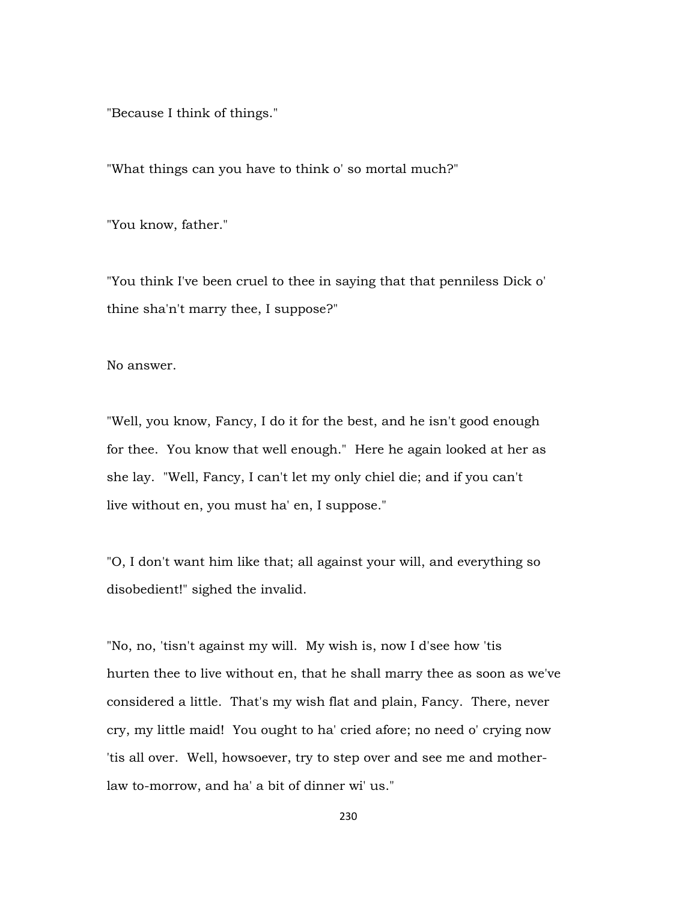"Because I think of things."

"What things can you have to think o' so mortal much?"

"You know, father."

"You think I've been cruel to thee in saying that that penniless Dick o' thine sha'n't marry thee, I suppose?"

No answer.

"Well, you know, Fancy, I do it for the best, and he isn't good enough for thee. You know that well enough." Here he again looked at her as she lay. "Well, Fancy, I can't let my only chiel die; and if you can't live without en, you must ha' en, I suppose."

"O, I don't want him like that; all against your will, and everything so disobedient!" sighed the invalid.

"No, no, 'tisn't against my will. My wish is, now I d'see how 'tis hurten thee to live without en, that he shall marry thee as soon as we've considered a little. That's my wish flat and plain, Fancy. There, never cry, my little maid! You ought to ha' cried afore; no need o' crying now 'tis all over. Well, howsoever, try to step over and see me and mother-law to-morrow, and ha' a bit of dinner wi' us."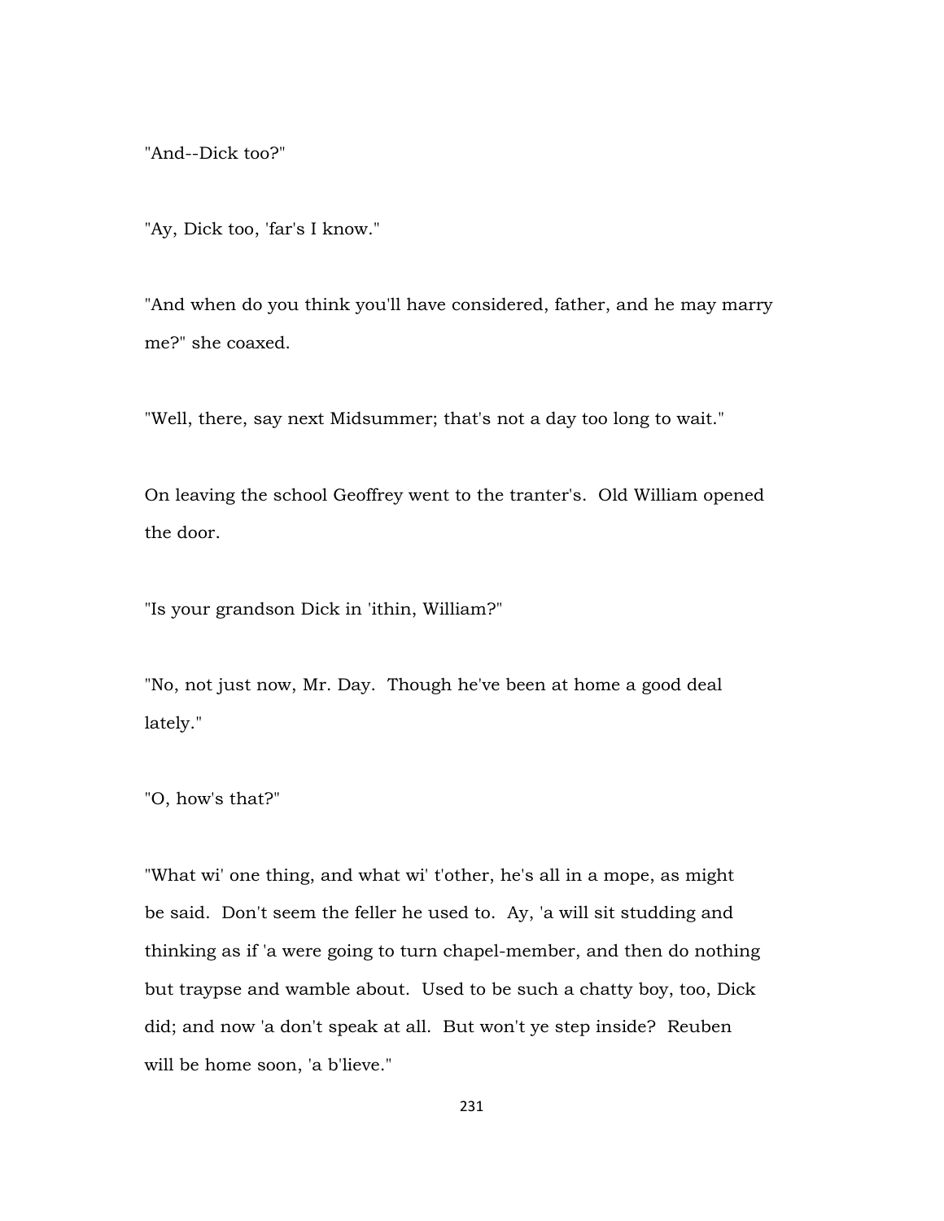"And--Dick too?"

"Ay, Dick too, 'far's I know."

"And when do you think you'll have considered, father, and he may marry me?" she coaxed.

"Well, there, say next Midsummer; that's not a day too long to wait."

On leaving the school Geoffrey went to the tranter's. Old William opened the door.

"Is your grandson Dick in 'ithin, William?"

"No, not just now, Mr. Day. Though he've been at home a good deal lately."

"O, how's that?"

"What wi' one thing, and what wi' t'other, he's all in a mope, as might be said. Don't seem the feller he used to. Ay, 'a will sit studding and thinking as if 'a were going to turn chapel-member, and then do nothing but traypse and wamble about. Used to be such a chatty boy, too, Dick did; and now 'a don't speak at all. But won't ye step inside? Reuben will be home soon, 'a b'lieve."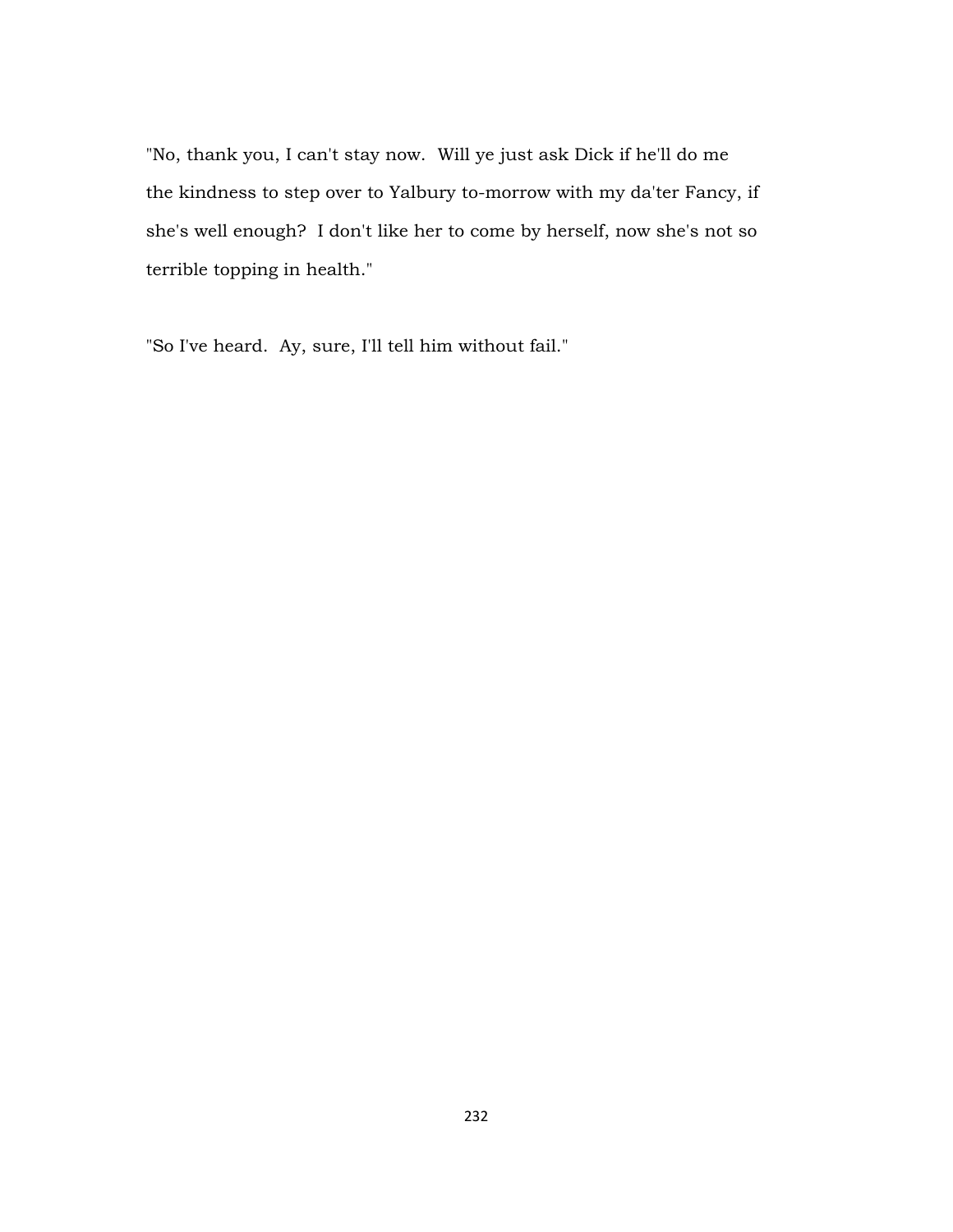"No, thank you, I can't stay now. Will ye just ask Dick if he'll do me the kindness to step over to Yalbury to-morrow with my da'ter Fancy, if she's well enough? I don't like her to come by herself, now she's not so terrible topping in health."

"So I've heard. Ay, sure, I'll tell him without fail."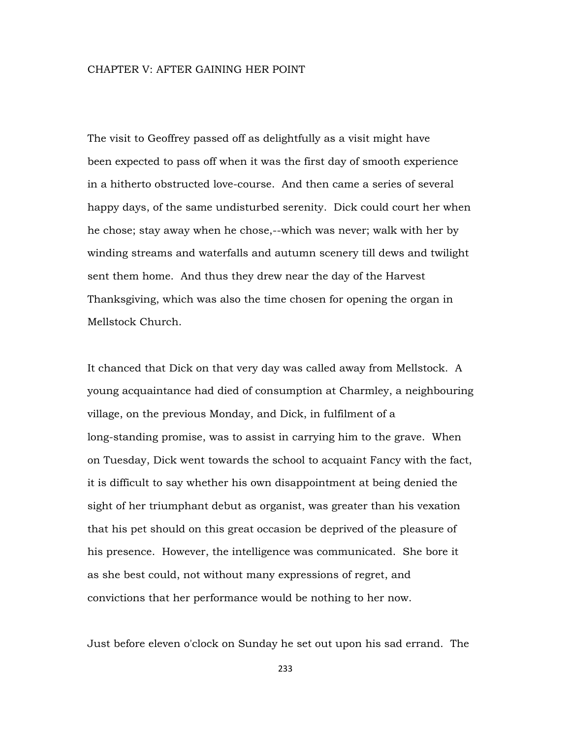## CHAPTER V: AFTER GAINING HER POINT

The visit to Geoffrey passed off as delightfully as a visit might have been expected to pass off when it was the first day of smooth experience in a hitherto obstructed love-course. And then came a series of several happy days, of the same undisturbed serenity. Dick could court her when he chose; stay away when he chose,--which was never; walk with her by winding streams and waterfalls and autumn scenery till dews and twilight sent them home. And thus they drew near the day of the Harvest Thanksgiving, which was also the time chosen for opening the organ in Mellstock Church.

It chanced that Dick on that very day was called away from Mellstock. A young acquaintance had died of consumption at Charmley, a neighbouring village, on the previous Monday, and Dick, in fulfilment of a long-standing promise, was to assist in carrying him to the grave. When on Tuesday, Dick went towards the school to acquaint Fancy with the fact, it is difficult to say whether his own disappointment at being denied the sight of her triumphant debut as organist, was greater than his vexation that his pet should on this great occasion be deprived of the pleasure of his presence. However, the intelligence was communicated. She bore it as she best could, not without many expressions of regret, and convictions that her performance would be nothing to her now.

Just before eleven o'clock on Sunday he set out upon his sad errand. The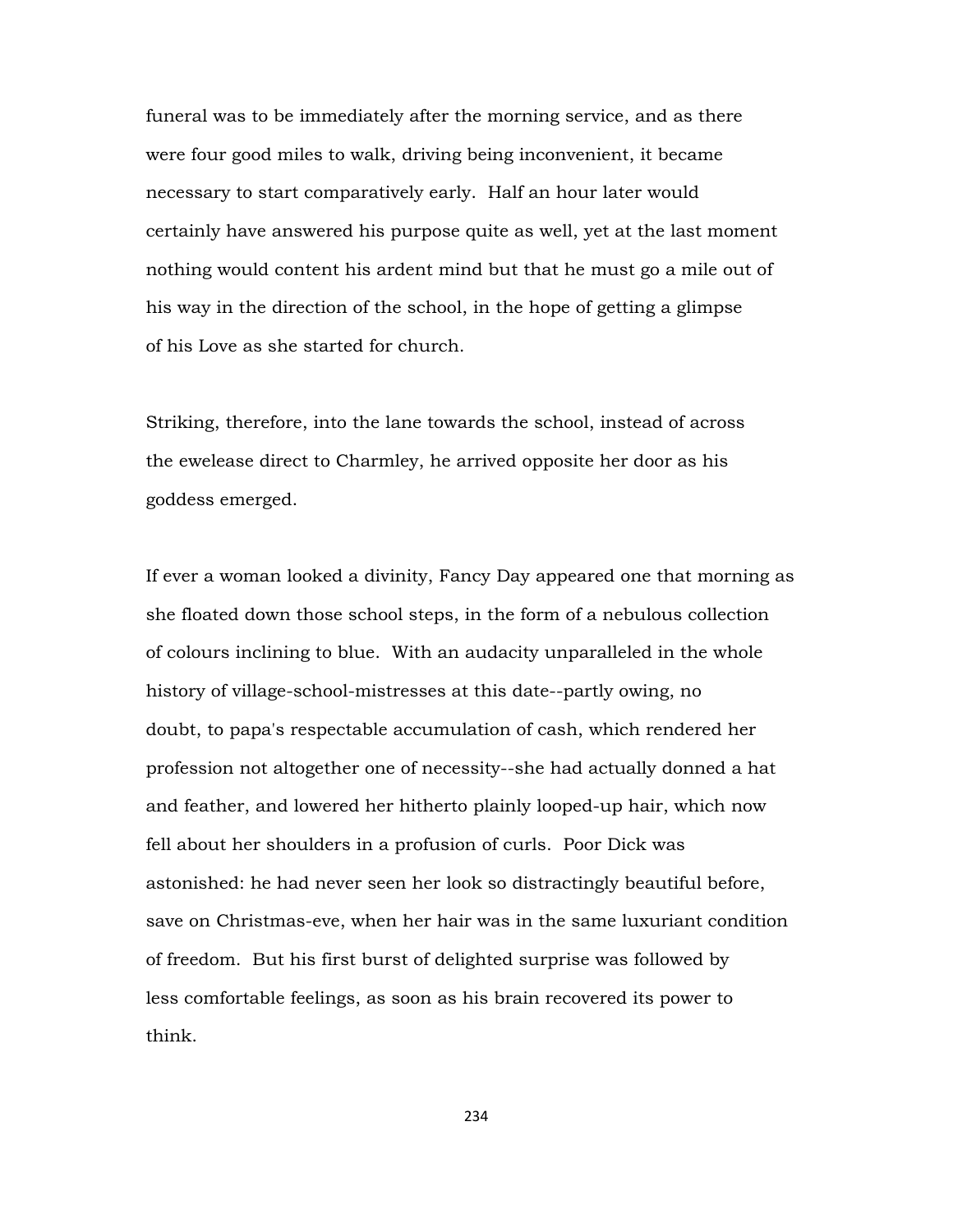funeral was to be immediately after the morning service, and as there were four good miles to walk, driving being inconvenient, it became necessary to start comparatively early. Half an hour later would certainly have answered his purpose quite as well, yet at the last moment nothing would content his ardent mind but that he must go a mile out of his way in the direction of the school, in the hope of getting a glimpse of his Love as she started for church.

Striking, therefore, into the lane towards the school, instead of across the ewelease direct to Charmley, he arrived opposite her door as his goddess emerged.

If ever a woman looked a divinity, Fancy Day appeared one that morning as she floated down those school steps, in the form of a nebulous collection of colours inclining to blue. With an audacity unparalleled in the whole history of village-school-mistresses at this date--partly owing, no doubt, to papa's respectable accumulation of cash, which rendered her profession not altogether one of necessity--she had actually donned a hat and feather, and lowered her hitherto plainly looped-up hair, which now fell about her shoulders in a profusion of curls. Poor Dick was astonished: he had never seen her look so distractingly beautiful before, save on Christmas-eve, when her hair was in the same luxuriant condition of freedom. But his first burst of delighted surprise was followed by less comfortable feelings, as soon as his brain recovered its power to think.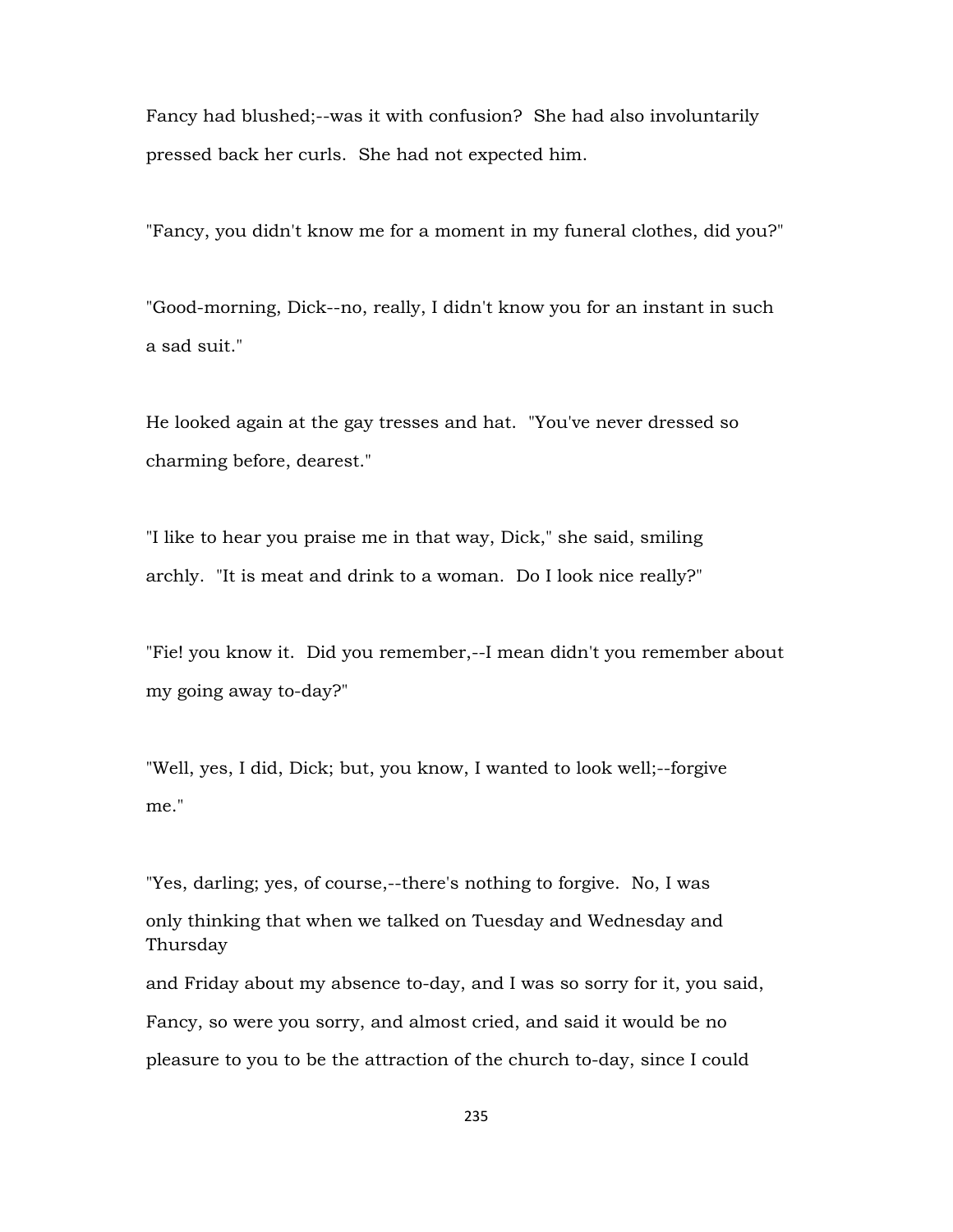Fancy had blushed;--was it with confusion? She had also involuntarily pressed back her curls. She had not expected him.

"Fancy, you didn't know me for a moment in my funeral clothes, did you?"

"Good-morning, Dick--no, really, I didn't know you for an instant in such a sad suit."

He looked again at the gay tresses and hat. "You've never dressed so charming before, dearest."

"I like to hear you praise me in that way, Dick," she said, smiling archly. "It is meat and drink to a woman. Do I look nice really?"

"Fie! you know it. Did you remember,--I mean didn't you remember about my going away to-day?"

"Well, yes, I did, Dick; but, you know, I wanted to look well;--forgive me."

"Yes, darling; yes, of course,--there's nothing to forgive. No, I was only thinking that when we talked on Tuesday and Wednesday and Thursday and Friday about my absence to-day, and I was so sorry for it, you said, Fancy, so were you sorry, and almost cried, and said it would be no pleasure to you to be the attraction of the church to-day, since I could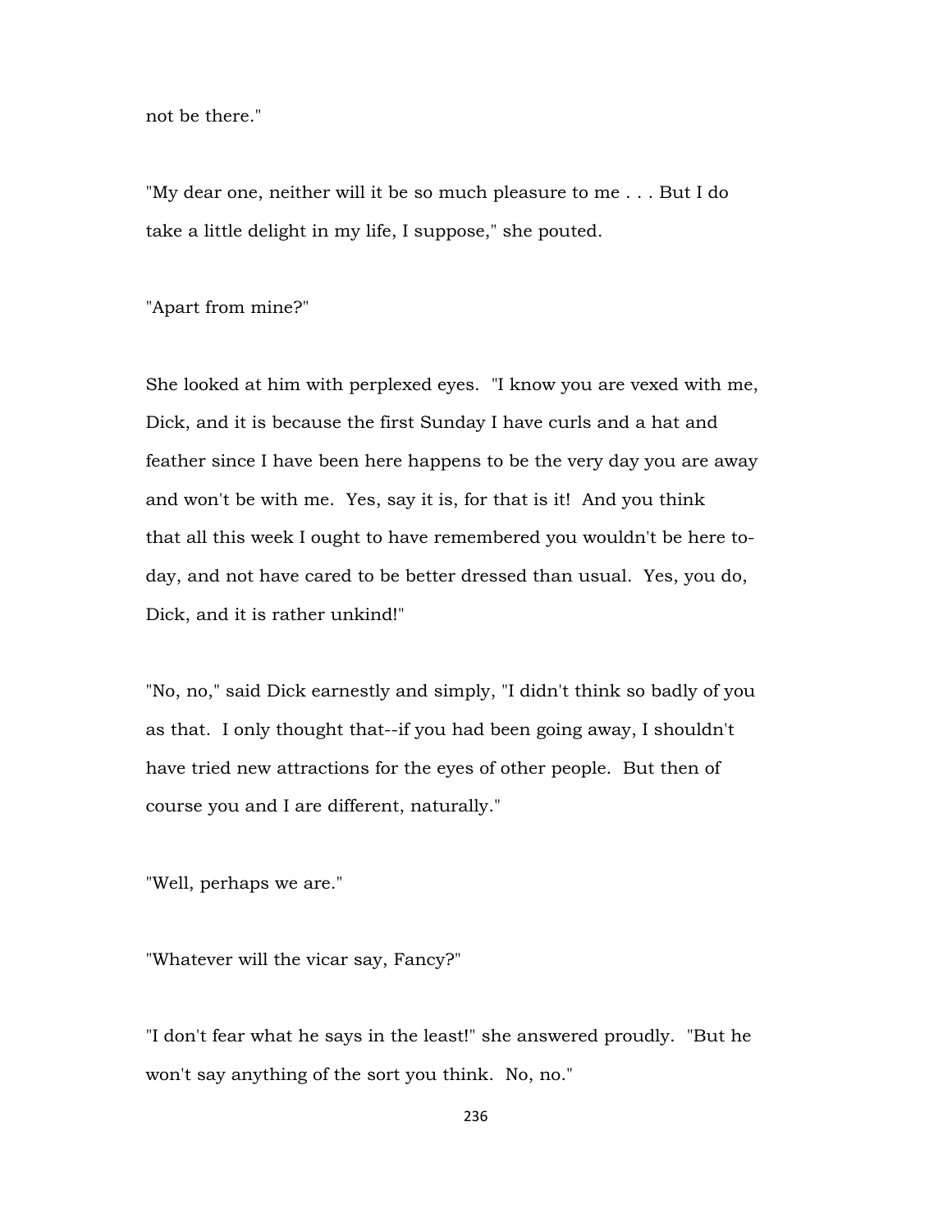not be there."

"My dear one, neither will it be so much pleasure to me . . . But I do take a little delight in my life, I suppose," she pouted.

"Apart from mine?"

She looked at him with perplexed eyes. "I know you are vexed with me, Dick, and it is because the first Sunday I have curls and a hat and feather since I have been here happens to be the very day you are away and won't be with me. Yes, say it is, for that is it! And you think that all this week I ought to have remembered you wouldn't be here to-day, and not have cared to be better dressed than usual. Yes, you do, Dick, and it is rather unkind!"

"No, no," said Dick earnestly and simply, "I didn't think so badly of you as that. I only thought that--if you had been going away, I shouldn't have tried new attractions for the eyes of other people. But then of course you and I are different, naturally."

"Well, perhaps we are."

"Whatever will the vicar say, Fancy?"

"I don't fear what he says in the least!" she answered proudly. "But he won't say anything of the sort you think. No, no."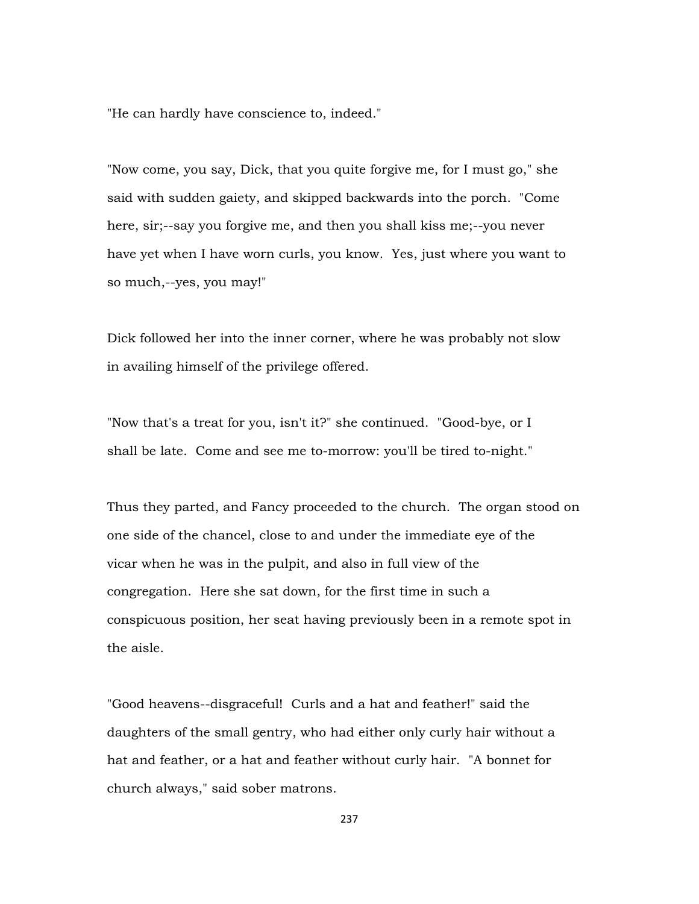"He can hardly have conscience to, indeed."

"Now come, you say, Dick, that you quite forgive me, for I must go," she said with sudden gaiety, and skipped backwards into the porch. "Come here, sir;--say you forgive me, and then you shall kiss me;--you never have yet when I have worn curls, you know. Yes, just where you want to so much,--yes, you may!"

Dick followed her into the inner corner, where he was probably not slow in availing himself of the privilege offered.

"Now that's a treat for you, isn't it?" she continued. "Good-bye, or I shall be late. Come and see me to-morrow: you'll be tired to-night."

Thus they parted, and Fancy proceeded to the church. The organ stood on one side of the chancel, close to and under the immediate eye of the vicar when he was in the pulpit, and also in full view of the congregation. Here she sat down, for the first time in such a conspicuous position, her seat having previously been in a remote spot in the aisle.

"Good heavens--disgraceful! Curls and a hat and feather!" said the daughters of the small gentry, who had either only curly hair without a hat and feather, or a hat and feather without curly hair. "A bonnet for church always," said sober matrons.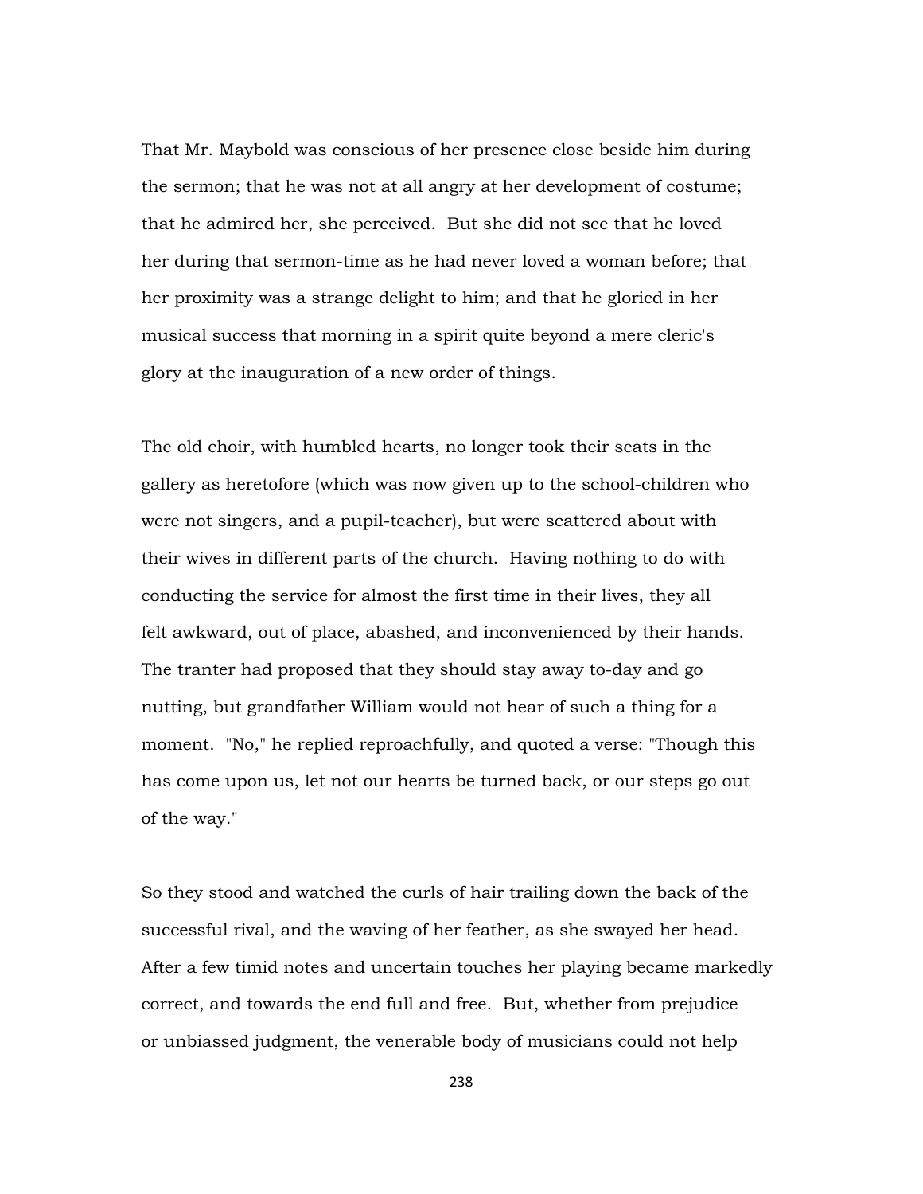That Mr. Maybold was conscious of her presence close beside him during the sermon; that he was not at all angry at her development of costume; that he admired her, she perceived. But she did not see that he loved her during that sermon-time as he had never loved a woman before; that her proximity was a strange delight to him; and that he gloried in her musical success that morning in a spirit quite beyond a mere cleric's glory at the inauguration of a new order of things.

The old choir, with humbled hearts, no longer took their seats in the gallery as heretofore (which was now given up to the school-children who were not singers, and a pupil-teacher), but were scattered about with their wives in different parts of the church. Having nothing to do with conducting the service for almost the first time in their lives, they all felt awkward, out of place, abashed, and inconvenienced by their hands. The tranter had proposed that they should stay away to-day and go nutting, but grandfather William would not hear of such a thing for a moment. "No," he replied reproachfully, and quoted a verse: "Though this has come upon us, let not our hearts be turned back, or our steps go out of the way."

So they stood and watched the curls of hair trailing down the back of the successful rival, and the waving of her feather, as she swayed her head. After a few timid notes and uncertain touches her playing became markedly correct, and towards the end full and free. But, whether from prejudice or unbiassed judgment, the venerable body of musicians could not help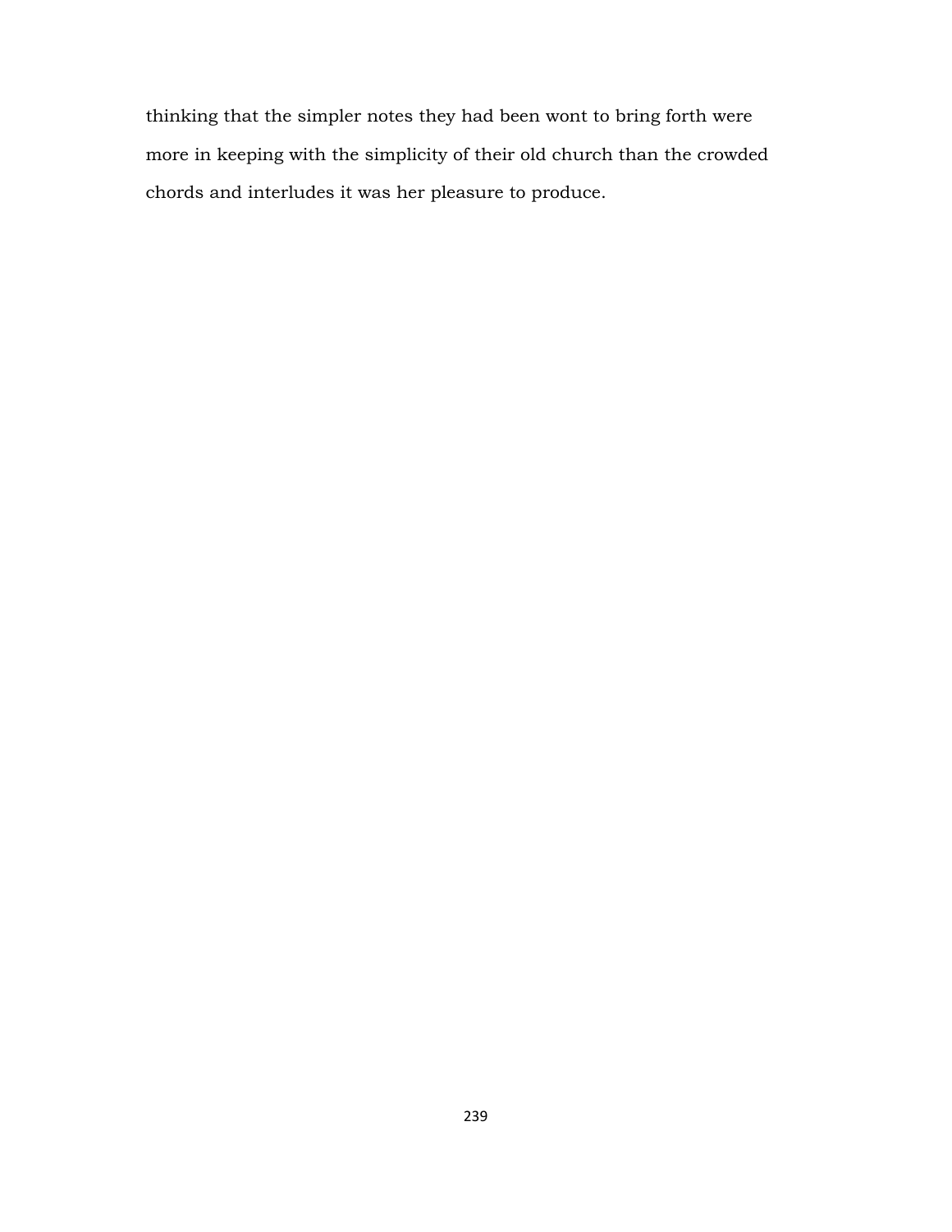thinking that the simpler notes they had been wont to bring forth were more in keeping with the simplicity of their old church than the crowded chords and interludes it was her pleasure to produce.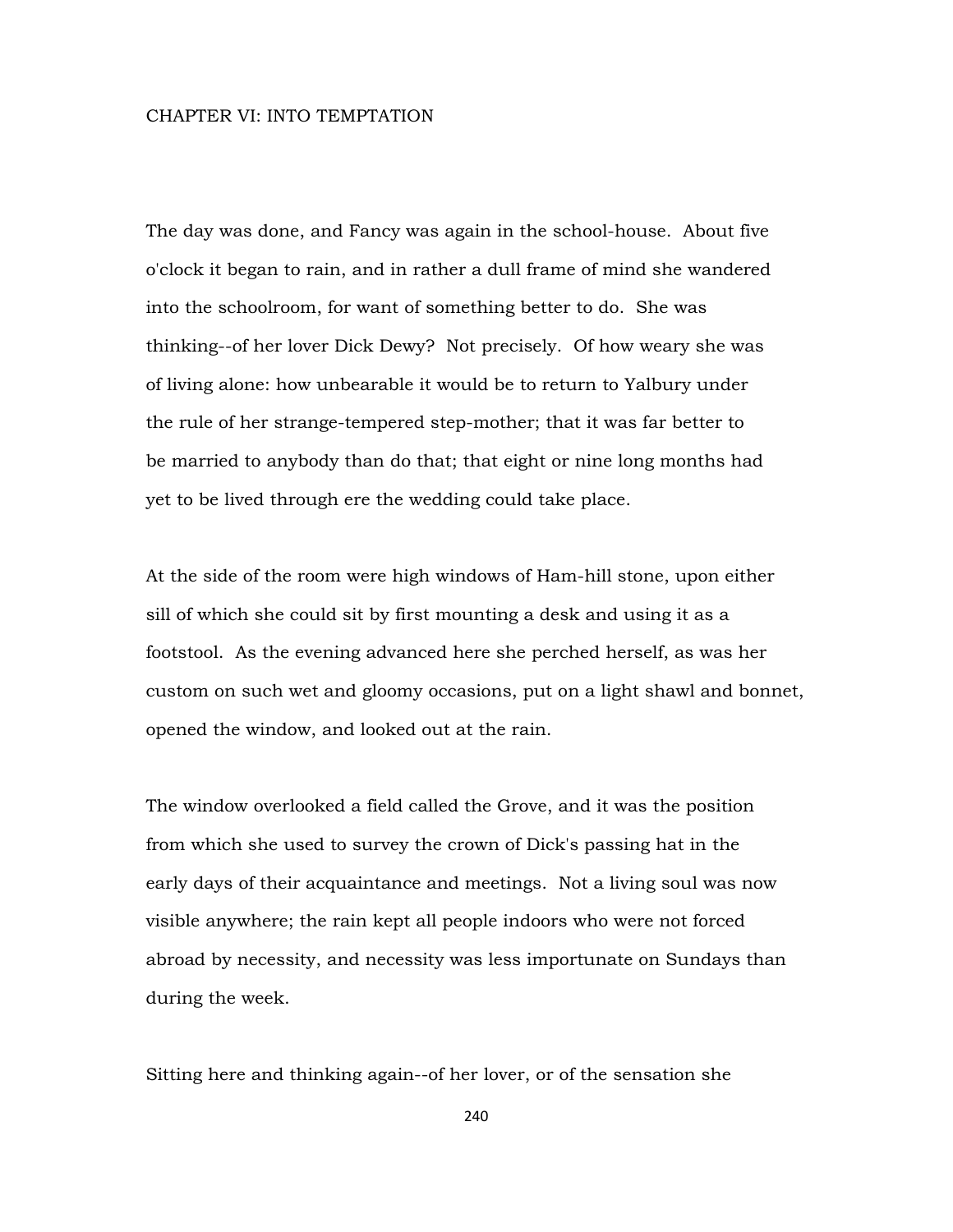## CHAPTER VI: INTO TEMPTATION

The day was done, and Fancy was again in the school-house. About five o'clock it began to rain, and in rather a dull frame of mind she wandered into the schoolroom, for want of something better to do. She was thinking--of her lover Dick Dewy? Not precisely. Of how weary she was of living alone: how unbearable it would be to return to Yalbury under the rule of her strange-tempered step-mother; that it was far better to be married to anybody than do that; that eight or nine long months had yet to be lived through ere the wedding could take place.

At the side of the room were high windows of Ham-hill stone, upon either sill of which she could sit by first mounting a desk and using it as a footstool. As the evening advanced here she perched herself, as was her custom on such wet and gloomy occasions, put on a light shawl and bonnet, opened the window, and looked out at the rain.

The window overlooked a field called the Grove, and it was the position from which she used to survey the crown of Dick's passing hat in the early days of their acquaintance and meetings. Not a living soul was now visible anywhere; the rain kept all people indoors who were not forced abroad by necessity, and necessity was less importunate on Sundays than during the week.

Sitting here and thinking again--of her lover, or of the sensation she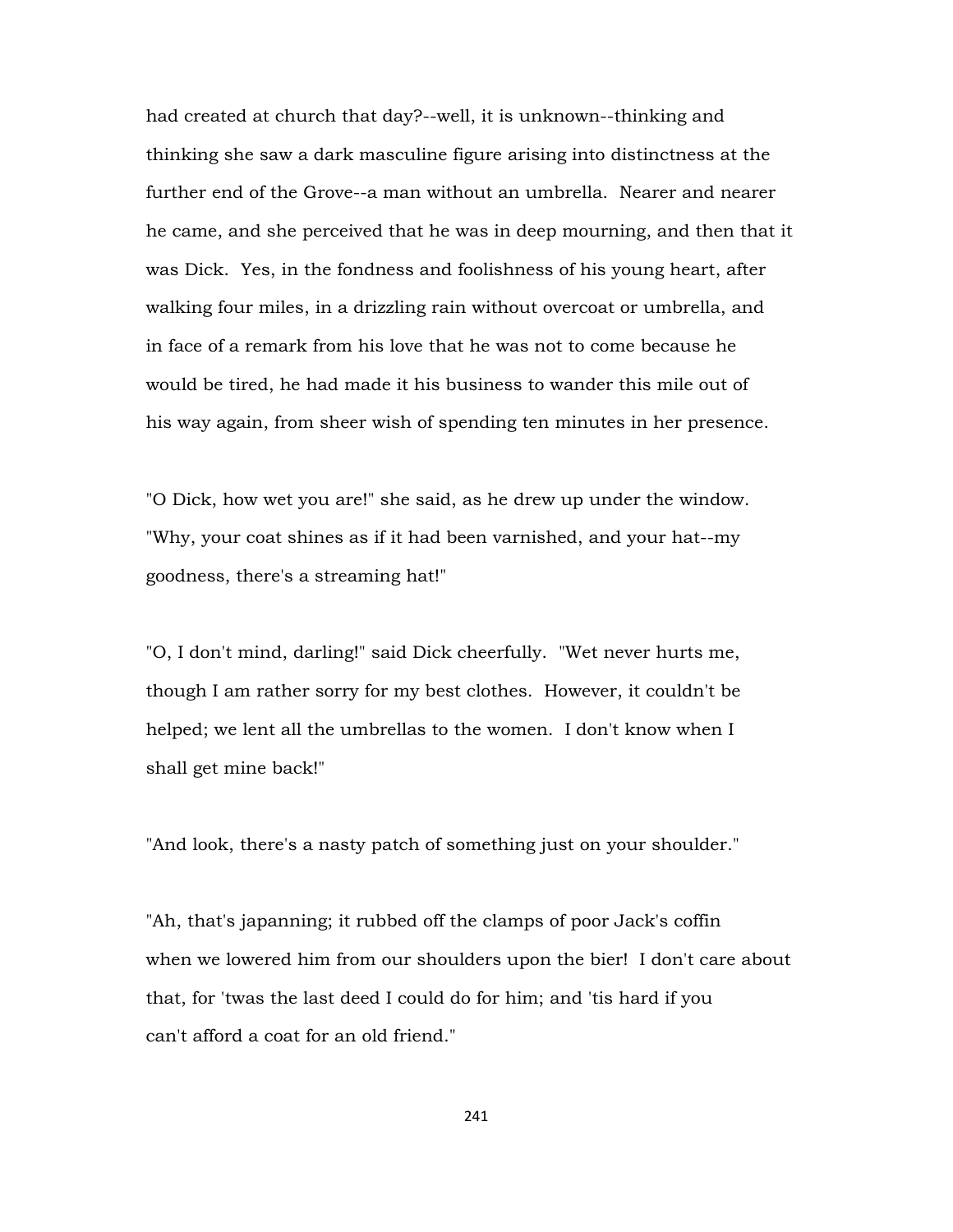had created at church that day?--well, it is unknown--thinking and thinking she saw a dark masculine figure arising into distinctness at the further end of the Grove--a man without an umbrella. Nearer and nearer he came, and she perceived that he was in deep mourning, and then that it was Dick. Yes, in the fondness and foolishness of his young heart, after walking four miles, in a drizzling rain without overcoat or umbrella, and in face of a remark from his love that he was not to come because he would be tired, he had made it his business to wander this mile out of his way again, from sheer wish of spending ten minutes in her presence.

"O Dick, how wet you are!" she said, as he drew up under the window. "Why, your coat shines as if it had been varnished, and your hat--my goodness, there's a streaming hat!"

"O, I don't mind, darling!" said Dick cheerfully. "Wet never hurts me, though I am rather sorry for my best clothes. However, it couldn't be helped; we lent all the umbrellas to the women. I don't know when I shall get mine back!"

"And look, there's a nasty patch of something just on your shoulder."

"Ah, that's japanning; it rubbed off the clamps of poor Jack's coffin when we lowered him from our shoulders upon the bier! I don't care about that, for 'twas the last deed I could do for him; and 'tis hard if you can't afford a coat for an old friend."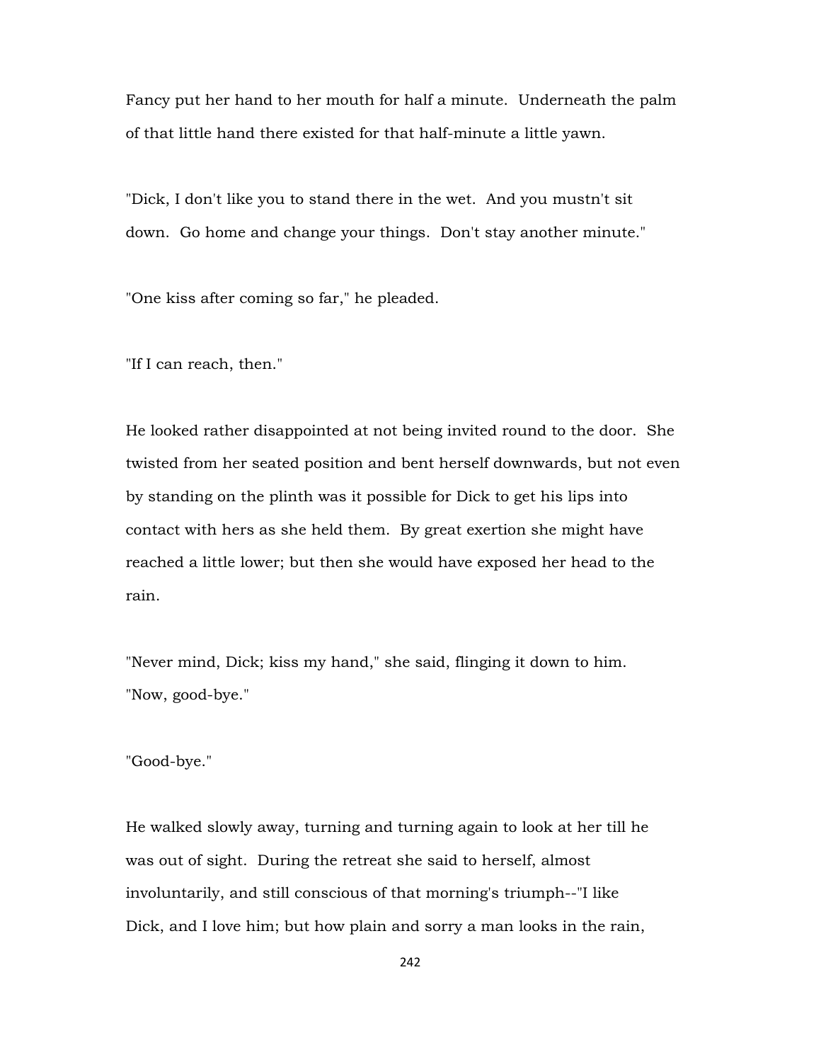Fancy put her hand to her mouth for half a minute. Underneath the palm of that little hand there existed for that half-minute a little yawn.

"Dick, I don't like you to stand there in the wet. And you mustn't sit down. Go home and change your things. Don't stay another minute."

"One kiss after coming so far," he pleaded.

"If I can reach, then."

He looked rather disappointed at not being invited round to the door. She twisted from her seated position and bent herself downwards, but not even by standing on the plinth was it possible for Dick to get his lips into contact with hers as she held them. By great exertion she might have reached a little lower; but then she would have exposed her head to the rain.

"Never mind, Dick; kiss my hand," she said, flinging it down to him. "Now, good-bye."

"Good-bye."

He walked slowly away, turning and turning again to look at her till he was out of sight. During the retreat she said to herself, almost involuntarily, and still conscious of that morning's triumph--"I like Dick, and I love him; but how plain and sorry a man looks in the rain,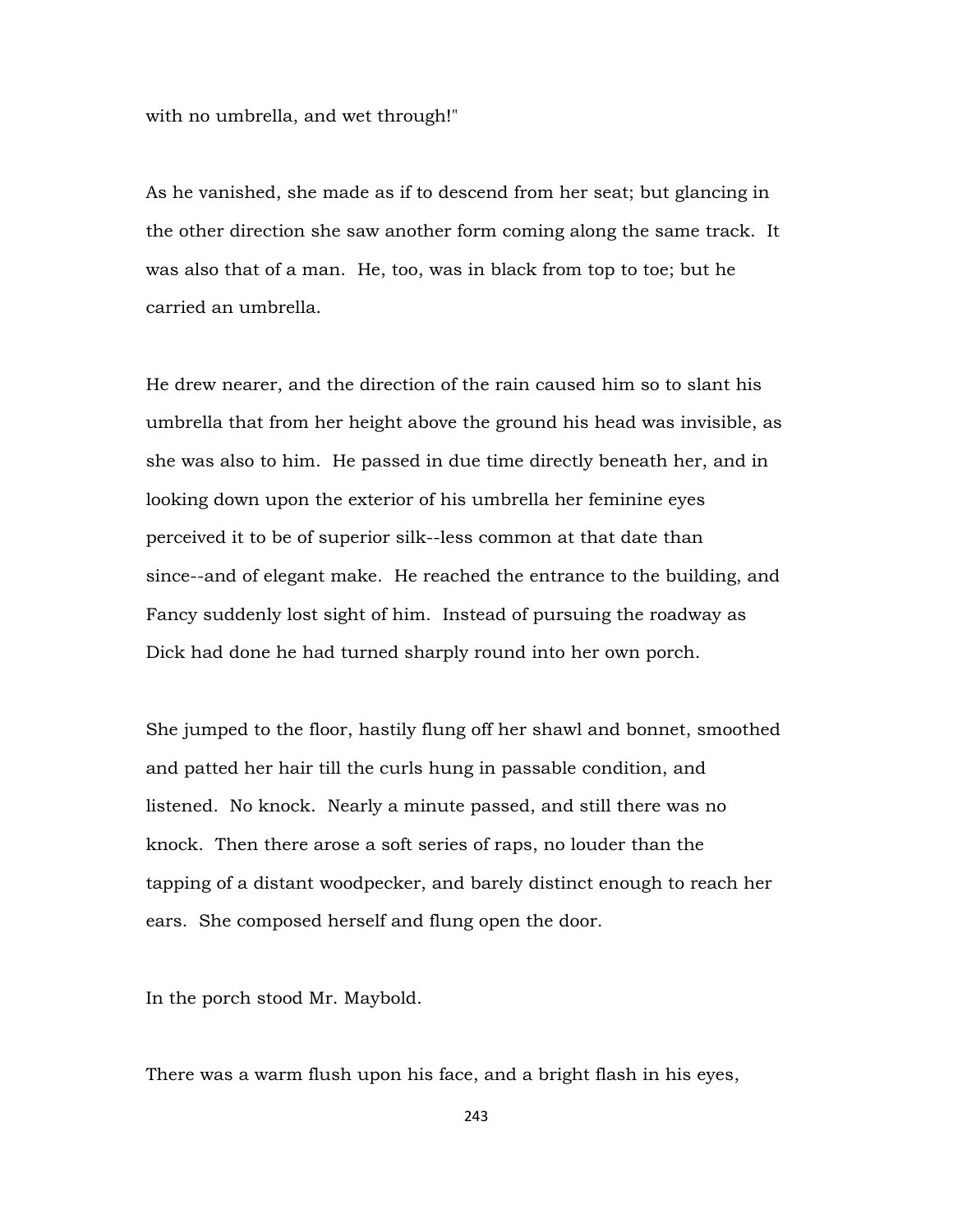with no umbrella, and wet through!"

As he vanished, she made as if to descend from her seat; but glancing in the other direction she saw another form coming along the same track. It was also that of a man. He, too, was in black from top to toe; but he carried an umbrella.

He drew nearer, and the direction of the rain caused him so to slant his umbrella that from her height above the ground his head was invisible, as she was also to him. He passed in due time directly beneath her, and in looking down upon the exterior of his umbrella her feminine eyes perceived it to be of superior silk--less common at that date than since--and of elegant make. He reached the entrance to the building, and Fancy suddenly lost sight of him. Instead of pursuing the roadway as Dick had done he had turned sharply round into her own porch.

She jumped to the floor, hastily flung off her shawl and bonnet, smoothed and patted her hair till the curls hung in passable condition, and listened. No knock. Nearly a minute passed, and still there was no knock. Then there arose a soft series of raps, no louder than the tapping of a distant woodpecker, and barely distinct enough to reach her ears. She composed herself and flung open the door.

In the porch stood Mr. Maybold.

There was a warm flush upon his face, and a bright flash in his eyes,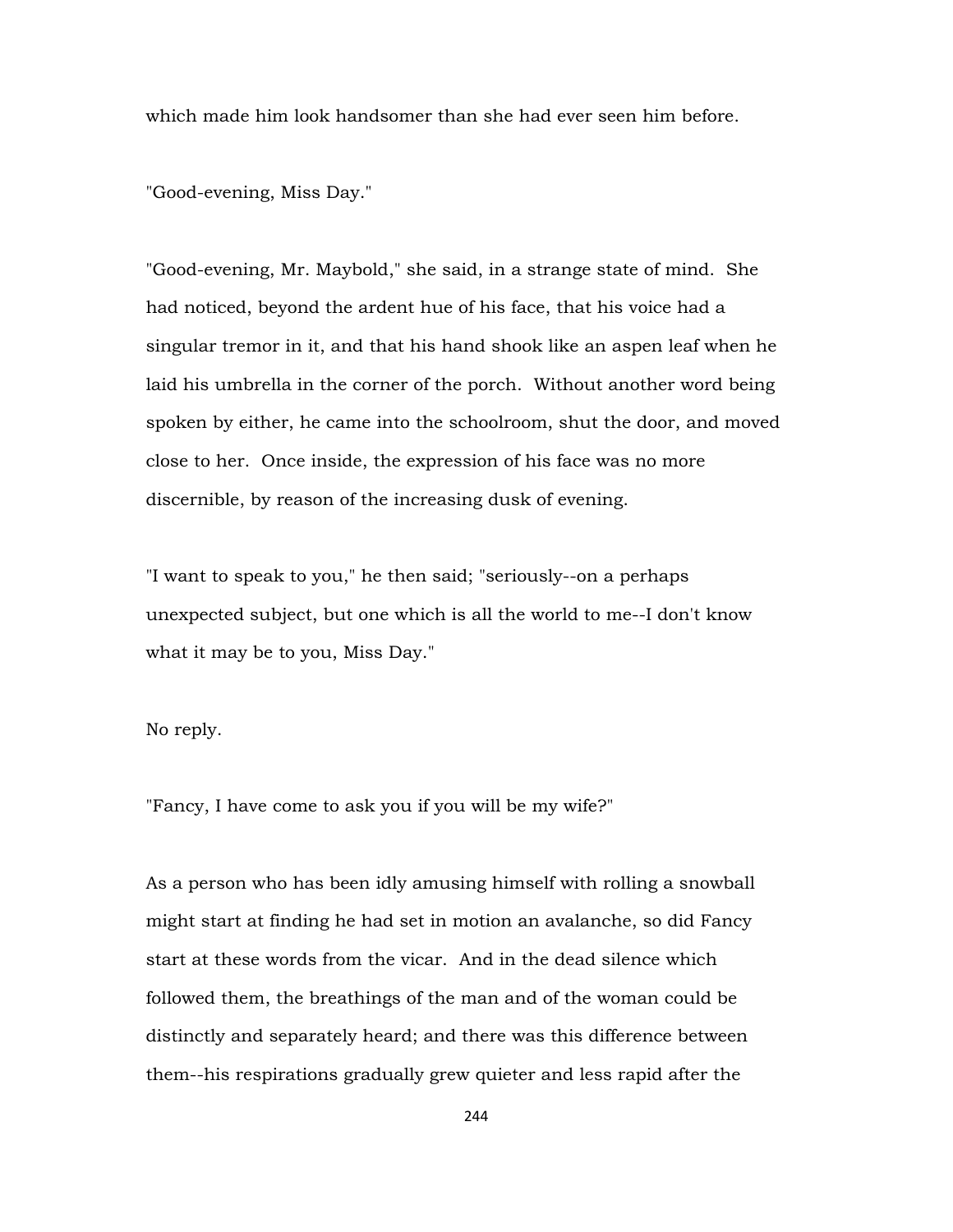which made him look handsomer than she had ever seen him before.

"Good-evening, Miss Day."

"Good-evening, Mr. Maybold," she said, in a strange state of mind. She had noticed, beyond the ardent hue of his face, that his voice had a singular tremor in it, and that his hand shook like an aspen leaf when he laid his umbrella in the corner of the porch. Without another word being spoken by either, he came into the schoolroom, shut the door, and moved close to her. Once inside, the expression of his face was no more discernible, by reason of the increasing dusk of evening.

"I want to speak to you," he then said; "seriously--on a perhaps unexpected subject, but one which is all the world to me--I don't know what it may be to you, Miss Day."

No reply.

"Fancy, I have come to ask you if you will be my wife?"

As a person who has been idly amusing himself with rolling a snowball might start at finding he had set in motion an avalanche, so did Fancy start at these words from the vicar. And in the dead silence which followed them, the breathings of the man and of the woman could be distinctly and separately heard; and there was this difference between them--his respirations gradually grew quieter and less rapid after the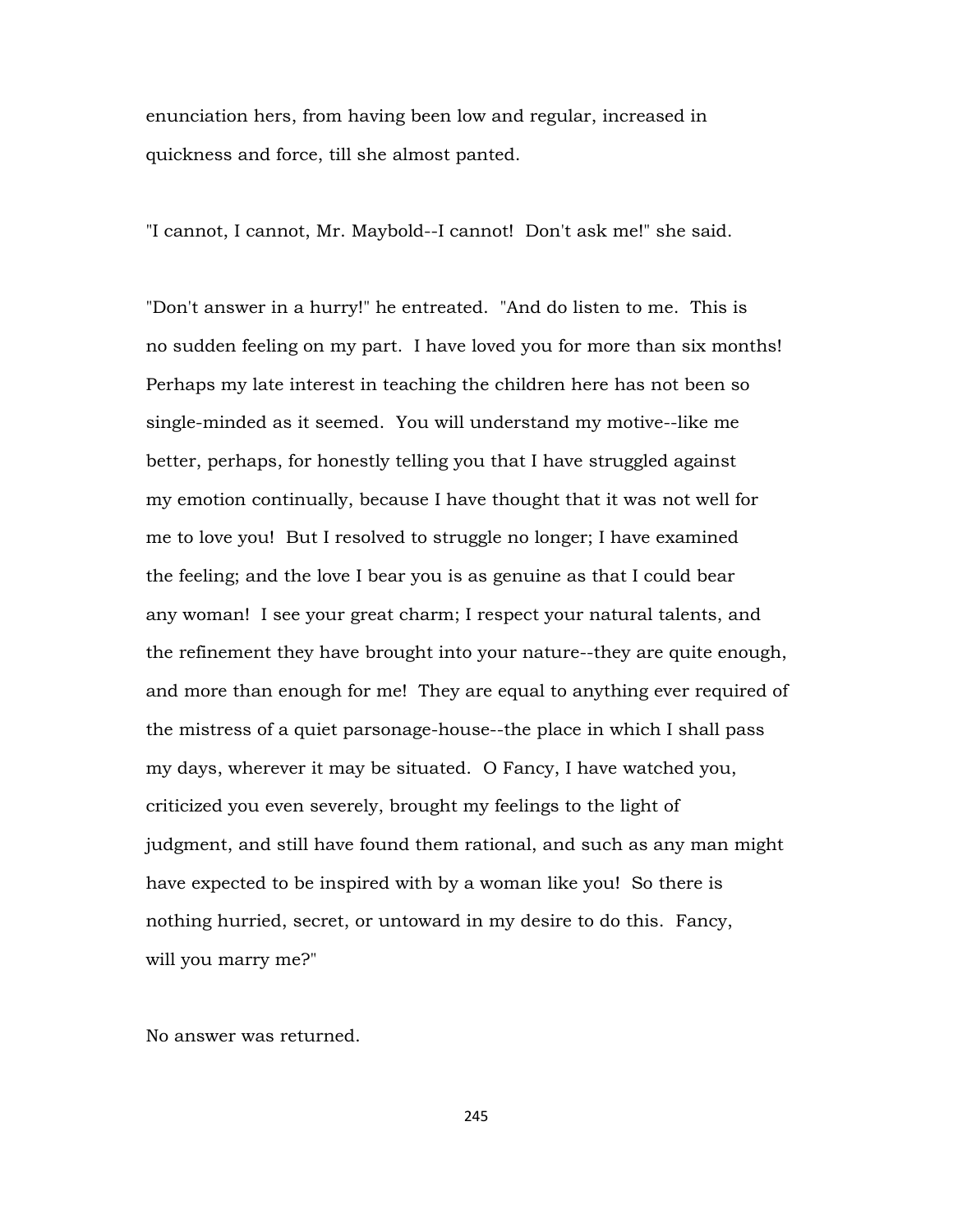enunciation hers, from having been low and regular, increased in quickness and force, till she almost panted.

"I cannot, I cannot, Mr. Maybold--I cannot! Don't ask me!" she said.

"Don't answer in a hurry!" he entreated. "And do listen to me. This is no sudden feeling on my part. I have loved you for more than six months! Perhaps my late interest in teaching the children here has not been so single-minded as it seemed. You will understand my motive--like me better, perhaps, for honestly telling you that I have struggled against my emotion continually, because I have thought that it was not well for me to love you! But I resolved to struggle no longer; I have examined the feeling; and the love I bear you is as genuine as that I could bear any woman! I see your great charm; I respect your natural talents, and the refinement they have brought into your nature--they are quite enough, and more than enough for me! They are equal to anything ever required of the mistress of a quiet parsonage-house--the place in which I shall pass my days, wherever it may be situated. O Fancy, I have watched you, criticized you even severely, brought my feelings to the light of judgment, and still have found them rational, and such as any man might have expected to be inspired with by a woman like you! So there is nothing hurried, secret, or untoward in my desire to do this. Fancy, will you marry me?"

No answer was returned.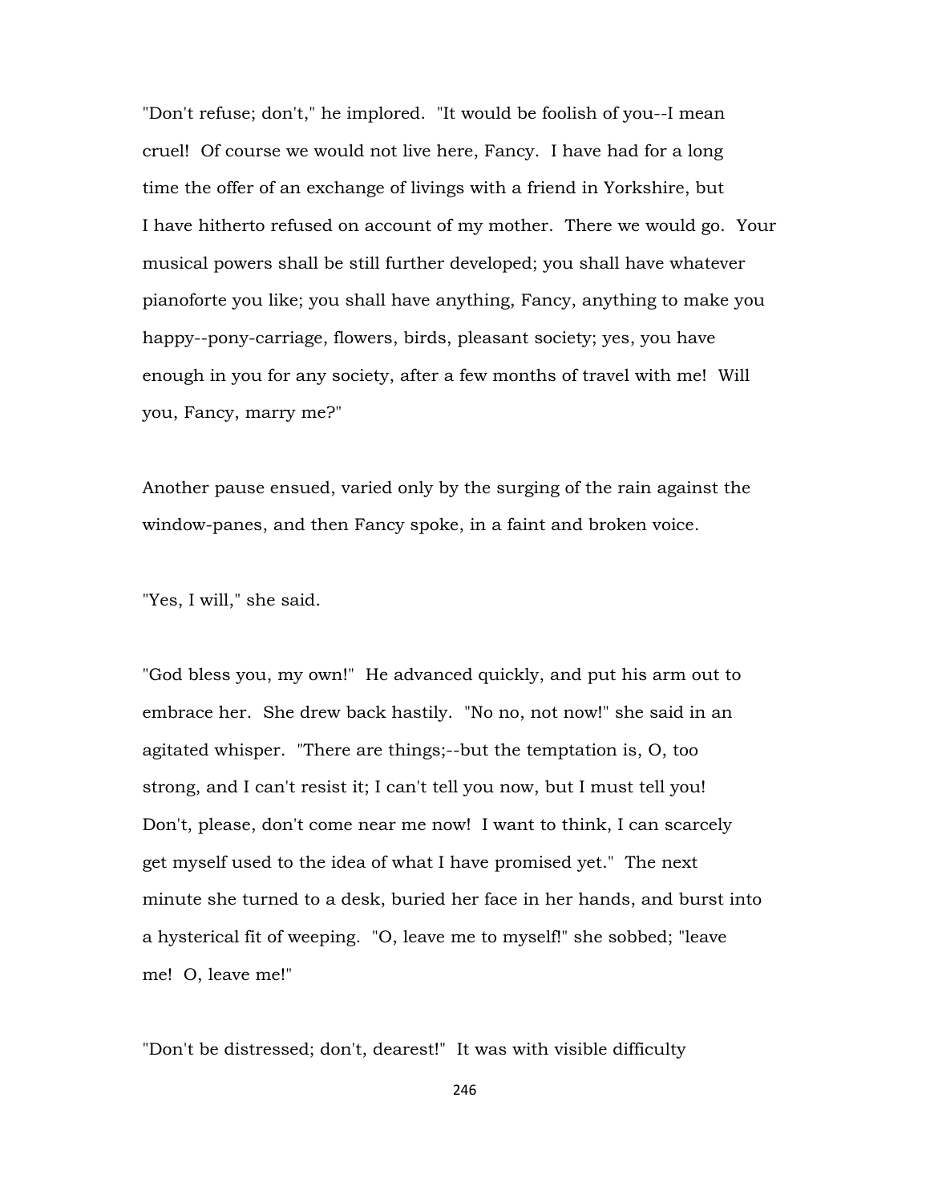"Don't refuse; don't," he implored. "It would be foolish of you--I mean cruel! Of course we would not live here, Fancy. I have had for a long time the offer of an exchange of livings with a friend in Yorkshire, but I have hitherto refused on account of my mother. There we would go. Your musical powers shall be still further developed; you shall have whatever pianoforte you like; you shall have anything, Fancy, anything to make you happy--pony-carriage, flowers, birds, pleasant society; yes, you have enough in you for any society, after a few months of travel with me! Will you, Fancy, marry me?"

Another pause ensued, varied only by the surging of the rain against the window-panes, and then Fancy spoke, in a faint and broken voice.

"Yes, I will," she said.

"God bless you, my own!" He advanced quickly, and put his arm out to embrace her. She drew back hastily. "No no, not now!" she said in an agitated whisper. "There are things;--but the temptation is, O, too strong, and I can't resist it; I can't tell you now, but I must tell you! Don't, please, don't come near me now! I want to think, I can scarcely get myself used to the idea of what I have promised yet." The next minute she turned to a desk, buried her face in her hands, and burst into a hysterical fit of weeping. "O, leave me to myself!" she sobbed; "leave me! O, leave me!"

"Don't be distressed; don't, dearest!" It was with visible difficulty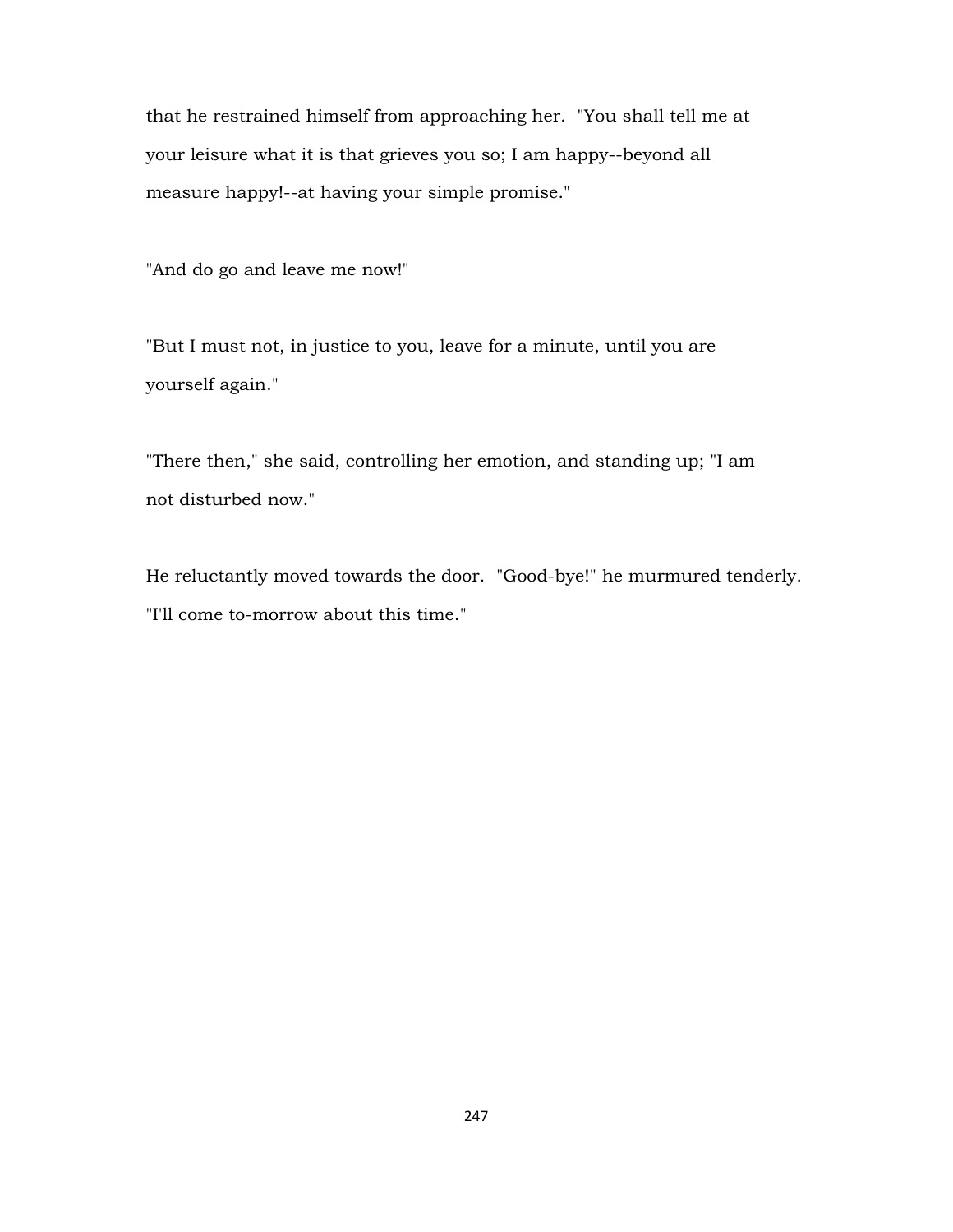that he restrained himself from approaching her. "You shall tell me at your leisure what it is that grieves you so; I am happy--beyond all measure happy!--at having your simple promise."

"And do go and leave me now!"

"But I must not, in justice to you, leave for a minute, until you are yourself again."

"There then," she said, controlling her emotion, and standing up; "I am not disturbed now."

He reluctantly moved towards the door. "Good-bye!" he murmured tenderly. "I'll come to-morrow about this time."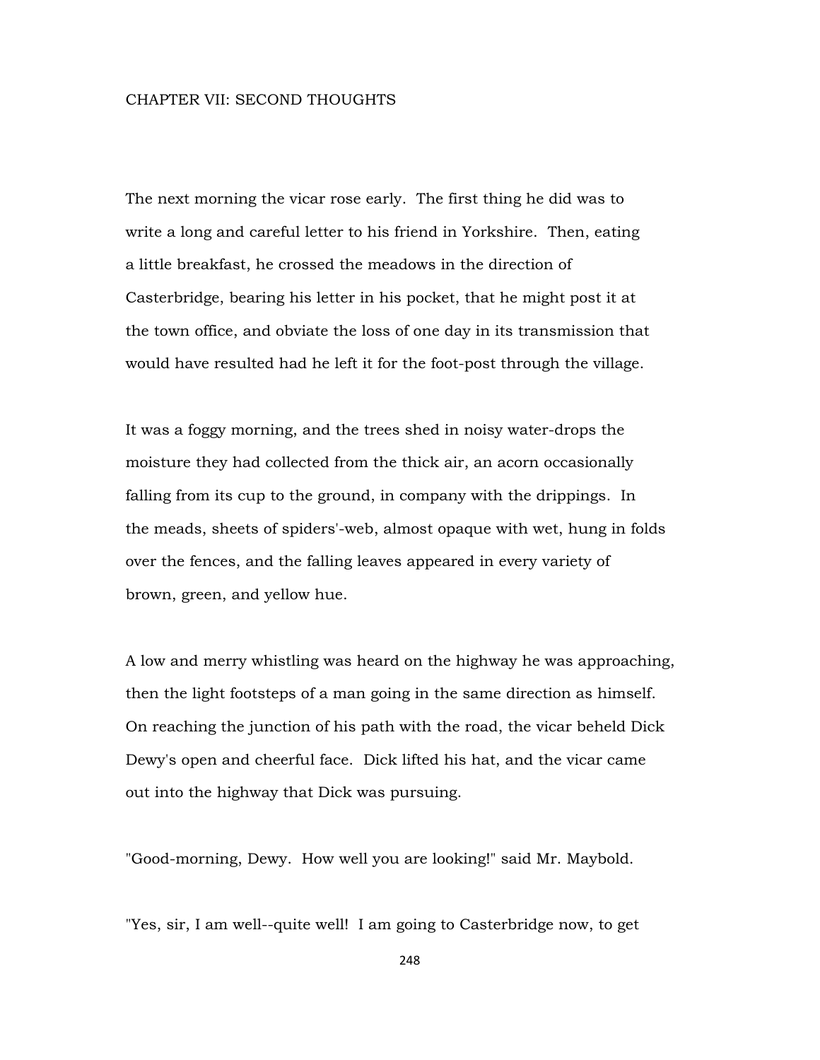## CHAPTER VII: SECOND THOUGHTS

The next morning the vicar rose early. The first thing he did was to write a long and careful letter to his friend in Yorkshire. Then, eating a little breakfast, he crossed the meadows in the direction of Casterbridge, bearing his letter in his pocket, that he might post it at the town office, and obviate the loss of one day in its transmission that would have resulted had he left it for the foot-post through the village.

It was a foggy morning, and the trees shed in noisy water-drops the moisture they had collected from the thick air, an acorn occasionally falling from its cup to the ground, in company with the drippings. In the meads, sheets of spiders'-web, almost opaque with wet, hung in folds over the fences, and the falling leaves appeared in every variety of brown, green, and yellow hue.

A low and merry whistling was heard on the highway he was approaching, then the light footsteps of a man going in the same direction as himself. On reaching the junction of his path with the road, the vicar beheld Dick Dewy's open and cheerful face. Dick lifted his hat, and the vicar came out into the highway that Dick was pursuing.

"Good-morning, Dewy. How well you are looking!" said Mr. Maybold.

"Yes, sir, I am well--quite well! I am going to Casterbridge now, to get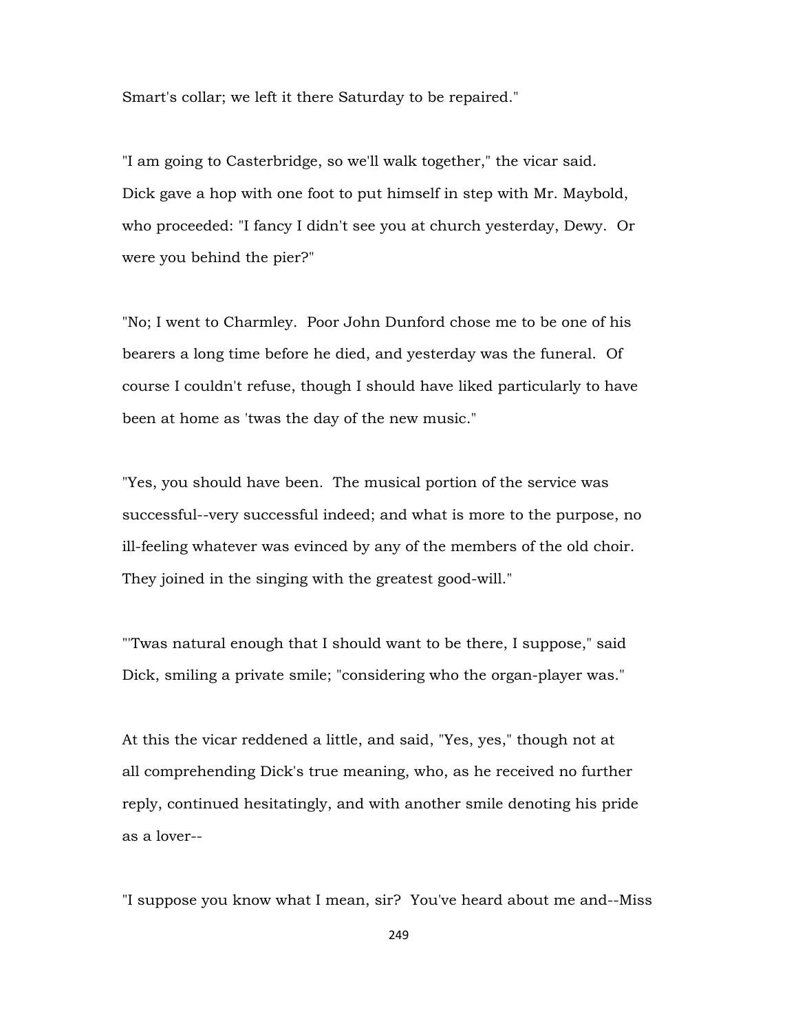Smart's collar; we left it there Saturday to be repaired."

"I am going to Casterbridge, so we'll walk together," the vicar said. Dick gave a hop with one foot to put himself in step with Mr. Maybold, who proceeded: "I fancy I didn't see you at church yesterday, Dewy. Or were you behind the pier?"

"No; I went to Charmley. Poor John Dunford chose me to be one of his bearers a long time before he died, and yesterday was the funeral. Of course I couldn't refuse, though I should have liked particularly to have been at home as 'twas the day of the new music."

"Yes, you should have been. The musical portion of the service was successful--very successful indeed; and what is more to the purpose, no ill-feeling whatever was evinced by any of the members of the old choir. They joined in the singing with the greatest good-will."

"'Twas natural enough that I should want to be there, I suppose," said Dick, smiling a private smile; "considering who the organ-player was."

At this the vicar reddened a little, and said, "Yes, yes," though not at all comprehending Dick's true meaning, who, as he received no further reply, continued hesitatingly, and with another smile denoting his pride as a lover--

"I suppose you know what I mean, sir? You've heard about me and--Miss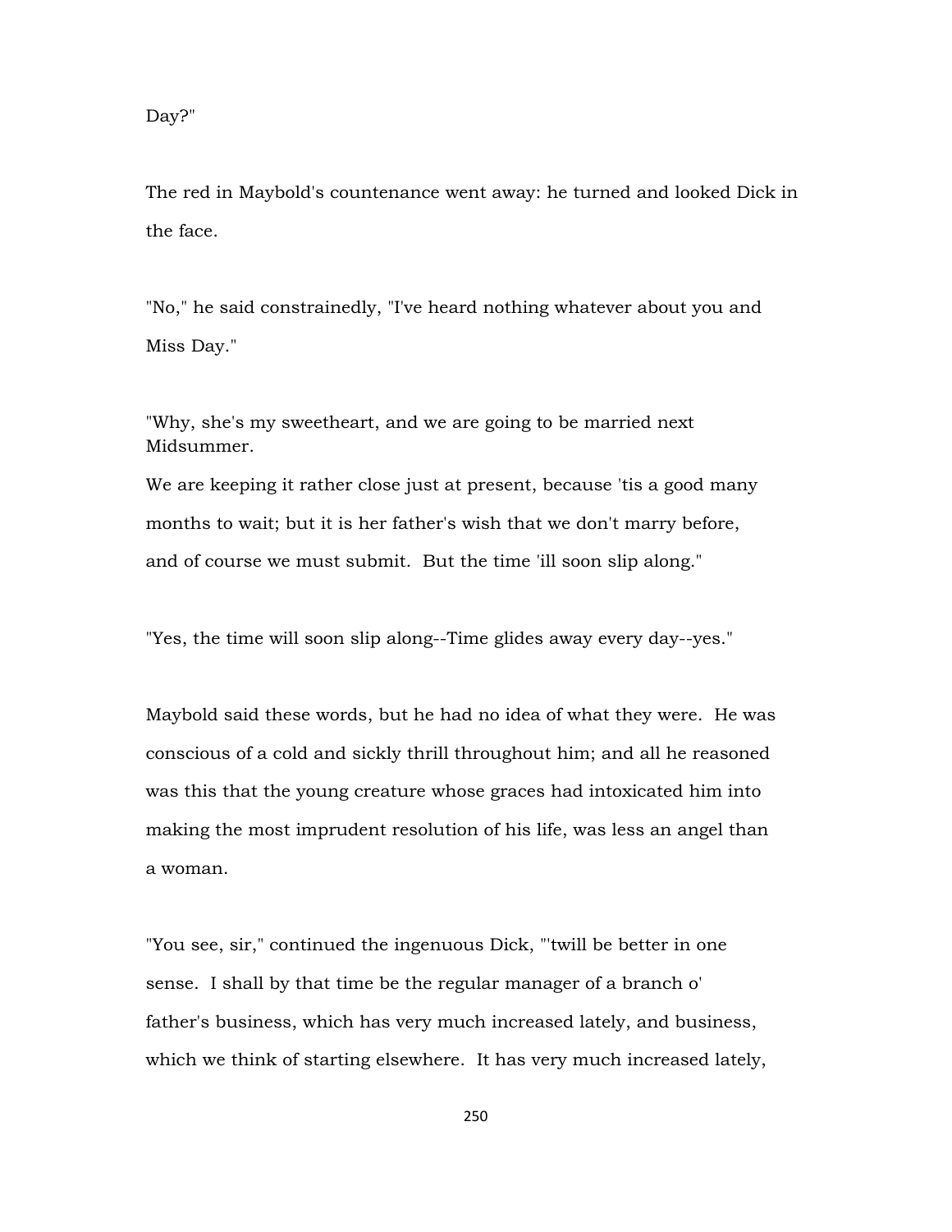Day?"

The red in Maybold's countenance went away: he turned and looked Dick in the face.

"No," he said constrainedly, "I've heard nothing whatever about you and Miss Day."

"Why, she's my sweetheart, and we are going to be married next Midsummer.
We are keeping it rather close just at present, because 'tis a good many months to wait; but it is her father's wish that we don't marry before, and of course we must submit. But the time 'ill soon slip along."

"Yes, the time will soon slip along--Time glides away every day--yes."

Maybold said these words, but he had no idea of what they were. He was conscious of a cold and sickly thrill throughout him; and all he reasoned was this that the young creature whose graces had intoxicated him into making the most imprudent resolution of his life, was less an angel than a woman.

"You see, sir," continued the ingenuous Dick, "'twill be better in one sense. I shall by that time be the regular manager of a branch o' father's business, which has very much increased lately, and business, which we think of starting elsewhere. It has very much increased lately,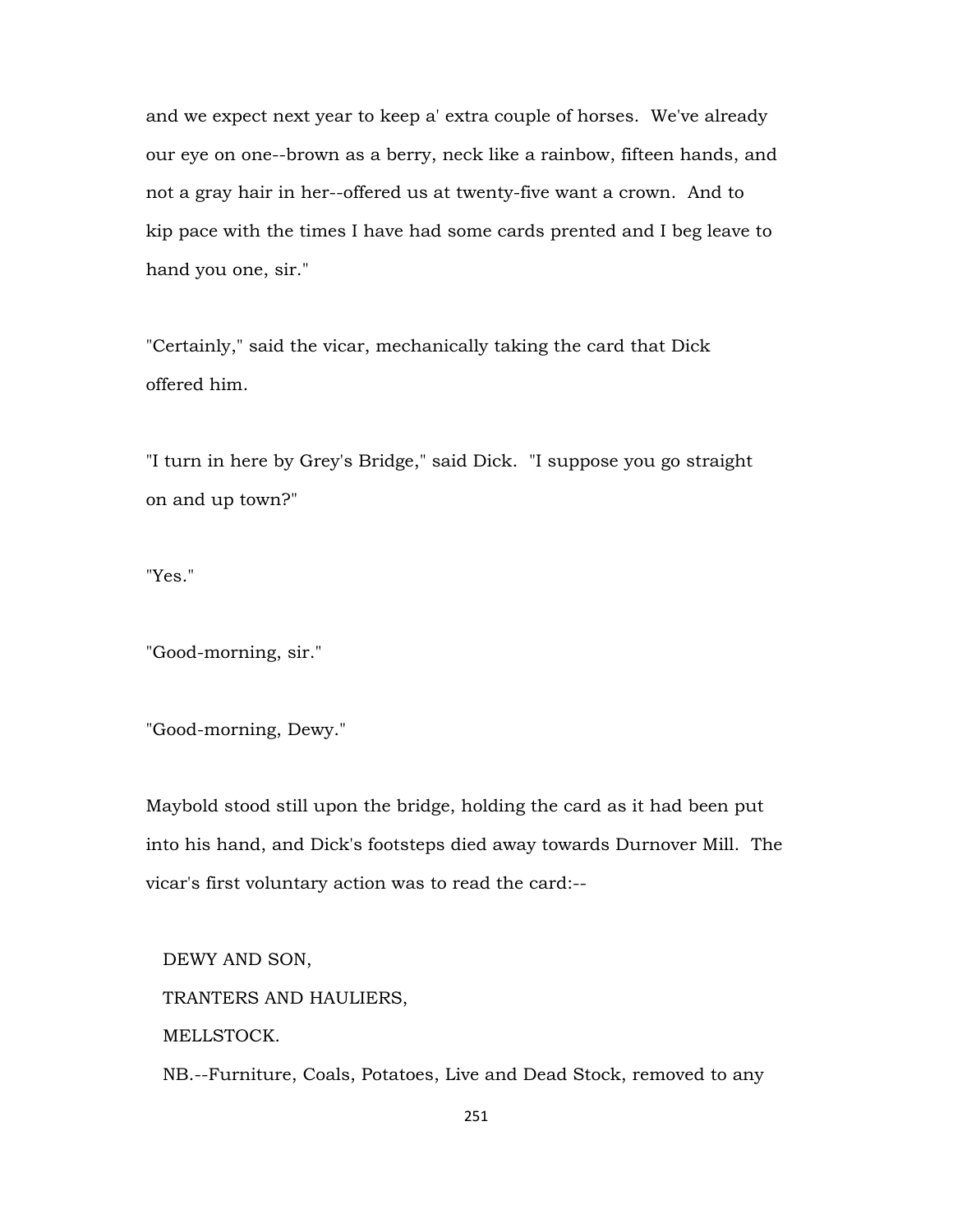and we expect next year to keep a' extra couple of horses. We've already our eye on one--brown as a berry, neck like a rainbow, fifteen hands, and not a gray hair in her--offered us at twenty-five want a crown. And to kip pace with the times I have had some cards prented and I beg leave to hand you one, sir."

"Certainly," said the vicar, mechanically taking the card that Dick offered him.

"I turn in here by Grey's Bridge," said Dick. "I suppose you go straight on and up town?"

"Yes."

"Good-morning, sir."

"Good-morning, Dewy."

Maybold stood still upon the bridge, holding the card as it had been put into his hand, and Dick's footsteps died away towards Durnover Mill. The vicar's first voluntary action was to read the card:--

DEWY AND SON,

TRANTERS AND HAULIERS,

MELLSTOCK.

NB.--Furniture, Coals, Potatoes, Live and Dead Stock, removed to any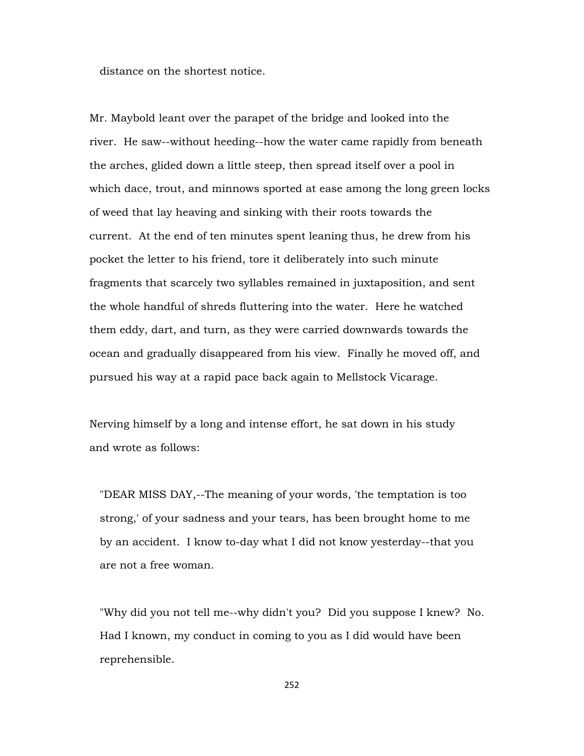distance on the shortest notice.

Mr. Maybold leant over the parapet of the bridge and looked into the river. He saw--without heeding--how the water came rapidly from beneath the arches, glided down a little steep, then spread itself over a pool in which dace, trout, and minnows sported at ease among the long green locks of weed that lay heaving and sinking with their roots towards the current. At the end of ten minutes spent leaning thus, he drew from his pocket the letter to his friend, tore it deliberately into such minute fragments that scarcely two syllables remained in juxtaposition, and sent the whole handful of shreds fluttering into the water. Here he watched them eddy, dart, and turn, as they were carried downwards towards the ocean and gradually disappeared from his view. Finally he moved off, and pursued his way at a rapid pace back again to Mellstock Vicarage.

Nerving himself by a long and intense effort, he sat down in his study and wrote as follows:

> "DEAR MISS DAY,--The meaning of your words, 'the temptation is too strong,' of your sadness and your tears, has been brought home to me by an accident. I know to-day what I did not know yesterday--that you are not a free woman.
>
> "Why did you not tell me--why didn't you? Did you suppose I knew? No. Had I known, my conduct in coming to you as I did would have been reprehensible.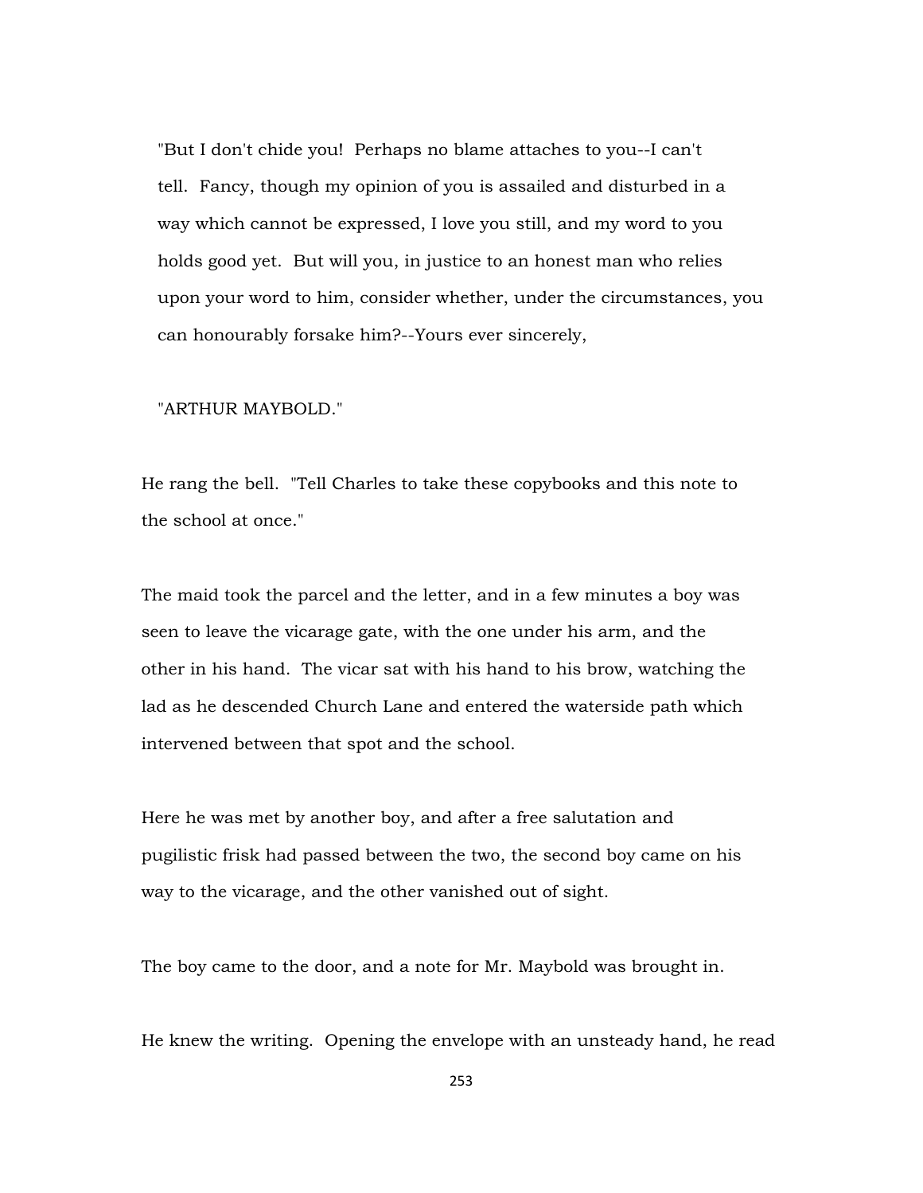"But I don't chide you! Perhaps no blame attaches to you--I can't tell. Fancy, though my opinion of you is assailed and disturbed in a way which cannot be expressed, I love you still, and my word to you holds good yet. But will you, in justice to an honest man who relies upon your word to him, consider whether, under the circumstances, you can honourably forsake him?--Yours ever sincerely,

"ARTHUR MAYBOLD."

He rang the bell. "Tell Charles to take these copybooks and this note to the school at once."

The maid took the parcel and the letter, and in a few minutes a boy was seen to leave the vicarage gate, with the one under his arm, and the other in his hand. The vicar sat with his hand to his brow, watching the lad as he descended Church Lane and entered the waterside path which intervened between that spot and the school.

Here he was met by another boy, and after a free salutation and pugilistic frisk had passed between the two, the second boy came on his way to the vicarage, and the other vanished out of sight.

The boy came to the door, and a note for Mr. Maybold was brought in.

He knew the writing. Opening the envelope with an unsteady hand, he read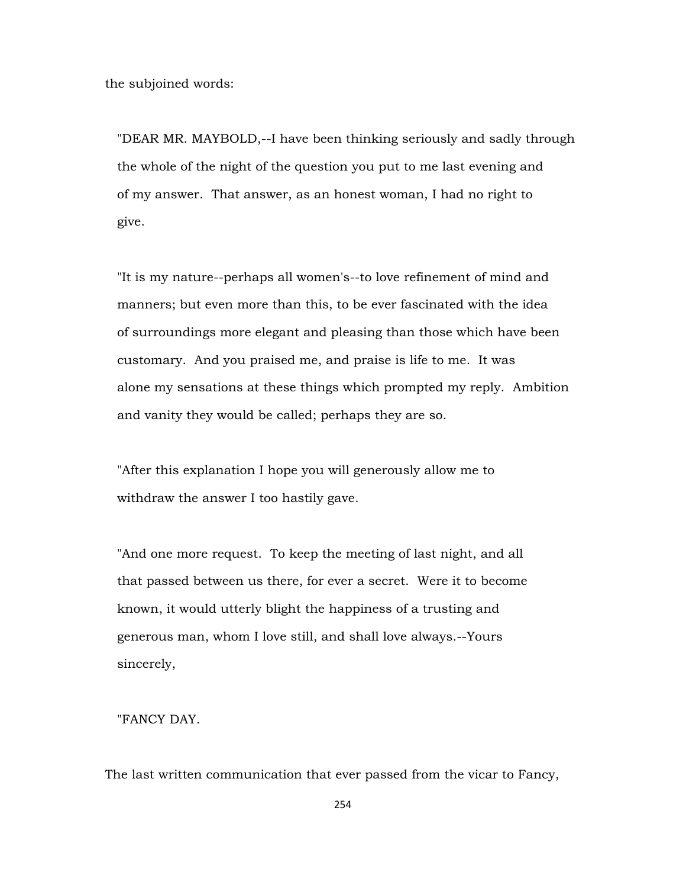the subjoined words:

"DEAR MR. MAYBOLD,--I have been thinking seriously and sadly through the whole of the night of the question you put to me last evening and of my answer. That answer, as an honest woman, I had no right to give.

"It is my nature--perhaps all women's--to love refinement of mind and manners; but even more than this, to be ever fascinated with the idea of surroundings more elegant and pleasing than those which have been customary. And you praised me, and praise is life to me. It was alone my sensations at these things which prompted my reply. Ambition and vanity they would be called; perhaps they are so.

"After this explanation I hope you will generously allow me to withdraw the answer I too hastily gave.

"And one more request. To keep the meeting of last night, and all that passed between us there, for ever a secret. Were it to become known, it would utterly blight the happiness of a trusting and generous man, whom I love still, and shall love always.--Yours sincerely,

"FANCY DAY.

The last written communication that ever passed from the vicar to Fancy,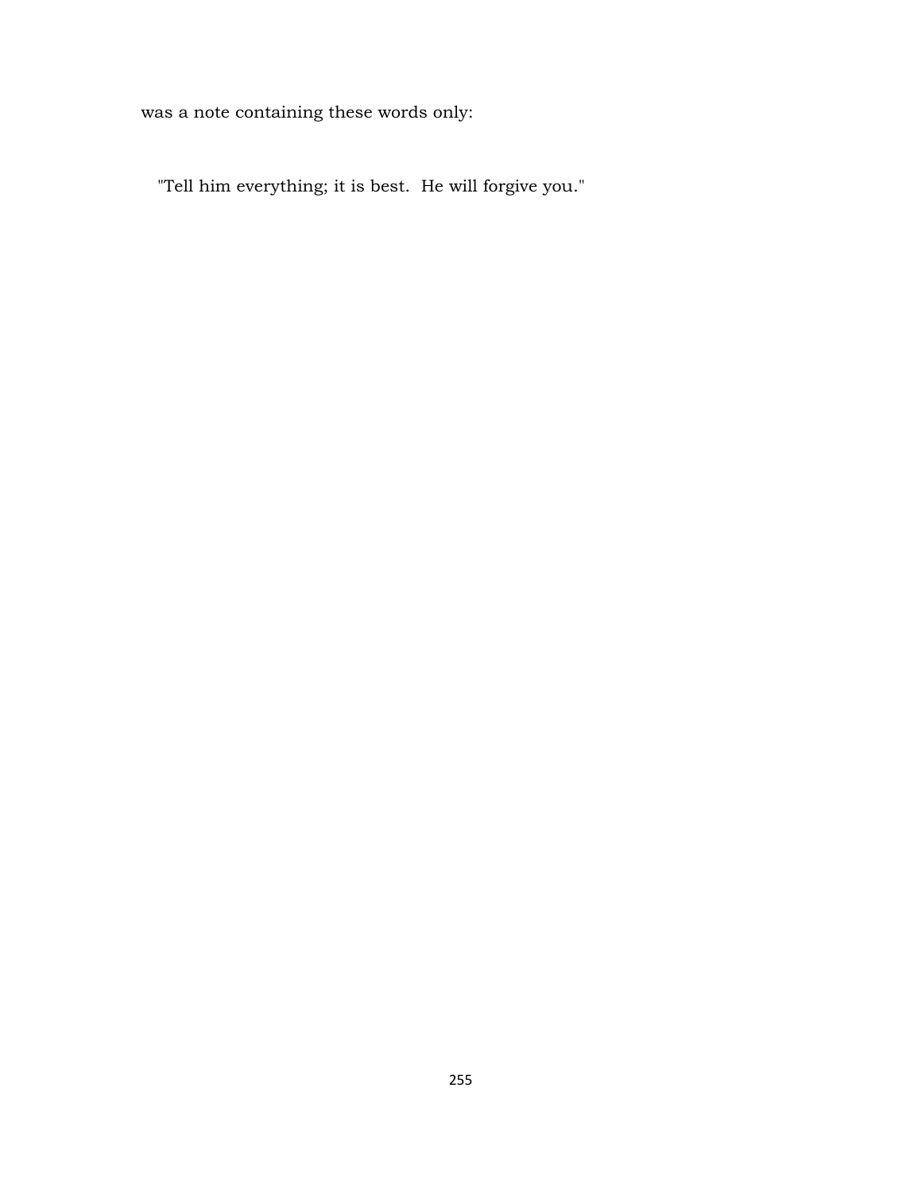was a note containing these words only:

"Tell him everything; it is best. He will forgive you."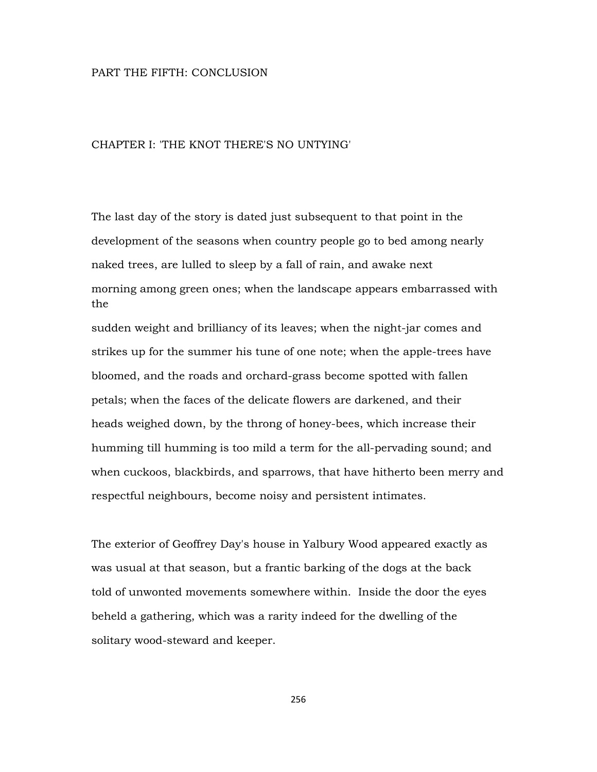# PART THE FIFTH: CONCLUSION

## CHAPTER I: 'THE KNOT THERE'S NO UNTYING'

The last day of the story is dated just subsequent to that point in the development of the seasons when country people go to bed among nearly naked trees, are lulled to sleep by a fall of rain, and awake next morning among green ones; when the landscape appears embarrassed with the sudden weight and brilliancy of its leaves; when the night-jar comes and strikes up for the summer his tune of one note; when the apple-trees have bloomed, and the roads and orchard-grass become spotted with fallen petals; when the faces of the delicate flowers are darkened, and their heads weighed down, by the throng of honey-bees, which increase their humming till humming is too mild a term for the all-pervading sound; and when cuckoos, blackbirds, and sparrows, that have hitherto been merry and respectful neighbours, become noisy and persistent intimates.

The exterior of Geoffrey Day's house in Yalbury Wood appeared exactly as was usual at that season, but a frantic barking of the dogs at the back told of unwonted movements somewhere within. Inside the door the eyes beheld a gathering, which was a rarity indeed for the dwelling of the solitary wood-steward and keeper.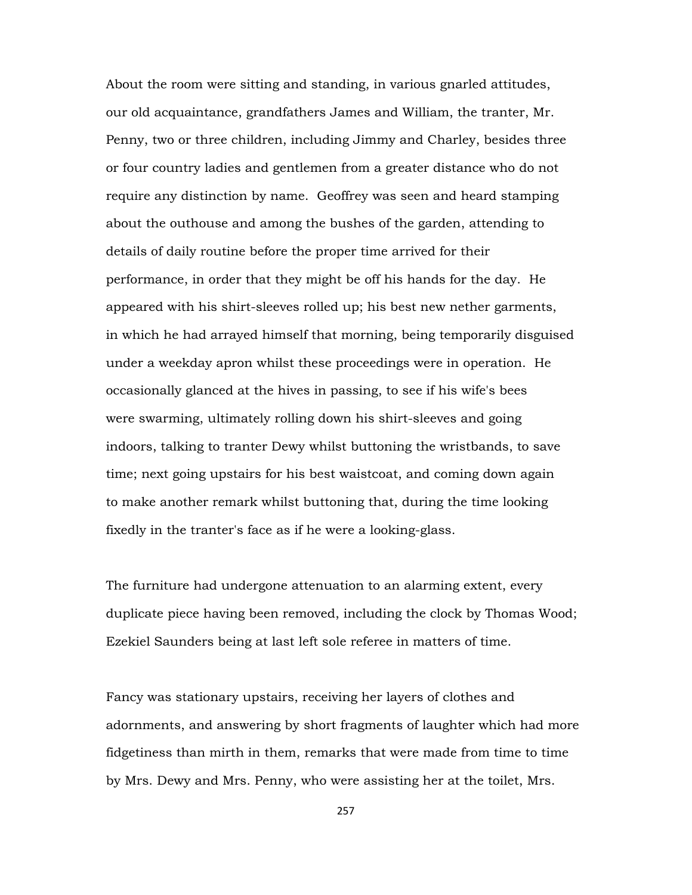About the room were sitting and standing, in various gnarled attitudes, our old acquaintance, grandfathers James and William, the tranter, Mr. Penny, two or three children, including Jimmy and Charley, besides three or four country ladies and gentlemen from a greater distance who do not require any distinction by name. Geoffrey was seen and heard stamping about the outhouse and among the bushes of the garden, attending to details of daily routine before the proper time arrived for their performance, in order that they might be off his hands for the day. He appeared with his shirt-sleeves rolled up; his best new nether garments, in which he had arrayed himself that morning, being temporarily disguised under a weekday apron whilst these proceedings were in operation. He occasionally glanced at the hives in passing, to see if his wife's bees were swarming, ultimately rolling down his shirt-sleeves and going indoors, talking to tranter Dewy whilst buttoning the wristbands, to save time; next going upstairs for his best waistcoat, and coming down again to make another remark whilst buttoning that, during the time looking fixedly in the tranter's face as if he were a looking-glass.

The furniture had undergone attenuation to an alarming extent, every duplicate piece having been removed, including the clock by Thomas Wood; Ezekiel Saunders being at last left sole referee in matters of time.

Fancy was stationary upstairs, receiving her layers of clothes and adornments, and answering by short fragments of laughter which had more fidgetiness than mirth in them, remarks that were made from time to time by Mrs. Dewy and Mrs. Penny, who were assisting her at the toilet, Mrs.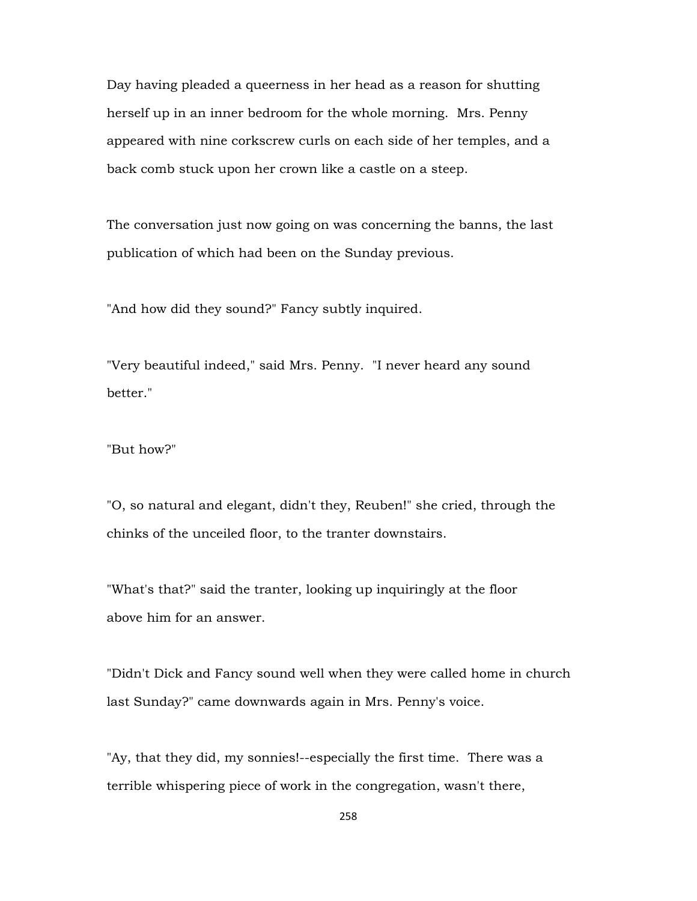Day having pleaded a queerness in her head as a reason for shutting herself up in an inner bedroom for the whole morning. Mrs. Penny appeared with nine corkscrew curls on each side of her temples, and a back comb stuck upon her crown like a castle on a steep.

The conversation just now going on was concerning the banns, the last publication of which had been on the Sunday previous.

"And how did they sound?" Fancy subtly inquired.

"Very beautiful indeed," said Mrs. Penny. "I never heard any sound better."

"But how?"

"O, so natural and elegant, didn't they, Reuben!" she cried, through the chinks of the unceiled floor, to the tranter downstairs.

"What's that?" said the tranter, looking up inquiringly at the floor above him for an answer.

"Didn't Dick and Fancy sound well when they were called home in church last Sunday?" came downwards again in Mrs. Penny's voice.

"Ay, that they did, my sonnies!--especially the first time. There was a terrible whispering piece of work in the congregation, wasn't there,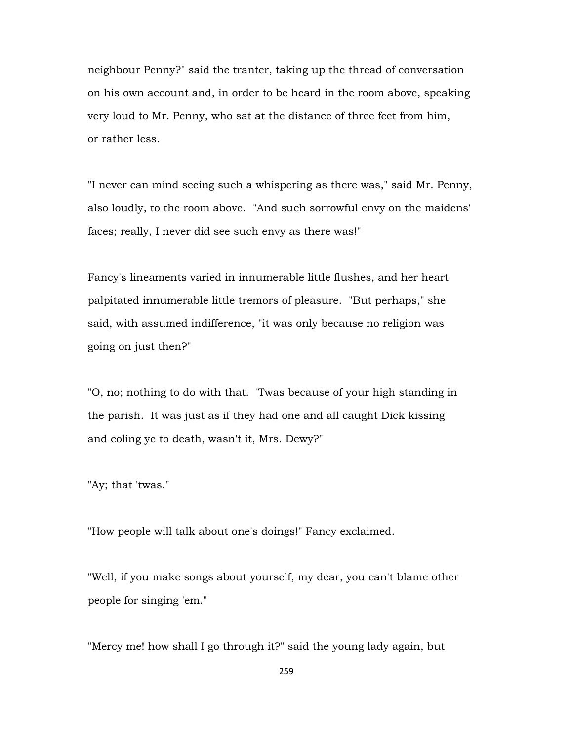neighbour Penny?" said the tranter, taking up the thread of conversation on his own account and, in order to be heard in the room above, speaking very loud to Mr. Penny, who sat at the distance of three feet from him, or rather less.

"I never can mind seeing such a whispering as there was," said Mr. Penny, also loudly, to the room above. "And such sorrowful envy on the maidens' faces; really, I never did see such envy as there was!"

Fancy's lineaments varied in innumerable little flushes, and her heart palpitated innumerable little tremors of pleasure. "But perhaps," she said, with assumed indifference, "it was only because no religion was going on just then?"

"O, no; nothing to do with that. 'Twas because of your high standing in the parish. It was just as if they had one and all caught Dick kissing and coling ye to death, wasn't it, Mrs. Dewy?"

"Ay; that 'twas."

"How people will talk about one's doings!" Fancy exclaimed.

"Well, if you make songs about yourself, my dear, you can't blame other people for singing 'em."

"Mercy me! how shall I go through it?" said the young lady again, but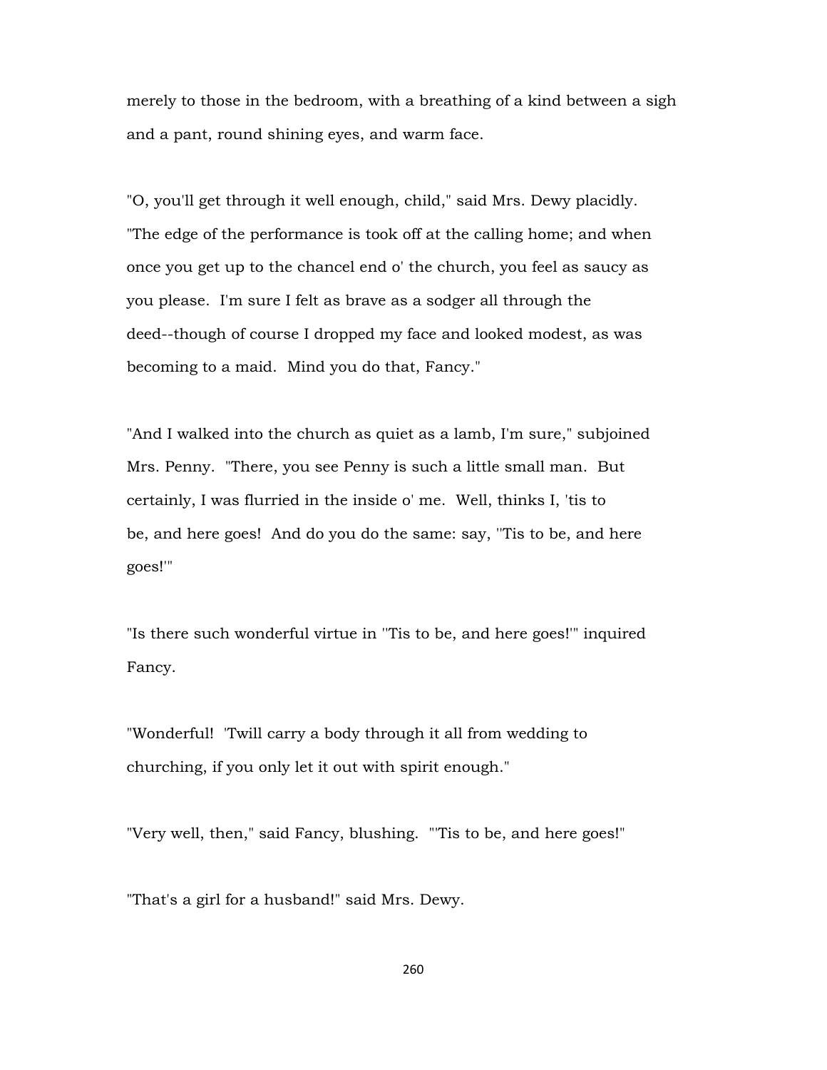merely to those in the bedroom, with a breathing of a kind between a sigh and a pant, round shining eyes, and warm face.

"O, you'll get through it well enough, child," said Mrs. Dewy placidly. "The edge of the performance is took off at the calling home; and when once you get up to the chancel end o' the church, you feel as saucy as you please. I'm sure I felt as brave as a sodger all through the deed--though of course I dropped my face and looked modest, as was becoming to a maid. Mind you do that, Fancy."

"And I walked into the church as quiet as a lamb, I'm sure," subjoined Mrs. Penny. "There, you see Penny is such a little small man. But certainly, I was flurried in the inside o' me. Well, thinks I, 'tis to be, and here goes! And do you do the same: say, ''Tis to be, and here goes!'"

"Is there such wonderful virtue in ''Tis to be, and here goes!'" inquired Fancy.

"Wonderful! 'Twill carry a body through it all from wedding to churching, if you only let it out with spirit enough."

"Very well, then," said Fancy, blushing. "'Tis to be, and here goes!"

"That's a girl for a husband!" said Mrs. Dewy.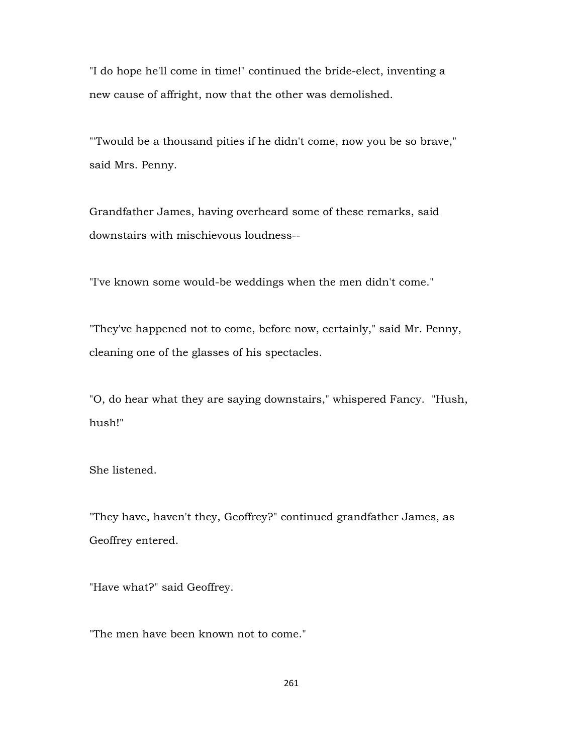"I do hope he'll come in time!" continued the bride-elect, inventing a new cause of affright, now that the other was demolished.

"'Twould be a thousand pities if he didn't come, now you be so brave," said Mrs. Penny.

Grandfather James, having overheard some of these remarks, said downstairs with mischievous loudness--

"I've known some would-be weddings when the men didn't come."

"They've happened not to come, before now, certainly," said Mr. Penny, cleaning one of the glasses of his spectacles.

"O, do hear what they are saying downstairs," whispered Fancy. "Hush, hush!"

She listened.

"They have, haven't they, Geoffrey?" continued grandfather James, as Geoffrey entered.

"Have what?" said Geoffrey.

"The men have been known not to come."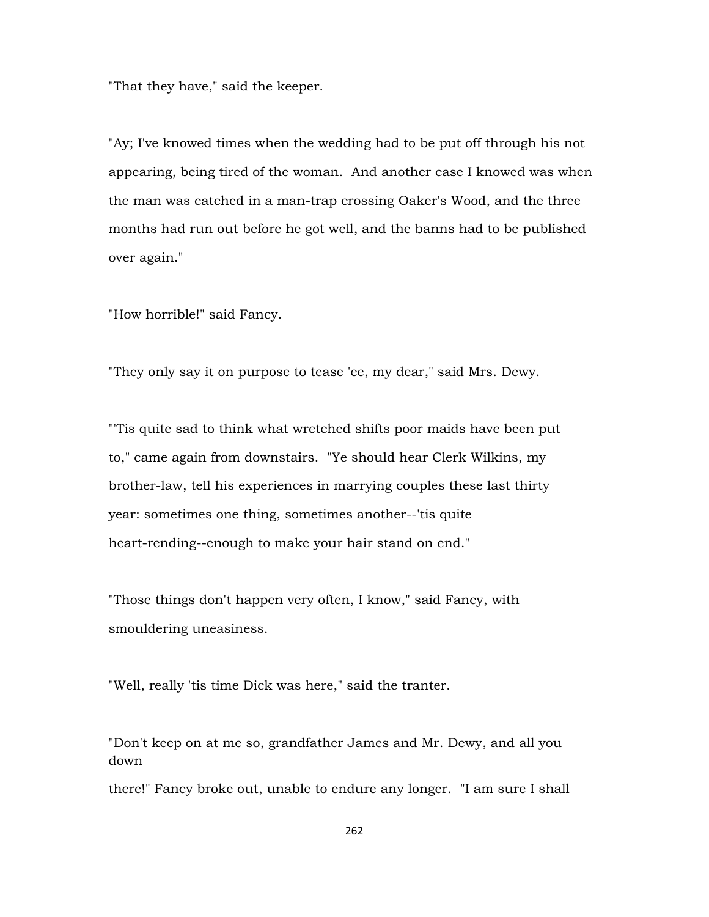"That they have," said the keeper.

"Ay; I've knowed times when the wedding had to be put off through his not appearing, being tired of the woman. And another case I knowed was when the man was catched in a man-trap crossing Oaker's Wood, and the three months had run out before he got well, and the banns had to be published over again."

"How horrible!" said Fancy.

"They only say it on purpose to tease 'ee, my dear," said Mrs. Dewy.

"'Tis quite sad to think what wretched shifts poor maids have been put to," came again from downstairs. "Ye should hear Clerk Wilkins, my brother-law, tell his experiences in marrying couples these last thirty year: sometimes one thing, sometimes another--'tis quite heart-rending--enough to make your hair stand on end."

"Those things don't happen very often, I know," said Fancy, with smouldering uneasiness.

"Well, really 'tis time Dick was here," said the tranter.

"Don't keep on at me so, grandfather James and Mr. Dewy, and all you down there!" Fancy broke out, unable to endure any longer. "I am sure I shall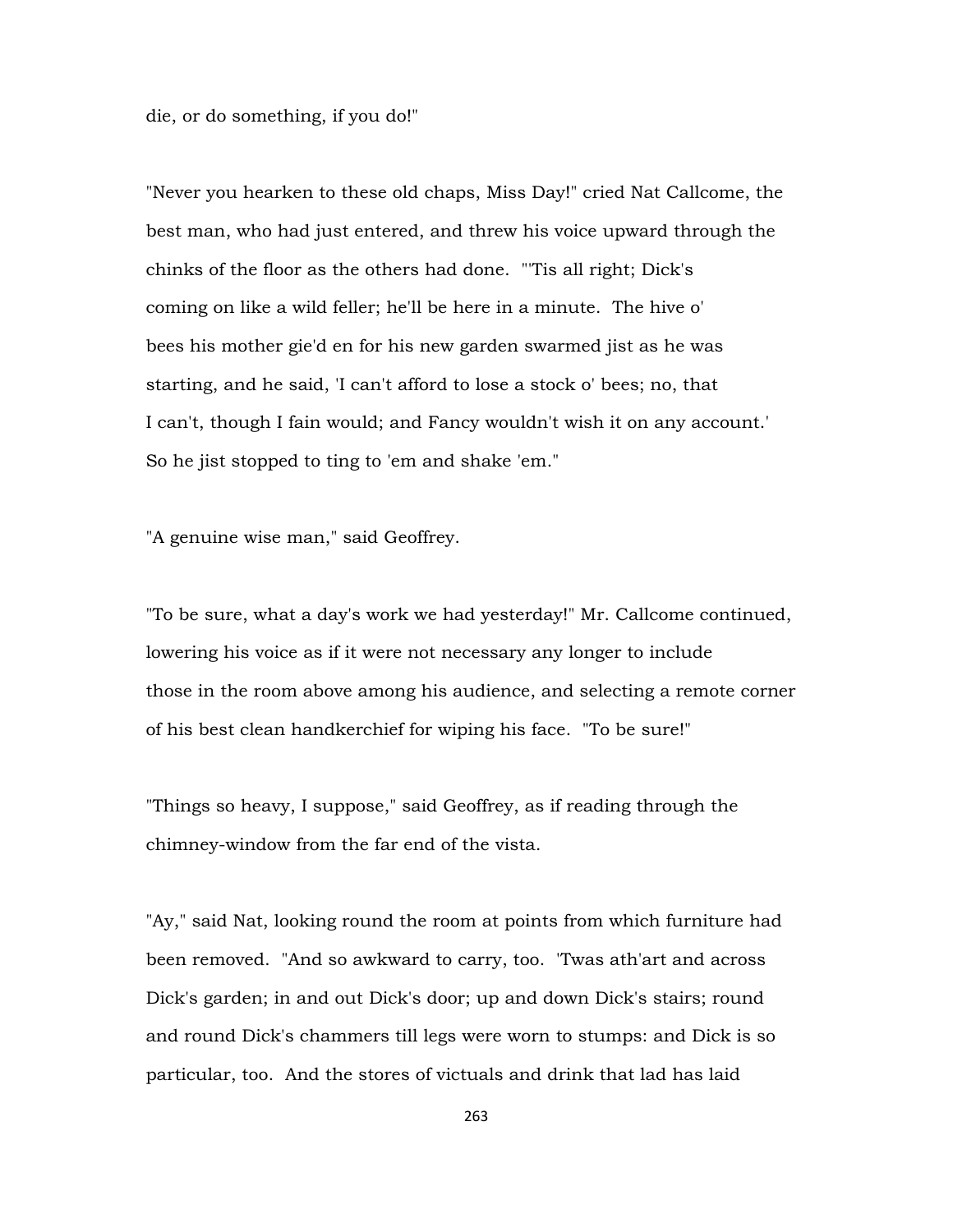die, or do something, if you do!"

"Never you hearken to these old chaps, Miss Day!" cried Nat Callcome, the best man, who had just entered, and threw his voice upward through the chinks of the floor as the others had done. "'Tis all right; Dick's coming on like a wild feller; he'll be here in a minute. The hive o' bees his mother gie'd en for his new garden swarmed jist as he was starting, and he said, 'I can't afford to lose a stock o' bees; no, that I can't, though I fain would; and Fancy wouldn't wish it on any account.' So he jist stopped to ting to 'em and shake 'em."

"A genuine wise man," said Geoffrey.

"To be sure, what a day's work we had yesterday!" Mr. Callcome continued, lowering his voice as if it were not necessary any longer to include those in the room above among his audience, and selecting a remote corner of his best clean handkerchief for wiping his face. "To be sure!"

"Things so heavy, I suppose," said Geoffrey, as if reading through the chimney-window from the far end of the vista.

"Ay," said Nat, looking round the room at points from which furniture had been removed. "And so awkward to carry, too. 'Twas ath'art and across Dick's garden; in and out Dick's door; up and down Dick's stairs; round and round Dick's chammers till legs were worn to stumps: and Dick is so particular, too. And the stores of victuals and drink that lad has laid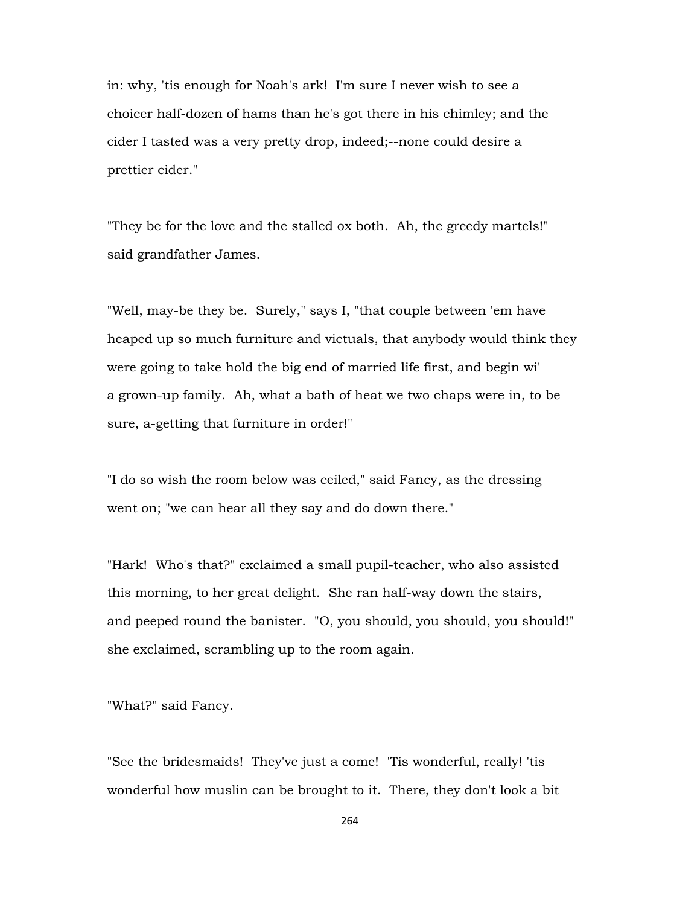in: why, 'tis enough for Noah's ark! I'm sure I never wish to see a choicer half-dozen of hams than he's got there in his chimley; and the cider I tasted was a very pretty drop, indeed;--none could desire a prettier cider."

"They be for the love and the stalled ox both. Ah, the greedy martels!" said grandfather James.

"Well, may-be they be. Surely," says I, "that couple between 'em have heaped up so much furniture and victuals, that anybody would think they were going to take hold the big end of married life first, and begin wi' a grown-up family. Ah, what a bath of heat we two chaps were in, to be sure, a-getting that furniture in order!"

"I do so wish the room below was ceiled," said Fancy, as the dressing went on; "we can hear all they say and do down there."

"Hark! Who's that?" exclaimed a small pupil-teacher, who also assisted this morning, to her great delight. She ran half-way down the stairs, and peeped round the banister. "O, you should, you should, you should!" she exclaimed, scrambling up to the room again.

"What?" said Fancy.

"See the bridesmaids! They've just a come! 'Tis wonderful, really! 'tis wonderful how muslin can be brought to it. There, they don't look a bit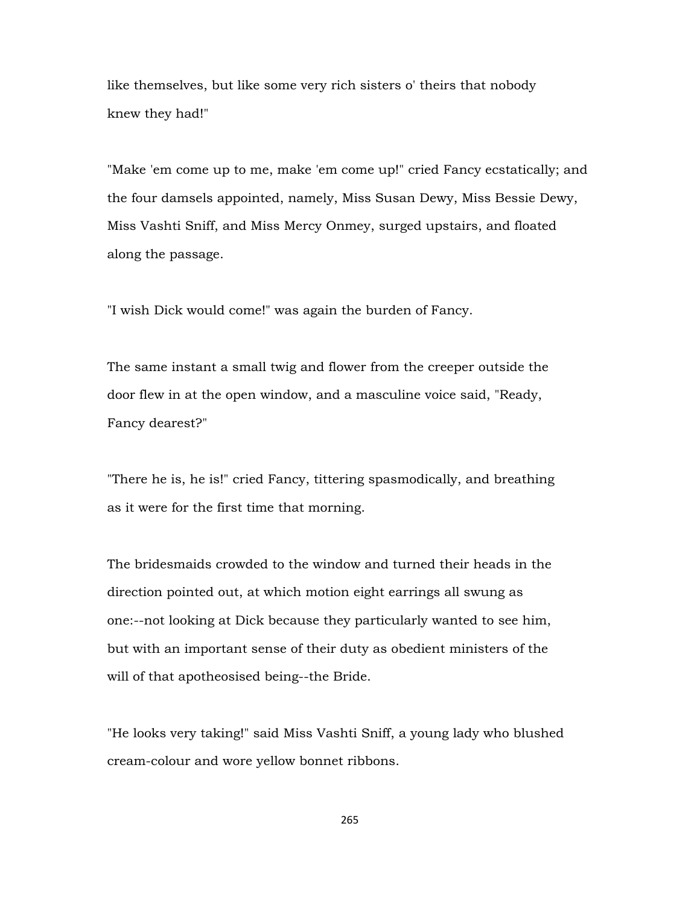like themselves, but like some very rich sisters o' theirs that nobody knew they had!"

"Make 'em come up to me, make 'em come up!" cried Fancy ecstatically; and the four damsels appointed, namely, Miss Susan Dewy, Miss Bessie Dewy, Miss Vashti Sniff, and Miss Mercy Onmey, surged upstairs, and floated along the passage.

"I wish Dick would come!" was again the burden of Fancy.

The same instant a small twig and flower from the creeper outside the door flew in at the open window, and a masculine voice said, "Ready, Fancy dearest?"

"There he is, he is!" cried Fancy, tittering spasmodically, and breathing as it were for the first time that morning.

The bridesmaids crowded to the window and turned their heads in the direction pointed out, at which motion eight earrings all swung as one:--not looking at Dick because they particularly wanted to see him, but with an important sense of their duty as obedient ministers of the will of that apotheosised being--the Bride.

"He looks very taking!" said Miss Vashti Sniff, a young lady who blushed cream-colour and wore yellow bonnet ribbons.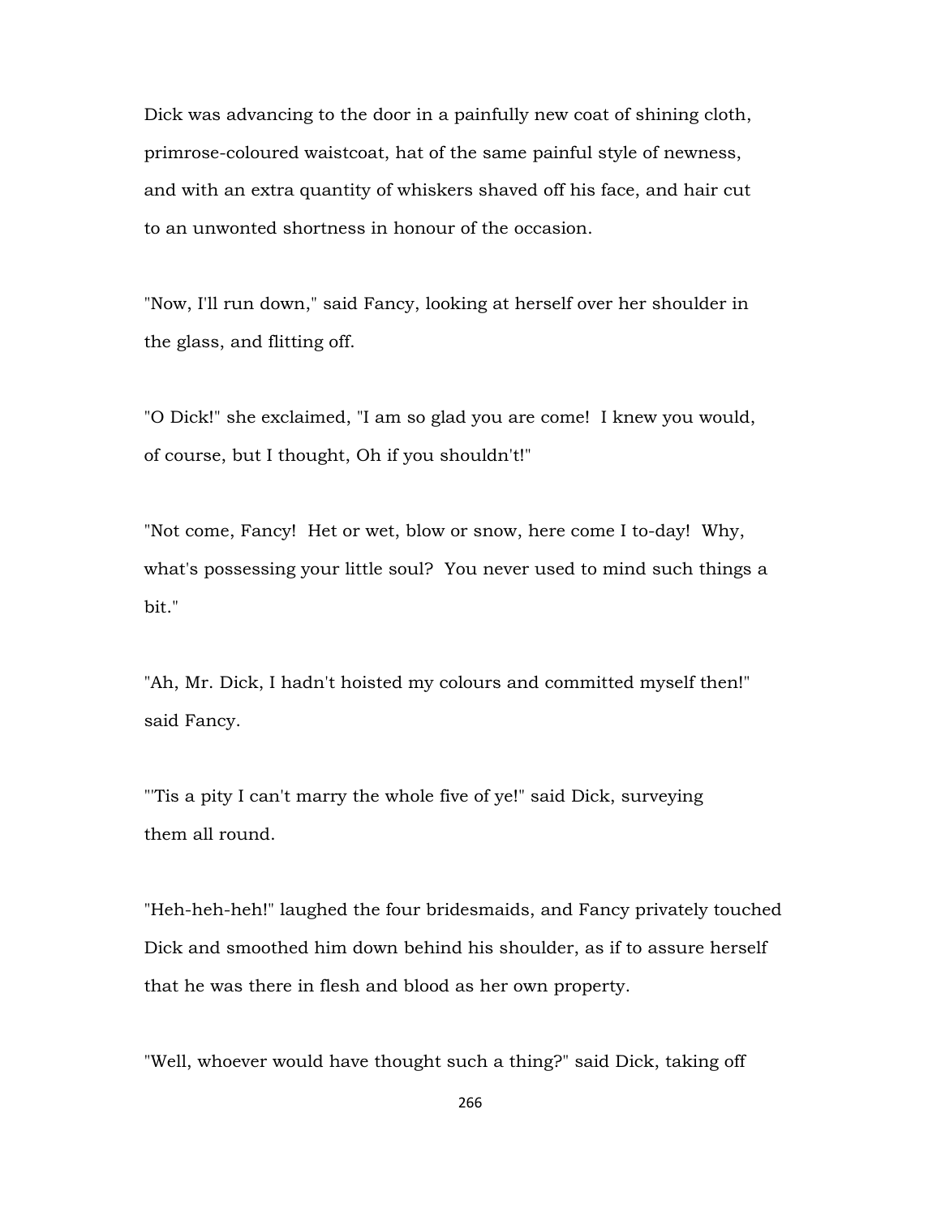Dick was advancing to the door in a painfully new coat of shining cloth, primrose-coloured waistcoat, hat of the same painful style of newness, and with an extra quantity of whiskers shaved off his face, and hair cut to an unwonted shortness in honour of the occasion.

"Now, I'll run down," said Fancy, looking at herself over her shoulder in the glass, and flitting off.

"O Dick!" she exclaimed, "I am so glad you are come! I knew you would, of course, but I thought, Oh if you shouldn't!"

"Not come, Fancy! Het or wet, blow or snow, here come I to-day! Why, what's possessing your little soul? You never used to mind such things a bit."

"Ah, Mr. Dick, I hadn't hoisted my colours and committed myself then!" said Fancy.

"'Tis a pity I can't marry the whole five of ye!" said Dick, surveying them all round.

"Heh-heh-heh!" laughed the four bridesmaids, and Fancy privately touched Dick and smoothed him down behind his shoulder, as if to assure herself that he was there in flesh and blood as her own property.

"Well, whoever would have thought such a thing?" said Dick, taking off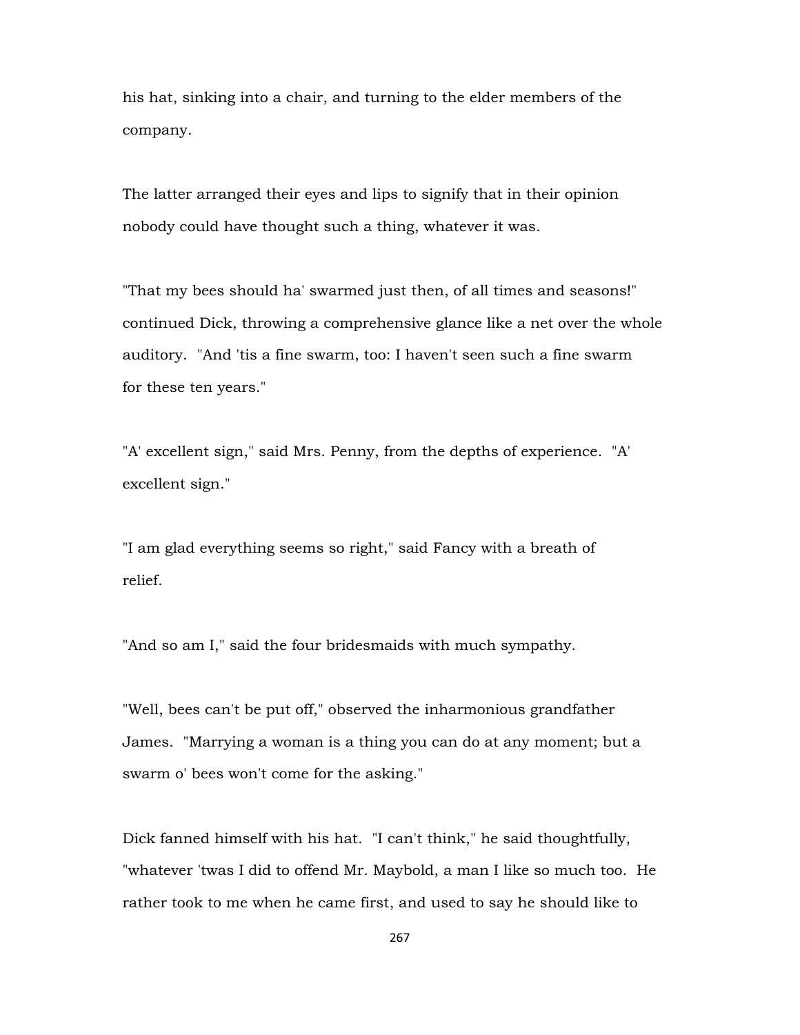his hat, sinking into a chair, and turning to the elder members of the company.

The latter arranged their eyes and lips to signify that in their opinion nobody could have thought such a thing, whatever it was.

"That my bees should ha' swarmed just then, of all times and seasons!" continued Dick, throwing a comprehensive glance like a net over the whole auditory. "And 'tis a fine swarm, too: I haven't seen such a fine swarm for these ten years."

"A' excellent sign," said Mrs. Penny, from the depths of experience. "A' excellent sign."

"I am glad everything seems so right," said Fancy with a breath of relief.

"And so am I," said the four bridesmaids with much sympathy.

"Well, bees can't be put off," observed the inharmonious grandfather James. "Marrying a woman is a thing you can do at any moment; but a swarm o' bees won't come for the asking."

Dick fanned himself with his hat. "I can't think," he said thoughtfully, "whatever 'twas I did to offend Mr. Maybold, a man I like so much too. He rather took to me when he came first, and used to say he should like to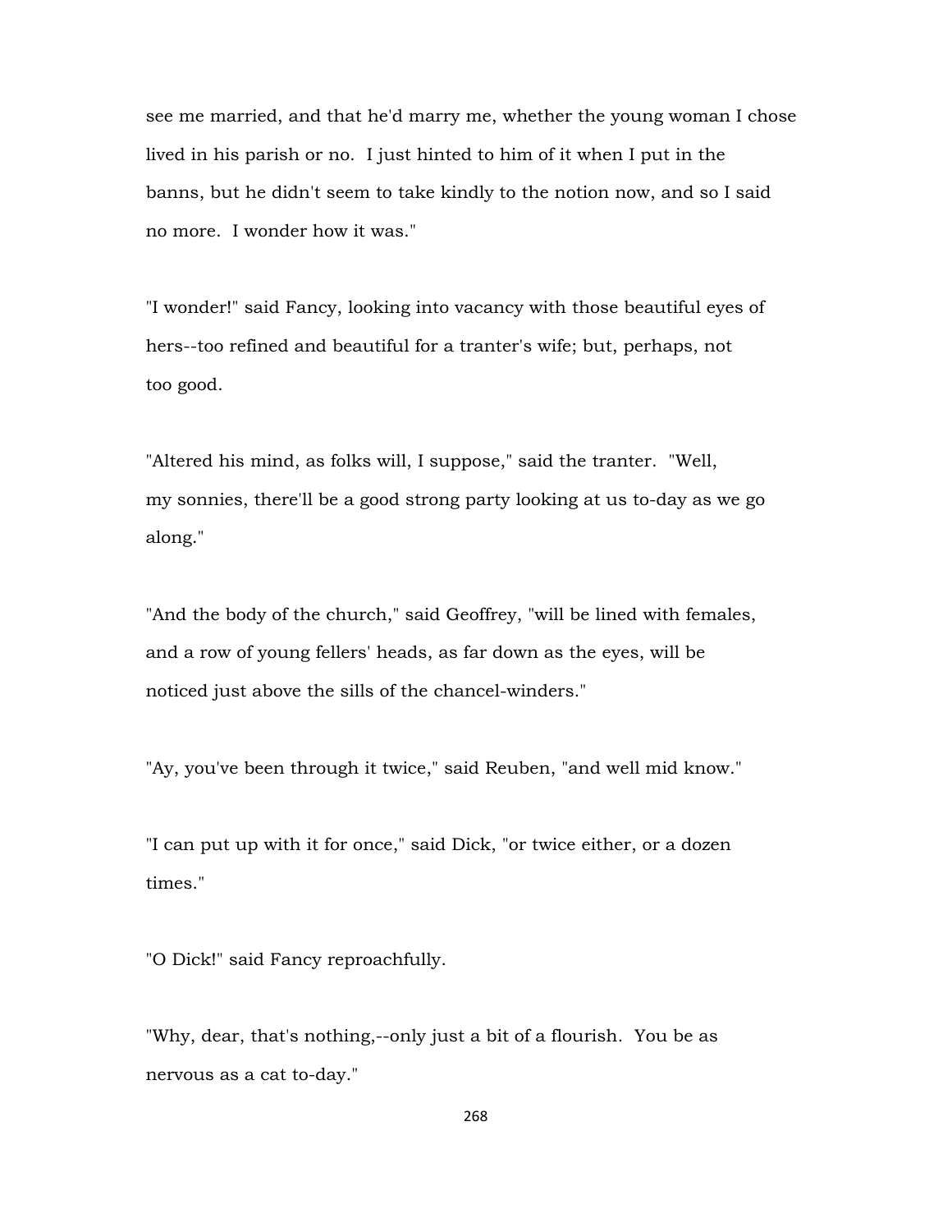see me married, and that he'd marry me, whether the young woman I chose lived in his parish or no. I just hinted to him of it when I put in the banns, but he didn't seem to take kindly to the notion now, and so I said no more. I wonder how it was."

"I wonder!" said Fancy, looking into vacancy with those beautiful eyes of hers--too refined and beautiful for a tranter's wife; but, perhaps, not too good.

"Altered his mind, as folks will, I suppose," said the tranter. "Well, my sonnies, there'll be a good strong party looking at us to-day as we go along."

"And the body of the church," said Geoffrey, "will be lined with females, and a row of young fellers' heads, as far down as the eyes, will be noticed just above the sills of the chancel-winders."

"Ay, you've been through it twice," said Reuben, "and well mid know."

"I can put up with it for once," said Dick, "or twice either, or a dozen times."

"O Dick!" said Fancy reproachfully.

"Why, dear, that's nothing,--only just a bit of a flourish. You be as nervous as a cat to-day."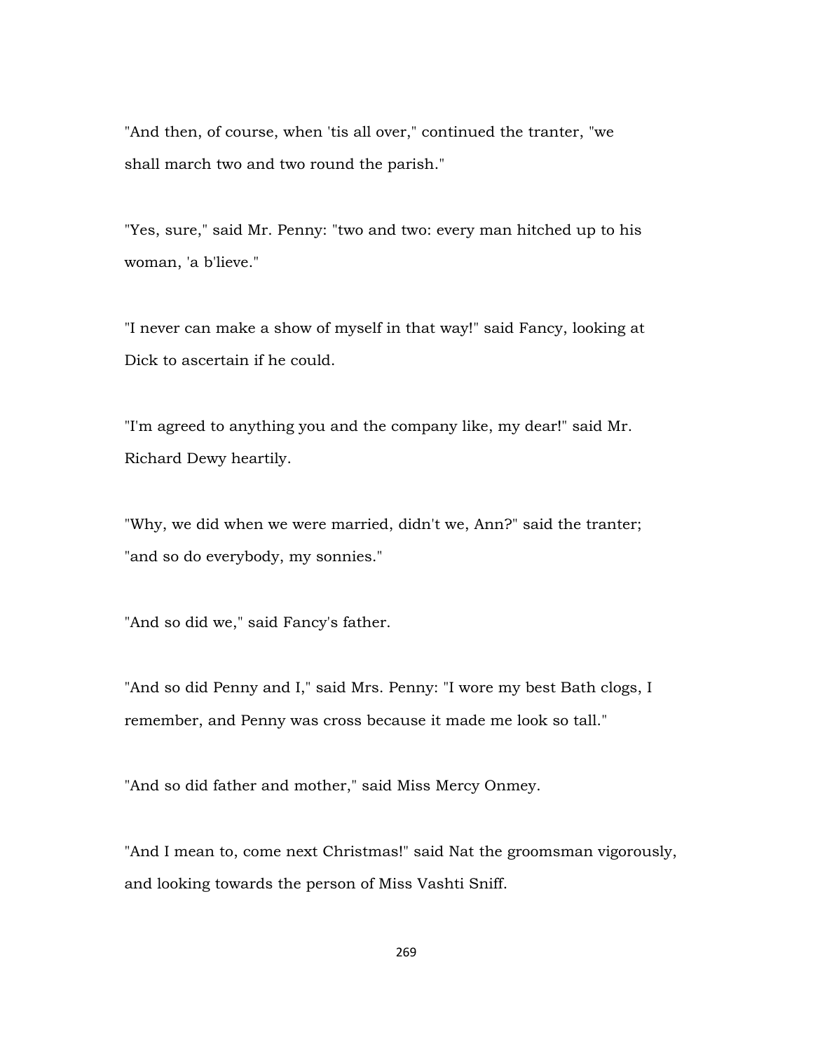"And then, of course, when 'tis all over," continued the tranter, "we shall march two and two round the parish."

"Yes, sure," said Mr. Penny: "two and two: every man hitched up to his woman, 'a b'lieve."

"I never can make a show of myself in that way!" said Fancy, looking at Dick to ascertain if he could.

"I'm agreed to anything you and the company like, my dear!" said Mr. Richard Dewy heartily.

"Why, we did when we were married, didn't we, Ann?" said the tranter; "and so do everybody, my sonnies."

"And so did we," said Fancy's father.

"And so did Penny and I," said Mrs. Penny: "I wore my best Bath clogs, I remember, and Penny was cross because it made me look so tall."

"And so did father and mother," said Miss Mercy Onmey.

"And I mean to, come next Christmas!" said Nat the groomsman vigorously, and looking towards the person of Miss Vashti Sniff.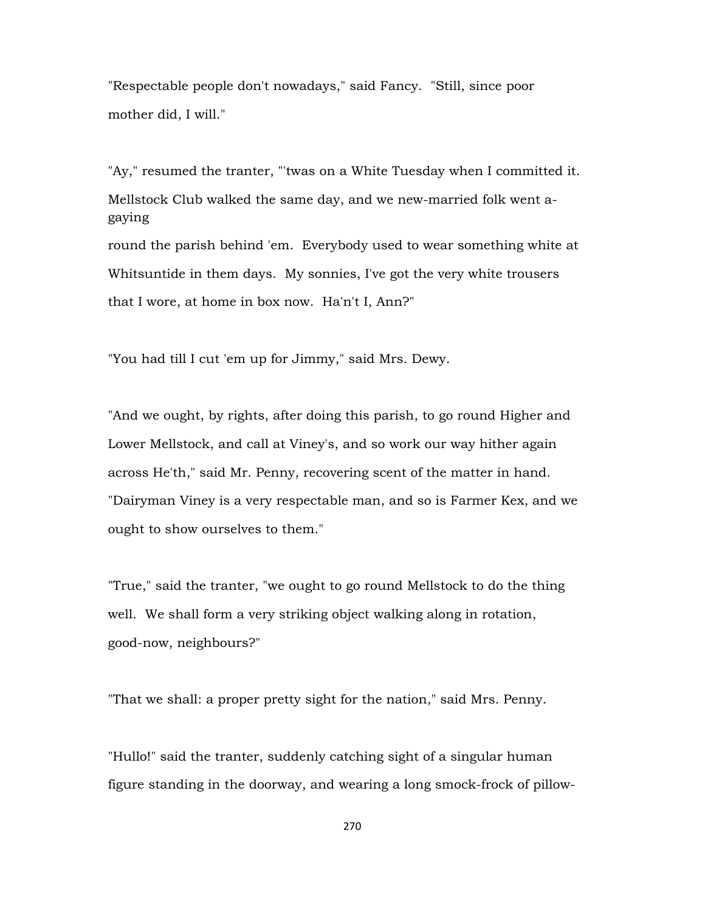"Respectable people don't nowadays," said Fancy. "Still, since poor mother did, I will."

"Ay," resumed the tranter, "'twas on a White Tuesday when I committed it. Mellstock Club walked the same day, and we new-married folk went a-gaying round the parish behind 'em. Everybody used to wear something white at Whitsuntide in them days. My sonnies, I've got the very white trousers that I wore, at home in box now. Ha'n't I, Ann?"

"You had till I cut 'em up for Jimmy," said Mrs. Dewy.

"And we ought, by rights, after doing this parish, to go round Higher and Lower Mellstock, and call at Viney's, and so work our way hither again across He'th," said Mr. Penny, recovering scent of the matter in hand. "Dairyman Viney is a very respectable man, and so is Farmer Kex, and we ought to show ourselves to them."

"True," said the tranter, "we ought to go round Mellstock to do the thing well. We shall form a very striking object walking along in rotation, good-now, neighbours?"

"That we shall: a proper pretty sight for the nation," said Mrs. Penny.

"Hullo!" said the tranter, suddenly catching sight of a singular human figure standing in the doorway, and wearing a long smock-frock of pillow-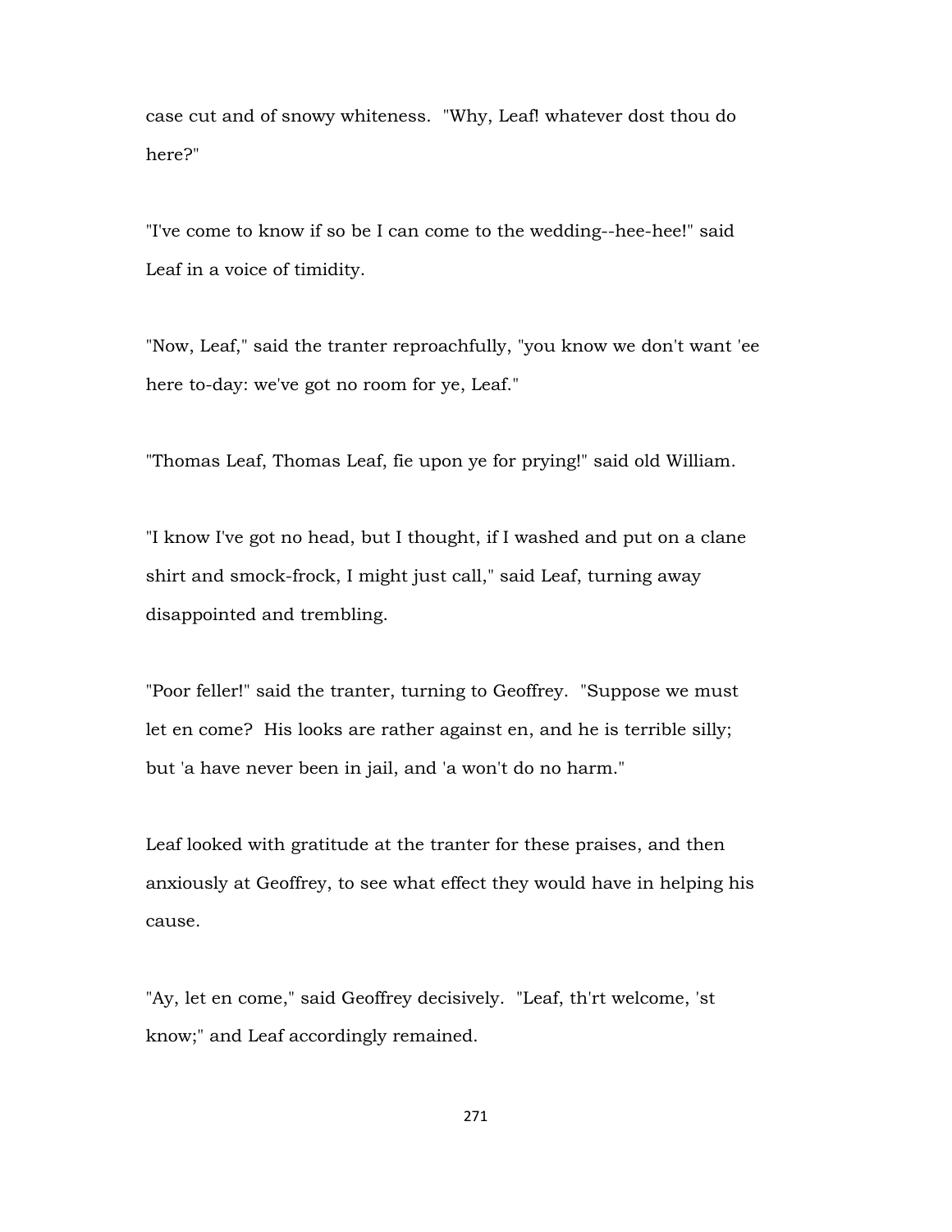case cut and of snowy whiteness. "Why, Leaf! whatever dost thou do here?"

"I've come to know if so be I can come to the wedding--hee-hee!" said Leaf in a voice of timidity.

"Now, Leaf," said the tranter reproachfully, "you know we don't want 'ee here to-day: we've got no room for ye, Leaf."

"Thomas Leaf, Thomas Leaf, fie upon ye for prying!" said old William.

"I know I've got no head, but I thought, if I washed and put on a clane shirt and smock-frock, I might just call," said Leaf, turning away disappointed and trembling.

"Poor feller!" said the tranter, turning to Geoffrey. "Suppose we must let en come? His looks are rather against en, and he is terrible silly; but 'a have never been in jail, and 'a won't do no harm."

Leaf looked with gratitude at the tranter for these praises, and then anxiously at Geoffrey, to see what effect they would have in helping his cause.

"Ay, let en come," said Geoffrey decisively. "Leaf, th'rt welcome, 'st know;" and Leaf accordingly remained.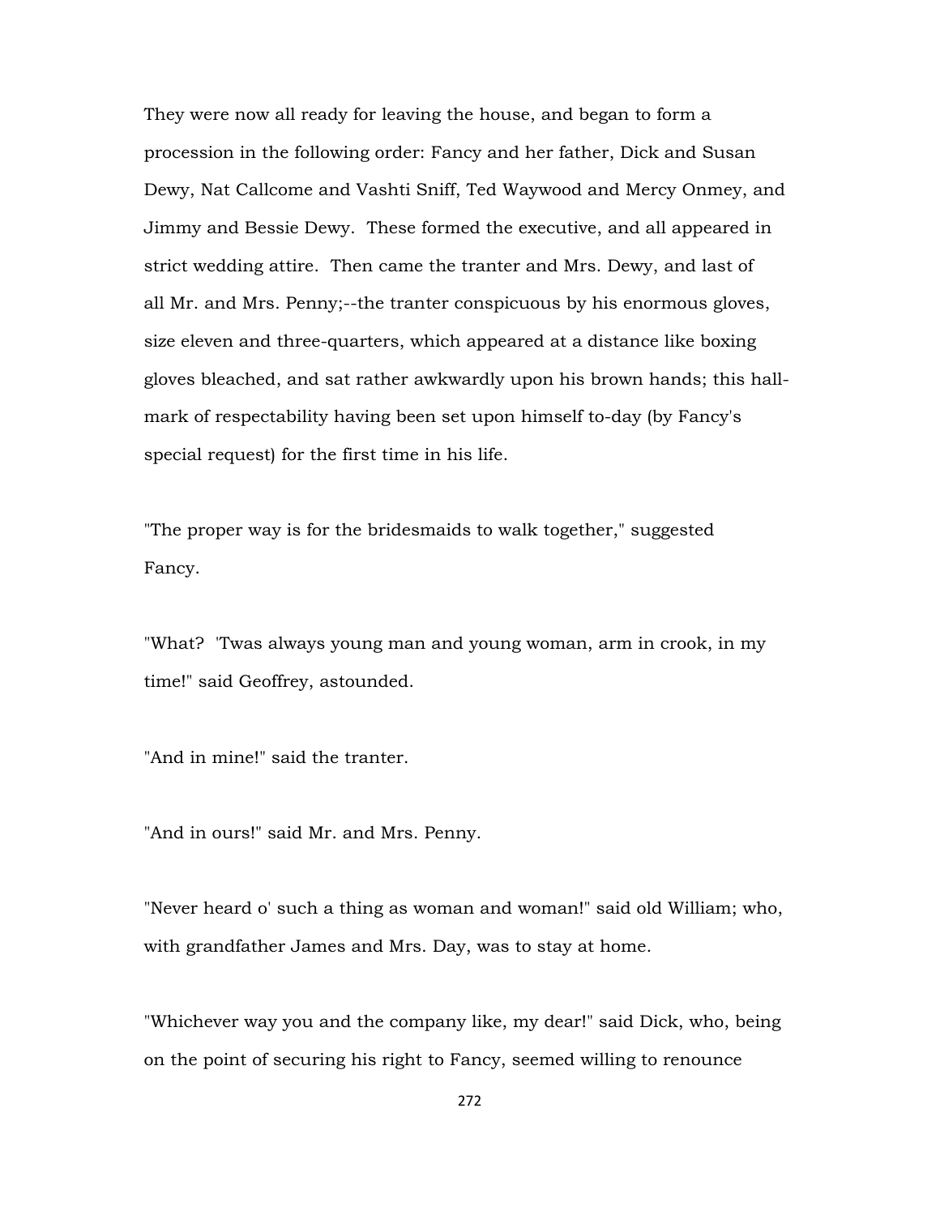They were now all ready for leaving the house, and began to form a procession in the following order: Fancy and her father, Dick and Susan Dewy, Nat Callcome and Vashti Sniff, Ted Waywood and Mercy Onmey, and Jimmy and Bessie Dewy. These formed the executive, and all appeared in strict wedding attire. Then came the tranter and Mrs. Dewy, and last of all Mr. and Mrs. Penny;--the tranter conspicuous by his enormous gloves, size eleven and three-quarters, which appeared at a distance like boxing gloves bleached, and sat rather awkwardly upon his brown hands; this hall-mark of respectability having been set upon himself to-day (by Fancy's special request) for the first time in his life.

"The proper way is for the bridesmaids to walk together," suggested Fancy.

"What? 'Twas always young man and young woman, arm in crook, in my time!" said Geoffrey, astounded.

"And in mine!" said the tranter.

"And in ours!" said Mr. and Mrs. Penny.

"Never heard o' such a thing as woman and woman!" said old William; who, with grandfather James and Mrs. Day, was to stay at home.

"Whichever way you and the company like, my dear!" said Dick, who, being on the point of securing his right to Fancy, seemed willing to renounce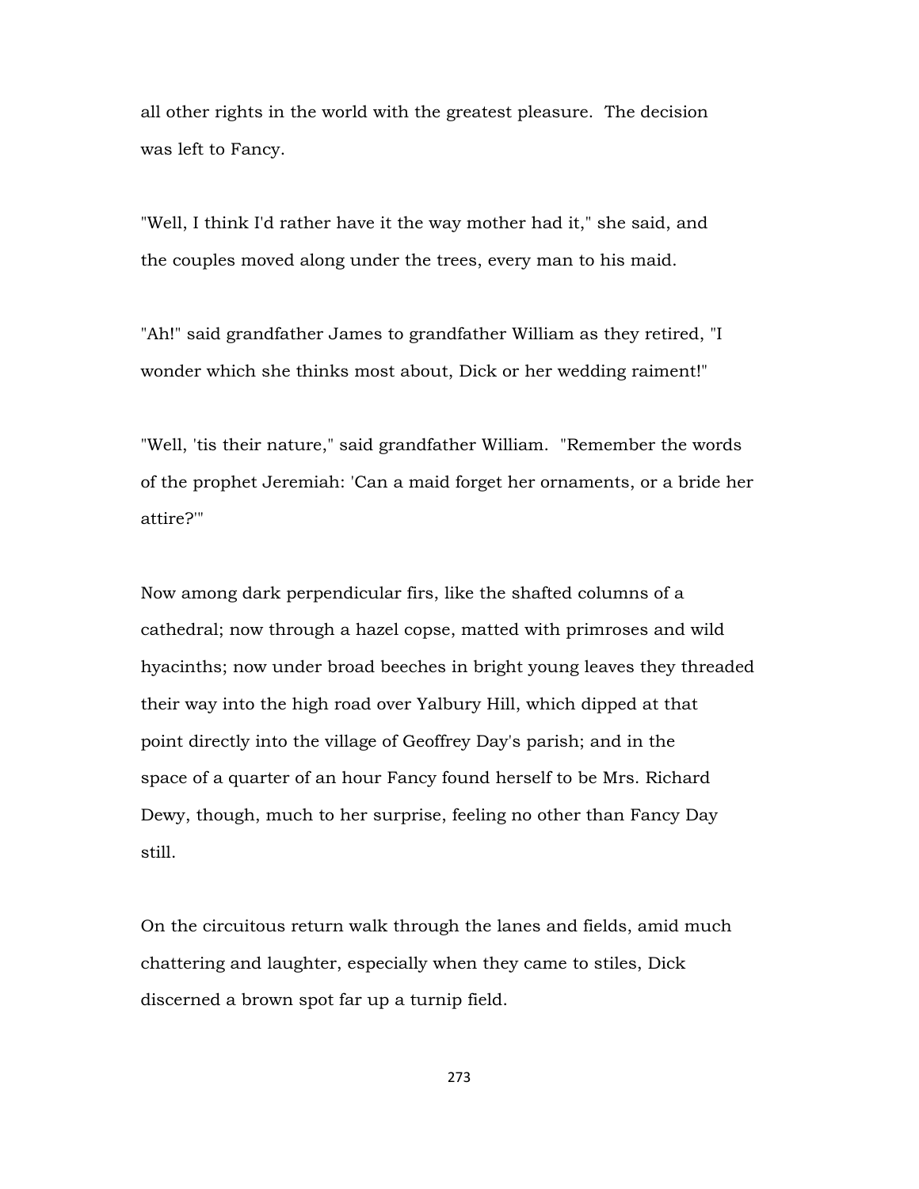all other rights in the world with the greatest pleasure. The decision was left to Fancy.

"Well, I think I'd rather have it the way mother had it," she said, and the couples moved along under the trees, every man to his maid.

"Ah!" said grandfather James to grandfather William as they retired, "I wonder which she thinks most about, Dick or her wedding raiment!"

"Well, 'tis their nature," said grandfather William. "Remember the words of the prophet Jeremiah: 'Can a maid forget her ornaments, or a bride her attire?'"

Now among dark perpendicular firs, like the shafted columns of a cathedral; now through a hazel copse, matted with primroses and wild hyacinths; now under broad beeches in bright young leaves they threaded their way into the high road over Yalbury Hill, which dipped at that point directly into the village of Geoffrey Day's parish; and in the space of a quarter of an hour Fancy found herself to be Mrs. Richard Dewy, though, much to her surprise, feeling no other than Fancy Day still.

On the circuitous return walk through the lanes and fields, amid much chattering and laughter, especially when they came to stiles, Dick discerned a brown spot far up a turnip field.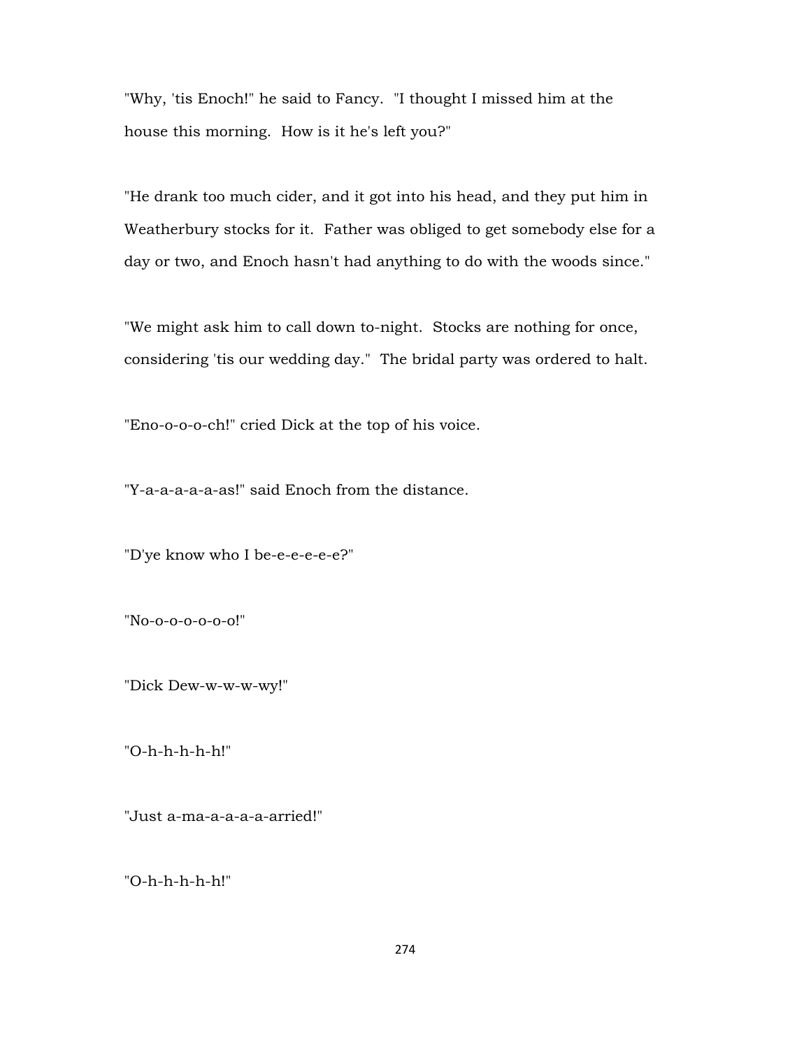"Why, 'tis Enoch!" he said to Fancy. "I thought I missed him at the house this morning. How is it he's left you?"

"He drank too much cider, and it got into his head, and they put him in Weatherbury stocks for it. Father was obliged to get somebody else for a day or two, and Enoch hasn't had anything to do with the woods since."

"We might ask him to call down to-night. Stocks are nothing for once, considering 'tis our wedding day." The bridal party was ordered to halt.

"Eno-o-o-o-ch!" cried Dick at the top of his voice.

"Y-a-a-a-a-as!" said Enoch from the distance.

"D'ye know who I be-e-e-e-e-e?"

"No-o-o-o-o-o-o!"

"Dick Dew-w-w-w-wy!"

"O-h-h-h-h-h!"

"Just a-ma-a-a-a-a-arried!"

"O-h-h-h-h-h!"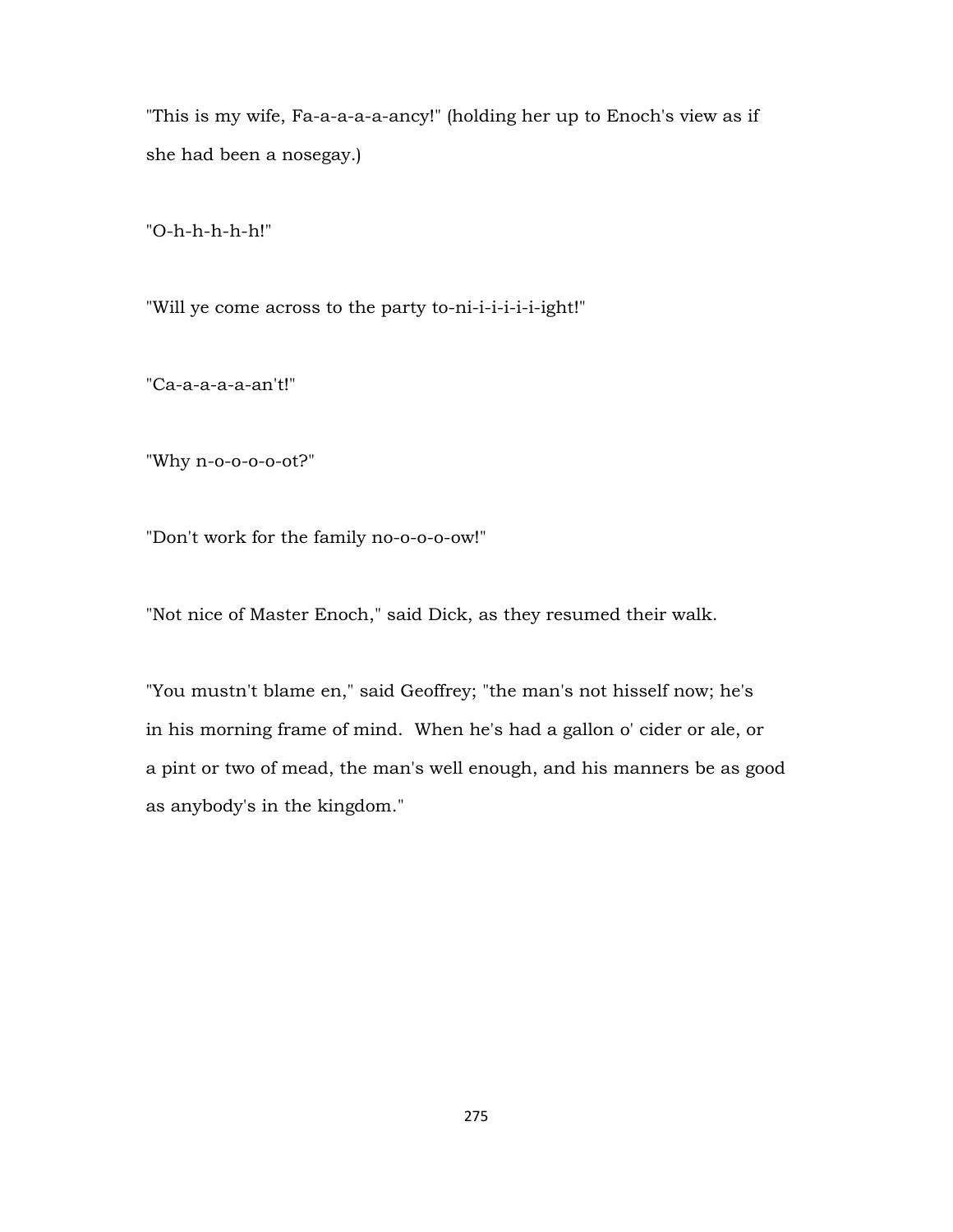"This is my wife, Fa-a-a-a-a-ancy!" (holding her up to Enoch's view as if she had been a nosegay.)

"O-h-h-h-h-h!"

"Will ye come across to the party to-ni-i-i-i-i-ight!"

"Ca-a-a-a-a-an't!"

"Why n-o-o-o-o-ot?"

"Don't work for the family no-o-o-o-ow!"

"Not nice of Master Enoch," said Dick, as they resumed their walk.

"You mustn't blame en," said Geoffrey; "the man's not hisself now; he's in his morning frame of mind. When he's had a gallon o' cider or ale, or a pint or two of mead, the man's well enough, and his manners be as good as anybody's in the kingdom."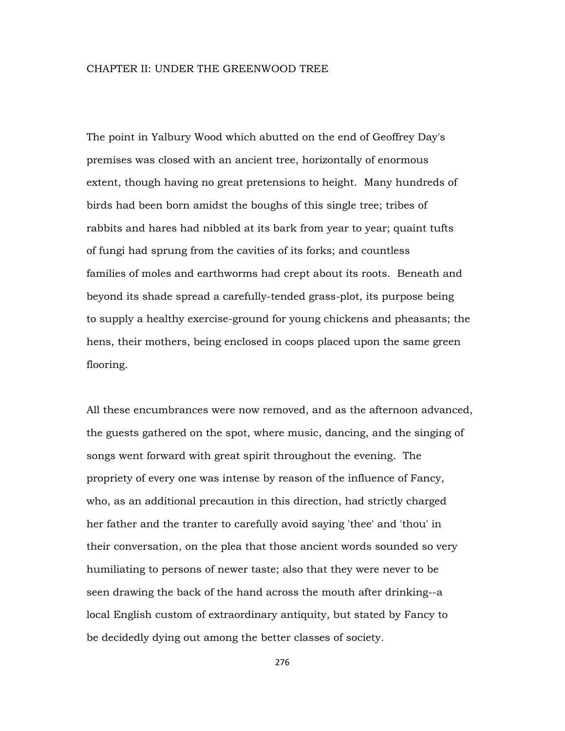## CHAPTER II: UNDER THE GREENWOOD TREE

The point in Yalbury Wood which abutted on the end of Geoffrey Day's premises was closed with an ancient tree, horizontally of enormous extent, though having no great pretensions to height. Many hundreds of birds had been born amidst the boughs of this single tree; tribes of rabbits and hares had nibbled at its bark from year to year; quaint tufts of fungi had sprung from the cavities of its forks; and countless families of moles and earthworms had crept about its roots. Beneath and beyond its shade spread a carefully-tended grass-plot, its purpose being to supply a healthy exercise-ground for young chickens and pheasants; the hens, their mothers, being enclosed in coops placed upon the same green flooring.

All these encumbrances were now removed, and as the afternoon advanced, the guests gathered on the spot, where music, dancing, and the singing of songs went forward with great spirit throughout the evening. The propriety of every one was intense by reason of the influence of Fancy, who, as an additional precaution in this direction, had strictly charged her father and the tranter to carefully avoid saying 'thee' and 'thou' in their conversation, on the plea that those ancient words sounded so very humiliating to persons of newer taste; also that they were never to be seen drawing the back of the hand across the mouth after drinking--a local English custom of extraordinary antiquity, but stated by Fancy to be decidedly dying out among the better classes of society.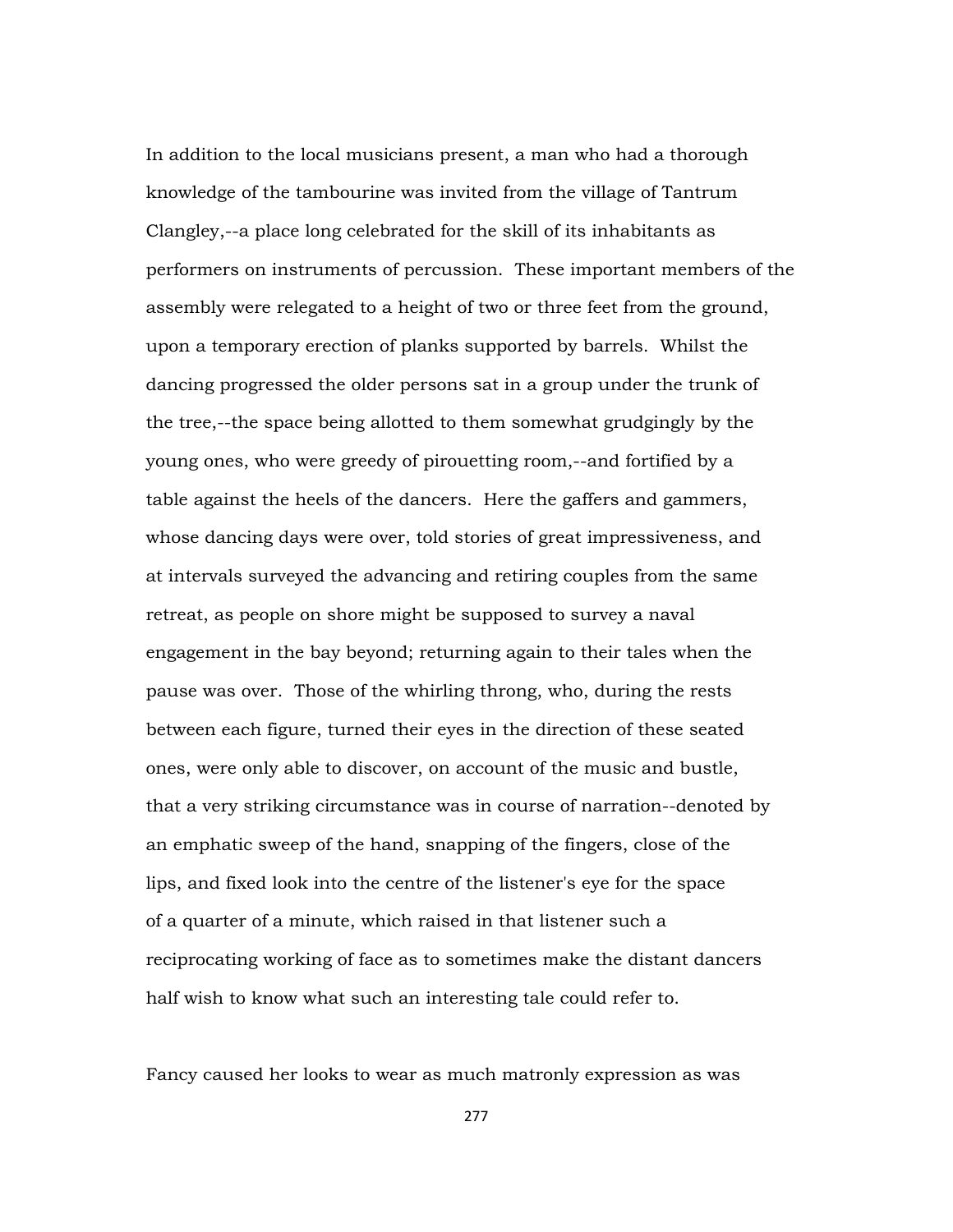In addition to the local musicians present, a man who had a thorough knowledge of the tambourine was invited from the village of Tantrum Clangley,--a place long celebrated for the skill of its inhabitants as performers on instruments of percussion. These important members of the assembly were relegated to a height of two or three feet from the ground, upon a temporary erection of planks supported by barrels. Whilst the dancing progressed the older persons sat in a group under the trunk of the tree,--the space being allotted to them somewhat grudgingly by the young ones, who were greedy of pirouetting room,--and fortified by a table against the heels of the dancers. Here the gaffers and gammers, whose dancing days were over, told stories of great impressiveness, and at intervals surveyed the advancing and retiring couples from the same retreat, as people on shore might be supposed to survey a naval engagement in the bay beyond; returning again to their tales when the pause was over. Those of the whirling throng, who, during the rests between each figure, turned their eyes in the direction of these seated ones, were only able to discover, on account of the music and bustle, that a very striking circumstance was in course of narration--denoted by an emphatic sweep of the hand, snapping of the fingers, close of the lips, and fixed look into the centre of the listener's eye for the space of a quarter of a minute, which raised in that listener such a reciprocating working of face as to sometimes make the distant dancers half wish to know what such an interesting tale could refer to.

Fancy caused her looks to wear as much matronly expression as was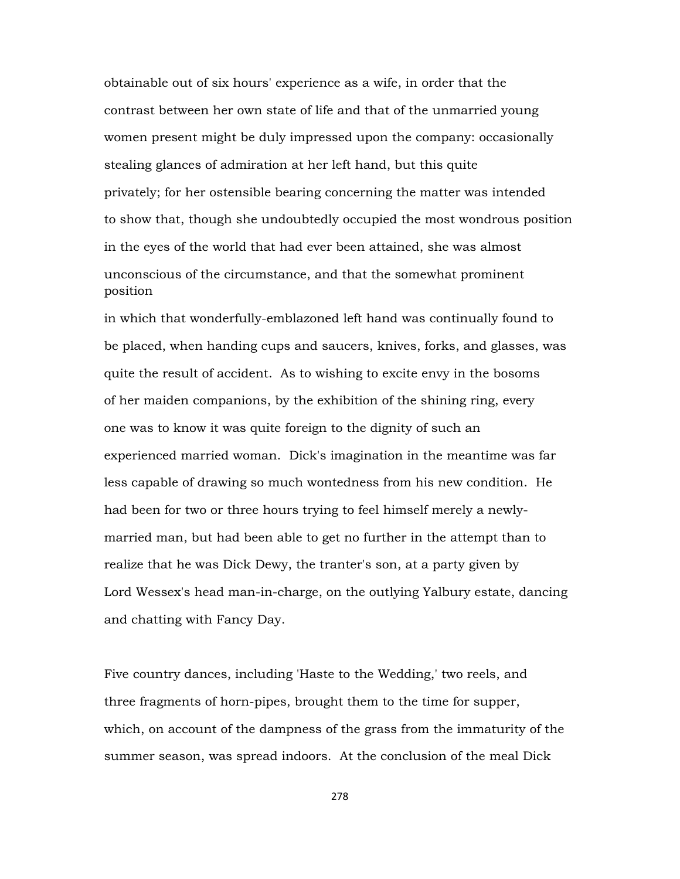obtainable out of six hours' experience as a wife, in order that the contrast between her own state of life and that of the unmarried young women present might be duly impressed upon the company: occasionally stealing glances of admiration at her left hand, but this quite privately; for her ostensible bearing concerning the matter was intended to show that, though she undoubtedly occupied the most wondrous position in the eyes of the world that had ever been attained, she was almost unconscious of the circumstance, and that the somewhat prominent position in which that wonderfully-emblazoned left hand was continually found to be placed, when handing cups and saucers, knives, forks, and glasses, was quite the result of accident. As to wishing to excite envy in the bosoms of her maiden companions, by the exhibition of the shining ring, every one was to know it was quite foreign to the dignity of such an experienced married woman. Dick's imagination in the meantime was far less capable of drawing so much wontedness from his new condition. He had been for two or three hours trying to feel himself merely a newly-married man, but had been able to get no further in the attempt than to realize that he was Dick Dewy, the tranter's son, at a party given by Lord Wessex's head man-in-charge, on the outlying Yalbury estate, dancing and chatting with Fancy Day.

Five country dances, including 'Haste to the Wedding,' two reels, and three fragments of horn-pipes, brought them to the time for supper, which, on account of the dampness of the grass from the immaturity of the summer season, was spread indoors. At the conclusion of the meal Dick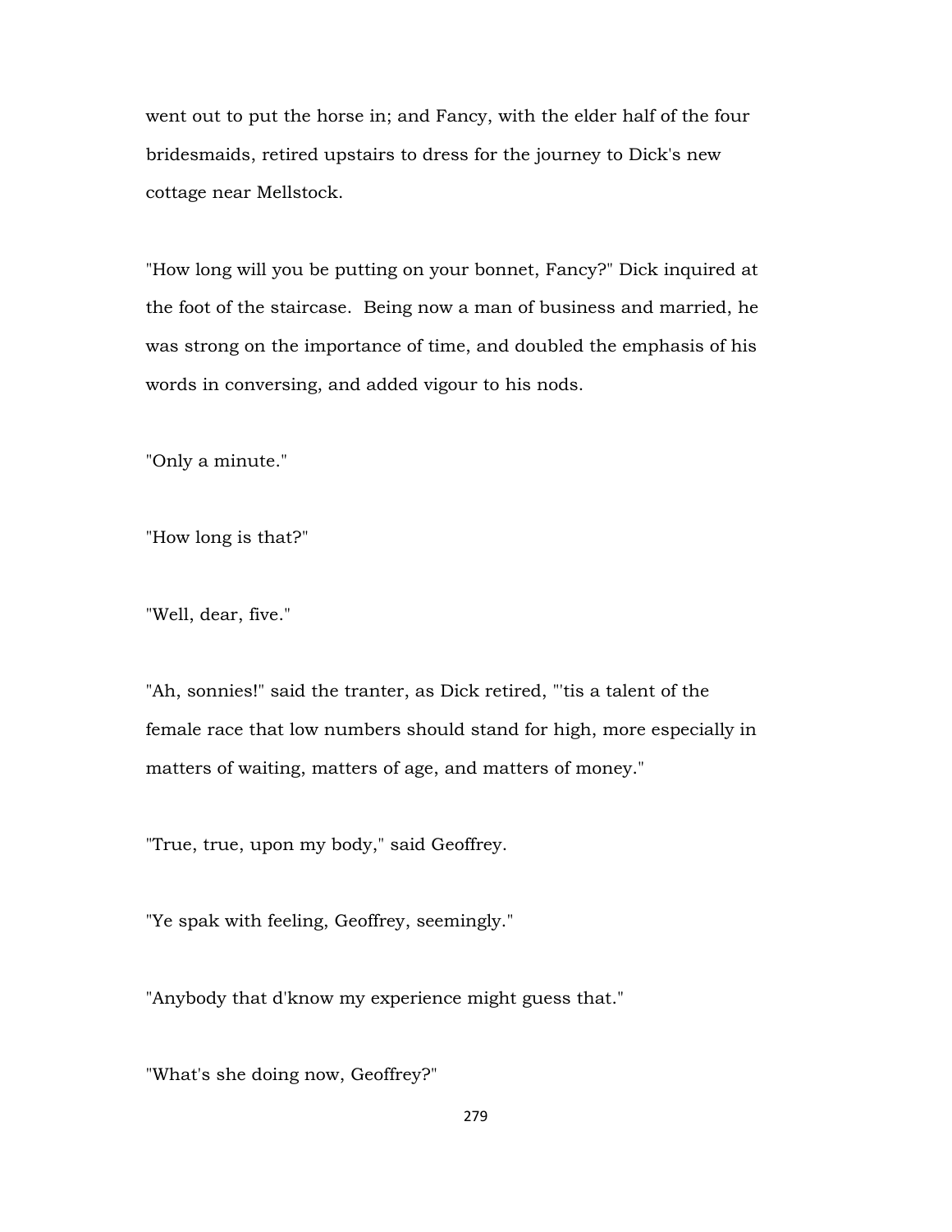went out to put the horse in; and Fancy, with the elder half of the four bridesmaids, retired upstairs to dress for the journey to Dick's new cottage near Mellstock.

"How long will you be putting on your bonnet, Fancy?" Dick inquired at the foot of the staircase. Being now a man of business and married, he was strong on the importance of time, and doubled the emphasis of his words in conversing, and added vigour to his nods.

"Only a minute."

"How long is that?"

"Well, dear, five."

"Ah, sonnies!" said the tranter, as Dick retired, "'tis a talent of the female race that low numbers should stand for high, more especially in matters of waiting, matters of age, and matters of money."

"True, true, upon my body," said Geoffrey.

"Ye spak with feeling, Geoffrey, seemingly."

"Anybody that d'know my experience might guess that."

"What's she doing now, Geoffrey?"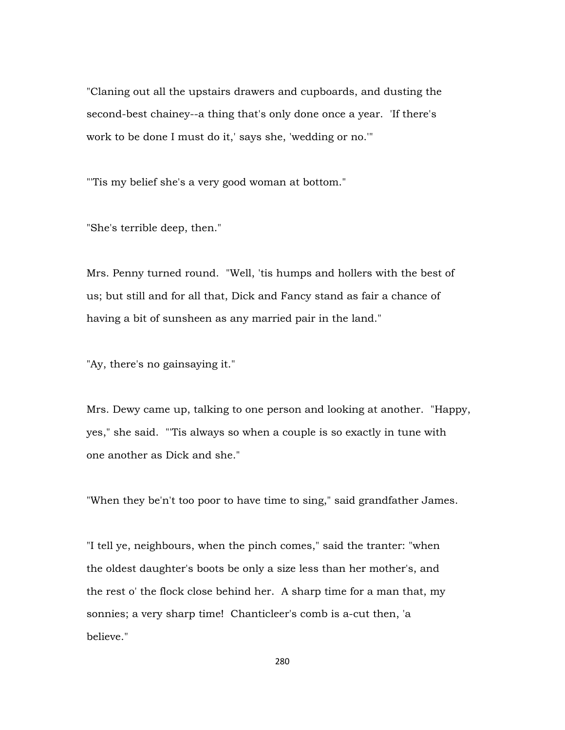"Claning out all the upstairs drawers and cupboards, and dusting the second-best chainey--a thing that's only done once a year. 'If there's work to be done I must do it,' says she, 'wedding or no.'"

"'Tis my belief she's a very good woman at bottom."

"She's terrible deep, then."

Mrs. Penny turned round. "Well, 'tis humps and hollers with the best of us; but still and for all that, Dick and Fancy stand as fair a chance of having a bit of sunsheen as any married pair in the land."

"Ay, there's no gainsaying it."

Mrs. Dewy came up, talking to one person and looking at another. "Happy, yes," she said. "'Tis always so when a couple is so exactly in tune with one another as Dick and she."

"When they be'n't too poor to have time to sing," said grandfather James.

"I tell ye, neighbours, when the pinch comes," said the tranter: "when the oldest daughter's boots be only a size less than her mother's, and the rest o' the flock close behind her. A sharp time for a man that, my sonnies; a very sharp time! Chanticleer's comb is a-cut then, 'a believe."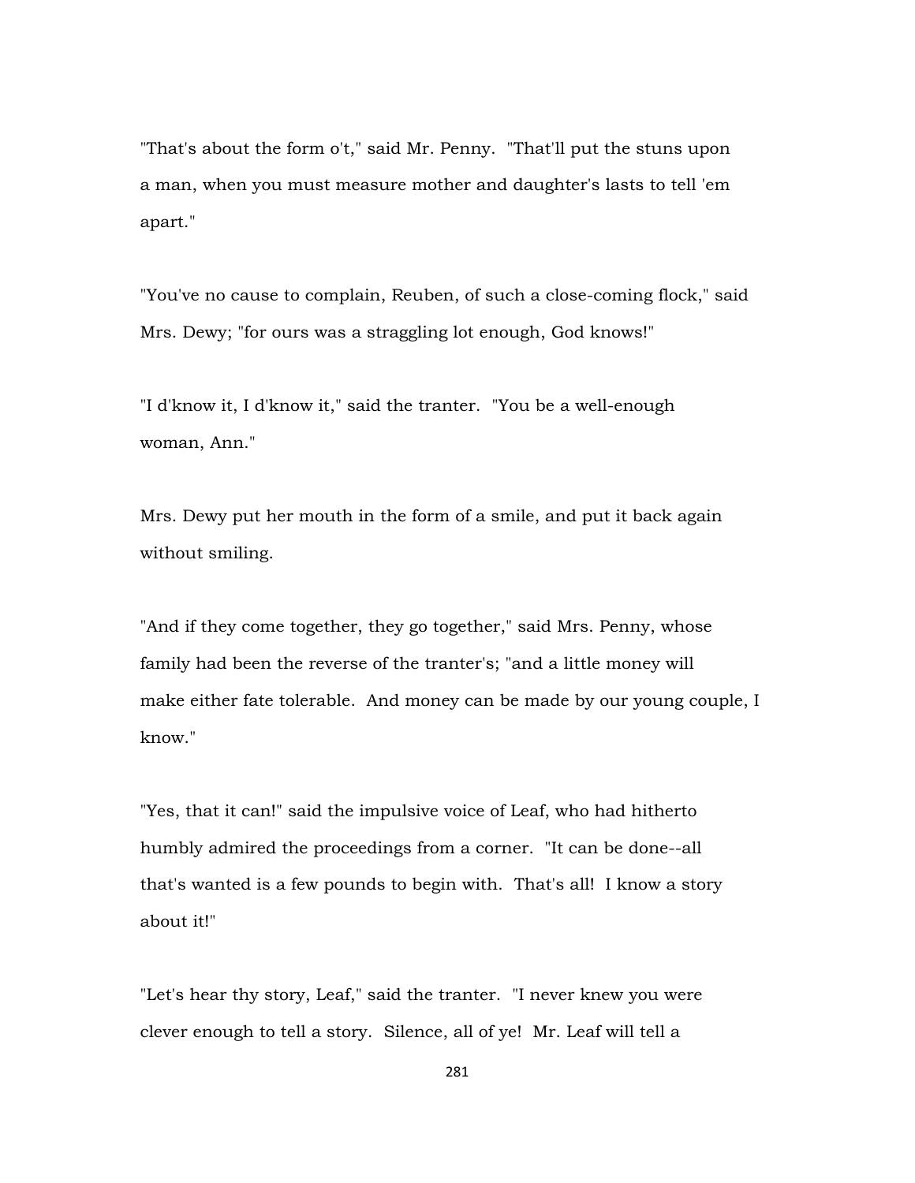"That's about the form o't," said Mr. Penny. "That'll put the stuns upon a man, when you must measure mother and daughter's lasts to tell 'em apart."

"You've no cause to complain, Reuben, of such a close-coming flock," said Mrs. Dewy; "for ours was a straggling lot enough, God knows!"

"I d'know it, I d'know it," said the tranter. "You be a well-enough woman, Ann."

Mrs. Dewy put her mouth in the form of a smile, and put it back again without smiling.

"And if they come together, they go together," said Mrs. Penny, whose family had been the reverse of the tranter's; "and a little money will make either fate tolerable. And money can be made by our young couple, I know."

"Yes, that it can!" said the impulsive voice of Leaf, who had hitherto humbly admired the proceedings from a corner. "It can be done--all that's wanted is a few pounds to begin with. That's all! I know a story about it!"

"Let's hear thy story, Leaf," said the tranter. "I never knew you were clever enough to tell a story. Silence, all of ye! Mr. Leaf will tell a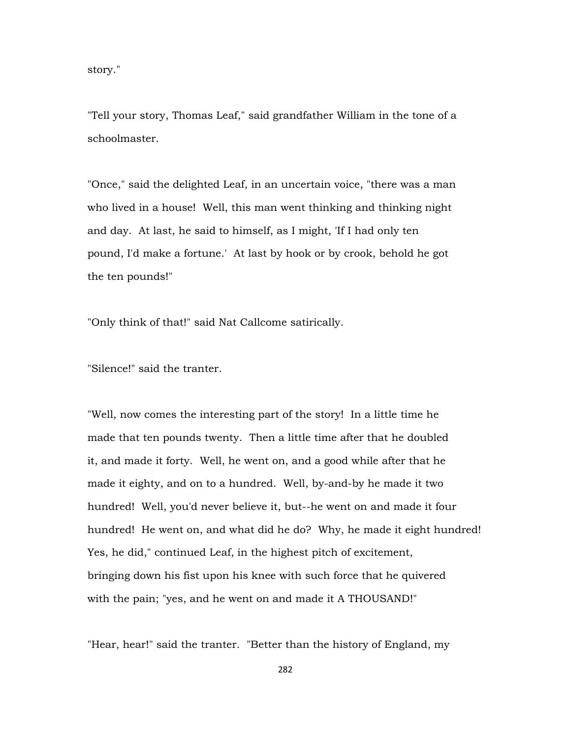story."

"Tell your story, Thomas Leaf," said grandfather William in the tone of a schoolmaster.

"Once," said the delighted Leaf, in an uncertain voice, "there was a man who lived in a house! Well, this man went thinking and thinking night and day. At last, he said to himself, as I might, 'If I had only ten pound, I'd make a fortune.' At last by hook or by crook, behold he got the ten pounds!"

"Only think of that!" said Nat Callcome satirically.

"Silence!" said the tranter.

"Well, now comes the interesting part of the story! In a little time he made that ten pounds twenty. Then a little time after that he doubled it, and made it forty. Well, he went on, and a good while after that he made it eighty, and on to a hundred. Well, by-and-by he made it two hundred! Well, you'd never believe it, but--he went on and made it four hundred! He went on, and what did he do? Why, he made it eight hundred! Yes, he did," continued Leaf, in the highest pitch of excitement, bringing down his fist upon his knee with such force that he quivered with the pain; "yes, and he went on and made it A THOUSAND!"

"Hear, hear!" said the tranter. "Better than the history of England, my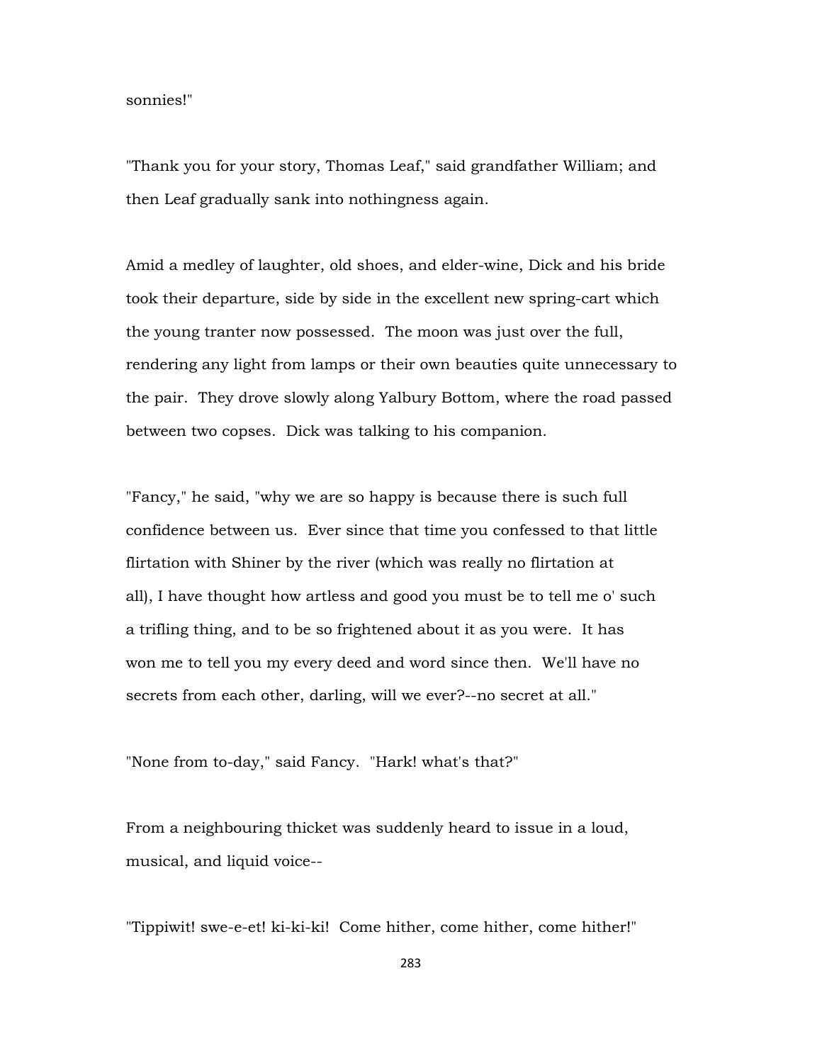sonnies!"

"Thank you for your story, Thomas Leaf," said grandfather William; and then Leaf gradually sank into nothingness again.

Amid a medley of laughter, old shoes, and elder-wine, Dick and his bride took their departure, side by side in the excellent new spring-cart which the young tranter now possessed. The moon was just over the full, rendering any light from lamps or their own beauties quite unnecessary to the pair. They drove slowly along Yalbury Bottom, where the road passed between two copses. Dick was talking to his companion.

"Fancy," he said, "why we are so happy is because there is such full confidence between us. Ever since that time you confessed to that little flirtation with Shiner by the river (which was really no flirtation at all), I have thought how artless and good you must be to tell me o' such a trifling thing, and to be so frightened about it as you were. It has won me to tell you my every deed and word since then. We'll have no secrets from each other, darling, will we ever?--no secret at all."

"None from to-day," said Fancy. "Hark! what's that?"

From a neighbouring thicket was suddenly heard to issue in a loud, musical, and liquid voice--

"Tippiwit! swe-e-et! ki-ki-ki! Come hither, come hither, come hither!"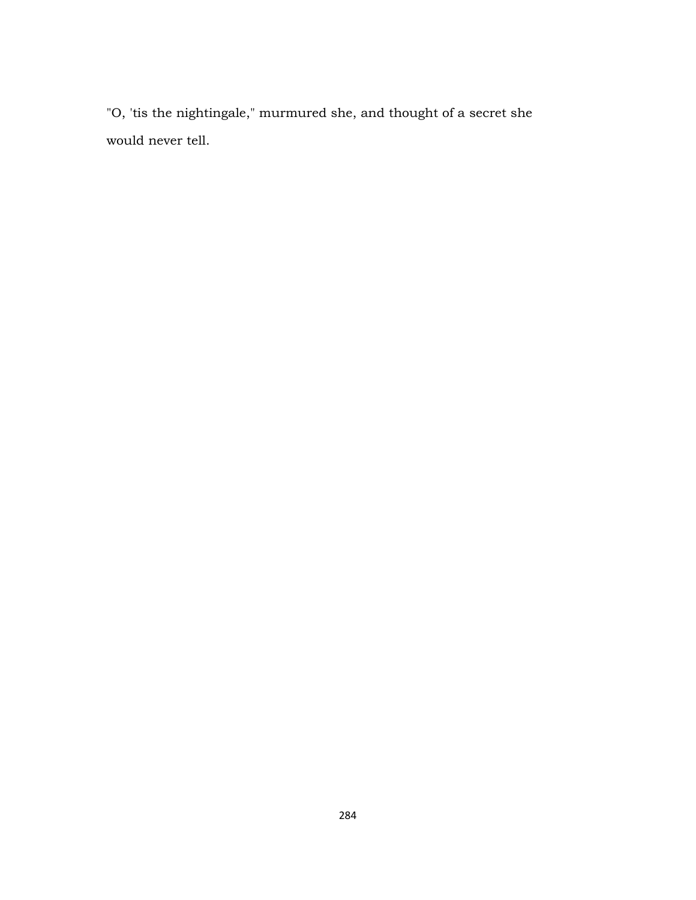"O, 'tis the nightingale," murmured she, and thought of a secret she would never tell.